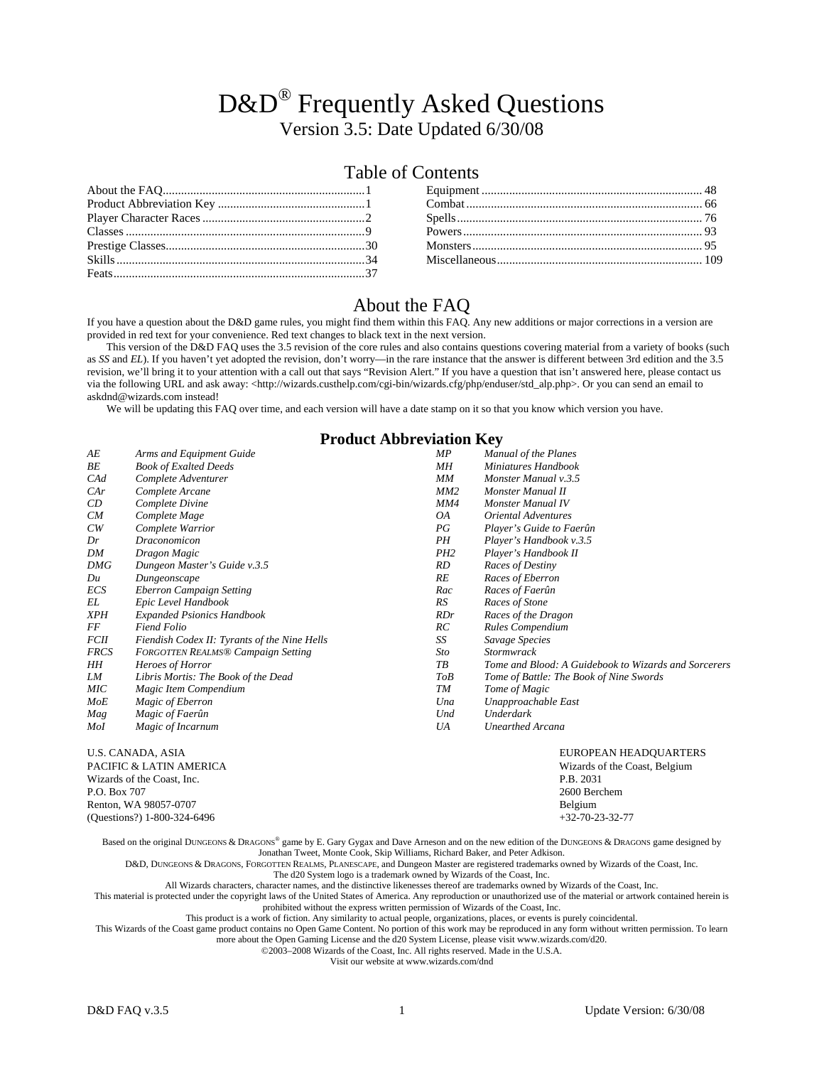# D&D® Frequently Asked Questions

Version 3.5: Date Updated 6/30/08

## Table of Contents

| Section | Page |
|---|---|
| About the FAQ | 1 |
| Product Abbreviation Key | 1 |
| Player Character Races | 2 |
| Classes | 9 |
| Prestige Classes | 30 |
| Skills | 34 |
| Feats | 37 |
| Equipment | 48 |
| Combat | 66 |
| Spells | 76 |
| Powers | 93 |
| Monsters | 95 |
| Miscellaneous | 109 |

## About the FAQ

If you have a question about the D&D game rules, you might find them within this FAQ. Any new additions or major corrections in a version are provided in red text for your convenience. Red text changes to black text in the next version.

This version of the D&D FAQ uses the 3.5 revision of the core rules and also contains questions covering material from a variety of books (such as *SS* and *EL*). If you haven't yet adopted the revision, don't worry—in the rare instance that the answer is different between 3rd edition and the 3.5 revision, we'll bring it to your attention with a call out that says "Revision Alert." If you have a question that isn't answered here, please contact us via the following URL and ask away: <http://wizards.custhelp.com/cgi-bin/wizards.cfg/php/enduser/std_alp.php>. Or you can send an email to askdnd@wizards.com instead!

We will be updating this FAQ over time, and each version will have a date stamp on it so that you know which version you have.

## Product Abbreviation Key

| Abbr. | Title |
|---|---|
| *AE* | *Arms and Equipment Guide* |
| *BE* | *Book of Exalted Deeds* |
| *CAd* | *Complete Adventurer* |
| *CAr* | *Complete Arcane* |
| *CD* | *Complete Divine* |
| *CM* | *Complete Mage* |
| *CW* | *Complete Warrior* |
| *Dr* | *Draconomicon* |
| *DM* | *Dragon Magic* |
| *DMG* | *Dungeon Master's Guide v.3.5* |
| *Du* | *Dungeonscape* |
| *ECS* | *Eberron Campaign Setting* |
| *EL* | *Epic Level Handbook* |
| *XPH* | *Expanded Psionics Handbook* |
| *FF* | *Fiend Folio* |
| *FCII* | *Fiendish Codex II: Tyrants of the Nine Hells* |
| *FRCS* | *FORGOTTEN REALMS® Campaign Setting* |
| *HH* | *Heroes of Horror* |
| *LM* | *Libris Mortis: The Book of the Dead* |
| *MIC* | *Magic Item Compendium* |
| *MoE* | *Magic of Eberron* |
| *Mag* | *Magic of Faerûn* |
| *MoI* | *Magic of Incarnum* |
| *MP* | *Manual of the Planes* |
| *MH* | *Miniatures Handbook* |
| *MM* | *Monster Manual v.3.5* |
| *MM2* | *Monster Manual II* |
| *MM4* | *Monster Manual IV* |
| *OA* | *Oriental Adventures* |
| *PG* | *Player's Guide to Faerûn* |
| *PH* | *Player's Handbook v.3.5* |
| *PH2* | *Player's Handbook II* |
| *RD* | *Races of Destiny* |
| *RE* | *Races of Eberron* |
| *Rac* | *Races of Faerûn* |
| *RS* | *Races of Stone* |
| *RDr* | *Races of the Dragon* |
| *RC* | *Rules Compendium* |
| *SS* | *Savage Species* |
| *Sto* | *Stormwrack* |
| *TB* | *Tome and Blood: A Guidebook to Wizards and Sorcerers* |
| *ToB* | *Tome of Battle: The Book of Nine Swords* |
| *TM* | *Tome of Magic* |
| *Una* | *Unapproachable East* |
| *Und* | *Underdark* |
| *UA* | *Unearthed Arcana* |

U.S. CANADA, ASIA  
PACIFIC & LATIN AMERICA  
Wizards of the Coast, Inc.  
P.O. Box 707  
Renton, WA 98057-0707  
(Questions?) 1-800-324-6496

EUROPEAN HEADQUARTERS  
Wizards of the Coast, Belgium  
P.B. 2031  
2600 Berchem  
Belgium  
+32-70-23-32-77

Based on the original DUNGEONS & DRAGONS® game by E. Gary Gygax and Dave Arneson and on the new edition of the DUNGEONS & DRAGONS game designed by Jonathan Tweet, Monte Cook, Skip Williams, Richard Baker, and Peter Adkison.

D&D, DUNGEONS & DRAGONS, FORGOTTEN REALMS, PLANESCAPE, and Dungeon Master are registered trademarks owned by Wizards of the Coast, Inc.

The d20 System logo is a trademark owned by Wizards of the Coast, Inc.

All Wizards characters, character names, and the distinctive likenesses thereof are trademarks owned by Wizards of the Coast, Inc.

This material is protected under the copyright laws of the United States of America. Any reproduction or unauthorized use of the material or artwork contained herein is prohibited without the express written permission of Wizards of the Coast, Inc.

This product is a work of fiction. Any similarity to actual people, organizations, places, or events is purely coincidental.

This Wizards of the Coast game product contains no Open Game Content. No portion of this work may be reproduced in any form without written permission. To learn more about the Open Gaming License and the d20 System License, please visit www.wizards.com/d20.

©2003–2008 Wizards of the Coast, Inc. All rights reserved. Made in the U.S.A.

Visit our website at www.wizards.com/dnd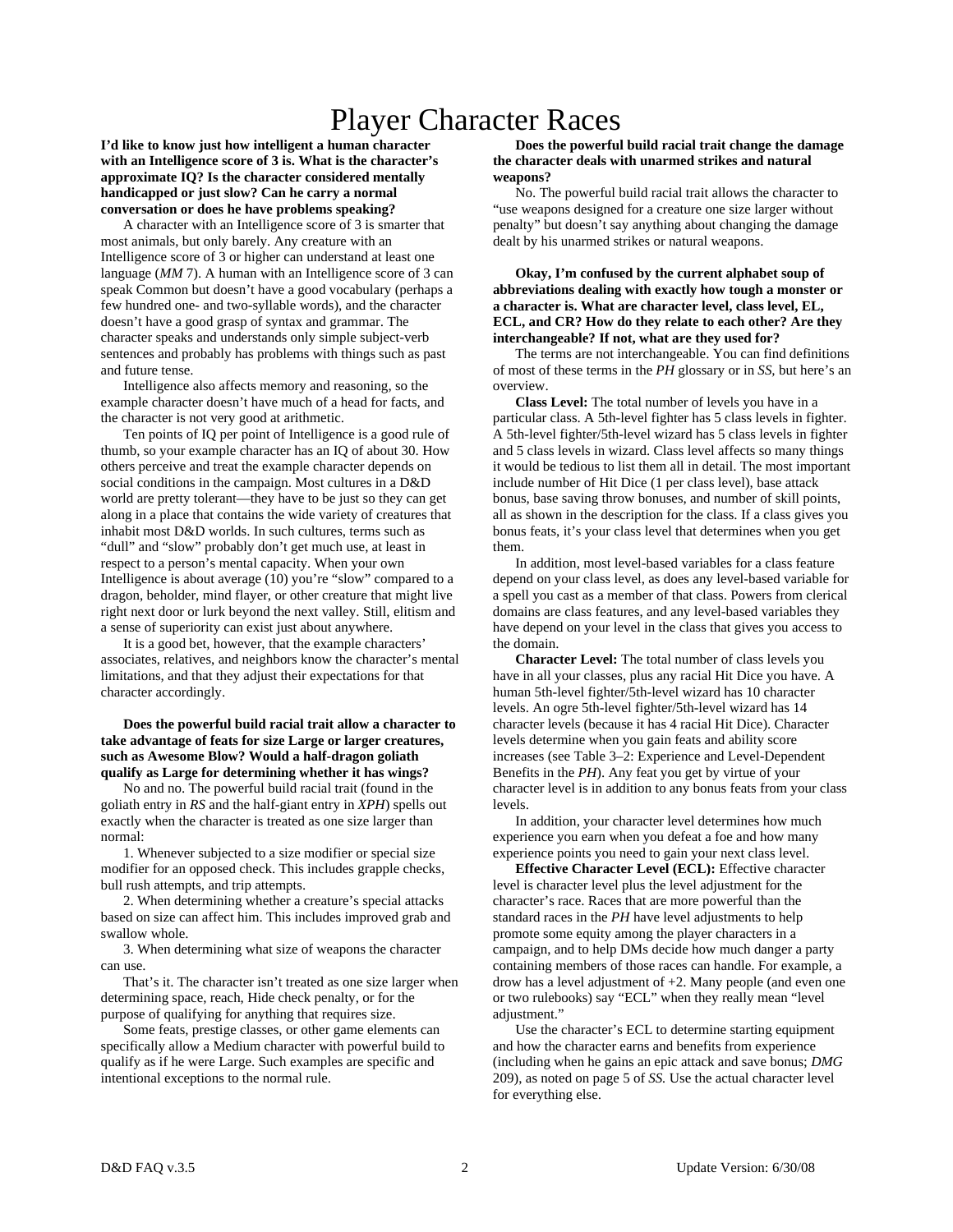# Player Character Races

**I'd like to know just how intelligent a human character with an Intelligence score of 3 is. What is the character's approximate IQ? Is the character considered mentally handicapped or just slow? Can he carry a normal conversation or does he have problems speaking?**

A character with an Intelligence score of 3 is smarter that most animals, but only barely. Any creature with an Intelligence score of 3 or higher can understand at least one language (*MM* 7). A human with an Intelligence score of 3 can speak Common but doesn't have a good vocabulary (perhaps a few hundred one- and two-syllable words), and the character doesn't have a good grasp of syntax and grammar. The character speaks and understands only simple subject-verb sentences and probably has problems with things such as past and future tense.

Intelligence also affects memory and reasoning, so the example character doesn't have much of a head for facts, and the character is not very good at arithmetic.

Ten points of IQ per point of Intelligence is a good rule of thumb, so your example character has an IQ of about 30. How others perceive and treat the example character depends on social conditions in the campaign. Most cultures in a D&D world are pretty tolerant—they have to be just so they can get along in a place that contains the wide variety of creatures that inhabit most D&D worlds. In such cultures, terms such as "dull" and "slow" probably don't get much use, at least in respect to a person's mental capacity. When your own Intelligence is about average (10) you're "slow" compared to a dragon, beholder, mind flayer, or other creature that might live right next door or lurk beyond the next valley. Still, elitism and a sense of superiority can exist just about anywhere.

It is a good bet, however, that the example characters' associates, relatives, and neighbors know the character's mental limitations, and that they adjust their expectations for that character accordingly.

**Does the powerful build racial trait allow a character to take advantage of feats for size Large or larger creatures, such as Awesome Blow? Would a half-dragon goliath qualify as Large for determining whether it has wings?**

No and no. The powerful build racial trait (found in the goliath entry in *RS* and the half-giant entry in *XPH*) spells out exactly when the character is treated as one size larger than normal:

1. Whenever subjected to a size modifier or special size modifier for an opposed check. This includes grapple checks, bull rush attempts, and trip attempts.

2. When determining whether a creature's special attacks based on size can affect him. This includes improved grab and swallow whole.

3. When determining what size of weapons the character can use.

That's it. The character isn't treated as one size larger when determining space, reach, Hide check penalty, or for the purpose of qualifying for anything that requires size.

Some feats, prestige classes, or other game elements can specifically allow a Medium character with powerful build to qualify as if he were Large. Such examples are specific and intentional exceptions to the normal rule.

**Does the powerful build racial trait change the damage the character deals with unarmed strikes and natural weapons?**

No. The powerful build racial trait allows the character to "use weapons designed for a creature one size larger without penalty" but doesn't say anything about changing the damage dealt by his unarmed strikes or natural weapons.

**Okay, I'm confused by the current alphabet soup of abbreviations dealing with exactly how tough a monster or a character is. What are character level, class level, EL, ECL, and CR? How do they relate to each other? Are they interchangeable? If not, what are they used for?**

The terms are not interchangeable. You can find definitions of most of these terms in the *PH* glossary or in *SS*, but here's an overview.

**Class Level:** The total number of levels you have in a particular class. A 5th-level fighter has 5 class levels in fighter. A 5th-level fighter/5th-level wizard has 5 class levels in fighter and 5 class levels in wizard. Class level affects so many things it would be tedious to list them all in detail. The most important include number of Hit Dice (1 per class level), base attack bonus, base saving throw bonuses, and number of skill points, all as shown in the description for the class. If a class gives you bonus feats, it's your class level that determines when you get them.

In addition, most level-based variables for a class feature depend on your class level, as does any level-based variable for a spell you cast as a member of that class. Powers from clerical domains are class features, and any level-based variables they have depend on your level in the class that gives you access to the domain.

**Character Level:** The total number of class levels you have in all your classes, plus any racial Hit Dice you have. A human 5th-level fighter/5th-level wizard has 10 character levels. An ogre 5th-level fighter/5th-level wizard has 14 character levels (because it has 4 racial Hit Dice). Character levels determine when you gain feats and ability score increases (see Table 3–2: Experience and Level-Dependent Benefits in the *PH*). Any feat you get by virtue of your character level is in addition to any bonus feats from your class levels.

In addition, your character level determines how much experience you earn when you defeat a foe and how many experience points you need to gain your next class level.

**Effective Character Level (ECL):** Effective character level is character level plus the level adjustment for the character's race. Races that are more powerful than the standard races in the *PH* have level adjustments to help promote some equity among the player characters in a campaign, and to help DMs decide how much danger a party containing members of those races can handle. For example, a drow has a level adjustment of +2. Many people (and even one or two rulebooks) say "ECL" when they really mean "level adjustment."

Use the character's ECL to determine starting equipment and how the character earns and benefits from experience (including when he gains an epic attack and save bonus; *DMG* 209), as noted on page 5 of *SS.* Use the actual character level for everything else.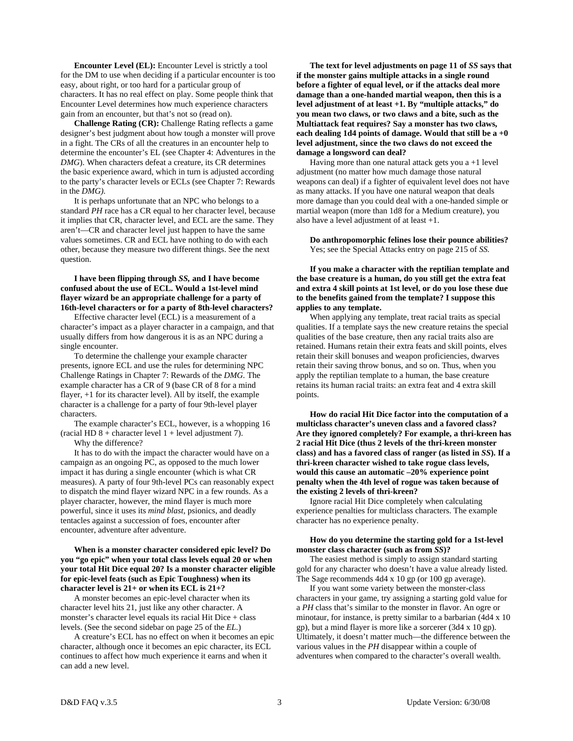**Encounter Level (EL):** Encounter Level is strictly a tool for the DM to use when deciding if a particular encounter is too easy, about right, or too hard for a particular group of characters. It has no real effect on play. Some people think that Encounter Level determines how much experience characters gain from an encounter, but that's not so (read on).

**Challenge Rating (CR):** Challenge Rating reflects a game designer's best judgment about how tough a monster will prove in a fight. The CRs of all the creatures in an encounter help to determine the encounter's EL (see Chapter 4: Adventures in the *DMG*). When characters defeat a creature, its CR determines the basic experience award, which in turn is adjusted according to the party's character levels or ECLs (see Chapter 7: Rewards in the *DMG).*

It is perhaps unfortunate that an NPC who belongs to a standard *PH* race has a CR equal to her character level, because it implies that CR, character level, and ECL are the same. They aren't—CR and character level just happen to have the same values sometimes. CR and ECL have nothing to do with each other, because they measure two different things. See the next question.

**I have been flipping through *SS,* and I have become confused about the use of ECL. Would a 1st-level mind flayer wizard be an appropriate challenge for a party of 16th-level characters or for a party of 8th-level characters?**

Effective character level (ECL) is a measurement of a character's impact as a player character in a campaign, and that usually differs from how dangerous it is as an NPC during a single encounter.

To determine the challenge your example character presents, ignore ECL and use the rules for determining NPC Challenge Ratings in Chapter 7: Rewards of the *DMG.* The example character has a CR of 9 (base CR of 8 for a mind flayer, +1 for its character level). All by itself, the example character is a challenge for a party of four 9th-level player characters.

The example character's ECL, however, is a whopping 16 (racial HD 8 + character level 1 + level adjustment 7).

Why the difference?

It has to do with the impact the character would have on a campaign as an ongoing PC, as opposed to the much lower impact it has during a single encounter (which is what CR measures). A party of four 9th-level PCs can reasonably expect to dispatch the mind flayer wizard NPC in a few rounds. As a player character, however, the mind flayer is much more powerful, since it uses its *mind blast,* psionics, and deadly tentacles against a succession of foes, encounter after encounter, adventure after adventure.

**When is a monster character considered epic level? Do you "go epic" when your total class levels equal 20 or when your total Hit Dice equal 20? Is a monster character eligible for epic-level feats (such as Epic Toughness) when its character level is 21+ or when its ECL is 21+?**

A monster becomes an epic-level character when its character level hits 21, just like any other character. A monster's character level equals its racial Hit Dice + class levels. (See the second sidebar on page 25 of the *EL.*)

A creature's ECL has no effect on when it becomes an epic character, although once it becomes an epic character, its ECL continues to affect how much experience it earns and when it can add a new level.

**The text for level adjustments on page 11 of *SS* says that if the monster gains multiple attacks in a single round before a fighter of equal level, or if the attacks deal more damage than a one-handed martial weapon, then this is a level adjustment of at least +1. By "multiple attacks," do you mean two claws, or two claws and a bite, such as the Multiattack feat requires? Say a monster has two claws, each dealing 1d4 points of damage. Would that still be a +0 level adjustment, since the two claws do not exceed the damage a longsword can deal?**

Having more than one natural attack gets you a +1 level adjustment (no matter how much damage those natural weapons can deal) if a fighter of equivalent level does not have as many attacks. If you have one natural weapon that deals more damage than you could deal with a one-handed simple or martial weapon (more than 1d8 for a Medium creature), you also have a level adjustment of at least +1.

**Do anthropomorphic felines lose their pounce abilities?**

Yes; see the Special Attacks entry on page 215 of *SS.*

**If you make a character with the reptilian template and the base creature is a human, do you still get the extra feat and extra 4 skill points at 1st level, or do you lose these due to the benefits gained from the template? I suppose this applies to any template.**

When applying any template, treat racial traits as special qualities. If a template says the new creature retains the special qualities of the base creature, then any racial traits also are retained. Humans retain their extra feats and skill points, elves retain their skill bonuses and weapon proficiencies, dwarves retain their saving throw bonus, and so on. Thus, when you apply the reptilian template to a human, the base creature retains its human racial traits: an extra feat and 4 extra skill points.

**How do racial Hit Dice factor into the computation of a multiclass character's uneven class and a favored class? Are they ignored completely? For example, a thri-kreen has 2 racial Hit Dice (thus 2 levels of the thri-kreen monster class) and has a favored class of ranger (as listed in *SS*). If a thri-kreen character wished to take rogue class levels, would this cause an automatic –20% experience point penalty when the 4th level of rogue was taken because of the existing 2 levels of thri-kreen?**

Ignore racial Hit Dice completely when calculating experience penalties for multiclass characters. The example character has no experience penalty.

**How do you determine the starting gold for a 1st-level monster class character (such as from *SS*)?**

The easiest method is simply to assign standard starting gold for any character who doesn't have a value already listed. The Sage recommends 4d4 x 10 gp (or 100 gp average).

If you want some variety between the monster-class characters in your game, try assigning a starting gold value for a *PH* class that's similar to the monster in flavor. An ogre or minotaur, for instance, is pretty similar to a barbarian (4d4 x 10 gp), but a mind flayer is more like a sorcerer (3d4 x 10 gp). Ultimately, it doesn't matter much—the difference between the various values in the *PH* disappear within a couple of adventures when compared to the character's overall wealth.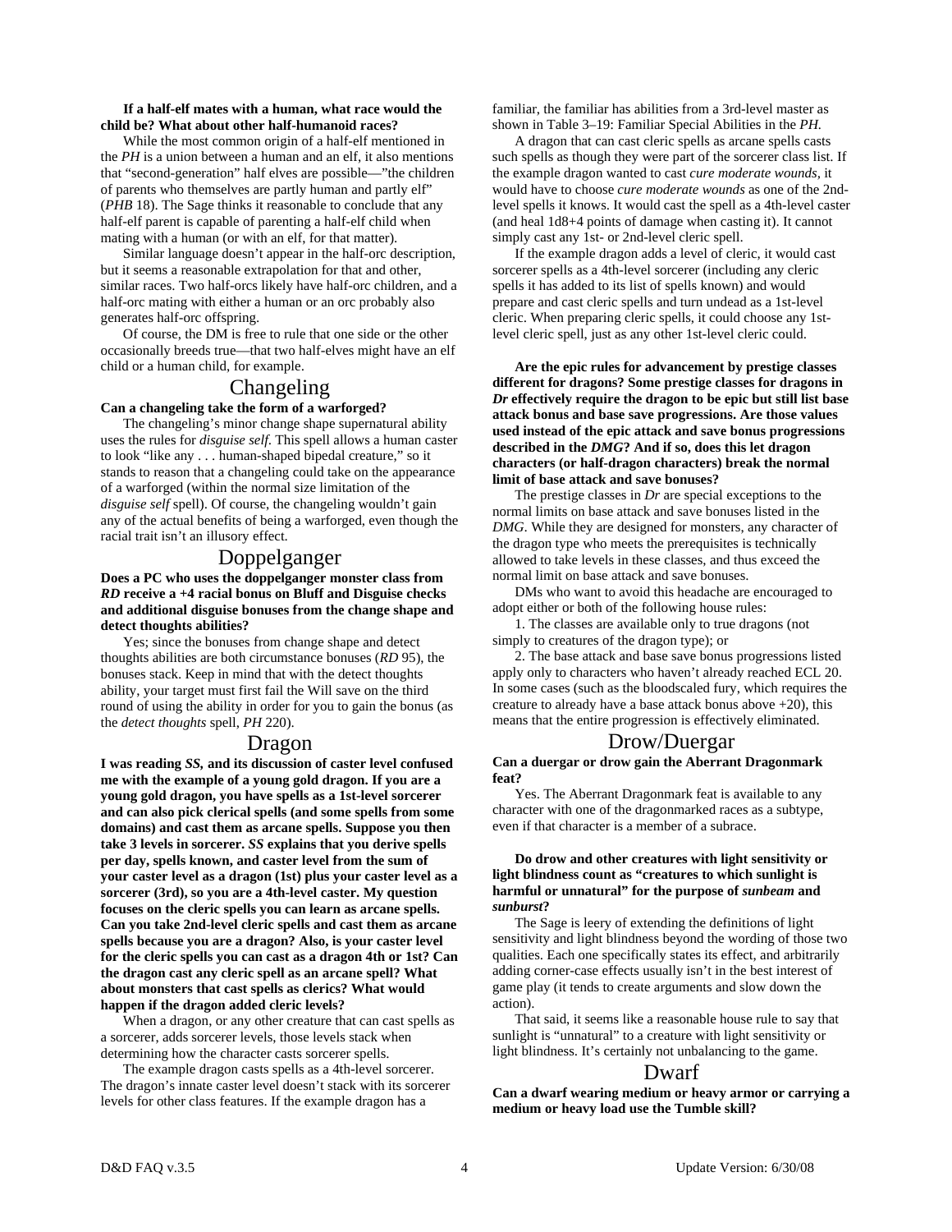**If a half-elf mates with a human, what race would the child be? What about other half-humanoid races?**

While the most common origin of a half-elf mentioned in the *PH* is a union between a human and an elf, it also mentions that "second-generation" half elves are possible—"the children of parents who themselves are partly human and partly elf" (*PHB* 18). The Sage thinks it reasonable to conclude that any half-elf parent is capable of parenting a half-elf child when mating with a human (or with an elf, for that matter).

Similar language doesn't appear in the half-orc description, but it seems a reasonable extrapolation for that and other, similar races. Two half-orcs likely have half-orc children, and a half-orc mating with either a human or an orc probably also generates half-orc offspring.

Of course, the DM is free to rule that one side or the other occasionally breeds true—that two half-elves might have an elf child or a human child, for example.

## Changeling

**Can a changeling take the form of a warforged?**

The changeling's minor change shape supernatural ability uses the rules for *disguise self*. This spell allows a human caster to look "like any . . . human-shaped bipedal creature," so it stands to reason that a changeling could take on the appearance of a warforged (within the normal size limitation of the *disguise self* spell). Of course, the changeling wouldn't gain any of the actual benefits of being a warforged, even though the racial trait isn't an illusory effect.

## Doppelganger

**Does a PC who uses the doppelganger monster class from *RD* receive a +4 racial bonus on Bluff and Disguise checks and additional disguise bonuses from the change shape and detect thoughts abilities?**

Yes; since the bonuses from change shape and detect thoughts abilities are both circumstance bonuses (*RD* 95), the bonuses stack. Keep in mind that with the detect thoughts ability, your target must first fail the Will save on the third round of using the ability in order for you to gain the bonus (as the *detect thoughts* spell, *PH* 220).

## Dragon

**I was reading *SS*, and its discussion of caster level confused me with the example of a young gold dragon. If you are a young gold dragon, you have spells as a 1st-level sorcerer and can also pick clerical spells (and some spells from some domains) and cast them as arcane spells. Suppose you then take 3 levels in sorcerer. *SS* explains that you derive spells per day, spells known, and caster level from the sum of your caster level as a dragon (1st) plus your caster level as a sorcerer (3rd), so you are a 4th-level caster. My question focuses on the cleric spells you can learn as arcane spells. Can you take 2nd-level cleric spells and cast them as arcane spells because you are a dragon? Also, is your caster level for the cleric spells you can cast as a dragon 4th or 1st? Can the dragon cast any cleric spell as an arcane spell? What about monsters that cast spells as clerics? What would happen if the dragon added cleric levels?**

When a dragon, or any other creature that can cast spells as a sorcerer, adds sorcerer levels, those levels stack when determining how the character casts sorcerer spells.

The example dragon casts spells as a 4th-level sorcerer. The dragon's innate caster level doesn't stack with its sorcerer levels for other class features. If the example dragon has a familiar, the familiar has abilities from a 3rd-level master as shown in Table 3–19: Familiar Special Abilities in the *PH*.

A dragon that can cast cleric spells as arcane spells casts such spells as though they were part of the sorcerer class list. If the example dragon wanted to cast *cure moderate wounds*, it would have to choose *cure moderate wounds* as one of the 2nd-level spells it knows. It would cast the spell as a 4th-level caster (and heal 1d8+4 points of damage when casting it). It cannot simply cast any 1st- or 2nd-level cleric spell.

If the example dragon adds a level of cleric, it would cast sorcerer spells as a 4th-level sorcerer (including any cleric spells it has added to its list of spells known) and would prepare and cast cleric spells and turn undead as a 1st-level cleric. When preparing cleric spells, it could choose any 1st-level cleric spell, just as any other 1st-level cleric could.

**Are the epic rules for advancement by prestige classes different for dragons? Some prestige classes for dragons in *Dr* effectively require the dragon to be epic but still list base attack bonus and base save progressions. Are those values used instead of the epic attack and save bonus progressions described in the *DMG*? And if so, does this let dragon characters (or half-dragon characters) break the normal limit of base attack and save bonuses?**

The prestige classes in *Dr* are special exceptions to the normal limits on base attack and save bonuses listed in the *DMG*. While they are designed for monsters, any character of the dragon type who meets the prerequisites is technically allowed to take levels in these classes, and thus exceed the normal limit on base attack and save bonuses.

DMs who want to avoid this headache are encouraged to adopt either or both of the following house rules:

1. The classes are available only to true dragons (not simply to creatures of the dragon type); or

2. The base attack and base save bonus progressions listed apply only to characters who haven't already reached ECL 20. In some cases (such as the bloodscaled fury, which requires the creature to already have a base attack bonus above +20), this means that the entire progression is effectively eliminated.

## Drow/Duergar

**Can a duergar or drow gain the Aberrant Dragonmark feat?**

Yes. The Aberrant Dragonmark feat is available to any character with one of the dragonmarked races as a subtype, even if that character is a member of a subrace.

**Do drow and other creatures with light sensitivity or light blindness count as "creatures to which sunlight is harmful or unnatural" for the purpose of *sunbeam* and *sunburst*?**

The Sage is leery of extending the definitions of light sensitivity and light blindness beyond the wording of those two qualities. Each one specifically states its effect, and arbitrarily adding corner-case effects usually isn't in the best interest of game play (it tends to create arguments and slow down the action).

That said, it seems like a reasonable house rule to say that sunlight is "unnatural" to a creature with light sensitivity or light blindness. It's certainly not unbalancing to the game.

## Dwarf

**Can a dwarf wearing medium or heavy armor or carrying a medium or heavy load use the Tumble skill?**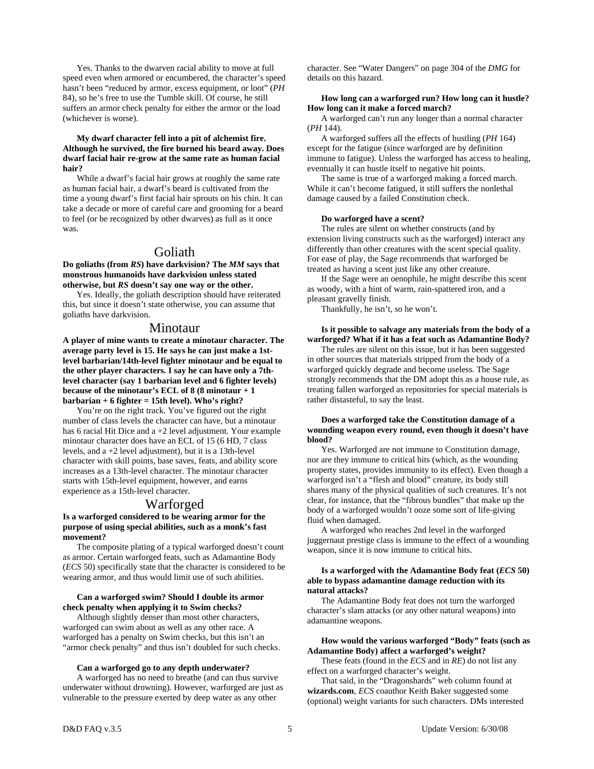Yes. Thanks to the dwarven racial ability to move at full speed even when armored or encumbered, the character's speed hasn't been "reduced by armor, excess equipment, or loot" (*PH* 84), so he's free to use the Tumble skill. Of course, he still suffers an armor check penalty for either the armor or the load (whichever is worse).

**My dwarf character fell into a pit of alchemist fire. Although he survived, the fire burned his beard away. Does dwarf facial hair re-grow at the same rate as human facial hair?**

While a dwarf's facial hair grows at roughly the same rate as human facial hair, a dwarf's beard is cultivated from the time a young dwarf's first facial hair sprouts on his chin. It can take a decade or more of careful care and grooming for a beard to feel (or be recognized by other dwarves) as full as it once was.

## Goliath

**Do goliaths (from *RS*) have darkvision? The *MM* says that monstrous humanoids have darkvision unless stated otherwise, but *RS* doesn't say one way or the other.**

Yes. Ideally, the goliath description should have reiterated this, but since it doesn't state otherwise, you can assume that goliaths have darkvision.

## Minotaur

**A player of mine wants to create a minotaur character. The average party level is 15. He says he can just make a 1st-level barbarian/14th-level fighter minotaur and be equal to the other player characters. I say he can have only a 7th-level character (say 1 barbarian level and 6 fighter levels) because of the minotaur's ECL of 8 (8 minotaur + 1 barbarian + 6 fighter = 15th level). Who's right?**

You're on the right track. You've figured out the right number of class levels the character can have, but a minotaur has 6 racial Hit Dice and a +2 level adjustment. Your example minotaur character does have an ECL of 15 (6 HD, 7 class levels, and a +2 level adjustment), but it is a 13th-level character with skill points, base saves, feats, and ability score increases as a 13th-level character. The minotaur character starts with 15th-level equipment, however, and earns experience as a 15th-level character.

## Warforged

**Is a warforged considered to be wearing armor for the purpose of using special abilities, such as a monk's fast movement?**

The composite plating of a typical warforged doesn't count as armor. Certain warforged feats, such as Adamantine Body (*ECS* 50) specifically state that the character is considered to be wearing armor, and thus would limit use of such abilities.

**Can a warforged swim? Should I double its armor check penalty when applying it to Swim checks?**

Although slightly denser than most other characters, warforged can swim about as well as any other race. A warforged has a penalty on Swim checks, but this isn't an "armor check penalty" and thus isn't doubled for such checks.

**Can a warforged go to any depth underwater?**

A warforged has no need to breathe (and can thus survive underwater without drowning). However, warforged are just as vulnerable to the pressure exerted by deep water as any other character. See "Water Dangers" on page 304 of the *DMG* for details on this hazard.

**How long can a warforged run? How long can it hustle? How long can it make a forced march?**

A warforged can't run any longer than a normal character (*PH* 144).

A warforged suffers all the effects of hustling (*PH* 164) except for the fatigue (since warforged are by definition immune to fatigue). Unless the warforged has access to healing, eventually it can hustle itself to negative hit points.

The same is true of a warforged making a forced march. While it can't become fatigued, it still suffers the nonlethal damage caused by a failed Constitution check.

**Do warforged have a scent?**

The rules are silent on whether constructs (and by extension living constructs such as the warforged) interact any differently than other creatures with the scent special quality. For ease of play, the Sage recommends that warforged be treated as having a scent just like any other creature.

If the Sage were an oenophile, he might describe this scent as woody, with a hint of warm, rain-spattered iron, and a pleasant gravelly finish.

Thankfully, he isn't, so he won't.

**Is it possible to salvage any materials from the body of a warforged? What if it has a feat such as Adamantine Body?**

The rules are silent on this issue, but it has been suggested in other sources that materials stripped from the body of a warforged quickly degrade and become useless. The Sage strongly recommends that the DM adopt this as a house rule, as treating fallen warforged as repositories for special materials is rather distasteful, to say the least.

**Does a warforged take the Constitution damage of a wounding weapon every round, even though it doesn't have blood?**

Yes. Warforged are not immune to Constitution damage, nor are they immune to critical hits (which, as the wounding property states, provides immunity to its effect). Even though a warforged isn't a "flesh and blood" creature, its body still shares many of the physical qualities of such creatures. It's not clear, for instance, that the "fibrous bundles" that make up the body of a warforged wouldn't ooze some sort of life-giving fluid when damaged.

A warforged who reaches 2nd level in the warforged juggernaut prestige class is immune to the effect of a wounding weapon, since it is now immune to critical hits.

**Is a warforged with the Adamantine Body feat (*ECS* 50) able to bypass adamantine damage reduction with its natural attacks?**

The Adamantine Body feat does not turn the warforged character's slam attacks (or any other natural weapons) into adamantine weapons.

**How would the various warforged "Body" feats (such as Adamantine Body) affect a warforged's weight?**

These feats (found in the *ECS* and in *RE*) do not list any effect on a warforged character's weight.

That said, in the "Dragonshards" web column found at **wizards.com**, *ECS* coauthor Keith Baker suggested some (optional) weight variants for such characters. DMs interested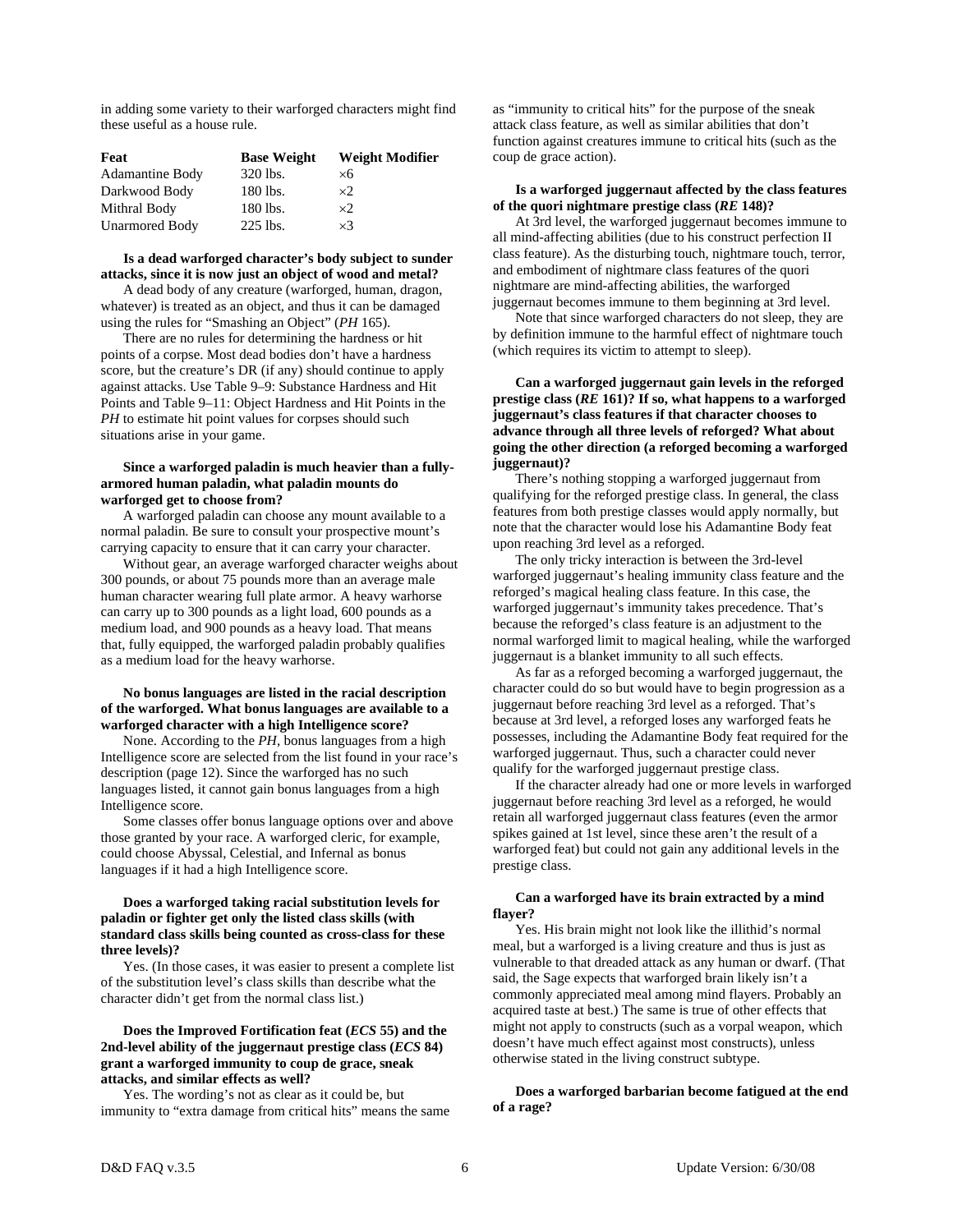in adding some variety to their warforged characters might find these useful as a house rule.

| Feat | Base Weight | Weight Modifier |
|---|---|---|
| Adamantine Body | 320 lbs. | ×6 |
| Darkwood Body | 180 lbs. | ×2 |
| Mithral Body | 180 lbs. | ×2 |
| Unarmored Body | 225 lbs. | ×3 |

**Is a dead warforged character's body subject to sunder attacks, since it is now just an object of wood and metal?**

A dead body of any creature (warforged, human, dragon, whatever) is treated as an object, and thus it can be damaged using the rules for "Smashing an Object" (*PH* 165).

There are no rules for determining the hardness or hit points of a corpse. Most dead bodies don't have a hardness score, but the creature's DR (if any) should continue to apply against attacks. Use Table 9–9: Substance Hardness and Hit Points and Table 9–11: Object Hardness and Hit Points in the *PH* to estimate hit point values for corpses should such situations arise in your game.

**Since a warforged paladin is much heavier than a fully-armored human paladin, what paladin mounts do warforged get to choose from?**

A warforged paladin can choose any mount available to a normal paladin. Be sure to consult your prospective mount's carrying capacity to ensure that it can carry your character.

Without gear, an average warforged character weighs about 300 pounds, or about 75 pounds more than an average male human character wearing full plate armor. A heavy warhorse can carry up to 300 pounds as a light load, 600 pounds as a medium load, and 900 pounds as a heavy load. That means that, fully equipped, the warforged paladin probably qualifies as a medium load for the heavy warhorse.

**No bonus languages are listed in the racial description of the warforged. What bonus languages are available to a warforged character with a high Intelligence score?**

None. According to the *PH*, bonus languages from a high Intelligence score are selected from the list found in your race's description (page 12). Since the warforged has no such languages listed, it cannot gain bonus languages from a high Intelligence score.

Some classes offer bonus language options over and above those granted by your race. A warforged cleric, for example, could choose Abyssal, Celestial, and Infernal as bonus languages if it had a high Intelligence score.

**Does a warforged taking racial substitution levels for paladin or fighter get only the listed class skills (with standard class skills being counted as cross-class for these three levels)?**

Yes. (In those cases, it was easier to present a complete list of the substitution level's class skills than describe what the character didn't get from the normal class list.)

**Does the Improved Fortification feat (*ECS* 55) and the 2nd-level ability of the juggernaut prestige class (*ECS* 84) grant a warforged immunity to coup de grace, sneak attacks, and similar effects as well?**

Yes. The wording's not as clear as it could be, but immunity to "extra damage from critical hits" means the same as "immunity to critical hits" for the purpose of the sneak attack class feature, as well as similar abilities that don't function against creatures immune to critical hits (such as the coup de grace action).

**Is a warforged juggernaut affected by the class features of the quori nightmare prestige class (*RE* 148)?**

At 3rd level, the warforged juggernaut becomes immune to all mind-affecting abilities (due to his construct perfection II class feature). As the disturbing touch, nightmare touch, terror, and embodiment of nightmare class features of the quori nightmare are mind-affecting abilities, the warforged juggernaut becomes immune to them beginning at 3rd level.

Note that since warforged characters do not sleep, they are by definition immune to the harmful effect of nightmare touch (which requires its victim to attempt to sleep).

**Can a warforged juggernaut gain levels in the reforged prestige class (*RE* 161)? If so, what happens to a warforged juggernaut's class features if that character chooses to advance through all three levels of reforged? What about going the other direction (a reforged becoming a warforged juggernaut)?**

There's nothing stopping a warforged juggernaut from qualifying for the reforged prestige class. In general, the class features from both prestige classes would apply normally, but note that the character would lose his Adamantine Body feat upon reaching 3rd level as a reforged.

The only tricky interaction is between the 3rd-level warforged juggernaut's healing immunity class feature and the reforged's magical healing class feature. In this case, the warforged juggernaut's immunity takes precedence. That's because the reforged's class feature is an adjustment to the normal warforged limit to magical healing, while the warforged juggernaut is a blanket immunity to all such effects.

As far as a reforged becoming a warforged juggernaut, the character could do so but would have to begin progression as a juggernaut before reaching 3rd level as a reforged. That's because at 3rd level, a reforged loses any warforged feats he possesses, including the Adamantine Body feat required for the warforged juggernaut. Thus, such a character could never qualify for the warforged juggernaut prestige class.

If the character already had one or more levels in warforged juggernaut before reaching 3rd level as a reforged, he would retain all warforged juggernaut class features (even the armor spikes gained at 1st level, since these aren't the result of a warforged feat) but could not gain any additional levels in the prestige class.

**Can a warforged have its brain extracted by a mind flayer?**

Yes. His brain might not look like the illithid's normal meal, but a warforged is a living creature and thus is just as vulnerable to that dreaded attack as any human or dwarf. (That said, the Sage expects that warforged brain likely isn't a commonly appreciated meal among mind flayers. Probably an acquired taste at best.) The same is true of other effects that might not apply to constructs (such as a vorpal weapon, which doesn't have much effect against most constructs), unless otherwise stated in the living construct subtype.

**Does a warforged barbarian become fatigued at the end of a rage?**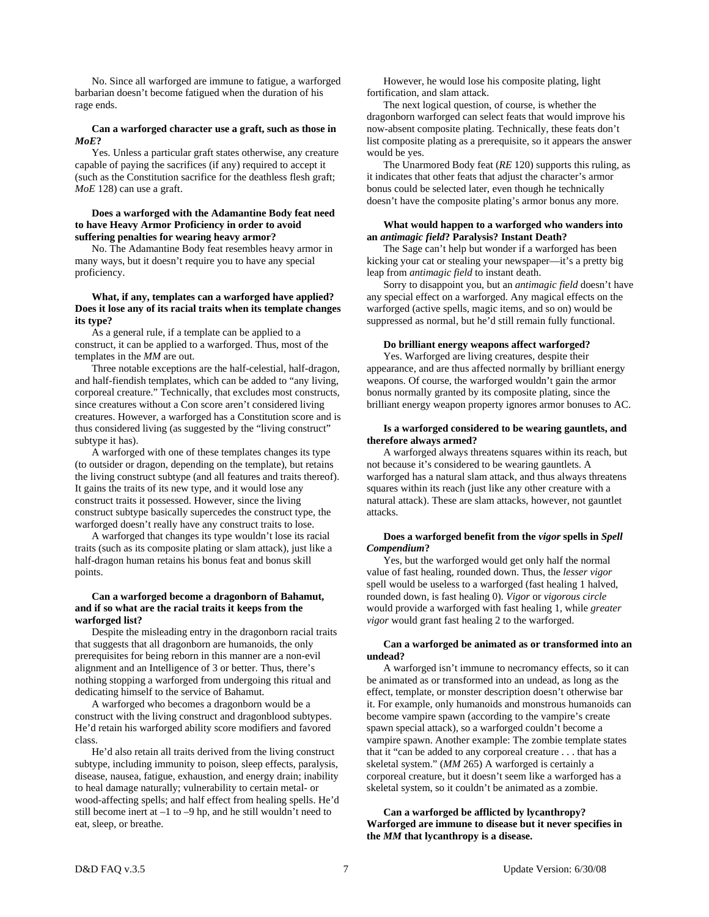No. Since all warforged are immune to fatigue, a warforged barbarian doesn't become fatigued when the duration of his rage ends.

**Can a warforged character use a graft, such as those in *MoE*?**

Yes. Unless a particular graft states otherwise, any creature capable of paying the sacrifices (if any) required to accept it (such as the Constitution sacrifice for the deathless flesh graft; *MoE* 128) can use a graft.

**Does a warforged with the Adamantine Body feat need to have Heavy Armor Proficiency in order to avoid suffering penalties for wearing heavy armor?**

No. The Adamantine Body feat resembles heavy armor in many ways, but it doesn't require you to have any special proficiency.

**What, if any, templates can a warforged have applied? Does it lose any of its racial traits when its template changes its type?**

As a general rule, if a template can be applied to a construct, it can be applied to a warforged. Thus, most of the templates in the *MM* are out.

Three notable exceptions are the half-celestial, half-dragon, and half-fiendish templates, which can be added to "any living, corporeal creature." Technically, that excludes most constructs, since creatures without a Con score aren't considered living creatures. However, a warforged has a Constitution score and is thus considered living (as suggested by the "living construct" subtype it has).

A warforged with one of these templates changes its type (to outsider or dragon, depending on the template), but retains the living construct subtype (and all features and traits thereof). It gains the traits of its new type, and it would lose any construct traits it possessed. However, since the living construct subtype basically supercedes the construct type, the warforged doesn't really have any construct traits to lose.

A warforged that changes its type wouldn't lose its racial traits (such as its composite plating or slam attack), just like a half-dragon human retains his bonus feat and bonus skill points.

**Can a warforged become a dragonborn of Bahamut, and if so what are the racial traits it keeps from the warforged list?**

Despite the misleading entry in the dragonborn racial traits that suggests that all dragonborn are humanoids, the only prerequisites for being reborn in this manner are a non-evil alignment and an Intelligence of 3 or better. Thus, there's nothing stopping a warforged from undergoing this ritual and dedicating himself to the service of Bahamut.

A warforged who becomes a dragonborn would be a construct with the living construct and dragonblood subtypes. He'd retain his warforged ability score modifiers and favored class.

He'd also retain all traits derived from the living construct subtype, including immunity to poison, sleep effects, paralysis, disease, nausea, fatigue, exhaustion, and energy drain; inability to heal damage naturally; vulnerability to certain metal- or wood-affecting spells; and half effect from healing spells. He'd still become inert at –1 to –9 hp, and he still wouldn't need to eat, sleep, or breathe.

However, he would lose his composite plating, light fortification, and slam attack.

The next logical question, of course, is whether the dragonborn warforged can select feats that would improve his now-absent composite plating. Technically, these feats don't list composite plating as a prerequisite, so it appears the answer would be yes.

The Unarmored Body feat (*RE* 120) supports this ruling, as it indicates that other feats that adjust the character's armor bonus could be selected later, even though he technically doesn't have the composite plating's armor bonus any more.

**What would happen to a warforged who wanders into an *antimagic field*? Paralysis? Instant Death?**

The Sage can't help but wonder if a warforged has been kicking your cat or stealing your newspaper—it's a pretty big leap from *antimagic field* to instant death.

Sorry to disappoint you, but an *antimagic field* doesn't have any special effect on a warforged. Any magical effects on the warforged (active spells, magic items, and so on) would be suppressed as normal, but he'd still remain fully functional.

**Do brilliant energy weapons affect warforged?**

Yes. Warforged are living creatures, despite their appearance, and are thus affected normally by brilliant energy weapons. Of course, the warforged wouldn't gain the armor bonus normally granted by its composite plating, since the brilliant energy weapon property ignores armor bonuses to AC.

**Is a warforged considered to be wearing gauntlets, and therefore always armed?**

A warforged always threatens squares within its reach, but not because it's considered to be wearing gauntlets. A warforged has a natural slam attack, and thus always threatens squares within its reach (just like any other creature with a natural attack). These are slam attacks, however, not gauntlet attacks.

**Does a warforged benefit from the *vigor* spells in *Spell Compendium*?**

Yes, but the warforged would get only half the normal value of fast healing, rounded down. Thus, the *lesser vigor* spell would be useless to a warforged (fast healing 1 halved, rounded down, is fast healing 0). *Vigor* or *vigorous circle* would provide a warforged with fast healing 1, while *greater vigor* would grant fast healing 2 to the warforged.

**Can a warforged be animated as or transformed into an undead?**

A warforged isn't immune to necromancy effects, so it can be animated as or transformed into an undead, as long as the effect, template, or monster description doesn't otherwise bar it. For example, only humanoids and monstrous humanoids can become vampire spawn (according to the vampire's create spawn special attack), so a warforged couldn't become a vampire spawn. Another example: The zombie template states that it "can be added to any corporeal creature . . . that has a skeletal system." (*MM* 265) A warforged is certainly a corporeal creature, but it doesn't seem like a warforged has a skeletal system, so it couldn't be animated as a zombie.

**Can a warforged be afflicted by lycanthropy? Warforged are immune to disease but it never specifies in the *MM* that lycanthropy is a disease.**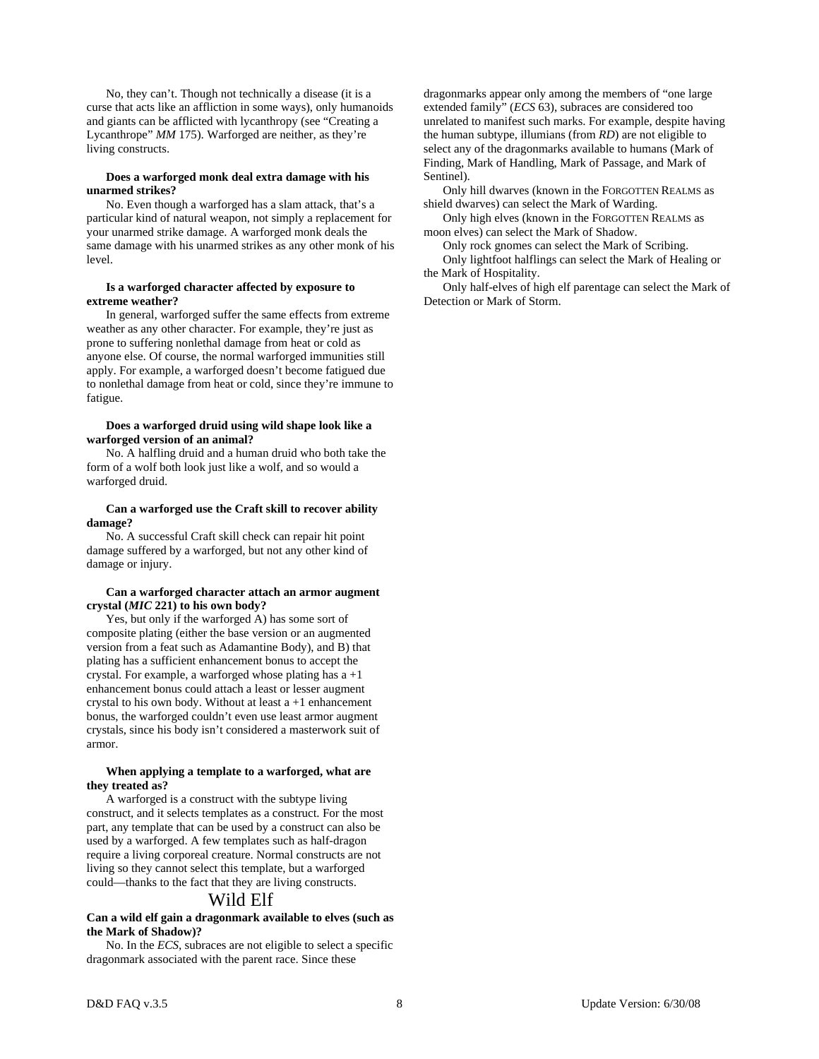No, they can't. Though not technically a disease (it is a curse that acts like an affliction in some ways), only humanoids and giants can be afflicted with lycanthropy (see "Creating a Lycanthrope" *MM* 175). Warforged are neither, as they're living constructs.

**Does a warforged monk deal extra damage with his unarmed strikes?**

No. Even though a warforged has a slam attack, that's a particular kind of natural weapon, not simply a replacement for your unarmed strike damage. A warforged monk deals the same damage with his unarmed strikes as any other monk of his level.

**Is a warforged character affected by exposure to extreme weather?**

In general, warforged suffer the same effects from extreme weather as any other character. For example, they're just as prone to suffering nonlethal damage from heat or cold as anyone else. Of course, the normal warforged immunities still apply. For example, a warforged doesn't become fatigued due to nonlethal damage from heat or cold, since they're immune to fatigue.

**Does a warforged druid using wild shape look like a warforged version of an animal?**

No. A halfling druid and a human druid who both take the form of a wolf both look just like a wolf, and so would a warforged druid.

**Can a warforged use the Craft skill to recover ability damage?**

No. A successful Craft skill check can repair hit point damage suffered by a warforged, but not any other kind of damage or injury.

**Can a warforged character attach an armor augment crystal (*MIC* 221) to his own body?**

Yes, but only if the warforged A) has some sort of composite plating (either the base version or an augmented version from a feat such as Adamantine Body), and B) that plating has a sufficient enhancement bonus to accept the crystal. For example, a warforged whose plating has a +1 enhancement bonus could attach a least or lesser augment crystal to his own body. Without at least a +1 enhancement bonus, the warforged couldn't even use least armor augment crystals, since his body isn't considered a masterwork suit of armor.

**When applying a template to a warforged, what are they treated as?**

A warforged is a construct with the subtype living construct, and it selects templates as a construct. For the most part, any template that can be used by a construct can also be used by a warforged. A few templates such as half-dragon require a living corporeal creature. Normal constructs are not living so they cannot select this template, but a warforged could—thanks to the fact that they are living constructs.

## Wild Elf

**Can a wild elf gain a dragonmark available to elves (such as the Mark of Shadow)?**

No. In the *ECS*, subraces are not eligible to select a specific dragonmark associated with the parent race. Since these dragonmarks appear only among the members of "one large extended family" (*ECS* 63), subraces are considered too unrelated to manifest such marks. For example, despite having the human subtype, illumians (from *RD*) are not eligible to select any of the dragonmarks available to humans (Mark of Finding, Mark of Handling, Mark of Passage, and Mark of Sentinel).

Only hill dwarves (known in the FORGOTTEN REALMS as shield dwarves) can select the Mark of Warding.

Only high elves (known in the FORGOTTEN REALMS as moon elves) can select the Mark of Shadow.

Only rock gnomes can select the Mark of Scribing.

Only lightfoot halflings can select the Mark of Healing or the Mark of Hospitality.

Only half-elves of high elf parentage can select the Mark of Detection or Mark of Storm.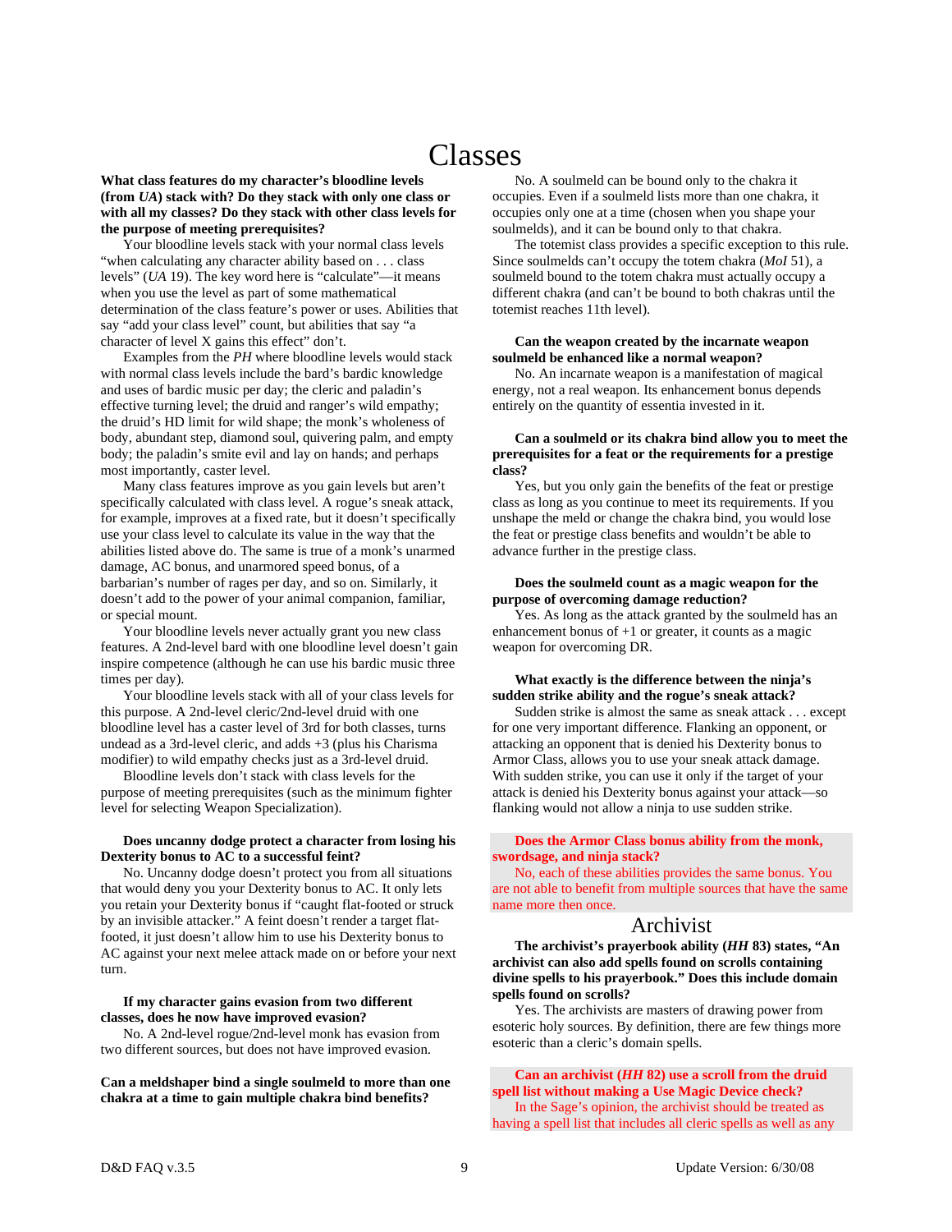# Classes

**What class features do my character's bloodline levels (from *UA*) stack with? Do they stack with only one class or with all my classes? Do they stack with other class levels for the purpose of meeting prerequisites?**

Your bloodline levels stack with your normal class levels "when calculating any character ability based on . . . class levels" (*UA* 19). The key word here is "calculate"—it means when you use the level as part of some mathematical determination of the class feature's power or uses. Abilities that say "add your class level" count, but abilities that say "a character of level X gains this effect" don't.

Examples from the *PH* where bloodline levels would stack with normal class levels include the bard's bardic knowledge and uses of bardic music per day; the cleric and paladin's effective turning level; the druid and ranger's wild empathy; the druid's HD limit for wild shape; the monk's wholeness of body, abundant step, diamond soul, quivering palm, and empty body; the paladin's smite evil and lay on hands; and perhaps most importantly, caster level.

Many class features improve as you gain levels but aren't specifically calculated with class level. A rogue's sneak attack, for example, improves at a fixed rate, but it doesn't specifically use your class level to calculate its value in the way that the abilities listed above do. The same is true of a monk's unarmed damage, AC bonus, and unarmored speed bonus, of a barbarian's number of rages per day, and so on. Similarly, it doesn't add to the power of your animal companion, familiar, or special mount.

Your bloodline levels never actually grant you new class features. A 2nd-level bard with one bloodline level doesn't gain inspire competence (although he can use his bardic music three times per day).

Your bloodline levels stack with all of your class levels for this purpose. A 2nd-level cleric/2nd-level druid with one bloodline level has a caster level of 3rd for both classes, turns undead as a 3rd-level cleric, and adds +3 (plus his Charisma modifier) to wild empathy checks just as a 3rd-level druid.

Bloodline levels don't stack with class levels for the purpose of meeting prerequisites (such as the minimum fighter level for selecting Weapon Specialization).

**Does uncanny dodge protect a character from losing his Dexterity bonus to AC to a successful feint?**

No. Uncanny dodge doesn't protect you from all situations that would deny you your Dexterity bonus to AC. It only lets you retain your Dexterity bonus if "caught flat-footed or struck by an invisible attacker." A feint doesn't render a target flat-footed, it just doesn't allow him to use his Dexterity bonus to AC against your next melee attack made on or before your next turn.

**If my character gains evasion from two different classes, does he now have improved evasion?**

No. A 2nd-level rogue/2nd-level monk has evasion from two different sources, but does not have improved evasion.

**Can a meldshaper bind a single soulmeld to more than one chakra at a time to gain multiple chakra bind benefits?**

No. A soulmeld can be bound only to the chakra it occupies. Even if a soulmeld lists more than one chakra, it occupies only one at a time (chosen when you shape your soulmelds), and it can be bound only to that chakra.

The totemist class provides a specific exception to this rule. Since soulmelds can't occupy the totem chakra (*MoI* 51), a soulmeld bound to the totem chakra must actually occupy a different chakra (and can't be bound to both chakras until the totemist reaches 11th level).

**Can the weapon created by the incarnate weapon soulmeld be enhanced like a normal weapon?**

No. An incarnate weapon is a manifestation of magical energy, not a real weapon. Its enhancement bonus depends entirely on the quantity of essentia invested in it.

**Can a soulmeld or its chakra bind allow you to meet the prerequisites for a feat or the requirements for a prestige class?**

Yes, but you only gain the benefits of the feat or prestige class as long as you continue to meet its requirements. If you unshape the meld or change the chakra bind, you would lose the feat or prestige class benefits and wouldn't be able to advance further in the prestige class.

**Does the soulmeld count as a magic weapon for the purpose of overcoming damage reduction?**

Yes. As long as the attack granted by the soulmeld has an enhancement bonus of +1 or greater, it counts as a magic weapon for overcoming DR.

**What exactly is the difference between the ninja's sudden strike ability and the rogue's sneak attack?**

Sudden strike is almost the same as sneak attack . . . except for one very important difference. Flanking an opponent, or attacking an opponent that is denied his Dexterity bonus to Armor Class, allows you to use your sneak attack damage. With sudden strike, you can use it only if the target of your attack is denied his Dexterity bonus against your attack—so flanking would not allow a ninja to use sudden strike.

**Does the Armor Class bonus ability from the monk, swordsage, and ninja stack?**

No, each of these abilities provides the same bonus. You are not able to benefit from multiple sources that have the same name more then once.

## Archivist

**The archivist's prayerbook ability (*HH* 83) states, "An archivist can also add spells found on scrolls containing divine spells to his prayerbook." Does this include domain spells found on scrolls?**

Yes. The archivists are masters of drawing power from esoteric holy sources. By definition, there are few things more esoteric than a cleric's domain spells.

**Can an archivist (*HH* 82) use a scroll from the druid spell list without making a Use Magic Device check?**

In the Sage's opinion, the archivist should be treated as having a spell list that includes all cleric spells as well as any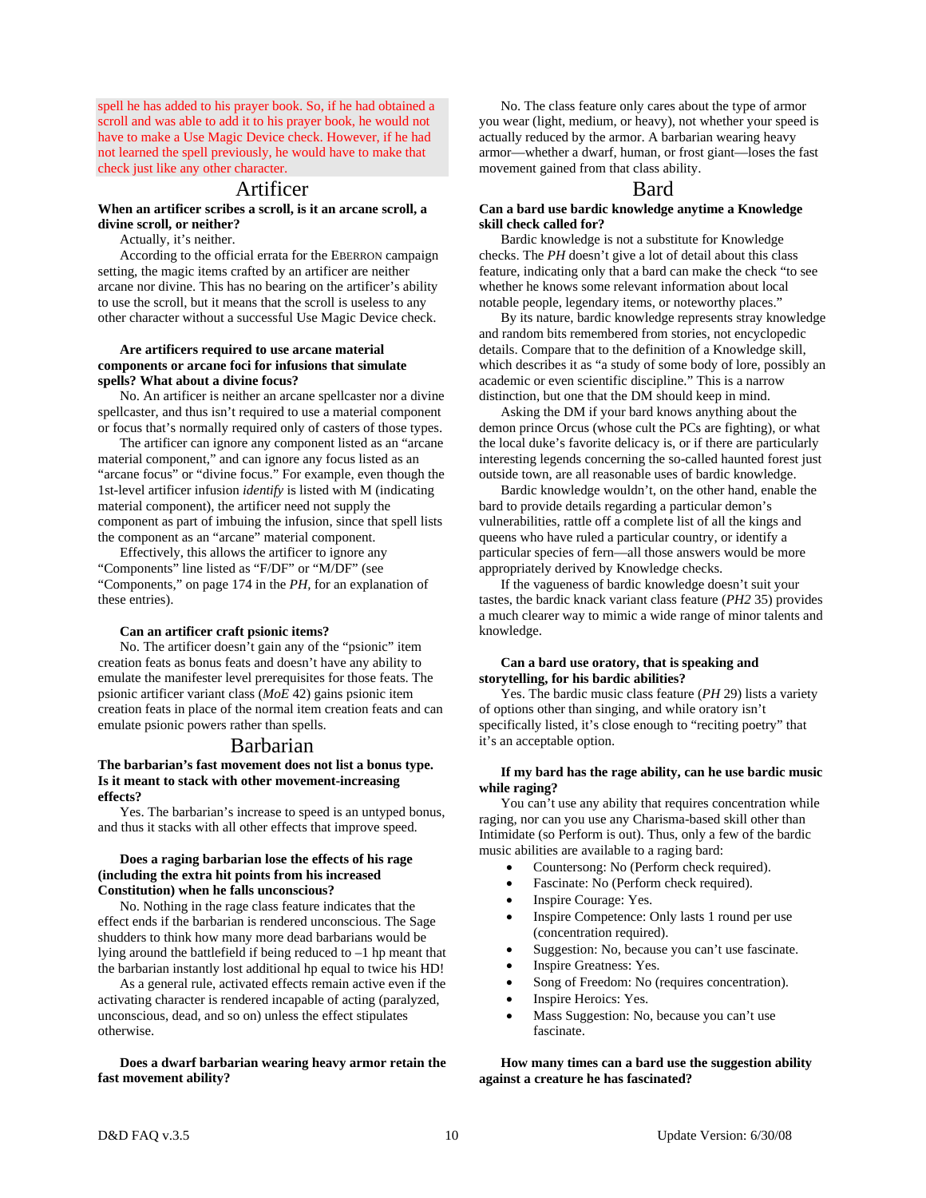spell he has added to his prayer book. So, if he had obtained a scroll and was able to add it to his prayer book, he would not have to make a Use Magic Device check. However, if he had not learned the spell previously, he would have to make that check just like any other character.

## Artificer

**When an artificer scribes a scroll, is it an arcane scroll, a divine scroll, or neither?**

Actually, it's neither.

According to the official errata for the EBERRON campaign setting, the magic items crafted by an artificer are neither arcane nor divine. This has no bearing on the artificer's ability to use the scroll, but it means that the scroll is useless to any other character without a successful Use Magic Device check.

**Are artificers required to use arcane material components or arcane foci for infusions that simulate spells? What about a divine focus?**

No. An artificer is neither an arcane spellcaster nor a divine spellcaster, and thus isn't required to use a material component or focus that's normally required only of casters of those types.

The artificer can ignore any component listed as an "arcane material component," and can ignore any focus listed as an "arcane focus" or "divine focus." For example, even though the 1st-level artificer infusion *identify* is listed with M (indicating material component), the artificer need not supply the component as part of imbuing the infusion, since that spell lists the component as an "arcane" material component.

Effectively, this allows the artificer to ignore any "Components" line listed as "F/DF" or "M/DF" (see "Components," on page 174 in the *PH*, for an explanation of these entries).

**Can an artificer craft psionic items?**

No. The artificer doesn't gain any of the "psionic" item creation feats as bonus feats and doesn't have any ability to emulate the manifester level prerequisites for those feats. The psionic artificer variant class (*MoE* 42) gains psionic item creation feats in place of the normal item creation feats and can emulate psionic powers rather than spells.

## Barbarian

**The barbarian's fast movement does not list a bonus type. Is it meant to stack with other movement-increasing effects?**

Yes. The barbarian's increase to speed is an untyped bonus, and thus it stacks with all other effects that improve speed.

**Does a raging barbarian lose the effects of his rage (including the extra hit points from his increased Constitution) when he falls unconscious?**

No. Nothing in the rage class feature indicates that the effect ends if the barbarian is rendered unconscious. The Sage shudders to think how many more dead barbarians would be lying around the battlefield if being reduced to –1 hp meant that the barbarian instantly lost additional hp equal to twice his HD!

As a general rule, activated effects remain active even if the activating character is rendered incapable of acting (paralyzed, unconscious, dead, and so on) unless the effect stipulates otherwise.

**Does a dwarf barbarian wearing heavy armor retain the fast movement ability?**

No. The class feature only cares about the type of armor you wear (light, medium, or heavy), not whether your speed is actually reduced by the armor. A barbarian wearing heavy armor—whether a dwarf, human, or frost giant—loses the fast movement gained from that class ability.

## Bard

**Can a bard use bardic knowledge anytime a Knowledge skill check called for?**

Bardic knowledge is not a substitute for Knowledge checks. The *PH* doesn't give a lot of detail about this class feature, indicating only that a bard can make the check "to see whether he knows some relevant information about local notable people, legendary items, or noteworthy places."

By its nature, bardic knowledge represents stray knowledge and random bits remembered from stories, not encyclopedic details. Compare that to the definition of a Knowledge skill, which describes it as "a study of some body of lore, possibly an academic or even scientific discipline." This is a narrow distinction, but one that the DM should keep in mind.

Asking the DM if your bard knows anything about the demon prince Orcus (whose cult the PCs are fighting), or what the local duke's favorite delicacy is, or if there are particularly interesting legends concerning the so-called haunted forest just outside town, are all reasonable uses of bardic knowledge.

Bardic knowledge wouldn't, on the other hand, enable the bard to provide details regarding a particular demon's vulnerabilities, rattle off a complete list of all the kings and queens who have ruled a particular country, or identify a particular species of fern—all those answers would be more appropriately derived by Knowledge checks.

If the vagueness of bardic knowledge doesn't suit your tastes, the bardic knack variant class feature (*PH2* 35) provides a much clearer way to mimic a wide range of minor talents and knowledge.

**Can a bard use oratory, that is speaking and storytelling, for his bardic abilities?**

Yes. The bardic music class feature (*PH* 29) lists a variety of options other than singing, and while oratory isn't specifically listed, it's close enough to "reciting poetry" that it's an acceptable option.

**If my bard has the rage ability, can he use bardic music while raging?**

You can't use any ability that requires concentration while raging, nor can you use any Charisma-based skill other than Intimidate (so Perform is out). Thus, only a few of the bardic music abilities are available to a raging bard:

- Countersong: No (Perform check required).
- Fascinate: No (Perform check required).
- Inspire Courage: Yes.
- Inspire Competence: Only lasts 1 round per use (concentration required).
- Suggestion: No, because you can't use fascinate.
- Inspire Greatness: Yes.
- Song of Freedom: No (requires concentration).
- Inspire Heroics: Yes.
- Mass Suggestion: No, because you can't use fascinate.

**How many times can a bard use the suggestion ability against a creature he has fascinated?**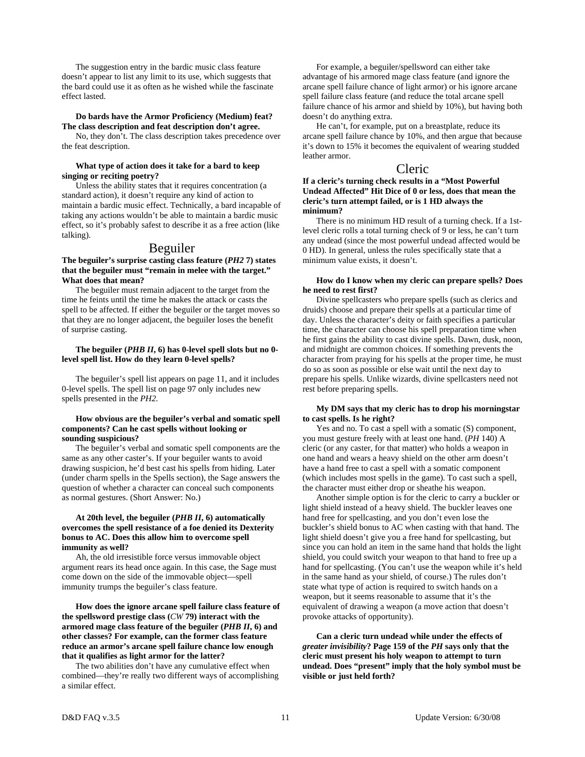The suggestion entry in the bardic music class feature doesn't appear to list any limit to its use, which suggests that the bard could use it as often as he wished while the fascinate effect lasted.

**Do bards have the Armor Proficiency (Medium) feat? The class description and feat description don't agree.**

No, they don't. The class description takes precedence over the feat description.

**What type of action does it take for a bard to keep singing or reciting poetry?**

Unless the ability states that it requires concentration (a standard action), it doesn't require any kind of action to maintain a bardic music effect. Technically, a bard incapable of taking any actions wouldn't be able to maintain a bardic music effect, so it's probably safest to describe it as a free action (like talking).

## Beguiler

**The beguiler's surprise casting class feature (*PH2* 7) states that the beguiler must "remain in melee with the target." What does that mean?**

The beguiler must remain adjacent to the target from the time he feints until the time he makes the attack or casts the spell to be affected. If either the beguiler or the target moves so that they are no longer adjacent, the beguiler loses the benefit of surprise casting.

**The beguiler (*PHB II*, 6) has 0-level spell slots but no 0-level spell list. How do they learn 0-level spells?**

The beguiler's spell list appears on page 11, and it includes 0-level spells. The spell list on page 97 only includes new spells presented in the *PH2.*

**How obvious are the beguiler's verbal and somatic spell components? Can he cast spells without looking or sounding suspicious?**

The beguiler's verbal and somatic spell components are the same as any other caster's. If your beguiler wants to avoid drawing suspicion, he'd best cast his spells from hiding. Later (under charm spells in the Spells section), the Sage answers the question of whether a character can conceal such components as normal gestures. (Short Answer: No.)

**At 20th level, the beguiler (*PHB II*, 6) automatically overcomes the spell resistance of a foe denied its Dexterity bonus to AC. Does this allow him to overcome spell immunity as well?**

Ah, the old irresistible force versus immovable object argument rears its head once again. In this case, the Sage must come down on the side of the immovable object—spell immunity trumps the beguiler's class feature.

**How does the ignore arcane spell failure class feature of the spellsword prestige class (*CW* 79) interact with the armored mage class feature of the beguiler (*PHB II*, 6) and other classes? For example, can the former class feature reduce an armor's arcane spell failure chance low enough that it qualifies as light armor for the latter?**

The two abilities don't have any cumulative effect when combined—they're really two different ways of accomplishing a similar effect.

For example, a beguiler/spellsword can either take advantage of his armored mage class feature (and ignore the arcane spell failure chance of light armor) or his ignore arcane spell failure class feature (and reduce the total arcane spell failure chance of his armor and shield by 10%), but having both doesn't do anything extra.

He can't, for example, put on a breastplate, reduce its arcane spell failure chance by 10%, and then argue that because it's down to 15% it becomes the equivalent of wearing studded leather armor.

## Cleric

**If a cleric's turning check results in a "Most Powerful Undead Affected" Hit Dice of 0 or less, does that mean the cleric's turn attempt failed, or is 1 HD always the minimum?**

There is no minimum HD result of a turning check. If a 1st-level cleric rolls a total turning check of 9 or less, he can't turn any undead (since the most powerful undead affected would be 0 HD). In general, unless the rules specifically state that a minimum value exists, it doesn't.

**How do I know when my cleric can prepare spells? Does he need to rest first?**

Divine spellcasters who prepare spells (such as clerics and druids) choose and prepare their spells at a particular time of day. Unless the character's deity or faith specifies a particular time, the character can choose his spell preparation time when he first gains the ability to cast divine spells. Dawn, dusk, noon, and midnight are common choices. If something prevents the character from praying for his spells at the proper time, he must do so as soon as possible or else wait until the next day to prepare his spells. Unlike wizards, divine spellcasters need not rest before preparing spells.

**My DM says that my cleric has to drop his morningstar to cast spells. Is he right?**

Yes and no. To cast a spell with a somatic (S) component, you must gesture freely with at least one hand. (*PH* 140) A cleric (or any caster, for that matter) who holds a weapon in one hand and wears a heavy shield on the other arm doesn't have a hand free to cast a spell with a somatic component (which includes most spells in the game). To cast such a spell, the character must either drop or sheathe his weapon.

Another simple option is for the cleric to carry a buckler or light shield instead of a heavy shield. The buckler leaves one hand free for spellcasting, and you don't even lose the buckler's shield bonus to AC when casting with that hand. The light shield doesn't give you a free hand for spellcasting, but since you can hold an item in the same hand that holds the light shield, you could switch your weapon to that hand to free up a hand for spellcasting. (You can't use the weapon while it's held in the same hand as your shield, of course.) The rules don't state what type of action is required to switch hands on a weapon, but it seems reasonable to assume that it's the equivalent of drawing a weapon (a move action that doesn't provoke attacks of opportunity).

**Can a cleric turn undead while under the effects of *greater invisibility*? Page 159 of the *PH* says only that the cleric must present his holy weapon to attempt to turn undead. Does "present" imply that the holy symbol must be visible or just held forth?**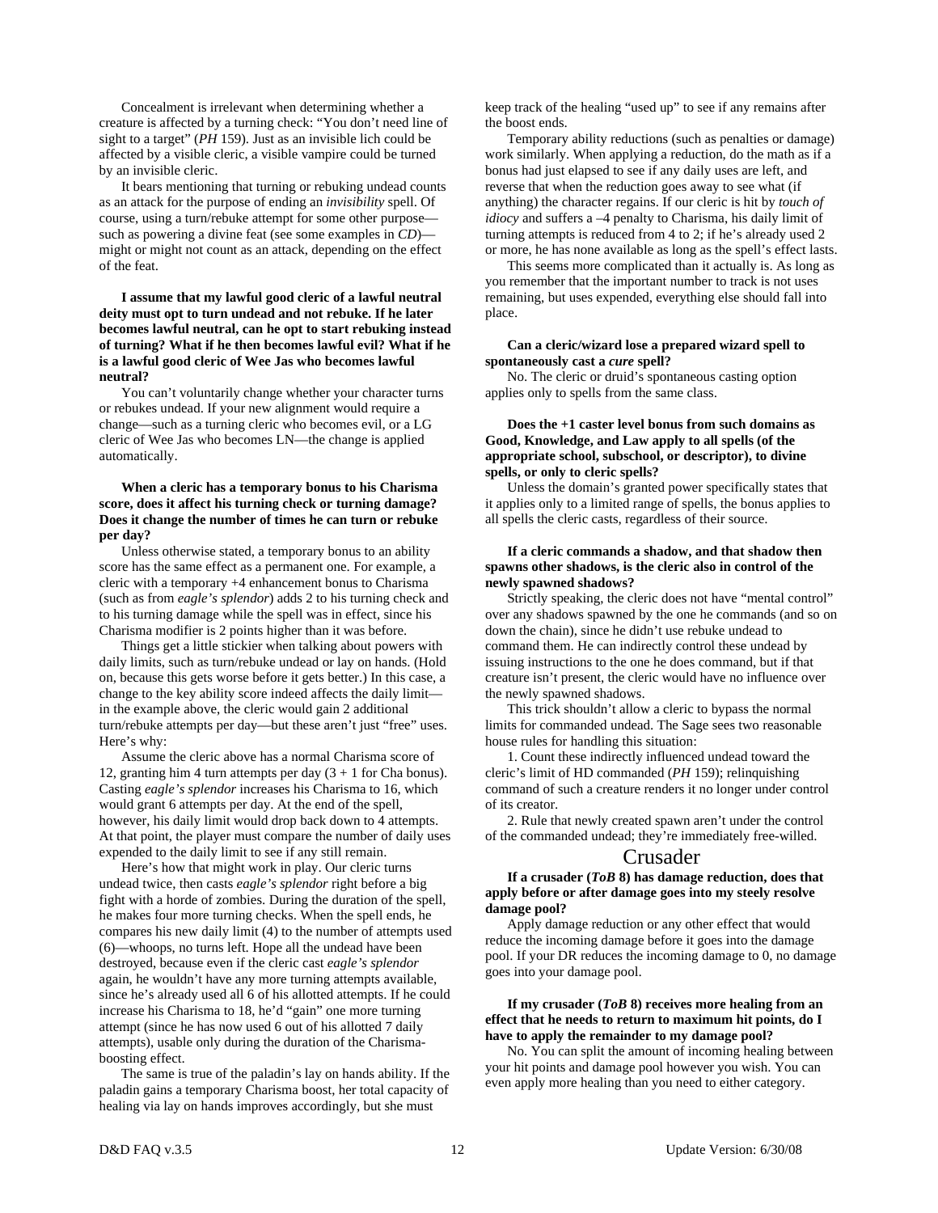Concealment is irrelevant when determining whether a creature is affected by a turning check: "You don't need line of sight to a target" (*PH* 159). Just as an invisible lich could be affected by a visible cleric, a visible vampire could be turned by an invisible cleric.

It bears mentioning that turning or rebuking undead counts as an attack for the purpose of ending an *invisibility* spell. Of course, using a turn/rebuke attempt for some other purpose—such as powering a divine feat (see some examples in *CD*)—might or might not count as an attack, depending on the effect of the feat.

**I assume that my lawful good cleric of a lawful neutral deity must opt to turn undead and not rebuke. If he later becomes lawful neutral, can he opt to start rebuking instead of turning? What if he then becomes lawful evil? What if he is a lawful good cleric of Wee Jas who becomes lawful neutral?**

You can't voluntarily change whether your character turns or rebukes undead. If your new alignment would require a change—such as a turning cleric who becomes evil, or a LG cleric of Wee Jas who becomes LN—the change is applied automatically.

**When a cleric has a temporary bonus to his Charisma score, does it affect his turning check or turning damage? Does it change the number of times he can turn or rebuke per day?**

Unless otherwise stated, a temporary bonus to an ability score has the same effect as a permanent one. For example, a cleric with a temporary +4 enhancement bonus to Charisma (such as from *eagle's splendor*) adds 2 to his turning check and to his turning damage while the spell was in effect, since his Charisma modifier is 2 points higher than it was before.

Things get a little stickier when talking about powers with daily limits, such as turn/rebuke undead or lay on hands. (Hold on, because this gets worse before it gets better.) In this case, a change to the key ability score indeed affects the daily limit—in the example above, the cleric would gain 2 additional turn/rebuke attempts per day—but these aren't just "free" uses. Here's why:

Assume the cleric above has a normal Charisma score of 12, granting him 4 turn attempts per day (3 + 1 for Cha bonus). Casting *eagle's splendor* increases his Charisma to 16, which would grant 6 attempts per day. At the end of the spell, however, his daily limit would drop back down to 4 attempts. At that point, the player must compare the number of daily uses expended to the daily limit to see if any still remain.

Here's how that might work in play. Our cleric turns undead twice, then casts *eagle's splendor* right before a big fight with a horde of zombies. During the duration of the spell, he makes four more turning checks. When the spell ends, he compares his new daily limit (4) to the number of attempts used (6)—whoops, no turns left. Hope all the undead have been destroyed, because even if the cleric cast *eagle's splendor* again, he wouldn't have any more turning attempts available, since he's already used all 6 of his allotted attempts. If he could increase his Charisma to 18, he'd "gain" one more turning attempt (since he has now used 6 out of his allotted 7 daily attempts), usable only during the duration of the Charisma-boosting effect.

The same is true of the paladin's lay on hands ability. If the paladin gains a temporary Charisma boost, her total capacity of healing via lay on hands improves accordingly, but she must keep track of the healing "used up" to see if any remains after the boost ends.

Temporary ability reductions (such as penalties or damage) work similarly. When applying a reduction, do the math as if a bonus had just elapsed to see if any daily uses are left, and reverse that when the reduction goes away to see what (if anything) the character regains. If our cleric is hit by *touch of idiocy* and suffers a –4 penalty to Charisma, his daily limit of turning attempts is reduced from 4 to 2; if he's already used 2 or more, he has none available as long as the spell's effect lasts.

This seems more complicated than it actually is. As long as you remember that the important number to track is not uses remaining, but uses expended, everything else should fall into place.

**Can a cleric/wizard lose a prepared wizard spell to spontaneously cast a *cure* spell?**

No. The cleric or druid's spontaneous casting option applies only to spells from the same class.

**Does the +1 caster level bonus from such domains as Good, Knowledge, and Law apply to all spells (of the appropriate school, subschool, or descriptor), to divine spells, or only to cleric spells?**

Unless the domain's granted power specifically states that it applies only to a limited range of spells, the bonus applies to all spells the cleric casts, regardless of their source.

**If a cleric commands a shadow, and that shadow then spawns other shadows, is the cleric also in control of the newly spawned shadows?**

Strictly speaking, the cleric does not have "mental control" over any shadows spawned by the one he commands (and so on down the chain), since he didn't use rebuke undead to command them. He can indirectly control these undead by issuing instructions to the one he does command, but if that creature isn't present, the cleric would have no influence over the newly spawned shadows.

This trick shouldn't allow a cleric to bypass the normal limits for commanded undead. The Sage sees two reasonable house rules for handling this situation:

1. Count these indirectly influenced undead toward the cleric's limit of HD commanded (*PH* 159); relinquishing command of such a creature renders it no longer under control of its creator.

2. Rule that newly created spawn aren't under the control of the commanded undead; they're immediately free-willed.

## Crusader

**If a crusader (*ToB* 8) has damage reduction, does that apply before or after damage goes into my steely resolve damage pool?**

Apply damage reduction or any other effect that would reduce the incoming damage before it goes into the damage pool. If your DR reduces the incoming damage to 0, no damage goes into your damage pool.

**If my crusader (*ToB* 8) receives more healing from an effect that he needs to return to maximum hit points, do I have to apply the remainder to my damage pool?**

No. You can split the amount of incoming healing between your hit points and damage pool however you wish. You can even apply more healing than you need to either category.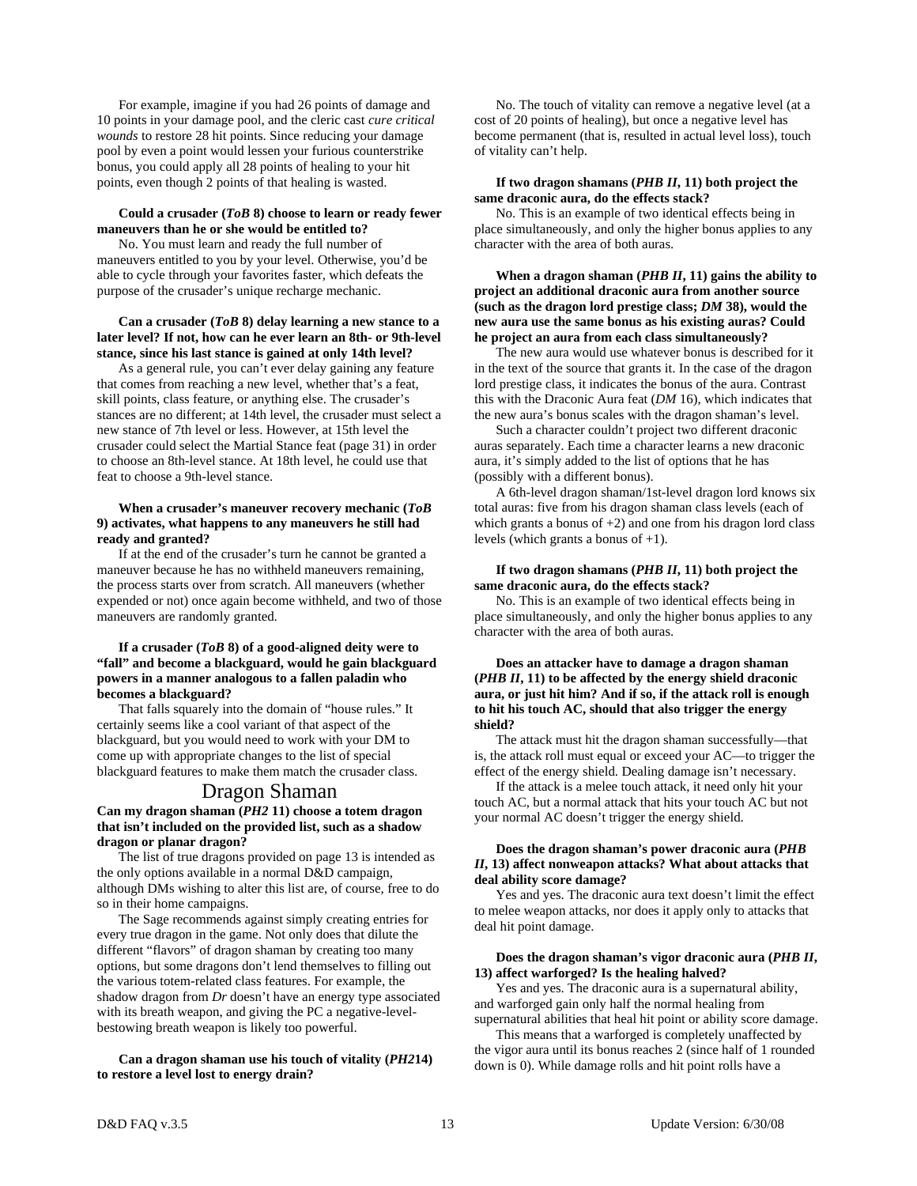For example, imagine if you had 26 points of damage and 10 points in your damage pool, and the cleric cast *cure critical wounds* to restore 28 hit points. Since reducing your damage pool by even a point would lessen your furious counterstrike bonus, you could apply all 28 points of healing to your hit points, even though 2 points of that healing is wasted.

**Could a crusader (*ToB* 8) choose to learn or ready fewer maneuvers than he or she would be entitled to?**

No. You must learn and ready the full number of maneuvers entitled to you by your level. Otherwise, you'd be able to cycle through your favorites faster, which defeats the purpose of the crusader's unique recharge mechanic.

**Can a crusader (*ToB* 8) delay learning a new stance to a later level? If not, how can he ever learn an 8th- or 9th-level stance, since his last stance is gained at only 14th level?**

As a general rule, you can't ever delay gaining any feature that comes from reaching a new level, whether that's a feat, skill points, class feature, or anything else. The crusader's stances are no different; at 14th level, the crusader must select a new stance of 7th level or less. However, at 15th level the crusader could select the Martial Stance feat (page 31) in order to choose an 8th-level stance. At 18th level, he could use that feat to choose a 9th-level stance.

**When a crusader's maneuver recovery mechanic (*ToB* 9) activates, what happens to any maneuvers he still had ready and granted?**

If at the end of the crusader's turn he cannot be granted a maneuver because he has no withheld maneuvers remaining, the process starts over from scratch. All maneuvers (whether expended or not) once again become withheld, and two of those maneuvers are randomly granted.

**If a crusader (*ToB* 8) of a good-aligned deity were to "fall" and become a blackguard, would he gain blackguard powers in a manner analogous to a fallen paladin who becomes a blackguard?**

That falls squarely into the domain of "house rules." It certainly seems like a cool variant of that aspect of the blackguard, but you would need to work with your DM to come up with appropriate changes to the list of special blackguard features to make them match the crusader class.

## Dragon Shaman

**Can my dragon shaman (*PH2* 11) choose a totem dragon that isn't included on the provided list, such as a shadow dragon or planar dragon?**

The list of true dragons provided on page 13 is intended as the only options available in a normal D&D campaign, although DMs wishing to alter this list are, of course, free to do so in their home campaigns.

The Sage recommends against simply creating entries for every true dragon in the game. Not only does that dilute the different "flavors" of dragon shaman by creating too many options, but some dragons don't lend themselves to filling out the various totem-related class features. For example, the shadow dragon from *Dr* doesn't have an energy type associated with its breath weapon, and giving the PC a negative-level-bestowing breath weapon is likely too powerful.

**Can a dragon shaman use his touch of vitality (*PH2*14) to restore a level lost to energy drain?**

No. The touch of vitality can remove a negative level (at a cost of 20 points of healing), but once a negative level has become permanent (that is, resulted in actual level loss), touch of vitality can't help.

**If two dragon shamans (*PHB II*, 11) both project the same draconic aura, do the effects stack?**

No. This is an example of two identical effects being in place simultaneously, and only the higher bonus applies to any character with the area of both auras.

**When a dragon shaman (*PHB II*, 11) gains the ability to project an additional draconic aura from another source (such as the dragon lord prestige class; *DM* 38), would the new aura use the same bonus as his existing auras? Could he project an aura from each class simultaneously?**

The new aura would use whatever bonus is described for it in the text of the source that grants it. In the case of the dragon lord prestige class, it indicates the bonus of the aura. Contrast this with the Draconic Aura feat (*DM* 16), which indicates that the new aura's bonus scales with the dragon shaman's level.

Such a character couldn't project two different draconic auras separately. Each time a character learns a new draconic aura, it's simply added to the list of options that he has (possibly with a different bonus).

A 6th-level dragon shaman/1st-level dragon lord knows six total auras: five from his dragon shaman class levels (each of which grants a bonus of +2) and one from his dragon lord class levels (which grants a bonus of +1).

**If two dragon shamans (*PHB II*, 11) both project the same draconic aura, do the effects stack?**

No. This is an example of two identical effects being in place simultaneously, and only the higher bonus applies to any character with the area of both auras.

**Does an attacker have to damage a dragon shaman (*PHB II*, 11) to be affected by the energy shield draconic aura, or just hit him? And if so, if the attack roll is enough to hit his touch AC, should that also trigger the energy shield?**

The attack must hit the dragon shaman successfully—that is, the attack roll must equal or exceed your AC—to trigger the effect of the energy shield. Dealing damage isn't necessary.

If the attack is a melee touch attack, it need only hit your touch AC, but a normal attack that hits your touch AC but not your normal AC doesn't trigger the energy shield.

**Does the dragon shaman's power draconic aura (*PHB II*, 13) affect nonweapon attacks? What about attacks that deal ability score damage?**

Yes and yes. The draconic aura text doesn't limit the effect to melee weapon attacks, nor does it apply only to attacks that deal hit point damage.

**Does the dragon shaman's vigor draconic aura (*PHB II*, 13) affect warforged? Is the healing halved?**

Yes and yes. The draconic aura is a supernatural ability, and warforged gain only half the normal healing from supernatural abilities that heal hit point or ability score damage.

This means that a warforged is completely unaffected by the vigor aura until its bonus reaches 2 (since half of 1 rounded down is 0). While damage rolls and hit point rolls have a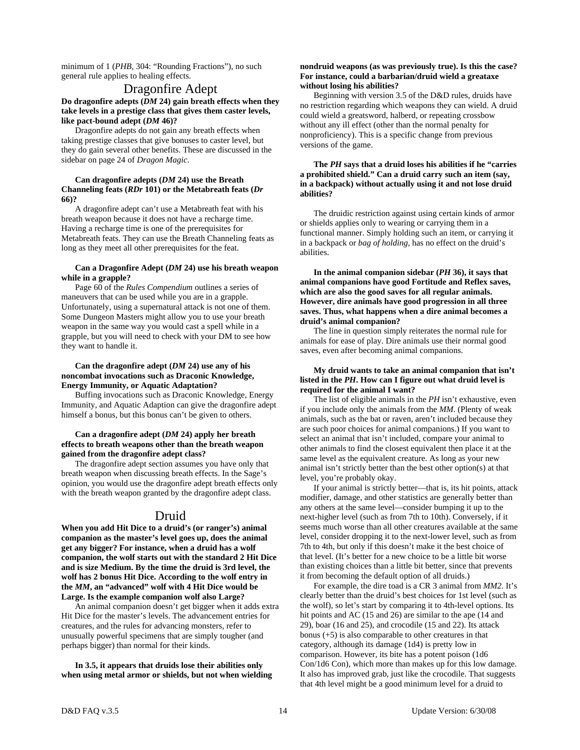minimum of 1 (*PHB*, 304: "Rounding Fractions"), no such general rule applies to healing effects.

## Dragonfire Adept

**Do dragonfire adepts (*DM* 24) gain breath effects when they take levels in a prestige class that gives them caster levels, like pact-bound adept (*DM* 46)?**

Dragonfire adepts do not gain any breath effects when taking prestige classes that give bonuses to caster level, but they do gain several other benefits. These are discussed in the sidebar on page 24 of *Dragon Magic*.

**Can dragonfire adepts (*DM* 24) use the Breath Channeling feats (*RDr* 101) or the Metabreath feats (*Dr* 66)?**

A dragonfire adept can't use a Metabreath feat with his breath weapon because it does not have a recharge time. Having a recharge time is one of the prerequisites for Metabreath feats. They can use the Breath Channeling feats as long as they meet all other prerequisites for the feat.

**Can a Dragonfire Adept (*DM* 24) use his breath weapon while in a grapple?**

Page 60 of the *Rules Compendium* outlines a series of maneuvers that can be used while you are in a grapple. Unfortunately, using a supernatural attack is not one of them. Some Dungeon Masters might allow you to use your breath weapon in the same way you would cast a spell while in a grapple, but you will need to check with your DM to see how they want to handle it.

**Can the dragonfire adept (*DM* 24) use any of his noncombat invocations such as Draconic Knowledge, Energy Immunity, or Aquatic Adaptation?**

Buffing invocations such as Draconic Knowledge, Energy Immunity, and Aquatic Adaption can give the dragonfire adept himself a bonus, but this bonus can't be given to others.

**Can a dragonfire adept (*DM* 24) apply her breath effects to breath weapons other than the breath weapon gained from the dragonfire adept class?**

The dragonfire adept section assumes you have only that breath weapon when discussing breath effects. In the Sage's opinion, you would use the dragonfire adept breath effects only with the breath weapon granted by the dragonfire adept class.

## Druid

**When you add Hit Dice to a druid's (or ranger's) animal companion as the master's level goes up, does the animal get any bigger? For instance, when a druid has a wolf companion, the wolf starts out with the standard 2 Hit Dice and is size Medium. By the time the druid is 3rd level, the wolf has 2 bonus Hit Dice. According to the wolf entry in the *MM*, an "advanced" wolf with 4 Hit Dice would be Large. Is the example companion wolf also Large?**

An animal companion doesn't get bigger when it adds extra Hit Dice for the master's levels. The advancement entries for creatures, and the rules for advancing monsters, refer to unusually powerful specimens that are simply tougher (and perhaps bigger) than normal for their kinds.

**In 3.5, it appears that druids lose their abilities only when using metal armor or shields, but not when wielding nondruid weapons (as was previously true). Is this the case? For instance, could a barbarian/druid wield a greataxe without losing his abilities?**

Beginning with version 3.5 of the D&D rules, druids have no restriction regarding which weapons they can wield. A druid could wield a greatsword, halberd, or repeating crossbow without any ill effect (other than the normal penalty for nonproficiency). This is a specific change from previous versions of the game.

**The *PH* says that a druid loses his abilities if he "carries a prohibited shield." Can a druid carry such an item (say, in a backpack) without actually using it and not lose druid abilities?**

The druidic restriction against using certain kinds of armor or shields applies only to wearing or carrying them in a functional manner. Simply holding such an item, or carrying it in a backpack or *bag of holding*, has no effect on the druid's abilities.

**In the animal companion sidebar (*PH* 36), it says that animal companions have good Fortitude and Reflex saves, which are also the good saves for all regular animals. However, dire animals have good progression in all three saves. Thus, what happens when a dire animal becomes a druid's animal companion?**

The line in question simply reiterates the normal rule for animals for ease of play. Dire animals use their normal good saves, even after becoming animal companions.

**My druid wants to take an animal companion that isn't listed in the *PH*. How can I figure out what druid level is required for the animal I want?**

The list of eligible animals in the *PH* isn't exhaustive, even if you include only the animals from the *MM*. (Plenty of weak animals, such as the bat or raven, aren't included because they are such poor choices for animal companions.) If you want to select an animal that isn't included, compare your animal to other animals to find the closest equivalent then place it at the same level as the equivalent creature. As long as your new animal isn't strictly better than the best other option(s) at that level, you're probably okay.

If your animal is strictly better—that is, its hit points, attack modifier, damage, and other statistics are generally better than any others at the same level—consider bumping it up to the next-higher level (such as from 7th to 10th). Conversely, if it seems much worse than all other creatures available at the same level, consider dropping it to the next-lower level, such as from 7th to 4th, but only if this doesn't make it the best choice of that level. (It's better for a new choice to be a little bit worse than existing choices than a little bit better, since that prevents it from becoming the default option of all druids.)

For example, the dire toad is a CR 3 animal from *MM2*. It's clearly better than the druid's best choices for 1st level (such as the wolf), so let's start by comparing it to 4th-level options. Its hit points and AC (15 and 26) are similar to the ape (14 and 29), boar (16 and 25), and crocodile (15 and 22). Its attack bonus (+5) is also comparable to other creatures in that category, although its damage (1d4) is pretty low in comparison. However, its bite has a potent poison (1d6 Con/1d6 Con), which more than makes up for this low damage. It also has improved grab, just like the crocodile. That suggests that 4th level might be a good minimum level for a druid to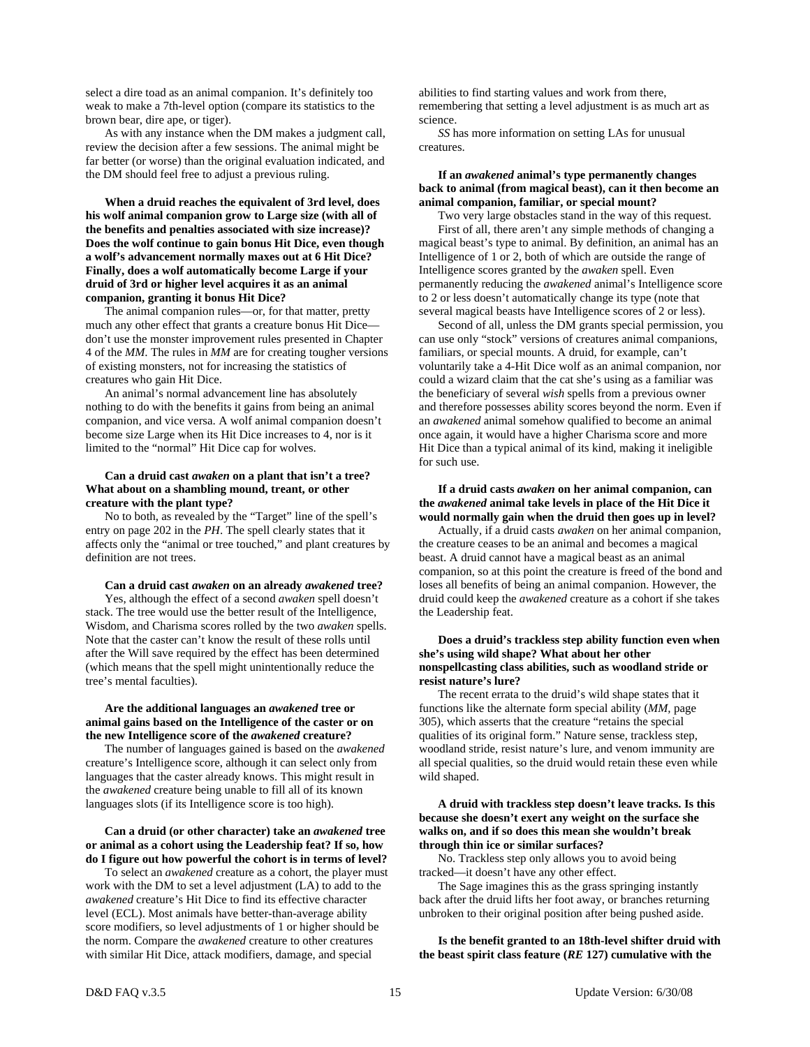select a dire toad as an animal companion. It's definitely too weak to make a 7th-level option (compare its statistics to the brown bear, dire ape, or tiger).

As with any instance when the DM makes a judgment call, review the decision after a few sessions. The animal might be far better (or worse) than the original evaluation indicated, and the DM should feel free to adjust a previous ruling.

**When a druid reaches the equivalent of 3rd level, does his wolf animal companion grow to Large size (with all of the benefits and penalties associated with size increase)? Does the wolf continue to gain bonus Hit Dice, even though a wolf's advancement normally maxes out at 6 Hit Dice? Finally, does a wolf automatically become Large if your druid of 3rd or higher level acquires it as an animal companion, granting it bonus Hit Dice?**

The animal companion rules—or, for that matter, pretty much any other effect that grants a creature bonus Hit Dice—don't use the monster improvement rules presented in Chapter 4 of the *MM*. The rules in *MM* are for creating tougher versions of existing monsters, not for increasing the statistics of creatures who gain Hit Dice.

An animal's normal advancement line has absolutely nothing to do with the benefits it gains from being an animal companion, and vice versa. A wolf animal companion doesn't become size Large when its Hit Dice increases to 4, nor is it limited to the "normal" Hit Dice cap for wolves.

**Can a druid cast *awaken* on a plant that isn't a tree? What about on a shambling mound, treant, or other creature with the plant type?**

No to both, as revealed by the "Target" line of the spell's entry on page 202 in the *PH*. The spell clearly states that it affects only the "animal or tree touched," and plant creatures by definition are not trees.

**Can a druid cast *awaken* on an already *awakened* tree?**

Yes, although the effect of a second *awaken* spell doesn't stack. The tree would use the better result of the Intelligence, Wisdom, and Charisma scores rolled by the two *awaken* spells. Note that the caster can't know the result of these rolls until after the Will save required by the effect has been determined (which means that the spell might unintentionally reduce the tree's mental faculties).

**Are the additional languages an *awakened* tree or animal gains based on the Intelligence of the caster or on the new Intelligence score of the *awakened* creature?**

The number of languages gained is based on the *awakened* creature's Intelligence score, although it can select only from languages that the caster already knows. This might result in the *awakened* creature being unable to fill all of its known languages slots (if its Intelligence score is too high).

**Can a druid (or other character) take an *awakened* tree or animal as a cohort using the Leadership feat? If so, how do I figure out how powerful the cohort is in terms of level?**

To select an *awakened* creature as a cohort, the player must work with the DM to set a level adjustment (LA) to add to the *awakened* creature's Hit Dice to find its effective character level (ECL). Most animals have better-than-average ability score modifiers, so level adjustments of 1 or higher should be the norm. Compare the *awakened* creature to other creatures with similar Hit Dice, attack modifiers, damage, and special abilities to find starting values and work from there, remembering that setting a level adjustment is as much art as science.

*SS* has more information on setting LAs for unusual creatures.

**If an *awakened* animal's type permanently changes back to animal (from magical beast), can it then become an animal companion, familiar, or special mount?**

Two very large obstacles stand in the way of this request.

First of all, there aren't any simple methods of changing a magical beast's type to animal. By definition, an animal has an Intelligence of 1 or 2, both of which are outside the range of Intelligence scores granted by the *awaken* spell. Even permanently reducing the *awakened* animal's Intelligence score to 2 or less doesn't automatically change its type (note that several magical beasts have Intelligence scores of 2 or less).

Second of all, unless the DM grants special permission, you can use only "stock" versions of creatures animal companions, familiars, or special mounts. A druid, for example, can't voluntarily take a 4-Hit Dice wolf as an animal companion, nor could a wizard claim that the cat she's using as a familiar was the beneficiary of several *wish* spells from a previous owner and therefore possesses ability scores beyond the norm. Even if an *awakened* animal somehow qualified to become an animal once again, it would have a higher Charisma score and more Hit Dice than a typical animal of its kind, making it ineligible for such use.

**If a druid casts *awaken* on her animal companion, can the *awakened* animal take levels in place of the Hit Dice it would normally gain when the druid then goes up in level?**

Actually, if a druid casts *awaken* on her animal companion, the creature ceases to be an animal and becomes a magical beast. A druid cannot have a magical beast as an animal companion, so at this point the creature is freed of the bond and loses all benefits of being an animal companion. However, the druid could keep the *awakened* creature as a cohort if she takes the Leadership feat.

**Does a druid's trackless step ability function even when she's using wild shape? What about her other nonspellcasting class abilities, such as woodland stride or resist nature's lure?**

The recent errata to the druid's wild shape states that it functions like the alternate form special ability (*MM*, page 305), which asserts that the creature "retains the special qualities of its original form." Nature sense, trackless step, woodland stride, resist nature's lure, and venom immunity are all special qualities, so the druid would retain these even while wild shaped.

**A druid with trackless step doesn't leave tracks. Is this because she doesn't exert any weight on the surface she walks on, and if so does this mean she wouldn't break through thin ice or similar surfaces?**

No. Trackless step only allows you to avoid being tracked—it doesn't have any other effect.

The Sage imagines this as the grass springing instantly back after the druid lifts her foot away, or branches returning unbroken to their original position after being pushed aside.

**Is the benefit granted to an 18th-level shifter druid with the beast spirit class feature (*RE* 127) cumulative with the**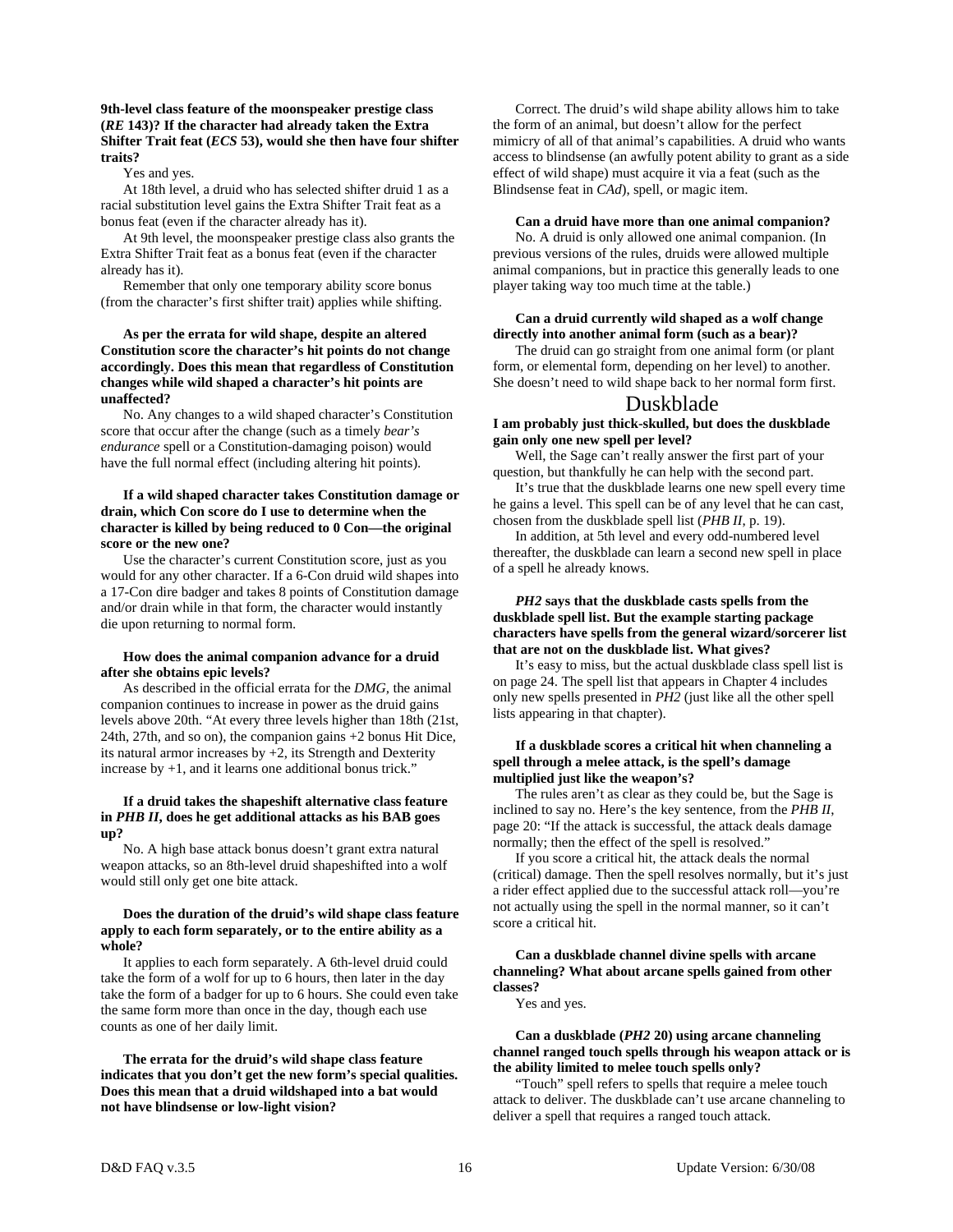**9th-level class feature of the moonspeaker prestige class (*RE* 143)? If the character had already taken the Extra Shifter Trait feat (*ECS* 53), would she then have four shifter traits?**

Yes and yes.

At 18th level, a druid who has selected shifter druid 1 as a racial substitution level gains the Extra Shifter Trait feat as a bonus feat (even if the character already has it).

At 9th level, the moonspeaker prestige class also grants the Extra Shifter Trait feat as a bonus feat (even if the character already has it).

Remember that only one temporary ability score bonus (from the character's first shifter trait) applies while shifting.

**As per the errata for wild shape, despite an altered Constitution score the character's hit points do not change accordingly. Does this mean that regardless of Constitution changes while wild shaped a character's hit points are unaffected?**

No. Any changes to a wild shaped character's Constitution score that occur after the change (such as a timely *bear's endurance* spell or a Constitution-damaging poison) would have the full normal effect (including altering hit points).

**If a wild shaped character takes Constitution damage or drain, which Con score do I use to determine when the character is killed by being reduced to 0 Con—the original score or the new one?**

Use the character's current Constitution score, just as you would for any other character. If a 6-Con druid wild shapes into a 17-Con dire badger and takes 8 points of Constitution damage and/or drain while in that form, the character would instantly die upon returning to normal form.

**How does the animal companion advance for a druid after she obtains epic levels?**

As described in the official errata for the *DMG,* the animal companion continues to increase in power as the druid gains levels above 20th. "At every three levels higher than 18th (21st, 24th, 27th, and so on), the companion gains +2 bonus Hit Dice, its natural armor increases by +2, its Strength and Dexterity increase by +1, and it learns one additional bonus trick."

**If a druid takes the shapeshift alternative class feature in *PHB II*, does he get additional attacks as his BAB goes up?**

No. A high base attack bonus doesn't grant extra natural weapon attacks, so an 8th-level druid shapeshifted into a wolf would still only get one bite attack.

**Does the duration of the druid's wild shape class feature apply to each form separately, or to the entire ability as a whole?**

It applies to each form separately. A 6th-level druid could take the form of a wolf for up to 6 hours, then later in the day take the form of a badger for up to 6 hours. She could even take the same form more than once in the day, though each use counts as one of her daily limit.

**The errata for the druid's wild shape class feature indicates that you don't get the new form's special qualities. Does this mean that a druid wildshaped into a bat would not have blindsense or low-light vision?**

Correct. The druid's wild shape ability allows him to take the form of an animal, but doesn't allow for the perfect mimicry of all of that animal's capabilities. A druid who wants access to blindsense (an awfully potent ability to grant as a side effect of wild shape) must acquire it via a feat (such as the Blindsense feat in *CAd*), spell, or magic item.

**Can a druid have more than one animal companion?**

No. A druid is only allowed one animal companion. (In previous versions of the rules, druids were allowed multiple animal companions, but in practice this generally leads to one player taking way too much time at the table.)

**Can a druid currently wild shaped as a wolf change directly into another animal form (such as a bear)?**

The druid can go straight from one animal form (or plant form, or elemental form, depending on her level) to another. She doesn't need to wild shape back to her normal form first.

## Duskblade

**I am probably just thick-skulled, but does the duskblade gain only one new spell per level?**

Well, the Sage can't really answer the first part of your question, but thankfully he can help with the second part.

It's true that the duskblade learns one new spell every time he gains a level. This spell can be of any level that he can cast, chosen from the duskblade spell list (*PHB II*, p. 19).

In addition, at 5th level and every odd-numbered level thereafter, the duskblade can learn a second new spell in place of a spell he already knows.

***PH2* says that the duskblade casts spells from the duskblade spell list. But the example starting package characters have spells from the general wizard/sorcerer list that are not on the duskblade list. What gives?**

It's easy to miss, but the actual duskblade class spell list is on page 24. The spell list that appears in Chapter 4 includes only new spells presented in *PH2* (just like all the other spell lists appearing in that chapter).

**If a duskblade scores a critical hit when channeling a spell through a melee attack, is the spell's damage multiplied just like the weapon's?**

The rules aren't as clear as they could be, but the Sage is inclined to say no. Here's the key sentence, from the *PHB II*, page 20: "If the attack is successful, the attack deals damage normally; then the effect of the spell is resolved."

If you score a critical hit, the attack deals the normal (critical) damage. Then the spell resolves normally, but it's just a rider effect applied due to the successful attack roll—you're not actually using the spell in the normal manner, so it can't score a critical hit.

**Can a duskblade channel divine spells with arcane channeling? What about arcane spells gained from other classes?**

Yes and yes.

**Can a duskblade (*PH2* 20) using arcane channeling channel ranged touch spells through his weapon attack or is the ability limited to melee touch spells only?**

"Touch" spell refers to spells that require a melee touch attack to deliver. The duskblade can't use arcane channeling to deliver a spell that requires a ranged touch attack.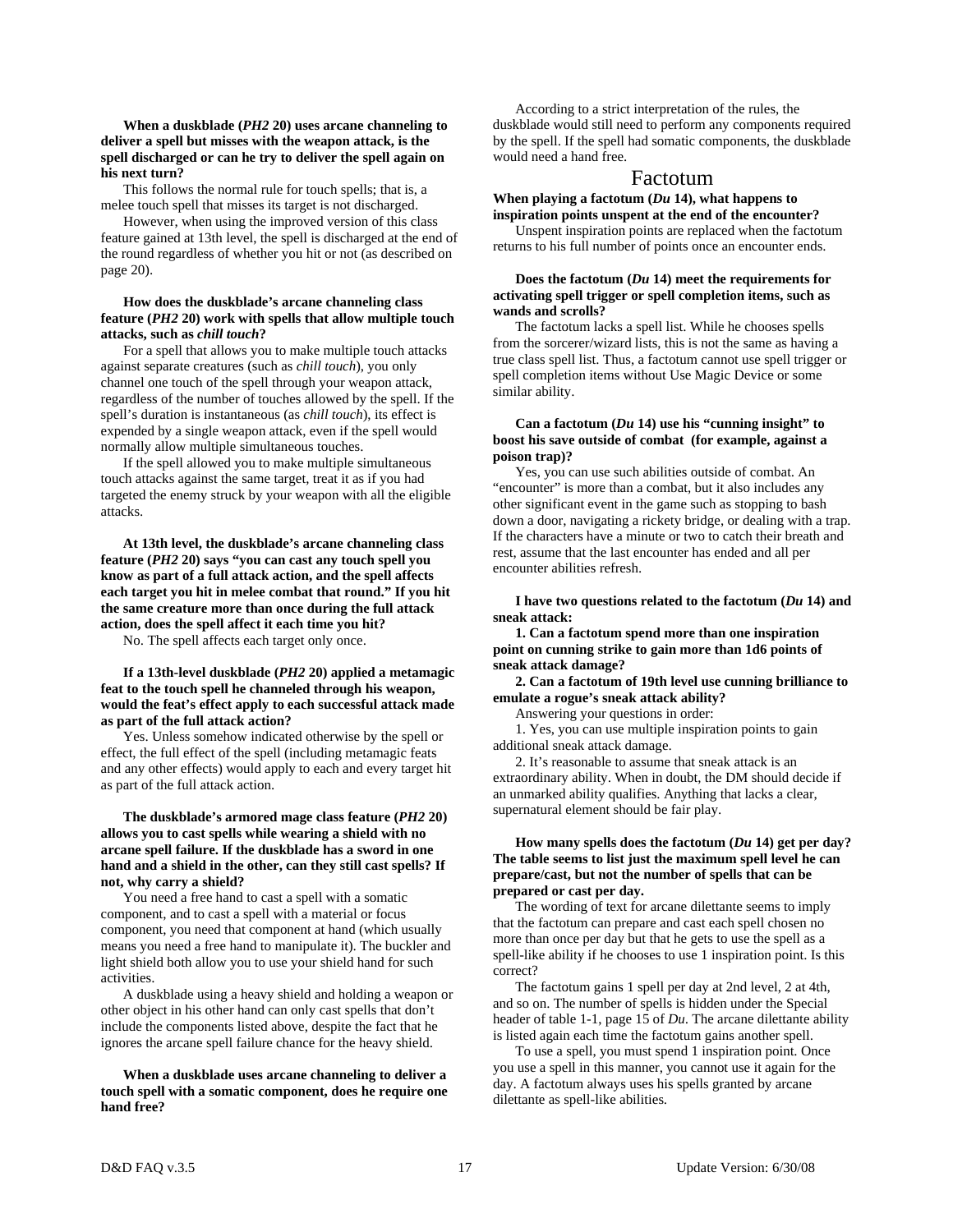**When a duskblade (*PH2* 20) uses arcane channeling to deliver a spell but misses with the weapon attack, is the spell discharged or can he try to deliver the spell again on his next turn?**

This follows the normal rule for touch spells; that is, a melee touch spell that misses its target is not discharged.

However, when using the improved version of this class feature gained at 13th level, the spell is discharged at the end of the round regardless of whether you hit or not (as described on page 20).

**How does the duskblade's arcane channeling class feature (*PH2* 20) work with spells that allow multiple touch attacks, such as *chill touch*?**

For a spell that allows you to make multiple touch attacks against separate creatures (such as *chill touch*), you only channel one touch of the spell through your weapon attack, regardless of the number of touches allowed by the spell. If the spell's duration is instantaneous (as *chill touch*), its effect is expended by a single weapon attack, even if the spell would normally allow multiple simultaneous touches.

If the spell allowed you to make multiple simultaneous touch attacks against the same target, treat it as if you had targeted the enemy struck by your weapon with all the eligible attacks.

**At 13th level, the duskblade's arcane channeling class feature (*PH2* 20) says "you can cast any touch spell you know as part of a full attack action, and the spell affects each target you hit in melee combat that round." If you hit the same creature more than once during the full attack action, does the spell affect it each time you hit?**

No. The spell affects each target only once.

**If a 13th-level duskblade (*PH2* 20) applied a metamagic feat to the touch spell he channeled through his weapon, would the feat's effect apply to each successful attack made as part of the full attack action?**

Yes. Unless somehow indicated otherwise by the spell or effect, the full effect of the spell (including metamagic feats and any other effects) would apply to each and every target hit as part of the full attack action.

**The duskblade's armored mage class feature (*PH2* 20) allows you to cast spells while wearing a shield with no arcane spell failure. If the duskblade has a sword in one hand and a shield in the other, can they still cast spells? If not, why carry a shield?**

You need a free hand to cast a spell with a somatic component, and to cast a spell with a material or focus component, you need that component at hand (which usually means you need a free hand to manipulate it). The buckler and light shield both allow you to use your shield hand for such activities.

A duskblade using a heavy shield and holding a weapon or other object in his other hand can only cast spells that don't include the components listed above, despite the fact that he ignores the arcane spell failure chance for the heavy shield.

**When a duskblade uses arcane channeling to deliver a touch spell with a somatic component, does he require one hand free?**

According to a strict interpretation of the rules, the duskblade would still need to perform any components required by the spell. If the spell had somatic components, the duskblade would need a hand free.

## Factotum

**When playing a factotum (*Du* 14), what happens to inspiration points unspent at the end of the encounter?**

Unspent inspiration points are replaced when the factotum returns to his full number of points once an encounter ends.

**Does the factotum (*Du* 14) meet the requirements for activating spell trigger or spell completion items, such as wands and scrolls?**

The factotum lacks a spell list. While he chooses spells from the sorcerer/wizard lists, this is not the same as having a true class spell list. Thus, a factotum cannot use spell trigger or spell completion items without Use Magic Device or some similar ability.

**Can a factotum (*Du* 14) use his "cunning insight" to boost his save outside of combat (for example, against a poison trap)?**

Yes, you can use such abilities outside of combat. An "encounter" is more than a combat, but it also includes any other significant event in the game such as stopping to bash down a door, navigating a rickety bridge, or dealing with a trap. If the characters have a minute or two to catch their breath and rest, assume that the last encounter has ended and all per encounter abilities refresh.

**I have two questions related to the factotum (*Du* 14) and sneak attack:**

**1. Can a factotum spend more than one inspiration point on cunning strike to gain more than 1d6 points of sneak attack damage?**

**2. Can a factotum of 19th level use cunning brilliance to emulate a rogue's sneak attack ability?**

Answering your questions in order:

1. Yes, you can use multiple inspiration points to gain additional sneak attack damage.

2. It's reasonable to assume that sneak attack is an extraordinary ability. When in doubt, the DM should decide if an unmarked ability qualifies. Anything that lacks a clear, supernatural element should be fair play.

**How many spells does the factotum (*Du* 14) get per day? The table seems to list just the maximum spell level he can prepare/cast, but not the number of spells that can be prepared or cast per day.**

The wording of text for arcane dilettante seems to imply that the factotum can prepare and cast each spell chosen no more than once per day but that he gets to use the spell as a spell-like ability if he chooses to use 1 inspiration point. Is this correct?

The factotum gains 1 spell per day at 2nd level, 2 at 4th, and so on. The number of spells is hidden under the Special header of table 1-1, page 15 of *Du*. The arcane dilettante ability is listed again each time the factotum gains another spell.

To use a spell, you must spend 1 inspiration point. Once you use a spell in this manner, you cannot use it again for the day. A factotum always uses his spells granted by arcane dilettante as spell-like abilities.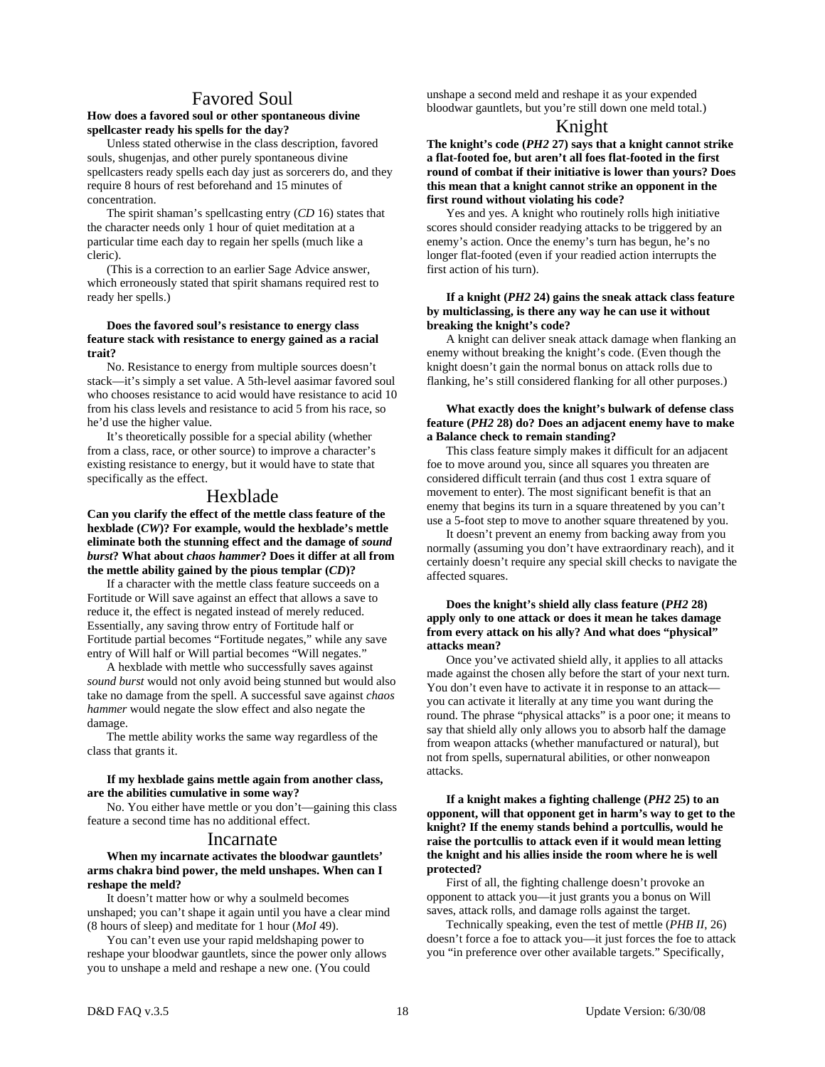## Favored Soul

**How does a favored soul or other spontaneous divine spellcaster ready his spells for the day?**

Unless stated otherwise in the class description, favored souls, shugenjas, and other purely spontaneous divine spellcasters ready spells each day just as sorcerers do, and they require 8 hours of rest beforehand and 15 minutes of concentration.

The spirit shaman's spellcasting entry (*CD* 16) states that the character needs only 1 hour of quiet meditation at a particular time each day to regain her spells (much like a cleric).

(This is a correction to an earlier Sage Advice answer, which erroneously stated that spirit shamans required rest to ready her spells.)

**Does the favored soul's resistance to energy class feature stack with resistance to energy gained as a racial trait?**

No. Resistance to energy from multiple sources doesn't stack—it's simply a set value. A 5th-level aasimar favored soul who chooses resistance to acid would have resistance to acid 10 from his class levels and resistance to acid 5 from his race, so he'd use the higher value.

It's theoretically possible for a special ability (whether from a class, race, or other source) to improve a character's existing resistance to energy, but it would have to state that specifically as the effect.

## Hexblade

**Can you clarify the effect of the mettle class feature of the hexblade (*CW*)? For example, would the hexblade's mettle eliminate both the stunning effect and the damage of *sound burst*? What about *chaos hammer*? Does it differ at all from the mettle ability gained by the pious templar (*CD*)?**

If a character with the mettle class feature succeeds on a Fortitude or Will save against an effect that allows a save to reduce it, the effect is negated instead of merely reduced. Essentially, any saving throw entry of Fortitude half or Fortitude partial becomes "Fortitude negates," while any save entry of Will half or Will partial becomes "Will negates."

A hexblade with mettle who successfully saves against *sound burst* would not only avoid being stunned but would also take no damage from the spell. A successful save against *chaos hammer* would negate the slow effect and also negate the damage.

The mettle ability works the same way regardless of the class that grants it.

**If my hexblade gains mettle again from another class, are the abilities cumulative in some way?**

No. You either have mettle or you don't—gaining this class feature a second time has no additional effect.

## Incarnate

**When my incarnate activates the bloodwar gauntlets' arms chakra bind power, the meld unshapes. When can I reshape the meld?**

It doesn't matter how or why a soulmeld becomes unshaped; you can't shape it again until you have a clear mind (8 hours of sleep) and meditate for 1 hour (*MoI* 49).

You can't even use your rapid meldshaping power to reshape your bloodwar gauntlets, since the power only allows you to unshape a meld and reshape a new one. (You could unshape a second meld and reshape it as your expended bloodwar gauntlets, but you're still down one meld total.)

## Knight

**The knight's code (*PH2* 27) says that a knight cannot strike a flat-footed foe, but aren't all foes flat-footed in the first round of combat if their initiative is lower than yours? Does this mean that a knight cannot strike an opponent in the first round without violating his code?**

Yes and yes. A knight who routinely rolls high initiative scores should consider readying attacks to be triggered by an enemy's action. Once the enemy's turn has begun, he's no longer flat-footed (even if your readied action interrupts the first action of his turn).

**If a knight (*PH2* 24) gains the sneak attack class feature by multiclassing, is there any way he can use it without breaking the knight's code?**

A knight can deliver sneak attack damage when flanking an enemy without breaking the knight's code. (Even though the knight doesn't gain the normal bonus on attack rolls due to flanking, he's still considered flanking for all other purposes.)

**What exactly does the knight's bulwark of defense class feature (*PH2* 28) do? Does an adjacent enemy have to make a Balance check to remain standing?**

This class feature simply makes it difficult for an adjacent foe to move around you, since all squares you threaten are considered difficult terrain (and thus cost 1 extra square of movement to enter). The most significant benefit is that an enemy that begins its turn in a square threatened by you can't use a 5-foot step to move to another square threatened by you.

It doesn't prevent an enemy from backing away from you normally (assuming you don't have extraordinary reach), and it certainly doesn't require any special skill checks to navigate the affected squares.

**Does the knight's shield ally class feature (*PH2* 28) apply only to one attack or does it mean he takes damage from every attack on his ally? And what does "physical" attacks mean?**

Once you've activated shield ally, it applies to all attacks made against the chosen ally before the start of your next turn. You don't even have to activate it in response to an attack—you can activate it literally at any time you want during the round. The phrase "physical attacks" is a poor one; it means to say that shield ally only allows you to absorb half the damage from weapon attacks (whether manufactured or natural), but not from spells, supernatural abilities, or other nonweapon attacks.

**If a knight makes a fighting challenge (*PH2* 25) to an opponent, will that opponent get in harm's way to get to the knight? If the enemy stands behind a portcullis, would he raise the portcullis to attack even if it would mean letting the knight and his allies inside the room where he is well protected?**

First of all, the fighting challenge doesn't provoke an opponent to attack you—it just grants you a bonus on Will saves, attack rolls, and damage rolls against the target.

Technically speaking, even the test of mettle (*PHB II*, 26) doesn't force a foe to attack you—it just forces the foe to attack you "in preference over other available targets." Specifically,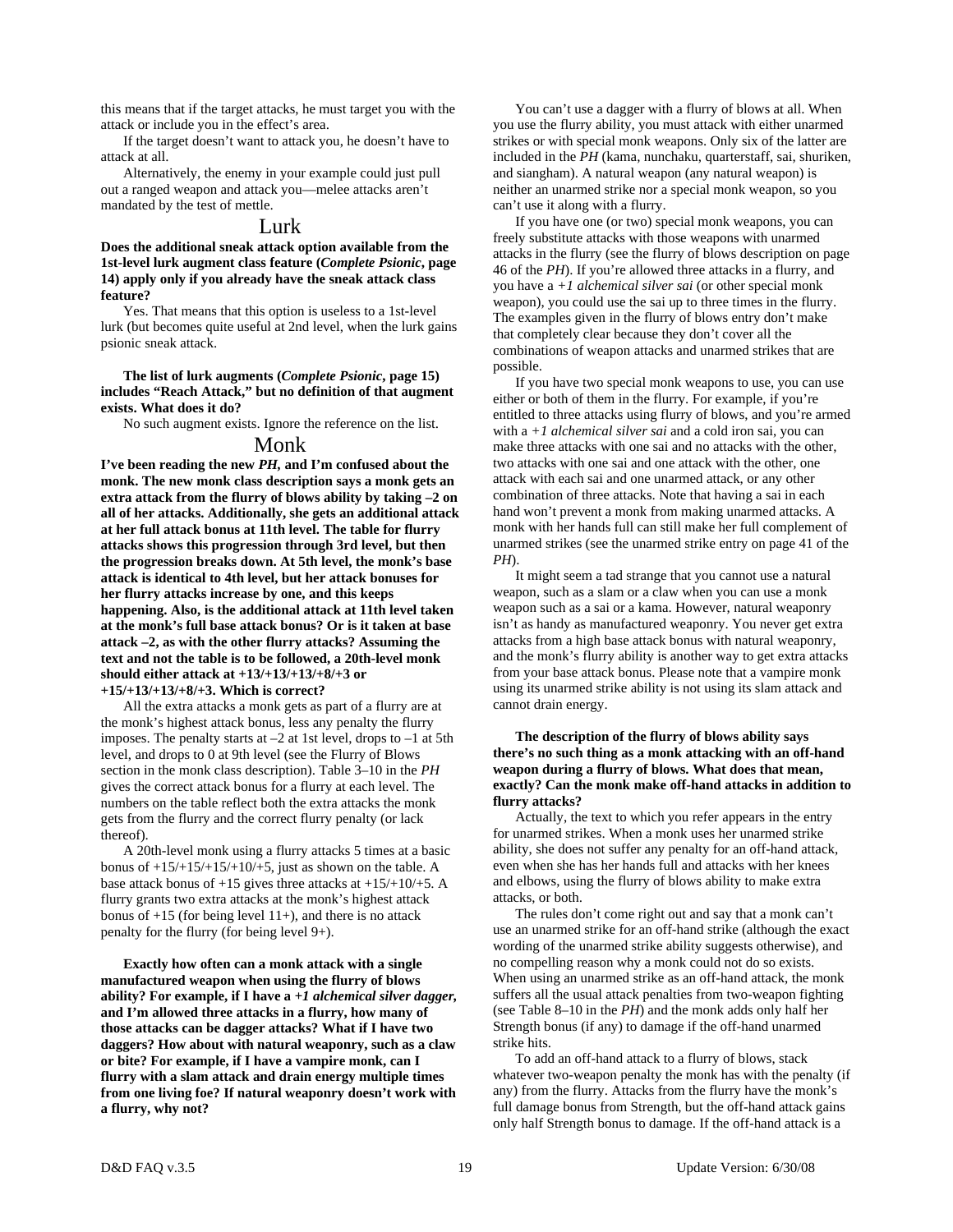this means that if the target attacks, he must target you with the attack or include you in the effect's area.

If the target doesn't want to attack you, he doesn't have to attack at all.

Alternatively, the enemy in your example could just pull out a ranged weapon and attack you—melee attacks aren't mandated by the test of mettle.

## Lurk

**Does the additional sneak attack option available from the 1st-level lurk augment class feature (*Complete Psionic*, page 14) apply only if you already have the sneak attack class feature?**

Yes. That means that this option is useless to a 1st-level lurk (but becomes quite useful at 2nd level, when the lurk gains psionic sneak attack.

**The list of lurk augments (*Complete Psionic*, page 15) includes "Reach Attack," but no definition of that augment exists. What does it do?**

No such augment exists. Ignore the reference on the list.

## Monk

**I've been reading the new *PH*, and I'm confused about the monk. The new monk class description says a monk gets an extra attack from the flurry of blows ability by taking –2 on all of her attacks. Additionally, she gets an additional attack at her full attack bonus at 11th level. The table for flurry attacks shows this progression through 3rd level, but then the progression breaks down. At 5th level, the monk's base attack is identical to 4th level, but her attack bonuses for her flurry attacks increase by one, and this keeps happening. Also, is the additional attack at 11th level taken at the monk's full base attack bonus? Or is it taken at base attack –2, as with the other flurry attacks? Assuming the text and not the table is to be followed, a 20th-level monk should either attack at +13/+13/+13/+8/+3 or +15/+13/+13/+8/+3. Which is correct?**

All the extra attacks a monk gets as part of a flurry are at the monk's highest attack bonus, less any penalty the flurry imposes. The penalty starts at –2 at 1st level, drops to –1 at 5th level, and drops to 0 at 9th level (see the Flurry of Blows section in the monk class description). Table 3–10 in the *PH* gives the correct attack bonus for a flurry at each level. The numbers on the table reflect both the extra attacks the monk gets from the flurry and the correct flurry penalty (or lack thereof).

A 20th-level monk using a flurry attacks 5 times at a basic bonus of +15/+15/+15/+10/+5, just as shown on the table. A base attack bonus of +15 gives three attacks at +15/+10/+5. A flurry grants two extra attacks at the monk's highest attack bonus of +15 (for being level 11+), and there is no attack penalty for the flurry (for being level 9+).

**Exactly how often can a monk attack with a single manufactured weapon when using the flurry of blows ability? For example, if I have a *+1 alchemical silver dagger*, and I'm allowed three attacks in a flurry, how many of those attacks can be dagger attacks? What if I have two daggers? How about with natural weaponry, such as a claw or bite? For example, if I have a vampire monk, can I flurry with a slam attack and drain energy multiple times from one living foe? If natural weaponry doesn't work with a flurry, why not?**

You can't use a dagger with a flurry of blows at all. When you use the flurry ability, you must attack with either unarmed strikes or with special monk weapons. Only six of the latter are included in the *PH* (kama, nunchaku, quarterstaff, sai, shuriken, and siangham). A natural weapon (any natural weapon) is neither an unarmed strike nor a special monk weapon, so you can't use it along with a flurry.

If you have one (or two) special monk weapons, you can freely substitute attacks with those weapons with unarmed attacks in the flurry (see the flurry of blows description on page 46 of the *PH*). If you're allowed three attacks in a flurry, and you have a *+1 alchemical silver sai* (or other special monk weapon), you could use the sai up to three times in the flurry. The examples given in the flurry of blows entry don't make that completely clear because they don't cover all the combinations of weapon attacks and unarmed strikes that are possible.

If you have two special monk weapons to use, you can use either or both of them in the flurry. For example, if you're entitled to three attacks using flurry of blows, and you're armed with a *+1 alchemical silver sai* and a cold iron sai, you can make three attacks with one sai and no attacks with the other, two attacks with one sai and one attack with the other, one attack with each sai and one unarmed attack, or any other combination of three attacks. Note that having a sai in each hand won't prevent a monk from making unarmed attacks. A monk with her hands full can still make her full complement of unarmed strikes (see the unarmed strike entry on page 41 of the *PH*).

It might seem a tad strange that you cannot use a natural weapon, such as a slam or a claw when you can use a monk weapon such as a sai or a kama. However, natural weaponry isn't as handy as manufactured weaponry. You never get extra attacks from a high base attack bonus with natural weaponry, and the monk's flurry ability is another way to get extra attacks from your base attack bonus. Please note that a vampire monk using its unarmed strike ability is not using its slam attack and cannot drain energy.

**The description of the flurry of blows ability says there's no such thing as a monk attacking with an off-hand weapon during a flurry of blows. What does that mean, exactly? Can the monk make off-hand attacks in addition to flurry attacks?**

Actually, the text to which you refer appears in the entry for unarmed strikes. When a monk uses her unarmed strike ability, she does not suffer any penalty for an off-hand attack, even when she has her hands full and attacks with her knees and elbows, using the flurry of blows ability to make extra attacks, or both.

The rules don't come right out and say that a monk can't use an unarmed strike for an off-hand strike (although the exact wording of the unarmed strike ability suggests otherwise), and no compelling reason why a monk could not do so exists. When using an unarmed strike as an off-hand attack, the monk suffers all the usual attack penalties from two-weapon fighting (see Table 8–10 in the *PH*) and the monk adds only half her Strength bonus (if any) to damage if the off-hand unarmed strike hits.

To add an off-hand attack to a flurry of blows, stack whatever two-weapon penalty the monk has with the penalty (if any) from the flurry. Attacks from the flurry have the monk's full damage bonus from Strength, but the off-hand attack gains only half Strength bonus to damage. If the off-hand attack is a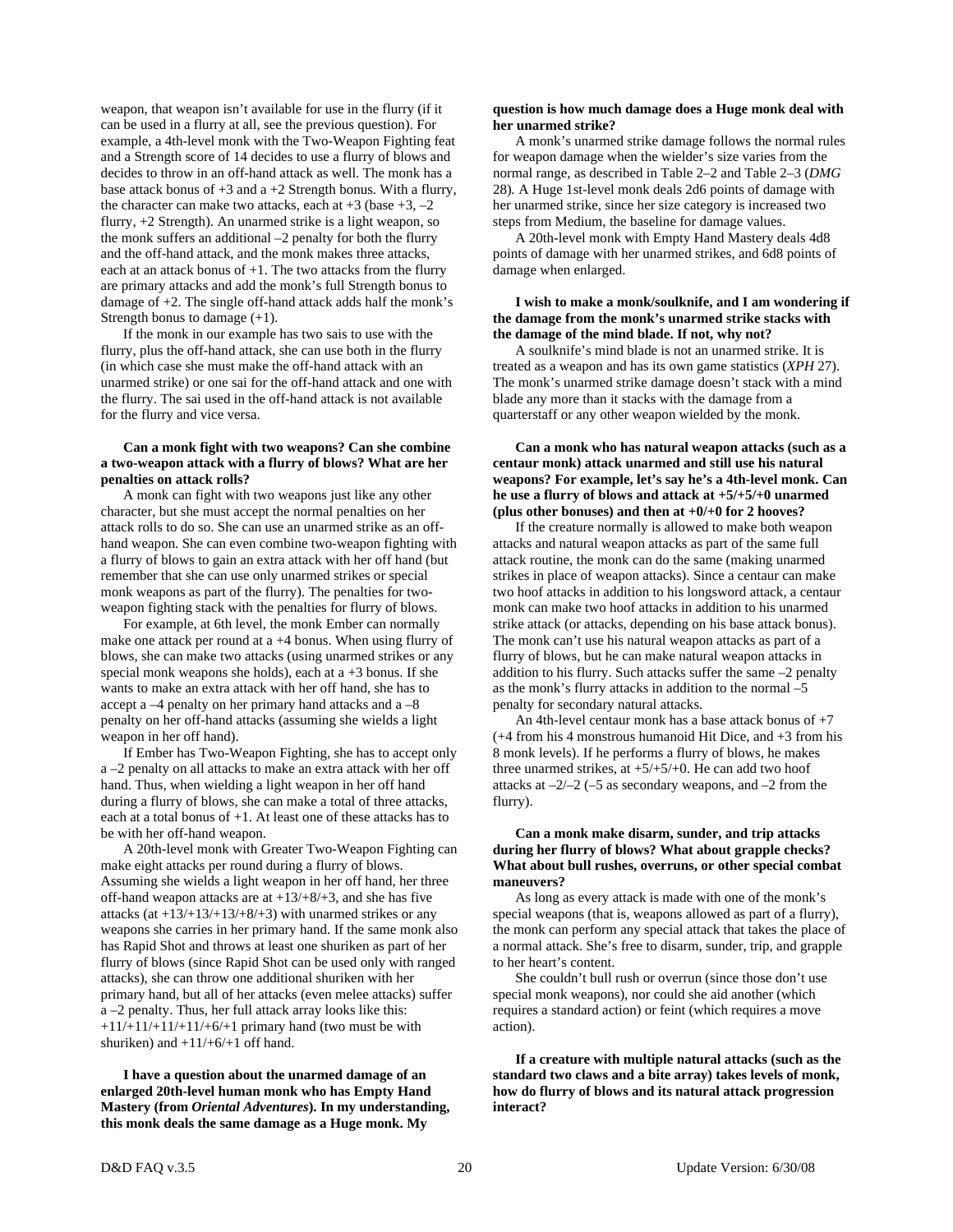weapon, that weapon isn't available for use in the flurry (if it can be used in a flurry at all, see the previous question). For example, a 4th-level monk with the Two-Weapon Fighting feat and a Strength score of 14 decides to use a flurry of blows and decides to throw in an off-hand attack as well. The monk has a base attack bonus of +3 and a +2 Strength bonus. With a flurry, the character can make two attacks, each at +3 (base +3, –2 flurry, +2 Strength). An unarmed strike is a light weapon, so the monk suffers an additional –2 penalty for both the flurry and the off-hand attack, and the monk makes three attacks, each at an attack bonus of +1. The two attacks from the flurry are primary attacks and add the monk's full Strength bonus to damage of +2. The single off-hand attack adds half the monk's Strength bonus to damage (+1).

If the monk in our example has two sais to use with the flurry, plus the off-hand attack, she can use both in the flurry (in which case she must make the off-hand attack with an unarmed strike) or one sai for the off-hand attack and one with the flurry. The sai used in the off-hand attack is not available for the flurry and vice versa.

**Can a monk fight with two weapons? Can she combine a two-weapon attack with a flurry of blows? What are her penalties on attack rolls?**

A monk can fight with two weapons just like any other character, but she must accept the normal penalties on her attack rolls to do so. She can use an unarmed strike as an off-hand weapon. She can even combine two-weapon fighting with a flurry of blows to gain an extra attack with her off hand (but remember that she can use only unarmed strikes or special monk weapons as part of the flurry). The penalties for two-weapon fighting stack with the penalties for flurry of blows.

For example, at 6th level, the monk Ember can normally make one attack per round at a +4 bonus. When using flurry of blows, she can make two attacks (using unarmed strikes or any special monk weapons she holds), each at a +3 bonus. If she wants to make an extra attack with her off hand, she has to accept a –4 penalty on her primary hand attacks and a –8 penalty on her off-hand attacks (assuming she wields a light weapon in her off hand).

If Ember has Two-Weapon Fighting, she has to accept only a –2 penalty on all attacks to make an extra attack with her off hand. Thus, when wielding a light weapon in her off hand during a flurry of blows, she can make a total of three attacks, each at a total bonus of +1. At least one of these attacks has to be with her off-hand weapon.

A 20th-level monk with Greater Two-Weapon Fighting can make eight attacks per round during a flurry of blows. Assuming she wields a light weapon in her off hand, her three off-hand weapon attacks are at +13/+8/+3, and she has five attacks (at +13/+13/+13/+8/+3) with unarmed strikes or any weapons she carries in her primary hand. If the same monk also has Rapid Shot and throws at least one shuriken as part of her flurry of blows (since Rapid Shot can be used only with ranged attacks), she can throw one additional shuriken with her primary hand, but all of her attacks (even melee attacks) suffer a –2 penalty. Thus, her full attack array looks like this: +11/+11/+11/+11/+6/+1 primary hand (two must be with shuriken) and +11/+6/+1 off hand.

**I have a question about the unarmed damage of an enlarged 20th-level human monk who has Empty Hand Mastery (from *Oriental Adventures*). In my understanding, this monk deals the same damage as a Huge monk. My question is how much damage does a Huge monk deal with her unarmed strike?**

A monk's unarmed strike damage follows the normal rules for weapon damage when the wielder's size varies from the normal range, as described in Table 2–2 and Table 2–3 (*DMG* 28)*.* A Huge 1st-level monk deals 2d6 points of damage with her unarmed strike, since her size category is increased two steps from Medium, the baseline for damage values.

A 20th-level monk with Empty Hand Mastery deals 4d8 points of damage with her unarmed strikes, and 6d8 points of damage when enlarged.

**I wish to make a monk/soulknife, and I am wondering if the damage from the monk's unarmed strike stacks with the damage of the mind blade. If not, why not?**

A soulknife's mind blade is not an unarmed strike. It is treated as a weapon and has its own game statistics (*XPH* 27). The monk's unarmed strike damage doesn't stack with a mind blade any more than it stacks with the damage from a quarterstaff or any other weapon wielded by the monk.

**Can a monk who has natural weapon attacks (such as a centaur monk) attack unarmed and still use his natural weapons? For example, let's say he's a 4th-level monk. Can he use a flurry of blows and attack at +5/+5/+0 unarmed (plus other bonuses) and then at +0/+0 for 2 hooves?**

If the creature normally is allowed to make both weapon attacks and natural weapon attacks as part of the same full attack routine, the monk can do the same (making unarmed strikes in place of weapon attacks). Since a centaur can make two hoof attacks in addition to his longsword attack, a centaur monk can make two hoof attacks in addition to his unarmed strike attack (or attacks, depending on his base attack bonus). The monk can't use his natural weapon attacks as part of a flurry of blows, but he can make natural weapon attacks in addition to his flurry. Such attacks suffer the same –2 penalty as the monk's flurry attacks in addition to the normal –5 penalty for secondary natural attacks.

An 4th-level centaur monk has a base attack bonus of +7 (+4 from his 4 monstrous humanoid Hit Dice, and +3 from his 8 monk levels). If he performs a flurry of blows, he makes three unarmed strikes, at +5/+5/+0. He can add two hoof attacks at –2/–2 (–5 as secondary weapons, and –2 from the flurry).

**Can a monk make disarm, sunder, and trip attacks during her flurry of blows? What about grapple checks? What about bull rushes, overruns, or other special combat maneuvers?**

As long as every attack is made with one of the monk's special weapons (that is, weapons allowed as part of a flurry), the monk can perform any special attack that takes the place of a normal attack. She's free to disarm, sunder, trip, and grapple to her heart's content.

She couldn't bull rush or overrun (since those don't use special monk weapons), nor could she aid another (which requires a standard action) or feint (which requires a move action).

**If a creature with multiple natural attacks (such as the standard two claws and a bite array) takes levels of monk, how do flurry of blows and its natural attack progression interact?**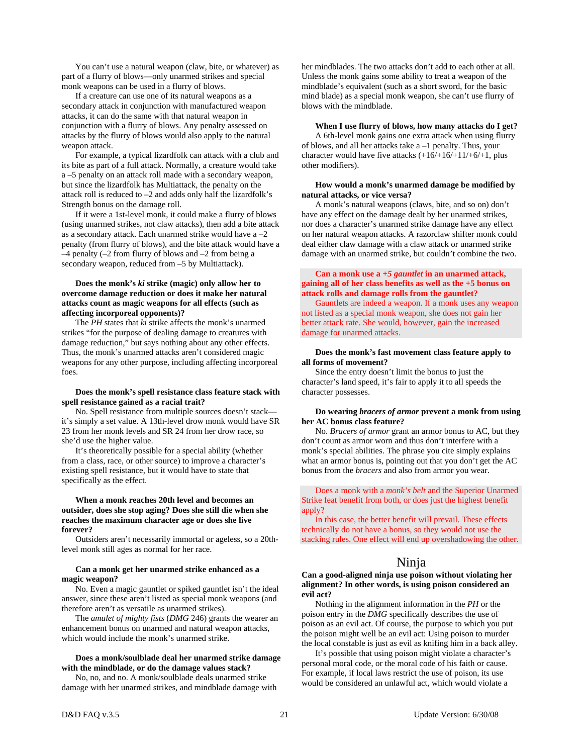You can't use a natural weapon (claw, bite, or whatever) as part of a flurry of blows—only unarmed strikes and special monk weapons can be used in a flurry of blows.

If a creature can use one of its natural weapons as a secondary attack in conjunction with manufactured weapon attacks, it can do the same with that natural weapon in conjunction with a flurry of blows. Any penalty assessed on attacks by the flurry of blows would also apply to the natural weapon attack.

For example, a typical lizardfolk can attack with a club and its bite as part of a full attack. Normally, a creature would take a –5 penalty on an attack roll made with a secondary weapon, but since the lizardfolk has Multiattack, the penalty on the attack roll is reduced to –2 and adds only half the lizardfolk's Strength bonus on the damage roll.

If it were a 1st-level monk, it could make a flurry of blows (using unarmed strikes, not claw attacks), then add a bite attack as a secondary attack. Each unarmed strike would have a –2 penalty (from flurry of blows), and the bite attack would have a –4 penalty (–2 from flurry of blows and –2 from being a secondary weapon, reduced from –5 by Multiattack).

**Does the monk's *ki* strike (magic) only allow her to overcome damage reduction or does it make her natural attacks count as magic weapons for all effects (such as affecting incorporeal opponents)?**

The *PH* states that *ki* strike affects the monk's unarmed strikes "for the purpose of dealing damage to creatures with damage reduction," but says nothing about any other effects. Thus, the monk's unarmed attacks aren't considered magic weapons for any other purpose, including affecting incorporeal foes.

**Does the monk's spell resistance class feature stack with spell resistance gained as a racial trait?**

No. Spell resistance from multiple sources doesn't stack—it's simply a set value. A 13th-level drow monk would have SR 23 from her monk levels and SR 24 from her drow race, so she'd use the higher value.

It's theoretically possible for a special ability (whether from a class, race, or other source) to improve a character's existing spell resistance, but it would have to state that specifically as the effect.

**When a monk reaches 20th level and becomes an outsider, does she stop aging? Does she still die when she reaches the maximum character age or does she live forever?**

Outsiders aren't necessarily immortal or ageless, so a 20th-level monk still ages as normal for her race.

**Can a monk get her unarmed strike enhanced as a magic weapon?**

No. Even a magic gauntlet or spiked gauntlet isn't the ideal answer, since these aren't listed as special monk weapons (and therefore aren't as versatile as unarmed strikes).

The *amulet of mighty fists* (*DMG* 246) grants the wearer an enhancement bonus on unarmed and natural weapon attacks, which would include the monk's unarmed strike.

**Does a monk/soulblade deal her unarmed strike damage with the mindblade, or do the damage values stack?**

No, no, and no. A monk/soulblade deals unarmed strike damage with her unarmed strikes, and mindblade damage with her mindblades. The two attacks don't add to each other at all. Unless the monk gains some ability to treat a weapon of the mindblade's equivalent (such as a short sword, for the basic mind blade) as a special monk weapon, she can't use flurry of blows with the mindblade.

**When I use flurry of blows, how many attacks do I get?**

A 6th-level monk gains one extra attack when using flurry of blows, and all her attacks take a –1 penalty. Thus, your character would have five attacks (+16/+16/+11/+6/+1, plus other modifiers).

**How would a monk's unarmed damage be modified by natural attacks, or vice versa?**

A monk's natural weapons (claws, bite, and so on) don't have any effect on the damage dealt by her unarmed strikes, nor does a character's unarmed strike damage have any effect on her natural weapon attacks. A razorclaw shifter monk could deal either claw damage with a claw attack or unarmed strike damage with an unarmed strike, but couldn't combine the two.

**Can a monk use a *+5 gauntlet* in an unarmed attack, gaining all of her class benefits as well as the +5 bonus on attack rolls and damage rolls from the gauntlet?**

Gauntlets are indeed a weapon. If a monk uses any weapon not listed as a special monk weapon, she does not gain her better attack rate. She would, however, gain the increased damage for unarmed attacks.

**Does the monk's fast movement class feature apply to all forms of movement?**

Since the entry doesn't limit the bonus to just the character's land speed, it's fair to apply it to all speeds the character possesses.

**Do wearing *bracers of armor* prevent a monk from using her AC bonus class feature?**

No. *Bracers of armor* grant an armor bonus to AC, but they don't count as armor worn and thus don't interfere with a monk's special abilities. The phrase you cite simply explains what an armor bonus is, pointing out that you don't get the AC bonus from the *bracers* and also from armor you wear.

Does a monk with a *monk's belt* and the Superior Unarmed Strike feat benefit from both, or does just the highest benefit apply?

In this case, the better benefit will prevail. These effects technically do not have a bonus, so they would not use the stacking rules. One effect will end up overshadowing the other.

## Ninja

**Can a good-aligned ninja use poison without violating her alignment? In other words, is using poison considered an evil act?**

Nothing in the alignment information in the *PH* or the poison entry in the *DMG* specifically describes the use of poison as an evil act. Of course, the purpose to which you put the poison might well be an evil act: Using poison to murder the local constable is just as evil as knifing him in a back alley.

It's possible that using poison might violate a character's personal moral code, or the moral code of his faith or cause. For example, if local laws restrict the use of poison, its use would be considered an unlawful act, which would violate a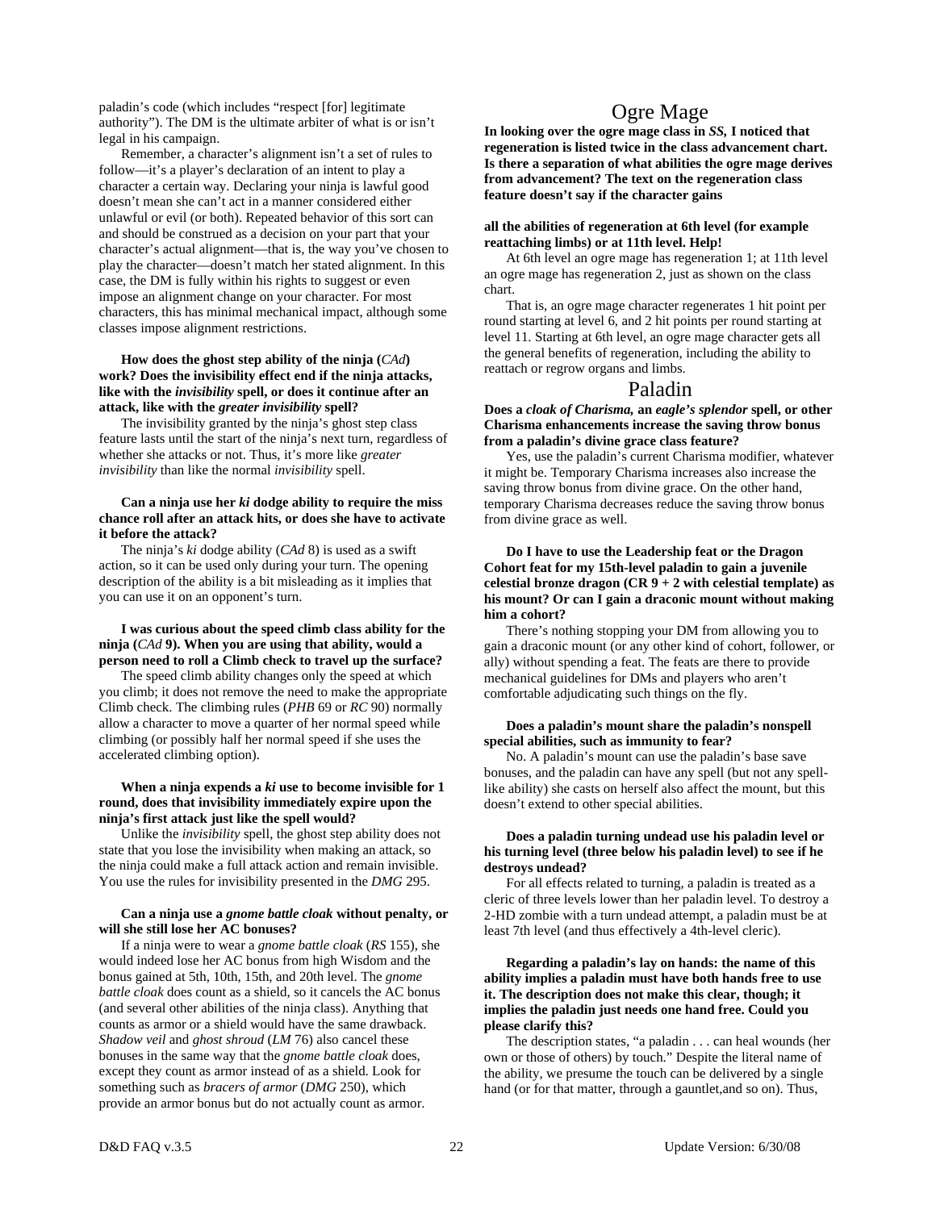paladin's code (which includes "respect [for] legitimate authority"). The DM is the ultimate arbiter of what is or isn't legal in his campaign.

Remember, a character's alignment isn't a set of rules to follow—it's a player's declaration of an intent to play a character a certain way. Declaring your ninja is lawful good doesn't mean she can't act in a manner considered either unlawful or evil (or both). Repeated behavior of this sort can and should be construed as a decision on your part that your character's actual alignment—that is, the way you've chosen to play the character—doesn't match her stated alignment. In this case, the DM is fully within his rights to suggest or even impose an alignment change on your character. For most characters, this has minimal mechanical impact, although some classes impose alignment restrictions.

**How does the ghost step ability of the ninja (*CAd*) work? Does the invisibility effect end if the ninja attacks, like with the *invisibility* spell, or does it continue after an attack, like with the *greater invisibility* spell?**

The invisibility granted by the ninja's ghost step class feature lasts until the start of the ninja's next turn, regardless of whether she attacks or not. Thus, it's more like *greater invisibility* than like the normal *invisibility* spell.

**Can a ninja use her *ki* dodge ability to require the miss chance roll after an attack hits, or does she have to activate it before the attack?**

The ninja's *ki* dodge ability (*CAd* 8) is used as a swift action, so it can be used only during your turn. The opening description of the ability is a bit misleading as it implies that you can use it on an opponent's turn.

**I was curious about the speed climb class ability for the ninja (*CAd* 9). When you are using that ability, would a person need to roll a Climb check to travel up the surface?**

The speed climb ability changes only the speed at which you climb; it does not remove the need to make the appropriate Climb check. The climbing rules (*PHB* 69 or *RC* 90) normally allow a character to move a quarter of her normal speed while climbing (or possibly half her normal speed if she uses the accelerated climbing option).

**When a ninja expends a *ki* use to become invisible for 1 round, does that invisibility immediately expire upon the ninja's first attack just like the spell would?**

Unlike the *invisibility* spell, the ghost step ability does not state that you lose the invisibility when making an attack, so the ninja could make a full attack action and remain invisible. You use the rules for invisibility presented in the *DMG* 295.

**Can a ninja use a *gnome battle cloak* without penalty, or will she still lose her AC bonuses?**

If a ninja were to wear a *gnome battle cloak* (*RS* 155), she would indeed lose her AC bonus from high Wisdom and the bonus gained at 5th, 10th, 15th, and 20th level. The *gnome battle cloak* does count as a shield, so it cancels the AC bonus (and several other abilities of the ninja class). Anything that counts as armor or a shield would have the same drawback. *Shadow veil* and *ghost shroud* (*LM* 76) also cancel these bonuses in the same way that the *gnome battle cloak* does, except they count as armor instead of as a shield. Look for something such as *bracers of armor* (*DMG* 250), which provide an armor bonus but do not actually count as armor.

## Ogre Mage

**In looking over the ogre mage class in *SS*, I noticed that regeneration is listed twice in the class advancement chart. Is there a separation of what abilities the ogre mage derives from advancement? The text on the regeneration class feature doesn't say if the character gains all the abilities of regeneration at 6th level (for example reattaching limbs) or at 11th level. Help!**

At 6th level an ogre mage has regeneration 1; at 11th level an ogre mage has regeneration 2, just as shown on the class chart.

That is, an ogre mage character regenerates 1 hit point per round starting at level 6, and 2 hit points per round starting at level 11. Starting at 6th level, an ogre mage character gets all the general benefits of regeneration, including the ability to reattach or regrow organs and limbs.

## Paladin

**Does a *cloak of Charisma,* an *eagle's splendor* spell, or other Charisma enhancements increase the saving throw bonus from a paladin's divine grace class feature?**

Yes, use the paladin's current Charisma modifier, whatever it might be. Temporary Charisma increases also increase the saving throw bonus from divine grace. On the other hand, temporary Charisma decreases reduce the saving throw bonus from divine grace as well.

**Do I have to use the Leadership feat or the Dragon Cohort feat for my 15th-level paladin to gain a juvenile celestial bronze dragon (CR 9 + 2 with celestial template) as his mount? Or can I gain a draconic mount without making him a cohort?**

There's nothing stopping your DM from allowing you to gain a draconic mount (or any other kind of cohort, follower, or ally) without spending a feat. The feats are there to provide mechanical guidelines for DMs and players who aren't comfortable adjudicating such things on the fly.

**Does a paladin's mount share the paladin's nonspell special abilities, such as immunity to fear?**

No. A paladin's mount can use the paladin's base save bonuses, and the paladin can have any spell (but not any spell-like ability) she casts on herself also affect the mount, but this doesn't extend to other special abilities.

**Does a paladin turning undead use his paladin level or his turning level (three below his paladin level) to see if he destroys undead?**

For all effects related to turning, a paladin is treated as a cleric of three levels lower than her paladin level. To destroy a 2-HD zombie with a turn undead attempt, a paladin must be at least 7th level (and thus effectively a 4th-level cleric).

**Regarding a paladin's lay on hands: the name of this ability implies a paladin must have both hands free to use it. The description does not make this clear, though; it implies the paladin just needs one hand free. Could you please clarify this?**

The description states, "a paladin . . . can heal wounds (her own or those of others) by touch." Despite the literal name of the ability, we presume the touch can be delivered by a single hand (or for that matter, through a gauntlet,and so on). Thus,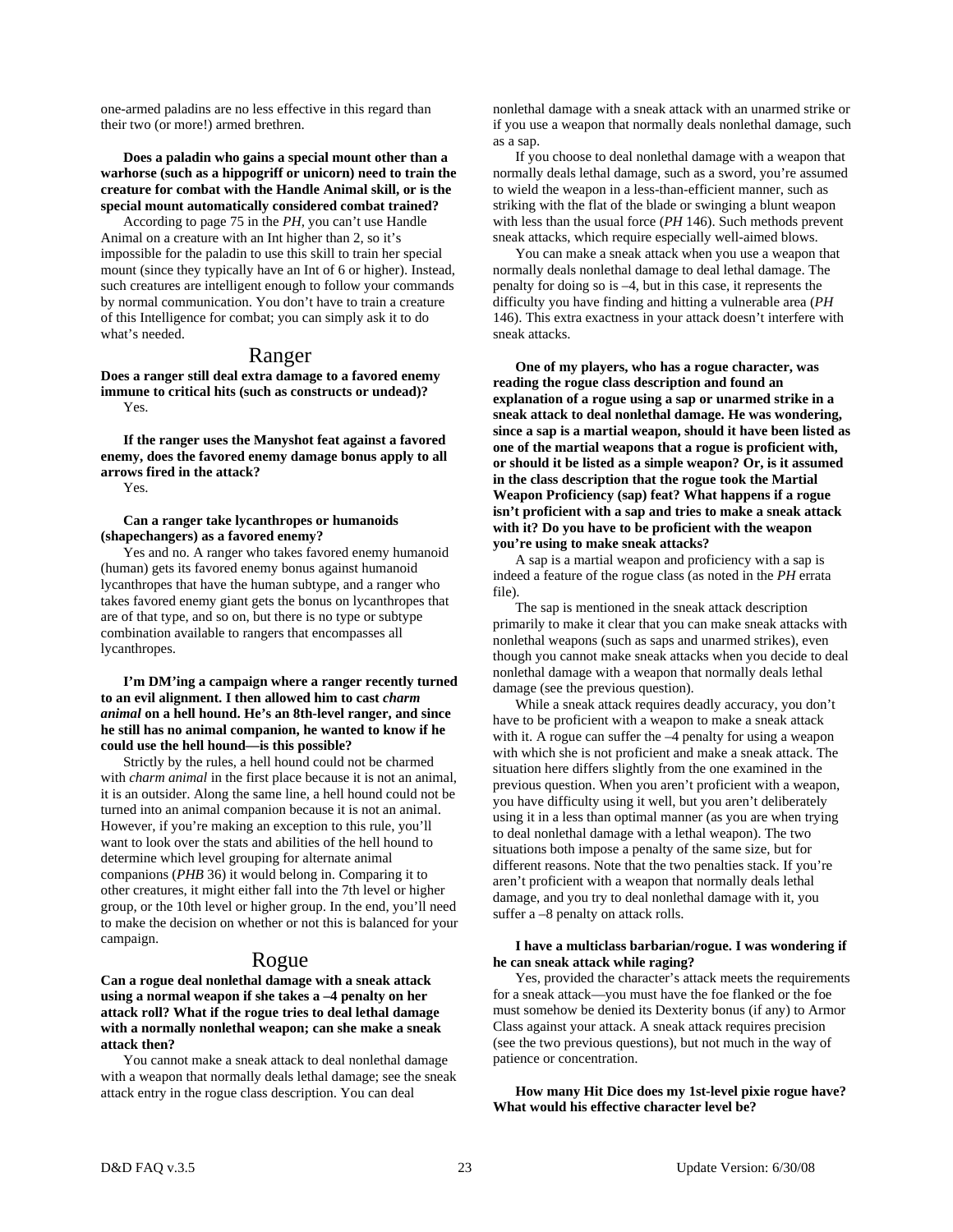one-armed paladins are no less effective in this regard than their two (or more!) armed brethren.

**Does a paladin who gains a special mount other than a warhorse (such as a hippogriff or unicorn) need to train the creature for combat with the Handle Animal skill, or is the special mount automatically considered combat trained?**

According to page 75 in the *PH,* you can't use Handle Animal on a creature with an Int higher than 2, so it's impossible for the paladin to use this skill to train her special mount (since they typically have an Int of 6 or higher). Instead, such creatures are intelligent enough to follow your commands by normal communication. You don't have to train a creature of this Intelligence for combat; you can simply ask it to do what's needed.

## Ranger

**Does a ranger still deal extra damage to a favored enemy immune to critical hits (such as constructs or undead)?**

Yes.

**If the ranger uses the Manyshot feat against a favored enemy, does the favored enemy damage bonus apply to all arrows fired in the attack?**

Yes.

**Can a ranger take lycanthropes or humanoids (shapechangers) as a favored enemy?**

Yes and no. A ranger who takes favored enemy humanoid (human) gets its favored enemy bonus against humanoid lycanthropes that have the human subtype, and a ranger who takes favored enemy giant gets the bonus on lycanthropes that are of that type, and so on, but there is no type or subtype combination available to rangers that encompasses all lycanthropes.

**I'm DM'ing a campaign where a ranger recently turned to an evil alignment. I then allowed him to cast *charm animal* on a hell hound. He's an 8th-level ranger, and since he still has no animal companion, he wanted to know if he could use the hell hound—is this possible?**

Strictly by the rules, a hell hound could not be charmed with *charm animal* in the first place because it is not an animal, it is an outsider. Along the same line, a hell hound could not be turned into an animal companion because it is not an animal. However, if you're making an exception to this rule, you'll want to look over the stats and abilities of the hell hound to determine which level grouping for alternate animal companions (*PHB* 36) it would belong in. Comparing it to other creatures, it might either fall into the 7th level or higher group, or the 10th level or higher group. In the end, you'll need to make the decision on whether or not this is balanced for your campaign.

## Rogue

**Can a rogue deal nonlethal damage with a sneak attack using a normal weapon if she takes a –4 penalty on her attack roll? What if the rogue tries to deal lethal damage with a normally nonlethal weapon; can she make a sneak attack then?**

You cannot make a sneak attack to deal nonlethal damage with a weapon that normally deals lethal damage; see the sneak attack entry in the rogue class description. You can deal nonlethal damage with a sneak attack with an unarmed strike or if you use a weapon that normally deals nonlethal damage, such as a sap.

If you choose to deal nonlethal damage with a weapon that normally deals lethal damage, such as a sword, you're assumed to wield the weapon in a less-than-efficient manner, such as striking with the flat of the blade or swinging a blunt weapon with less than the usual force (*PH* 146). Such methods prevent sneak attacks, which require especially well-aimed blows.

You can make a sneak attack when you use a weapon that normally deals nonlethal damage to deal lethal damage. The penalty for doing so is –4, but in this case, it represents the difficulty you have finding and hitting a vulnerable area (*PH* 146). This extra exactness in your attack doesn't interfere with sneak attacks.

**One of my players, who has a rogue character, was reading the rogue class description and found an explanation of a rogue using a sap or unarmed strike in a sneak attack to deal nonlethal damage. He was wondering, since a sap is a martial weapon, should it have been listed as one of the martial weapons that a rogue is proficient with, or should it be listed as a simple weapon? Or, is it assumed in the class description that the rogue took the Martial Weapon Proficiency (sap) feat? What happens if a rogue isn't proficient with a sap and tries to make a sneak attack with it? Do you have to be proficient with the weapon you're using to make sneak attacks?**

A sap is a martial weapon and proficiency with a sap is indeed a feature of the rogue class (as noted in the *PH* errata file).

The sap is mentioned in the sneak attack description primarily to make it clear that you can make sneak attacks with nonlethal weapons (such as saps and unarmed strikes), even though you cannot make sneak attacks when you decide to deal nonlethal damage with a weapon that normally deals lethal damage (see the previous question).

While a sneak attack requires deadly accuracy, you don't have to be proficient with a weapon to make a sneak attack with it. A rogue can suffer the –4 penalty for using a weapon with which she is not proficient and make a sneak attack. The situation here differs slightly from the one examined in the previous question. When you aren't proficient with a weapon, you have difficulty using it well, but you aren't deliberately using it in a less than optimal manner (as you are when trying to deal nonlethal damage with a lethal weapon). The two situations both impose a penalty of the same size, but for different reasons. Note that the two penalties stack. If you're aren't proficient with a weapon that normally deals lethal damage, and you try to deal nonlethal damage with it, you suffer a –8 penalty on attack rolls.

**I have a multiclass barbarian/rogue. I was wondering if he can sneak attack while raging?**

Yes, provided the character's attack meets the requirements for a sneak attack—you must have the foe flanked or the foe must somehow be denied its Dexterity bonus (if any) to Armor Class against your attack. A sneak attack requires precision (see the two previous questions), but not much in the way of patience or concentration.

**How many Hit Dice does my 1st-level pixie rogue have? What would his effective character level be?**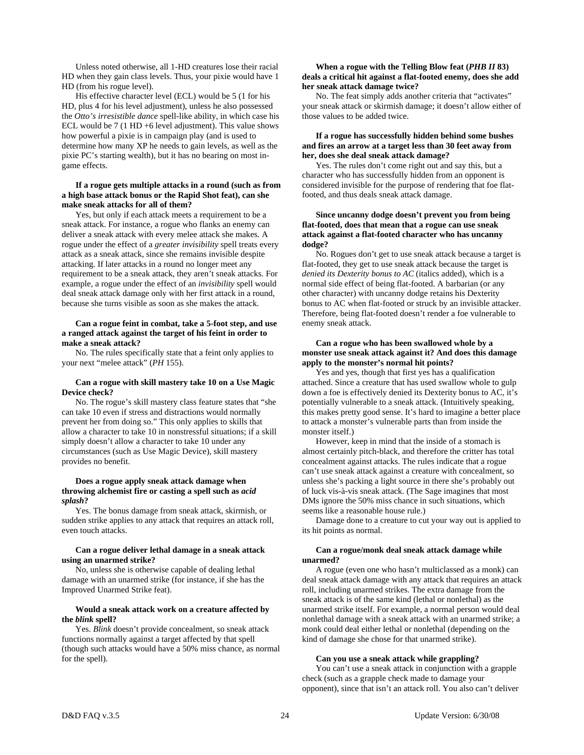Unless noted otherwise, all 1-HD creatures lose their racial HD when they gain class levels. Thus, your pixie would have 1 HD (from his rogue level).

His effective character level (ECL) would be 5 (1 for his HD, plus 4 for his level adjustment), unless he also possessed the *Otto's irresistible dance* spell-like ability, in which case his ECL would be 7 (1 HD +6 level adjustment). This value shows how powerful a pixie is in campaign play (and is used to determine how many XP he needs to gain levels, as well as the pixie PC's starting wealth), but it has no bearing on most in-game effects.

**If a rogue gets multiple attacks in a round (such as from a high base attack bonus or the Rapid Shot feat), can she make sneak attacks for all of them?**

Yes, but only if each attack meets a requirement to be a sneak attack. For instance, a rogue who flanks an enemy can deliver a sneak attack with every melee attack she makes. A rogue under the effect of a *greater invisibility* spell treats every attack as a sneak attack, since she remains invisible despite attacking. If later attacks in a round no longer meet any requirement to be a sneak attack, they aren't sneak attacks. For example, a rogue under the effect of an *invisibility* spell would deal sneak attack damage only with her first attack in a round, because she turns visible as soon as she makes the attack.

**Can a rogue feint in combat, take a 5-foot step, and use a ranged attack against the target of his feint in order to make a sneak attack?**

No. The rules specifically state that a feint only applies to your next "melee attack" (*PH* 155).

**Can a rogue with skill mastery take 10 on a Use Magic Device check?**

No. The rogue's skill mastery class feature states that "she can take 10 even if stress and distractions would normally prevent her from doing so." This only applies to skills that allow a character to take 10 in nonstressful situations; if a skill simply doesn't allow a character to take 10 under any circumstances (such as Use Magic Device), skill mastery provides no benefit.

**Does a rogue apply sneak attack damage when throwing alchemist fire or casting a spell such as *acid splash*?**

Yes. The bonus damage from sneak attack, skirmish, or sudden strike applies to any attack that requires an attack roll, even touch attacks.

**Can a rogue deliver lethal damage in a sneak attack using an unarmed strike?**

No, unless she is otherwise capable of dealing lethal damage with an unarmed strike (for instance, if she has the Improved Unarmed Strike feat).

**Would a sneak attack work on a creature affected by the *blink* spell?**

Yes. *Blink* doesn't provide concealment, so sneak attack functions normally against a target affected by that spell (though such attacks would have a 50% miss chance, as normal for the spell).

**When a rogue with the Telling Blow feat (*PHB II* 83) deals a critical hit against a flat-footed enemy, does she add her sneak attack damage twice?**

No. The feat simply adds another criteria that "activates" your sneak attack or skirmish damage; it doesn't allow either of those values to be added twice.

**If a rogue has successfully hidden behind some bushes and fires an arrow at a target less than 30 feet away from her, does she deal sneak attack damage?**

Yes. The rules don't come right out and say this, but a character who has successfully hidden from an opponent is considered invisible for the purpose of rendering that foe flat-footed, and thus deals sneak attack damage.

**Since uncanny dodge doesn't prevent you from being flat-footed, does that mean that a rogue can use sneak attack against a flat-footed character who has uncanny dodge?**

No. Rogues don't get to use sneak attack because a target is flat-footed, they get to use sneak attack because the target is *denied its Dexterity bonus to AC* (italics added), which is a normal side effect of being flat-footed. A barbarian (or any other character) with uncanny dodge retains his Dexterity bonus to AC when flat-footed or struck by an invisible attacker. Therefore, being flat-footed doesn't render a foe vulnerable to enemy sneak attack.

**Can a rogue who has been swallowed whole by a monster use sneak attack against it? And does this damage apply to the monster's normal hit points?**

Yes and yes, though that first yes has a qualification attached. Since a creature that has used swallow whole to gulp down a foe is effectively denied its Dexterity bonus to AC, it's potentially vulnerable to a sneak attack. (Intuitively speaking, this makes pretty good sense. It's hard to imagine a better place to attack a monster's vulnerable parts than from inside the monster itself.)

However, keep in mind that the inside of a stomach is almost certainly pitch-black, and therefore the critter has total concealment against attacks. The rules indicate that a rogue can't use sneak attack against a creature with concealment, so unless she's packing a light source in there she's probably out of luck vis-à-vis sneak attack. (The Sage imagines that most DMs ignore the 50% miss chance in such situations, which seems like a reasonable house rule.)

Damage done to a creature to cut your way out is applied to its hit points as normal.

**Can a rogue/monk deal sneak attack damage while unarmed?**

A rogue (even one who hasn't multiclassed as a monk) can deal sneak attack damage with any attack that requires an attack roll, including unarmed strikes. The extra damage from the sneak attack is of the same kind (lethal or nonlethal) as the unarmed strike itself. For example, a normal person would deal nonlethal damage with a sneak attack with an unarmed strike; a monk could deal either lethal or nonlethal (depending on the kind of damage she chose for that unarmed strike).

**Can you use a sneak attack while grappling?**

You can't use a sneak attack in conjunction with a grapple check (such as a grapple check made to damage your opponent), since that isn't an attack roll. You also can't deliver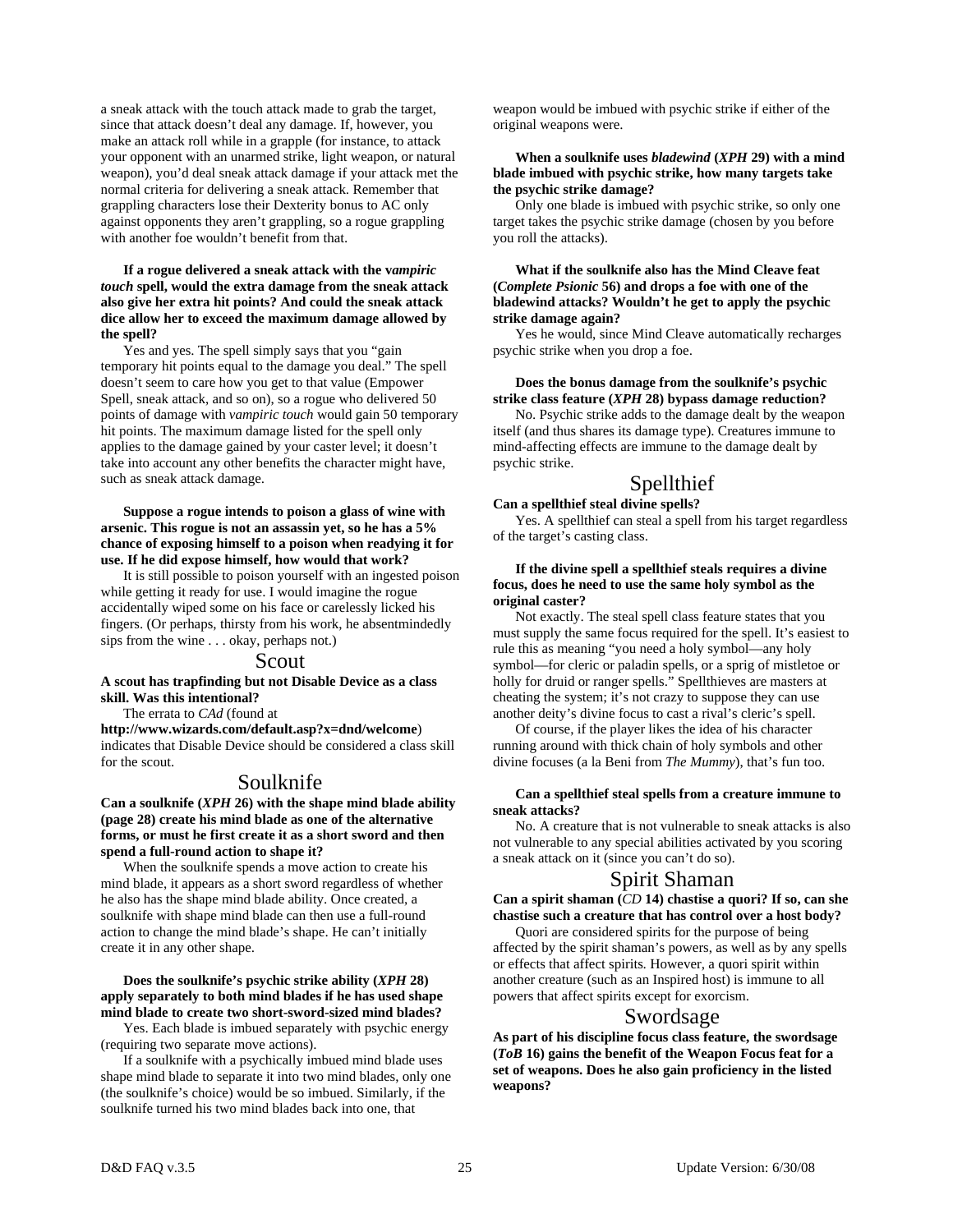a sneak attack with the touch attack made to grab the target, since that attack doesn't deal any damage. If, however, you make an attack roll while in a grapple (for instance, to attack your opponent with an unarmed strike, light weapon, or natural weapon), you'd deal sneak attack damage if your attack met the normal criteria for delivering a sneak attack. Remember that grappling characters lose their Dexterity bonus to AC only against opponents they aren't grappling, so a rogue grappling with another foe wouldn't benefit from that.

**If a rogue delivered a sneak attack with the *vampiric touch* spell, would the extra damage from the sneak attack also give her extra hit points? And could the sneak attack dice allow her to exceed the maximum damage allowed by the spell?**

Yes and yes. The spell simply says that you "gain temporary hit points equal to the damage you deal." The spell doesn't seem to care how you get to that value (Empower Spell, sneak attack, and so on), so a rogue who delivered 50 points of damage with *vampiric touch* would gain 50 temporary hit points. The maximum damage listed for the spell only applies to the damage gained by your caster level; it doesn't take into account any other benefits the character might have, such as sneak attack damage.

**Suppose a rogue intends to poison a glass of wine with arsenic. This rogue is not an assassin yet, so he has a 5% chance of exposing himself to a poison when readying it for use. If he did expose himself, how would that work?**

It is still possible to poison yourself with an ingested poison while getting it ready for use. I would imagine the rogue accidentally wiped some on his face or carelessly licked his fingers. (Or perhaps, thirsty from his work, he absentmindedly sips from the wine . . . okay, perhaps not.)

## Scout

**A scout has trapfinding but not Disable Device as a class skill. Was this intentional?**

The errata to *CAd* (found at **http://www.wizards.com/default.asp?x=dnd/welcome**) indicates that Disable Device should be considered a class skill for the scout.

## Soulknife

**Can a soulknife (*XPH* 26) with the shape mind blade ability (page 28) create his mind blade as one of the alternative forms, or must he first create it as a short sword and then spend a full-round action to shape it?**

When the soulknife spends a move action to create his mind blade, it appears as a short sword regardless of whether he also has the shape mind blade ability. Once created, a soulknife with shape mind blade can then use a full-round action to change the mind blade's shape. He can't initially create it in any other shape.

**Does the soulknife's psychic strike ability (*XPH* 28) apply separately to both mind blades if he has used shape mind blade to create two short-sword-sized mind blades?**

Yes. Each blade is imbued separately with psychic energy (requiring two separate move actions).

If a soulknife with a psychically imbued mind blade uses shape mind blade to separate it into two mind blades, only one (the soulknife's choice) would be so imbued. Similarly, if the soulknife turned his two mind blades back into one, that weapon would be imbued with psychic strike if either of the original weapons were.

**When a soulknife uses *bladewind* (*XPH* 29) with a mind blade imbued with psychic strike, how many targets take the psychic strike damage?**

Only one blade is imbued with psychic strike, so only one target takes the psychic strike damage (chosen by you before you roll the attacks).

**What if the soulknife also has the Mind Cleave feat (*Complete Psionic* 56) and drops a foe with one of the bladewind attacks? Wouldn't he get to apply the psychic strike damage again?**

Yes he would, since Mind Cleave automatically recharges psychic strike when you drop a foe.

**Does the bonus damage from the soulknife's psychic strike class feature (*XPH* 28) bypass damage reduction?**

No. Psychic strike adds to the damage dealt by the weapon itself (and thus shares its damage type). Creatures immune to mind-affecting effects are immune to the damage dealt by psychic strike.

## Spellthief

**Can a spellthief steal divine spells?**

Yes. A spellthief can steal a spell from his target regardless of the target's casting class.

**If the divine spell a spellthief steals requires a divine focus, does he need to use the same holy symbol as the original caster?**

Not exactly. The steal spell class feature states that you must supply the same focus required for the spell. It's easiest to rule this as meaning "you need a holy symbol—any holy symbol—for cleric or paladin spells, or a sprig of mistletoe or holly for druid or ranger spells." Spellthieves are masters at cheating the system; it's not crazy to suppose they can use another deity's divine focus to cast a rival's cleric's spell.

Of course, if the player likes the idea of his character running around with thick chain of holy symbols and other divine focuses (a la Beni from *The Mummy*), that's fun too.

**Can a spellthief steal spells from a creature immune to sneak attacks?**

No. A creature that is not vulnerable to sneak attacks is also not vulnerable to any special abilities activated by you scoring a sneak attack on it (since you can't do so).

## Spirit Shaman

**Can a spirit shaman (*CD* 14) chastise a quori? If so, can she chastise such a creature that has control over a host body?**

Quori are considered spirits for the purpose of being affected by the spirit shaman's powers, as well as by any spells or effects that affect spirits. However, a quori spirit within another creature (such as an Inspired host) is immune to all powers that affect spirits except for exorcism.

## Swordsage

**As part of his discipline focus class feature, the swordsage (*ToB* 16) gains the benefit of the Weapon Focus feat for a set of weapons. Does he also gain proficiency in the listed weapons?**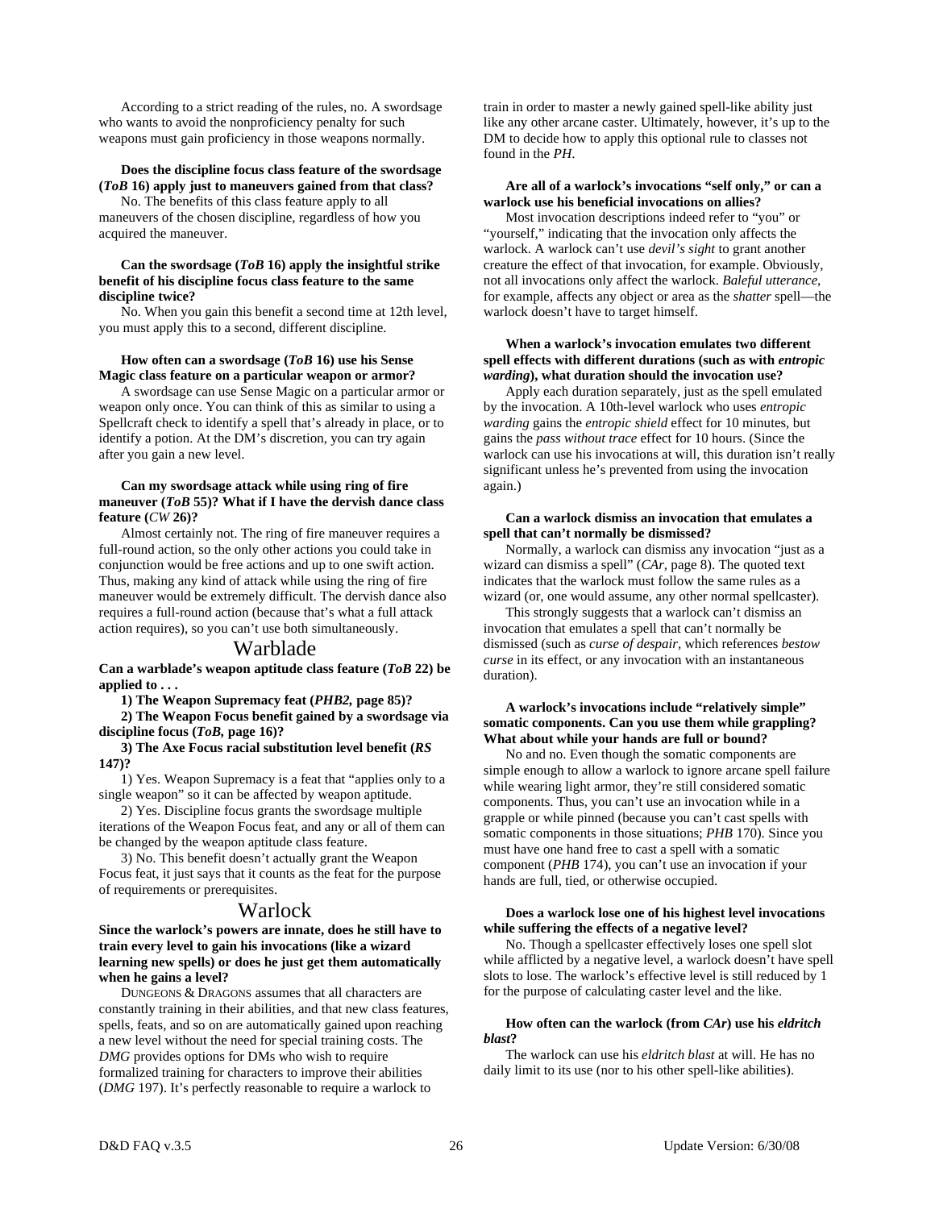According to a strict reading of the rules, no. A swordsage who wants to avoid the nonproficiency penalty for such weapons must gain proficiency in those weapons normally.

**Does the discipline focus class feature of the swordsage (*ToB* 16) apply just to maneuvers gained from that class?**

No. The benefits of this class feature apply to all maneuvers of the chosen discipline, regardless of how you acquired the maneuver.

**Can the swordsage (*ToB* 16) apply the insightful strike benefit of his discipline focus class feature to the same discipline twice?**

No. When you gain this benefit a second time at 12th level, you must apply this to a second, different discipline.

**How often can a swordsage (*ToB* 16) use his Sense Magic class feature on a particular weapon or armor?**

A swordsage can use Sense Magic on a particular armor or weapon only once. You can think of this as similar to using a Spellcraft check to identify a spell that's already in place, or to identify a potion. At the DM's discretion, you can try again after you gain a new level.

**Can my swordsage attack while using ring of fire maneuver (*ToB* 55)? What if I have the dervish dance class feature (*CW* 26)?**

Almost certainly not. The ring of fire maneuver requires a full-round action, so the only other actions you could take in conjunction would be free actions and up to one swift action. Thus, making any kind of attack while using the ring of fire maneuver would be extremely difficult. The dervish dance also requires a full-round action (because that's what a full attack action requires), so you can't use both simultaneously.

## Warblade

**Can a warblade's weapon aptitude class feature (*ToB* 22) be applied to . . .**

**1) The Weapon Supremacy feat (*PHB2,* page 85)?**

**2) The Weapon Focus benefit gained by a swordsage via discipline focus (*ToB*, page 16)?**

**3) The Axe Focus racial substitution level benefit (*RS* 147)?**

1) Yes. Weapon Supremacy is a feat that "applies only to a single weapon" so it can be affected by weapon aptitude.

2) Yes. Discipline focus grants the swordsage multiple iterations of the Weapon Focus feat, and any or all of them can be changed by the weapon aptitude class feature.

3) No. This benefit doesn't actually grant the Weapon Focus feat, it just says that it counts as the feat for the purpose of requirements or prerequisites.

## Warlock

**Since the warlock's powers are innate, does he still have to train every level to gain his invocations (like a wizard learning new spells) or does he just get them automatically when he gains a level?**

DUNGEONS & DRAGONS assumes that all characters are constantly training in their abilities, and that new class features, spells, feats, and so on are automatically gained upon reaching a new level without the need for special training costs. The *DMG* provides options for DMs who wish to require formalized training for characters to improve their abilities (*DMG* 197). It's perfectly reasonable to require a warlock to train in order to master a newly gained spell-like ability just like any other arcane caster. Ultimately, however, it's up to the DM to decide how to apply this optional rule to classes not found in the *PH*.

**Are all of a warlock's invocations "self only," or can a warlock use his beneficial invocations on allies?**

Most invocation descriptions indeed refer to "you" or "yourself," indicating that the invocation only affects the warlock. A warlock can't use *devil's sight* to grant another creature the effect of that invocation, for example. Obviously, not all invocations only affect the warlock. *Baleful utterance*, for example, affects any object or area as the *shatter* spell—the warlock doesn't have to target himself.

**When a warlock's invocation emulates two different spell effects with different durations (such as with *entropic warding*), what duration should the invocation use?**

Apply each duration separately, just as the spell emulated by the invocation. A 10th-level warlock who uses *entropic warding* gains the *entropic shield* effect for 10 minutes, but gains the *pass without trace* effect for 10 hours. (Since the warlock can use his invocations at will, this duration isn't really significant unless he's prevented from using the invocation again.)

**Can a warlock dismiss an invocation that emulates a spell that can't normally be dismissed?**

Normally, a warlock can dismiss any invocation "just as a wizard can dismiss a spell" (*CAr,* page 8). The quoted text indicates that the warlock must follow the same rules as a wizard (or, one would assume, any other normal spellcaster).

This strongly suggests that a warlock can't dismiss an invocation that emulates a spell that can't normally be dismissed (such as *curse of despair*, which references *bestow curse* in its effect, or any invocation with an instantaneous duration).

**A warlock's invocations include "relatively simple" somatic components. Can you use them while grappling? What about while your hands are full or bound?**

No and no. Even though the somatic components are simple enough to allow a warlock to ignore arcane spell failure while wearing light armor, they're still considered somatic components. Thus, you can't use an invocation while in a grapple or while pinned (because you can't cast spells with somatic components in those situations; *PHB* 170). Since you must have one hand free to cast a spell with a somatic component (*PHB* 174), you can't use an invocation if your hands are full, tied, or otherwise occupied.

**Does a warlock lose one of his highest level invocations while suffering the effects of a negative level?**

No. Though a spellcaster effectively loses one spell slot while afflicted by a negative level, a warlock doesn't have spell slots to lose. The warlock's effective level is still reduced by 1 for the purpose of calculating caster level and the like.

**How often can the warlock (from *CAr*) use his *eldritch blast*?**

The warlock can use his *eldritch blast* at will. He has no daily limit to its use (nor to his other spell-like abilities).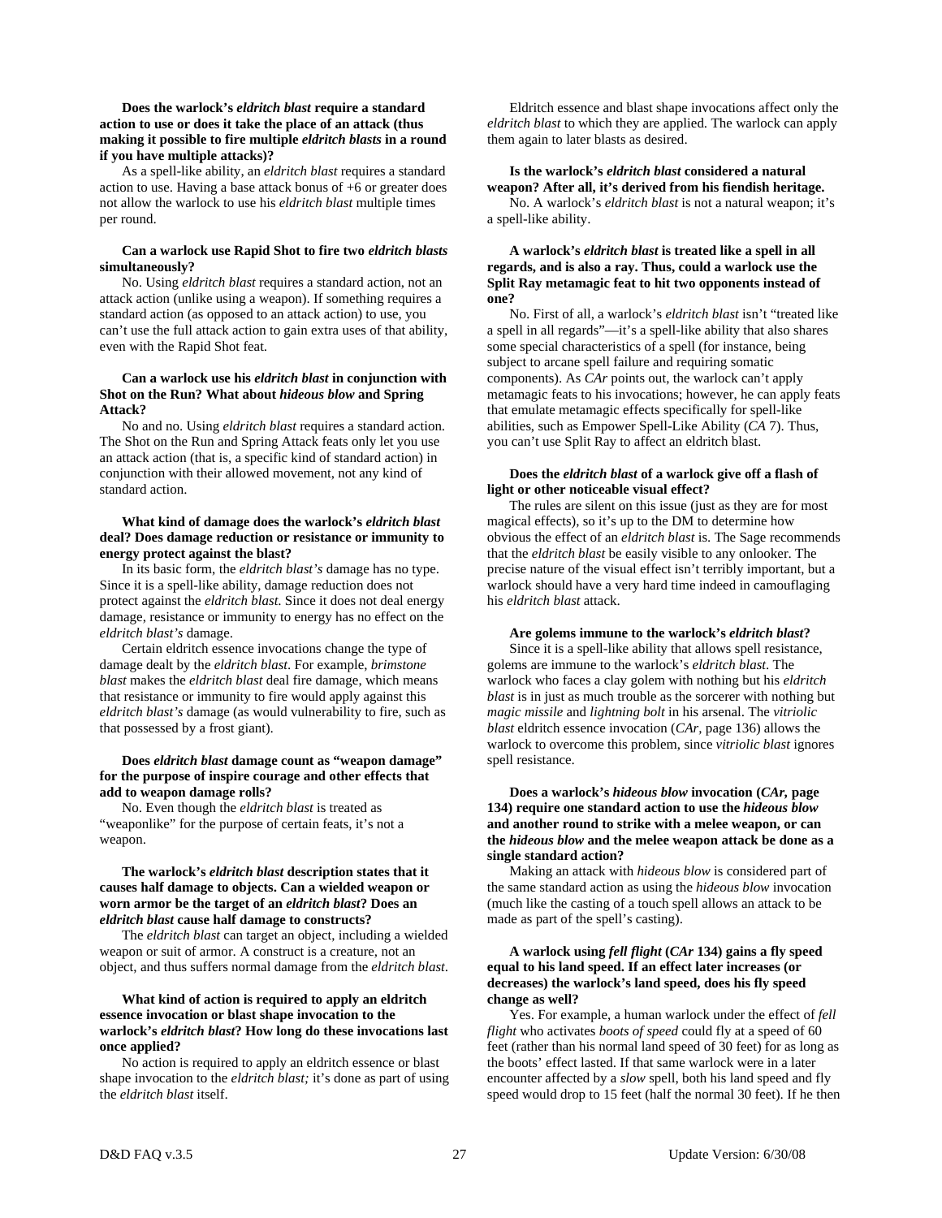**Does the warlock's *eldritch blast* require a standard action to use or does it take the place of an attack (thus making it possible to fire multiple *eldritch blasts* in a round if you have multiple attacks)?**

As a spell-like ability, an *eldritch blast* requires a standard action to use. Having a base attack bonus of +6 or greater does not allow the warlock to use his *eldritch blast* multiple times per round.

**Can a warlock use Rapid Shot to fire two *eldritch blasts* simultaneously?**

No. Using *eldritch blast* requires a standard action, not an attack action (unlike using a weapon). If something requires a standard action (as opposed to an attack action) to use, you can't use the full attack action to gain extra uses of that ability, even with the Rapid Shot feat.

**Can a warlock use his *eldritch blast* in conjunction with Shot on the Run? What about *hideous blow* and Spring Attack?**

No and no. Using *eldritch blast* requires a standard action. The Shot on the Run and Spring Attack feats only let you use an attack action (that is, a specific kind of standard action) in conjunction with their allowed movement, not any kind of standard action.

**What kind of damage does the warlock's *eldritch blast* deal? Does damage reduction or resistance or immunity to energy protect against the blast?**

In its basic form, the *eldritch blast's* damage has no type. Since it is a spell-like ability, damage reduction does not protect against the *eldritch blast*. Since it does not deal energy damage, resistance or immunity to energy has no effect on the *eldritch blast's* damage.

Certain eldritch essence invocations change the type of damage dealt by the *eldritch blast*. For example, *brimstone blast* makes the *eldritch blast* deal fire damage, which means that resistance or immunity to fire would apply against this *eldritch blast's* damage (as would vulnerability to fire, such as that possessed by a frost giant).

**Does *eldritch blast* damage count as "weapon damage" for the purpose of inspire courage and other effects that add to weapon damage rolls?**

No. Even though the *eldritch blast* is treated as "weaponlike" for the purpose of certain feats, it's not a weapon.

**The warlock's *eldritch blast* description states that it causes half damage to objects. Can a wielded weapon or worn armor be the target of an *eldritch blast*? Does an *eldritch blast* cause half damage to constructs?**

The *eldritch blast* can target an object, including a wielded weapon or suit of armor. A construct is a creature, not an object, and thus suffers normal damage from the *eldritch blast*.

**What kind of action is required to apply an eldritch essence invocation or blast shape invocation to the warlock's *eldritch blast*? How long do these invocations last once applied?**

No action is required to apply an eldritch essence or blast shape invocation to the *eldritch blast;* it's done as part of using the *eldritch blast* itself.

Eldritch essence and blast shape invocations affect only the *eldritch blast* to which they are applied. The warlock can apply them again to later blasts as desired.

**Is the warlock's *eldritch blast* considered a natural weapon? After all, it's derived from his fiendish heritage.**

No. A warlock's *eldritch blast* is not a natural weapon; it's a spell-like ability.

**A warlock's *eldritch blast* is treated like a spell in all regards, and is also a ray. Thus, could a warlock use the Split Ray metamagic feat to hit two opponents instead of one?**

No. First of all, a warlock's *eldritch blast* isn't "treated like a spell in all regards"—it's a spell-like ability that also shares some special characteristics of a spell (for instance, being subject to arcane spell failure and requiring somatic components). As *CAr* points out, the warlock can't apply metamagic feats to his invocations; however, he can apply feats that emulate metamagic effects specifically for spell-like abilities, such as Empower Spell-Like Ability (*CA* 7). Thus, you can't use Split Ray to affect an eldritch blast.

**Does the *eldritch blast* of a warlock give off a flash of light or other noticeable visual effect?**

The rules are silent on this issue (just as they are for most magical effects), so it's up to the DM to determine how obvious the effect of an *eldritch blast* is. The Sage recommends that the *eldritch blast* be easily visible to any onlooker. The precise nature of the visual effect isn't terribly important, but a warlock should have a very hard time indeed in camouflaging his *eldritch blast* attack.

**Are golems immune to the warlock's *eldritch blast*?**

Since it is a spell-like ability that allows spell resistance, golems are immune to the warlock's *eldritch blast*. The warlock who faces a clay golem with nothing but his *eldritch blast* is in just as much trouble as the sorcerer with nothing but *magic missile* and *lightning bolt* in his arsenal. The *vitriolic blast* eldritch essence invocation (*CAr*, page 136) allows the warlock to overcome this problem, since *vitriolic blast* ignores spell resistance.

**Does a warlock's *hideous blow* invocation (*CAr,* page 134) require one standard action to use the *hideous blow* and another round to strike with a melee weapon, or can the *hideous blow* and the melee weapon attack be done as a single standard action?**

Making an attack with *hideous blow* is considered part of the same standard action as using the *hideous blow* invocation (much like the casting of a touch spell allows an attack to be made as part of the spell's casting).

**A warlock using *fell flight* (*CAr* 134) gains a fly speed equal to his land speed. If an effect later increases (or decreases) the warlock's land speed, does his fly speed change as well?**

Yes. For example, a human warlock under the effect of *fell flight* who activates *boots of speed* could fly at a speed of 60 feet (rather than his normal land speed of 30 feet) for as long as the boots' effect lasted. If that same warlock were in a later encounter affected by a *slow* spell, both his land speed and fly speed would drop to 15 feet (half the normal 30 feet). If he then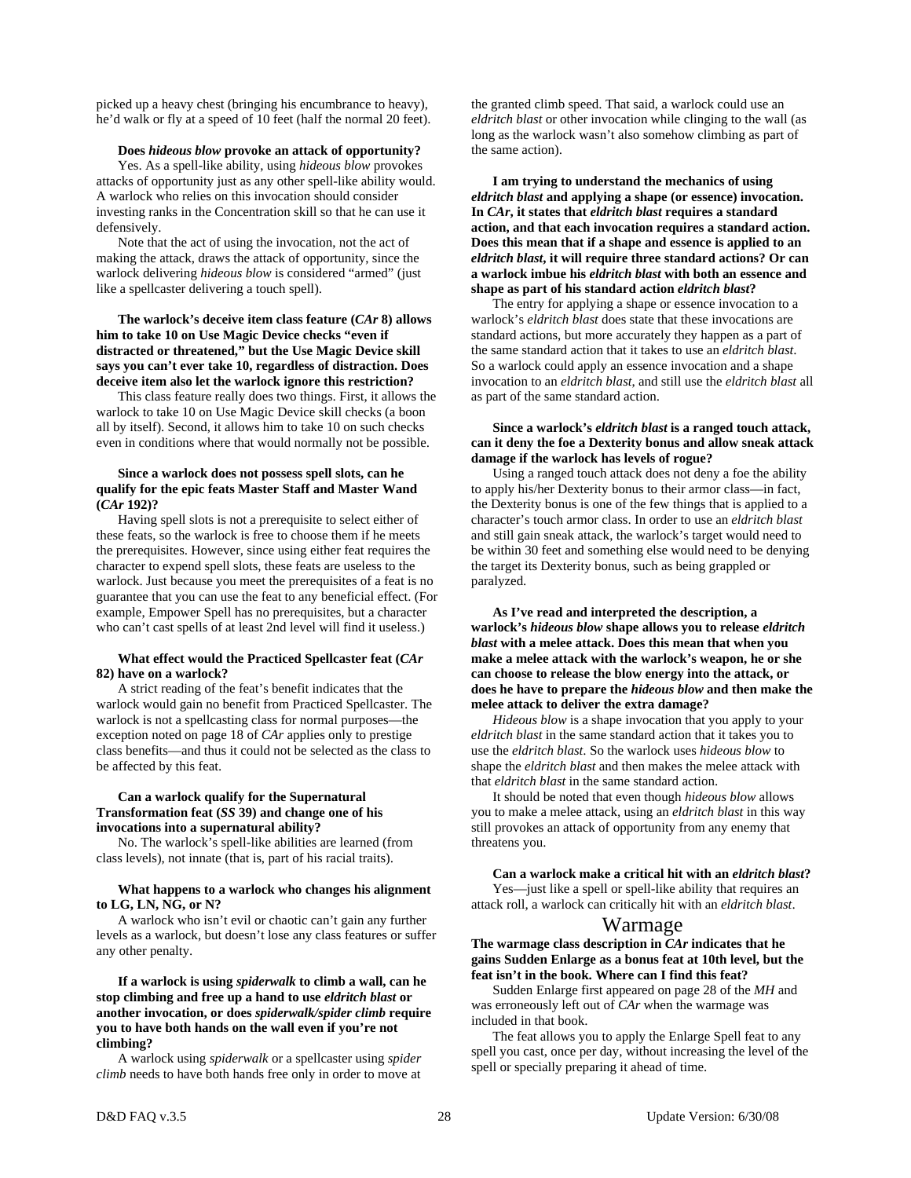picked up a heavy chest (bringing his encumbrance to heavy), he'd walk or fly at a speed of 10 feet (half the normal 20 feet).

**Does *hideous blow* provoke an attack of opportunity?**

Yes. As a spell-like ability, using *hideous blow* provokes attacks of opportunity just as any other spell-like ability would. A warlock who relies on this invocation should consider investing ranks in the Concentration skill so that he can use it defensively.

Note that the act of using the invocation, not the act of making the attack, draws the attack of opportunity, since the warlock delivering *hideous blow* is considered "armed" (just like a spellcaster delivering a touch spell).

**The warlock's deceive item class feature (*CAr* 8) allows him to take 10 on Use Magic Device checks "even if distracted or threatened," but the Use Magic Device skill says you can't ever take 10, regardless of distraction. Does deceive item also let the warlock ignore this restriction?**

This class feature really does two things. First, it allows the warlock to take 10 on Use Magic Device skill checks (a boon all by itself). Second, it allows him to take 10 on such checks even in conditions where that would normally not be possible.

**Since a warlock does not possess spell slots, can he qualify for the epic feats Master Staff and Master Wand (*CAr* 192)?**

Having spell slots is not a prerequisite to select either of these feats, so the warlock is free to choose them if he meets the prerequisites. However, since using either feat requires the character to expend spell slots, these feats are useless to the warlock. Just because you meet the prerequisites of a feat is no guarantee that you can use the feat to any beneficial effect. (For example, Empower Spell has no prerequisites, but a character who can't cast spells of at least 2nd level will find it useless.)

**What effect would the Practiced Spellcaster feat (*CAr* 82) have on a warlock?**

A strict reading of the feat's benefit indicates that the warlock would gain no benefit from Practiced Spellcaster. The warlock is not a spellcasting class for normal purposes—the exception noted on page 18 of *CAr* applies only to prestige class benefits—and thus it could not be selected as the class to be affected by this feat.

**Can a warlock qualify for the Supernatural Transformation feat (*SS* 39) and change one of his invocations into a supernatural ability?**

No. The warlock's spell-like abilities are learned (from class levels), not innate (that is, part of his racial traits).

**What happens to a warlock who changes his alignment to LG, LN, NG, or N?**

A warlock who isn't evil or chaotic can't gain any further levels as a warlock, but doesn't lose any class features or suffer any other penalty.

**If a warlock is using *spiderwalk* to climb a wall, can he stop climbing and free up a hand to use *eldritch blast* or another invocation, or does *spiderwalk/spider climb* require you to have both hands on the wall even if you're not climbing?**

A warlock using *spiderwalk* or a spellcaster using *spider climb* needs to have both hands free only in order to move at the granted climb speed. That said, a warlock could use an *eldritch blast* or other invocation while clinging to the wall (as long as the warlock wasn't also somehow climbing as part of the same action).

**I am trying to understand the mechanics of using *eldritch blast* and applying a shape (or essence) invocation. In *CAr*, it states that *eldritch blast* requires a standard action, and that each invocation requires a standard action. Does this mean that if a shape and essence is applied to an *eldritch blast*, it will require three standard actions? Or can a warlock imbue his *eldritch blast* with both an essence and shape as part of his standard action *eldritch blast*?**

The entry for applying a shape or essence invocation to a warlock's *eldritch blast* does state that these invocations are standard actions, but more accurately they happen as a part of the same standard action that it takes to use an *eldritch blast*. So a warlock could apply an essence invocation and a shape invocation to an *eldritch blast*, and still use the *eldritch blast* all as part of the same standard action.

**Since a warlock's *eldritch blast* is a ranged touch attack, can it deny the foe a Dexterity bonus and allow sneak attack damage if the warlock has levels of rogue?**

Using a ranged touch attack does not deny a foe the ability to apply his/her Dexterity bonus to their armor class—in fact, the Dexterity bonus is one of the few things that is applied to a character's touch armor class. In order to use an *eldritch blast* and still gain sneak attack, the warlock's target would need to be within 30 feet and something else would need to be denying the target its Dexterity bonus, such as being grappled or paralyzed.

**As I've read and interpreted the description, a warlock's *hideous blow* shape allows you to release *eldritch blast* with a melee attack. Does this mean that when you make a melee attack with the warlock's weapon, he or she can choose to release the blow energy into the attack, or does he have to prepare the *hideous blow* and then make the melee attack to deliver the extra damage?**

*Hideous blow* is a shape invocation that you apply to your *eldritch blast* in the same standard action that it takes you to use the *eldritch blast*. So the warlock uses *hideous blow* to shape the *eldritch blast* and then makes the melee attack with that *eldritch blast* in the same standard action.

It should be noted that even though *hideous blow* allows you to make a melee attack, using an *eldritch blast* in this way still provokes an attack of opportunity from any enemy that threatens you.

**Can a warlock make a critical hit with an *eldritch blast*?**

Yes—just like a spell or spell-like ability that requires an attack roll, a warlock can critically hit with an *eldritch blast*.

## Warmage

**The warmage class description in *CAr* indicates that he gains Sudden Enlarge as a bonus feat at 10th level, but the feat isn't in the book. Where can I find this feat?**

Sudden Enlarge first appeared on page 28 of the *MH* and was erroneously left out of *CAr* when the warmage was included in that book.

The feat allows you to apply the Enlarge Spell feat to any spell you cast, once per day, without increasing the level of the spell or specially preparing it ahead of time.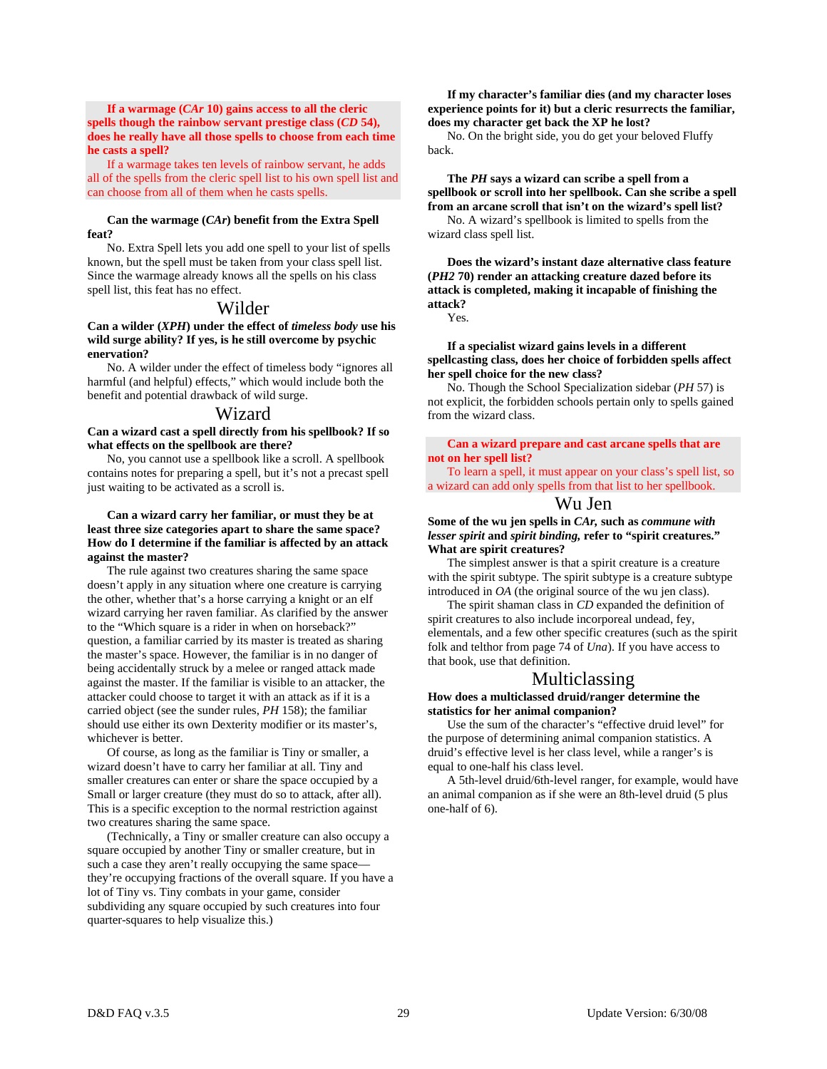**If a warmage (*CAr* 10) gains access to all the cleric spells though the rainbow servant prestige class (*CD* 54), does he really have all those spells to choose from each time he casts a spell?**

If a warmage takes ten levels of rainbow servant, he adds all of the spells from the cleric spell list to his own spell list and can choose from all of them when he casts spells.

**Can the warmage (*CAr*) benefit from the Extra Spell feat?**

No. Extra Spell lets you add one spell to your list of spells known, but the spell must be taken from your class spell list. Since the warmage already knows all the spells on his class spell list, this feat has no effect.

## Wilder

**Can a wilder (*XPH*) under the effect of *timeless body* use his wild surge ability? If yes, is he still overcome by psychic enervation?**

No. A wilder under the effect of timeless body "ignores all harmful (and helpful) effects," which would include both the benefit and potential drawback of wild surge.

## Wizard

**Can a wizard cast a spell directly from his spellbook? If so what effects on the spellbook are there?**

No, you cannot use a spellbook like a scroll. A spellbook contains notes for preparing a spell, but it's not a precast spell just waiting to be activated as a scroll is.

**Can a wizard carry her familiar, or must they be at least three size categories apart to share the same space? How do I determine if the familiar is affected by an attack against the master?**

The rule against two creatures sharing the same space doesn't apply in any situation where one creature is carrying the other, whether that's a horse carrying a knight or an elf wizard carrying her raven familiar. As clarified by the answer to the "Which square is a rider in when on horseback?" question, a familiar carried by its master is treated as sharing the master's space. However, the familiar is in no danger of being accidentally struck by a melee or ranged attack made against the master. If the familiar is visible to an attacker, the attacker could choose to target it with an attack as if it is a carried object (see the sunder rules, *PH* 158); the familiar should use either its own Dexterity modifier or its master's, whichever is better.

Of course, as long as the familiar is Tiny or smaller, a wizard doesn't have to carry her familiar at all. Tiny and smaller creatures can enter or share the space occupied by a Small or larger creature (they must do so to attack, after all). This is a specific exception to the normal restriction against two creatures sharing the same space.

(Technically, a Tiny or smaller creature can also occupy a square occupied by another Tiny or smaller creature, but in such a case they aren't really occupying the same space—they're occupying fractions of the overall square. If you have a lot of Tiny vs. Tiny combats in your game, consider subdividing any square occupied by such creatures into four quarter-squares to help visualize this.)

**If my character's familiar dies (and my character loses experience points for it) but a cleric resurrects the familiar, does my character get back the XP he lost?**

No. On the bright side, you do get your beloved Fluffy back.

**The *PH* says a wizard can scribe a spell from a spellbook or scroll into her spellbook. Can she scribe a spell from an arcane scroll that isn't on the wizard's spell list?**

No. A wizard's spellbook is limited to spells from the wizard class spell list.

**Does the wizard's instant daze alternative class feature (*PH2* 70) render an attacking creature dazed before its attack is completed, making it incapable of finishing the attack?**

Yes.

**If a specialist wizard gains levels in a different spellcasting class, does her choice of forbidden spells affect her spell choice for the new class?**

No. Though the School Specialization sidebar (*PH* 57) is not explicit, the forbidden schools pertain only to spells gained from the wizard class.

**Can a wizard prepare and cast arcane spells that are not on her spell list?**

To learn a spell, it must appear on your class's spell list, so a wizard can add only spells from that list to her spellbook.

## Wu Jen

**Some of the wu jen spells in *CAr*, such as *commune with lesser spirit* and *spirit binding*, refer to "spirit creatures." What are spirit creatures?**

The simplest answer is that a spirit creature is a creature with the spirit subtype. The spirit subtype is a creature subtype introduced in *OA* (the original source of the wu jen class).

The spirit shaman class in *CD* expanded the definition of spirit creatures to also include incorporeal undead, fey, elementals, and a few other specific creatures (such as the spirit folk and telthor from page 74 of *Una*). If you have access to that book, use that definition.

## Multiclassing

**How does a multiclassed druid/ranger determine the statistics for her animal companion?**

Use the sum of the character's "effective druid level" for the purpose of determining animal companion statistics. A druid's effective level is her class level, while a ranger's is equal to one-half his class level.

A 5th-level druid/6th-level ranger, for example, would have an animal companion as if she were an 8th-level druid (5 plus one-half of 6).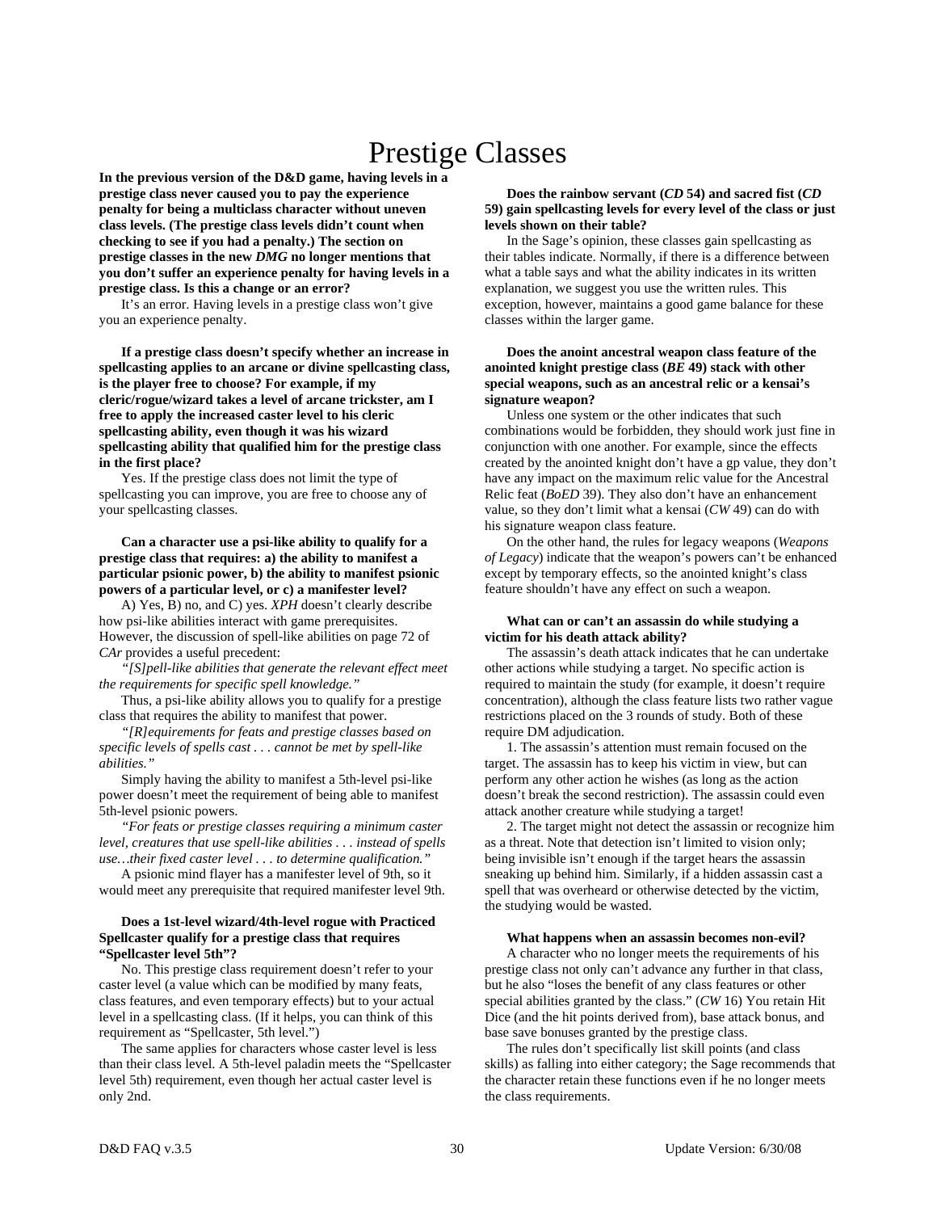# Prestige Classes

**In the previous version of the D&D game, having levels in a prestige class never caused you to pay the experience penalty for being a multiclass character without uneven class levels. (The prestige class levels didn't count when checking to see if you had a penalty.) The section on prestige classes in the new *DMG* no longer mentions that you don't suffer an experience penalty for having levels in a prestige class. Is this a change or an error?**

It's an error. Having levels in a prestige class won't give you an experience penalty.

**If a prestige class doesn't specify whether an increase in spellcasting applies to an arcane or divine spellcasting class, is the player free to choose? For example, if my cleric/rogue/wizard takes a level of arcane trickster, am I free to apply the increased caster level to his cleric spellcasting ability, even though it was his wizard spellcasting ability that qualified him for the prestige class in the first place?**

Yes. If the prestige class does not limit the type of spellcasting you can improve, you are free to choose any of your spellcasting classes.

**Can a character use a psi-like ability to qualify for a prestige class that requires: a) the ability to manifest a particular psionic power, b) the ability to manifest psionic powers of a particular level, or c) a manifester level?**

A) Yes, B) no, and C) yes. *XPH* doesn't clearly describe how psi-like abilities interact with game prerequisites. However, the discussion of spell-like abilities on page 72 of *CAr* provides a useful precedent:

*"[S]pell-like abilities that generate the relevant effect meet the requirements for specific spell knowledge."*

Thus, a psi-like ability allows you to qualify for a prestige class that requires the ability to manifest that power.

*"[R]equirements for feats and prestige classes based on specific levels of spells cast . . . cannot be met by spell-like abilities."*

Simply having the ability to manifest a 5th-level psi-like power doesn't meet the requirement of being able to manifest 5th-level psionic powers.

*"For feats or prestige classes requiring a minimum caster level, creatures that use spell-like abilities . . . instead of spells use…their fixed caster level . . . to determine qualification."*

A psionic mind flayer has a manifester level of 9th, so it would meet any prerequisite that required manifester level 9th.

**Does a 1st-level wizard/4th-level rogue with Practiced Spellcaster qualify for a prestige class that requires "Spellcaster level 5th"?**

No. This prestige class requirement doesn't refer to your caster level (a value which can be modified by many feats, class features, and even temporary effects) but to your actual level in a spellcasting class. (If it helps, you can think of this requirement as "Spellcaster, 5th level.")

The same applies for characters whose caster level is less than their class level. A 5th-level paladin meets the "Spellcaster level 5th) requirement, even though her actual caster level is only 2nd.

**Does the rainbow servant (*CD* 54) and sacred fist (*CD* 59) gain spellcasting levels for every level of the class or just levels shown on their table?**

In the Sage's opinion, these classes gain spellcasting as their tables indicate. Normally, if there is a difference between what a table says and what the ability indicates in its written explanation, we suggest you use the written rules. This exception, however, maintains a good game balance for these classes within the larger game.

**Does the anoint ancestral weapon class feature of the anointed knight prestige class (*BE* 49) stack with other special weapons, such as an ancestral relic or a kensai's signature weapon?**

Unless one system or the other indicates that such combinations would be forbidden, they should work just fine in conjunction with one another. For example, since the effects created by the anointed knight don't have a gp value, they don't have any impact on the maximum relic value for the Ancestral Relic feat (*BoED* 39). They also don't have an enhancement value, so they don't limit what a kensai (*CW* 49) can do with his signature weapon class feature.

On the other hand, the rules for legacy weapons (*Weapons of Legacy*) indicate that the weapon's powers can't be enhanced except by temporary effects, so the anointed knight's class feature shouldn't have any effect on such a weapon.

**What can or can't an assassin do while studying a victim for his death attack ability?**

The assassin's death attack indicates that he can undertake other actions while studying a target. No specific action is required to maintain the study (for example, it doesn't require concentration), although the class feature lists two rather vague restrictions placed on the 3 rounds of study. Both of these require DM adjudication.

1. The assassin's attention must remain focused on the target. The assassin has to keep his victim in view, but can perform any other action he wishes (as long as the action doesn't break the second restriction). The assassin could even attack another creature while studying a target!

2. The target might not detect the assassin or recognize him as a threat. Note that detection isn't limited to vision only; being invisible isn't enough if the target hears the assassin sneaking up behind him. Similarly, if a hidden assassin cast a spell that was overheard or otherwise detected by the victim, the studying would be wasted.

**What happens when an assassin becomes non-evil?**

A character who no longer meets the requirements of his prestige class not only can't advance any further in that class, but he also "loses the benefit of any class features or other special abilities granted by the class." (*CW* 16) You retain Hit Dice (and the hit points derived from), base attack bonus, and base save bonuses granted by the prestige class.

The rules don't specifically list skill points (and class skills) as falling into either category; the Sage recommends that the character retain these functions even if he no longer meets the class requirements.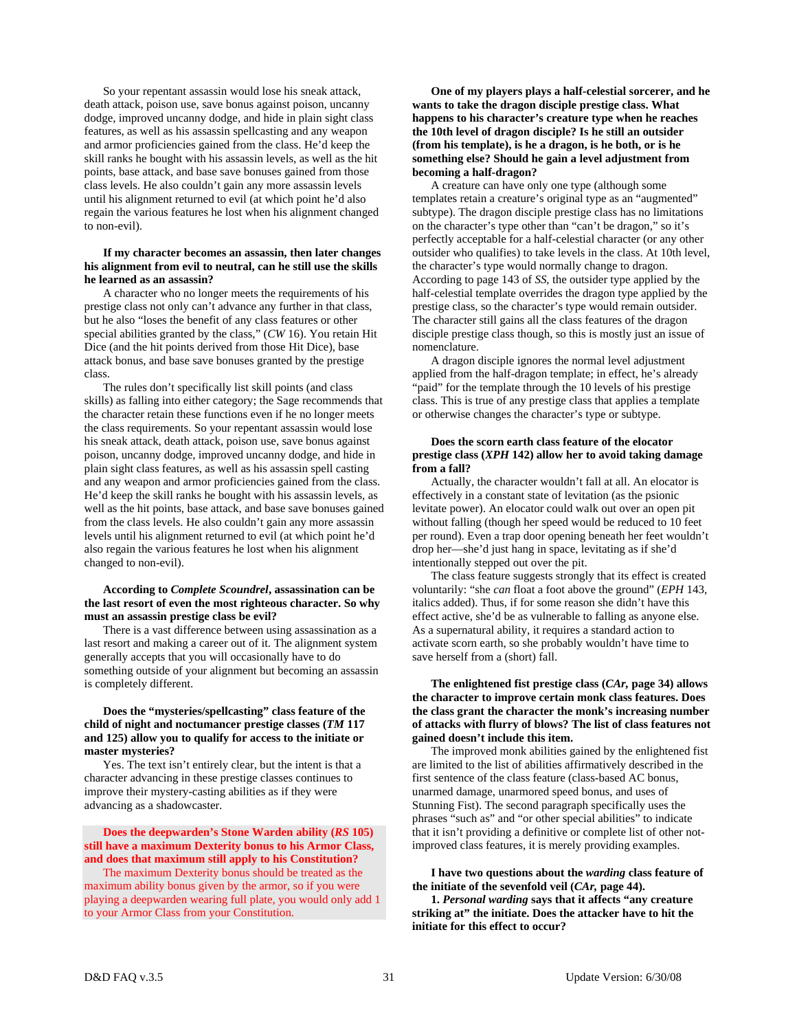So your repentant assassin would lose his sneak attack, death attack, poison use, save bonus against poison, uncanny dodge, improved uncanny dodge, and hide in plain sight class features, as well as his assassin spellcasting and any weapon and armor proficiencies gained from the class. He'd keep the skill ranks he bought with his assassin levels, as well as the hit points, base attack, and base save bonuses gained from those class levels. He also couldn't gain any more assassin levels until his alignment returned to evil (at which point he'd also regain the various features he lost when his alignment changed to non-evil).

**If my character becomes an assassin, then later changes his alignment from evil to neutral, can he still use the skills he learned as an assassin?**

A character who no longer meets the requirements of his prestige class not only can't advance any further in that class, but he also "loses the benefit of any class features or other special abilities granted by the class," (*CW* 16). You retain Hit Dice (and the hit points derived from those Hit Dice), base attack bonus, and base save bonuses granted by the prestige class.

The rules don't specifically list skill points (and class skills) as falling into either category; the Sage recommends that the character retain these functions even if he no longer meets the class requirements. So your repentant assassin would lose his sneak attack, death attack, poison use, save bonus against poison, uncanny dodge, improved uncanny dodge, and hide in plain sight class features, as well as his assassin spell casting and any weapon and armor proficiencies gained from the class. He'd keep the skill ranks he bought with his assassin levels, as well as the hit points, base attack, and base save bonuses gained from the class levels. He also couldn't gain any more assassin levels until his alignment returned to evil (at which point he'd also regain the various features he lost when his alignment changed to non-evil).

**According to *Complete Scoundrel*, assassination can be the last resort of even the most righteous character. So why must an assassin prestige class be evil?**

There is a vast difference between using assassination as a last resort and making a career out of it. The alignment system generally accepts that you will occasionally have to do something outside of your alignment but becoming an assassin is completely different.

**Does the "mysteries/spellcasting" class feature of the child of night and noctumancer prestige classes (*TM* 117 and 125) allow you to qualify for access to the initiate or master mysteries?**

Yes. The text isn't entirely clear, but the intent is that a character advancing in these prestige classes continues to improve their mystery-casting abilities as if they were advancing as a shadowcaster.

**Does the deepwarden's Stone Warden ability (*RS* 105) still have a maximum Dexterity bonus to his Armor Class, and does that maximum still apply to his Constitution?**

The maximum Dexterity bonus should be treated as the maximum ability bonus given by the armor, so if you were playing a deepwarden wearing full plate, you would only add 1 to your Armor Class from your Constitution.

**One of my players plays a half-celestial sorcerer, and he wants to take the dragon disciple prestige class. What happens to his character's creature type when he reaches the 10th level of dragon disciple? Is he still an outsider (from his template), is he a dragon, is he both, or is he something else? Should he gain a level adjustment from becoming a half-dragon?**

A creature can have only one type (although some templates retain a creature's original type as an "augmented" subtype). The dragon disciple prestige class has no limitations on the character's type other than "can't be dragon," so it's perfectly acceptable for a half-celestial character (or any other outsider who qualifies) to take levels in the class. At 10th level, the character's type would normally change to dragon. According to page 143 of *SS*, the outsider type applied by the half-celestial template overrides the dragon type applied by the prestige class, so the character's type would remain outsider. The character still gains all the class features of the dragon disciple prestige class though, so this is mostly just an issue of nomenclature.

A dragon disciple ignores the normal level adjustment applied from the half-dragon template; in effect, he's already "paid" for the template through the 10 levels of his prestige class. This is true of any prestige class that applies a template or otherwise changes the character's type or subtype.

**Does the scorn earth class feature of the elocator prestige class (*XPH* 142) allow her to avoid taking damage from a fall?**

Actually, the character wouldn't fall at all. An elocator is effectively in a constant state of levitation (as the psionic levitate power). An elocator could walk out over an open pit without falling (though her speed would be reduced to 10 feet per round). Even a trap door opening beneath her feet wouldn't drop her—she'd just hang in space, levitating as if she'd intentionally stepped out over the pit.

The class feature suggests strongly that its effect is created voluntarily: "she *can* float a foot above the ground" (*EPH* 143, italics added). Thus, if for some reason she didn't have this effect active, she'd be as vulnerable to falling as anyone else. As a supernatural ability, it requires a standard action to activate scorn earth, so she probably wouldn't have time to save herself from a (short) fall.

**The enlightened fist prestige class (*CAr*, page 34) allows the character to improve certain monk class features. Does the class grant the character the monk's increasing number of attacks with flurry of blows? The list of class features not gained doesn't include this item.**

The improved monk abilities gained by the enlightened fist are limited to the list of abilities affirmatively described in the first sentence of the class feature (class-based AC bonus, unarmed damage, unarmored speed bonus, and uses of Stunning Fist). The second paragraph specifically uses the phrases "such as" and "or other special abilities" to indicate that it isn't providing a definitive or complete list of other not-improved class features, it is merely providing examples.

**I have two questions about the *warding* class feature of the initiate of the sevenfold veil (*CAr*, page 44).**

**1. *Personal warding* says that it affects "any creature striking at" the initiate. Does the attacker have to hit the initiate for this effect to occur?**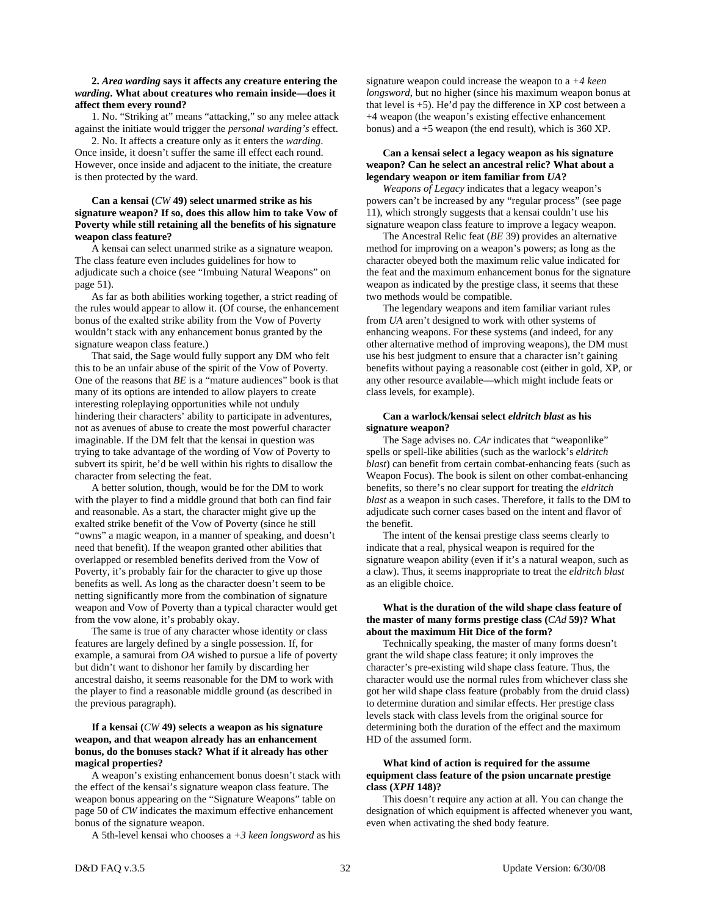**2. *Area warding* says it affects any creature entering the *warding*. What about creatures who remain inside—does it affect them every round?**

1. No. "Striking at" means "attacking," so any melee attack against the initiate would trigger the *personal warding's* effect.

2. No. It affects a creature only as it enters the *warding*. Once inside, it doesn't suffer the same ill effect each round. However, once inside and adjacent to the initiate, the creature is then protected by the ward.

**Can a kensai (*CW* 49) select unarmed strike as his signature weapon? If so, does this allow him to take Vow of Poverty while still retaining all the benefits of his signature weapon class feature?**

A kensai can select unarmed strike as a signature weapon. The class feature even includes guidelines for how to adjudicate such a choice (see "Imbuing Natural Weapons" on page 51).

As far as both abilities working together, a strict reading of the rules would appear to allow it. (Of course, the enhancement bonus of the exalted strike ability from the Vow of Poverty wouldn't stack with any enhancement bonus granted by the signature weapon class feature.)

That said, the Sage would fully support any DM who felt this to be an unfair abuse of the spirit of the Vow of Poverty. One of the reasons that *BE* is a "mature audiences" book is that many of its options are intended to allow players to create interesting roleplaying opportunities while not unduly hindering their characters' ability to participate in adventures, not as avenues of abuse to create the most powerful character imaginable. If the DM felt that the kensai in question was trying to take advantage of the wording of Vow of Poverty to subvert its spirit, he'd be well within his rights to disallow the character from selecting the feat.

A better solution, though, would be for the DM to work with the player to find a middle ground that both can find fair and reasonable. As a start, the character might give up the exalted strike benefit of the Vow of Poverty (since he still "owns" a magic weapon, in a manner of speaking, and doesn't need that benefit). If the weapon granted other abilities that overlapped or resembled benefits derived from the Vow of Poverty, it's probably fair for the character to give up those benefits as well. As long as the character doesn't seem to be netting significantly more from the combination of signature weapon and Vow of Poverty than a typical character would get from the vow alone, it's probably okay.

The same is true of any character whose identity or class features are largely defined by a single possession. If, for example, a samurai from *OA* wished to pursue a life of poverty but didn't want to dishonor her family by discarding her ancestral daisho, it seems reasonable for the DM to work with the player to find a reasonable middle ground (as described in the previous paragraph).

**If a kensai (*CW* 49) selects a weapon as his signature weapon, and that weapon already has an enhancement bonus, do the bonuses stack? What if it already has other magical properties?**

A weapon's existing enhancement bonus doesn't stack with the effect of the kensai's signature weapon class feature. The weapon bonus appearing on the "Signature Weapons" table on page 50 of *CW* indicates the maximum effective enhancement bonus of the signature weapon.

A 5th-level kensai who chooses a *+3 keen longsword* as his signature weapon could increase the weapon to a *+4 keen longsword*, but no higher (since his maximum weapon bonus at that level is +5). He'd pay the difference in XP cost between a +4 weapon (the weapon's existing effective enhancement bonus) and a +5 weapon (the end result), which is 360 XP.

**Can a kensai select a legacy weapon as his signature weapon? Can he select an ancestral relic? What about a legendary weapon or item familiar from *UA*?**

*Weapons of Legacy* indicates that a legacy weapon's powers can't be increased by any "regular process" (see page 11), which strongly suggests that a kensai couldn't use his signature weapon class feature to improve a legacy weapon.

The Ancestral Relic feat (*BE* 39) provides an alternative method for improving on a weapon's powers; as long as the character obeyed both the maximum relic value indicated for the feat and the maximum enhancement bonus for the signature weapon as indicated by the prestige class, it seems that these two methods would be compatible.

The legendary weapons and item familiar variant rules from *UA* aren't designed to work with other systems of enhancing weapons. For these systems (and indeed, for any other alternative method of improving weapons), the DM must use his best judgment to ensure that a character isn't gaining benefits without paying a reasonable cost (either in gold, XP, or any other resource available—which might include feats or class levels, for example).

**Can a warlock/kensai select *eldritch blast* as his signature weapon?**

The Sage advises no. *CAr* indicates that "weaponlike" spells or spell-like abilities (such as the warlock's *eldritch blast*) can benefit from certain combat-enhancing feats (such as Weapon Focus). The book is silent on other combat-enhancing benefits, so there's no clear support for treating the *eldritch blast* as a weapon in such cases. Therefore, it falls to the DM to adjudicate such corner cases based on the intent and flavor of the benefit.

The intent of the kensai prestige class seems clearly to indicate that a real, physical weapon is required for the signature weapon ability (even if it's a natural weapon, such as a claw). Thus, it seems inappropriate to treat the *eldritch blast* as an eligible choice.

**What is the duration of the wild shape class feature of the master of many forms prestige class (*CAd* 59)? What about the maximum Hit Dice of the form?**

Technically speaking, the master of many forms doesn't grant the wild shape class feature; it only improves the character's pre-existing wild shape class feature. Thus, the character would use the normal rules from whichever class she got her wild shape class feature (probably from the druid class) to determine duration and similar effects. Her prestige class levels stack with class levels from the original source for determining both the duration of the effect and the maximum HD of the assumed form.

**What kind of action is required for the assume equipment class feature of the psion uncarnate prestige class (*XPH* 148)?**

This doesn't require any action at all. You can change the designation of which equipment is affected whenever you want, even when activating the shed body feature.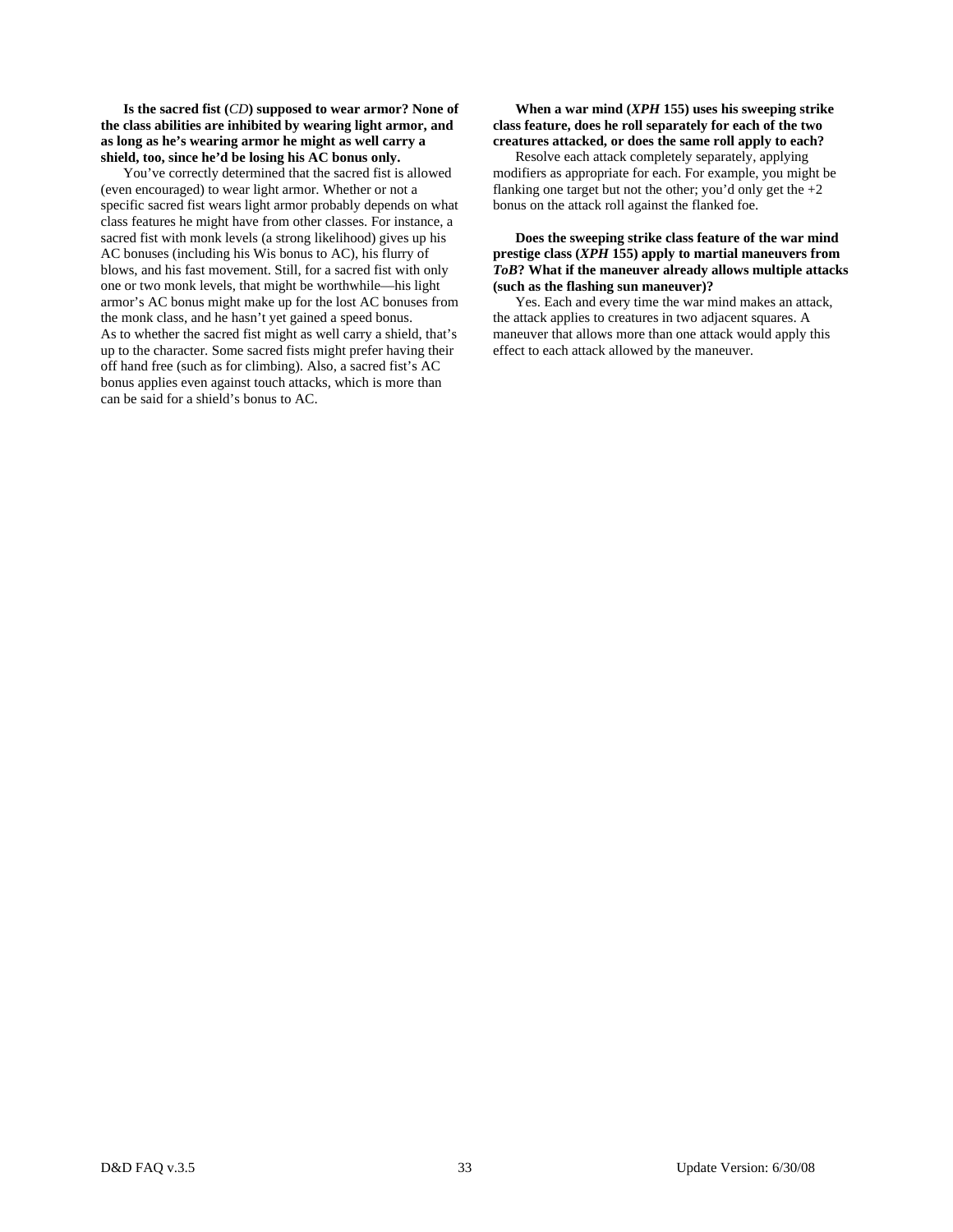**Is the sacred fist (*CD*) supposed to wear armor? None of the class abilities are inhibited by wearing light armor, and as long as he's wearing armor he might as well carry a shield, too, since he'd be losing his AC bonus only.**

You've correctly determined that the sacred fist is allowed (even encouraged) to wear light armor. Whether or not a specific sacred fist wears light armor probably depends on what class features he might have from other classes. For instance, a sacred fist with monk levels (a strong likelihood) gives up his AC bonuses (including his Wis bonus to AC), his flurry of blows, and his fast movement. Still, for a sacred fist with only one or two monk levels, that might be worthwhile—his light armor's AC bonus might make up for the lost AC bonuses from the monk class, and he hasn't yet gained a speed bonus.
As to whether the sacred fist might as well carry a shield, that's up to the character. Some sacred fists might prefer having their off hand free (such as for climbing). Also, a sacred fist's AC bonus applies even against touch attacks, which is more than can be said for a shield's bonus to AC.

**When a war mind (*XPH* 155) uses his sweeping strike class feature, does he roll separately for each of the two creatures attacked, or does the same roll apply to each?**

Resolve each attack completely separately, applying modifiers as appropriate for each. For example, you might be flanking one target but not the other; you'd only get the +2 bonus on the attack roll against the flanked foe.

**Does the sweeping strike class feature of the war mind prestige class (*XPH* 155) apply to martial maneuvers from *ToB*? What if the maneuver already allows multiple attacks (such as the flashing sun maneuver)?**

Yes. Each and every time the war mind makes an attack, the attack applies to creatures in two adjacent squares. A maneuver that allows more than one attack would apply this effect to each attack allowed by the maneuver.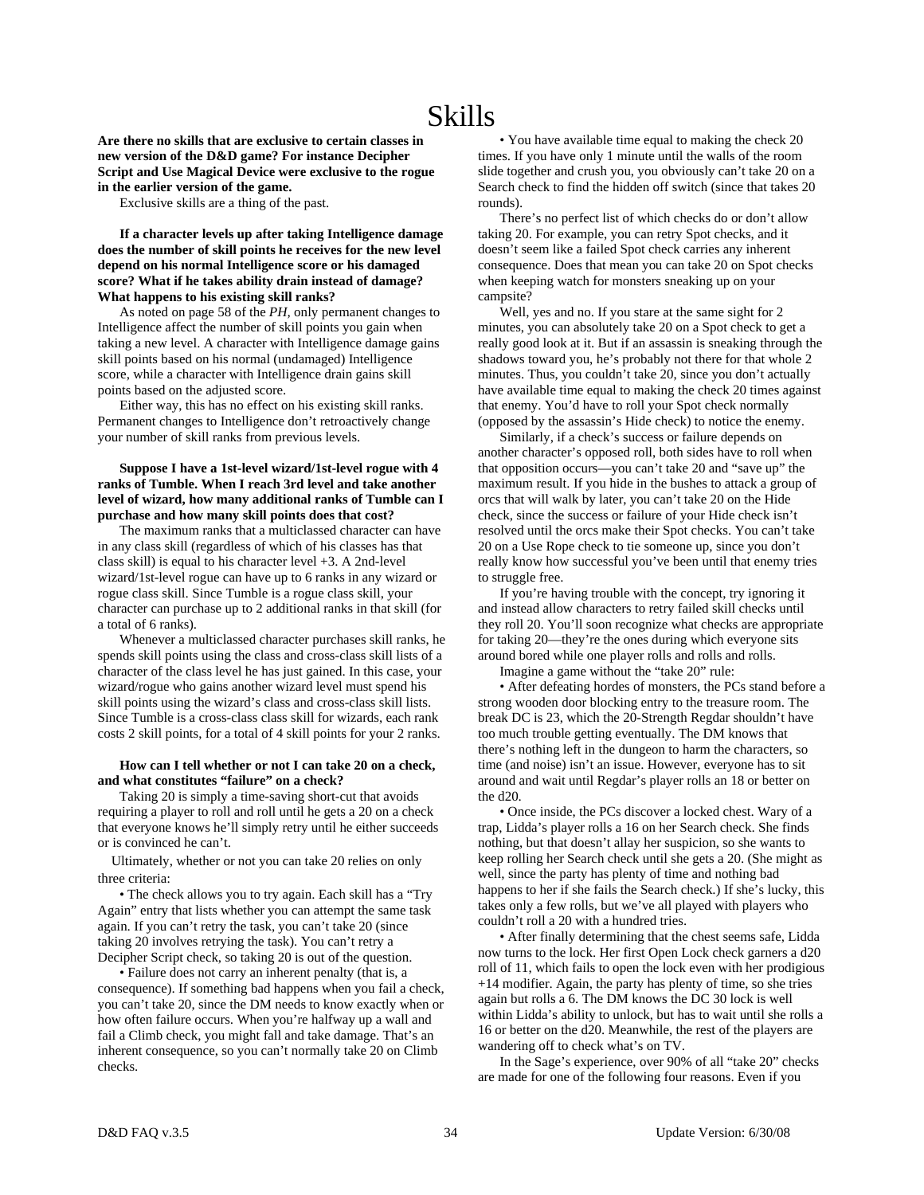# Skills

**Are there no skills that are exclusive to certain classes in new version of the D&D game? For instance Decipher Script and Use Magical Device were exclusive to the rogue in the earlier version of the game.**

Exclusive skills are a thing of the past.

**If a character levels up after taking Intelligence damage does the number of skill points he receives for the new level depend on his normal Intelligence score or his damaged score? What if he takes ability drain instead of damage? What happens to his existing skill ranks?**

As noted on page 58 of the *PH,* only permanent changes to Intelligence affect the number of skill points you gain when taking a new level. A character with Intelligence damage gains skill points based on his normal (undamaged) Intelligence score, while a character with Intelligence drain gains skill points based on the adjusted score.

Either way, this has no effect on his existing skill ranks. Permanent changes to Intelligence don't retroactively change your number of skill ranks from previous levels.

**Suppose I have a 1st-level wizard/1st-level rogue with 4 ranks of Tumble. When I reach 3rd level and take another level of wizard, how many additional ranks of Tumble can I purchase and how many skill points does that cost?**

The maximum ranks that a multiclassed character can have in any class skill (regardless of which of his classes has that class skill) is equal to his character level +3. A 2nd-level wizard/1st-level rogue can have up to 6 ranks in any wizard or rogue class skill. Since Tumble is a rogue class skill, your character can purchase up to 2 additional ranks in that skill (for a total of 6 ranks).

Whenever a multiclassed character purchases skill ranks, he spends skill points using the class and cross-class skill lists of a character of the class level he has just gained. In this case, your wizard/rogue who gains another wizard level must spend his skill points using the wizard's class and cross-class skill lists. Since Tumble is a cross-class class skill for wizards, each rank costs 2 skill points, for a total of 4 skill points for your 2 ranks.

**How can I tell whether or not I can take 20 on a check, and what constitutes "failure" on a check?**

Taking 20 is simply a time-saving short-cut that avoids requiring a player to roll and roll until he gets a 20 on a check that everyone knows he'll simply retry until he either succeeds or is convinced he can't.

Ultimately, whether or not you can take 20 relies on only three criteria:

• The check allows you to try again. Each skill has a "Try Again" entry that lists whether you can attempt the same task again. If you can't retry the task, you can't take 20 (since taking 20 involves retrying the task). You can't retry a Decipher Script check, so taking 20 is out of the question.

• Failure does not carry an inherent penalty (that is, a consequence). If something bad happens when you fail a check, you can't take 20, since the DM needs to know exactly when or how often failure occurs. When you're halfway up a wall and fail a Climb check, you might fall and take damage. That's an inherent consequence, so you can't normally take 20 on Climb checks.

• You have available time equal to making the check 20 times. If you have only 1 minute until the walls of the room slide together and crush you, you obviously can't take 20 on a Search check to find the hidden off switch (since that takes 20 rounds).

There's no perfect list of which checks do or don't allow taking 20. For example, you can retry Spot checks, and it doesn't seem like a failed Spot check carries any inherent consequence. Does that mean you can take 20 on Spot checks when keeping watch for monsters sneaking up on your campsite?

Well, yes and no. If you stare at the same sight for 2 minutes, you can absolutely take 20 on a Spot check to get a really good look at it. But if an assassin is sneaking through the shadows toward you, he's probably not there for that whole 2 minutes. Thus, you couldn't take 20, since you don't actually have available time equal to making the check 20 times against that enemy. You'd have to roll your Spot check normally (opposed by the assassin's Hide check) to notice the enemy.

Similarly, if a check's success or failure depends on another character's opposed roll, both sides have to roll when that opposition occurs—you can't take 20 and "save up" the maximum result. If you hide in the bushes to attack a group of orcs that will walk by later, you can't take 20 on the Hide check, since the success or failure of your Hide check isn't resolved until the orcs make their Spot checks. You can't take 20 on a Use Rope check to tie someone up, since you don't really know how successful you've been until that enemy tries to struggle free.

If you're having trouble with the concept, try ignoring it and instead allow characters to retry failed skill checks until they roll 20. You'll soon recognize what checks are appropriate for taking 20—they're the ones during which everyone sits around bored while one player rolls and rolls and rolls.

Imagine a game without the "take 20" rule:

• After defeating hordes of monsters, the PCs stand before a strong wooden door blocking entry to the treasure room. The break DC is 23, which the 20-Strength Regdar shouldn't have too much trouble getting eventually. The DM knows that there's nothing left in the dungeon to harm the characters, so time (and noise) isn't an issue. However, everyone has to sit around and wait until Regdar's player rolls an 18 or better on the d20.

• Once inside, the PCs discover a locked chest. Wary of a trap, Lidda's player rolls a 16 on her Search check. She finds nothing, but that doesn't allay her suspicion, so she wants to keep rolling her Search check until she gets a 20. (She might as well, since the party has plenty of time and nothing bad happens to her if she fails the Search check.) If she's lucky, this takes only a few rolls, but we've all played with players who couldn't roll a 20 with a hundred tries.

• After finally determining that the chest seems safe, Lidda now turns to the lock. Her first Open Lock check garners a d20 roll of 11, which fails to open the lock even with her prodigious +14 modifier. Again, the party has plenty of time, so she tries again but rolls a 6. The DM knows the DC 30 lock is well within Lidda's ability to unlock, but has to wait until she rolls a 16 or better on the d20. Meanwhile, the rest of the players are wandering off to check what's on TV.

In the Sage's experience, over 90% of all "take 20" checks are made for one of the following four reasons. Even if you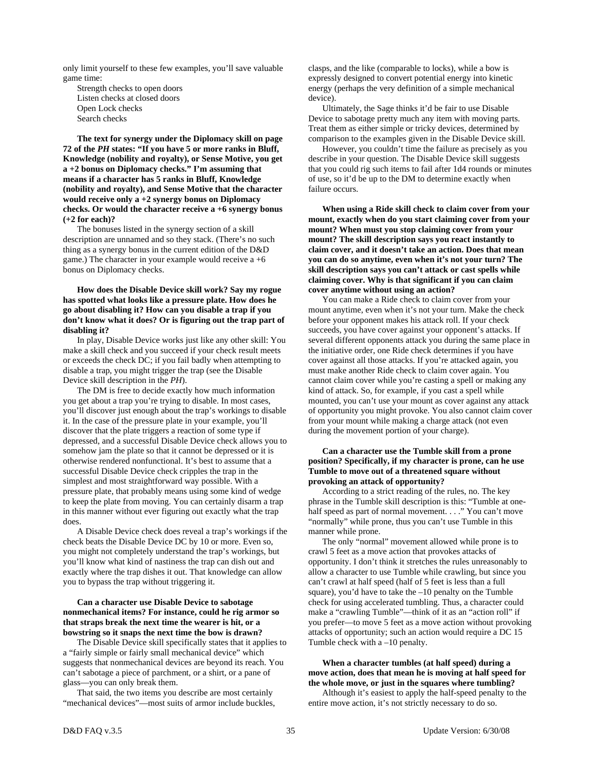only limit yourself to these few examples, you'll save valuable game time:

Strength checks to open doors
Listen checks at closed doors
Open Lock checks
Search checks

**The text for synergy under the Diplomacy skill on page 72 of the *PH* states: "If you have 5 or more ranks in Bluff, Knowledge (nobility and royalty), or Sense Motive, you get a +2 bonus on Diplomacy checks." I'm assuming that means if a character has 5 ranks in Bluff, Knowledge (nobility and royalty), and Sense Motive that the character would receive only a +2 synergy bonus on Diplomacy checks. Or would the character receive a +6 synergy bonus (+2 for each)?**

The bonuses listed in the synergy section of a skill description are unnamed and so they stack. (There's no such thing as a synergy bonus in the current edition of the D&D game.) The character in your example would receive a +6 bonus on Diplomacy checks.

**How does the Disable Device skill work? Say my rogue has spotted what looks like a pressure plate. How does he go about disabling it? How can you disable a trap if you don't know what it does? Or is figuring out the trap part of disabling it?**

In play, Disable Device works just like any other skill: You make a skill check and you succeed if your check result meets or exceeds the check DC; if you fail badly when attempting to disable a trap, you might trigger the trap (see the Disable Device skill description in the *PH*).

The DM is free to decide exactly how much information you get about a trap you're trying to disable. In most cases, you'll discover just enough about the trap's workings to disable it. In the case of the pressure plate in your example, you'll discover that the plate triggers a reaction of some type if depressed, and a successful Disable Device check allows you to somehow jam the plate so that it cannot be depressed or it is otherwise rendered nonfunctional. It's best to assume that a successful Disable Device check cripples the trap in the simplest and most straightforward way possible. With a pressure plate, that probably means using some kind of wedge to keep the plate from moving. You can certainly disarm a trap in this manner without ever figuring out exactly what the trap does.

A Disable Device check does reveal a trap's workings if the check beats the Disable Device DC by 10 or more. Even so, you might not completely understand the trap's workings, but you'll know what kind of nastiness the trap can dish out and exactly where the trap dishes it out. That knowledge can allow you to bypass the trap without triggering it.

**Can a character use Disable Device to sabotage nonmechanical items? For instance, could he rig armor so that straps break the next time the wearer is hit, or a bowstring so it snaps the next time the bow is drawn?**

The Disable Device skill specifically states that it applies to a "fairly simple or fairly small mechanical device" which suggests that nonmechanical devices are beyond its reach. You can't sabotage a piece of parchment, or a shirt, or a pane of glass—you can only break them.

That said, the two items you describe are most certainly "mechanical devices"—most suits of armor include buckles, clasps, and the like (comparable to locks), while a bow is expressly designed to convert potential energy into kinetic energy (perhaps the very definition of a simple mechanical device).

Ultimately, the Sage thinks it'd be fair to use Disable Device to sabotage pretty much any item with moving parts. Treat them as either simple or tricky devices, determined by comparison to the examples given in the Disable Device skill.

However, you couldn't time the failure as precisely as you describe in your question. The Disable Device skill suggests that you could rig such items to fail after 1d4 rounds or minutes of use, so it'd be up to the DM to determine exactly when failure occurs.

**When using a Ride skill check to claim cover from your mount, exactly when do you start claiming cover from your mount? When must you stop claiming cover from your mount? The skill description says you react instantly to claim cover, and it doesn't take an action. Does that mean you can do so anytime, even when it's not your turn? The skill description says you can't attack or cast spells while claiming cover. Why is that significant if you can claim cover anytime without using an action?**

You can make a Ride check to claim cover from your mount anytime, even when it's not your turn. Make the check before your opponent makes his attack roll. If your check succeeds, you have cover against your opponent's attacks. If several different opponents attack you during the same place in the initiative order, one Ride check determines if you have cover against all those attacks. If you're attacked again, you must make another Ride check to claim cover again. You cannot claim cover while you're casting a spell or making any kind of attack. So, for example, if you cast a spell while mounted, you can't use your mount as cover against any attack of opportunity you might provoke. You also cannot claim cover from your mount while making a charge attack (not even during the movement portion of your charge).

**Can a character use the Tumble skill from a prone position? Specifically, if my character is prone, can he use Tumble to move out of a threatened square without provoking an attack of opportunity?**

According to a strict reading of the rules, no. The key phrase in the Tumble skill description is this: "Tumble at one-half speed as part of normal movement. . . ." You can't move "normally" while prone, thus you can't use Tumble in this manner while prone.

The only "normal" movement allowed while prone is to crawl 5 feet as a move action that provokes attacks of opportunity. I don't think it stretches the rules unreasonably to allow a character to use Tumble while crawling, but since you can't crawl at half speed (half of 5 feet is less than a full square), you'd have to take the –10 penalty on the Tumble check for using accelerated tumbling. Thus, a character could make a "crawling Tumble"—think of it as an "action roll" if you prefer—to move 5 feet as a move action without provoking attacks of opportunity; such an action would require a DC 15 Tumble check with a –10 penalty.

**When a character tumbles (at half speed) during a move action, does that mean he is moving at half speed for the whole move, or just in the squares where tumbling?**

Although it's easiest to apply the half-speed penalty to the entire move action, it's not strictly necessary to do so.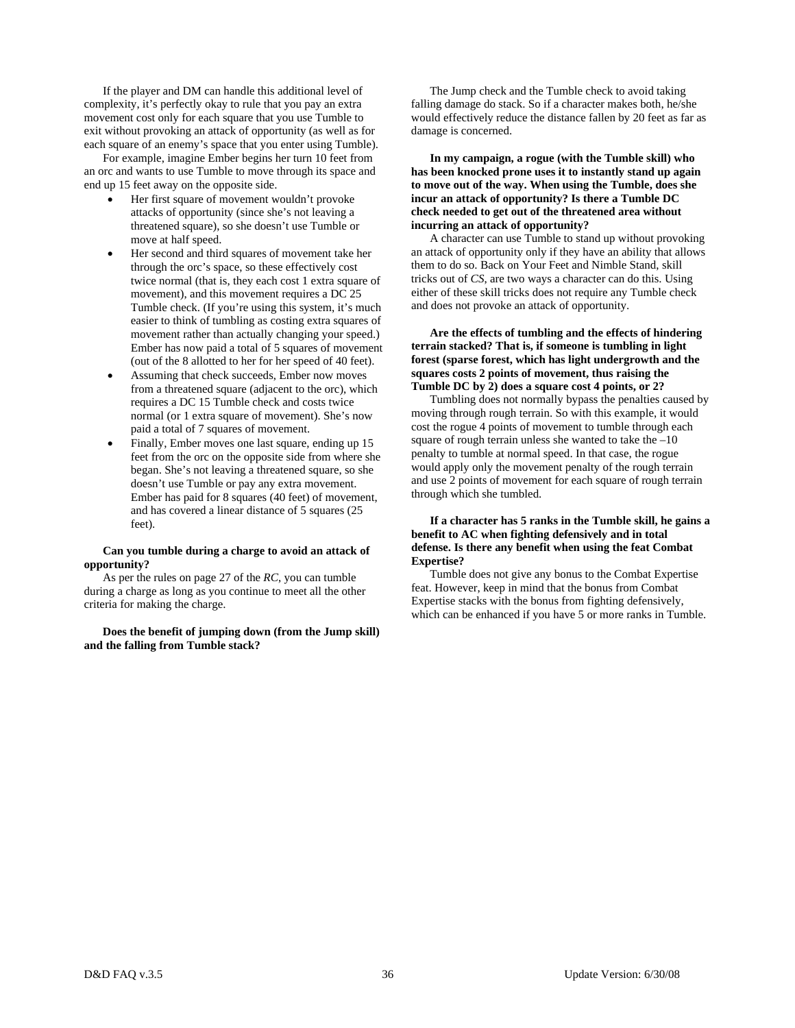If the player and DM can handle this additional level of complexity, it's perfectly okay to rule that you pay an extra movement cost only for each square that you use Tumble to exit without provoking an attack of opportunity (as well as for each square of an enemy's space that you enter using Tumble).

For example, imagine Ember begins her turn 10 feet from an orc and wants to use Tumble to move through its space and end up 15 feet away on the opposite side.

- Her first square of movement wouldn't provoke attacks of opportunity (since she's not leaving a threatened square), so she doesn't use Tumble or move at half speed.
- Her second and third squares of movement take her through the orc's space, so these effectively cost twice normal (that is, they each cost 1 extra square of movement), and this movement requires a DC 25 Tumble check. (If you're using this system, it's much easier to think of tumbling as costing extra squares of movement rather than actually changing your speed.) Ember has now paid a total of 5 squares of movement (out of the 8 allotted to her for her speed of 40 feet).
- Assuming that check succeeds, Ember now moves from a threatened square (adjacent to the orc), which requires a DC 15 Tumble check and costs twice normal (or 1 extra square of movement). She's now paid a total of 7 squares of movement.
- Finally, Ember moves one last square, ending up 15 feet from the orc on the opposite side from where she began. She's not leaving a threatened square, so she doesn't use Tumble or pay any extra movement. Ember has paid for 8 squares (40 feet) of movement, and has covered a linear distance of 5 squares (25 feet).

**Can you tumble during a charge to avoid an attack of opportunity?**

As per the rules on page 27 of the *RC*, you can tumble during a charge as long as you continue to meet all the other criteria for making the charge.

**Does the benefit of jumping down (from the Jump skill) and the falling from Tumble stack?**

The Jump check and the Tumble check to avoid taking falling damage do stack. So if a character makes both, he/she would effectively reduce the distance fallen by 20 feet as far as damage is concerned.

**In my campaign, a rogue (with the Tumble skill) who has been knocked prone uses it to instantly stand up again to move out of the way. When using the Tumble, does she incur an attack of opportunity? Is there a Tumble DC check needed to get out of the threatened area without incurring an attack of opportunity?**

A character can use Tumble to stand up without provoking an attack of opportunity only if they have an ability that allows them to do so. Back on Your Feet and Nimble Stand, skill tricks out of *CS*, are two ways a character can do this. Using either of these skill tricks does not require any Tumble check and does not provoke an attack of opportunity.

**Are the effects of tumbling and the effects of hindering terrain stacked? That is, if someone is tumbling in light forest (sparse forest, which has light undergrowth and the squares costs 2 points of movement, thus raising the Tumble DC by 2) does a square cost 4 points, or 2?**

Tumbling does not normally bypass the penalties caused by moving through rough terrain. So with this example, it would cost the rogue 4 points of movement to tumble through each square of rough terrain unless she wanted to take the –10 penalty to tumble at normal speed. In that case, the rogue would apply only the movement penalty of the rough terrain and use 2 points of movement for each square of rough terrain through which she tumbled.

**If a character has 5 ranks in the Tumble skill, he gains a benefit to AC when fighting defensively and in total defense. Is there any benefit when using the feat Combat Expertise?**

Tumble does not give any bonus to the Combat Expertise feat. However, keep in mind that the bonus from Combat Expertise stacks with the bonus from fighting defensively, which can be enhanced if you have 5 or more ranks in Tumble.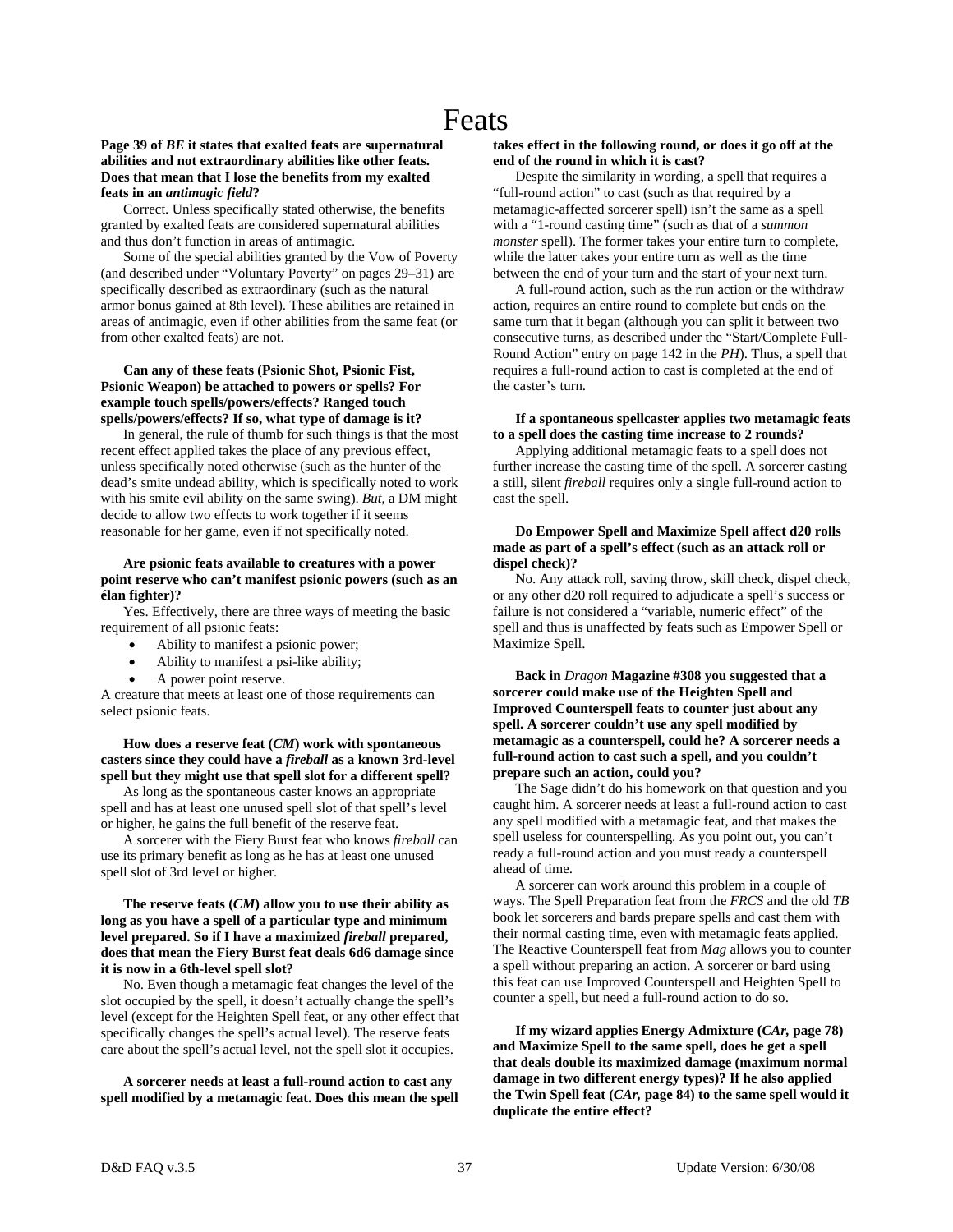# Feats

**Page 39 of *BE* it states that exalted feats are supernatural abilities and not extraordinary abilities like other feats. Does that mean that I lose the benefits from my exalted feats in an *antimagic field*?**

Correct. Unless specifically stated otherwise, the benefits granted by exalted feats are considered supernatural abilities and thus don't function in areas of antimagic.

Some of the special abilities granted by the Vow of Poverty (and described under "Voluntary Poverty" on pages 29–31) are specifically described as extraordinary (such as the natural armor bonus gained at 8th level). These abilities are retained in areas of antimagic, even if other abilities from the same feat (or from other exalted feats) are not.

**Can any of these feats (Psionic Shot, Psionic Fist, Psionic Weapon) be attached to powers or spells? For example touch spells/powers/effects? Ranged touch spells/powers/effects? If so, what type of damage is it?**

In general, the rule of thumb for such things is that the most recent effect applied takes the place of any previous effect, unless specifically noted otherwise (such as the hunter of the dead's smite undead ability, which is specifically noted to work with his smite evil ability on the same swing). *But*, a DM might decide to allow two effects to work together if it seems reasonable for her game, even if not specifically noted.

**Are psionic feats available to creatures with a power point reserve who can't manifest psionic powers (such as an élan fighter)?**

Yes. Effectively, there are three ways of meeting the basic requirement of all psionic feats:

- Ability to manifest a psionic power;
- Ability to manifest a psi-like ability;
- A power point reserve.

A creature that meets at least one of those requirements can select psionic feats.

**How does a reserve feat (*CM*) work with spontaneous casters since they could have a *fireball* as a known 3rd-level spell but they might use that spell slot for a different spell?**

As long as the spontaneous caster knows an appropriate spell and has at least one unused spell slot of that spell's level or higher, he gains the full benefit of the reserve feat.

A sorcerer with the Fiery Burst feat who knows *fireball* can use its primary benefit as long as he has at least one unused spell slot of 3rd level or higher.

**The reserve feats (*CM*) allow you to use their ability as long as you have a spell of a particular type and minimum level prepared. So if I have a maximized *fireball* prepared, does that mean the Fiery Burst feat deals 6d6 damage since it is now in a 6th-level spell slot?**

No. Even though a metamagic feat changes the level of the slot occupied by the spell, it doesn't actually change the spell's level (except for the Heighten Spell feat, or any other effect that specifically changes the spell's actual level). The reserve feats care about the spell's actual level, not the spell slot it occupies.

**A sorcerer needs at least a full-round action to cast any spell modified by a metamagic feat. Does this mean the spell takes effect in the following round, or does it go off at the end of the round in which it is cast?**

Despite the similarity in wording, a spell that requires a "full-round action" to cast (such as that required by a metamagic-affected sorcerer spell) isn't the same as a spell with a "1-round casting time" (such as that of a *summon monster* spell). The former takes your entire turn to complete, while the latter takes your entire turn as well as the time between the end of your turn and the start of your next turn.

A full-round action, such as the run action or the withdraw action, requires an entire round to complete but ends on the same turn that it began (although you can split it between two consecutive turns, as described under the "Start/Complete Full-Round Action" entry on page 142 in the *PH*). Thus, a spell that requires a full-round action to cast is completed at the end of the caster's turn.

**If a spontaneous spellcaster applies two metamagic feats to a spell does the casting time increase to 2 rounds?**

Applying additional metamagic feats to a spell does not further increase the casting time of the spell. A sorcerer casting a still, silent *fireball* requires only a single full-round action to cast the spell.

**Do Empower Spell and Maximize Spell affect d20 rolls made as part of a spell's effect (such as an attack roll or dispel check)?**

No. Any attack roll, saving throw, skill check, dispel check, or any other d20 roll required to adjudicate a spell's success or failure is not considered a "variable, numeric effect" of the spell and thus is unaffected by feats such as Empower Spell or Maximize Spell.

**Back in *Dragon* Magazine #308 you suggested that a sorcerer could make use of the Heighten Spell and Improved Counterspell feats to counter just about any spell. A sorcerer couldn't use any spell modified by metamagic as a counterspell, could he? A sorcerer needs a full-round action to cast such a spell, and you couldn't prepare such an action, could you?**

The Sage didn't do his homework on that question and you caught him. A sorcerer needs at least a full-round action to cast any spell modified with a metamagic feat, and that makes the spell useless for counterspelling. As you point out, you can't ready a full-round action and you must ready a counterspell ahead of time.

A sorcerer can work around this problem in a couple of ways. The Spell Preparation feat from the *FRCS* and the old *TB* book let sorcerers and bards prepare spells and cast them with their normal casting time, even with metamagic feats applied. The Reactive Counterspell feat from *Mag* allows you to counter a spell without preparing an action. A sorcerer or bard using this feat can use Improved Counterspell and Heighten Spell to counter a spell, but need a full-round action to do so.

**If my wizard applies Energy Admixture (*CAr,* page 78) and Maximize Spell to the same spell, does he get a spell that deals double its maximized damage (maximum normal damage in two different energy types)? If he also applied the Twin Spell feat (*CAr,* page 84) to the same spell would it duplicate the entire effect?**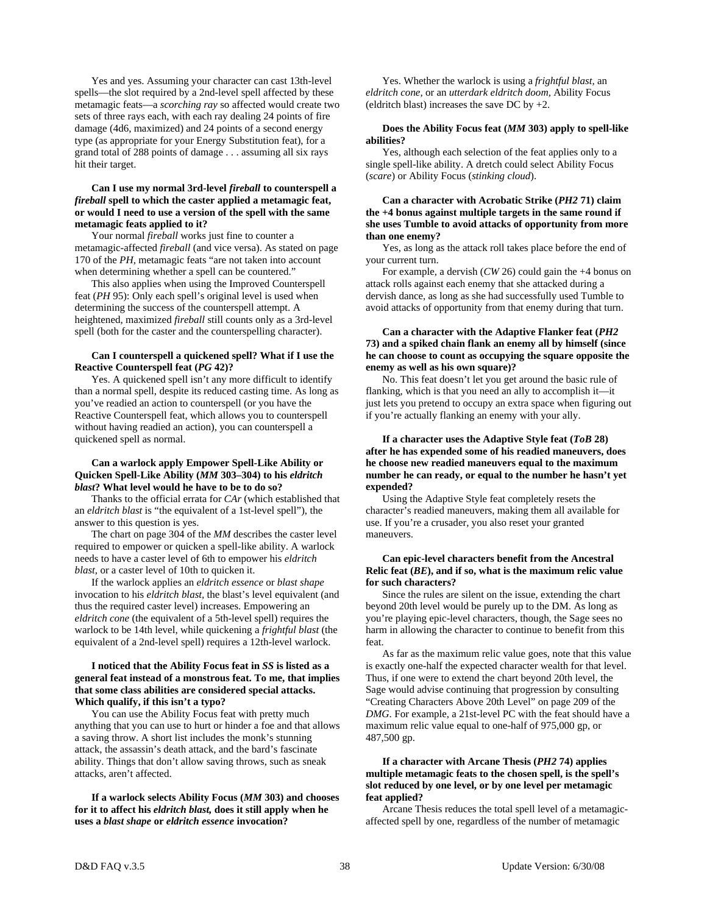Yes and yes. Assuming your character can cast 13th-level spells—the slot required by a 2nd-level spell affected by these metamagic feats—a *scorching ray* so affected would create two sets of three rays each, with each ray dealing 24 points of fire damage (4d6, maximized) and 24 points of a second energy type (as appropriate for your Energy Substitution feat), for a grand total of 288 points of damage . . . assuming all six rays hit their target.

**Can I use my normal 3rd-level *fireball* to counterspell a *fireball* spell to which the caster applied a metamagic feat, or would I need to use a version of the spell with the same metamagic feats applied to it?**

Your normal *fireball* works just fine to counter a metamagic-affected *fireball* (and vice versa). As stated on page 170 of the *PH*, metamagic feats "are not taken into account when determining whether a spell can be countered."

This also applies when using the Improved Counterspell feat (*PH* 95): Only each spell's original level is used when determining the success of the counterspell attempt. A heightened, maximized *fireball* still counts only as a 3rd-level spell (both for the caster and the counterspelling character).

**Can I counterspell a quickened spell? What if I use the Reactive Counterspell feat (*PG* 42)?**

Yes. A quickened spell isn't any more difficult to identify than a normal spell, despite its reduced casting time. As long as you've readied an action to counterspell (or you have the Reactive Counterspell feat, which allows you to counterspell without having readied an action), you can counterspell a quickened spell as normal.

**Can a warlock apply Empower Spell-Like Ability or Quicken Spell-Like Ability (*MM* 303–304) to his *eldritch blast*? What level would he have to be to do so?**

Thanks to the official errata for *CAr* (which established that an *eldritch blast* is "the equivalent of a 1st-level spell"), the answer to this question is yes.

The chart on page 304 of the *MM* describes the caster level required to empower or quicken a spell-like ability. A warlock needs to have a caster level of 6th to empower his *eldritch blast*, or a caster level of 10th to quicken it.

If the warlock applies an *eldritch essence* or *blast shape* invocation to his *eldritch blast*, the blast's level equivalent (and thus the required caster level) increases. Empowering an *eldritch cone* (the equivalent of a 5th-level spell) requires the warlock to be 14th level, while quickening a *frightful blast* (the equivalent of a 2nd-level spell) requires a 12th-level warlock.

**I noticed that the Ability Focus feat in *SS* is listed as a general feat instead of a monstrous feat. To me, that implies that some class abilities are considered special attacks. Which qualify, if this isn't a typo?**

You can use the Ability Focus feat with pretty much anything that you can use to hurt or hinder a foe and that allows a saving throw. A short list includes the monk's stunning attack, the assassin's death attack, and the bard's fascinate ability. Things that don't allow saving throws, such as sneak attacks, aren't affected.

**If a warlock selects Ability Focus (*MM* 303) and chooses for it to affect his *eldritch blast*, does it still apply when he uses a *blast shape* or *eldritch essence* invocation?**

Yes. Whether the warlock is using a *frightful blast*, an *eldritch cone*, or an *utterdark eldritch doom*, Ability Focus (eldritch blast) increases the save DC by +2.

**Does the Ability Focus feat (*MM* 303) apply to spell-like abilities?**

Yes, although each selection of the feat applies only to a single spell-like ability. A dretch could select Ability Focus (*scare*) or Ability Focus (*stinking cloud*).

**Can a character with Acrobatic Strike (*PH2* 71) claim the +4 bonus against multiple targets in the same round if she uses Tumble to avoid attacks of opportunity from more than one enemy?**

Yes, as long as the attack roll takes place before the end of your current turn.

For example, a dervish (*CW* 26) could gain the +4 bonus on attack rolls against each enemy that she attacked during a dervish dance, as long as she had successfully used Tumble to avoid attacks of opportunity from that enemy during that turn.

**Can a character with the Adaptive Flanker feat (*PH2* 73) and a spiked chain flank an enemy all by himself (since he can choose to count as occupying the square opposite the enemy as well as his own square)?**

No. This feat doesn't let you get around the basic rule of flanking, which is that you need an ally to accomplish it—it just lets you pretend to occupy an extra space when figuring out if you're actually flanking an enemy with your ally.

**If a character uses the Adaptive Style feat (*ToB* 28) after he has expended some of his readied maneuvers, does he choose new readied maneuvers equal to the maximum number he can ready, or equal to the number he hasn't yet expended?**

Using the Adaptive Style feat completely resets the character's readied maneuvers, making them all available for use. If you're a crusader, you also reset your granted maneuvers.

**Can epic-level characters benefit from the Ancestral Relic feat (*BE*), and if so, what is the maximum relic value for such characters?**

Since the rules are silent on the issue, extending the chart beyond 20th level would be purely up to the DM. As long as you're playing epic-level characters, though, the Sage sees no harm in allowing the character to continue to benefit from this feat.

As far as the maximum relic value goes, note that this value is exactly one-half the expected character wealth for that level. Thus, if one were to extend the chart beyond 20th level, the Sage would advise continuing that progression by consulting "Creating Characters Above 20th Level" on page 209 of the *DMG*. For example, a 21st-level PC with the feat should have a maximum relic value equal to one-half of 975,000 gp, or 487,500 gp.

**If a character with Arcane Thesis (*PH2* 74) applies multiple metamagic feats to the chosen spell, is the spell's slot reduced by one level, or by one level per metamagic feat applied?**

Arcane Thesis reduces the total spell level of a metamagic-affected spell by one, regardless of the number of metamagic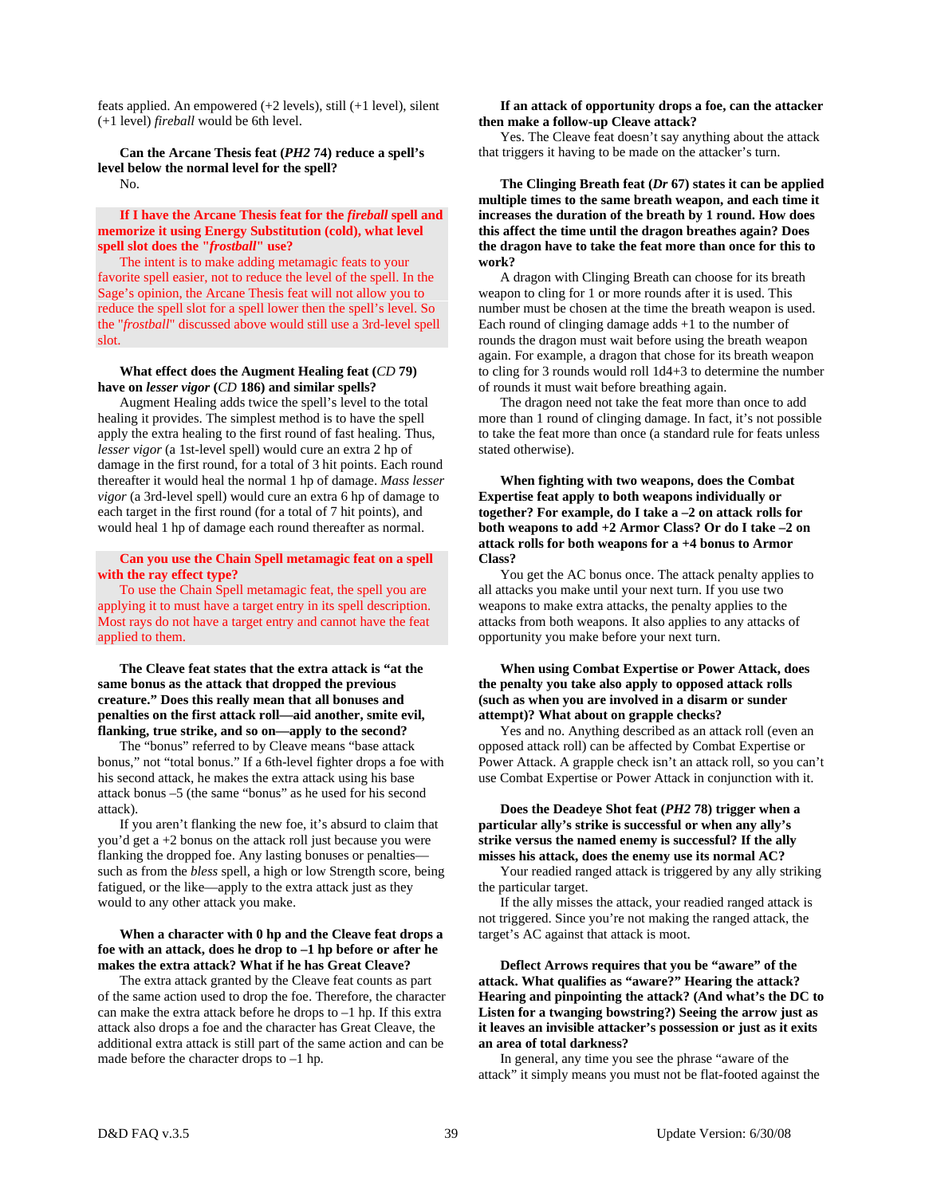feats applied. An empowered (+2 levels), still (+1 level), silent (+1 level) *fireball* would be 6th level.

**Can the Arcane Thesis feat (*PH2* 74) reduce a spell's level below the normal level for the spell?**

No.

**If I have the Arcane Thesis feat for the *fireball* spell and memorize it using Energy Substitution (cold), what level spell slot does the "*frostball*" use?**

The intent is to make adding metamagic feats to your favorite spell easier, not to reduce the level of the spell. In the Sage's opinion, the Arcane Thesis feat will not allow you to reduce the spell slot for a spell lower then the spell's level. So the "*frostball*" discussed above would still use a 3rd-level spell slot.

**What effect does the Augment Healing feat (*CD* 79) have on *lesser vigor* (*CD* 186) and similar spells?**

Augment Healing adds twice the spell's level to the total healing it provides. The simplest method is to have the spell apply the extra healing to the first round of fast healing. Thus, *lesser vigor* (a 1st-level spell) would cure an extra 2 hp of damage in the first round, for a total of 3 hit points. Each round thereafter it would heal the normal 1 hp of damage. *Mass lesser vigor* (a 3rd-level spell) would cure an extra 6 hp of damage to each target in the first round (for a total of 7 hit points), and would heal 1 hp of damage each round thereafter as normal.

**Can you use the Chain Spell metamagic feat on a spell with the ray effect type?**

To use the Chain Spell metamagic feat, the spell you are applying it to must have a target entry in its spell description. Most rays do not have a target entry and cannot have the feat applied to them.

**The Cleave feat states that the extra attack is "at the same bonus as the attack that dropped the previous creature." Does this really mean that all bonuses and penalties on the first attack roll—aid another, smite evil, flanking, true strike, and so on—apply to the second?**

The "bonus" referred to by Cleave means "base attack bonus," not "total bonus." If a 6th-level fighter drops a foe with his second attack, he makes the extra attack using his base attack bonus –5 (the same "bonus" as he used for his second attack).

If you aren't flanking the new foe, it's absurd to claim that you'd get a +2 bonus on the attack roll just because you were flanking the dropped foe. Any lasting bonuses or penalties—such as from the *bless* spell, a high or low Strength score, being fatigued, or the like—apply to the extra attack just as they would to any other attack you make.

**When a character with 0 hp and the Cleave feat drops a foe with an attack, does he drop to –1 hp before or after he makes the extra attack? What if he has Great Cleave?**

The extra attack granted by the Cleave feat counts as part of the same action used to drop the foe. Therefore, the character can make the extra attack before he drops to –1 hp. If this extra attack also drops a foe and the character has Great Cleave, the additional extra attack is still part of the same action and can be made before the character drops to –1 hp.

**If an attack of opportunity drops a foe, can the attacker then make a follow-up Cleave attack?**

Yes. The Cleave feat doesn't say anything about the attack that triggers it having to be made on the attacker's turn.

**The Clinging Breath feat (*Dr* 67) states it can be applied multiple times to the same breath weapon, and each time it increases the duration of the breath by 1 round. How does this affect the time until the dragon breathes again? Does the dragon have to take the feat more than once for this to work?**

A dragon with Clinging Breath can choose for its breath weapon to cling for 1 or more rounds after it is used. This number must be chosen at the time the breath weapon is used. Each round of clinging damage adds +1 to the number of rounds the dragon must wait before using the breath weapon again. For example, a dragon that chose for its breath weapon to cling for 3 rounds would roll 1d4+3 to determine the number of rounds it must wait before breathing again.

The dragon need not take the feat more than once to add more than 1 round of clinging damage. In fact, it's not possible to take the feat more than once (a standard rule for feats unless stated otherwise).

**When fighting with two weapons, does the Combat Expertise feat apply to both weapons individually or together? For example, do I take a –2 on attack rolls for both weapons to add +2 Armor Class? Or do I take –2 on attack rolls for both weapons for a +4 bonus to Armor Class?**

You get the AC bonus once. The attack penalty applies to all attacks you make until your next turn. If you use two weapons to make extra attacks, the penalty applies to the attacks from both weapons. It also applies to any attacks of opportunity you make before your next turn.

**When using Combat Expertise or Power Attack, does the penalty you take also apply to opposed attack rolls (such as when you are involved in a disarm or sunder attempt)? What about on grapple checks?**

Yes and no. Anything described as an attack roll (even an opposed attack roll) can be affected by Combat Expertise or Power Attack. A grapple check isn't an attack roll, so you can't use Combat Expertise or Power Attack in conjunction with it.

**Does the Deadeye Shot feat (*PH2* 78) trigger when a particular ally's strike is successful or when any ally's strike versus the named enemy is successful? If the ally misses his attack, does the enemy use its normal AC?**

Your readied ranged attack is triggered by any ally striking the particular target.

If the ally misses the attack, your readied ranged attack is not triggered. Since you're not making the ranged attack, the target's AC against that attack is moot.

**Deflect Arrows requires that you be "aware" of the attack. What qualifies as "aware?" Hearing the attack? Hearing and pinpointing the attack? (And what's the DC to Listen for a twanging bowstring?) Seeing the arrow just as it leaves an invisible attacker's possession or just as it exits an area of total darkness?**

In general, any time you see the phrase "aware of the attack" it simply means you must not be flat-footed against the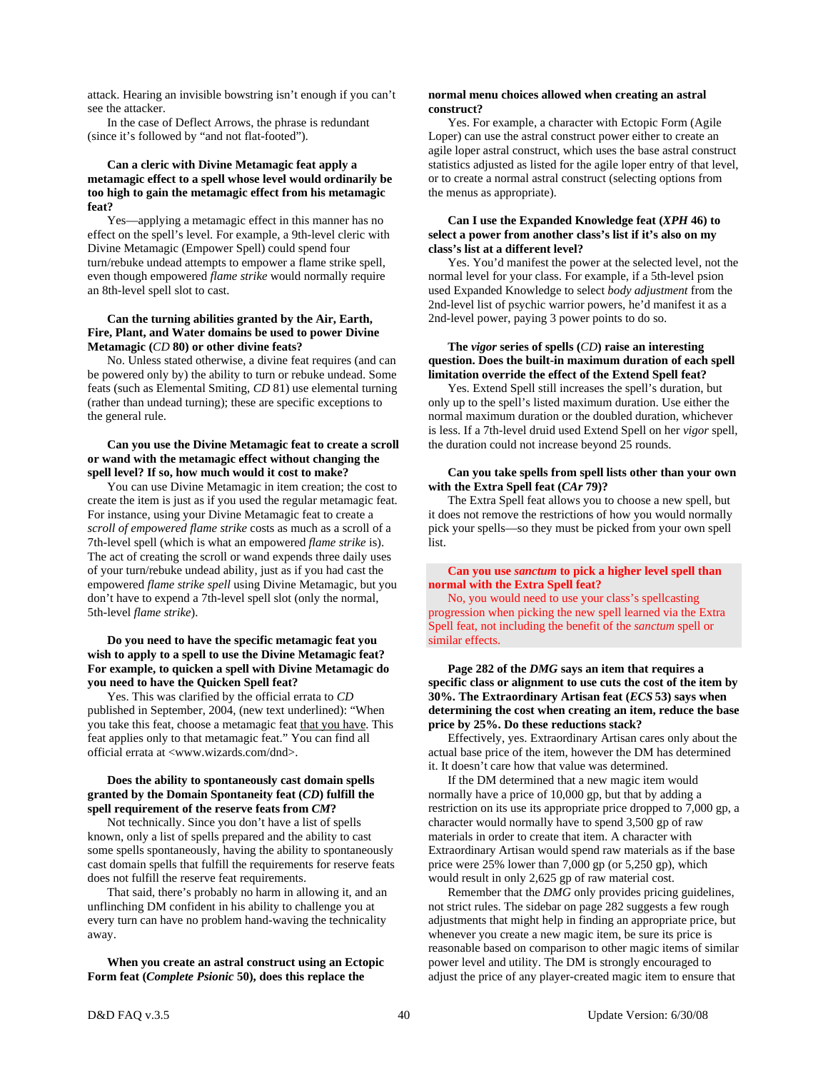attack. Hearing an invisible bowstring isn't enough if you can't see the attacker.

In the case of Deflect Arrows, the phrase is redundant (since it's followed by "and not flat-footed").

**Can a cleric with Divine Metamagic feat apply a metamagic effect to a spell whose level would ordinarily be too high to gain the metamagic effect from his metamagic feat?**

Yes—applying a metamagic effect in this manner has no effect on the spell's level. For example, a 9th-level cleric with Divine Metamagic (Empower Spell) could spend four turn/rebuke undead attempts to empower a flame strike spell, even though empowered *flame strike* would normally require an 8th-level spell slot to cast.

**Can the turning abilities granted by the Air, Earth, Fire, Plant, and Water domains be used to power Divine Metamagic (*CD* 80) or other divine feats?**

No. Unless stated otherwise, a divine feat requires (and can be powered only by) the ability to turn or rebuke undead. Some feats (such as Elemental Smiting, *CD* 81) use elemental turning (rather than undead turning); these are specific exceptions to the general rule.

**Can you use the Divine Metamagic feat to create a scroll or wand with the metamagic effect without changing the spell level? If so, how much would it cost to make?**

You can use Divine Metamagic in item creation; the cost to create the item is just as if you used the regular metamagic feat. For instance, using your Divine Metamagic feat to create a *scroll of empowered flame strike* costs as much as a scroll of a 7th-level spell (which is what an empowered *flame strike* is). The act of creating the scroll or wand expends three daily uses of your turn/rebuke undead ability, just as if you had cast the empowered *flame strike spell* using Divine Metamagic, but you don't have to expend a 7th-level spell slot (only the normal, 5th-level *flame strike*).

**Do you need to have the specific metamagic feat you wish to apply to a spell to use the Divine Metamagic feat? For example, to quicken a spell with Divine Metamagic do you need to have the Quicken Spell feat?**

Yes. This was clarified by the official errata to *CD* published in September, 2004, (new text underlined): "When you take this feat, choose a metamagic feat that you have. This feat applies only to that metamagic feat." You can find all official errata at <www.wizards.com/dnd>.

**Does the ability to spontaneously cast domain spells granted by the Domain Spontaneity feat (*CD*) fulfill the spell requirement of the reserve feats from *CM*?**

Not technically. Since you don't have a list of spells known, only a list of spells prepared and the ability to cast some spells spontaneously, having the ability to spontaneously cast domain spells that fulfill the requirements for reserve feats does not fulfill the reserve feat requirements.

That said, there's probably no harm in allowing it, and an unflinching DM confident in his ability to challenge you at every turn can have no problem hand-waving the technicality away.

**When you create an astral construct using an Ectopic Form feat (*Complete Psionic* 50), does this replace the normal menu choices allowed when creating an astral construct?**

Yes. For example, a character with Ectopic Form (Agile Loper) can use the astral construct power either to create an agile loper astral construct, which uses the base astral construct statistics adjusted as listed for the agile loper entry of that level, or to create a normal astral construct (selecting options from the menus as appropriate).

**Can I use the Expanded Knowledge feat (*XPH* 46) to select a power from another class's list if it's also on my class's list at a different level?**

Yes. You'd manifest the power at the selected level, not the normal level for your class. For example, if a 5th-level psion used Expanded Knowledge to select *body adjustment* from the 2nd-level list of psychic warrior powers, he'd manifest it as a 2nd-level power, paying 3 power points to do so.

**The *vigor* series of spells (*CD*) raise an interesting question. Does the built-in maximum duration of each spell limitation override the effect of the Extend Spell feat?**

Yes. Extend Spell still increases the spell's duration, but only up to the spell's listed maximum duration. Use either the normal maximum duration or the doubled duration, whichever is less. If a 7th-level druid used Extend Spell on her *vigor* spell, the duration could not increase beyond 25 rounds.

**Can you take spells from spell lists other than your own with the Extra Spell feat (*CAr* 79)?**

The Extra Spell feat allows you to choose a new spell, but it does not remove the restrictions of how you would normally pick your spells—so they must be picked from your own spell list.

**Can you use *sanctum* to pick a higher level spell than normal with the Extra Spell feat?**

No, you would need to use your class's spellcasting progression when picking the new spell learned via the Extra Spell feat, not including the benefit of the *sanctum* spell or similar effects.

**Page 282 of the *DMG* says an item that requires a specific class or alignment to use cuts the cost of the item by 30%. The Extraordinary Artisan feat (*ECS* 53) says when determining the cost when creating an item, reduce the base price by 25%. Do these reductions stack?**

Effectively, yes. Extraordinary Artisan cares only about the actual base price of the item, however the DM has determined it. It doesn't care how that value was determined.

If the DM determined that a new magic item would normally have a price of 10,000 gp, but that by adding a restriction on its use its appropriate price dropped to 7,000 gp, a character would normally have to spend 3,500 gp of raw materials in order to create that item. A character with Extraordinary Artisan would spend raw materials as if the base price were 25% lower than 7,000 gp (or 5,250 gp), which would result in only 2,625 gp of raw material cost.

Remember that the *DMG* only provides pricing guidelines, not strict rules. The sidebar on page 282 suggests a few rough adjustments that might help in finding an appropriate price, but whenever you create a new magic item, be sure its price is reasonable based on comparison to other magic items of similar power level and utility. The DM is strongly encouraged to adjust the price of any player-created magic item to ensure that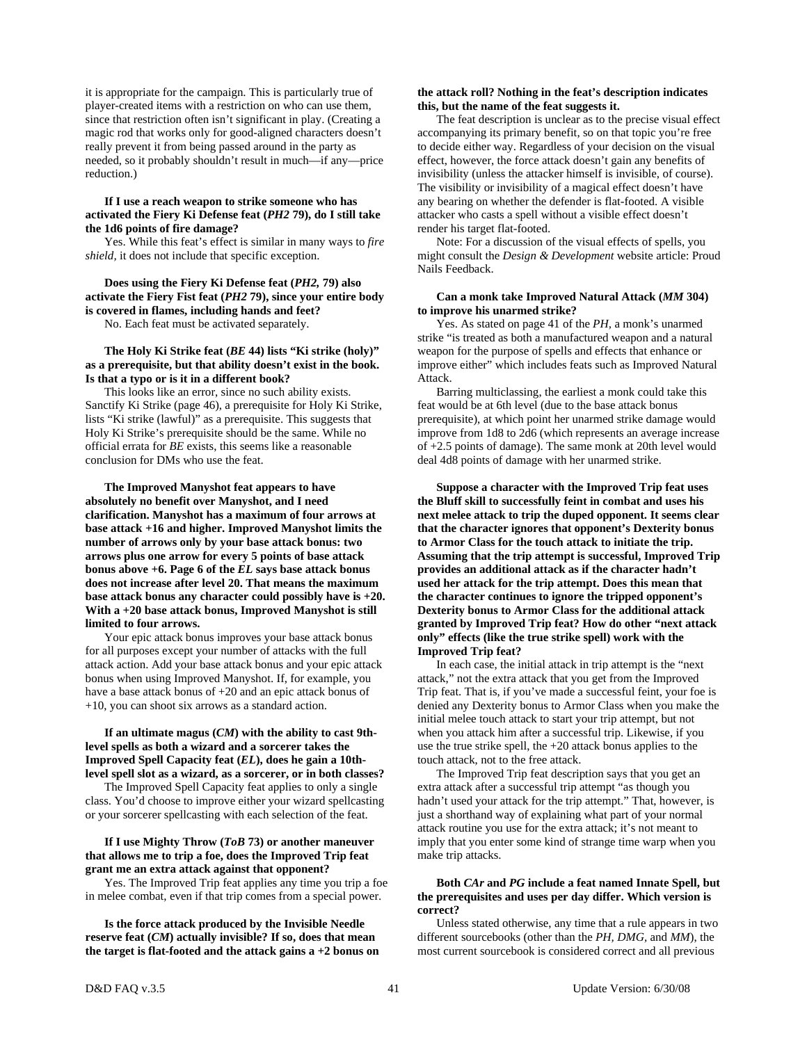it is appropriate for the campaign. This is particularly true of player-created items with a restriction on who can use them, since that restriction often isn't significant in play. (Creating a magic rod that works only for good-aligned characters doesn't really prevent it from being passed around in the party as needed, so it probably shouldn't result in much—if any—price reduction.)

**If I use a reach weapon to strike someone who has activated the Fiery Ki Defense feat (*PH2* 79), do I still take the 1d6 points of fire damage?**

Yes. While this feat's effect is similar in many ways to *fire shield*, it does not include that specific exception.

**Does using the Fiery Ki Defense feat (*PH2*, 79) also activate the Fiery Fist feat (*PH2* 79), since your entire body is covered in flames, including hands and feet?**

No. Each feat must be activated separately.

**The Holy Ki Strike feat (*BE* 44) lists "Ki strike (holy)" as a prerequisite, but that ability doesn't exist in the book. Is that a typo or is it in a different book?**

This looks like an error, since no such ability exists. Sanctify Ki Strike (page 46), a prerequisite for Holy Ki Strike, lists "Ki strike (lawful)" as a prerequisite. This suggests that Holy Ki Strike's prerequisite should be the same. While no official errata for *BE* exists, this seems like a reasonable conclusion for DMs who use the feat.

**The Improved Manyshot feat appears to have absolutely no benefit over Manyshot, and I need clarification. Manyshot has a maximum of four arrows at base attack +16 and higher. Improved Manyshot limits the number of arrows only by your base attack bonus: two arrows plus one arrow for every 5 points of base attack bonus above +6. Page 6 of the *EL* says base attack bonus does not increase after level 20. That means the maximum base attack bonus any character could possibly have is +20. With a +20 base attack bonus, Improved Manyshot is still limited to four arrows.**

Your epic attack bonus improves your base attack bonus for all purposes except your number of attacks with the full attack action. Add your base attack bonus and your epic attack bonus when using Improved Manyshot. If, for example, you have a base attack bonus of +20 and an epic attack bonus of +10, you can shoot six arrows as a standard action.

**If an ultimate magus (*CM*) with the ability to cast 9th-level spells as both a wizard and a sorcerer takes the Improved Spell Capacity feat (*EL*), does he gain a 10th-level spell slot as a wizard, as a sorcerer, or in both classes?**

The Improved Spell Capacity feat applies to only a single class. You'd choose to improve either your wizard spellcasting or your sorcerer spellcasting with each selection of the feat.

**If I use Mighty Throw (*ToB* 73) or another maneuver that allows me to trip a foe, does the Improved Trip feat grant me an extra attack against that opponent?**

Yes. The Improved Trip feat applies any time you trip a foe in melee combat, even if that trip comes from a special power.

**Is the force attack produced by the Invisible Needle reserve feat (*CM*) actually invisible? If so, does that mean the target is flat-footed and the attack gains a +2 bonus on the attack roll? Nothing in the feat's description indicates this, but the name of the feat suggests it.**

The feat description is unclear as to the precise visual effect accompanying its primary benefit, so on that topic you're free to decide either way. Regardless of your decision on the visual effect, however, the force attack doesn't gain any benefits of invisibility (unless the attacker himself is invisible, of course). The visibility or invisibility of a magical effect doesn't have any bearing on whether the defender is flat-footed. A visible attacker who casts a spell without a visible effect doesn't render his target flat-footed.

Note: For a discussion of the visual effects of spells, you might consult the *Design & Development* website article: Proud Nails Feedback.

**Can a monk take Improved Natural Attack (*MM* 304) to improve his unarmed strike?**

Yes. As stated on page 41 of the *PH*, a monk's unarmed strike "is treated as both a manufactured weapon and a natural weapon for the purpose of spells and effects that enhance or improve either" which includes feats such as Improved Natural Attack.

Barring multiclassing, the earliest a monk could take this feat would be at 6th level (due to the base attack bonus prerequisite), at which point her unarmed strike damage would improve from 1d8 to 2d6 (which represents an average increase of +2.5 points of damage). The same monk at 20th level would deal 4d8 points of damage with her unarmed strike.

**Suppose a character with the Improved Trip feat uses the Bluff skill to successfully feint in combat and uses his next melee attack to trip the duped opponent. It seems clear that the character ignores that opponent's Dexterity bonus to Armor Class for the touch attack to initiate the trip. Assuming that the trip attempt is successful, Improved Trip provides an additional attack as if the character hadn't used her attack for the trip attempt. Does this mean that the character continues to ignore the tripped opponent's Dexterity bonus to Armor Class for the additional attack granted by Improved Trip feat? How do other "next attack only" effects (like the true strike spell) work with the Improved Trip feat?**

In each case, the initial attack in trip attempt is the "next attack," not the extra attack that you get from the Improved Trip feat. That is, if you've made a successful feint, your foe is denied any Dexterity bonus to Armor Class when you make the initial melee touch attack to start your trip attempt, but not when you attack him after a successful trip. Likewise, if you use the true strike spell, the +20 attack bonus applies to the touch attack, not to the free attack.

The Improved Trip feat description says that you get an extra attack after a successful trip attempt "as though you hadn't used your attack for the trip attempt." That, however, is just a shorthand way of explaining what part of your normal attack routine you use for the extra attack; it's not meant to imply that you enter some kind of strange time warp when you make trip attacks.

**Both *CAr* and *PG* include a feat named Innate Spell, but the prerequisites and uses per day differ. Which version is correct?**

Unless stated otherwise, any time that a rule appears in two different sourcebooks (other than the *PH*, *DMG*, and *MM*), the most current sourcebook is considered correct and all previous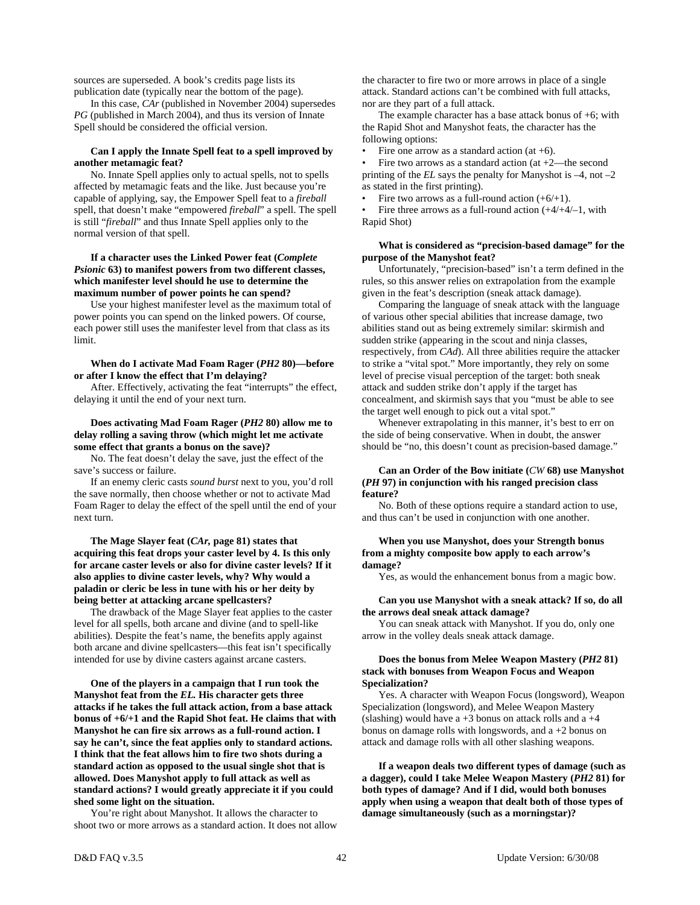sources are superseded. A book's credits page lists its publication date (typically near the bottom of the page).

In this case, *CAr* (published in November 2004) supersedes *PG* (published in March 2004), and thus its version of Innate Spell should be considered the official version.

**Can I apply the Innate Spell feat to a spell improved by another metamagic feat?**

No. Innate Spell applies only to actual spells, not to spells affected by metamagic feats and the like. Just because you're capable of applying, say, the Empower Spell feat to a *fireball* spell, that doesn't make "empowered *fireball*" a spell. The spell is still "*fireball*" and thus Innate Spell applies only to the normal version of that spell.

**If a character uses the Linked Power feat (*Complete Psionic* 63) to manifest powers from two different classes, which manifester level should he use to determine the maximum number of power points he can spend?**

Use your highest manifester level as the maximum total of power points you can spend on the linked powers. Of course, each power still uses the manifester level from that class as its limit.

**When do I activate Mad Foam Rager (*PH2* 80)—before or after I know the effect that I'm delaying?**

After. Effectively, activating the feat "interrupts" the effect, delaying it until the end of your next turn.

**Does activating Mad Foam Rager (*PH2* 80) allow me to delay rolling a saving throw (which might let me activate some effect that grants a bonus on the save)?**

No. The feat doesn't delay the save, just the effect of the save's success or failure.

If an enemy cleric casts *sound burst* next to you, you'd roll the save normally, then choose whether or not to activate Mad Foam Rager to delay the effect of the spell until the end of your next turn.

**The Mage Slayer feat (*CAr,* page 81) states that acquiring this feat drops your caster level by 4. Is this only for arcane caster levels or also for divine caster levels? If it also applies to divine caster levels, why? Why would a paladin or cleric be less in tune with his or her deity by being better at attacking arcane spellcasters?**

The drawback of the Mage Slayer feat applies to the caster level for all spells, both arcane and divine (and to spell-like abilities). Despite the feat's name, the benefits apply against both arcane and divine spellcasters—this feat isn't specifically intended for use by divine casters against arcane casters.

**One of the players in a campaign that I run took the Manyshot feat from the *EL.* His character gets three attacks if he takes the full attack action, from a base attack bonus of +6/+1 and the Rapid Shot feat. He claims that with Manyshot he can fire six arrows as a full-round action. I say he can't, since the feat applies only to standard actions. I think that the feat allows him to fire two shots during a standard action as opposed to the usual single shot that is allowed. Does Manyshot apply to full attack as well as standard actions? I would greatly appreciate it if you could shed some light on the situation.**

You're right about Manyshot. It allows the character to shoot two or more arrows as a standard action. It does not allow the character to fire two or more arrows in place of a single attack. Standard actions can't be combined with full attacks, nor are they part of a full attack.

The example character has a base attack bonus of +6; with the Rapid Shot and Manyshot feats, the character has the following options:

- Fire one arrow as a standard action (at +6).
- Fire two arrows as a standard action (at +2—the second printing of the *EL* says the penalty for Manyshot is –4, not –2 as stated in the first printing).
- Fire two arrows as a full-round action (+6/+1).
- Fire three arrows as a full-round action (+4/+4/–1, with Rapid Shot)

**What is considered as "precision-based damage" for the purpose of the Manyshot feat?**

Unfortunately, "precision-based" isn't a term defined in the rules, so this answer relies on extrapolation from the example given in the feat's description (sneak attack damage).

Comparing the language of sneak attack with the language of various other special abilities that increase damage, two abilities stand out as being extremely similar: skirmish and sudden strike (appearing in the scout and ninja classes, respectively, from *CAd*). All three abilities require the attacker to strike a "vital spot." More importantly, they rely on some level of precise visual perception of the target: both sneak attack and sudden strike don't apply if the target has concealment, and skirmish says that you "must be able to see the target well enough to pick out a vital spot."

Whenever extrapolating in this manner, it's best to err on the side of being conservative. When in doubt, the answer should be "no, this doesn't count as precision-based damage."

**Can an Order of the Bow initiate (*CW* 68) use Manyshot (*PH* 97) in conjunction with his ranged precision class feature?**

No. Both of these options require a standard action to use, and thus can't be used in conjunction with one another.

**When you use Manyshot, does your Strength bonus from a mighty composite bow apply to each arrow's damage?**

Yes, as would the enhancement bonus from a magic bow.

**Can you use Manyshot with a sneak attack? If so, do all the arrows deal sneak attack damage?**

You can sneak attack with Manyshot. If you do, only one arrow in the volley deals sneak attack damage.

**Does the bonus from Melee Weapon Mastery (*PH2* 81) stack with bonuses from Weapon Focus and Weapon Specialization?**

Yes. A character with Weapon Focus (longsword), Weapon Specialization (longsword), and Melee Weapon Mastery (slashing) would have a +3 bonus on attack rolls and a +4 bonus on damage rolls with longswords, and a +2 bonus on attack and damage rolls with all other slashing weapons.

**If a weapon deals two different types of damage (such as a dagger), could I take Melee Weapon Mastery (*PH2* 81) for both types of damage? And if I did, would both bonuses apply when using a weapon that dealt both of those types of damage simultaneously (such as a morningstar)?**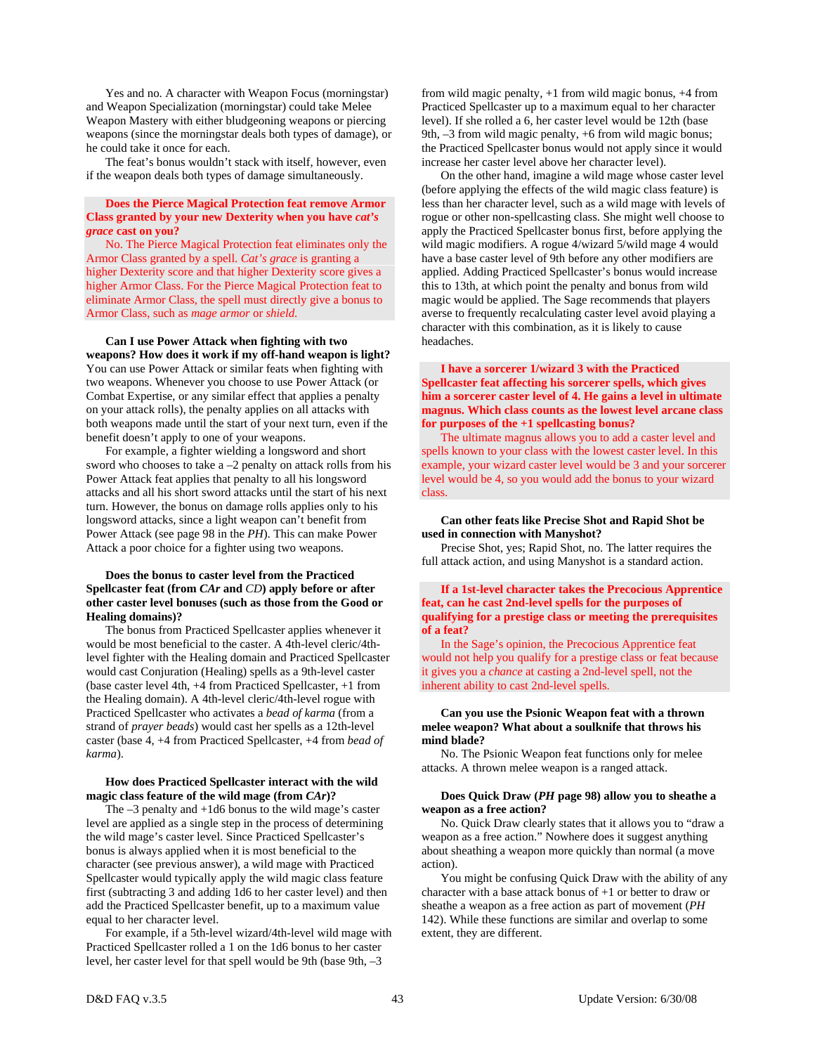Yes and no. A character with Weapon Focus (morningstar) and Weapon Specialization (morningstar) could take Melee Weapon Mastery with either bludgeoning weapons or piercing weapons (since the morningstar deals both types of damage), or he could take it once for each.

The feat's bonus wouldn't stack with itself, however, even if the weapon deals both types of damage simultaneously.

**Does the Pierce Magical Protection feat remove Armor Class granted by your new Dexterity when you have *cat's grace* cast on you?**

No. The Pierce Magical Protection feat eliminates only the Armor Class granted by a spell. *Cat's grace* is granting a higher Dexterity score and that higher Dexterity score gives a higher Armor Class. For the Pierce Magical Protection feat to eliminate Armor Class, the spell must directly give a bonus to Armor Class, such as *mage armor* or *shield.*

**Can I use Power Attack when fighting with two weapons? How does it work if my off-hand weapon is light?**

You can use Power Attack or similar feats when fighting with two weapons. Whenever you choose to use Power Attack (or Combat Expertise, or any similar effect that applies a penalty on your attack rolls), the penalty applies on all attacks with both weapons made until the start of your next turn, even if the benefit doesn't apply to one of your weapons.

For example, a fighter wielding a longsword and short sword who chooses to take a –2 penalty on attack rolls from his Power Attack feat applies that penalty to all his longsword attacks and all his short sword attacks until the start of his next turn. However, the bonus on damage rolls applies only to his longsword attacks, since a light weapon can't benefit from Power Attack (see page 98 in the *PH*). This can make Power Attack a poor choice for a fighter using two weapons.

**Does the bonus to caster level from the Practiced Spellcaster feat (from *CAr* and *CD*) apply before or after other caster level bonuses (such as those from the Good or Healing domains)?**

The bonus from Practiced Spellcaster applies whenever it would be most beneficial to the caster. A 4th-level cleric/4th-level fighter with the Healing domain and Practiced Spellcaster would cast Conjuration (Healing) spells as a 9th-level caster (base caster level 4th, +4 from Practiced Spellcaster, +1 from the Healing domain). A 4th-level cleric/4th-level rogue with Practiced Spellcaster who activates a *bead of karma* (from a strand of *prayer beads*) would cast her spells as a 12th-level caster (base 4, +4 from Practiced Spellcaster, +4 from *bead of karma*).

**How does Practiced Spellcaster interact with the wild magic class feature of the wild mage (from *CAr*)?**

The –3 penalty and +1d6 bonus to the wild mage's caster level are applied as a single step in the process of determining the wild mage's caster level. Since Practiced Spellcaster's bonus is always applied when it is most beneficial to the character (see previous answer), a wild mage with Practiced Spellcaster would typically apply the wild magic class feature first (subtracting 3 and adding 1d6 to her caster level) and then add the Practiced Spellcaster benefit, up to a maximum value equal to her character level.

For example, if a 5th-level wizard/4th-level wild mage with Practiced Spellcaster rolled a 1 on the 1d6 bonus to her caster level, her caster level for that spell would be 9th (base 9th, –3 from wild magic penalty, +1 from wild magic bonus, +4 from Practiced Spellcaster up to a maximum equal to her character level). If she rolled a 6, her caster level would be 12th (base 9th, –3 from wild magic penalty, +6 from wild magic bonus; the Practiced Spellcaster bonus would not apply since it would increase her caster level above her character level).

On the other hand, imagine a wild mage whose caster level (before applying the effects of the wild magic class feature) is less than her character level, such as a wild mage with levels of rogue or other non-spellcasting class. She might well choose to apply the Practiced Spellcaster bonus first, before applying the wild magic modifiers. A rogue 4/wizard 5/wild mage 4 would have a base caster level of 9th before any other modifiers are applied. Adding Practiced Spellcaster's bonus would increase this to 13th, at which point the penalty and bonus from wild magic would be applied. The Sage recommends that players averse to frequently recalculating caster level avoid playing a character with this combination, as it is likely to cause headaches.

**I have a sorcerer 1/wizard 3 with the Practiced Spellcaster feat affecting his sorcerer spells, which gives him a sorcerer caster level of 4. He gains a level in ultimate magnus. Which class counts as the lowest level arcane class for purposes of the +1 spellcasting bonus?**

The ultimate magnus allows you to add a caster level and spells known to your class with the lowest caster level. In this example, your wizard caster level would be 3 and your sorcerer level would be 4, so you would add the bonus to your wizard class.

**Can other feats like Precise Shot and Rapid Shot be used in connection with Manyshot?**

Precise Shot, yes; Rapid Shot, no. The latter requires the full attack action, and using Manyshot is a standard action.

**If a 1st-level character takes the Precocious Apprentice feat, can he cast 2nd-level spells for the purposes of qualifying for a prestige class or meeting the prerequisites of a feat?**

In the Sage's opinion, the Precocious Apprentice feat would not help you qualify for a prestige class or feat because it gives you a *chance* at casting a 2nd-level spell, not the inherent ability to cast 2nd-level spells.

**Can you use the Psionic Weapon feat with a thrown melee weapon? What about a soulknife that throws his mind blade?**

No. The Psionic Weapon feat functions only for melee attacks. A thrown melee weapon is a ranged attack.

**Does Quick Draw (*PH* page 98) allow you to sheathe a weapon as a free action?**

No. Quick Draw clearly states that it allows you to "draw a weapon as a free action." Nowhere does it suggest anything about sheathing a weapon more quickly than normal (a move action).

You might be confusing Quick Draw with the ability of any character with a base attack bonus of +1 or better to draw or sheathe a weapon as a free action as part of movement (*PH* 142). While these functions are similar and overlap to some extent, they are different.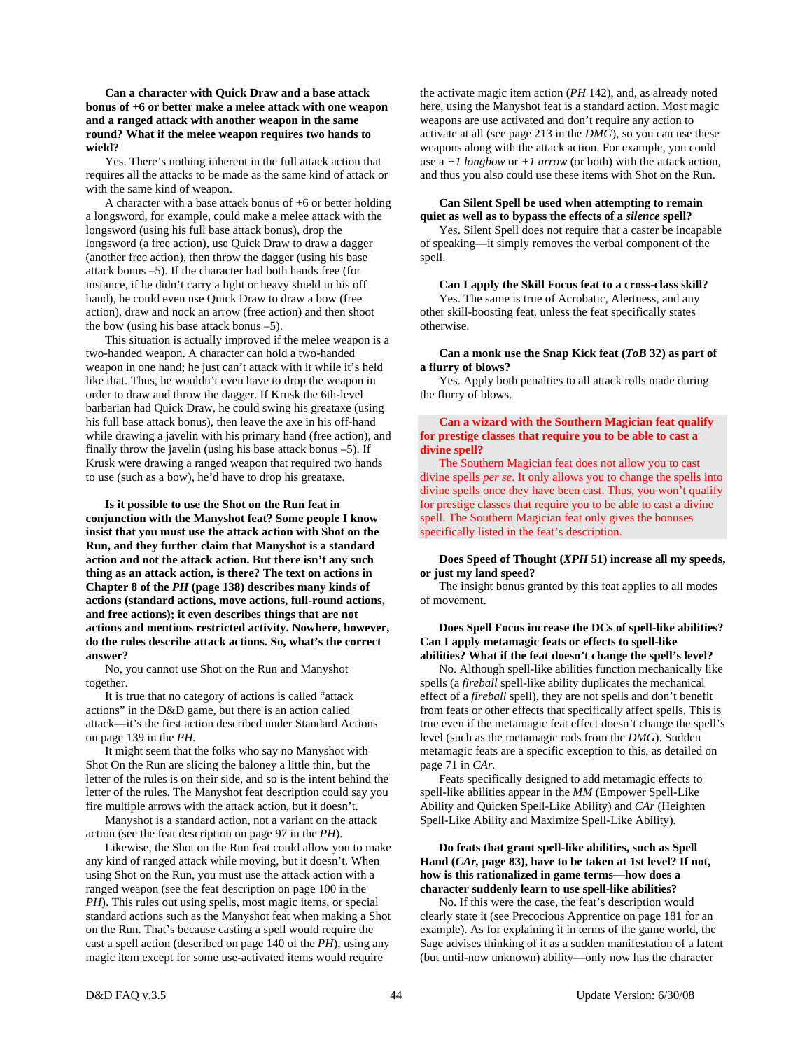**Can a character with Quick Draw and a base attack bonus of +6 or better make a melee attack with one weapon and a ranged attack with another weapon in the same round? What if the melee weapon requires two hands to wield?**

Yes. There's nothing inherent in the full attack action that requires all the attacks to be made as the same kind of attack or with the same kind of weapon.

A character with a base attack bonus of +6 or better holding a longsword, for example, could make a melee attack with the longsword (using his full base attack bonus), drop the longsword (a free action), use Quick Draw to draw a dagger (another free action), then throw the dagger (using his base attack bonus –5). If the character had both hands free (for instance, if he didn't carry a light or heavy shield in his off hand), he could even use Quick Draw to draw a bow (free action), draw and nock an arrow (free action) and then shoot the bow (using his base attack bonus –5).

This situation is actually improved if the melee weapon is a two-handed weapon. A character can hold a two-handed weapon in one hand; he just can't attack with it while it's held like that. Thus, he wouldn't even have to drop the weapon in order to draw and throw the dagger. If Krusk the 6th-level barbarian had Quick Draw, he could swing his greataxe (using his full base attack bonus), then leave the axe in his off-hand while drawing a javelin with his primary hand (free action), and finally throw the javelin (using his base attack bonus –5). If Krusk were drawing a ranged weapon that required two hands to use (such as a bow), he'd have to drop his greataxe.

**Is it possible to use the Shot on the Run feat in conjunction with the Manyshot feat? Some people I know insist that you must use the attack action with Shot on the Run, and they further claim that Manyshot is a standard action and not the attack action. But there isn't any such thing as an attack action, is there? The text on actions in Chapter 8 of the *PH* (page 138) describes many kinds of actions (standard actions, move actions, full-round actions, and free actions); it even describes things that are not actions and mentions restricted activity. Nowhere, however, do the rules describe attack actions. So, what's the correct answer?**

No, you cannot use Shot on the Run and Manyshot together.

It is true that no category of actions is called "attack actions" in the D&D game, but there is an action called attack—it's the first action described under Standard Actions on page 139 in the *PH.*

It might seem that the folks who say no Manyshot with Shot On the Run are slicing the baloney a little thin, but the letter of the rules is on their side, and so is the intent behind the letter of the rules. The Manyshot feat description could say you fire multiple arrows with the attack action, but it doesn't.

Manyshot is a standard action, not a variant on the attack action (see the feat description on page 97 in the *PH*).

Likewise, the Shot on the Run feat could allow you to make any kind of ranged attack while moving, but it doesn't. When using Shot on the Run, you must use the attack action with a ranged weapon (see the feat description on page 100 in the *PH*). This rules out using spells, most magic items, or special standard actions such as the Manyshot feat when making a Shot on the Run. That's because casting a spell would require the cast a spell action (described on page 140 of the *PH*), using any magic item except for some use-activated items would require the activate magic item action (*PH* 142), and, as already noted here, using the Manyshot feat is a standard action. Most magic weapons are use activated and don't require any action to activate at all (see page 213 in the *DMG*), so you can use these weapons along with the attack action. For example, you could use a *+1 longbow* or *+1 arrow* (or both) with the attack action, and thus you also could use these items with Shot on the Run.

**Can Silent Spell be used when attempting to remain quiet as well as to bypass the effects of a *silence* spell?**

Yes. Silent Spell does not require that a caster be incapable of speaking—it simply removes the verbal component of the spell.

**Can I apply the Skill Focus feat to a cross-class skill?**

Yes. The same is true of Acrobatic, Alertness, and any other skill-boosting feat, unless the feat specifically states otherwise.

**Can a monk use the Snap Kick feat (*ToB* 32) as part of a flurry of blows?**

Yes. Apply both penalties to all attack rolls made during the flurry of blows.

**Can a wizard with the Southern Magician feat qualify for prestige classes that require you to be able to cast a divine spell?**

The Southern Magician feat does not allow you to cast divine spells *per se*. It only allows you to change the spells into divine spells once they have been cast. Thus, you won't qualify for prestige classes that require you to be able to cast a divine spell. The Southern Magician feat only gives the bonuses specifically listed in the feat's description.

**Does Speed of Thought (*XPH* 51) increase all my speeds, or just my land speed?**

The insight bonus granted by this feat applies to all modes of movement.

**Does Spell Focus increase the DCs of spell-like abilities? Can I apply metamagic feats or effects to spell-like abilities? What if the feat doesn't change the spell's level?**

No. Although spell-like abilities function mechanically like spells (a *fireball* spell-like ability duplicates the mechanical effect of a *fireball* spell), they are not spells and don't benefit from feats or other effects that specifically affect spells. This is true even if the metamagic feat effect doesn't change the spell's level (such as the metamagic rods from the *DMG*). Sudden metamagic feats are a specific exception to this, as detailed on page 71 in *CAr.*

Feats specifically designed to add metamagic effects to spell-like abilities appear in the *MM* (Empower Spell-Like Ability and Quicken Spell-Like Ability) and *CAr* (Heighten Spell-Like Ability and Maximize Spell-Like Ability).

**Do feats that grant spell-like abilities, such as Spell Hand (*CAr*, page 83), have to be taken at 1st level? If not, how is this rationalized in game terms—how does a character suddenly learn to use spell-like abilities?**

No. If this were the case, the feat's description would clearly state it (see Precocious Apprentice on page 181 for an example). As for explaining it in terms of the game world, the Sage advises thinking of it as a sudden manifestation of a latent (but until-now unknown) ability—only now has the character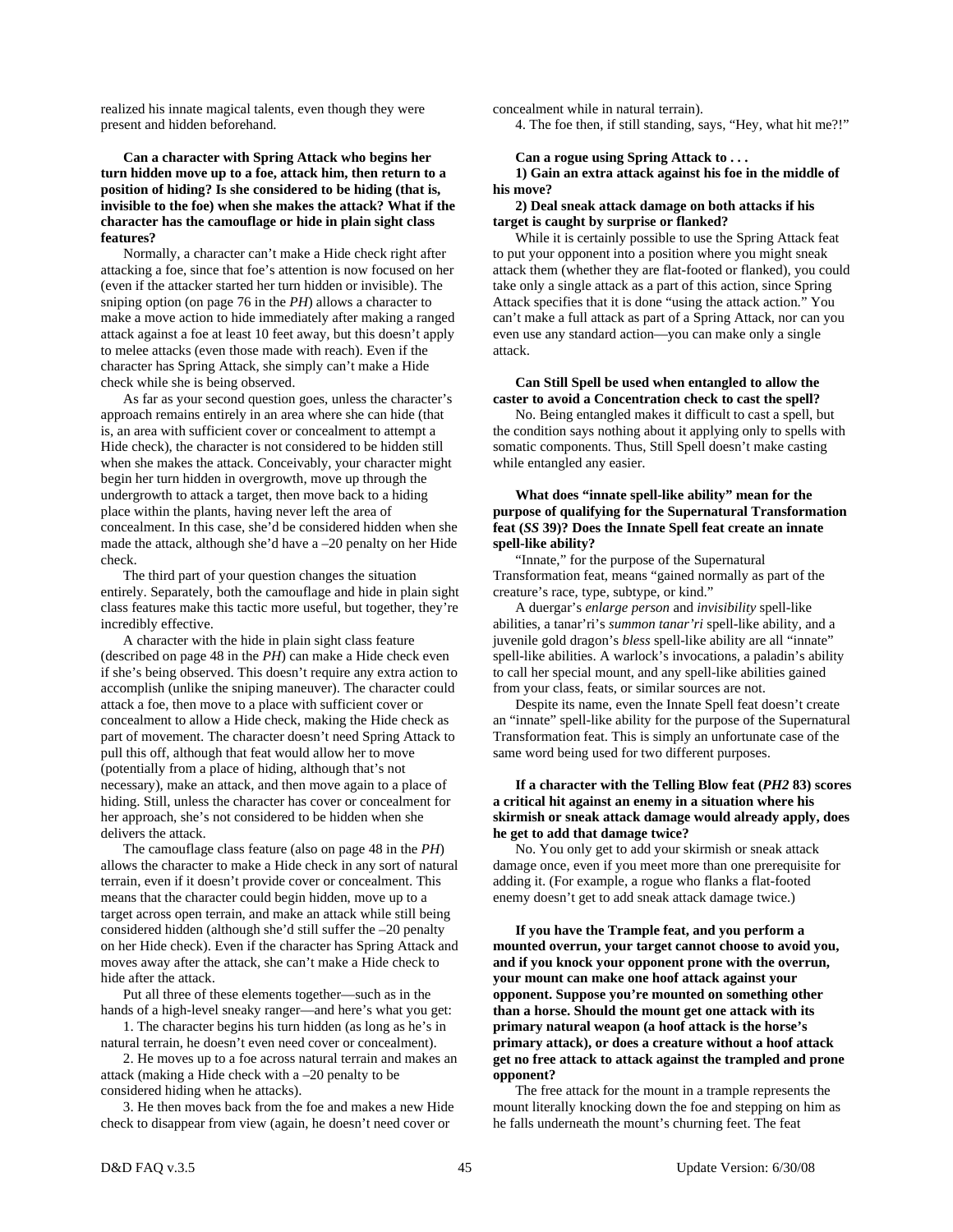realized his innate magical talents, even though they were present and hidden beforehand.

**Can a character with Spring Attack who begins her turn hidden move up to a foe, attack him, then return to a position of hiding? Is she considered to be hiding (that is, invisible to the foe) when she makes the attack? What if the character has the camouflage or hide in plain sight class features?**

Normally, a character can't make a Hide check right after attacking a foe, since that foe's attention is now focused on her (even if the attacker started her turn hidden or invisible). The sniping option (on page 76 in the *PH*) allows a character to make a move action to hide immediately after making a ranged attack against a foe at least 10 feet away, but this doesn't apply to melee attacks (even those made with reach). Even if the character has Spring Attack, she simply can't make a Hide check while she is being observed.

As far as your second question goes, unless the character's approach remains entirely in an area where she can hide (that is, an area with sufficient cover or concealment to attempt a Hide check), the character is not considered to be hidden still when she makes the attack. Conceivably, your character might begin her turn hidden in overgrowth, move up through the undergrowth to attack a target, then move back to a hiding place within the plants, having never left the area of concealment. In this case, she'd be considered hidden when she made the attack, although she'd have a –20 penalty on her Hide check.

The third part of your question changes the situation entirely. Separately, both the camouflage and hide in plain sight class features make this tactic more useful, but together, they're incredibly effective.

A character with the hide in plain sight class feature (described on page 48 in the *PH*) can make a Hide check even if she's being observed. This doesn't require any extra action to accomplish (unlike the sniping maneuver). The character could attack a foe, then move to a place with sufficient cover or concealment to allow a Hide check, making the Hide check as part of movement. The character doesn't need Spring Attack to pull this off, although that feat would allow her to move (potentially from a place of hiding, although that's not necessary), make an attack, and then move again to a place of hiding. Still, unless the character has cover or concealment for her approach, she's not considered to be hidden when she delivers the attack.

The camouflage class feature (also on page 48 in the *PH*) allows the character to make a Hide check in any sort of natural terrain, even if it doesn't provide cover or concealment. This means that the character could begin hidden, move up to a target across open terrain, and make an attack while still being considered hidden (although she'd still suffer the –20 penalty on her Hide check). Even if the character has Spring Attack and moves away after the attack, she can't make a Hide check to hide after the attack.

Put all three of these elements together—such as in the hands of a high-level sneaky ranger—and here's what you get:

1. The character begins his turn hidden (as long as he's in natural terrain, he doesn't even need cover or concealment).

2. He moves up to a foe across natural terrain and makes an attack (making a Hide check with a –20 penalty to be considered hiding when he attacks).

3. He then moves back from the foe and makes a new Hide check to disappear from view (again, he doesn't need cover or concealment while in natural terrain).

4. The foe then, if still standing, says, "Hey, what hit me?!"

**Can a rogue using Spring Attack to . . .**

**1) Gain an extra attack against his foe in the middle of his move?**

**2) Deal sneak attack damage on both attacks if his target is caught by surprise or flanked?**

While it is certainly possible to use the Spring Attack feat to put your opponent into a position where you might sneak attack them (whether they are flat-footed or flanked), you could take only a single attack as a part of this action, since Spring Attack specifies that it is done "using the attack action." You can't make a full attack as part of a Spring Attack, nor can you even use any standard action—you can make only a single attack.

**Can Still Spell be used when entangled to allow the caster to avoid a Concentration check to cast the spell?**

No. Being entangled makes it difficult to cast a spell, but the condition says nothing about it applying only to spells with somatic components. Thus, Still Spell doesn't make casting while entangled any easier.

**What does "innate spell-like ability" mean for the purpose of qualifying for the Supernatural Transformation feat (*SS* 39)? Does the Innate Spell feat create an innate spell-like ability?**

"Innate," for the purpose of the Supernatural Transformation feat, means "gained normally as part of the creature's race, type, subtype, or kind."

A duergar's *enlarge person* and *invisibility* spell-like abilities, a tanar'ri's *summon tanar'ri* spell-like ability, and a juvenile gold dragon's *bless* spell-like ability are all "innate" spell-like abilities. A warlock's invocations, a paladin's ability to call her special mount, and any spell-like abilities gained from your class, feats, or similar sources are not.

Despite its name, even the Innate Spell feat doesn't create an "innate" spell-like ability for the purpose of the Supernatural Transformation feat. This is simply an unfortunate case of the same word being used for two different purposes.

**If a character with the Telling Blow feat (*PH2* 83) scores a critical hit against an enemy in a situation where his skirmish or sneak attack damage would already apply, does he get to add that damage twice?**

No. You only get to add your skirmish or sneak attack damage once, even if you meet more than one prerequisite for adding it. (For example, a rogue who flanks a flat-footed enemy doesn't get to add sneak attack damage twice.)

**If you have the Trample feat, and you perform a mounted overrun, your target cannot choose to avoid you, and if you knock your opponent prone with the overrun, your mount can make one hoof attack against your opponent. Suppose you're mounted on something other than a horse. Should the mount get one attack with its primary natural weapon (a hoof attack is the horse's primary attack), or does a creature without a hoof attack get no free attack to attack against the trampled and prone opponent?**

The free attack for the mount in a trample represents the mount literally knocking down the foe and stepping on him as he falls underneath the mount's churning feet. The feat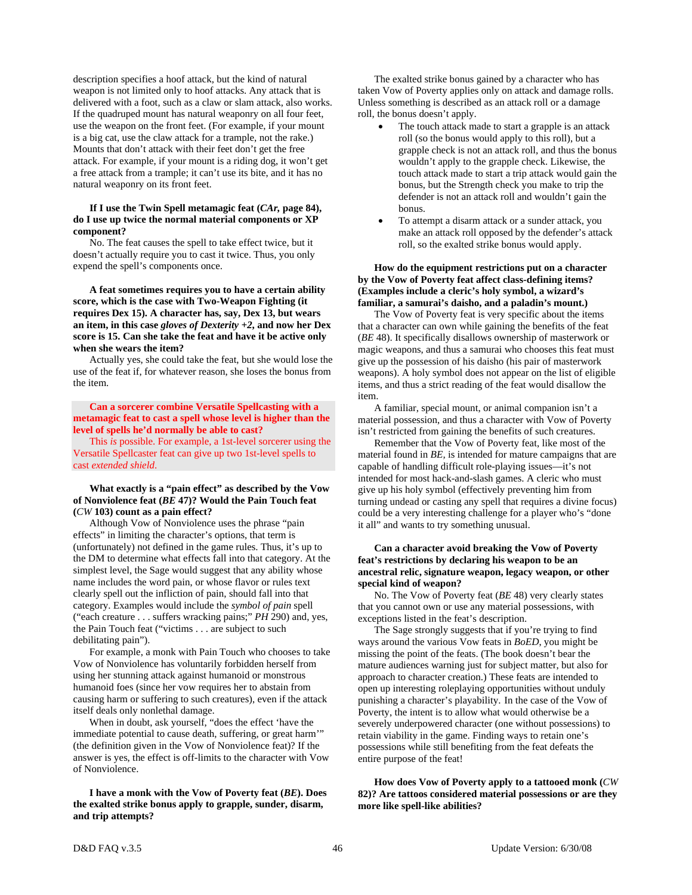description specifies a hoof attack, but the kind of natural weapon is not limited only to hoof attacks. Any attack that is delivered with a foot, such as a claw or slam attack, also works. If the quadruped mount has natural weaponry on all four feet, use the weapon on the front feet. (For example, if your mount is a big cat, use the claw attack for a trample, not the rake.) Mounts that don't attack with their feet don't get the free attack. For example, if your mount is a riding dog, it won't get a free attack from a trample; it can't use its bite, and it has no natural weaponry on its front feet.

**If I use the Twin Spell metamagic feat (*CAr*, page 84), do I use up twice the normal material components or XP component?**

No. The feat causes the spell to take effect twice, but it doesn't actually require you to cast it twice. Thus, you only expend the spell's components once.

**A feat sometimes requires you to have a certain ability score, which is the case with Two-Weapon Fighting (it requires Dex 15). A character has, say, Dex 13, but wears an item, in this case *gloves of Dexterity +2*, and now her Dex score is 15. Can she take the feat and have it be active only when she wears the item?**

Actually yes, she could take the feat, but she would lose the use of the feat if, for whatever reason, she loses the bonus from the item.

**Can a sorcerer combine Versatile Spellcasting with a metamagic feat to cast a spell whose level is higher than the level of spells he'd normally be able to cast?**

This *is* possible. For example, a 1st-level sorcerer using the Versatile Spellcaster feat can give up two 1st-level spells to cast *extended shield*.

**What exactly is a "pain effect" as described by the Vow of Nonviolence feat (*BE* 47)? Would the Pain Touch feat (*CW* 103) count as a pain effect?**

Although Vow of Nonviolence uses the phrase "pain effects" in limiting the character's options, that term is (unfortunately) not defined in the game rules. Thus, it's up to the DM to determine what effects fall into that category. At the simplest level, the Sage would suggest that any ability whose name includes the word pain, or whose flavor or rules text clearly spell out the infliction of pain, should fall into that category. Examples would include the *symbol of pain* spell ("each creature . . . suffers wracking pains;" *PH* 290) and, yes, the Pain Touch feat ("victims . . . are subject to such debilitating pain").

For example, a monk with Pain Touch who chooses to take Vow of Nonviolence has voluntarily forbidden herself from using her stunning attack against humanoid or monstrous humanoid foes (since her vow requires her to abstain from causing harm or suffering to such creatures), even if the attack itself deals only nonlethal damage.

When in doubt, ask yourself, "does the effect 'have the immediate potential to cause death, suffering, or great harm'" (the definition given in the Vow of Nonviolence feat)? If the answer is yes, the effect is off-limits to the character with Vow of Nonviolence.

**I have a monk with the Vow of Poverty feat (*BE*). Does the exalted strike bonus apply to grapple, sunder, disarm, and trip attempts?**

The exalted strike bonus gained by a character who has taken Vow of Poverty applies only on attack and damage rolls. Unless something is described as an attack roll or a damage roll, the bonus doesn't apply.

- The touch attack made to start a grapple is an attack roll (so the bonus would apply to this roll), but a grapple check is not an attack roll, and thus the bonus wouldn't apply to the grapple check. Likewise, the touch attack made to start a trip attack would gain the bonus, but the Strength check you make to trip the defender is not an attack roll and wouldn't gain the bonus.
- To attempt a disarm attack or a sunder attack, you make an attack roll opposed by the defender's attack roll, so the exalted strike bonus would apply.

**How do the equipment restrictions put on a character by the Vow of Poverty feat affect class-defining items? (Examples include a cleric's holy symbol, a wizard's familiar, a samurai's daisho, and a paladin's mount.)**

The Vow of Poverty feat is very specific about the items that a character can own while gaining the benefits of the feat (*BE* 48). It specifically disallows ownership of masterwork or magic weapons, and thus a samurai who chooses this feat must give up the possession of his daisho (his pair of masterwork weapons). A holy symbol does not appear on the list of eligible items, and thus a strict reading of the feat would disallow the item.

A familiar, special mount, or animal companion isn't a material possession, and thus a character with Vow of Poverty isn't restricted from gaining the benefits of such creatures.

Remember that the Vow of Poverty feat, like most of the material found in *BE*, is intended for mature campaigns that are capable of handling difficult role-playing issues—it's not intended for most hack-and-slash games. A cleric who must give up his holy symbol (effectively preventing him from turning undead or casting any spell that requires a divine focus) could be a very interesting challenge for a player who's "done it all" and wants to try something unusual.

**Can a character avoid breaking the Vow of Poverty feat's restrictions by declaring his weapon to be an ancestral relic, signature weapon, legacy weapon, or other special kind of weapon?**

No. The Vow of Poverty feat (*BE* 48) very clearly states that you cannot own or use any material possessions, with exceptions listed in the feat's description.

The Sage strongly suggests that if you're trying to find ways around the various Vow feats in *BoED*, you might be missing the point of the feats. (The book doesn't bear the mature audiences warning just for subject matter, but also for approach to character creation.) These feats are intended to open up interesting roleplaying opportunities without unduly punishing a character's playability. In the case of the Vow of Poverty, the intent is to allow what would otherwise be a severely underpowered character (one without possessions) to retain viability in the game. Finding ways to retain one's possessions while still benefiting from the feat defeats the entire purpose of the feat!

**How does Vow of Poverty apply to a tattooed monk (*CW* 82)? Are tattoos considered material possessions or are they more like spell-like abilities?**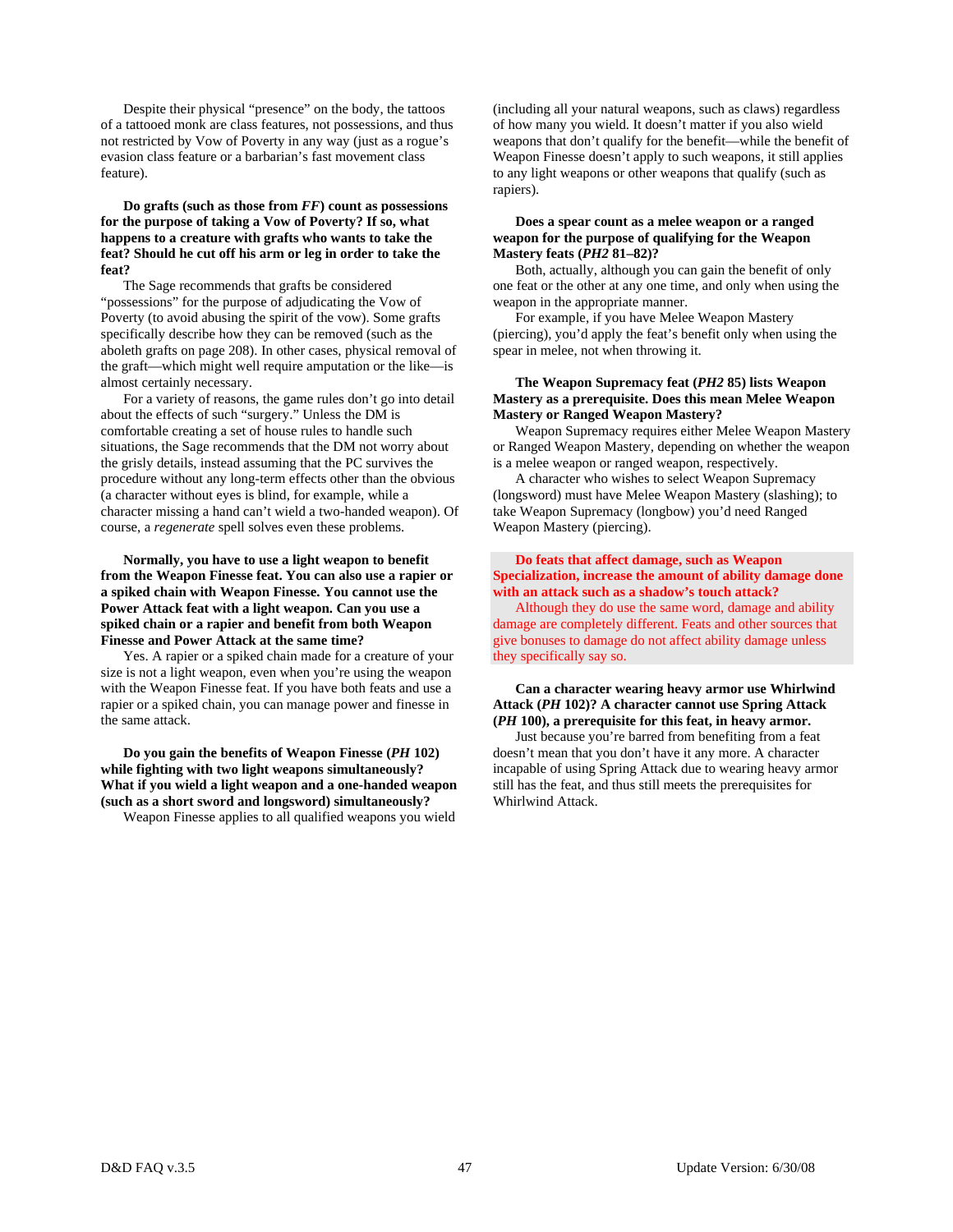Despite their physical "presence" on the body, the tattoos of a tattooed monk are class features, not possessions, and thus not restricted by Vow of Poverty in any way (just as a rogue's evasion class feature or a barbarian's fast movement class feature).

**Do grafts (such as those from *FF*) count as possessions for the purpose of taking a Vow of Poverty? If so, what happens to a creature with grafts who wants to take the feat? Should he cut off his arm or leg in order to take the feat?**

The Sage recommends that grafts be considered "possessions" for the purpose of adjudicating the Vow of Poverty (to avoid abusing the spirit of the vow). Some grafts specifically describe how they can be removed (such as the aboleth grafts on page 208). In other cases, physical removal of the graft—which might well require amputation or the like—is almost certainly necessary.

For a variety of reasons, the game rules don't go into detail about the effects of such "surgery." Unless the DM is comfortable creating a set of house rules to handle such situations, the Sage recommends that the DM not worry about the grisly details, instead assuming that the PC survives the procedure without any long-term effects other than the obvious (a character without eyes is blind, for example, while a character missing a hand can't wield a two-handed weapon). Of course, a *regenerate* spell solves even these problems.

**Normally, you have to use a light weapon to benefit from the Weapon Finesse feat. You can also use a rapier or a spiked chain with Weapon Finesse. You cannot use the Power Attack feat with a light weapon. Can you use a spiked chain or a rapier and benefit from both Weapon Finesse and Power Attack at the same time?**

Yes. A rapier or a spiked chain made for a creature of your size is not a light weapon, even when you're using the weapon with the Weapon Finesse feat. If you have both feats and use a rapier or a spiked chain, you can manage power and finesse in the same attack.

**Do you gain the benefits of Weapon Finesse (*PH* 102) while fighting with two light weapons simultaneously? What if you wield a light weapon and a one-handed weapon (such as a short sword and longsword) simultaneously?**

Weapon Finesse applies to all qualified weapons you wield (including all your natural weapons, such as claws) regardless of how many you wield. It doesn't matter if you also wield weapons that don't qualify for the benefit—while the benefit of Weapon Finesse doesn't apply to such weapons, it still applies to any light weapons or other weapons that qualify (such as rapiers).

**Does a spear count as a melee weapon or a ranged weapon for the purpose of qualifying for the Weapon Mastery feats (*PH2* 81–82)?**

Both, actually, although you can gain the benefit of only one feat or the other at any one time, and only when using the weapon in the appropriate manner.

For example, if you have Melee Weapon Mastery (piercing), you'd apply the feat's benefit only when using the spear in melee, not when throwing it.

**The Weapon Supremacy feat (*PH2* 85) lists Weapon Mastery as a prerequisite. Does this mean Melee Weapon Mastery or Ranged Weapon Mastery?**

Weapon Supremacy requires either Melee Weapon Mastery or Ranged Weapon Mastery, depending on whether the weapon is a melee weapon or ranged weapon, respectively.

A character who wishes to select Weapon Supremacy (longsword) must have Melee Weapon Mastery (slashing); to take Weapon Supremacy (longbow) you'd need Ranged Weapon Mastery (piercing).

**Do feats that affect damage, such as Weapon Specialization, increase the amount of ability damage done with an attack such as a shadow's touch attack?**

Although they do use the same word, damage and ability damage are completely different. Feats and other sources that give bonuses to damage do not affect ability damage unless they specifically say so.

**Can a character wearing heavy armor use Whirlwind Attack (*PH* 102)? A character cannot use Spring Attack (*PH* 100), a prerequisite for this feat, in heavy armor.**

Just because you're barred from benefiting from a feat doesn't mean that you don't have it any more. A character incapable of using Spring Attack due to wearing heavy armor still has the feat, and thus still meets the prerequisites for Whirlwind Attack.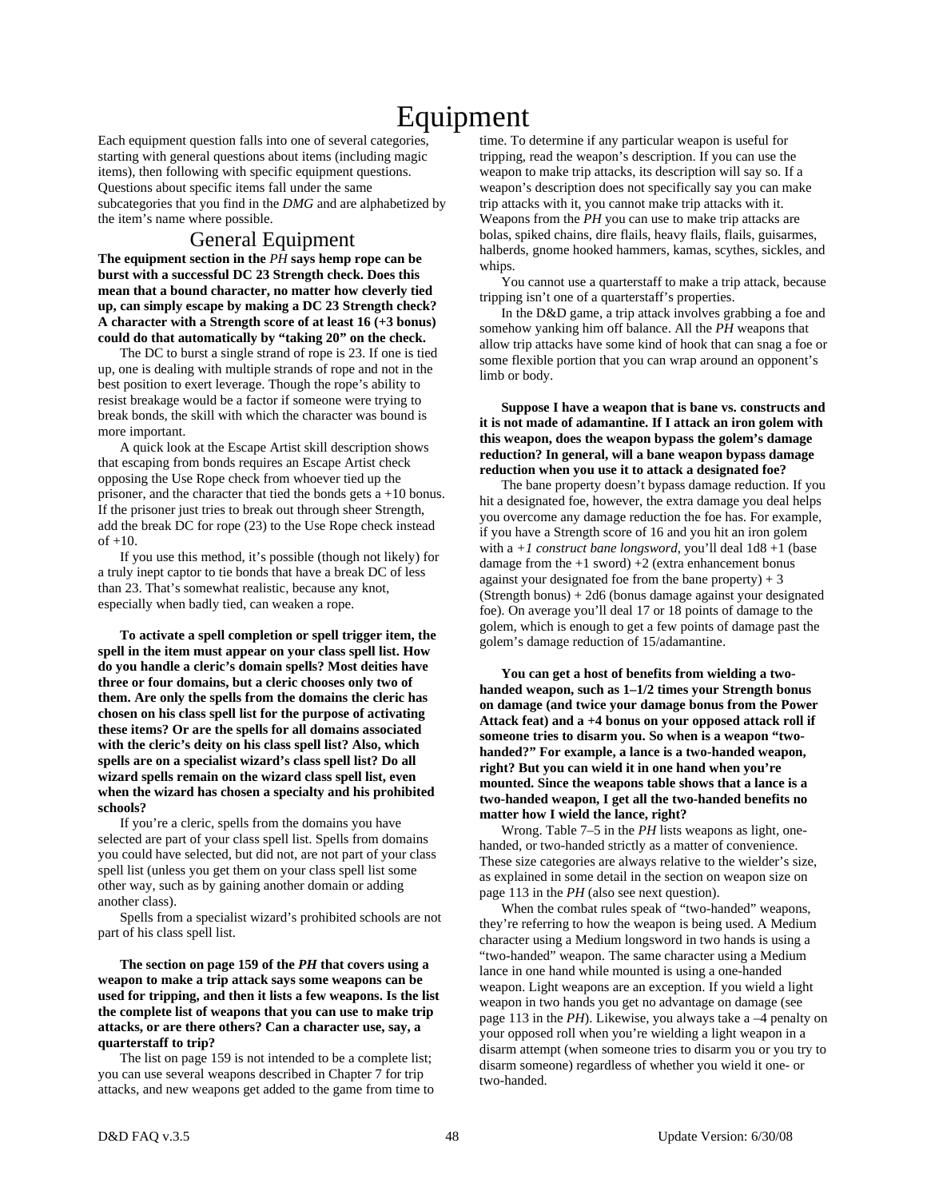# Equipment

Each equipment question falls into one of several categories, starting with general questions about items (including magic items), then following with specific equipment questions. Questions about specific items fall under the same subcategories that you find in the *DMG* and are alphabetized by the item's name where possible.

## General Equipment

**The equipment section in the *PH* says hemp rope can be burst with a successful DC 23 Strength check. Does this mean that a bound character, no matter how cleverly tied up, can simply escape by making a DC 23 Strength check? A character with a Strength score of at least 16 (+3 bonus) could do that automatically by "taking 20" on the check.**

The DC to burst a single strand of rope is 23. If one is tied up, one is dealing with multiple strands of rope and not in the best position to exert leverage. Though the rope's ability to resist breakage would be a factor if someone were trying to break bonds, the skill with which the character was bound is more important.

A quick look at the Escape Artist skill description shows that escaping from bonds requires an Escape Artist check opposing the Use Rope check from whoever tied up the prisoner, and the character that tied the bonds gets a +10 bonus. If the prisoner just tries to break out through sheer Strength, add the break DC for rope (23) to the Use Rope check instead of +10.

If you use this method, it's possible (though not likely) for a truly inept captor to tie bonds that have a break DC of less than 23. That's somewhat realistic, because any knot, especially when badly tied, can weaken a rope.

**To activate a spell completion or spell trigger item, the spell in the item must appear on your class spell list. How do you handle a cleric's domain spells? Most deities have three or four domains, but a cleric chooses only two of them. Are only the spells from the domains the cleric has chosen on his class spell list for the purpose of activating these items? Or are the spells for all domains associated with the cleric's deity on his class spell list? Also, which spells are on a specialist wizard's class spell list? Do all wizard spells remain on the wizard class spell list, even when the wizard has chosen a specialty and his prohibited schools?**

If you're a cleric, spells from the domains you have selected are part of your class spell list. Spells from domains you could have selected, but did not, are not part of your class spell list (unless you get them on your class spell list some other way, such as by gaining another domain or adding another class).

Spells from a specialist wizard's prohibited schools are not part of his class spell list.

**The section on page 159 of the *PH* that covers using a weapon to make a trip attack says some weapons can be used for tripping, and then it lists a few weapons. Is the list the complete list of weapons that you can use to make trip attacks, or are there others? Can a character use, say, a quarterstaff to trip?**

The list on page 159 is not intended to be a complete list; you can use several weapons described in Chapter 7 for trip attacks, and new weapons get added to the game from time to time. To determine if any particular weapon is useful for tripping, read the weapon's description. If you can use the weapon to make trip attacks, its description will say so. If a weapon's description does not specifically say you can make trip attacks with it, you cannot make trip attacks with it. Weapons from the *PH* you can use to make trip attacks are bolas, spiked chains, dire flails, heavy flails, flails, guisarmes, halberds, gnome hooked hammers, kamas, scythes, sickles, and whips.

You cannot use a quarterstaff to make a trip attack, because tripping isn't one of a quarterstaff's properties.

In the D&D game, a trip attack involves grabbing a foe and somehow yanking him off balance. All the *PH* weapons that allow trip attacks have some kind of hook that can snag a foe or some flexible portion that you can wrap around an opponent's limb or body.

**Suppose I have a weapon that is bane vs. constructs and it is not made of adamantine. If I attack an iron golem with this weapon, does the weapon bypass the golem's damage reduction? In general, will a bane weapon bypass damage reduction when you use it to attack a designated foe?**

The bane property doesn't bypass damage reduction. If you hit a designated foe, however, the extra damage you deal helps you overcome any damage reduction the foe has. For example, if you have a Strength score of 16 and you hit an iron golem with a *+1 construct bane longsword*, you'll deal 1d8 +1 (base damage from the +1 sword) +2 (extra enhancement bonus against your designated foe from the bane property) + 3 (Strength bonus) + 2d6 (bonus damage against your designated foe). On average you'll deal 17 or 18 points of damage to the golem, which is enough to get a few points of damage past the golem's damage reduction of 15/adamantine.

**You can get a host of benefits from wielding a two-handed weapon, such as 1–1/2 times your Strength bonus on damage (and twice your damage bonus from the Power Attack feat) and a +4 bonus on your opposed attack roll if someone tries to disarm you. So when is a weapon "two-handed?" For example, a lance is a two-handed weapon, right? But you can wield it in one hand when you're mounted. Since the weapons table shows that a lance is a two-handed weapon, I get all the two-handed benefits no matter how I wield the lance, right?**

Wrong. Table 7–5 in the *PH* lists weapons as light, one-handed, or two-handed strictly as a matter of convenience. These size categories are always relative to the wielder's size, as explained in some detail in the section on weapon size on page 113 in the *PH* (also see next question).

When the combat rules speak of "two-handed" weapons, they're referring to how the weapon is being used. A Medium character using a Medium longsword in two hands is using a "two-handed" weapon. The same character using a Medium lance in one hand while mounted is using a one-handed weapon. Light weapons are an exception. If you wield a light weapon in two hands you get no advantage on damage (see page 113 in the *PH*). Likewise, you always take a –4 penalty on your opposed roll when you're wielding a light weapon in a disarm attempt (when someone tries to disarm you or you try to disarm someone) regardless of whether you wield it one- or two-handed.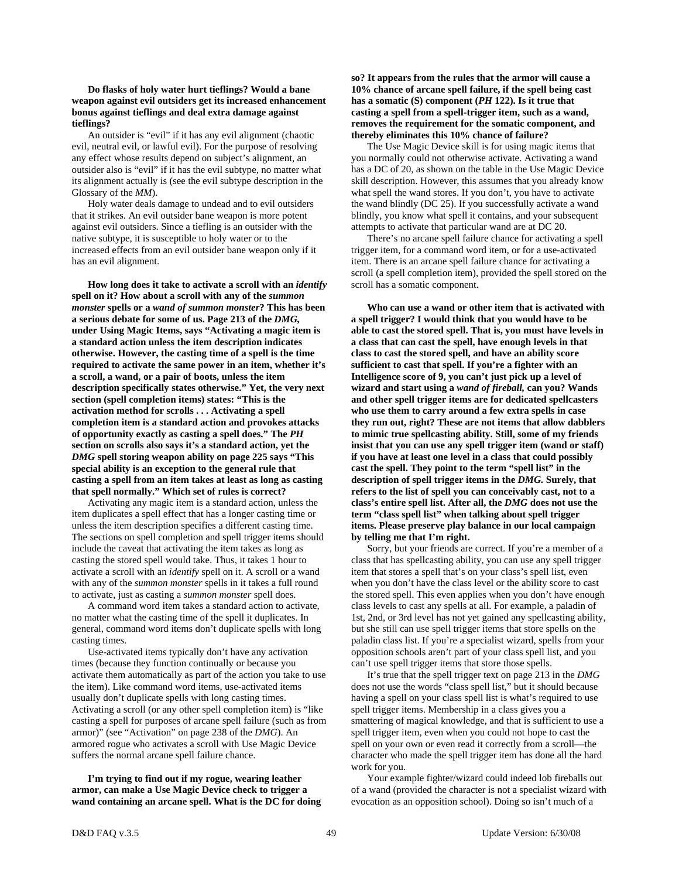**Do flasks of holy water hurt tieflings? Would a bane weapon against evil outsiders get its increased enhancement bonus against tieflings and deal extra damage against tieflings?**

An outsider is "evil" if it has any evil alignment (chaotic evil, neutral evil, or lawful evil). For the purpose of resolving any effect whose results depend on subject's alignment, an outsider also is "evil" if it has the evil subtype, no matter what its alignment actually is (see the evil subtype description in the Glossary of the *MM*).

Holy water deals damage to undead and to evil outsiders that it strikes. An evil outsider bane weapon is more potent against evil outsiders. Since a tiefling is an outsider with the native subtype, it is susceptible to holy water or to the increased effects from an evil outsider bane weapon only if it has an evil alignment.

**How long does it take to activate a scroll with an *identify* spell on it? How about a scroll with any of the *summon monster* spells or a *wand of summon monster*? This has been a serious debate for some of us. Page 213 of the *DMG*, under Using Magic Items, says "Activating a magic item is a standard action unless the item description indicates otherwise. However, the casting time of a spell is the time required to activate the same power in an item, whether it's a scroll, a wand, or a pair of boots, unless the item description specifically states otherwise." Yet, the very next section (spell completion items) states: "This is the activation method for scrolls . . . Activating a spell completion item is a standard action and provokes attacks of opportunity exactly as casting a spell does." The *PH* section on scrolls also says it's a standard action, yet the *DMG* spell storing weapon ability on page 225 says "This special ability is an exception to the general rule that casting a spell from an item takes at least as long as casting that spell normally." Which set of rules is correct?**

Activating any magic item is a standard action, unless the item duplicates a spell effect that has a longer casting time or unless the item description specifies a different casting time. The sections on spell completion and spell trigger items should include the caveat that activating the item takes as long as casting the stored spell would take. Thus, it takes 1 hour to activate a scroll with an *identify* spell on it. A scroll or a wand with any of the *summon monster* spells in it takes a full round to activate, just as casting a *summon monster* spell does.

A command word item takes a standard action to activate, no matter what the casting time of the spell it duplicates. In general, command word items don't duplicate spells with long casting times.

Use-activated items typically don't have any activation times (because they function continually or because you activate them automatically as part of the action you take to use the item). Like command word items, use-activated items usually don't duplicate spells with long casting times. Activating a scroll (or any other spell completion item) is "like casting a spell for purposes of arcane spell failure (such as from armor)" (see "Activation" on page 238 of the *DMG*). An armored rogue who activates a scroll with Use Magic Device suffers the normal arcane spell failure chance.

**I'm trying to find out if my rogue, wearing leather armor, can make a Use Magic Device check to trigger a wand containing an arcane spell. What is the DC for doing so? It appears from the rules that the armor will cause a 10% chance of arcane spell failure, if the spell being cast has a somatic (S) component (*PH* 122). Is it true that casting a spell from a spell-trigger item, such as a wand, removes the requirement for the somatic component, and thereby eliminates this 10% chance of failure?**

The Use Magic Device skill is for using magic items that you normally could not otherwise activate. Activating a wand has a DC of 20, as shown on the table in the Use Magic Device skill description. However, this assumes that you already know what spell the wand stores. If you don't, you have to activate the wand blindly (DC 25). If you successfully activate a wand blindly, you know what spell it contains, and your subsequent attempts to activate that particular wand are at DC 20.

There's no arcane spell failure chance for activating a spell trigger item, for a command word item, or for a use-activated item. There is an arcane spell failure chance for activating a scroll (a spell completion item), provided the spell stored on the scroll has a somatic component.

**Who can use a wand or other item that is activated with a spell trigger? I would think that you would have to be able to cast the stored spell. That is, you must have levels in a class that can cast the spell, have enough levels in that class to cast the stored spell, and have an ability score sufficient to cast that spell. If you're a fighter with an Intelligence score of 9, you can't just pick up a level of wizard and start using a *wand of fireball*, can you? Wands and other spell trigger items are for dedicated spellcasters who use them to carry around a few extra spells in case they run out, right? These are not items that allow dabblers to mimic true spellcasting ability. Still, some of my friends insist that you can use any spell trigger item (wand or staff) if you have at least one level in a class that could possibly cast the spell. They point to the term "spell list" in the description of spell trigger items in the *DMG*. Surely, that refers to the list of spell you can conceivably cast, not to a class's entire spell list. After all, the *DMG* does not use the term "class spell list" when talking about spell trigger items. Please preserve play balance in our local campaign by telling me that I'm right.**

Sorry, but your friends are correct. If you're a member of a class that has spellcasting ability, you can use any spell trigger item that stores a spell that's on your class's spell list, even when you don't have the class level or the ability score to cast the stored spell. This even applies when you don't have enough class levels to cast any spells at all. For example, a paladin of 1st, 2nd, or 3rd level has not yet gained any spellcasting ability, but she still can use spell trigger items that store spells on the paladin class list. If you're a specialist wizard, spells from your opposition schools aren't part of your class spell list, and you can't use spell trigger items that store those spells.

It's true that the spell trigger text on page 213 in the *DMG* does not use the words "class spell list," but it should because having a spell on your class spell list is what's required to use spell trigger items. Membership in a class gives you a smattering of magical knowledge, and that is sufficient to use a spell trigger item, even when you could not hope to cast the spell on your own or even read it correctly from a scroll—the character who made the spell trigger item has done all the hard work for you.

Your example fighter/wizard could indeed lob fireballs out of a wand (provided the character is not a specialist wizard with evocation as an opposition school). Doing so isn't much of a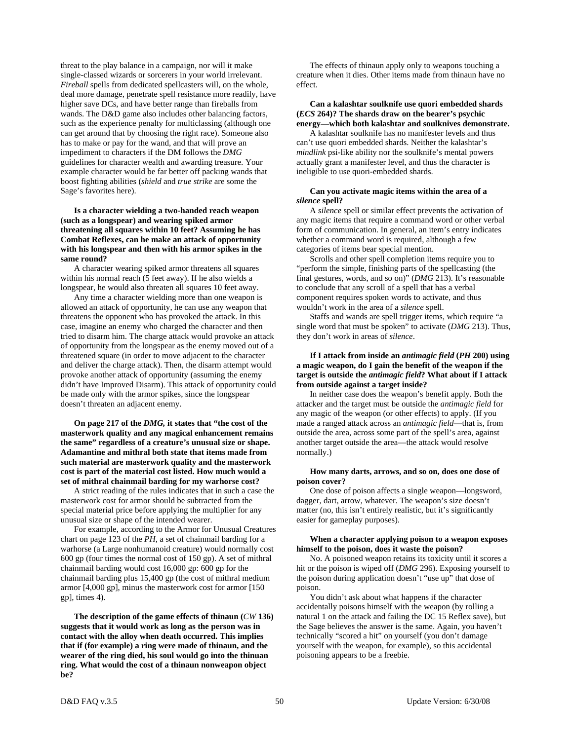threat to the play balance in a campaign, nor will it make single-classed wizards or sorcerers in your world irrelevant. *Fireball* spells from dedicated spellcasters will, on the whole, deal more damage, penetrate spell resistance more readily, have higher save DCs, and have better range than fireballs from wands. The D&D game also includes other balancing factors, such as the experience penalty for multiclassing (although one can get around that by choosing the right race). Someone also has to make or pay for the wand, and that will prove an impediment to characters if the DM follows the *DMG* guidelines for character wealth and awarding treasure. Your example character would be far better off packing wands that boost fighting abilities (*shield* and *true strike* are some the Sage's favorites here).

**Is a character wielding a two-handed reach weapon (such as a longspear) and wearing spiked armor threatening all squares within 10 feet? Assuming he has Combat Reflexes, can he make an attack of opportunity with his longspear and then with his armor spikes in the same round?**

A character wearing spiked armor threatens all squares within his normal reach (5 feet away). If he also wields a longspear, he would also threaten all squares 10 feet away.

Any time a character wielding more than one weapon is allowed an attack of opportunity, he can use any weapon that threatens the opponent who has provoked the attack. In this case, imagine an enemy who charged the character and then tried to disarm him. The charge attack would provoke an attack of opportunity from the longspear as the enemy moved out of a threatened square (in order to move adjacent to the character and deliver the charge attack). Then, the disarm attempt would provoke another attack of opportunity (assuming the enemy didn't have Improved Disarm). This attack of opportunity could be made only with the armor spikes, since the longspear doesn't threaten an adjacent enemy.

**On page 217 of the *DMG,* it states that "the cost of the masterwork quality and any magical enhancement remains the same" regardless of a creature's unusual size or shape. Adamantine and mithral both state that items made from such material are masterwork quality and the masterwork cost is part of the material cost listed. How much would a set of mithral chainmail barding for my warhorse cost?**

A strict reading of the rules indicates that in such a case the masterwork cost for armor should be subtracted from the special material price before applying the multiplier for any unusual size or shape of the intended wearer.

For example, according to the Armor for Unusual Creatures chart on page 123 of the *PH,* a set of chainmail barding for a warhorse (a Large nonhumanoid creature) would normally cost 600 gp (four times the normal cost of 150 gp). A set of mithral chainmail barding would cost 16,000 gp: 600 gp for the chainmail barding plus 15,400 gp (the cost of mithral medium armor [4,000 gp], minus the masterwork cost for armor [150 gp], times 4).

**The description of the game effects of thinaun (*CW* 136) suggests that it would work as long as the person was in contact with the alloy when death occurred. This implies that if (for example) a ring were made of thinaun, and the wearer of the ring died, his soul would go into the thinuan ring. What would the cost of a thinaun nonweapon object be?**

The effects of thinaun apply only to weapons touching a creature when it dies. Other items made from thinaun have no effect.

**Can a kalashtar soulknife use quori embedded shards (*ECS* 264)? The shards draw on the bearer's psychic energy—which both kalashtar and soulknives demonstrate.**

A kalashtar soulknife has no manifester levels and thus can't use quori embedded shards. Neither the kalashtar's *mindlink* psi-like ability nor the soulknife's mental powers actually grant a manifester level, and thus the character is ineligible to use quori-embedded shards.

**Can you activate magic items within the area of a *silence* spell?**

A *silence* spell or similar effect prevents the activation of any magic items that require a command word or other verbal form of communication. In general, an item's entry indicates whether a command word is required, although a few categories of items bear special mention.

Scrolls and other spell completion items require you to "perform the simple, finishing parts of the spellcasting (the final gestures, words, and so on)" (*DMG* 213). It's reasonable to conclude that any scroll of a spell that has a verbal component requires spoken words to activate, and thus wouldn't work in the area of a *silence* spell.

Staffs and wands are spell trigger items, which require "a single word that must be spoken" to activate (*DMG* 213). Thus, they don't work in areas of *silence*.

**If I attack from inside an *antimagic field* (*PH* 200) using a magic weapon, do I gain the benefit of the weapon if the target is outside the *antimagic field*? What about if I attack from outside against a target inside?**

In neither case does the weapon's benefit apply. Both the attacker and the target must be outside the *antimagic field* for any magic of the weapon (or other effects) to apply. (If you made a ranged attack across an *antimagic field*—that is, from outside the area, across some part of the spell's area, against another target outside the area—the attack would resolve normally.)

**How many darts, arrows, and so on, does one dose of poison cover?**

One dose of poison affects a single weapon—longsword, dagger, dart, arrow, whatever. The weapon's size doesn't matter (no, this isn't entirely realistic, but it's significantly easier for gameplay purposes).

**When a character applying poison to a weapon exposes himself to the poison, does it waste the poison?**

No. A poisoned weapon retains its toxicity until it scores a hit or the poison is wiped off (*DMG* 296). Exposing yourself to the poison during application doesn't "use up" that dose of poison.

You didn't ask about what happens if the character accidentally poisons himself with the weapon (by rolling a natural 1 on the attack and failing the DC 15 Reflex save), but the Sage believes the answer is the same. Again, you haven't technically "scored a hit" on yourself (you don't damage yourself with the weapon, for example), so this accidental poisoning appears to be a freebie.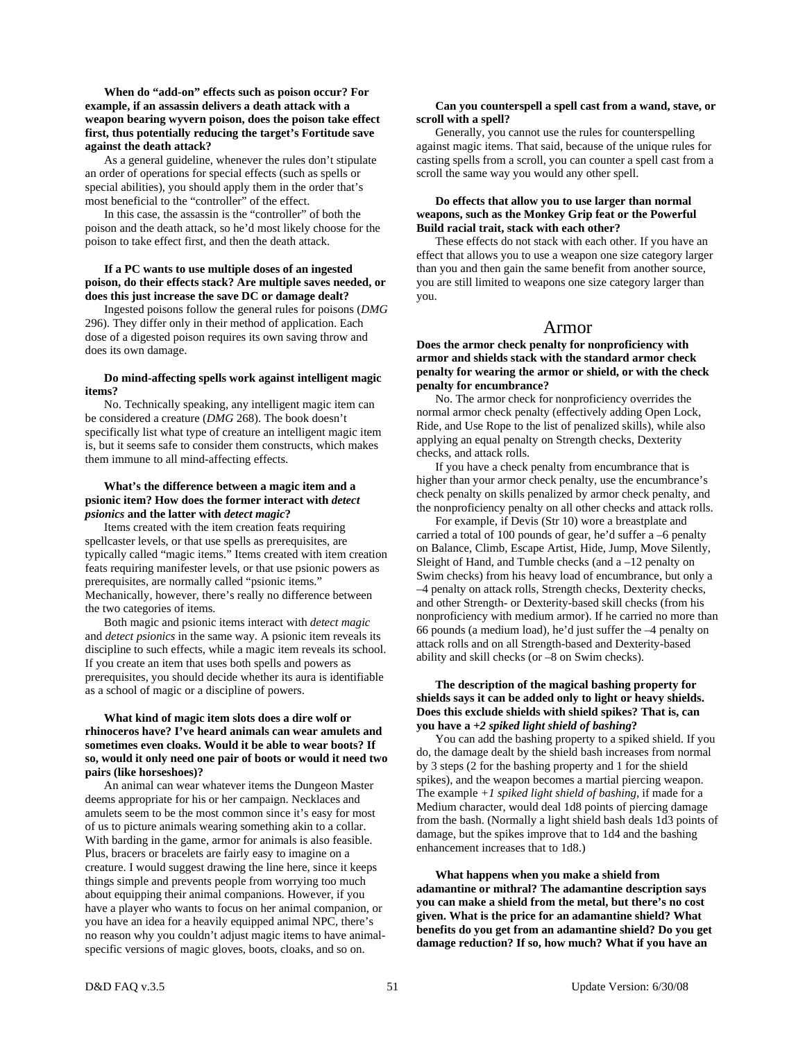**When do "add-on" effects such as poison occur? For example, if an assassin delivers a death attack with a weapon bearing wyvern poison, does the poison take effect first, thus potentially reducing the target's Fortitude save against the death attack?**

As a general guideline, whenever the rules don't stipulate an order of operations for special effects (such as spells or special abilities), you should apply them in the order that's most beneficial to the "controller" of the effect.

In this case, the assassin is the "controller" of both the poison and the death attack, so he'd most likely choose for the poison to take effect first, and then the death attack.

**If a PC wants to use multiple doses of an ingested poison, do their effects stack? Are multiple saves needed, or does this just increase the save DC or damage dealt?**

Ingested poisons follow the general rules for poisons (*DMG* 296). They differ only in their method of application. Each dose of a digested poison requires its own saving throw and does its own damage.

**Do mind-affecting spells work against intelligent magic items?**

No. Technically speaking, any intelligent magic item can be considered a creature (*DMG* 268). The book doesn't specifically list what type of creature an intelligent magic item is, but it seems safe to consider them constructs, which makes them immune to all mind-affecting effects.

**What's the difference between a magic item and a psionic item? How does the former interact with *detect psionics* and the latter with *detect magic*?**

Items created with the item creation feats requiring spellcaster levels, or that use spells as prerequisites, are typically called "magic items." Items created with item creation feats requiring manifester levels, or that use psionic powers as prerequisites, are normally called "psionic items." Mechanically, however, there's really no difference between the two categories of items.

Both magic and psionic items interact with *detect magic* and *detect psionics* in the same way. A psionic item reveals its discipline to such effects, while a magic item reveals its school. If you create an item that uses both spells and powers as prerequisites, you should decide whether its aura is identifiable as a school of magic or a discipline of powers.

**What kind of magic item slots does a dire wolf or rhinoceros have? I've heard animals can wear amulets and sometimes even cloaks. Would it be able to wear boots? If so, would it only need one pair of boots or would it need two pairs (like horseshoes)?**

An animal can wear whatever items the Dungeon Master deems appropriate for his or her campaign. Necklaces and amulets seem to be the most common since it's easy for most of us to picture animals wearing something akin to a collar. With barding in the game, armor for animals is also feasible. Plus, bracers or bracelets are fairly easy to imagine on a creature. I would suggest drawing the line here, since it keeps things simple and prevents people from worrying too much about equipping their animal companions. However, if you have a player who wants to focus on her animal companion, or you have an idea for a heavily equipped animal NPC, there's no reason why you couldn't adjust magic items to have animal-specific versions of magic gloves, boots, cloaks, and so on.

**Can you counterspell a spell cast from a wand, stave, or scroll with a spell?**

Generally, you cannot use the rules for counterspelling against magic items. That said, because of the unique rules for casting spells from a scroll, you can counter a spell cast from a scroll the same way you would any other spell.

**Do effects that allow you to use larger than normal weapons, such as the Monkey Grip feat or the Powerful Build racial trait, stack with each other?**

These effects do not stack with each other. If you have an effect that allows you to use a weapon one size category larger than you and then gain the same benefit from another source, you are still limited to weapons one size category larger than you.

## Armor

**Does the armor check penalty for nonproficiency with armor and shields stack with the standard armor check penalty for wearing the armor or shield, or with the check penalty for encumbrance?**

No. The armor check for nonproficiency overrides the normal armor check penalty (effectively adding Open Lock, Ride, and Use Rope to the list of penalized skills), while also applying an equal penalty on Strength checks, Dexterity checks, and attack rolls.

If you have a check penalty from encumbrance that is higher than your armor check penalty, use the encumbrance's check penalty on skills penalized by armor check penalty, and the nonproficiency penalty on all other checks and attack rolls.

For example, if Devis (Str 10) wore a breastplate and carried a total of 100 pounds of gear, he'd suffer a –6 penalty on Balance, Climb, Escape Artist, Hide, Jump, Move Silently, Sleight of Hand, and Tumble checks (and a –12 penalty on Swim checks) from his heavy load of encumbrance, but only a –4 penalty on attack rolls, Strength checks, Dexterity checks, and other Strength- or Dexterity-based skill checks (from his nonproficiency with medium armor). If he carried no more than 66 pounds (a medium load), he'd just suffer the –4 penalty on attack rolls and on all Strength-based and Dexterity-based ability and skill checks (or –8 on Swim checks).

**The description of the magical bashing property for shields says it can be added only to light or heavy shields. Does this exclude shields with shield spikes? That is, can you have a *+2 spiked light shield of bashing*?**

You can add the bashing property to a spiked shield. If you do, the damage dealt by the shield bash increases from normal by 3 steps (2 for the bashing property and 1 for the shield spikes), and the weapon becomes a martial piercing weapon. The example *+1 spiked light shield of bashing*, if made for a Medium character, would deal 1d8 points of piercing damage from the bash. (Normally a light shield bash deals 1d3 points of damage, but the spikes improve that to 1d4 and the bashing enhancement increases that to 1d8.)

**What happens when you make a shield from adamantine or mithral? The adamantine description says you can make a shield from the metal, but there's no cost given. What is the price for an adamantine shield? What benefits do you get from an adamantine shield? Do you get damage reduction? If so, how much? What if you have an**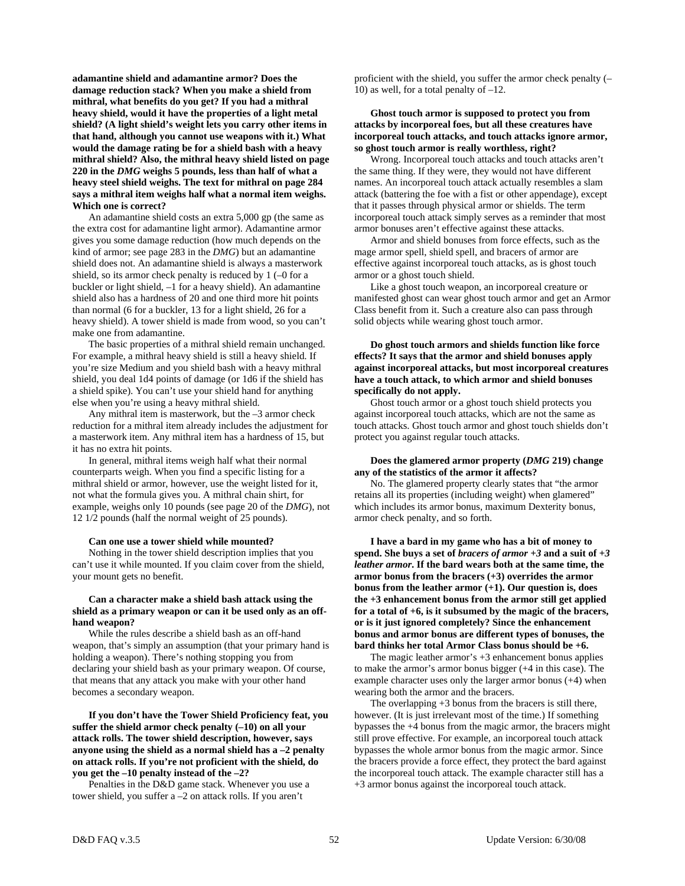**adamantine shield and adamantine armor? Does the damage reduction stack? When you make a shield from mithral, what benefits do you get? If you had a mithral heavy shield, would it have the properties of a light metal shield? (A light shield's weight lets you carry other items in that hand, although you cannot use weapons with it.) What would the damage rating be for a shield bash with a heavy mithral shield? Also, the mithral heavy shield listed on page 220 in the *DMG* weighs 5 pounds, less than half of what a heavy steel shield weighs. The text for mithral on page 284 says a mithral item weighs half what a normal item weighs. Which one is correct?**

An adamantine shield costs an extra 5,000 gp (the same as the extra cost for adamantine light armor). Adamantine armor gives you some damage reduction (how much depends on the kind of armor; see page 283 in the *DMG*) but an adamantine shield does not. An adamantine shield is always a masterwork shield, so its armor check penalty is reduced by 1 (–0 for a buckler or light shield, –1 for a heavy shield). An adamantine shield also has a hardness of 20 and one third more hit points than normal (6 for a buckler, 13 for a light shield, 26 for a heavy shield). A tower shield is made from wood, so you can't make one from adamantine.

The basic properties of a mithral shield remain unchanged. For example, a mithral heavy shield is still a heavy shield. If you're size Medium and you shield bash with a heavy mithral shield, you deal 1d4 points of damage (or 1d6 if the shield has a shield spike). You can't use your shield hand for anything else when you're using a heavy mithral shield.

Any mithral item is masterwork, but the –3 armor check reduction for a mithral item already includes the adjustment for a masterwork item. Any mithral item has a hardness of 15, but it has no extra hit points.

In general, mithral items weigh half what their normal counterparts weigh. When you find a specific listing for a mithral shield or armor, however, use the weight listed for it, not what the formula gives you. A mithral chain shirt, for example, weighs only 10 pounds (see page 20 of the *DMG*), not 12 1/2 pounds (half the normal weight of 25 pounds).

**Can one use a tower shield while mounted?**

Nothing in the tower shield description implies that you can't use it while mounted. If you claim cover from the shield, your mount gets no benefit.

**Can a character make a shield bash attack using the shield as a primary weapon or can it be used only as an off-hand weapon?**

While the rules describe a shield bash as an off-hand weapon, that's simply an assumption (that your primary hand is holding a weapon). There's nothing stopping you from declaring your shield bash as your primary weapon. Of course, that means that any attack you make with your other hand becomes a secondary weapon.

**If you don't have the Tower Shield Proficiency feat, you suffer the shield armor check penalty (–10) on all your attack rolls. The tower shield description, however, says anyone using the shield as a normal shield has a –2 penalty on attack rolls. If you're not proficient with the shield, do you get the –10 penalty instead of the –2?**

Penalties in the D&D game stack. Whenever you use a tower shield, you suffer a –2 on attack rolls. If you aren't proficient with the shield, you suffer the armor check penalty (–10) as well, for a total penalty of –12.

**Ghost touch armor is supposed to protect you from attacks by incorporeal foes, but all these creatures have incorporeal touch attacks, and touch attacks ignore armor, so ghost touch armor is really worthless, right?**

Wrong. Incorporeal touch attacks and touch attacks aren't the same thing. If they were, they would not have different names. An incorporeal touch attack actually resembles a slam attack (battering the foe with a fist or other appendage), except that it passes through physical armor or shields. The term incorporeal touch attack simply serves as a reminder that most armor bonuses aren't effective against these attacks.

Armor and shield bonuses from force effects, such as the mage armor spell, shield spell, and bracers of armor are effective against incorporeal touch attacks, as is ghost touch armor or a ghost touch shield.

Like a ghost touch weapon, an incorporeal creature or manifested ghost can wear ghost touch armor and get an Armor Class benefit from it. Such a creature also can pass through solid objects while wearing ghost touch armor.

**Do ghost touch armors and shields function like force effects? It says that the armor and shield bonuses apply against incorporeal attacks, but most incorporeal creatures have a touch attack, to which armor and shield bonuses specifically do not apply.**

Ghost touch armor or a ghost touch shield protects you against incorporeal touch attacks, which are not the same as touch attacks. Ghost touch armor and ghost touch shields don't protect you against regular touch attacks.

**Does the glamered armor property (*DMG* 219) change any of the statistics of the armor it affects?**

No. The glamered property clearly states that "the armor retains all its properties (including weight) when glamered" which includes its armor bonus, maximum Dexterity bonus, armor check penalty, and so forth.

**I have a bard in my game who has a bit of money to spend. She buys a set of *bracers of armor +3* and a suit of *+3 leather armor*. If the bard wears both at the same time, the armor bonus from the bracers (+3) overrides the armor bonus from the leather armor (+1). Our question is, does the +3 enhancement bonus from the armor still get applied for a total of +6, is it subsumed by the magic of the bracers, or is it just ignored completely? Since the enhancement bonus and armor bonus are different types of bonuses, the bard thinks her total Armor Class bonus should be +6.**

The magic leather armor's +3 enhancement bonus applies to make the armor's armor bonus bigger (+4 in this case). The example character uses only the larger armor bonus (+4) when wearing both the armor and the bracers.

The overlapping +3 bonus from the bracers is still there, however. (It is just irrelevant most of the time.) If something bypasses the +4 bonus from the magic armor, the bracers might still prove effective. For example, an incorporeal touch attack bypasses the whole armor bonus from the magic armor. Since the bracers provide a force effect, they protect the bard against the incorporeal touch attack. The example character still has a +3 armor bonus against the incorporeal touch attack.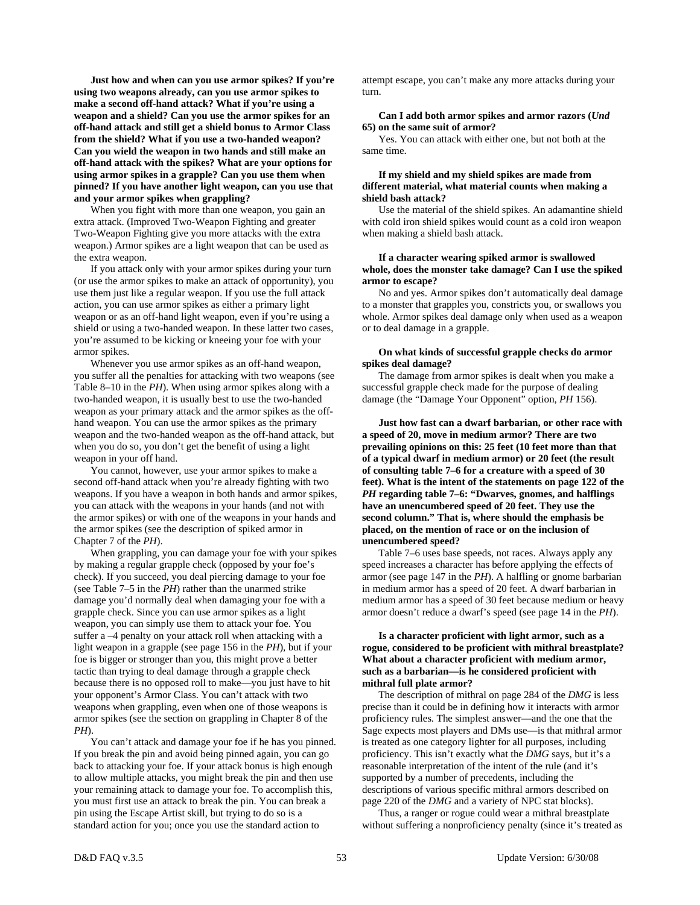**Just how and when can you use armor spikes? If you're using two weapons already, can you use armor spikes to make a second off-hand attack? What if you're using a weapon and a shield? Can you use the armor spikes for an off-hand attack and still get a shield bonus to Armor Class from the shield? What if you use a two-handed weapon? Can you wield the weapon in two hands and still make an off-hand attack with the spikes? What are your options for using armor spikes in a grapple? Can you use them when pinned? If you have another light weapon, can you use that and your armor spikes when grappling?**

When you fight with more than one weapon, you gain an extra attack. (Improved Two-Weapon Fighting and greater Two-Weapon Fighting give you more attacks with the extra weapon.) Armor spikes are a light weapon that can be used as the extra weapon.

If you attack only with your armor spikes during your turn (or use the armor spikes to make an attack of opportunity), you use them just like a regular weapon. If you use the full attack action, you can use armor spikes as either a primary light weapon or as an off-hand light weapon, even if you're using a shield or using a two-handed weapon. In these latter two cases, you're assumed to be kicking or kneeing your foe with your armor spikes.

Whenever you use armor spikes as an off-hand weapon, you suffer all the penalties for attacking with two weapons (see Table 8–10 in the *PH*). When using armor spikes along with a two-handed weapon, it is usually best to use the two-handed weapon as your primary attack and the armor spikes as the off-hand weapon. You can use the armor spikes as the primary weapon and the two-handed weapon as the off-hand attack, but when you do so, you don't get the benefit of using a light weapon in your off hand.

You cannot, however, use your armor spikes to make a second off-hand attack when you're already fighting with two weapons. If you have a weapon in both hands and armor spikes, you can attack with the weapons in your hands (and not with the armor spikes) or with one of the weapons in your hands and the armor spikes (see the description of spiked armor in Chapter 7 of the *PH*).

When grappling, you can damage your foe with your spikes by making a regular grapple check (opposed by your foe's check). If you succeed, you deal piercing damage to your foe (see Table 7–5 in the *PH*) rather than the unarmed strike damage you'd normally deal when damaging your foe with a grapple check. Since you can use armor spikes as a light weapon, you can simply use them to attack your foe. You suffer a –4 penalty on your attack roll when attacking with a light weapon in a grapple (see page 156 in the *PH*), but if your foe is bigger or stronger than you, this might prove a better tactic than trying to deal damage through a grapple check because there is no opposed roll to make—you just have to hit your opponent's Armor Class. You can't attack with two weapons when grappling, even when one of those weapons is armor spikes (see the section on grappling in Chapter 8 of the *PH*).

You can't attack and damage your foe if he has you pinned. If you break the pin and avoid being pinned again, you can go back to attacking your foe. If your attack bonus is high enough to allow multiple attacks, you might break the pin and then use your remaining attack to damage your foe. To accomplish this, you must first use an attack to break the pin. You can break a pin using the Escape Artist skill, but trying to do so is a standard action for you; once you use the standard action to attempt escape, you can't make any more attacks during your turn.

**Can I add both armor spikes and armor razors (*Und* 65) on the same suit of armor?**

Yes. You can attack with either one, but not both at the same time.

**If my shield and my shield spikes are made from different material, what material counts when making a shield bash attack?**

Use the material of the shield spikes. An adamantine shield with cold iron shield spikes would count as a cold iron weapon when making a shield bash attack.

**If a character wearing spiked armor is swallowed whole, does the monster take damage? Can I use the spiked armor to escape?**

No and yes. Armor spikes don't automatically deal damage to a monster that grapples you, constricts you, or swallows you whole. Armor spikes deal damage only when used as a weapon or to deal damage in a grapple.

**On what kinds of successful grapple checks do armor spikes deal damage?**

The damage from armor spikes is dealt when you make a successful grapple check made for the purpose of dealing damage (the "Damage Your Opponent" option, *PH* 156).

**Just how fast can a dwarf barbarian, or other race with a speed of 20, move in medium armor? There are two prevailing opinions on this: 25 feet (10 feet more than that of a typical dwarf in medium armor) or 20 feet (the result of consulting table 7–6 for a creature with a speed of 30 feet). What is the intent of the statements on page 122 of the *PH* regarding table 7–6: "Dwarves, gnomes, and halflings have an unencumbered speed of 20 feet. They use the second column." That is, where should the emphasis be placed, on the mention of race or on the inclusion of unencumbered speed?**

Table 7–6 uses base speeds, not races. Always apply any speed increases a character has before applying the effects of armor (see page 147 in the *PH*). A halfling or gnome barbarian in medium armor has a speed of 20 feet. A dwarf barbarian in medium armor has a speed of 30 feet because medium or heavy armor doesn't reduce a dwarf's speed (see page 14 in the *PH*).

**Is a character proficient with light armor, such as a rogue, considered to be proficient with mithral breastplate? What about a character proficient with medium armor, such as a barbarian—is he considered proficient with mithral full plate armor?**

The description of mithral on page 284 of the *DMG* is less precise than it could be in defining how it interacts with armor proficiency rules. The simplest answer—and the one that the Sage expects most players and DMs use—is that mithral armor is treated as one category lighter for all purposes, including proficiency. This isn't exactly what the *DMG* says, but it's a reasonable interpretation of the intent of the rule (and it's supported by a number of precedents, including the descriptions of various specific mithral armors described on page 220 of the *DMG* and a variety of NPC stat blocks).

Thus, a ranger or rogue could wear a mithral breastplate without suffering a nonproficiency penalty (since it's treated as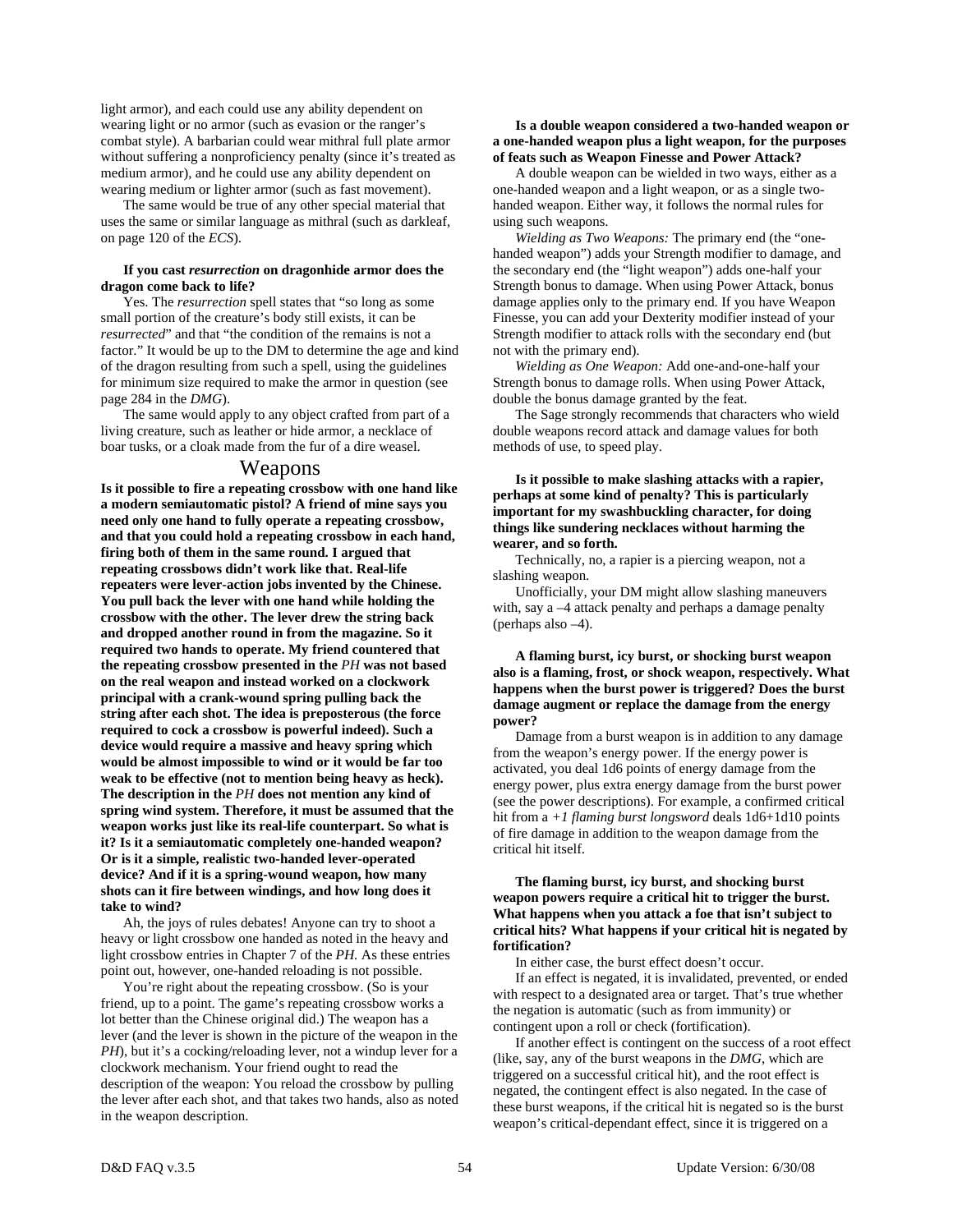light armor), and each could use any ability dependent on wearing light or no armor (such as evasion or the ranger's combat style). A barbarian could wear mithral full plate armor without suffering a nonproficiency penalty (since it's treated as medium armor), and he could use any ability dependent on wearing medium or lighter armor (such as fast movement).

The same would be true of any other special material that uses the same or similar language as mithral (such as darkleaf, on page 120 of the *ECS*).

**If you cast *resurrection* on dragonhide armor does the dragon come back to life?**

Yes. The *resurrection* spell states that "so long as some small portion of the creature's body still exists, it can be *resurrected*" and that "the condition of the remains is not a factor." It would be up to the DM to determine the age and kind of the dragon resulting from such a spell, using the guidelines for minimum size required to make the armor in question (see page 284 in the *DMG*).

The same would apply to any object crafted from part of a living creature, such as leather or hide armor, a necklace of boar tusks, or a cloak made from the fur of a dire weasel.

## Weapons

**Is it possible to fire a repeating crossbow with one hand like a modern semiautomatic pistol? A friend of mine says you need only one hand to fully operate a repeating crossbow, and that you could hold a repeating crossbow in each hand, firing both of them in the same round. I argued that repeating crossbows didn't work like that. Real-life repeaters were lever-action jobs invented by the Chinese. You pull back the lever with one hand while holding the crossbow with the other. The lever drew the string back and dropped another round in from the magazine. So it required two hands to operate. My friend countered that the repeating crossbow presented in the *PH* was not based on the real weapon and instead worked on a clockwork principal with a crank-wound spring pulling back the string after each shot. The idea is preposterous (the force required to cock a crossbow is powerful indeed). Such a device would require a massive and heavy spring which would be almost impossible to wind or it would be far too weak to be effective (not to mention being heavy as heck). The description in the *PH* does not mention any kind of spring wind system. Therefore, it must be assumed that the weapon works just like its real-life counterpart. So what is it? Is it a semiautomatic completely one-handed weapon? Or is it a simple, realistic two-handed lever-operated device? And if it is a spring-wound weapon, how many shots can it fire between windings, and how long does it take to wind?**

Ah, the joys of rules debates! Anyone can try to shoot a heavy or light crossbow one handed as noted in the heavy and light crossbow entries in Chapter 7 of the *PH.* As these entries point out, however, one-handed reloading is not possible.

You're right about the repeating crossbow. (So is your friend, up to a point. The game's repeating crossbow works a lot better than the Chinese original did.) The weapon has a lever (and the lever is shown in the picture of the weapon in the *PH*), but it's a cocking/reloading lever, not a windup lever for a clockwork mechanism. Your friend ought to read the description of the weapon: You reload the crossbow by pulling the lever after each shot, and that takes two hands, also as noted in the weapon description.

**Is a double weapon considered a two-handed weapon or a one-handed weapon plus a light weapon, for the purposes of feats such as Weapon Finesse and Power Attack?**

A double weapon can be wielded in two ways, either as a one-handed weapon and a light weapon, or as a single two-handed weapon. Either way, it follows the normal rules for using such weapons.

*Wielding as Two Weapons:* The primary end (the "one-handed weapon") adds your Strength modifier to damage, and the secondary end (the "light weapon") adds one-half your Strength bonus to damage. When using Power Attack, bonus damage applies only to the primary end. If you have Weapon Finesse, you can add your Dexterity modifier instead of your Strength modifier to attack rolls with the secondary end (but not with the primary end).

*Wielding as One Weapon:* Add one-and-one-half your Strength bonus to damage rolls. When using Power Attack, double the bonus damage granted by the feat.

The Sage strongly recommends that characters who wield double weapons record attack and damage values for both methods of use, to speed play.

**Is it possible to make slashing attacks with a rapier, perhaps at some kind of penalty? This is particularly important for my swashbuckling character, for doing things like sundering necklaces without harming the wearer, and so forth.**

Technically, no, a rapier is a piercing weapon, not a slashing weapon.

Unofficially, your DM might allow slashing maneuvers with, say a –4 attack penalty and perhaps a damage penalty (perhaps also –4).

**A flaming burst, icy burst, or shocking burst weapon also is a flaming, frost, or shock weapon, respectively. What happens when the burst power is triggered? Does the burst damage augment or replace the damage from the energy power?**

Damage from a burst weapon is in addition to any damage from the weapon's energy power. If the energy power is activated, you deal 1d6 points of energy damage from the energy power, plus extra energy damage from the burst power (see the power descriptions). For example, a confirmed critical hit from a *+1 flaming burst longsword* deals 1d6+1d10 points of fire damage in addition to the weapon damage from the critical hit itself.

**The flaming burst, icy burst, and shocking burst weapon powers require a critical hit to trigger the burst. What happens when you attack a foe that isn't subject to critical hits? What happens if your critical hit is negated by fortification?**

In either case, the burst effect doesn't occur.

If an effect is negated, it is invalidated, prevented, or ended with respect to a designated area or target. That's true whether the negation is automatic (such as from immunity) or contingent upon a roll or check (fortification).

If another effect is contingent on the success of a root effect (like, say, any of the burst weapons in the *DMG*, which are triggered on a successful critical hit), and the root effect is negated, the contingent effect is also negated. In the case of these burst weapons, if the critical hit is negated so is the burst weapon's critical-dependant effect, since it is triggered on a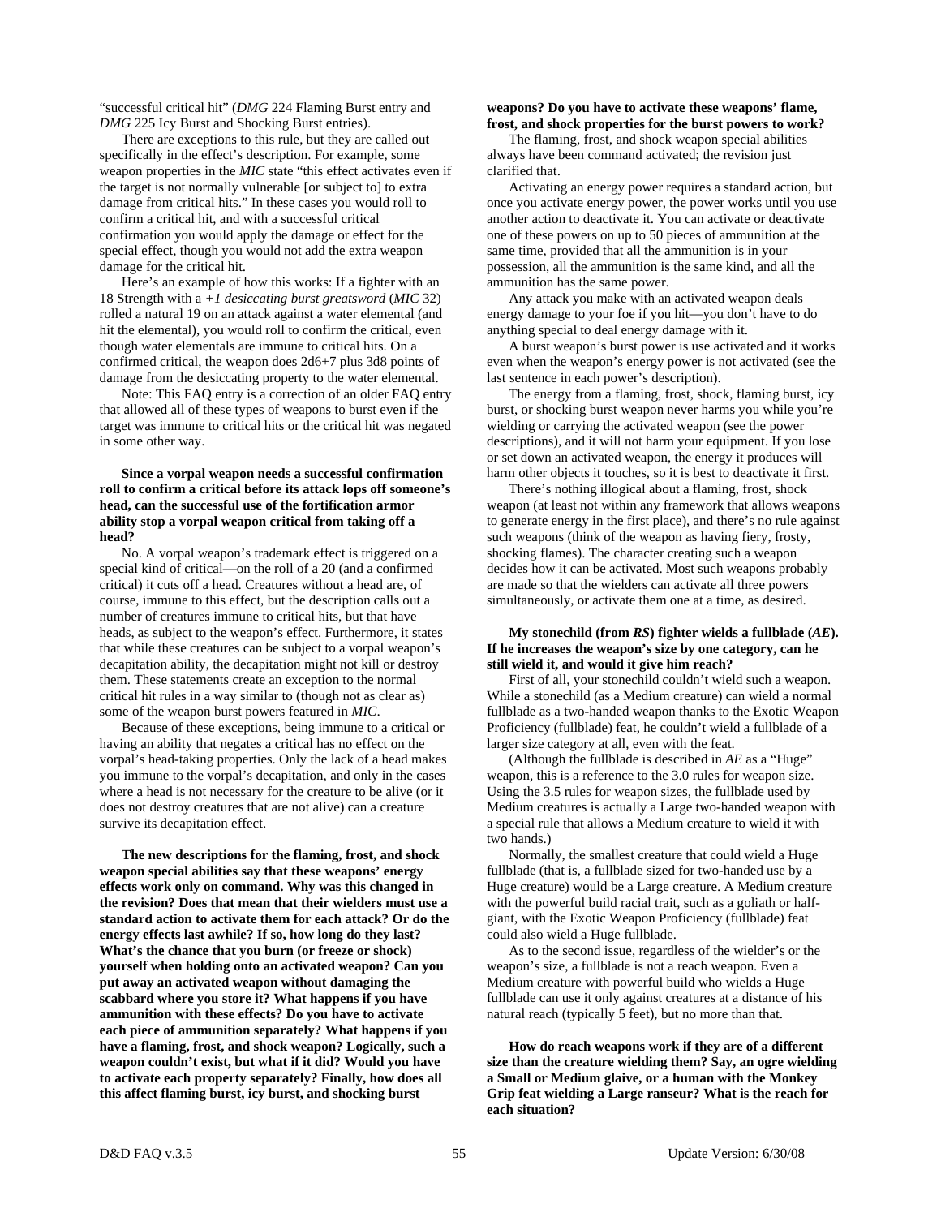"successful critical hit" (*DMG* 224 Flaming Burst entry and *DMG* 225 Icy Burst and Shocking Burst entries).

There are exceptions to this rule, but they are called out specifically in the effect's description. For example, some weapon properties in the *MIC* state "this effect activates even if the target is not normally vulnerable [or subject to] to extra damage from critical hits." In these cases you would roll to confirm a critical hit, and with a successful critical confirmation you would apply the damage or effect for the special effect, though you would not add the extra weapon damage for the critical hit.

Here's an example of how this works: If a fighter with an 18 Strength with a *+1 desiccating burst greatsword* (*MIC* 32) rolled a natural 19 on an attack against a water elemental (and hit the elemental), you would roll to confirm the critical, even though water elementals are immune to critical hits. On a confirmed critical, the weapon does 2d6+7 plus 3d8 points of damage from the desiccating property to the water elemental.

Note: This FAQ entry is a correction of an older FAQ entry that allowed all of these types of weapons to burst even if the target was immune to critical hits or the critical hit was negated in some other way.

**Since a vorpal weapon needs a successful confirmation roll to confirm a critical before its attack lops off someone's head, can the successful use of the fortification armor ability stop a vorpal weapon critical from taking off a head?**

No. A vorpal weapon's trademark effect is triggered on a special kind of critical—on the roll of a 20 (and a confirmed critical) it cuts off a head. Creatures without a head are, of course, immune to this effect, but the description calls out a number of creatures immune to critical hits, but that have heads, as subject to the weapon's effect. Furthermore, it states that while these creatures can be subject to a vorpal weapon's decapitation ability, the decapitation might not kill or destroy them. These statements create an exception to the normal critical hit rules in a way similar to (though not as clear as) some of the weapon burst powers featured in *MIC*.

Because of these exceptions, being immune to a critical or having an ability that negates a critical has no effect on the vorpal's head-taking properties. Only the lack of a head makes you immune to the vorpal's decapitation, and only in the cases where a head is not necessary for the creature to be alive (or it does not destroy creatures that are not alive) can a creature survive its decapitation effect.

**The new descriptions for the flaming, frost, and shock weapon special abilities say that these weapons' energy effects work only on command. Why was this changed in the revision? Does that mean that their wielders must use a standard action to activate them for each attack? Or do the energy effects last awhile? If so, how long do they last? What's the chance that you burn (or freeze or shock) yourself when holding onto an activated weapon? Can you put away an activated weapon without damaging the scabbard where you store it? What happens if you have ammunition with these effects? Do you have to activate each piece of ammunition separately? What happens if you have a flaming, frost, and shock weapon? Logically, such a weapon couldn't exist, but what if it did? Would you have to activate each property separately? Finally, how does all this affect flaming burst, icy burst, and shocking burst weapons? Do you have to activate these weapons' flame, frost, and shock properties for the burst powers to work?**

The flaming, frost, and shock weapon special abilities always have been command activated; the revision just clarified that.

Activating an energy power requires a standard action, but once you activate energy power, the power works until you use another action to deactivate it. You can activate or deactivate one of these powers on up to 50 pieces of ammunition at the same time, provided that all the ammunition is in your possession, all the ammunition is the same kind, and all the ammunition has the same power.

Any attack you make with an activated weapon deals energy damage to your foe if you hit—you don't have to do anything special to deal energy damage with it.

A burst weapon's burst power is use activated and it works even when the weapon's energy power is not activated (see the last sentence in each power's description).

The energy from a flaming, frost, shock, flaming burst, icy burst, or shocking burst weapon never harms you while you're wielding or carrying the activated weapon (see the power descriptions), and it will not harm your equipment. If you lose or set down an activated weapon, the energy it produces will harm other objects it touches, so it is best to deactivate it first.

There's nothing illogical about a flaming, frost, shock weapon (at least not within any framework that allows weapons to generate energy in the first place), and there's no rule against such weapons (think of the weapon as having fiery, frosty, shocking flames). The character creating such a weapon decides how it can be activated. Most such weapons probably are made so that the wielders can activate all three powers simultaneously, or activate them one at a time, as desired.

**My stonechild (from *RS*) fighter wields a fullblade (*AE*). If he increases the weapon's size by one category, can he still wield it, and would it give him reach?**

First of all, your stonechild couldn't wield such a weapon. While a stonechild (as a Medium creature) can wield a normal fullblade as a two-handed weapon thanks to the Exotic Weapon Proficiency (fullblade) feat, he couldn't wield a fullblade of a larger size category at all, even with the feat.

(Although the fullblade is described in *AE* as a "Huge" weapon, this is a reference to the 3.0 rules for weapon size. Using the 3.5 rules for weapon sizes, the fullblade used by Medium creatures is actually a Large two-handed weapon with a special rule that allows a Medium creature to wield it with two hands.)

Normally, the smallest creature that could wield a Huge fullblade (that is, a fullblade sized for two-handed use by a Huge creature) would be a Large creature. A Medium creature with the powerful build racial trait, such as a goliath or half-giant, with the Exotic Weapon Proficiency (fullblade) feat could also wield a Huge fullblade.

As to the second issue, regardless of the wielder's or the weapon's size, a fullblade is not a reach weapon. Even a Medium creature with powerful build who wields a Huge fullblade can use it only against creatures at a distance of his natural reach (typically 5 feet), but no more than that.

**How do reach weapons work if they are of a different size than the creature wielding them? Say, an ogre wielding a Small or Medium glaive, or a human with the Monkey Grip feat wielding a Large ranseur? What is the reach for each situation?**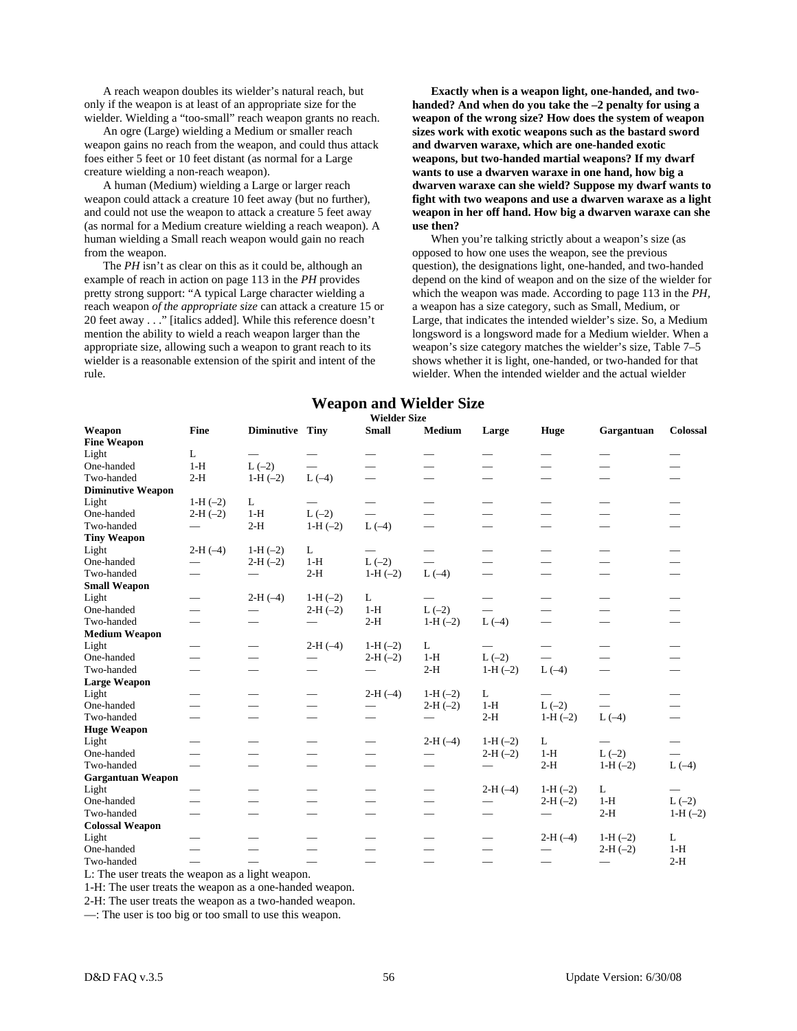A reach weapon doubles its wielder's natural reach, but only if the weapon is at least of an appropriate size for the wielder. Wielding a "too-small" reach weapon grants no reach.

An ogre (Large) wielding a Medium or smaller reach weapon gains no reach from the weapon, and could thus attack foes either 5 feet or 10 feet distant (as normal for a Large creature wielding a non-reach weapon).

A human (Medium) wielding a Large or larger reach weapon could attack a creature 10 feet away (but no further), and could not use the weapon to attack a creature 5 feet away (as normal for a Medium creature wielding a reach weapon). A human wielding a Small reach weapon would gain no reach from the weapon.

The *PH* isn't as clear on this as it could be, although an example of reach in action on page 113 in the *PH* provides pretty strong support: "A typical Large character wielding a reach weapon *of the appropriate size* can attack a creature 15 or 20 feet away . . ." [italics added]. While this reference doesn't mention the ability to wield a reach weapon larger than the appropriate size, allowing such a weapon to grant reach to its wielder is a reasonable extension of the spirit and intent of the rule.

**Exactly when is a weapon light, one-handed, and two-handed? And when do you take the –2 penalty for using a weapon of the wrong size? How does the system of weapon sizes work with exotic weapons such as the bastard sword and dwarven waraxe, which are one-handed exotic weapons, but two-handed martial weapons? If my dwarf wants to use a dwarven waraxe in one hand, how big a dwarven waraxe can she wield? Suppose my dwarf wants to fight with two weapons and use a dwarven waraxe as a light weapon in her off hand. How big a dwarven waraxe can she use then?**

When you're talking strictly about a weapon's size (as opposed to how one uses the weapon, see the previous question), the designations light, one-handed, and two-handed depend on the kind of weapon and on the size of the wielder for which the weapon was made. According to page 113 in the *PH*, a weapon has a size category, such as Small, Medium, or Large, that indicates the intended wielder's size. So, a Medium longsword is a longsword made for a Medium wielder. When a weapon's size category matches the wielder's size, Table 7–5 shows whether it is light, one-handed, or two-handed for that wielder. When the intended wielder and the actual wielder

## Weapon and Wielder Size

| | Wielder Size | | | | | | | | |
|---|---|---|---|---|---|---|---|---|---|
| **Weapon** | **Fine** | **Diminutive** | **Tiny** | **Small** | **Medium** | **Large** | **Huge** | **Gargantuan** | **Colossal** |
| **Fine Weapon** | | | | | | | | | |
| Light | L | — | — | — | — | — | — | — | — |
| One-handed | 1-H | L (–2) | — | — | — | — | — | — | — |
| Two-handed | 2-H | 1-H (–2) | L (–4) | — | — | — | — | — | — |
| **Diminutive Weapon** | | | | | | | | | |
| Light | 1-H (–2) | L | — | — | — | — | — | — | — |
| One-handed | 2-H (–2) | 1-H | L (–2) | — | — | — | — | — | — |
| Two-handed | — | 2-H | 1-H (–2) | L (–4) | — | — | — | — | — |
| **Tiny Weapon** | | | | | | | | | |
| Light | 2-H (–4) | 1-H (–2) | L | — | — | — | — | — | — |
| One-handed | — | 2-H (–2) | 1-H | L (–2) | — | — | — | — | — |
| Two-handed | — | — | 2-H | 1-H (–2) | L (–4) | — | — | — | — |
| **Small Weapon** | | | | | | | | | |
| Light | — | 2-H (–4) | 1-H (–2) | L | — | — | — | — | — |
| One-handed | — | — | 2-H (–2) | 1-H | L (–2) | — | — | — | — |
| Two-handed | — | — | — | 2-H | 1-H (–2) | L (–4) | — | — | — |
| **Medium Weapon** | | | | | | | | | |
| Light | — | — | 2-H (–4) | 1-H (–2) | L | — | — | — | — |
| One-handed | — | — | — | 2-H (–2) | 1-H | L (–2) | — | — | — |
| Two-handed | — | — | — | — | 2-H | 1-H (–2) | L (–4) | — | — |
| **Large Weapon** | | | | | | | | | |
| Light | — | — | — | 2-H (–4) | 1-H (–2) | L | — | — | — |
| One-handed | — | — | — | — | 2-H (–2) | 1-H | L (–2) | — | — |
| Two-handed | — | — | — | — | — | 2-H | 1-H (–2) | L (–4) | — |
| **Huge Weapon** | | | | | | | | | |
| Light | — | — | — | — | 2-H (–4) | 1-H (–2) | L | — | — |
| One-handed | — | — | — | — | — | 2-H (–2) | 1-H | L (–2) | — |
| Two-handed | — | — | — | — | — | — | 2-H | 1-H (–2) | L (–4) |
| **Gargantuan Weapon** | | | | | | | | | |
| Light | — | — | — | — | — | 2-H (–4) | 1-H (–2) | L | — |
| One-handed | — | — | — | — | — | — | 2-H (–2) | 1-H | L (–2) |
| Two-handed | — | — | — | — | — | — | — | 2-H | 1-H (–2) |
| **Colossal Weapon** | | | | | | | | | |
| Light | — | — | — | — | — | — | 2-H (–4) | 1-H (–2) | L |
| One-handed | — | — | — | — | — | — | — | 2-H (–2) | 1-H |
| Two-handed | — | — | — | — | — | — | — | — | 2-H |

L: The user treats the weapon as a light weapon.

1-H: The user treats the weapon as a one-handed weapon.

2-H: The user treats the weapon as a two-handed weapon.

—: The user is too big or too small to use this weapon.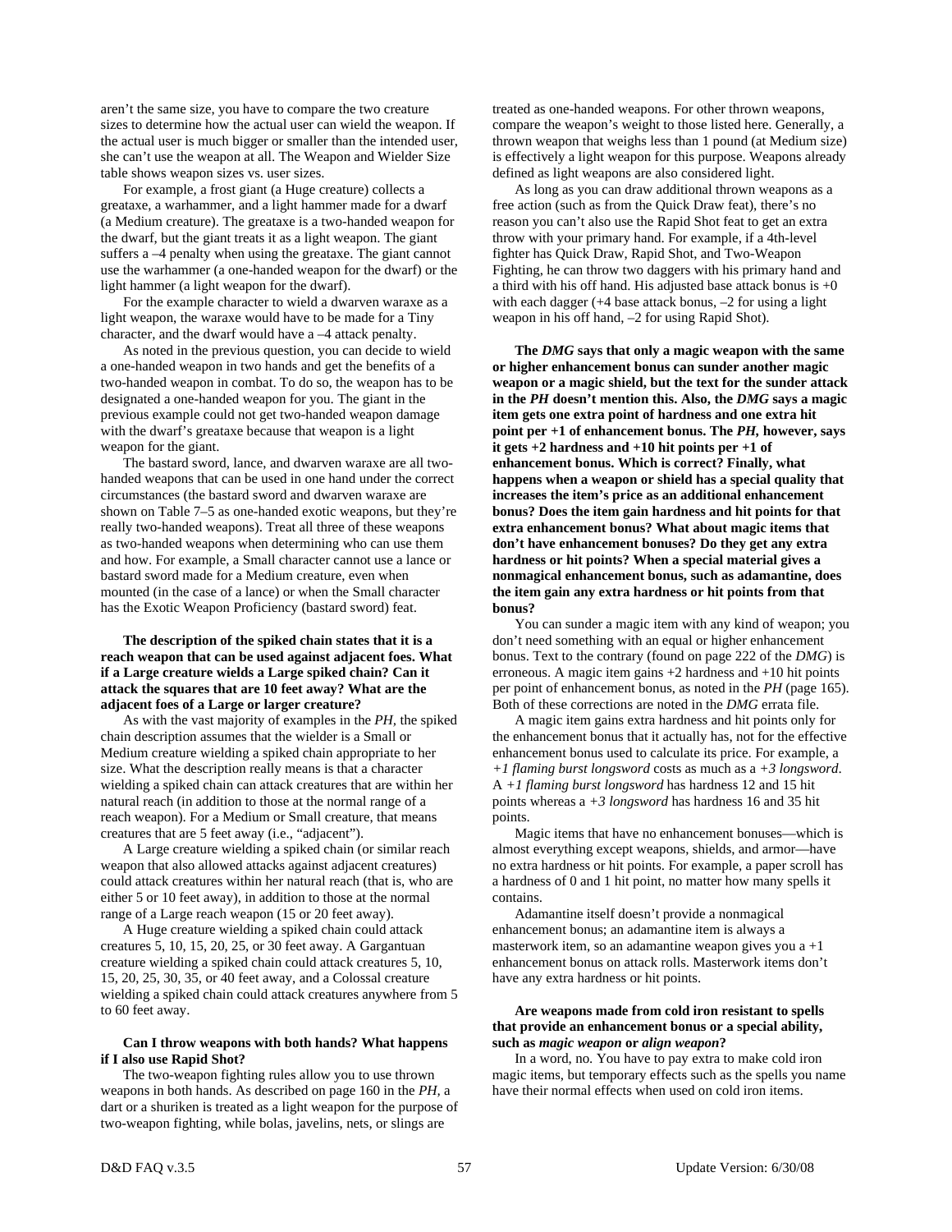aren't the same size, you have to compare the two creature sizes to determine how the actual user can wield the weapon. If the actual user is much bigger or smaller than the intended user, she can't use the weapon at all. The Weapon and Wielder Size table shows weapon sizes vs. user sizes.

For example, a frost giant (a Huge creature) collects a greataxe, a warhammer, and a light hammer made for a dwarf (a Medium creature). The greataxe is a two-handed weapon for the dwarf, but the giant treats it as a light weapon. The giant suffers a –4 penalty when using the greataxe. The giant cannot use the warhammer (a one-handed weapon for the dwarf) or the light hammer (a light weapon for the dwarf).

For the example character to wield a dwarven waraxe as a light weapon, the waraxe would have to be made for a Tiny character, and the dwarf would have a –4 attack penalty.

As noted in the previous question, you can decide to wield a one-handed weapon in two hands and get the benefits of a two-handed weapon in combat. To do so, the weapon has to be designated a one-handed weapon for you. The giant in the previous example could not get two-handed weapon damage with the dwarf's greataxe because that weapon is a light weapon for the giant.

The bastard sword, lance, and dwarven waraxe are all two-handed weapons that can be used in one hand under the correct circumstances (the bastard sword and dwarven waraxe are shown on Table 7–5 as one-handed exotic weapons, but they're really two-handed weapons). Treat all three of these weapons as two-handed weapons when determining who can use them and how. For example, a Small character cannot use a lance or bastard sword made for a Medium creature, even when mounted (in the case of a lance) or when the Small character has the Exotic Weapon Proficiency (bastard sword) feat.

**The description of the spiked chain states that it is a reach weapon that can be used against adjacent foes. What if a Large creature wields a Large spiked chain? Can it attack the squares that are 10 feet away? What are the adjacent foes of a Large or larger creature?**

As with the vast majority of examples in the *PH*, the spiked chain description assumes that the wielder is a Small or Medium creature wielding a spiked chain appropriate to her size. What the description really means is that a character wielding a spiked chain can attack creatures that are within her natural reach (in addition to those at the normal range of a reach weapon). For a Medium or Small creature, that means creatures that are 5 feet away (i.e., "adjacent").

A Large creature wielding a spiked chain (or similar reach weapon that also allowed attacks against adjacent creatures) could attack creatures within her natural reach (that is, who are either 5 or 10 feet away), in addition to those at the normal range of a Large reach weapon (15 or 20 feet away).

A Huge creature wielding a spiked chain could attack creatures 5, 10, 15, 20, 25, or 30 feet away. A Gargantuan creature wielding a spiked chain could attack creatures 5, 10, 15, 20, 25, 30, 35, or 40 feet away, and a Colossal creature wielding a spiked chain could attack creatures anywhere from 5 to 60 feet away.

**Can I throw weapons with both hands? What happens if I also use Rapid Shot?**

The two-weapon fighting rules allow you to use thrown weapons in both hands. As described on page 160 in the *PH*, a dart or a shuriken is treated as a light weapon for the purpose of two-weapon fighting, while bolas, javelins, nets, or slings are treated as one-handed weapons. For other thrown weapons, compare the weapon's weight to those listed here. Generally, a thrown weapon that weighs less than 1 pound (at Medium size) is effectively a light weapon for this purpose. Weapons already defined as light weapons are also considered light.

As long as you can draw additional thrown weapons as a free action (such as from the Quick Draw feat), there's no reason you can't also use the Rapid Shot feat to get an extra throw with your primary hand. For example, if a 4th-level fighter has Quick Draw, Rapid Shot, and Two-Weapon Fighting, he can throw two daggers with his primary hand and a third with his off hand. His adjusted base attack bonus is +0 with each dagger (+4 base attack bonus, –2 for using a light weapon in his off hand, –2 for using Rapid Shot).

**The *DMG* says that only a magic weapon with the same or higher enhancement bonus can sunder another magic weapon or a magic shield, but the text for the sunder attack in the *PH* doesn't mention this. Also, the *DMG* says a magic item gets one extra point of hardness and one extra hit point per +1 of enhancement bonus. The *PH*, however, says it gets +2 hardness and +10 hit points per +1 of enhancement bonus. Which is correct? Finally, what happens when a weapon or shield has a special quality that increases the item's price as an additional enhancement bonus? Does the item gain hardness and hit points for that extra enhancement bonus? What about magic items that don't have enhancement bonuses? Do they get any extra hardness or hit points? When a special material gives a nonmagical enhancement bonus, such as adamantine, does the item gain any extra hardness or hit points from that bonus?**

You can sunder a magic item with any kind of weapon; you don't need something with an equal or higher enhancement bonus. Text to the contrary (found on page 222 of the *DMG*) is erroneous. A magic item gains +2 hardness and +10 hit points per point of enhancement bonus, as noted in the *PH* (page 165). Both of these corrections are noted in the *DMG* errata file.

A magic item gains extra hardness and hit points only for the enhancement bonus that it actually has, not for the effective enhancement bonus used to calculate its price. For example, a *+1 flaming burst longsword* costs as much as a *+3 longsword*. A *+1 flaming burst longsword* has hardness 12 and 15 hit points whereas a *+3 longsword* has hardness 16 and 35 hit points.

Magic items that have no enhancement bonuses—which is almost everything except weapons, shields, and armor—have no extra hardness or hit points. For example, a paper scroll has a hardness of 0 and 1 hit point, no matter how many spells it contains.

Adamantine itself doesn't provide a nonmagical enhancement bonus; an adamantine item is always a masterwork item, so an adamantine weapon gives you a +1 enhancement bonus on attack rolls. Masterwork items don't have any extra hardness or hit points.

**Are weapons made from cold iron resistant to spells that provide an enhancement bonus or a special ability, such as *magic weapon* or *align weapon*?**

In a word, no. You have to pay extra to make cold iron magic items, but temporary effects such as the spells you name have their normal effects when used on cold iron items.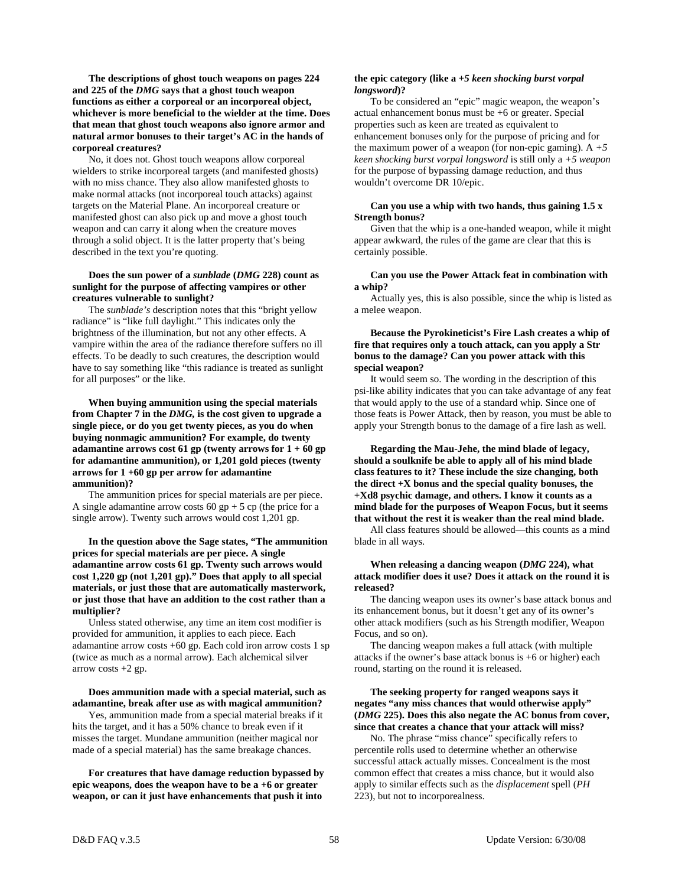**The descriptions of ghost touch weapons on pages 224 and 225 of the *DMG* says that a ghost touch weapon functions as either a corporeal or an incorporeal object, whichever is more beneficial to the wielder at the time. Does that mean that ghost touch weapons also ignore armor and natural armor bonuses to their target's AC in the hands of corporeal creatures?**

No, it does not. Ghost touch weapons allow corporeal wielders to strike incorporeal targets (and manifested ghosts) with no miss chance. They also allow manifested ghosts to make normal attacks (not incorporeal touch attacks) against targets on the Material Plane. An incorporeal creature or manifested ghost can also pick up and move a ghost touch weapon and can carry it along when the creature moves through a solid object. It is the latter property that's being described in the text you're quoting.

**Does the sun power of a *sunblade* (*DMG* 228) count as sunlight for the purpose of affecting vampires or other creatures vulnerable to sunlight?**

The *sunblade's* description notes that this "bright yellow radiance" is "like full daylight." This indicates only the brightness of the illumination, but not any other effects. A vampire within the area of the radiance therefore suffers no ill effects. To be deadly to such creatures, the description would have to say something like "this radiance is treated as sunlight for all purposes" or the like.

**When buying ammunition using the special materials from Chapter 7 in the *DMG*, is the cost given to upgrade a single piece, or do you get twenty pieces, as you do when buying nonmagic ammunition? For example, do twenty adamantine arrows cost 61 gp (twenty arrows for 1 + 60 gp for adamantine ammunition), or 1,201 gold pieces (twenty arrows for 1 +60 gp per arrow for adamantine ammunition)?**

The ammunition prices for special materials are per piece. A single adamantine arrow costs 60 gp + 5 cp (the price for a single arrow). Twenty such arrows would cost 1,201 gp.

**In the question above the Sage states, "The ammunition prices for special materials are per piece. A single adamantine arrow costs 61 gp. Twenty such arrows would cost 1,220 gp (not 1,201 gp)." Does that apply to all special materials, or just those that are automatically masterwork, or just those that have an addition to the cost rather than a multiplier?**

Unless stated otherwise, any time an item cost modifier is provided for ammunition, it applies to each piece. Each adamantine arrow costs +60 gp. Each cold iron arrow costs 1 sp (twice as much as a normal arrow). Each alchemical silver arrow costs +2 gp.

**Does ammunition made with a special material, such as adamantine, break after use as with magical ammunition?**

Yes, ammunition made from a special material breaks if it hits the target, and it has a 50% chance to break even if it misses the target. Mundane ammunition (neither magical nor made of a special material) has the same breakage chances.

**For creatures that have damage reduction bypassed by epic weapons, does the weapon have to be a +6 or greater weapon, or can it just have enhancements that push it into the epic category (like a *+5 keen shocking burst vorpal longsword*)?**

To be considered an "epic" magic weapon, the weapon's actual enhancement bonus must be +6 or greater. Special properties such as keen are treated as equivalent to enhancement bonuses only for the purpose of pricing and for the maximum power of a weapon (for non-epic gaming). A *+5 keen shocking burst vorpal longsword* is still only a *+5 weapon* for the purpose of bypassing damage reduction, and thus wouldn't overcome DR 10/epic.

**Can you use a whip with two hands, thus gaining 1.5 x Strength bonus?**

Given that the whip is a one-handed weapon, while it might appear awkward, the rules of the game are clear that this is certainly possible.

**Can you use the Power Attack feat in combination with a whip?**

Actually yes, this is also possible, since the whip is listed as a melee weapon.

**Because the Pyrokineticist's Fire Lash creates a whip of fire that requires only a touch attack, can you apply a Str bonus to the damage? Can you power attack with this special weapon?**

It would seem so. The wording in the description of this psi-like ability indicates that you can take advantage of any feat that would apply to the use of a standard whip. Since one of those feats is Power Attack, then by reason, you must be able to apply your Strength bonus to the damage of a fire lash as well.

**Regarding the Mau-Jehe, the mind blade of legacy, should a soulknife be able to apply all of his mind blade class features to it? These include the size changing, both the direct +X bonus and the special quality bonuses, the +Xd8 psychic damage, and others. I know it counts as a mind blade for the purposes of Weapon Focus, but it seems that without the rest it is weaker than the real mind blade.**

All class features should be allowed—this counts as a mind blade in all ways.

**When releasing a dancing weapon (*DMG* 224), what attack modifier does it use? Does it attack on the round it is released?**

The dancing weapon uses its owner's base attack bonus and its enhancement bonus, but it doesn't get any of its owner's other attack modifiers (such as his Strength modifier, Weapon Focus, and so on).

The dancing weapon makes a full attack (with multiple attacks if the owner's base attack bonus is +6 or higher) each round, starting on the round it is released.

**The seeking property for ranged weapons says it negates "any miss chances that would otherwise apply" (*DMG* 225). Does this also negate the AC bonus from cover, since that creates a chance that your attack will miss?**

No. The phrase "miss chance" specifically refers to percentile rolls used to determine whether an otherwise successful attack actually misses. Concealment is the most common effect that creates a miss chance, but it would also apply to similar effects such as the *displacement* spell (*PH* 223), but not to incorporealness.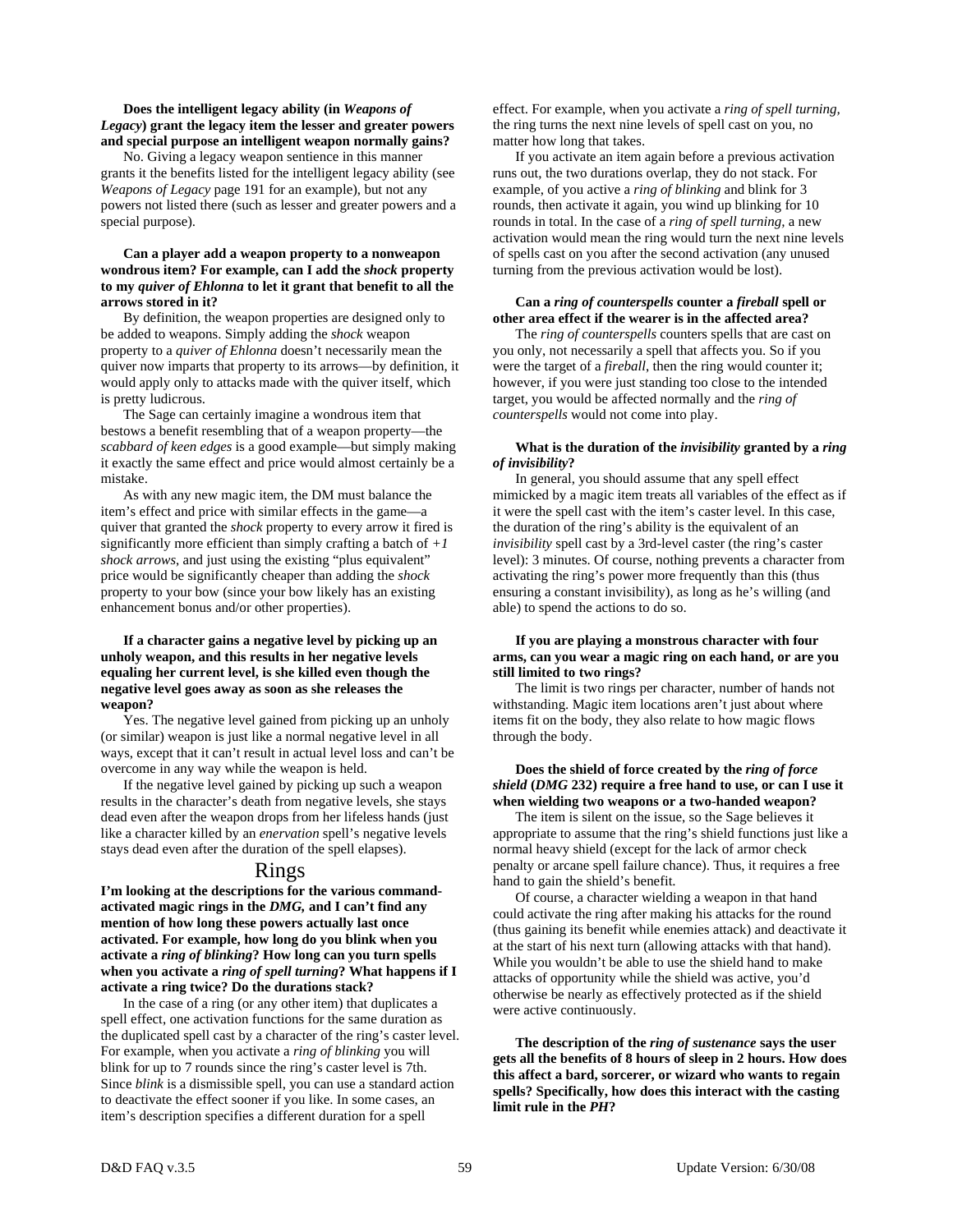**Does the intelligent legacy ability (in *Weapons of Legacy*) grant the legacy item the lesser and greater powers and special purpose an intelligent weapon normally gains?**

No. Giving a legacy weapon sentience in this manner grants it the benefits listed for the intelligent legacy ability (see *Weapons of Legacy* page 191 for an example), but not any powers not listed there (such as lesser and greater powers and a special purpose).

**Can a player add a weapon property to a nonweapon wondrous item? For example, can I add the *shock* property to my *quiver of Ehlonna* to let it grant that benefit to all the arrows stored in it?**

By definition, the weapon properties are designed only to be added to weapons. Simply adding the *shock* weapon property to a *quiver of Ehlonna* doesn't necessarily mean the quiver now imparts that property to its arrows—by definition, it would apply only to attacks made with the quiver itself, which is pretty ludicrous.

The Sage can certainly imagine a wondrous item that bestows a benefit resembling that of a weapon property—the *scabbard of keen edges* is a good example—but simply making it exactly the same effect and price would almost certainly be a mistake.

As with any new magic item, the DM must balance the item's effect and price with similar effects in the game—a quiver that granted the *shock* property to every arrow it fired is significantly more efficient than simply crafting a batch of *+1 shock arrows*, and just using the existing "plus equivalent" price would be significantly cheaper than adding the *shock* property to your bow (since your bow likely has an existing enhancement bonus and/or other properties).

**If a character gains a negative level by picking up an unholy weapon, and this results in her negative levels equaling her current level, is she killed even though the negative level goes away as soon as she releases the weapon?**

Yes. The negative level gained from picking up an unholy (or similar) weapon is just like a normal negative level in all ways, except that it can't result in actual level loss and can't be overcome in any way while the weapon is held.

If the negative level gained by picking up such a weapon results in the character's death from negative levels, she stays dead even after the weapon drops from her lifeless hands (just like a character killed by an *enervation* spell's negative levels stays dead even after the duration of the spell elapses).

## Rings

**I'm looking at the descriptions for the various command-activated magic rings in the *DMG,* and I can't find any mention of how long these powers actually last once activated. For example, how long do you blink when you activate a *ring of blinking*? How long can you turn spells when you activate a *ring of spell turning*? What happens if I activate a ring twice? Do the durations stack?**

In the case of a ring (or any other item) that duplicates a spell effect, one activation functions for the same duration as the duplicated spell cast by a character of the ring's caster level. For example, when you activate a *ring of blinking* you will blink for up to 7 rounds since the ring's caster level is 7th. Since *blink* is a dismissible spell, you can use a standard action to deactivate the effect sooner if you like. In some cases, an item's description specifies a different duration for a spell effect. For example, when you activate a *ring of spell turning*, the ring turns the next nine levels of spell cast on you, no matter how long that takes.

If you activate an item again before a previous activation runs out, the two durations overlap, they do not stack. For example, of you active a *ring of blinking* and blink for 3 rounds, then activate it again, you wind up blinking for 10 rounds in total. In the case of a *ring of spell turning*, a new activation would mean the ring would turn the next nine levels of spells cast on you after the second activation (any unused turning from the previous activation would be lost).

**Can a *ring of counterspells* counter a *fireball* spell or other area effect if the wearer is in the affected area?**

The *ring of counterspells* counters spells that are cast on you only, not necessarily a spell that affects you. So if you were the target of a *fireball*, then the ring would counter it; however, if you were just standing too close to the intended target, you would be affected normally and the *ring of counterspells* would not come into play.

**What is the duration of the *invisibility* granted by a *ring of invisibility*?**

In general, you should assume that any spell effect mimicked by a magic item treats all variables of the effect as if it were the spell cast with the item's caster level. In this case, the duration of the ring's ability is the equivalent of an *invisibility* spell cast by a 3rd-level caster (the ring's caster level): 3 minutes. Of course, nothing prevents a character from activating the ring's power more frequently than this (thus ensuring a constant invisibility), as long as he's willing (and able) to spend the actions to do so.

**If you are playing a monstrous character with four arms, can you wear a magic ring on each hand, or are you still limited to two rings?**

The limit is two rings per character, number of hands not withstanding. Magic item locations aren't just about where items fit on the body, they also relate to how magic flows through the body.

**Does the shield of force created by the *ring of force shield* (*DMG* 232) require a free hand to use, or can I use it when wielding two weapons or a two-handed weapon?**

The item is silent on the issue, so the Sage believes it appropriate to assume that the ring's shield functions just like a normal heavy shield (except for the lack of armor check penalty or arcane spell failure chance). Thus, it requires a free hand to gain the shield's benefit.

Of course, a character wielding a weapon in that hand could activate the ring after making his attacks for the round (thus gaining its benefit while enemies attack) and deactivate it at the start of his next turn (allowing attacks with that hand). While you wouldn't be able to use the shield hand to make attacks of opportunity while the shield was active, you'd otherwise be nearly as effectively protected as if the shield were active continuously.

**The description of the *ring of sustenance* says the user gets all the benefits of 8 hours of sleep in 2 hours. How does this affect a bard, sorcerer, or wizard who wants to regain spells? Specifically, how does this interact with the casting limit rule in the *PH*?**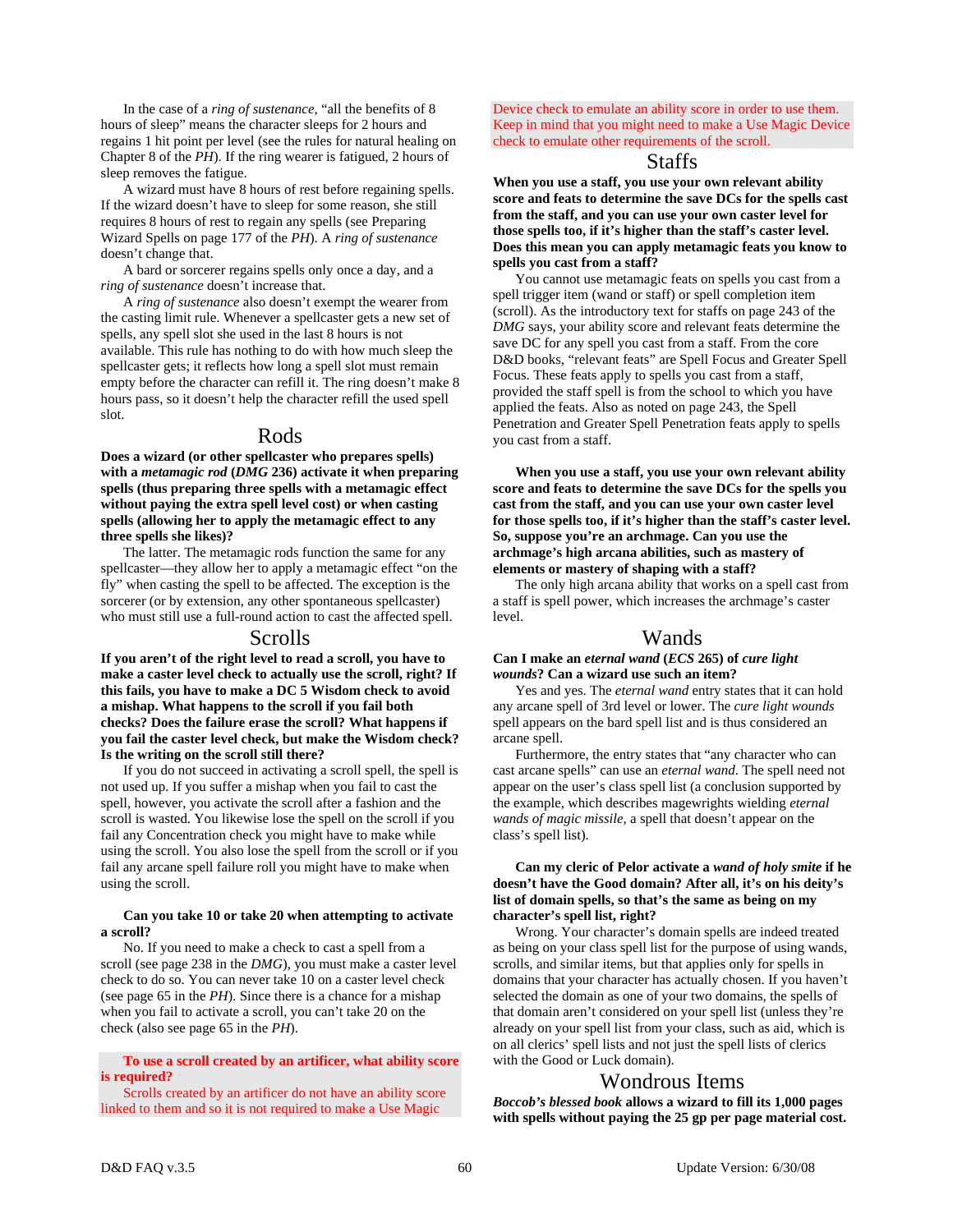In the case of a *ring of sustenance,* "all the benefits of 8 hours of sleep" means the character sleeps for 2 hours and regains 1 hit point per level (see the rules for natural healing on Chapter 8 of the *PH*). If the ring wearer is fatigued, 2 hours of sleep removes the fatigue.

A wizard must have 8 hours of rest before regaining spells. If the wizard doesn't have to sleep for some reason, she still requires 8 hours of rest to regain any spells (see Preparing Wizard Spells on page 177 of the *PH*). A *ring of sustenance* doesn't change that.

A bard or sorcerer regains spells only once a day, and a *ring of sustenance* doesn't increase that.

A *ring of sustenance* also doesn't exempt the wearer from the casting limit rule. Whenever a spellcaster gets a new set of spells, any spell slot she used in the last 8 hours is not available. This rule has nothing to do with how much sleep the spellcaster gets; it reflects how long a spell slot must remain empty before the character can refill it. The ring doesn't make 8 hours pass, so it doesn't help the character refill the used spell slot.

## Rods

**Does a wizard (or other spellcaster who prepares spells) with a *metamagic rod* (*DMG* 236) activate it when preparing spells (thus preparing three spells with a metamagic effect without paying the extra spell level cost) or when casting spells (allowing her to apply the metamagic effect to any three spells she likes)?**

The latter. The metamagic rods function the same for any spellcaster—they allow her to apply a metamagic effect "on the fly" when casting the spell to be affected. The exception is the sorcerer (or by extension, any other spontaneous spellcaster) who must still use a full-round action to cast the affected spell.

## Scrolls

**If you aren't of the right level to read a scroll, you have to make a caster level check to actually use the scroll, right? If this fails, you have to make a DC 5 Wisdom check to avoid a mishap. What happens to the scroll if you fail both checks? Does the failure erase the scroll? What happens if you fail the caster level check, but make the Wisdom check? Is the writing on the scroll still there?**

If you do not succeed in activating a scroll spell, the spell is not used up. If you suffer a mishap when you fail to cast the spell, however, you activate the scroll after a fashion and the scroll is wasted. You likewise lose the spell on the scroll if you fail any Concentration check you might have to make while using the scroll. You also lose the spell from the scroll or if you fail any arcane spell failure roll you might have to make when using the scroll.

**Can you take 10 or take 20 when attempting to activate a scroll?**

No. If you need to make a check to cast a spell from a scroll (see page 238 in the *DMG*), you must make a caster level check to do so. You can never take 10 on a caster level check (see page 65 in the *PH*). Since there is a chance for a mishap when you fail to activate a scroll, you can't take 20 on the check (also see page 65 in the *PH*).

**To use a scroll created by an artificer, what ability score is required?**

Scrolls created by an artificer do not have an ability score linked to them and so it is not required to make a Use Magic Device check to emulate an ability score in order to use them. Keep in mind that you might need to make a Use Magic Device check to emulate other requirements of the scroll.

## Staffs

**When you use a staff, you use your own relevant ability score and feats to determine the save DCs for the spells cast from the staff, and you can use your own caster level for those spells too, if it's higher than the staff's caster level. Does this mean you can apply metamagic feats you know to spells you cast from a staff?**

You cannot use metamagic feats on spells you cast from a spell trigger item (wand or staff) or spell completion item (scroll). As the introductory text for staffs on page 243 of the *DMG* says, your ability score and relevant feats determine the save DC for any spell you cast from a staff. From the core D&D books, "relevant feats" are Spell Focus and Greater Spell Focus. These feats apply to spells you cast from a staff, provided the staff spell is from the school to which you have applied the feats. Also as noted on page 243, the Spell Penetration and Greater Spell Penetration feats apply to spells you cast from a staff.

**When you use a staff, you use your own relevant ability score and feats to determine the save DCs for the spells you cast from the staff, and you can use your own caster level for those spells too, if it's higher than the staff's caster level. So, suppose you're an archmage. Can you use the archmage's high arcana abilities, such as mastery of elements or mastery of shaping with a staff?**

The only high arcana ability that works on a spell cast from a staff is spell power, which increases the archmage's caster level.

## Wands

**Can I make an *eternal wand* (*ECS* 265) of *cure light wounds*? Can a wizard actually use such an item?**

Yes and yes. The *eternal wand* entry states that it can hold any arcane spell of 3rd level or lower. The *cure light wounds* spell appears on the bard spell list and is thus considered an arcane spell.

Furthermore, the entry states that "any character who can cast arcane spells" can use an *eternal wand*. The spell need not appear on the user's class spell list (a conclusion supported by the example, which describes magewrights wielding *eternal wands of magic missile,* a spell that doesn't appear on the class's spell list).

**Can my cleric of Pelor activate a *wand of holy smite* if he doesn't have the Good domain? After all, it's on his deity's list of domain spells, so that's the same as being on my character's spell list, right?**

Wrong. Your character's domain spells are indeed treated as being on your class spell list for the purpose of using wands, scrolls, and similar items, but that applies only for spells in domains that your character has actually chosen. If you haven't selected the domain as one of your two domains, the spells of that domain aren't considered on your spell list (unless they're already on your spell list from your class, such as aid, which is on all clerics' spell lists and not just the spell lists of clerics with the Good or Luck domain).

## Wondrous Items

***Boccob's blessed book* allows a wizard to fill its 1,000 pages with spells without paying the 25 gp per page material cost.**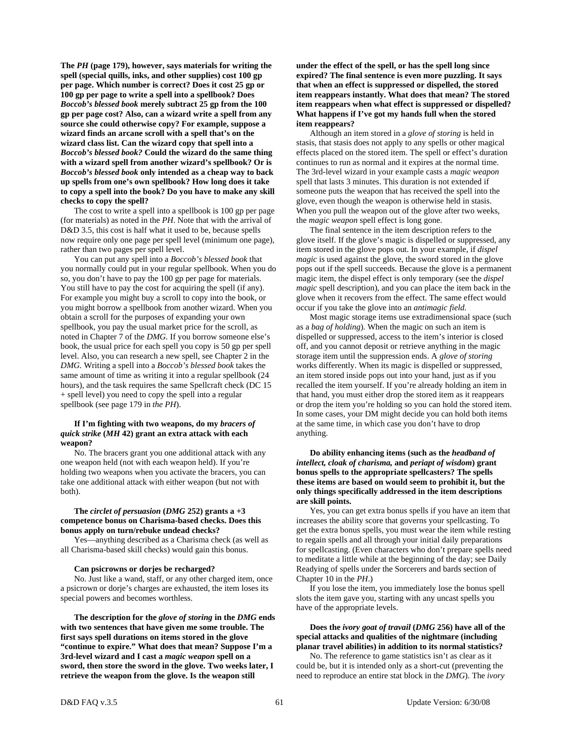**The *PH* (page 179), however, says materials for writing the spell (special quills, inks, and other supplies) cost 100 gp per page. Which number is correct? Does it cost 25 gp or 100 gp per page to write a spell into a spellbook? Does *Boccob's blessed book* merely subtract 25 gp from the 100 gp per page cost? Also, can a wizard write a spell from any source she could otherwise copy? For example, suppose a wizard finds an arcane scroll with a spell that's on the wizard class list. Can the wizard copy that spell into a *Boccob's blessed book?* Could the wizard do the same thing with a wizard spell from another wizard's spellbook? Or is *Boccob's blessed book* only intended as a cheap way to back up spells from one's own spellbook? How long does it take to copy a spell into the book? Do you have to make any skill checks to copy the spell?**

The cost to write a spell into a spellbook is 100 gp per page (for materials) as noted in the *PH*. Note that with the arrival of D&D 3.5, this cost is half what it used to be, because spells now require only one page per spell level (minimum one page), rather than two pages per spell level.

You can put any spell into a *Boccob's blessed book* that you normally could put in your regular spellbook. When you do so, you don't have to pay the 100 gp per page for materials. You still have to pay the cost for acquiring the spell (if any). For example you might buy a scroll to copy into the book, or you might borrow a spellbook from another wizard. When you obtain a scroll for the purposes of expanding your own spellbook, you pay the usual market price for the scroll, as noted in Chapter 7 of the *DMG.* If you borrow someone else's book, the usual price for each spell you copy is 50 gp per spell level. Also, you can research a new spell, see Chapter 2 in the *DMG.* Writing a spell into a *Boccob's blessed book* takes the same amount of time as writing it into a regular spellbook (24 hours), and the task requires the same Spellcraft check (DC 15 + spell level) you need to copy the spell into a regular spellbook (see page 179 in *the PH*).

**If I'm fighting with two weapons, do my *bracers of quick strike* (*MH* 42) grant an extra attack with each weapon?**

No. The bracers grant you one additional attack with any one weapon held (not with each weapon held). If you're holding two weapons when you activate the bracers, you can take one additional attack with either weapon (but not with both).

**The *circlet of persuasion* (*DMG* 252) grants a +3 competence bonus on Charisma-based checks. Does this bonus apply on turn/rebuke undead checks?**

Yes—anything described as a Charisma check (as well as all Charisma-based skill checks) would gain this bonus.

**Can psicrowns or dorjes be recharged?**

No. Just like a wand, staff, or any other charged item, once a psicrown or dorje's charges are exhausted, the item loses its special powers and becomes worthless.

**The description for the *glove of storing* in the *DMG* ends with two sentences that have given me some trouble. The first says spell durations on items stored in the glove "continue to expire." What does that mean? Suppose I'm a 3rd-level wizard and I cast a *magic weapon* spell on a sword, then store the sword in the glove. Two weeks later, I retrieve the weapon from the glove. Is the weapon still under the effect of the spell, or has the spell long since expired? The final sentence is even more puzzling. It says that when an effect is suppressed or dispelled, the stored item reappears instantly. What does that mean? The stored item reappears when what effect is suppressed or dispelled? What happens if I've got my hands full when the stored item reappears?**

Although an item stored in a *glove of storing* is held in stasis, that stasis does not apply to any spells or other magical effects placed on the stored item. The spell or effect's duration continues to run as normal and it expires at the normal time. The 3rd-level wizard in your example casts a *magic weapon* spell that lasts 3 minutes. This duration is not extended if someone puts the weapon that has received the spell into the glove, even though the weapon is otherwise held in stasis. When you pull the weapon out of the glove after two weeks, the *magic weapon* spell effect is long gone.

The final sentence in the item description refers to the glove itself. If the glove's magic is dispelled or suppressed, any item stored in the glove pops out. In your example, if *dispel magic* is used against the glove, the sword stored in the glove pops out if the spell succeeds. Because the glove is a permanent magic item, the dispel effect is only temporary (see the *dispel magic* spell description), and you can place the item back in the glove when it recovers from the effect. The same effect would occur if you take the glove into an *antimagic field.*

Most magic storage items use extradimensional space (such as a *bag of holding*). When the magic on such an item is dispelled or suppressed, access to the item's interior is closed off, and you cannot deposit or retrieve anything in the magic storage item until the suppression ends. A *glove of storing* works differently. When its magic is dispelled or suppressed, an item stored inside pops out into your hand, just as if you recalled the item yourself. If you're already holding an item in that hand, you must either drop the stored item as it reappears or drop the item you're holding so you can hold the stored item. In some cases, your DM might decide you can hold both items at the same time, in which case you don't have to drop anything.

**Do ability enhancing items (such as the *headband of intellect, cloak of charisma,* and *periapt of wisdom*) grant bonus spells to the appropriate spellcasters? The spells these items are based on would seem to prohibit it, but the only things specifically addressed in the item descriptions are skill points.**

Yes, you can get extra bonus spells if you have an item that increases the ability score that governs your spellcasting. To get the extra bonus spells, you must wear the item while resting to regain spells and all through your initial daily preparations for spellcasting. (Even characters who don't prepare spells need to meditate a little while at the beginning of the day; see Daily Readying of spells under the Sorcerers and bards section of Chapter 10 in the *PH*.)

If you lose the item, you immediately lose the bonus spell slots the item gave you, starting with any uncast spells you have of the appropriate levels.

**Does the *ivory goat of travail* (*DMG* 256) have all of the special attacks and qualities of the nightmare (including planar travel abilities) in addition to its normal statistics?**

No. The reference to game statistics isn't as clear as it could be, but it is intended only as a short-cut (preventing the need to reproduce an entire stat block in the *DMG*). The *ivory*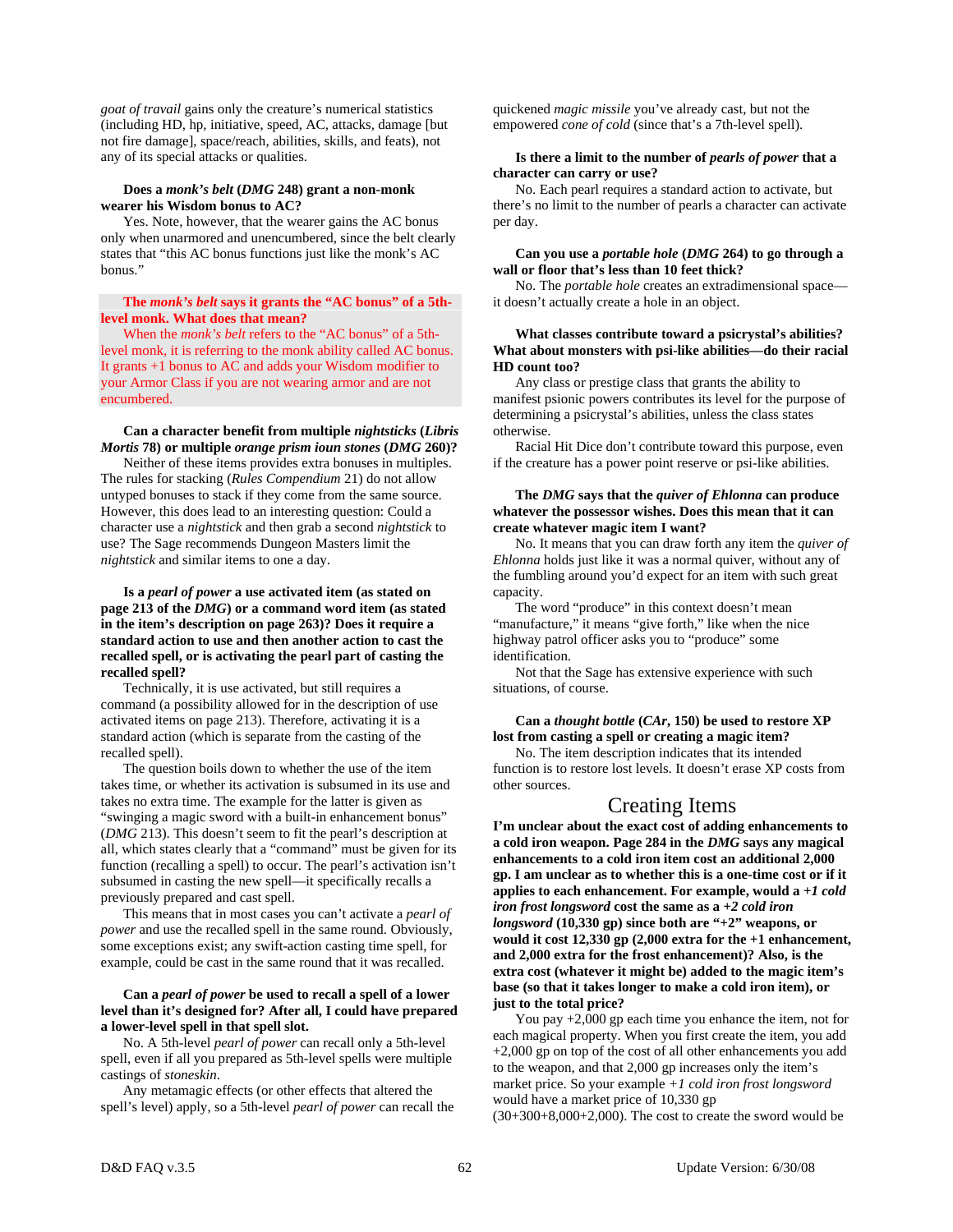*goat of travail* gains only the creature's numerical statistics (including HD, hp, initiative, speed, AC, attacks, damage [but not fire damage], space/reach, abilities, skills, and feats), not any of its special attacks or qualities.

**Does a *monk's belt* (*DMG* 248) grant a non-monk wearer his Wisdom bonus to AC?**

Yes. Note, however, that the wearer gains the AC bonus only when unarmored and unencumbered, since the belt clearly states that "this AC bonus functions just like the monk's AC bonus."

**The *monk's belt* says it grants the "AC bonus" of a 5th-level monk. What does that mean?**

When the *monk's belt* refers to the "AC bonus" of a 5th-level monk, it is referring to the monk ability called AC bonus. It grants +1 bonus to AC and adds your Wisdom modifier to your Armor Class if you are not wearing armor and are not encumbered.

**Can a character benefit from multiple *nightsticks* (*Libris Mortis* 78) or multiple *orange prism ioun stones* (*DMG* 260)?**

Neither of these items provides extra bonuses in multiples. The rules for stacking (*Rules Compendium* 21) do not allow untyped bonuses to stack if they come from the same source. However, this does lead to an interesting question: Could a character use a *nightstick* and then grab a second *nightstick* to use? The Sage recommends Dungeon Masters limit the *nightstick* and similar items to one a day.

**Is a *pearl of power* a use activated item (as stated on page 213 of the *DMG*) or a command word item (as stated in the item's description on page 263)? Does it require a standard action to use and then another action to cast the recalled spell, or is activating the pearl part of casting the recalled spell?**

Technically, it is use activated, but still requires a command (a possibility allowed for in the description of use activated items on page 213). Therefore, activating it is a standard action (which is separate from the casting of the recalled spell).

The question boils down to whether the use of the item takes time, or whether its activation is subsumed in its use and takes no extra time. The example for the latter is given as "swinging a magic sword with a built-in enhancement bonus" (*DMG* 213). This doesn't seem to fit the pearl's description at all, which states clearly that a "command" must be given for its function (recalling a spell) to occur. The pearl's activation isn't subsumed in casting the new spell—it specifically recalls a previously prepared and cast spell.

This means that in most cases you can't activate a *pearl of power* and use the recalled spell in the same round. Obviously, some exceptions exist; any swift-action casting time spell, for example, could be cast in the same round that it was recalled.

**Can a *pearl of power* be used to recall a spell of a lower level than it's designed for? After all, I could have prepared a lower-level spell in that spell slot.**

No. A 5th-level *pearl of power* can recall only a 5th-level spell, even if all you prepared as 5th-level spells were multiple castings of *stoneskin*.

Any metamagic effects (or other effects that altered the spell's level) apply, so a 5th-level *pearl of power* can recall the quickened *magic missile* you've already cast, but not the empowered *cone of cold* (since that's a 7th-level spell).

**Is there a limit to the number of *pearls of power* that a character can carry or use?**

No. Each pearl requires a standard action to activate, but there's no limit to the number of pearls a character can activate per day.

**Can you use a *portable hole* (*DMG* 264) to go through a wall or floor that's less than 10 feet thick?**

No. The *portable hole* creates an extradimensional space—it doesn't actually create a hole in an object.

**What classes contribute toward a psicrystal's abilities? What about monsters with psi-like abilities—do their racial HD count too?**

Any class or prestige class that grants the ability to manifest psionic powers contributes its level for the purpose of determining a psicrystal's abilities, unless the class states otherwise.

Racial Hit Dice don't contribute toward this purpose, even if the creature has a power point reserve or psi-like abilities.

**The *DMG* says that the *quiver of Ehlonna* can produce whatever the possessor wishes. Does this mean that it can create whatever magic item I want?**

No. It means that you can draw forth any item the *quiver of Ehlonna* holds just like it was a normal quiver, without any of the fumbling around you'd expect for an item with such great capacity.

The word "produce" in this context doesn't mean "manufacture," it means "give forth," like when the nice highway patrol officer asks you to "produce" some identification.

Not that the Sage has extensive experience with such situations, of course.

**Can a *thought bottle* (*CAr*, 150) be used to restore XP lost from casting a spell or creating a magic item?**

No. The item description indicates that its intended function is to restore lost levels. It doesn't erase XP costs from other sources.

## Creating Items

**I'm unclear about the exact cost of adding enhancements to a cold iron weapon. Page 284 in the *DMG* says any magical enhancements to a cold iron item cost an additional 2,000 gp. I am unclear as to whether this is a one-time cost or if it applies to each enhancement. For example, would a *+1 cold iron frost longsword* cost the same as a *+2 cold iron longsword* (10,330 gp) since both are "+2" weapons, or would it cost 12,330 gp (2,000 extra for the +1 enhancement, and 2,000 extra for the frost enhancement)? Also, is the extra cost (whatever it might be) added to the magic item's base (so that it takes longer to make a cold iron item), or just to the total price?**

You pay +2,000 gp each time you enhance the item, not for each magical property. When you first create the item, you add +2,000 gp on top of the cost of all other enhancements you add to the weapon, and that 2,000 gp increases only the item's market price. So your example *+1 cold iron frost longsword* would have a market price of 10,330 gp (30+300+8,000+2,000). The cost to create the sword would be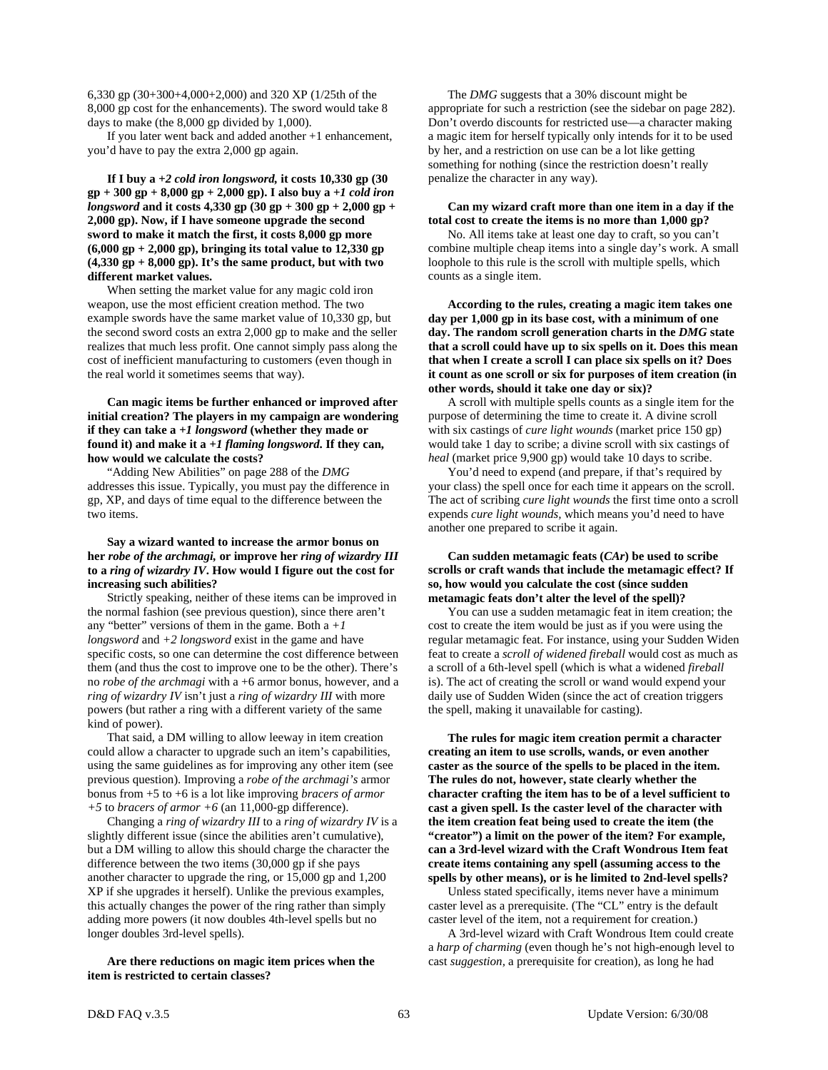6,330 gp (30+300+4,000+2,000) and 320 XP (1/25th of the 8,000 gp cost for the enhancements). The sword would take 8 days to make (the 8,000 gp divided by 1,000).

If you later went back and added another +1 enhancement, you'd have to pay the extra 2,000 gp again.

**If I buy a *+2 cold iron longsword,* it costs 10,330 gp (30 gp + 300 gp + 8,000 gp + 2,000 gp). I also buy a *+1 cold iron longsword* and it costs 4,330 gp (30 gp + 300 gp + 2,000 gp + 2,000 gp). Now, if I have someone upgrade the second sword to make it match the first, it costs 8,000 gp more (6,000 gp + 2,000 gp), bringing its total value to 12,330 gp (4,330 gp + 8,000 gp). It's the same product, but with two different market values.**

When setting the market value for any magic cold iron weapon, use the most efficient creation method. The two example swords have the same market value of 10,330 gp, but the second sword costs an extra 2,000 gp to make and the seller realizes that much less profit. One cannot simply pass along the cost of inefficient manufacturing to customers (even though in the real world it sometimes seems that way).

**Can magic items be further enhanced or improved after initial creation? The players in my campaign are wondering if they can take a *+1 longsword* (whether they made or found it) and make it a *+1 flaming longsword*. If they can, how would we calculate the costs?**

"Adding New Abilities" on page 288 of the *DMG* addresses this issue. Typically, you must pay the difference in gp, XP, and days of time equal to the difference between the two items.

**Say a wizard wanted to increase the armor bonus on her *robe of the archmagi,* or improve her *ring of wizardry III* to a *ring of wizardry IV*. How would I figure out the cost for increasing such abilities?**

Strictly speaking, neither of these items can be improved in the normal fashion (see previous question), since there aren't any "better" versions of them in the game. Both a *+1 longsword* and *+2 longsword* exist in the game and have specific costs, so one can determine the cost difference between them (and thus the cost to improve one to be the other). There's no *robe of the archmagi* with a +6 armor bonus, however, and a *ring of wizardry IV* isn't just a *ring of wizardry III* with more powers (but rather a ring with a different variety of the same kind of power).

That said, a DM willing to allow leeway in item creation could allow a character to upgrade such an item's capabilities, using the same guidelines as for improving any other item (see previous question). Improving a *robe of the archmagi's* armor bonus from +5 to +6 is a lot like improving *bracers of armor +5* to *bracers of armor +6* (an 11,000-gp difference).

Changing a *ring of wizardry III* to a *ring of wizardry IV* is a slightly different issue (since the abilities aren't cumulative), but a DM willing to allow this should charge the character the difference between the two items (30,000 gp if she pays another character to upgrade the ring, or 15,000 gp and 1,200 XP if she upgrades it herself). Unlike the previous examples, this actually changes the power of the ring rather than simply adding more powers (it now doubles 4th-level spells but no longer doubles 3rd-level spells).

**Are there reductions on magic item prices when the item is restricted to certain classes?**

The *DMG* suggests that a 30% discount might be appropriate for such a restriction (see the sidebar on page 282). Don't overdo discounts for restricted use—a character making a magic item for herself typically only intends for it to be used by her, and a restriction on use can be a lot like getting something for nothing (since the restriction doesn't really penalize the character in any way).

**Can my wizard craft more than one item in a day if the total cost to create the items is no more than 1,000 gp?**

No. All items take at least one day to craft, so you can't combine multiple cheap items into a single day's work. A small loophole to this rule is the scroll with multiple spells, which counts as a single item.

**According to the rules, creating a magic item takes one day per 1,000 gp in its base cost, with a minimum of one day. The random scroll generation charts in the *DMG* state that a scroll could have up to six spells on it. Does this mean that when I create a scroll I can place six spells on it? Does it count as one scroll or six for purposes of item creation (in other words, should it take one day or six)?**

A scroll with multiple spells counts as a single item for the purpose of determining the time to create it. A divine scroll with six castings of *cure light wounds* (market price 150 gp) would take 1 day to scribe; a divine scroll with six castings of *heal* (market price 9,900 gp) would take 10 days to scribe.

You'd need to expend (and prepare, if that's required by your class) the spell once for each time it appears on the scroll. The act of scribing *cure light wounds* the first time onto a scroll expends *cure light wounds,* which means you'd need to have another one prepared to scribe it again.

**Can sudden metamagic feats (*CAr*) be used to scribe scrolls or craft wands that include the metamagic effect? If so, how would you calculate the cost (since sudden metamagic feats don't alter the level of the spell)?**

You can use a sudden metamagic feat in item creation; the cost to create the item would be just as if you were using the regular metamagic feat. For instance, using your Sudden Widen feat to create a *scroll of widened fireball* would cost as much as a scroll of a 6th-level spell (which is what a widened *fireball* is). The act of creating the scroll or wand would expend your daily use of Sudden Widen (since the act of creation triggers the spell, making it unavailable for casting).

**The rules for magic item creation permit a character creating an item to use scrolls, wands, or even another caster as the source of the spells to be placed in the item. The rules do not, however, state clearly whether the character crafting the item has to be of a level sufficient to cast a given spell. Is the caster level of the character with the item creation feat being used to create the item (the "creator") a limit on the power of the item? For example, can a 3rd-level wizard with the Craft Wondrous Item feat create items containing any spell (assuming access to the spells by other means), or is he limited to 2nd-level spells?**

Unless stated specifically, items never have a minimum caster level as a prerequisite. (The "CL" entry is the default caster level of the item, not a requirement for creation.)

A 3rd-level wizard with Craft Wondrous Item could create a *harp of charming* (even though he's not high-enough level to cast *suggestion,* a prerequisite for creation), as long he had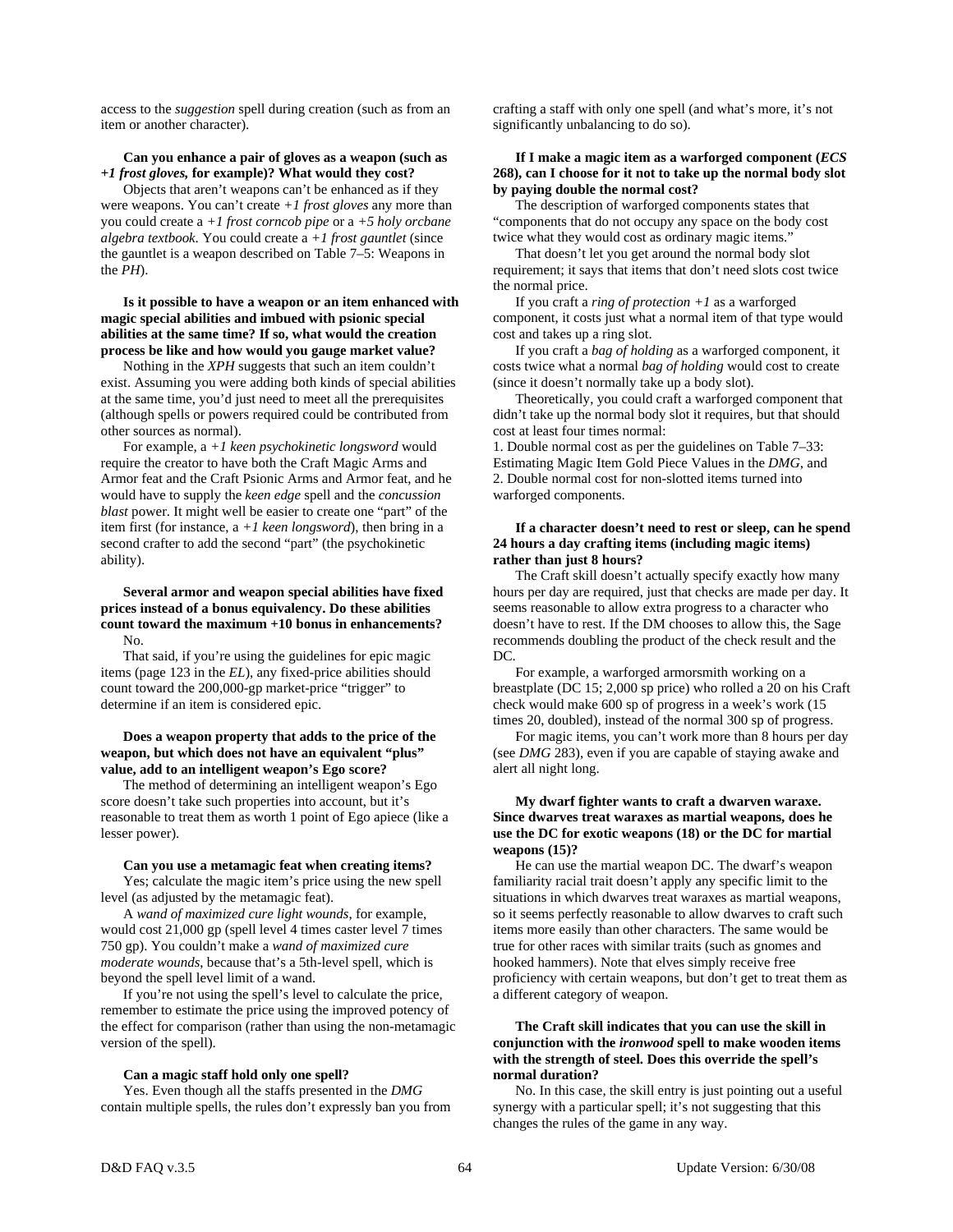access to the *suggestion* spell during creation (such as from an item or another character).

**Can you enhance a pair of gloves as a weapon (such as *+1 frost gloves,* for example)? What would they cost?**

Objects that aren't weapons can't be enhanced as if they were weapons. You can't create *+1 frost gloves* any more than you could create a *+1 frost corncob pipe* or a *+5 holy orcbane algebra textbook*. You could create a *+1 frost gauntlet* (since the gauntlet is a weapon described on Table 7–5: Weapons in the *PH*).

**Is it possible to have a weapon or an item enhanced with magic special abilities and imbued with psionic special abilities at the same time? If so, what would the creation process be like and how would you gauge market value?**

Nothing in the *XPH* suggests that such an item couldn't exist. Assuming you were adding both kinds of special abilities at the same time, you'd just need to meet all the prerequisites (although spells or powers required could be contributed from other sources as normal).

For example, a *+1 keen psychokinetic longsword* would require the creator to have both the Craft Magic Arms and Armor feat and the Craft Psionic Arms and Armor feat, and he would have to supply the *keen edge* spell and the *concussion blast* power. It might well be easier to create one "part" of the item first (for instance, a *+1 keen longsword*), then bring in a second crafter to add the second "part" (the psychokinetic ability).

**Several armor and weapon special abilities have fixed prices instead of a bonus equivalency. Do these abilities count toward the maximum +10 bonus in enhancements?**

No.

That said, if you're using the guidelines for epic magic items (page 123 in the *EL*), any fixed-price abilities should count toward the 200,000-gp market-price "trigger" to determine if an item is considered epic.

**Does a weapon property that adds to the price of the weapon, but which does not have an equivalent "plus" value, add to an intelligent weapon's Ego score?**

The method of determining an intelligent weapon's Ego score doesn't take such properties into account, but it's reasonable to treat them as worth 1 point of Ego apiece (like a lesser power).

**Can you use a metamagic feat when creating items?**

Yes; calculate the magic item's price using the new spell level (as adjusted by the metamagic feat).

A *wand of maximized cure light wounds*, for example, would cost 21,000 gp (spell level 4 times caster level 7 times 750 gp). You couldn't make a *wand of maximized cure moderate wounds*, because that's a 5th-level spell, which is beyond the spell level limit of a wand.

If you're not using the spell's level to calculate the price, remember to estimate the price using the improved potency of the effect for comparison (rather than using the non-metamagic version of the spell).

**Can a magic staff hold only one spell?**

Yes. Even though all the staffs presented in the *DMG* contain multiple spells, the rules don't expressly ban you from crafting a staff with only one spell (and what's more, it's not significantly unbalancing to do so).

**If I make a magic item as a warforged component (*ECS* 268), can I choose for it not to take up the normal body slot by paying double the normal cost?**

The description of warforged components states that "components that do not occupy any space on the body cost twice what they would cost as ordinary magic items."

That doesn't let you get around the normal body slot requirement; it says that items that don't need slots cost twice the normal price.

If you craft a *ring of protection +1* as a warforged component, it costs just what a normal item of that type would cost and takes up a ring slot.

If you craft a *bag of holding* as a warforged component, it costs twice what a normal *bag of holding* would cost to create (since it doesn't normally take up a body slot).

Theoretically, you could craft a warforged component that didn't take up the normal body slot it requires, but that should cost at least four times normal:

1. Double normal cost as per the guidelines on Table 7–33: Estimating Magic Item Gold Piece Values in the *DMG*, and
2. Double normal cost for non-slotted items turned into warforged components.

**If a character doesn't need to rest or sleep, can he spend 24 hours a day crafting items (including magic items) rather than just 8 hours?**

The Craft skill doesn't actually specify exactly how many hours per day are required, just that checks are made per day. It seems reasonable to allow extra progress to a character who doesn't have to rest. If the DM chooses to allow this, the Sage recommends doubling the product of the check result and the DC.

For example, a warforged armorsmith working on a breastplate (DC 15; 2,000 sp price) who rolled a 20 on his Craft check would make 600 sp of progress in a week's work (15 times 20, doubled), instead of the normal 300 sp of progress.

For magic items, you can't work more than 8 hours per day (see *DMG* 283), even if you are capable of staying awake and alert all night long.

**My dwarf fighter wants to craft a dwarven waraxe. Since dwarves treat waraxes as martial weapons, does he use the DC for exotic weapons (18) or the DC for martial weapons (15)?**

He can use the martial weapon DC. The dwarf's weapon familiarity racial trait doesn't apply any specific limit to the situations in which dwarves treat waraxes as martial weapons, so it seems perfectly reasonable to allow dwarves to craft such items more easily than other characters. The same would be true for other races with similar traits (such as gnomes and hooked hammers). Note that elves simply receive free proficiency with certain weapons, but don't get to treat them as a different category of weapon.

**The Craft skill indicates that you can use the skill in conjunction with the *ironwood* spell to make wooden items with the strength of steel. Does this override the spell's normal duration?**

No. In this case, the skill entry is just pointing out a useful synergy with a particular spell; it's not suggesting that this changes the rules of the game in any way.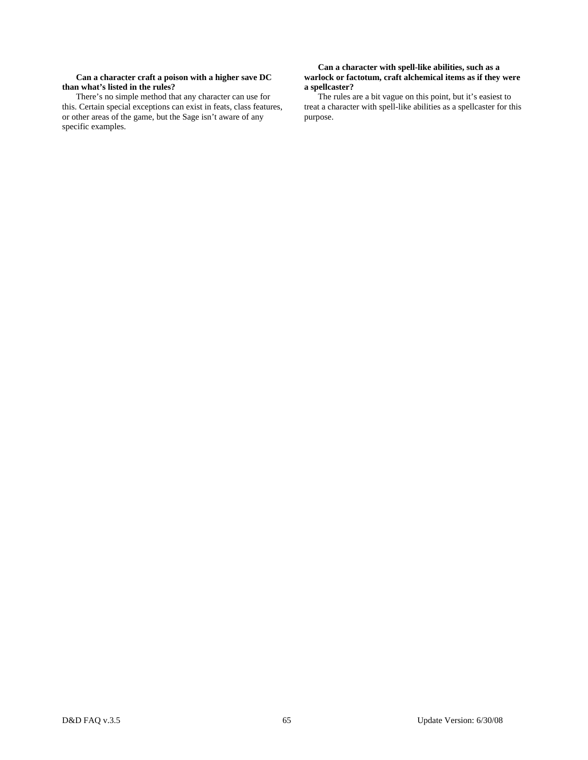**Can a character craft a poison with a higher save DC than what's listed in the rules?**

There's no simple method that any character can use for this. Certain special exceptions can exist in feats, class features, or other areas of the game, but the Sage isn't aware of any specific examples.

**Can a character with spell-like abilities, such as a warlock or factotum, craft alchemical items as if they were a spellcaster?**

The rules are a bit vague on this point, but it's easiest to treat a character with spell-like abilities as a spellcaster for this purpose.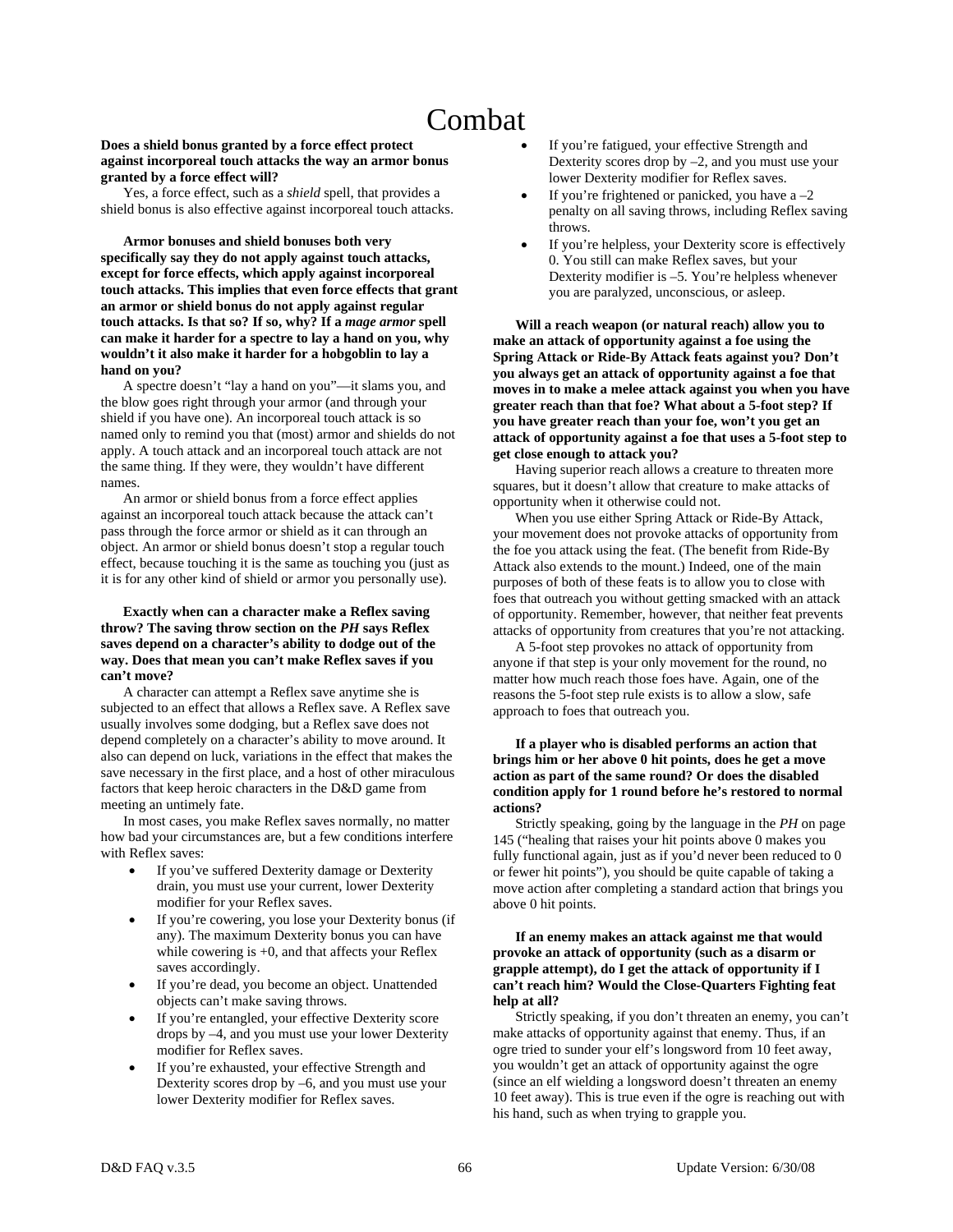# Combat

**Does a shield bonus granted by a force effect protect against incorporeal touch attacks the way an armor bonus granted by a force effect will?**

Yes, a force effect, such as a *shield* spell, that provides a shield bonus is also effective against incorporeal touch attacks.

**Armor bonuses and shield bonuses both very specifically say they do not apply against touch attacks, except for force effects, which apply against incorporeal touch attacks. This implies that even force effects that grant an armor or shield bonus do not apply against regular touch attacks. Is that so? If so, why? If a *mage armor* spell can make it harder for a spectre to lay a hand on you, why wouldn't it also make it harder for a hobgoblin to lay a hand on you?**

A spectre doesn't "lay a hand on you"—it slams you, and the blow goes right through your armor (and through your shield if you have one). An incorporeal touch attack is so named only to remind you that (most) armor and shields do not apply. A touch attack and an incorporeal touch attack are not the same thing. If they were, they wouldn't have different names.

An armor or shield bonus from a force effect applies against an incorporeal touch attack because the attack can't pass through the force armor or shield as it can through an object. An armor or shield bonus doesn't stop a regular touch effect, because touching it is the same as touching you (just as it is for any other kind of shield or armor you personally use).

**Exactly when can a character make a Reflex saving throw? The saving throw section on the *PH* says Reflex saves depend on a character's ability to dodge out of the way. Does that mean you can't make Reflex saves if you can't move?**

A character can attempt a Reflex save anytime she is subjected to an effect that allows a Reflex save. A Reflex save usually involves some dodging, but a Reflex save does not depend completely on a character's ability to move around. It also can depend on luck, variations in the effect that makes the save necessary in the first place, and a host of other miraculous factors that keep heroic characters in the D&D game from meeting an untimely fate.

In most cases, you make Reflex saves normally, no matter how bad your circumstances are, but a few conditions interfere with Reflex saves:

- If you've suffered Dexterity damage or Dexterity drain, you must use your current, lower Dexterity modifier for your Reflex saves.
- If you're cowering, you lose your Dexterity bonus (if any). The maximum Dexterity bonus you can have while cowering is +0, and that affects your Reflex saves accordingly.
- If you're dead, you become an object. Unattended objects can't make saving throws.
- If you're entangled, your effective Dexterity score drops by –4, and you must use your lower Dexterity modifier for Reflex saves.
- If you're exhausted, your effective Strength and Dexterity scores drop by –6, and you must use your lower Dexterity modifier for Reflex saves.
- If you're fatigued, your effective Strength and Dexterity scores drop by –2, and you must use your lower Dexterity modifier for Reflex saves.
- If you're frightened or panicked, you have a –2 penalty on all saving throws, including Reflex saving throws.
- If you're helpless, your Dexterity score is effectively 0. You still can make Reflex saves, but your Dexterity modifier is –5. You're helpless whenever you are paralyzed, unconscious, or asleep.

**Will a reach weapon (or natural reach) allow you to make an attack of opportunity against a foe using the Spring Attack or Ride-By Attack feats against you? Don't you always get an attack of opportunity against a foe that moves in to make a melee attack against you when you have greater reach than that foe? What about a 5-foot step? If you have greater reach than your foe, won't you get an attack of opportunity against a foe that uses a 5-foot step to get close enough to attack you?**

Having superior reach allows a creature to threaten more squares, but it doesn't allow that creature to make attacks of opportunity when it otherwise could not.

When you use either Spring Attack or Ride-By Attack, your movement does not provoke attacks of opportunity from the foe you attack using the feat. (The benefit from Ride-By Attack also extends to the mount.) Indeed, one of the main purposes of both of these feats is to allow you to close with foes that outreach you without getting smacked with an attack of opportunity. Remember, however, that neither feat prevents attacks of opportunity from creatures that you're not attacking.

A 5-foot step provokes no attack of opportunity from anyone if that step is your only movement for the round, no matter how much reach those foes have. Again, one of the reasons the 5-foot step rule exists is to allow a slow, safe approach to foes that outreach you.

**If a player who is disabled performs an action that brings him or her above 0 hit points, does he get a move action as part of the same round? Or does the disabled condition apply for 1 round before he's restored to normal actions?**

Strictly speaking, going by the language in the *PH* on page 145 ("healing that raises your hit points above 0 makes you fully functional again, just as if you'd never been reduced to 0 or fewer hit points"), you should be quite capable of taking a move action after completing a standard action that brings you above 0 hit points.

**If an enemy makes an attack against me that would provoke an attack of opportunity (such as a disarm or grapple attempt), do I get the attack of opportunity if I can't reach him? Would the Close-Quarters Fighting feat help at all?**

Strictly speaking, if you don't threaten an enemy, you can't make attacks of opportunity against that enemy. Thus, if an ogre tried to sunder your elf's longsword from 10 feet away, you wouldn't get an attack of opportunity against the ogre (since an elf wielding a longsword doesn't threaten an enemy 10 feet away). This is true even if the ogre is reaching out with his hand, such as when trying to grapple you.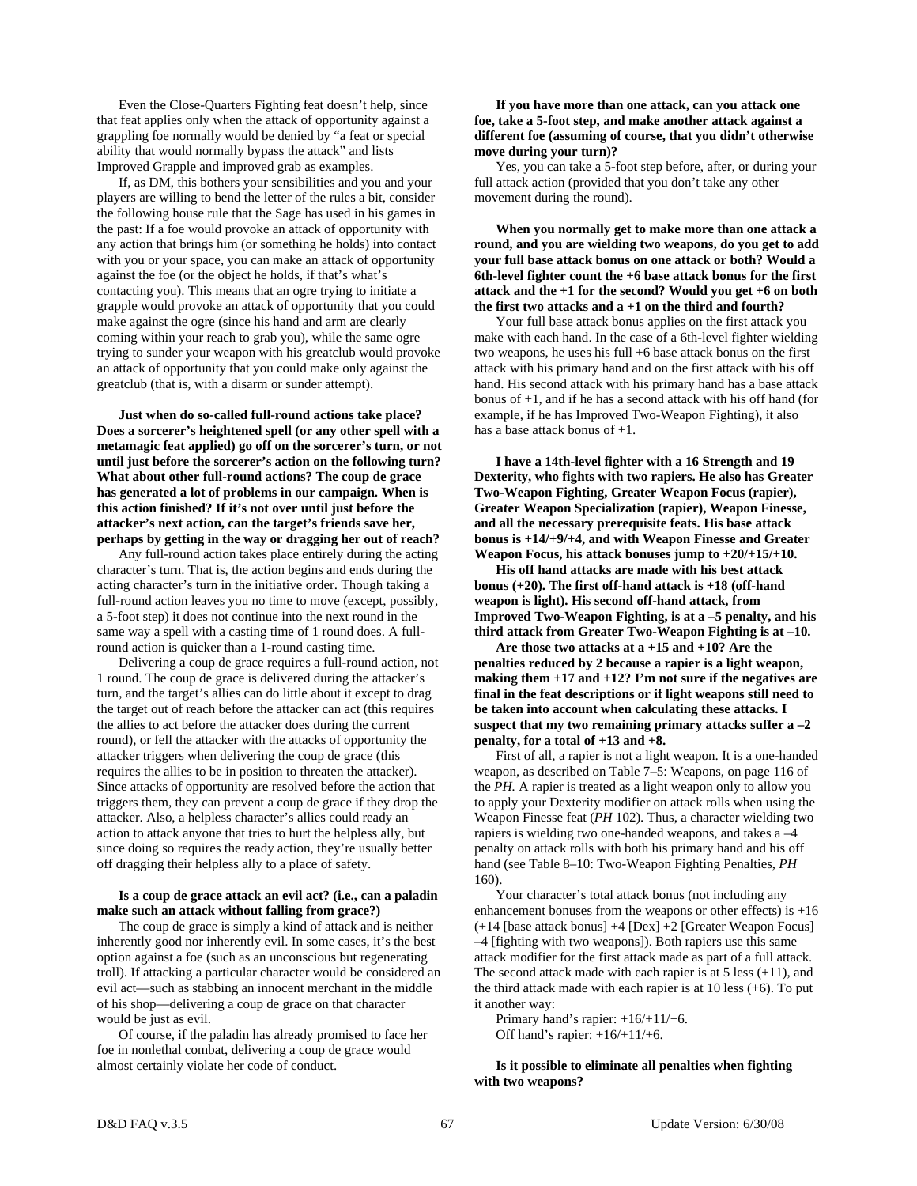Even the Close-Quarters Fighting feat doesn't help, since that feat applies only when the attack of opportunity against a grappling foe normally would be denied by "a feat or special ability that would normally bypass the attack" and lists Improved Grapple and improved grab as examples.

If, as DM, this bothers your sensibilities and you and your players are willing to bend the letter of the rules a bit, consider the following house rule that the Sage has used in his games in the past: If a foe would provoke an attack of opportunity with any action that brings him (or something he holds) into contact with you or your space, you can make an attack of opportunity against the foe (or the object he holds, if that's what's contacting you). This means that an ogre trying to initiate a grapple would provoke an attack of opportunity that you could make against the ogre (since his hand and arm are clearly coming within your reach to grab you), while the same ogre trying to sunder your weapon with his greatclub would provoke an attack of opportunity that you could make only against the greatclub (that is, with a disarm or sunder attempt).

**Just when do so-called full-round actions take place? Does a sorcerer's heightened spell (or any other spell with a metamagic feat applied) go off on the sorcerer's turn, or not until just before the sorcerer's action on the following turn? What about other full-round actions? The coup de grace has generated a lot of problems in our campaign. When is this action finished? If it's not over until just before the attacker's next action, can the target's friends save her, perhaps by getting in the way or dragging her out of reach?**

Any full-round action takes place entirely during the acting character's turn. That is, the action begins and ends during the acting character's turn in the initiative order. Though taking a full-round action leaves you no time to move (except, possibly, a 5-foot step) it does not continue into the next round in the same way a spell with a casting time of 1 round does. A full-round action is quicker than a 1-round casting time.

Delivering a coup de grace requires a full-round action, not 1 round. The coup de grace is delivered during the attacker's turn, and the target's allies can do little about it except to drag the target out of reach before the attacker can act (this requires the allies to act before the attacker does during the current round), or fell the attacker with the attacks of opportunity the attacker triggers when delivering the coup de grace (this requires the allies to be in position to threaten the attacker). Since attacks of opportunity are resolved before the action that triggers them, they can prevent a coup de grace if they drop the attacker. Also, a helpless character's allies could ready an action to attack anyone that tries to hurt the helpless ally, but since doing so requires the ready action, they're usually better off dragging their helpless ally to a place of safety.

**Is a coup de grace attack an evil act? (i.e., can a paladin make such an attack without falling from grace?)**

The coup de grace is simply a kind of attack and is neither inherently good nor inherently evil. In some cases, it's the best option against a foe (such as an unconscious but regenerating troll). If attacking a particular character would be considered an evil act—such as stabbing an innocent merchant in the middle of his shop—delivering a coup de grace on that character would be just as evil.

Of course, if the paladin has already promised to face her foe in nonlethal combat, delivering a coup de grace would almost certainly violate her code of conduct.

**If you have more than one attack, can you attack one foe, take a 5-foot step, and make another attack against a different foe (assuming of course, that you didn't otherwise move during your turn)?**

Yes, you can take a 5-foot step before, after, or during your full attack action (provided that you don't take any other movement during the round).

**When you normally get to make more than one attack a round, and you are wielding two weapons, do you get to add your full base attack bonus on one attack or both? Would a 6th-level fighter count the +6 base attack bonus for the first attack and the +1 for the second? Would you get +6 on both the first two attacks and a +1 on the third and fourth?**

Your full base attack bonus applies on the first attack you make with each hand. In the case of a 6th-level fighter wielding two weapons, he uses his full +6 base attack bonus on the first attack with his primary hand and on the first attack with his off hand. His second attack with his primary hand has a base attack bonus of +1, and if he has a second attack with his off hand (for example, if he has Improved Two-Weapon Fighting), it also has a base attack bonus of +1.

**I have a 14th-level fighter with a 16 Strength and 19 Dexterity, who fights with two rapiers. He also has Greater Two-Weapon Fighting, Greater Weapon Focus (rapier), Greater Weapon Specialization (rapier), Weapon Finesse, and all the necessary prerequisite feats. His base attack bonus is +14/+9/+4, and with Weapon Finesse and Greater Weapon Focus, his attack bonuses jump to +20/+15/+10.**

**His off hand attacks are made with his best attack bonus (+20). The first off-hand attack is +18 (off-hand weapon is light). His second off-hand attack, from Improved Two-Weapon Fighting, is at a –5 penalty, and his third attack from Greater Two-Weapon Fighting is at –10.**

**Are those two attacks at a +15 and +10? Are the penalties reduced by 2 because a rapier is a light weapon, making them +17 and +12? I'm not sure if the negatives are final in the feat descriptions or if light weapons still need to be taken into account when calculating these attacks. I suspect that my two remaining primary attacks suffer a –2 penalty, for a total of +13 and +8.**

First of all, a rapier is not a light weapon. It is a one-handed weapon, as described on Table 7–5: Weapons, on page 116 of the *PH.* A rapier is treated as a light weapon only to allow you to apply your Dexterity modifier on attack rolls when using the Weapon Finesse feat (*PH* 102). Thus, a character wielding two rapiers is wielding two one-handed weapons, and takes a –4 penalty on attack rolls with both his primary hand and his off hand (see Table 8–10: Two-Weapon Fighting Penalties, *PH* 160).

Your character's total attack bonus (not including any enhancement bonuses from the weapons or other effects) is +16 (+14 [base attack bonus] +4 [Dex] +2 [Greater Weapon Focus] –4 [fighting with two weapons]). Both rapiers use this same attack modifier for the first attack made as part of a full attack. The second attack made with each rapier is at 5 less (+11), and the third attack made with each rapier is at 10 less (+6). To put it another way:

Primary hand's rapier: +16/+11/+6.
Off hand's rapier: +16/+11/+6.

**Is it possible to eliminate all penalties when fighting with two weapons?**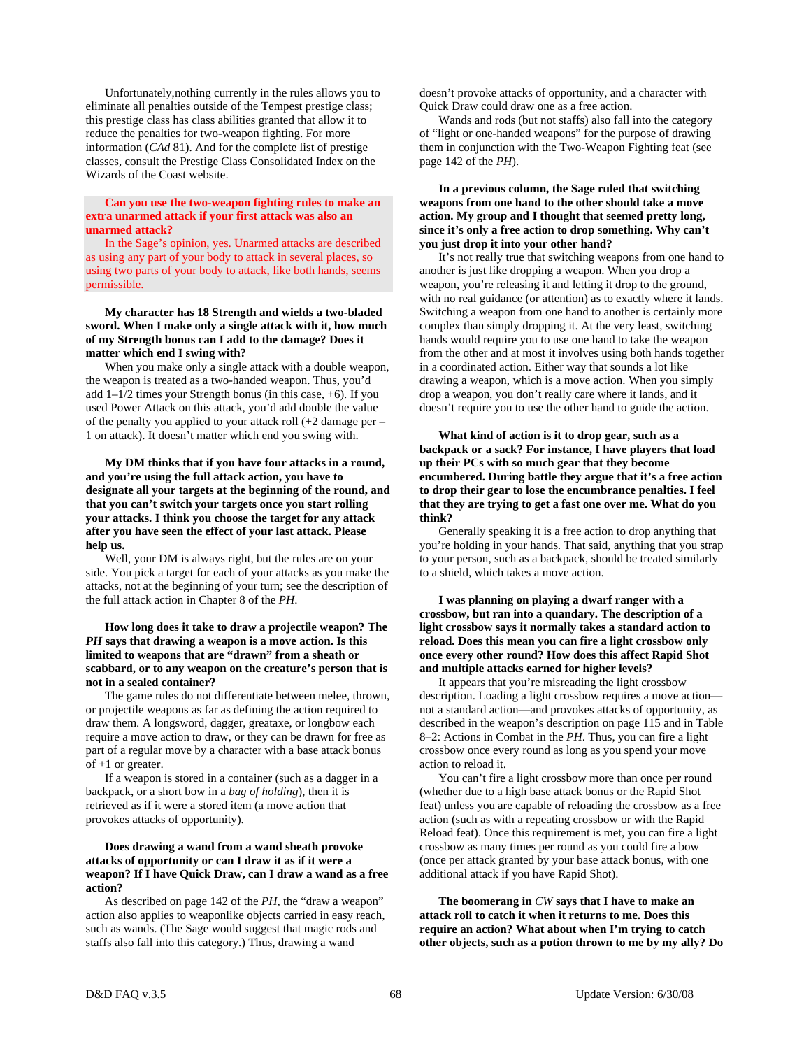Unfortunately,nothing currently in the rules allows you to eliminate all penalties outside of the Tempest prestige class; this prestige class has class abilities granted that allow it to reduce the penalties for two-weapon fighting. For more information (*CAd* 81). And for the complete list of prestige classes, consult the Prestige Class Consolidated Index on the Wizards of the Coast website.

**Can you use the two-weapon fighting rules to make an extra unarmed attack if your first attack was also an unarmed attack?**

In the Sage's opinion, yes. Unarmed attacks are described as using any part of your body to attack in several places, so using two parts of your body to attack, like both hands, seems permissible.

**My character has 18 Strength and wields a two-bladed sword. When I make only a single attack with it, how much of my Strength bonus can I add to the damage? Does it matter which end I swing with?**

When you make only a single attack with a double weapon, the weapon is treated as a two-handed weapon. Thus, you'd add 1–1/2 times your Strength bonus (in this case, +6). If you used Power Attack on this attack, you'd add double the value of the penalty you applied to your attack roll (+2 damage per –1 on attack). It doesn't matter which end you swing with.

**My DM thinks that if you have four attacks in a round, and you're using the full attack action, you have to designate all your targets at the beginning of the round, and that you can't switch your targets once you start rolling your attacks. I think you choose the target for any attack after you have seen the effect of your last attack. Please help us.**

Well, your DM is always right, but the rules are on your side. You pick a target for each of your attacks as you make the attacks, not at the beginning of your turn; see the description of the full attack action in Chapter 8 of the *PH*.

**How long does it take to draw a projectile weapon? The *PH* says that drawing a weapon is a move action. Is this limited to weapons that are "drawn" from a sheath or scabbard, or to any weapon on the creature's person that is not in a sealed container?**

The game rules do not differentiate between melee, thrown, or projectile weapons as far as defining the action required to draw them. A longsword, dagger, greataxe, or longbow each require a move action to draw, or they can be drawn for free as part of a regular move by a character with a base attack bonus of +1 or greater.

If a weapon is stored in a container (such as a dagger in a backpack, or a short bow in a *bag of holding*), then it is retrieved as if it were a stored item (a move action that provokes attacks of opportunity).

**Does drawing a wand from a wand sheath provoke attacks of opportunity or can I draw it as if it were a weapon? If I have Quick Draw, can I draw a wand as a free action?**

As described on page 142 of the *PH,* the "draw a weapon" action also applies to weaponlike objects carried in easy reach, such as wands. (The Sage would suggest that magic rods and staffs also fall into this category.) Thus, drawing a wand doesn't provoke attacks of opportunity, and a character with Quick Draw could draw one as a free action.

Wands and rods (but not staffs) also fall into the category of "light or one-handed weapons" for the purpose of drawing them in conjunction with the Two-Weapon Fighting feat (see page 142 of the *PH*).

**In a previous column, the Sage ruled that switching weapons from one hand to the other should take a move action. My group and I thought that seemed pretty long, since it's only a free action to drop something. Why can't you just drop it into your other hand?**

It's not really true that switching weapons from one hand to another is just like dropping a weapon. When you drop a weapon, you're releasing it and letting it drop to the ground, with no real guidance (or attention) as to exactly where it lands. Switching a weapon from one hand to another is certainly more complex than simply dropping it. At the very least, switching hands would require you to use one hand to take the weapon from the other and at most it involves using both hands together in a coordinated action. Either way that sounds a lot like drawing a weapon, which is a move action. When you simply drop a weapon, you don't really care where it lands, and it doesn't require you to use the other hand to guide the action.

**What kind of action is it to drop gear, such as a backpack or a sack? For instance, I have players that load up their PCs with so much gear that they become encumbered. During battle they argue that it's a free action to drop their gear to lose the encumbrance penalties. I feel that they are trying to get a fast one over me. What do you think?**

Generally speaking it is a free action to drop anything that you're holding in your hands. That said, anything that you strap to your person, such as a backpack, should be treated similarly to a shield, which takes a move action.

**I was planning on playing a dwarf ranger with a crossbow, but ran into a quandary. The description of a light crossbow says it normally takes a standard action to reload. Does this mean you can fire a light crossbow only once every other round? How does this affect Rapid Shot and multiple attacks earned for higher levels?**

It appears that you're misreading the light crossbow description. Loading a light crossbow requires a move action—not a standard action—and provokes attacks of opportunity, as described in the weapon's description on page 115 and in Table 8–2: Actions in Combat in the *PH*. Thus, you can fire a light crossbow once every round as long as you spend your move action to reload it.

You can't fire a light crossbow more than once per round (whether due to a high base attack bonus or the Rapid Shot feat) unless you are capable of reloading the crossbow as a free action (such as with a repeating crossbow or with the Rapid Reload feat). Once this requirement is met, you can fire a light crossbow as many times per round as you could fire a bow (once per attack granted by your base attack bonus, with one additional attack if you have Rapid Shot).

**The boomerang in *CW* says that I have to make an attack roll to catch it when it returns to me. Does this require an action? What about when I'm trying to catch other objects, such as a potion thrown to me by my ally? Do**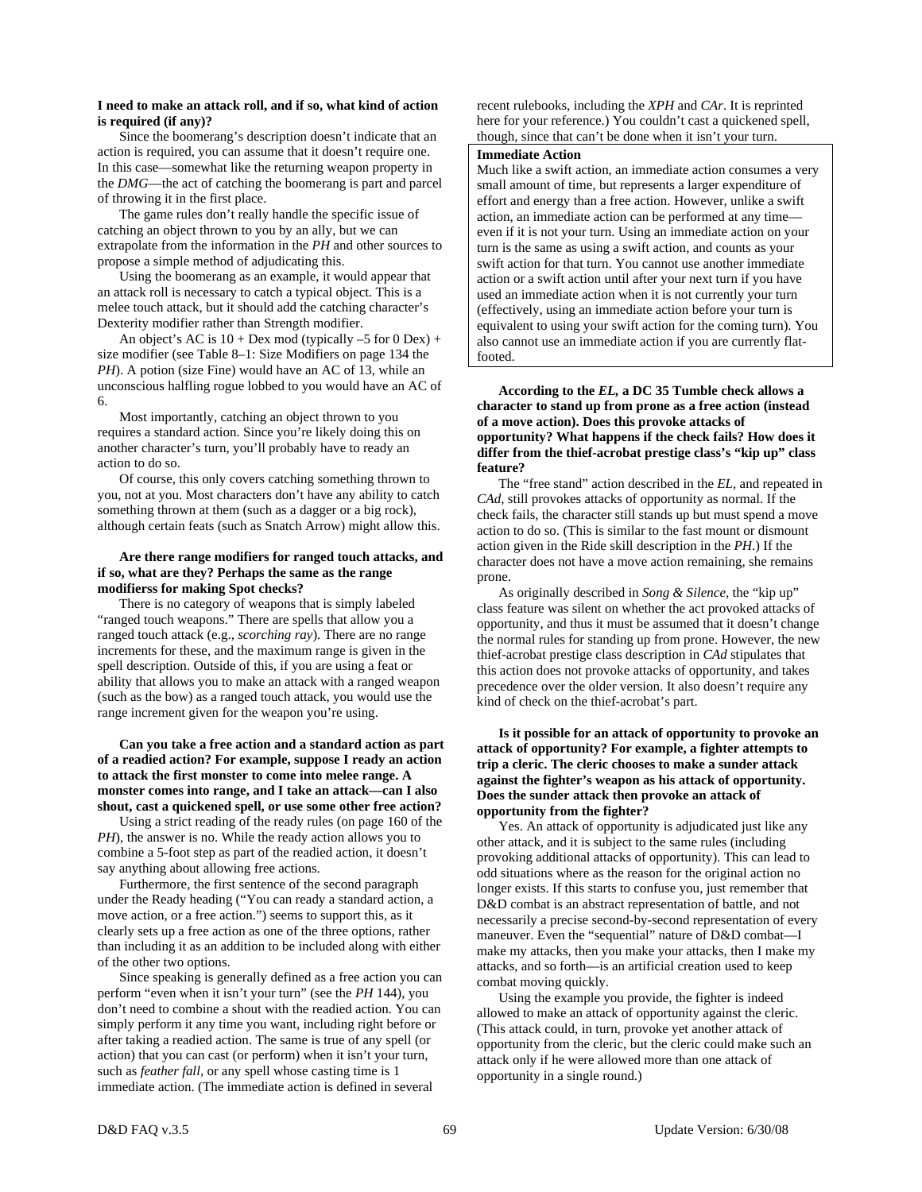**I need to make an attack roll, and if so, what kind of action is required (if any)?**

Since the boomerang's description doesn't indicate that an action is required, you can assume that it doesn't require one. In this case—somewhat like the returning weapon property in the *DMG*—the act of catching the boomerang is part and parcel of throwing it in the first place.

The game rules don't really handle the specific issue of catching an object thrown to you by an ally, but we can extrapolate from the information in the *PH* and other sources to propose a simple method of adjudicating this.

Using the boomerang as an example, it would appear that an attack roll is necessary to catch a typical object. This is a melee touch attack, but it should add the catching character's Dexterity modifier rather than Strength modifier.

An object's AC is 10 + Dex mod (typically –5 for 0 Dex) + size modifier (see Table 8–1: Size Modifiers on page 134 the *PH*). A potion (size Fine) would have an AC of 13, while an unconscious halfling rogue lobbed to you would have an AC of 6.

Most importantly, catching an object thrown to you requires a standard action. Since you're likely doing this on another character's turn, you'll probably have to ready an action to do so.

Of course, this only covers catching something thrown to you, not at you. Most characters don't have any ability to catch something thrown at them (such as a dagger or a big rock), although certain feats (such as Snatch Arrow) might allow this.

**Are there range modifiers for ranged touch attacks, and if so, what are they? Perhaps the same as the range modifierss for making Spot checks?**

There is no category of weapons that is simply labeled "ranged touch weapons." There are spells that allow you a ranged touch attack (e.g., *scorching ray*). There are no range increments for these, and the maximum range is given in the spell description. Outside of this, if you are using a feat or ability that allows you to make an attack with a ranged weapon (such as the bow) as a ranged touch attack, you would use the range increment given for the weapon you're using.

**Can you take a free action and a standard action as part of a readied action? For example, suppose I ready an action to attack the first monster to come into melee range. A monster comes into range, and I take an attack—can I also shout, cast a quickened spell, or use some other free action?**

Using a strict reading of the ready rules (on page 160 of the *PH*), the answer is no. While the ready action allows you to combine a 5-foot step as part of the readied action, it doesn't say anything about allowing free actions.

Furthermore, the first sentence of the second paragraph under the Ready heading ("You can ready a standard action, a move action, or a free action.") seems to support this, as it clearly sets up a free action as one of the three options, rather than including it as an addition to be included along with either of the other two options.

Since speaking is generally defined as a free action you can perform "even when it isn't your turn" (see the *PH* 144), you don't need to combine a shout with the readied action. You can simply perform it any time you want, including right before or after taking a readied action. The same is true of any spell (or action) that you can cast (or perform) when it isn't your turn, such as *feather fall*, or any spell whose casting time is 1 immediate action. (The immediate action is defined in several recent rulebooks, including the *XPH* and *CAr*. It is reprinted here for your reference.) You couldn't cast a quickened spell, though, since that can't be done when it isn't your turn.

> **Immediate Action**
> Much like a swift action, an immediate action consumes a very small amount of time, but represents a larger expenditure of effort and energy than a free action. However, unlike a swift action, an immediate action can be performed at any time—even if it is not your turn. Using an immediate action on your turn is the same as using a swift action, and counts as your swift action for that turn. You cannot use another immediate action or a swift action until after your next turn if you have used an immediate action when it is not currently your turn (effectively, using an immediate action before your turn is equivalent to using your swift action for the coming turn). You also cannot use an immediate action if you are currently flat-footed.

**According to the *EL*, a DC 35 Tumble check allows a character to stand up from prone as a free action (instead of a move action). Does this provoke attacks of opportunity? What happens if the check fails? How does it differ from the thief-acrobat prestige class's "kip up" class feature?**

The "free stand" action described in the *EL*, and repeated in *CAd*, still provokes attacks of opportunity as normal. If the check fails, the character still stands up but must spend a move action to do so. (This is similar to the fast mount or dismount action given in the Ride skill description in the *PH*.) If the character does not have a move action remaining, she remains prone.

As originally described in *Song & Silence*, the "kip up" class feature was silent on whether the act provoked attacks of opportunity, and thus it must be assumed that it doesn't change the normal rules for standing up from prone. However, the new thief-acrobat prestige class description in *CAd* stipulates that this action does not provoke attacks of opportunity, and takes precedence over the older version. It also doesn't require any kind of check on the thief-acrobat's part.

**Is it possible for an attack of opportunity to provoke an attack of opportunity? For example, a fighter attempts to trip a cleric. The cleric chooses to make a sunder attack against the fighter's weapon as his attack of opportunity. Does the sunder attack then provoke an attack of opportunity from the fighter?**

Yes. An attack of opportunity is adjudicated just like any other attack, and it is subject to the same rules (including provoking additional attacks of opportunity). This can lead to odd situations where as the reason for the original action no longer exists. If this starts to confuse you, just remember that D&D combat is an abstract representation of battle, and not necessarily a precise second-by-second representation of every maneuver. Even the "sequential" nature of D&D combat—I make my attacks, then you make your attacks, then I make my attacks, and so forth—is an artificial creation used to keep combat moving quickly.

Using the example you provide, the fighter is indeed allowed to make an attack of opportunity against the cleric. (This attack could, in turn, provoke yet another attack of opportunity from the cleric, but the cleric could make such an attack only if he were allowed more than one attack of opportunity in a single round.)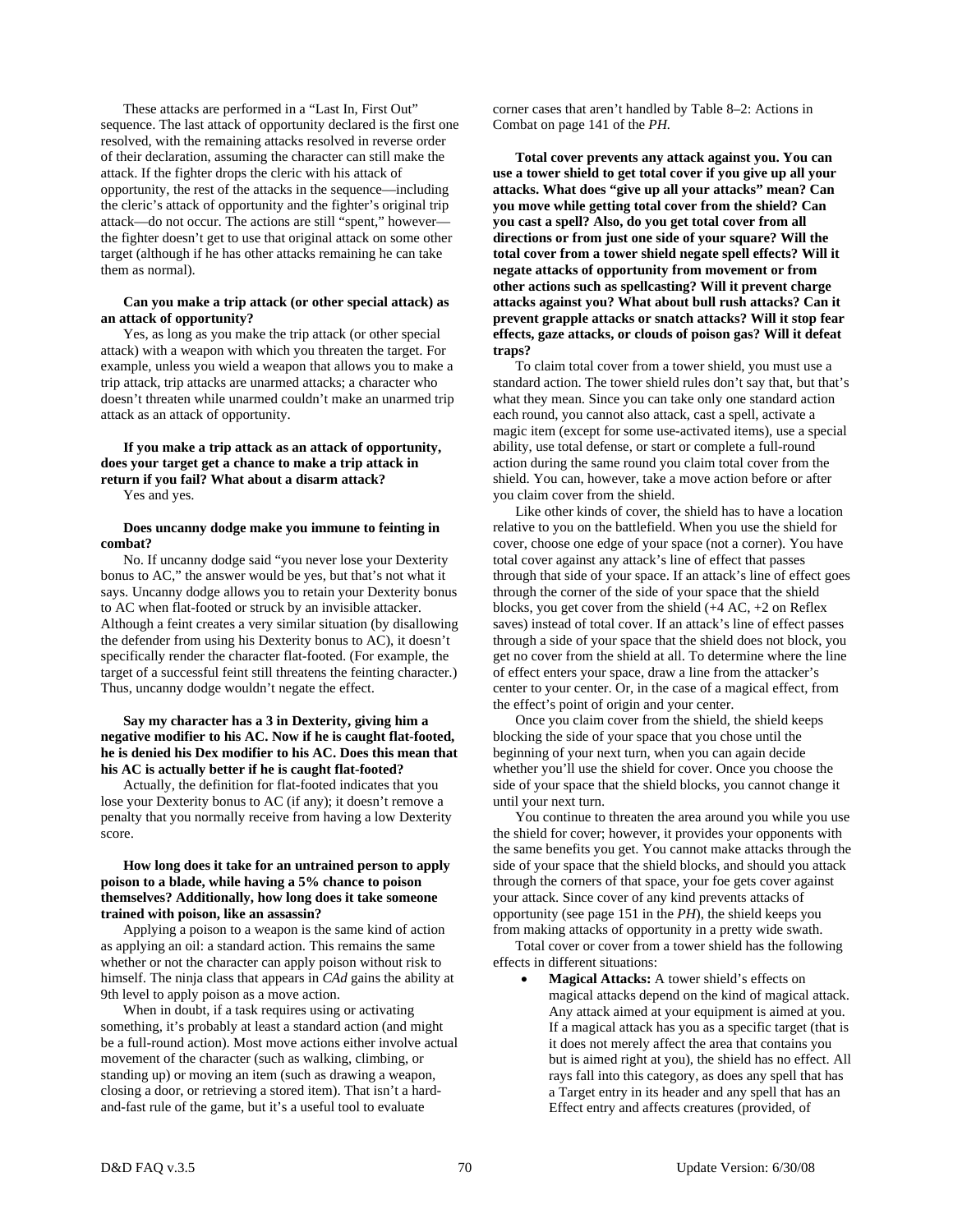These attacks are performed in a "Last In, First Out" sequence. The last attack of opportunity declared is the first one resolved, with the remaining attacks resolved in reverse order of their declaration, assuming the character can still make the attack. If the fighter drops the cleric with his attack of opportunity, the rest of the attacks in the sequence—including the cleric's attack of opportunity and the fighter's original trip attack—do not occur. The actions are still "spent," however—the fighter doesn't get to use that original attack on some other target (although if he has other attacks remaining he can take them as normal).

**Can you make a trip attack (or other special attack) as an attack of opportunity?**

Yes, as long as you make the trip attack (or other special attack) with a weapon with which you threaten the target. For example, unless you wield a weapon that allows you to make a trip attack, trip attacks are unarmed attacks; a character who doesn't threaten while unarmed couldn't make an unarmed trip attack as an attack of opportunity.

**If you make a trip attack as an attack of opportunity, does your target get a chance to make a trip attack in return if you fail? What about a disarm attack?**

Yes and yes.

**Does uncanny dodge make you immune to feinting in combat?**

No. If uncanny dodge said "you never lose your Dexterity bonus to AC," the answer would be yes, but that's not what it says. Uncanny dodge allows you to retain your Dexterity bonus to AC when flat-footed or struck by an invisible attacker. Although a feint creates a very similar situation (by disallowing the defender from using his Dexterity bonus to AC), it doesn't specifically render the character flat-footed. (For example, the target of a successful feint still threatens the feinting character.) Thus, uncanny dodge wouldn't negate the effect.

**Say my character has a 3 in Dexterity, giving him a negative modifier to his AC. Now if he is caught flat-footed, he is denied his Dex modifier to his AC. Does this mean that his AC is actually better if he is caught flat-footed?**

Actually, the definition for flat-footed indicates that you lose your Dexterity bonus to AC (if any); it doesn't remove a penalty that you normally receive from having a low Dexterity score.

**How long does it take for an untrained person to apply poison to a blade, while having a 5% chance to poison themselves? Additionally, how long does it take someone trained with poison, like an assassin?**

Applying a poison to a weapon is the same kind of action as applying an oil: a standard action. This remains the same whether or not the character can apply poison without risk to himself. The ninja class that appears in *CAd* gains the ability at 9th level to apply poison as a move action.

When in doubt, if a task requires using or activating something, it's probably at least a standard action (and might be a full-round action). Most move actions either involve actual movement of the character (such as walking, climbing, or standing up) or moving an item (such as drawing a weapon, closing a door, or retrieving a stored item). That isn't a hard-and-fast rule of the game, but it's a useful tool to evaluate corner cases that aren't handled by Table 8–2: Actions in Combat on page 141 of the *PH.*

**Total cover prevents any attack against you. You can use a tower shield to get total cover if you give up all your attacks. What does "give up all your attacks" mean? Can you move while getting total cover from the shield? Can you cast a spell? Also, do you get total cover from all directions or from just one side of your square? Will the total cover from a tower shield negate spell effects? Will it negate attacks of opportunity from movement or from other actions such as spellcasting? Will it prevent charge attacks against you? What about bull rush attacks? Can it prevent grapple attacks or snatch attacks? Will it stop fear effects, gaze attacks, or clouds of poison gas? Will it defeat traps?**

To claim total cover from a tower shield, you must use a standard action. The tower shield rules don't say that, but that's what they mean. Since you can take only one standard action each round, you cannot also attack, cast a spell, activate a magic item (except for some use-activated items), use a special ability, use total defense, or start or complete a full-round action during the same round you claim total cover from the shield. You can, however, take a move action before or after you claim cover from the shield.

Like other kinds of cover, the shield has to have a location relative to you on the battlefield. When you use the shield for cover, choose one edge of your space (not a corner). You have total cover against any attack's line of effect that passes through that side of your space. If an attack's line of effect goes through the corner of the side of your space that the shield blocks, you get cover from the shield (+4 AC, +2 on Reflex saves) instead of total cover. If an attack's line of effect passes through a side of your space that the shield does not block, you get no cover from the shield at all. To determine where the line of effect enters your space, draw a line from the attacker's center to your center. Or, in the case of a magical effect, from the effect's point of origin and your center.

Once you claim cover from the shield, the shield keeps blocking the side of your space that you chose until the beginning of your next turn, when you can again decide whether you'll use the shield for cover. Once you choose the side of your space that the shield blocks, you cannot change it until your next turn.

You continue to threaten the area around you while you use the shield for cover; however, it provides your opponents with the same benefits you get. You cannot make attacks through the side of your space that the shield blocks, and should you attack through the corners of that space, your foe gets cover against your attack. Since cover of any kind prevents attacks of opportunity (see page 151 in the *PH*), the shield keeps you from making attacks of opportunity in a pretty wide swath.

Total cover or cover from a tower shield has the following effects in different situations:

- **Magical Attacks:** A tower shield's effects on magical attacks depend on the kind of magical attack. Any attack aimed at your equipment is aimed at you. If a magical attack has you as a specific target (that is it does not merely affect the area that contains you but is aimed right at you), the shield has no effect. All rays fall into this category, as does any spell that has a Target entry in its header and any spell that has an Effect entry and affects creatures (provided, of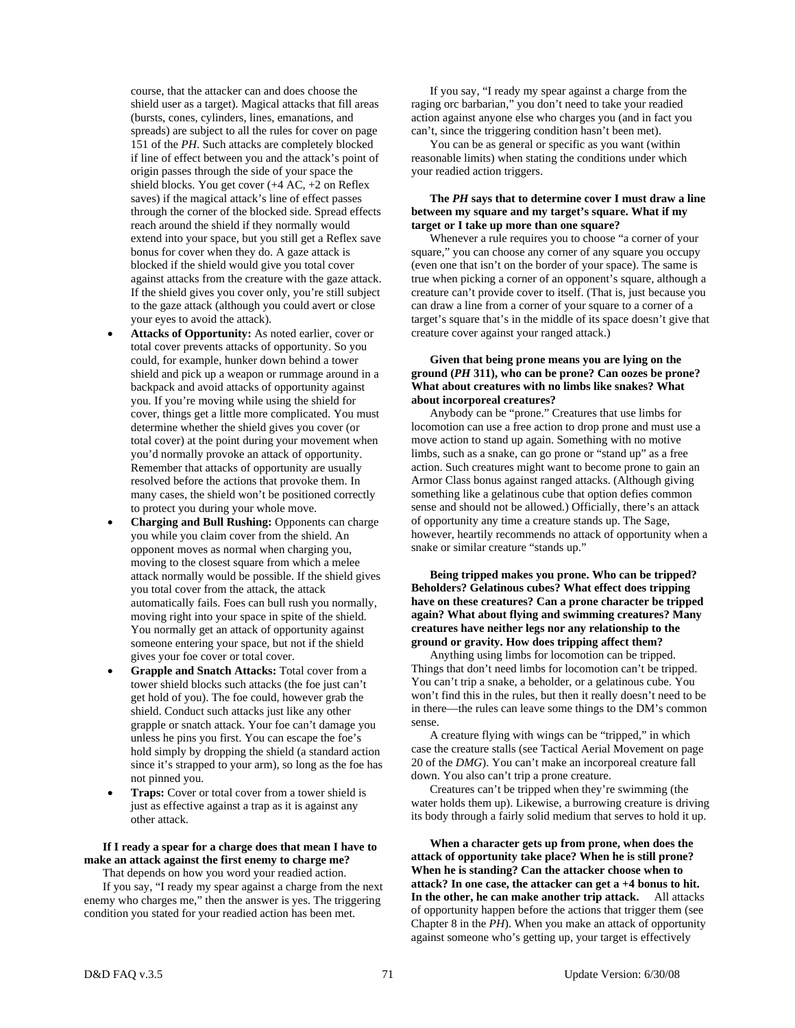course, that the attacker can and does choose the shield user as a target). Magical attacks that fill areas (bursts, cones, cylinders, lines, emanations, and spreads) are subject to all the rules for cover on page 151 of the *PH*. Such attacks are completely blocked if line of effect between you and the attack's point of origin passes through the side of your space the shield blocks. You get cover (+4 AC, +2 on Reflex saves) if the magical attack's line of effect passes through the corner of the blocked side. Spread effects reach around the shield if they normally would extend into your space, but you still get a Reflex save bonus for cover when they do. A gaze attack is blocked if the shield would give you total cover against attacks from the creature with the gaze attack. If the shield gives you cover only, you're still subject to the gaze attack (although you could avert or close your eyes to avoid the attack).

- **Attacks of Opportunity:** As noted earlier, cover or total cover prevents attacks of opportunity. So you could, for example, hunker down behind a tower shield and pick up a weapon or rummage around in a backpack and avoid attacks of opportunity against you. If you're moving while using the shield for cover, things get a little more complicated. You must determine whether the shield gives you cover (or total cover) at the point during your movement when you'd normally provoke an attack of opportunity. Remember that attacks of opportunity are usually resolved before the actions that provoke them. In many cases, the shield won't be positioned correctly to protect you during your whole move.
- **Charging and Bull Rushing:** Opponents can charge you while you claim cover from the shield. An opponent moves as normal when charging you, moving to the closest square from which a melee attack normally would be possible. If the shield gives you total cover from the attack, the attack automatically fails. Foes can bull rush you normally, moving right into your space in spite of the shield. You normally get an attack of opportunity against someone entering your space, but not if the shield gives your foe cover or total cover.
- **Grapple and Snatch Attacks:** Total cover from a tower shield blocks such attacks (the foe just can't get hold of you). The foe could, however grab the shield. Conduct such attacks just like any other grapple or snatch attack. Your foe can't damage you unless he pins you first. You can escape the foe's hold simply by dropping the shield (a standard action since it's strapped to your arm), so long as the foe has not pinned you.
- **Traps:** Cover or total cover from a tower shield is just as effective against a trap as it is against any other attack.

**If I ready a spear for a charge does that mean I have to make an attack against the first enemy to charge me?**

That depends on how you word your readied action.

If you say, "I ready my spear against a charge from the next enemy who charges me," then the answer is yes. The triggering condition you stated for your readied action has been met.

If you say, "I ready my spear against a charge from the raging orc barbarian," you don't need to take your readied action against anyone else who charges you (and in fact you can't, since the triggering condition hasn't been met).

You can be as general or specific as you want (within reasonable limits) when stating the conditions under which your readied action triggers.

**The *PH* says that to determine cover I must draw a line between my square and my target's square. What if my target or I take up more than one square?**

Whenever a rule requires you to choose "a corner of your square," you can choose any corner of any square you occupy (even one that isn't on the border of your space). The same is true when picking a corner of an opponent's square, although a creature can't provide cover to itself. (That is, just because you can draw a line from a corner of your square to a corner of a target's square that's in the middle of its space doesn't give that creature cover against your ranged attack.)

**Given that being prone means you are lying on the ground (*PH* 311), who can be prone? Can oozes be prone? What about creatures with no limbs like snakes? What about incorporeal creatures?**

Anybody can be "prone." Creatures that use limbs for locomotion can use a free action to drop prone and must use a move action to stand up again. Something with no motive limbs, such as a snake, can go prone or "stand up" as a free action. Such creatures might want to become prone to gain an Armor Class bonus against ranged attacks. (Although giving something like a gelatinous cube that option defies common sense and should not be allowed.) Officially, there's an attack of opportunity any time a creature stands up. The Sage, however, heartily recommends no attack of opportunity when a snake or similar creature "stands up."

**Being tripped makes you prone. Who can be tripped? Beholders? Gelatinous cubes? What effect does tripping have on these creatures? Can a prone character be tripped again? What about flying and swimming creatures? Many creatures have neither legs nor any relationship to the ground or gravity. How does tripping affect them?**

Anything using limbs for locomotion can be tripped. Things that don't need limbs for locomotion can't be tripped. You can't trip a snake, a beholder, or a gelatinous cube. You won't find this in the rules, but then it really doesn't need to be in there—the rules can leave some things to the DM's common sense.

A creature flying with wings can be "tripped," in which case the creature stalls (see Tactical Aerial Movement on page 20 of the *DMG*). You can't make an incorporeal creature fall down. You also can't trip a prone creature.

Creatures can't be tripped when they're swimming (the water holds them up). Likewise, a burrowing creature is driving its body through a fairly solid medium that serves to hold it up.

**When a character gets up from prone, when does the attack of opportunity take place? When he is still prone? When he is standing? Can the attacker choose when to attack? In one case, the attacker can get a +4 bonus to hit. In the other, he can make another trip attack.** All attacks of opportunity happen before the actions that trigger them (see Chapter 8 in the *PH*). When you make an attack of opportunity against someone who's getting up, your target is effectively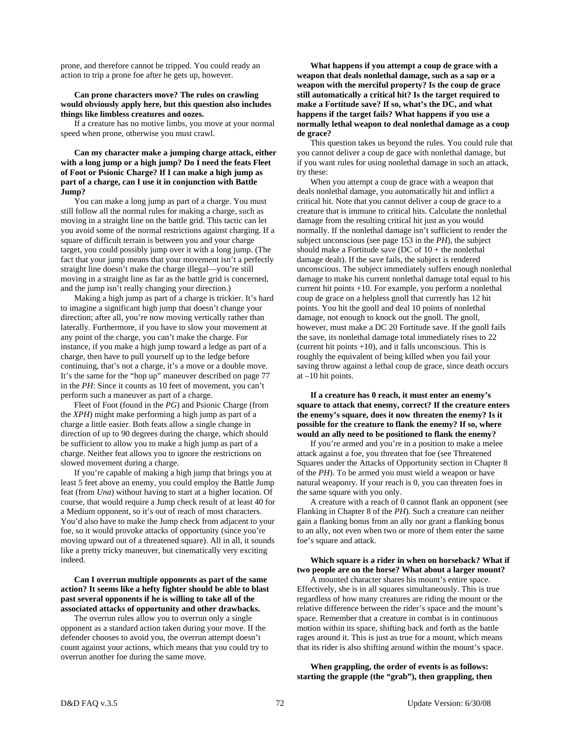prone, and therefore cannot be tripped. You could ready an action to trip a prone foe after he gets up, however.

**Can prone characters move? The rules on crawling would obviously apply here, but this question also includes things like limbless creatures and oozes.**

If a creature has no motive limbs, you move at your normal speed when prone, otherwise you must crawl.

**Can my character make a jumping charge attack, either with a long jump or a high jump? Do I need the feats Fleet of Foot or Psionic Charge? If I can make a high jump as part of a charge, can I use it in conjunction with Battle Jump?**

You can make a long jump as part of a charge. You must still follow all the normal rules for making a charge, such as moving in a straight line on the battle grid. This tactic can let you avoid some of the normal restrictions against charging. If a square of difficult terrain is between you and your charge target, you could possibly jump over it with a long jump. (The fact that your jump means that your movement isn't a perfectly straight line doesn't make the charge illegal—you're still moving in a straight line as far as the battle grid is concerned, and the jump isn't really changing your direction.)

Making a high jump as part of a charge is trickier. It's hard to imagine a significant high jump that doesn't change your direction; after all, you're now moving vertically rather than laterally. Furthermore, if you have to slow your movement at any point of the charge, you can't make the charge. For instance, if you make a high jump toward a ledge as part of a charge, then have to pull yourself up to the ledge before continuing, that's not a charge, it's a move or a double move. It's the same for the "hop up" maneuver described on page 77 in the *PH*: Since it counts as 10 feet of movement, you can't perform such a maneuver as part of a charge.

Fleet of Foot (found in the *PG*) and Psionic Charge (from the *XPH*) might make performing a high jump as part of a charge a little easier. Both feats allow a single change in direction of up to 90 degrees during the charge, which should be sufficient to allow you to make a high jump as part of a charge. Neither feat allows you to ignore the restrictions on slowed movement during a charge.

If you're capable of making a high jump that brings you at least 5 feet above an enemy, you could employ the Battle Jump feat (from *Una*) without having to start at a higher location. Of course, that would require a Jump check result of at least 40 for a Medium opponent, so it's out of reach of most characters. You'd also have to make the Jump check from adjacent to your foe, so it would provoke attacks of opportunity (since you're moving upward out of a threatened square). All in all, it sounds like a pretty tricky maneuver, but cinematically very exciting indeed.

**Can I overrun multiple opponents as part of the same action? It seems like a hefty fighter should be able to blast past several opponents if he is willing to take all of the associated attacks of opportunity and other drawbacks.**

The overrun rules allow you to overrun only a single opponent as a standard action taken during your move. If the defender chooses to avoid you, the overrun attempt doesn't count against your actions, which means that you could try to overrun another foe during the same move.

**What happens if you attempt a coup de grace with a weapon that deals nonlethal damage, such as a sap or a weapon with the merciful property? Is the coup de grace still automatically a critical hit? Is the target required to make a Fortitude save? If so, what's the DC, and what happens if the target fails? What happens if you use a normally lethal weapon to deal nonlethal damage as a coup de grace?**

This question takes us beyond the rules. You could rule that you cannot deliver a coup de gace with nonlethal damage, but if you want rules for using nonlethal damage in such an attack, try these:

When you attempt a coup de grace with a weapon that deals nonlethal damage, you automatically hit and inflict a critical hit. Note that you cannot deliver a coup de grace to a creature that is immune to critical hits. Calculate the nonlethal damage from the resulting critical hit just as you would normally. If the nonlethal damage isn't sufficient to render the subject unconscious (see page 153 in the *PH*), the subject should make a Fortitude save (DC of 10 + the nonlethal damage dealt). If the save fails, the subject is rendered unconscious. The subject immediately suffers enough nonlethal damage to make his current nonlethal damage total equal to his current hit points +10. For example, you perform a nonlethal coup de grace on a helpless gnoll that currently has 12 hit points. You hit the gnoll and deal 10 points of nonlethal damage, not enough to knock out the gnoll. The gnoll, however, must make a DC 20 Fortitude save. If the gnoll fails the save, its nonlethal damage total immediately rises to 22 (current hit points +10), and it falls unconscious. This is roughly the equivalent of being killed when you fail your saving throw against a lethal coup de grace, since death occurs at –10 hit points.

**If a creature has 0 reach, it must enter an enemy's square to attack that enemy, correct? If the creature enters the enemy's square, does it now threaten the enemy? Is it possible for the creature to flank the enemy? If so, where would an ally need to be positioned to flank the enemy?**

If you're armed and you're in a position to make a melee attack against a foe, you threaten that foe (see Threatened Squares under the Attacks of Opportunity section in Chapter 8 of the *PH*). To be armed you must wield a weapon or have natural weaponry. If your reach is 0, you can threaten foes in the same square with you only.

A creature with a reach of 0 cannot flank an opponent (see Flanking in Chapter 8 of the *PH*). Such a creature can neither gain a flanking bonus from an ally nor grant a flanking bonus to an ally, not even when two or more of them enter the same foe's square and attack.

**Which square is a rider in when on horseback? What if two people are on the horse? What about a larger mount?**

A mounted character shares his mount's entire space. Effectively, she is in all squares simultaneously. This is true regardless of how many creatures are riding the mount or the relative difference between the rider's space and the mount's space. Remember that a creature in combat is in continuous motion within its space, shifting back and forth as the battle rages around it. This is just as true for a mount, which means that its rider is also shifting around within the mount's space.

**When grappling, the order of events is as follows: starting the grapple (the "grab"), then grappling, then**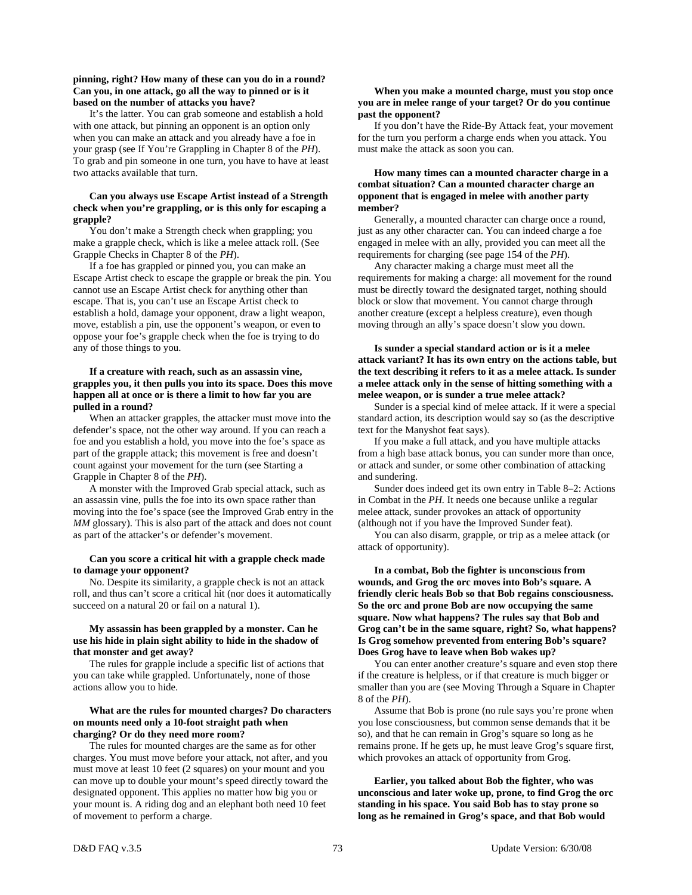**pinning, right? How many of these can you do in a round? Can you, in one attack, go all the way to pinned or is it based on the number of attacks you have?**

It's the latter. You can grab someone and establish a hold with one attack, but pinning an opponent is an option only when you can make an attack and you already have a foe in your grasp (see If You're Grappling in Chapter 8 of the *PH*). To grab and pin someone in one turn, you have to have at least two attacks available that turn.

**Can you always use Escape Artist instead of a Strength check when you're grappling, or is this only for escaping a grapple?**

You don't make a Strength check when grappling; you make a grapple check, which is like a melee attack roll. (See Grapple Checks in Chapter 8 of the *PH*).

If a foe has grappled or pinned you, you can make an Escape Artist check to escape the grapple or break the pin. You cannot use an Escape Artist check for anything other than escape. That is, you can't use an Escape Artist check to establish a hold, damage your opponent, draw a light weapon, move, establish a pin, use the opponent's weapon, or even to oppose your foe's grapple check when the foe is trying to do any of those things to you.

**If a creature with reach, such as an assassin vine, grapples you, it then pulls you into its space. Does this move happen all at once or is there a limit to how far you are pulled in a round?**

When an attacker grapples, the attacker must move into the defender's space, not the other way around. If you can reach a foe and you establish a hold, you move into the foe's space as part of the grapple attack; this movement is free and doesn't count against your movement for the turn (see Starting a Grapple in Chapter 8 of the *PH*).

A monster with the Improved Grab special attack, such as an assassin vine, pulls the foe into its own space rather than moving into the foe's space (see the Improved Grab entry in the *MM* glossary). This is also part of the attack and does not count as part of the attacker's or defender's movement.

**Can you score a critical hit with a grapple check made to damage your opponent?**

No. Despite its similarity, a grapple check is not an attack roll, and thus can't score a critical hit (nor does it automatically succeed on a natural 20 or fail on a natural 1).

**My assassin has been grappled by a monster. Can he use his hide in plain sight ability to hide in the shadow of that monster and get away?**

The rules for grapple include a specific list of actions that you can take while grappled. Unfortunately, none of those actions allow you to hide.

**What are the rules for mounted charges? Do characters on mounts need only a 10-foot straight path when charging? Or do they need more room?**

The rules for mounted charges are the same as for other charges. You must move before your attack, not after, and you must move at least 10 feet (2 squares) on your mount and you can move up to double your mount's speed directly toward the designated opponent. This applies no matter how big you or your mount is. A riding dog and an elephant both need 10 feet of movement to perform a charge.

**When you make a mounted charge, must you stop once you are in melee range of your target? Or do you continue past the opponent?**

If you don't have the Ride-By Attack feat, your movement for the turn you perform a charge ends when you attack. You must make the attack as soon you can.

**How many times can a mounted character charge in a combat situation? Can a mounted character charge an opponent that is engaged in melee with another party member?**

Generally, a mounted character can charge once a round, just as any other character can. You can indeed charge a foe engaged in melee with an ally, provided you can meet all the requirements for charging (see page 154 of the *PH*).

Any character making a charge must meet all the requirements for making a charge: all movement for the round must be directly toward the designated target, nothing should block or slow that movement. You cannot charge through another creature (except a helpless creature), even though moving through an ally's space doesn't slow you down.

**Is sunder a special standard action or is it a melee attack variant? It has its own entry on the actions table, but the text describing it refers to it as a melee attack. Is sunder a melee attack only in the sense of hitting something with a melee weapon, or is sunder a true melee attack?**

Sunder is a special kind of melee attack. If it were a special standard action, its description would say so (as the descriptive text for the Manyshot feat says).

If you make a full attack, and you have multiple attacks from a high base attack bonus, you can sunder more than once, or attack and sunder, or some other combination of attacking and sundering.

Sunder does indeed get its own entry in Table 8–2: Actions in Combat in the *PH*. It needs one because unlike a regular melee attack, sunder provokes an attack of opportunity (although not if you have the Improved Sunder feat).

You can also disarm, grapple, or trip as a melee attack (or attack of opportunity).

**In a combat, Bob the fighter is unconscious from wounds, and Grog the orc moves into Bob's square. A friendly cleric heals Bob so that Bob regains consciousness. So the orc and prone Bob are now occupying the same square. Now what happens? The rules say that Bob and Grog can't be in the same square, right? So, what happens? Is Grog somehow prevented from entering Bob's square? Does Grog have to leave when Bob wakes up?**

You can enter another creature's square and even stop there if the creature is helpless, or if that creature is much bigger or smaller than you are (see Moving Through a Square in Chapter 8 of the *PH*).

Assume that Bob is prone (no rule says you're prone when you lose consciousness, but common sense demands that it be so), and that he can remain in Grog's square so long as he remains prone. If he gets up, he must leave Grog's square first, which provokes an attack of opportunity from Grog.

**Earlier, you talked about Bob the fighter, who was unconscious and later woke up, prone, to find Grog the orc standing in his space. You said Bob has to stay prone so long as he remained in Grog's space, and that Bob would**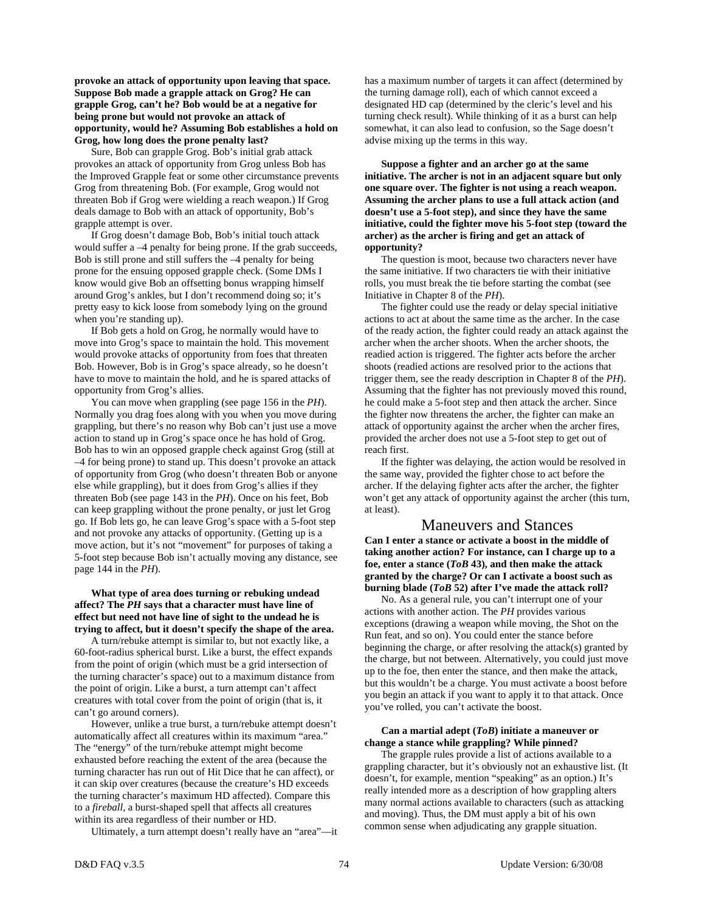**provoke an attack of opportunity upon leaving that space. Suppose Bob made a grapple attack on Grog? He can grapple Grog, can't he? Bob would be at a negative for being prone but would not provoke an attack of opportunity, would he? Assuming Bob establishes a hold on Grog, how long does the prone penalty last?**

Sure, Bob can grapple Grog. Bob's initial grab attack provokes an attack of opportunity from Grog unless Bob has the Improved Grapple feat or some other circumstance prevents Grog from threatening Bob. (For example, Grog would not threaten Bob if Grog were wielding a reach weapon.) If Grog deals damage to Bob with an attack of opportunity, Bob's grapple attempt is over.

If Grog doesn't damage Bob, Bob's initial touch attack would suffer a –4 penalty for being prone. If the grab succeeds, Bob is still prone and still suffers the –4 penalty for being prone for the ensuing opposed grapple check. (Some DMs I know would give Bob an offsetting bonus wrapping himself around Grog's ankles, but I don't recommend doing so; it's pretty easy to kick loose from somebody lying on the ground when you're standing up).

If Bob gets a hold on Grog, he normally would have to move into Grog's space to maintain the hold. This movement would provoke attacks of opportunity from foes that threaten Bob. However, Bob is in Grog's space already, so he doesn't have to move to maintain the hold, and he is spared attacks of opportunity from Grog's allies.

You can move when grappling (see page 156 in the *PH*). Normally you drag foes along with you when you move during grappling, but there's no reason why Bob can't just use a move action to stand up in Grog's space once he has hold of Grog. Bob has to win an opposed grapple check against Grog (still at –4 for being prone) to stand up. This doesn't provoke an attack of opportunity from Grog (who doesn't threaten Bob or anyone else while grappling), but it does from Grog's allies if they threaten Bob (see page 143 in the *PH*). Once on his feet, Bob can keep grappling without the prone penalty, or just let Grog go. If Bob lets go, he can leave Grog's space with a 5-foot step and not provoke any attacks of opportunity. (Getting up is a move action, but it's not "movement" for purposes of taking a 5-foot step because Bob isn't actually moving any distance, see page 144 in the *PH*).

**What type of area does turning or rebuking undead affect? The *PH* says that a character must have line of effect but need not have line of sight to the undead he is trying to affect, but it doesn't specify the shape of the area.**

A turn/rebuke attempt is similar to, but not exactly like, a 60-foot-radius spherical burst. Like a burst, the effect expands from the point of origin (which must be a grid intersection of the turning character's space) out to a maximum distance from the point of origin. Like a burst, a turn attempt can't affect creatures with total cover from the point of origin (that is, it can't go around corners).

However, unlike a true burst, a turn/rebuke attempt doesn't automatically affect all creatures within its maximum "area." The "energy" of the turn/rebuke attempt might become exhausted before reaching the extent of the area (because the turning character has run out of Hit Dice that he can affect), or it can skip over creatures (because the creature's HD exceeds the turning character's maximum HD affected). Compare this to a *fireball*, a burst-shaped spell that affects all creatures within its area regardless of their number or HD.

Ultimately, a turn attempt doesn't really have an "area"—it has a maximum number of targets it can affect (determined by the turning damage roll), each of which cannot exceed a designated HD cap (determined by the cleric's level and his turning check result). While thinking of it as a burst can help somewhat, it can also lead to confusion, so the Sage doesn't advise mixing up the terms in this way.

**Suppose a fighter and an archer go at the same initiative. The archer is not in an adjacent square but only one square over. The fighter is not using a reach weapon. Assuming the archer plans to use a full attack action (and doesn't use a 5-foot step), and since they have the same initiative, could the fighter move his 5-foot step (toward the archer) as the archer is firing and get an attack of opportunity?**

The question is moot, because two characters never have the same initiative. If two characters tie with their initiative rolls, you must break the tie before starting the combat (see Initiative in Chapter 8 of the *PH*).

The fighter could use the ready or delay special initiative actions to act at about the same time as the archer. In the case of the ready action, the fighter could ready an attack against the archer when the archer shoots. When the archer shoots, the readied action is triggered. The fighter acts before the archer shoots (readied actions are resolved prior to the actions that trigger them, see the ready description in Chapter 8 of the *PH*). Assuming that the fighter has not previously moved this round, he could make a 5-foot step and then attack the archer. Since the fighter now threatens the archer, the fighter can make an attack of opportunity against the archer when the archer fires, provided the archer does not use a 5-foot step to get out of reach first.

If the fighter was delaying, the action would be resolved in the same way, provided the fighter chose to act before the archer. If the delaying fighter acts after the archer, the fighter won't get any attack of opportunity against the archer (this turn, at least).

## Maneuvers and Stances

**Can I enter a stance or activate a boost in the middle of taking another action? For instance, can I charge up to a foe, enter a stance (*ToB* 43), and then make the attack granted by the charge? Or can I activate a boost such as burning blade (*ToB* 52) after I've made the attack roll?**

No. As a general rule, you can't interrupt one of your actions with another action. The *PH* provides various exceptions (drawing a weapon while moving, the Shot on the Run feat, and so on). You could enter the stance before beginning the charge, or after resolving the attack(s) granted by the charge, but not between. Alternatively, you could just move up to the foe, then enter the stance, and then make the attack, but this wouldn't be a charge. You must activate a boost before you begin an attack if you want to apply it to that attack. Once you've rolled, you can't activate the boost.

**Can a martial adept (*ToB*) initiate a maneuver or change a stance while grappling? While pinned?**

The grapple rules provide a list of actions available to a grappling character, but it's obviously not an exhaustive list. (It doesn't, for example, mention "speaking" as an option.) It's really intended more as a description of how grappling alters many normal actions available to characters (such as attacking and moving). Thus, the DM must apply a bit of his own common sense when adjudicating any grapple situation.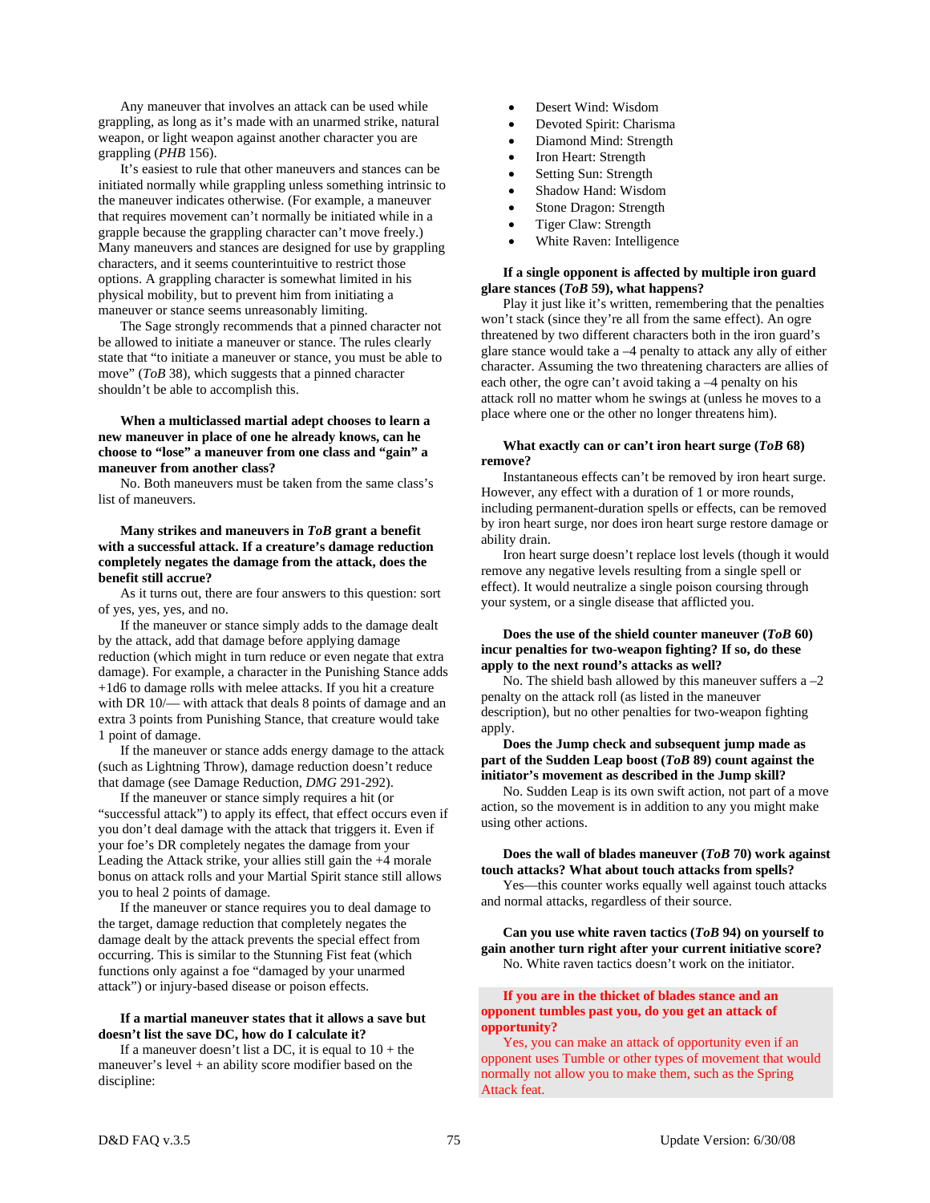Any maneuver that involves an attack can be used while grappling, as long as it's made with an unarmed strike, natural weapon, or light weapon against another character you are grappling (*PHB* 156).

It's easiest to rule that other maneuvers and stances can be initiated normally while grappling unless something intrinsic to the maneuver indicates otherwise. (For example, a maneuver that requires movement can't normally be initiated while in a grapple because the grappling character can't move freely.) Many maneuvers and stances are designed for use by grappling characters, and it seems counterintuitive to restrict those options. A grappling character is somewhat limited in his physical mobility, but to prevent him from initiating a maneuver or stance seems unreasonably limiting.

The Sage strongly recommends that a pinned character not be allowed to initiate a maneuver or stance. The rules clearly state that "to initiate a maneuver or stance, you must be able to move" (*ToB* 38), which suggests that a pinned character shouldn't be able to accomplish this.

**When a multiclassed martial adept chooses to learn a new maneuver in place of one he already knows, can he choose to "lose" a maneuver from one class and "gain" a maneuver from another class?**

No. Both maneuvers must be taken from the same class's list of maneuvers.

**Many strikes and maneuvers in *ToB* grant a benefit with a successful attack. If a creature's damage reduction completely negates the damage from the attack, does the benefit still accrue?**

As it turns out, there are four answers to this question: sort of yes, yes, yes, and no.

If the maneuver or stance simply adds to the damage dealt by the attack, add that damage before applying damage reduction (which might in turn reduce or even negate that extra damage). For example, a character in the Punishing Stance adds +1d6 to damage rolls with melee attacks. If you hit a creature with DR 10/— with attack that deals 8 points of damage and an extra 3 points from Punishing Stance, that creature would take 1 point of damage.

If the maneuver or stance adds energy damage to the attack (such as Lightning Throw), damage reduction doesn't reduce that damage (see Damage Reduction, *DMG* 291-292).

If the maneuver or stance simply requires a hit (or "successful attack") to apply its effect, that effect occurs even if you don't deal damage with the attack that triggers it. Even if your foe's DR completely negates the damage from your Leading the Attack strike, your allies still gain the +4 morale bonus on attack rolls and your Martial Spirit stance still allows you to heal 2 points of damage.

If the maneuver or stance requires you to deal damage to the target, damage reduction that completely negates the damage dealt by the attack prevents the special effect from occurring. This is similar to the Stunning Fist feat (which functions only against a foe "damaged by your unarmed attack") or injury-based disease or poison effects.

**If a martial maneuver states that it allows a save but doesn't list the save DC, how do I calculate it?**

If a maneuver doesn't list a DC, it is equal to 10 + the maneuver's level + an ability score modifier based on the discipline:

- Desert Wind: Wisdom
- Devoted Spirit: Charisma
- Diamond Mind: Strength
- Iron Heart: Strength
- Setting Sun: Strength
- Shadow Hand: Wisdom
- Stone Dragon: Strength
- Tiger Claw: Strength
- White Raven: Intelligence

**If a single opponent is affected by multiple iron guard glare stances (*ToB* 59), what happens?**

Play it just like it's written, remembering that the penalties won't stack (since they're all from the same effect). An ogre threatened by two different characters both in the iron guard's glare stance would take a –4 penalty to attack any ally of either character. Assuming the two threatening characters are allies of each other, the ogre can't avoid taking a –4 penalty on his attack roll no matter whom he swings at (unless he moves to a place where one or the other no longer threatens him).

**What exactly can or can't iron heart surge (*ToB* 68) remove?**

Instantaneous effects can't be removed by iron heart surge. However, any effect with a duration of 1 or more rounds, including permanent-duration spells or effects, can be removed by iron heart surge, nor does iron heart surge restore damage or ability drain.

Iron heart surge doesn't replace lost levels (though it would remove any negative levels resulting from a single spell or effect). It would neutralize a single poison coursing through your system, or a single disease that afflicted you.

**Does the use of the shield counter maneuver (*ToB* 60) incur penalties for two-weapon fighting? If so, do these apply to the next round's attacks as well?**

No. The shield bash allowed by this maneuver suffers a –2 penalty on the attack roll (as listed in the maneuver description), but no other penalties for two-weapon fighting apply.

**Does the Jump check and subsequent jump made as part of the Sudden Leap boost (*ToB* 89) count against the initiator's movement as described in the Jump skill?**

No. Sudden Leap is its own swift action, not part of a move action, so the movement is in addition to any you might make using other actions.

**Does the wall of blades maneuver (*ToB* 70) work against touch attacks? What about touch attacks from spells?**

Yes—this counter works equally well against touch attacks and normal attacks, regardless of their source.

**Can you use white raven tactics (*ToB* 94) on yourself to gain another turn right after your current initiative score?**

No. White raven tactics doesn't work on the initiator.

**If you are in the thicket of blades stance and an opponent tumbles past you, do you get an attack of opportunity?**

Yes, you can make an attack of opportunity even if an opponent uses Tumble or other types of movement that would normally not allow you to make them, such as the Spring Attack feat.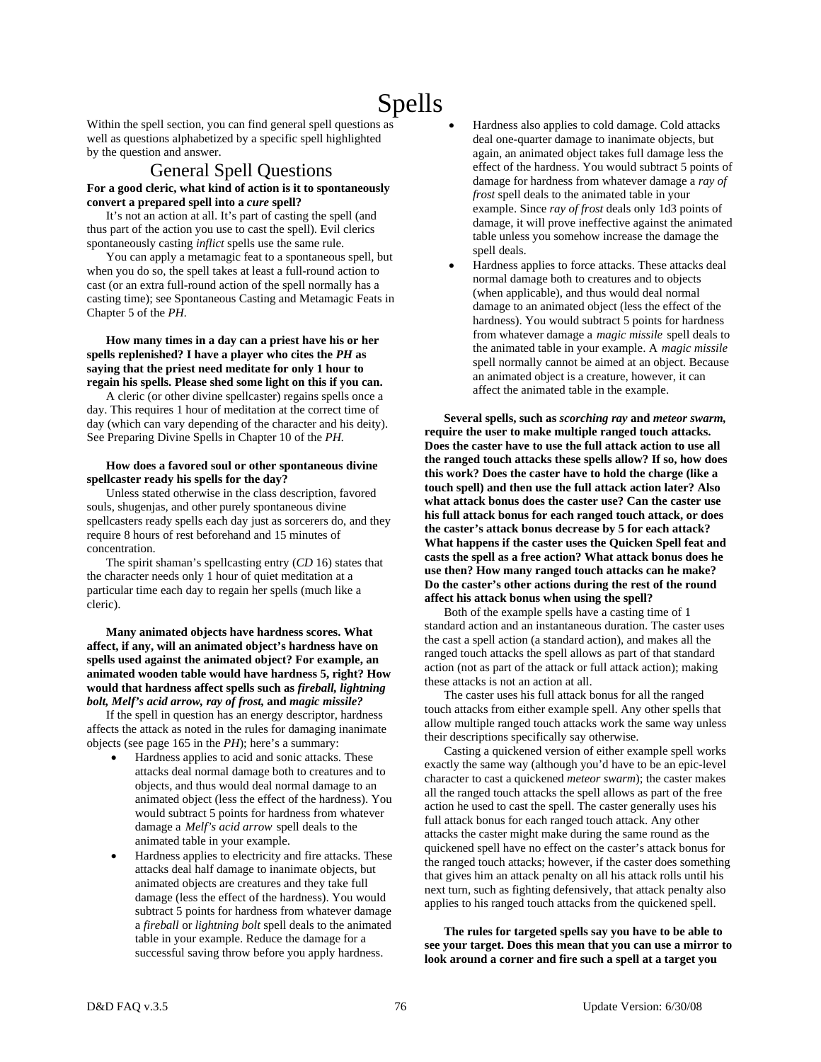# Spells

Within the spell section, you can find general spell questions as well as questions alphabetized by a specific spell highlighted by the question and answer.

## General Spell Questions

**For a good cleric, what kind of action is it to spontaneously convert a prepared spell into a *cure* spell?**

It's not an action at all. It's part of casting the spell (and thus part of the action you use to cast the spell). Evil clerics spontaneously casting *inflict* spells use the same rule.

You can apply a metamagic feat to a spontaneous spell, but when you do so, the spell takes at least a full-round action to cast (or an extra full-round action of the spell normally has a casting time); see Spontaneous Casting and Metamagic Feats in Chapter 5 of the *PH*.

**How many times in a day can a priest have his or her spells replenished? I have a player who cites the *PH* as saying that the priest need meditate for only 1 hour to regain his spells. Please shed some light on this if you can.**

A cleric (or other divine spellcaster) regains spells once a day. This requires 1 hour of meditation at the correct time of day (which can vary depending of the character and his deity). See Preparing Divine Spells in Chapter 10 of the *PH*.

**How does a favored soul or other spontaneous divine spellcaster ready his spells for the day?**

Unless stated otherwise in the class description, favored souls, shugenjas, and other purely spontaneous divine spellcasters ready spells each day just as sorcerers do, and they require 8 hours of rest beforehand and 15 minutes of concentration.

The spirit shaman's spellcasting entry (*CD* 16) states that the character needs only 1 hour of quiet meditation at a particular time each day to regain her spells (much like a cleric).

**Many animated objects have hardness scores. What affect, if any, will an animated object's hardness have on spells used against the animated object? For example, an animated wooden table would have hardness 5, right? How would that hardness affect spells such as *fireball, lightning bolt, Melf's acid arrow, ray of frost,* and *magic missile?***

If the spell in question has an energy descriptor, hardness affects the attack as noted in the rules for damaging inanimate objects (see page 165 in the *PH*); here's a summary:

- Hardness applies to acid and sonic attacks. These attacks deal normal damage both to creatures and to objects, and thus would deal normal damage to an animated object (less the effect of the hardness). You would subtract 5 points for hardness from whatever damage a *Melf's acid arrow* spell deals to the animated table in your example.
- Hardness applies to electricity and fire attacks. These attacks deal half damage to inanimate objects, but animated objects are creatures and they take full damage (less the effect of the hardness). You would subtract 5 points for hardness from whatever damage a *fireball* or *lightning bolt* spell deals to the animated table in your example. Reduce the damage for a successful saving throw before you apply hardness.
- Hardness also applies to cold damage. Cold attacks deal one-quarter damage to inanimate objects, but again, an animated object takes full damage less the effect of the hardness. You would subtract 5 points of damage for hardness from whatever damage a *ray of frost* spell deals to the animated table in your example. Since *ray of frost* deals only 1d3 points of damage, it will prove ineffective against the animated table unless you somehow increase the damage the spell deals.
- Hardness applies to force attacks. These attacks deal normal damage both to creatures and to objects (when applicable), and thus would deal normal damage to an animated object (less the effect of the hardness). You would subtract 5 points for hardness from whatever damage a *magic missile* spell deals to the animated table in your example. A *magic missile* spell normally cannot be aimed at an object. Because an animated object is a creature, however, it can affect the animated table in the example.

**Several spells, such as *scorching ray* and *meteor swarm,* require the user to make multiple ranged touch attacks. Does the caster have to use the full attack action to use all the ranged touch attacks these spells allow? If so, how does this work? Does the caster have to hold the charge (like a touch spell) and then use the full attack action later? Also what attack bonus does the caster use? Can the caster use his full attack bonus for each ranged touch attack, or does the caster's attack bonus decrease by 5 for each attack? What happens if the caster uses the Quicken Spell feat and casts the spell as a free action? What attack bonus does he use then? How many ranged touch attacks can he make? Do the caster's other actions during the rest of the round affect his attack bonus when using the spell?**

Both of the example spells have a casting time of 1 standard action and an instantaneous duration. The caster uses the cast a spell action (a standard action), and makes all the ranged touch attacks the spell allows as part of that standard action (not as part of the attack or full attack action); making these attacks is not an action at all.

The caster uses his full attack bonus for all the ranged touch attacks from either example spell. Any other spells that allow multiple ranged touch attacks work the same way unless their descriptions specifically say otherwise.

Casting a quickened version of either example spell works exactly the same way (although you'd have to be an epic-level character to cast a quickened *meteor swarm*); the caster makes all the ranged touch attacks the spell allows as part of the free action he used to cast the spell. The caster generally uses his full attack bonus for each ranged touch attack. Any other attacks the caster might make during the same round as the quickened spell have no effect on the caster's attack bonus for the ranged touch attacks; however, if the caster does something that gives him an attack penalty on all his attack rolls until his next turn, such as fighting defensively, that attack penalty also applies to his ranged touch attacks from the quickened spell.

**The rules for targeted spells say you have to be able to see your target. Does this mean that you can use a mirror to look around a corner and fire such a spell at a target you**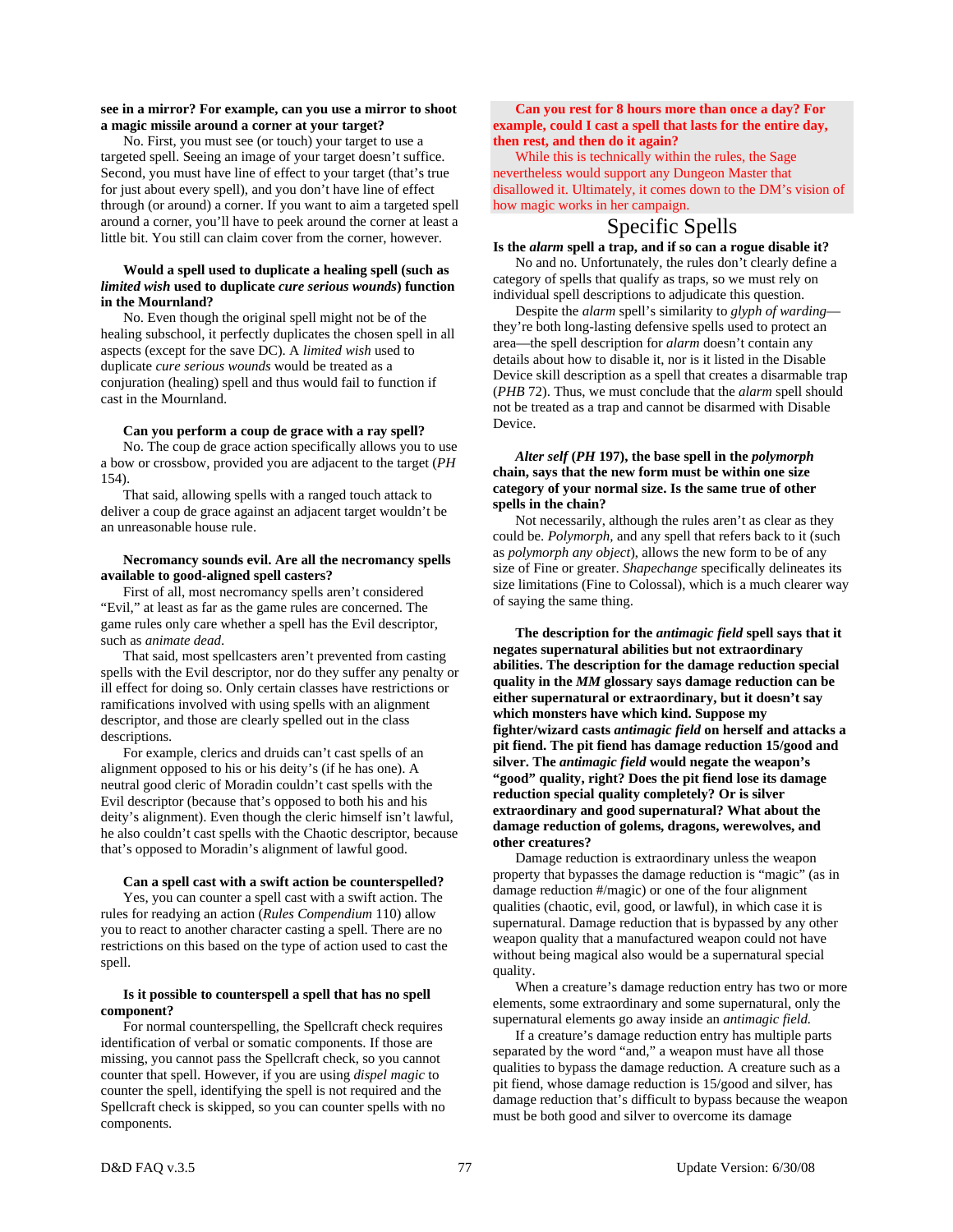**see in a mirror? For example, can you use a mirror to shoot a magic missile around a corner at your target?**

No. First, you must see (or touch) your target to use a targeted spell. Seeing an image of your target doesn't suffice. Second, you must have line of effect to your target (that's true for just about every spell), and you don't have line of effect through (or around) a corner. If you want to aim a targeted spell around a corner, you'll have to peek around the corner at least a little bit. You still can claim cover from the corner, however.

**Would a spell used to duplicate a healing spell (such as *limited wish* used to duplicate *cure serious wounds*) function in the Mournland?**

No. Even though the original spell might not be of the healing subschool, it perfectly duplicates the chosen spell in all aspects (except for the save DC). A *limited wish* used to duplicate *cure serious wounds* would be treated as a conjuration (healing) spell and thus would fail to function if cast in the Mournland.

**Can you perform a coup de grace with a ray spell?**

No. The coup de grace action specifically allows you to use a bow or crossbow, provided you are adjacent to the target (*PH* 154).

That said, allowing spells with a ranged touch attack to deliver a coup de grace against an adjacent target wouldn't be an unreasonable house rule.

**Necromancy sounds evil. Are all the necromancy spells available to good-aligned spell casters?**

First of all, most necromancy spells aren't considered "Evil," at least as far as the game rules are concerned. The game rules only care whether a spell has the Evil descriptor, such as *animate dead.*

That said, most spellcasters aren't prevented from casting spells with the Evil descriptor, nor do they suffer any penalty or ill effect for doing so. Only certain classes have restrictions or ramifications involved with using spells with an alignment descriptor, and those are clearly spelled out in the class descriptions.

For example, clerics and druids can't cast spells of an alignment opposed to his or his deity's (if he has one). A neutral good cleric of Moradin couldn't cast spells with the Evil descriptor (because that's opposed to both his and his deity's alignment). Even though the cleric himself isn't lawful, he also couldn't cast spells with the Chaotic descriptor, because that's opposed to Moradin's alignment of lawful good.

**Can a spell cast with a swift action be counterspelled?**

Yes, you can counter a spell cast with a swift action. The rules for readying an action (*Rules Compendium* 110) allow you to react to another character casting a spell. There are no restrictions on this based on the type of action used to cast the spell.

**Is it possible to counterspell a spell that has no spell component?**

For normal counterspelling, the Spellcraft check requires identification of verbal or somatic components. If those are missing, you cannot pass the Spellcraft check, so you cannot counter that spell. However, if you are using *dispel magic* to counter the spell, identifying the spell is not required and the Spellcraft check is skipped, so you can counter spells with no components.

**Can you rest for 8 hours more than once a day? For example, could I cast a spell that lasts for the entire day, then rest, and then do it again?**

While this is technically within the rules, the Sage nevertheless would support any Dungeon Master that disallowed it. Ultimately, it comes down to the DM's vision of how magic works in her campaign.

## Specific Spells

**Is the *alarm* spell a trap, and if so can a rogue disable it?**

No and no. Unfortunately, the rules don't clearly define a category of spells that qualify as traps, so we must rely on individual spell descriptions to adjudicate this question.

Despite the *alarm* spell's similarity to *glyph of warding*—they're both long-lasting defensive spells used to protect an area—the spell description for *alarm* doesn't contain any details about how to disable it, nor is it listed in the Disable Device skill description as a spell that creates a disarmable trap (*PHB* 72). Thus, we must conclude that the *alarm* spell should not be treated as a trap and cannot be disarmed with Disable Device.

***Alter self* (*PH* 197), the base spell in the *polymorph* chain, says that the new form must be within one size category of your normal size. Is the same true of other spells in the chain?**

Not necessarily, although the rules aren't as clear as they could be. *Polymorph,* and any spell that refers back to it (such as *polymorph any object*), allows the new form to be of any size of Fine or greater. *Shapechange* specifically delineates its size limitations (Fine to Colossal), which is a much clearer way of saying the same thing.

**The description for the *antimagic field* spell says that it negates supernatural abilities but not extraordinary abilities. The description for the damage reduction special quality in the *MM* glossary says damage reduction can be either supernatural or extraordinary, but it doesn't say which monsters have which kind. Suppose my fighter/wizard casts *antimagic field* on herself and attacks a pit fiend. The pit fiend has damage reduction 15/good and silver. The *antimagic field* would negate the weapon's "good" quality, right? Does the pit fiend lose its damage reduction special quality completely? Or is silver extraordinary and good supernatural? What about the damage reduction of golems, dragons, werewolves, and other creatures?**

Damage reduction is extraordinary unless the weapon property that bypasses the damage reduction is "magic" (as in damage reduction #/magic) or one of the four alignment qualities (chaotic, evil, good, or lawful), in which case it is supernatural. Damage reduction that is bypassed by any other weapon quality that a manufactured weapon could not have without being magical also would be a supernatural special quality.

When a creature's damage reduction entry has two or more elements, some extraordinary and some supernatural, only the supernatural elements go away inside an *antimagic field.*

If a creature's damage reduction entry has multiple parts separated by the word "and," a weapon must have all those qualities to bypass the damage reduction. A creature such as a pit fiend, whose damage reduction is 15/good and silver, has damage reduction that's difficult to bypass because the weapon must be both good and silver to overcome its damage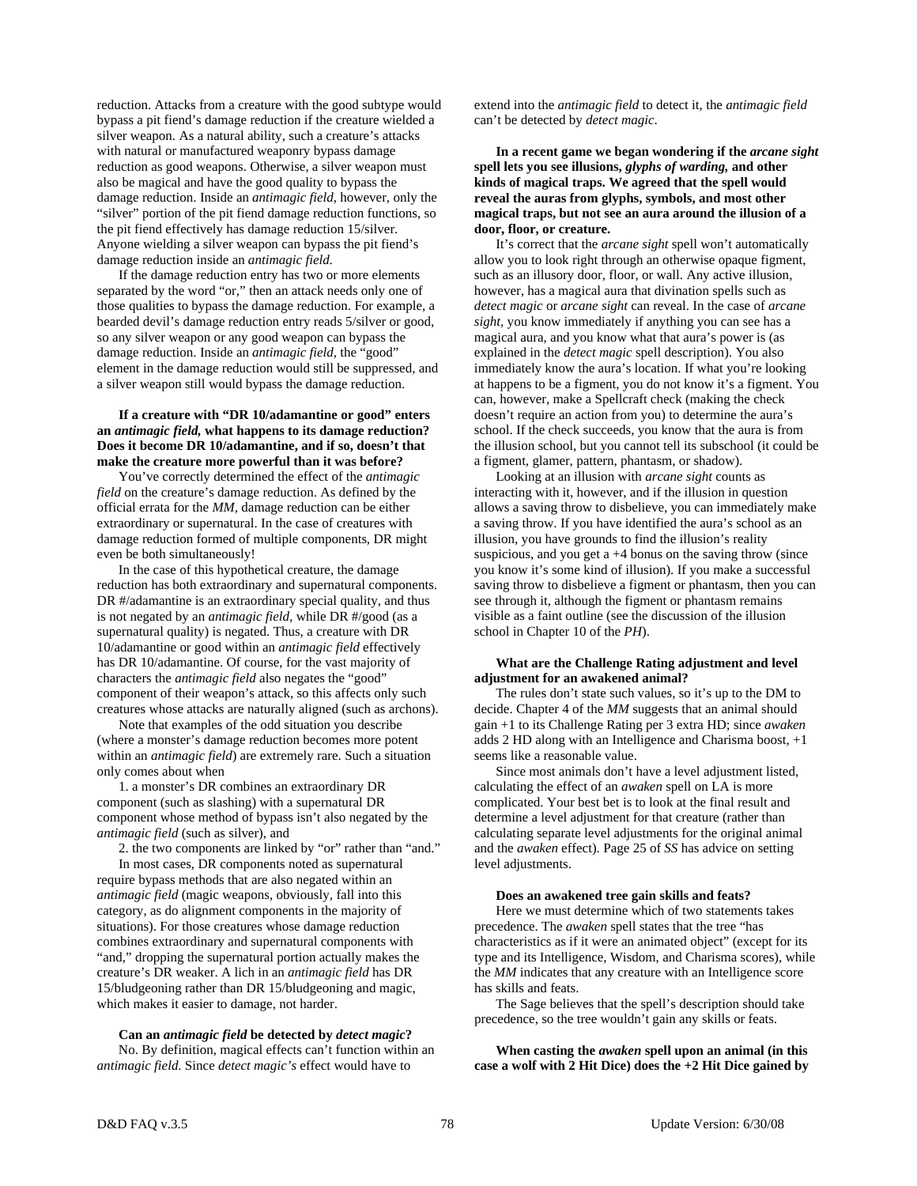reduction. Attacks from a creature with the good subtype would bypass a pit fiend's damage reduction if the creature wielded a silver weapon. As a natural ability, such a creature's attacks with natural or manufactured weaponry bypass damage reduction as good weapons. Otherwise, a silver weapon must also be magical and have the good quality to bypass the damage reduction. Inside an *antimagic field*, however, only the "silver" portion of the pit fiend damage reduction functions, so the pit fiend effectively has damage reduction 15/silver. Anyone wielding a silver weapon can bypass the pit fiend's damage reduction inside an *antimagic field*.

If the damage reduction entry has two or more elements separated by the word "or," then an attack needs only one of those qualities to bypass the damage reduction. For example, a bearded devil's damage reduction entry reads 5/silver or good, so any silver weapon or any good weapon can bypass the damage reduction. Inside an *antimagic field*, the "good" element in the damage reduction would still be suppressed, and a silver weapon still would bypass the damage reduction.

**If a creature with "DR 10/adamantine or good" enters an *antimagic field*, what happens to its damage reduction? Does it become DR 10/adamantine, and if so, doesn't that make the creature more powerful than it was before?**

You've correctly determined the effect of the *antimagic field* on the creature's damage reduction. As defined by the official errata for the *MM*, damage reduction can be either extraordinary or supernatural. In the case of creatures with damage reduction formed of multiple components, DR might even be both simultaneously!

In the case of this hypothetical creature, the damage reduction has both extraordinary and supernatural components. DR #/adamantine is an extraordinary special quality, and thus is not negated by an *antimagic field*, while DR #/good (as a supernatural quality) is negated. Thus, a creature with DR 10/adamantine or good within an *antimagic field* effectively has DR 10/adamantine. Of course, for the vast majority of characters the *antimagic field* also negates the "good" component of their weapon's attack, so this affects only such creatures whose attacks are naturally aligned (such as archons).

Note that examples of the odd situation you describe (where a monster's damage reduction becomes more potent within an *antimagic field*) are extremely rare. Such a situation only comes about when

1. a monster's DR combines an extraordinary DR component (such as slashing) with a supernatural DR component whose method of bypass isn't also negated by the *antimagic field* (such as silver), and

2. the two components are linked by "or" rather than "and."

In most cases, DR components noted as supernatural require bypass methods that are also negated within an *antimagic field* (magic weapons, obviously, fall into this category, as do alignment components in the majority of situations). For those creatures whose damage reduction combines extraordinary and supernatural components with "and," dropping the supernatural portion actually makes the creature's DR weaker. A lich in an *antimagic field* has DR 15/bludgeoning rather than DR 15/bludgeoning and magic, which makes it easier to damage, not harder.

**Can an *antimagic field* be detected by *detect magic*?**

No. By definition, magical effects can't function within an *antimagic field*. Since *detect magic's* effect would have to extend into the *antimagic field* to detect it, the *antimagic field* can't be detected by *detect magic*.

**In a recent game we began wondering if the *arcane sight* spell lets you see illusions, *glyphs of warding*, and other kinds of magical traps. We agreed that the spell would reveal the auras from glyphs, symbols, and most other magical traps, but not see an aura around the illusion of a door, floor, or creature.**

It's correct that the *arcane sight* spell won't automatically allow you to look right through an otherwise opaque figment, such as an illusory door, floor, or wall. Any active illusion, however, has a magical aura that divination spells such as *detect magic* or *arcane sight* can reveal. In the case of *arcane sight*, you know immediately if anything you can see has a magical aura, and you know what that aura's power is (as explained in the *detect magic* spell description). You also immediately know the aura's location. If what you're looking at happens to be a figment, you do not know it's a figment. You can, however, make a Spellcraft check (making the check doesn't require an action from you) to determine the aura's school. If the check succeeds, you know that the aura is from the illusion school, but you cannot tell its subschool (it could be a figment, glamer, pattern, phantasm, or shadow).

Looking at an illusion with *arcane sight* counts as interacting with it, however, and if the illusion in question allows a saving throw to disbelieve, you can immediately make a saving throw. If you have identified the aura's school as an illusion, you have grounds to find the illusion's reality suspicious, and you get a +4 bonus on the saving throw (since you know it's some kind of illusion). If you make a successful saving throw to disbelieve a figment or phantasm, then you can see through it, although the figment or phantasm remains visible as a faint outline (see the discussion of the illusion school in Chapter 10 of the *PH*).

**What are the Challenge Rating adjustment and level adjustment for an awakened animal?**

The rules don't state such values, so it's up to the DM to decide. Chapter 4 of the *MM* suggests that an animal should gain +1 to its Challenge Rating per 3 extra HD; since *awaken* adds 2 HD along with an Intelligence and Charisma boost, +1 seems like a reasonable value.

Since most animals don't have a level adjustment listed, calculating the effect of an *awaken* spell on LA is more complicated. Your best bet is to look at the final result and determine a level adjustment for that creature (rather than calculating separate level adjustments for the original animal and the *awaken* effect). Page 25 of *SS* has advice on setting level adjustments.

**Does an awakened tree gain skills and feats?**

Here we must determine which of two statements takes precedence. The *awaken* spell states that the tree "has characteristics as if it were an animated object" (except for its type and its Intelligence, Wisdom, and Charisma scores), while the *MM* indicates that any creature with an Intelligence score has skills and feats.

The Sage believes that the spell's description should take precedence, so the tree wouldn't gain any skills or feats.

**When casting the *awaken* spell upon an animal (in this case a wolf with 2 Hit Dice) does the +2 Hit Dice gained by**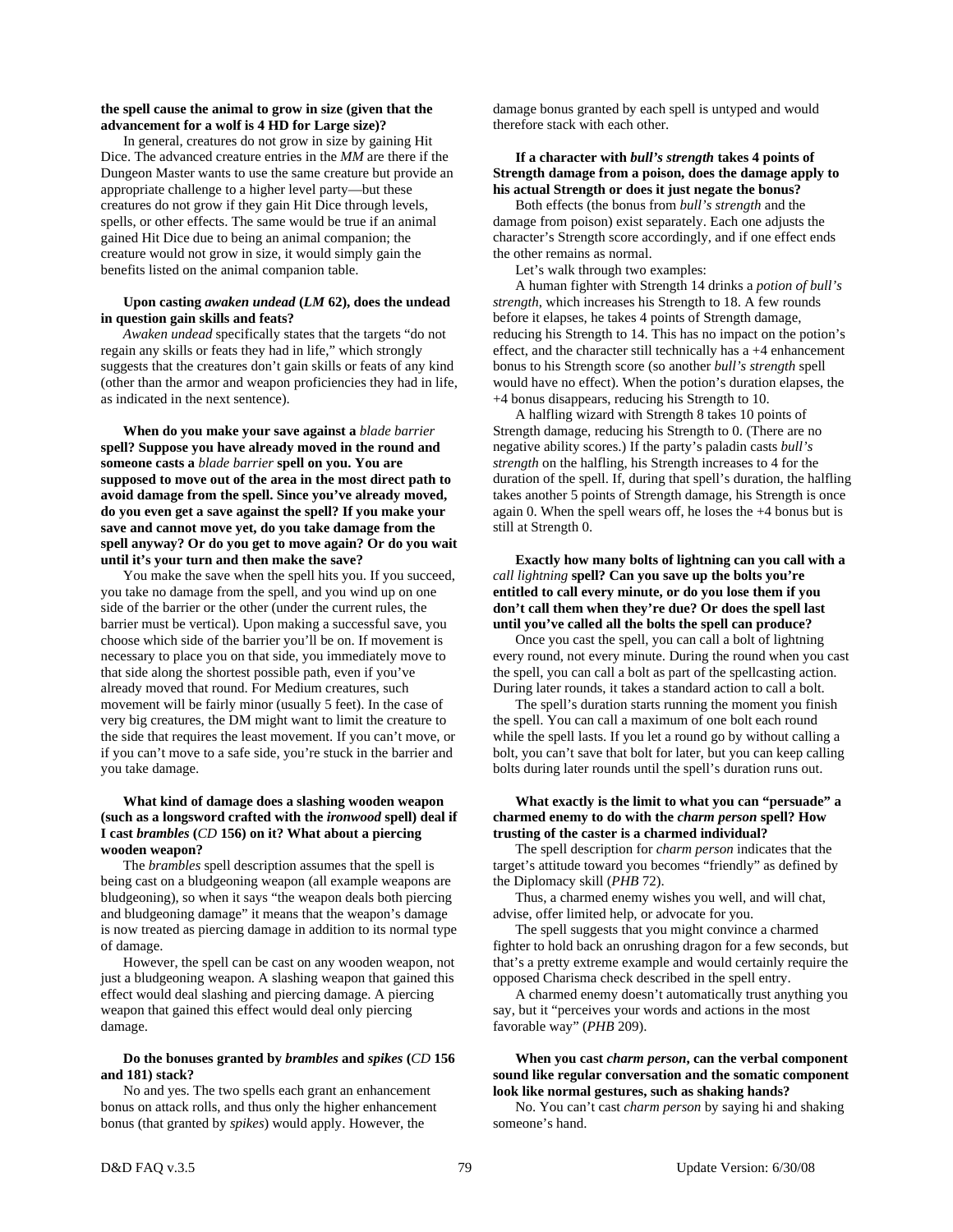**the spell cause the animal to grow in size (given that the advancement for a wolf is 4 HD for Large size)?**

In general, creatures do not grow in size by gaining Hit Dice. The advanced creature entries in the *MM* are there if the Dungeon Master wants to use the same creature but provide an appropriate challenge to a higher level party—but these creatures do not grow if they gain Hit Dice through levels, spells, or other effects. The same would be true if an animal gained Hit Dice due to being an animal companion; the creature would not grow in size, it would simply gain the benefits listed on the animal companion table.

**Upon casting *awaken undead* (*LM* 62), does the undead in question gain skills and feats?**

*Awaken undead* specifically states that the targets "do not regain any skills or feats they had in life," which strongly suggests that the creatures don't gain skills or feats of any kind (other than the armor and weapon proficiencies they had in life, as indicated in the next sentence).

**When do you make your save against a *blade barrier* spell? Suppose you have already moved in the round and someone casts a *blade barrier* spell on you. You are supposed to move out of the area in the most direct path to avoid damage from the spell. Since you've already moved, do you even get a save against the spell? If you make your save and cannot move yet, do you take damage from the spell anyway? Or do you get to move again? Or do you wait until it's your turn and then make the save?**

You make the save when the spell hits you. If you succeed, you take no damage from the spell, and you wind up on one side of the barrier or the other (under the current rules, the barrier must be vertical). Upon making a successful save, you choose which side of the barrier you'll be on. If movement is necessary to place you on that side, you immediately move to that side along the shortest possible path, even if you've already moved that round. For Medium creatures, such movement will be fairly minor (usually 5 feet). In the case of very big creatures, the DM might want to limit the creature to the side that requires the least movement. If you can't move, or if you can't move to a safe side, you're stuck in the barrier and you take damage.

**What kind of damage does a slashing wooden weapon (such as a longsword crafted with the *ironwood* spell) deal if I cast *brambles* (*CD* 156) on it? What about a piercing wooden weapon?**

The *brambles* spell description assumes that the spell is being cast on a bludgeoning weapon (all example weapons are bludgeoning), so when it says "the weapon deals both piercing and bludgeoning damage" it means that the weapon's damage is now treated as piercing damage in addition to its normal type of damage.

However, the spell can be cast on any wooden weapon, not just a bludgeoning weapon. A slashing weapon that gained this effect would deal slashing and piercing damage. A piercing weapon that gained this effect would deal only piercing damage.

**Do the bonuses granted by *brambles* and *spikes* (*CD* 156 and 181) stack?**

No and yes. The two spells each grant an enhancement bonus on attack rolls, and thus only the higher enhancement bonus (that granted by *spikes*) would apply. However, the damage bonus granted by each spell is untyped and would therefore stack with each other.

**If a character with *bull's strength* takes 4 points of Strength damage from a poison, does the damage apply to his actual Strength or does it just negate the bonus?**

Both effects (the bonus from *bull's strength* and the damage from poison) exist separately. Each one adjusts the character's Strength score accordingly, and if one effect ends the other remains as normal.

Let's walk through two examples:

A human fighter with Strength 14 drinks a *potion of bull's strength*, which increases his Strength to 18. A few rounds before it elapses, he takes 4 points of Strength damage, reducing his Strength to 14. This has no impact on the potion's effect, and the character still technically has a +4 enhancement bonus to his Strength score (so another *bull's strength* spell would have no effect). When the potion's duration elapses, the +4 bonus disappears, reducing his Strength to 10.

A halfling wizard with Strength 8 takes 10 points of Strength damage, reducing his Strength to 0. (There are no negative ability scores.) If the party's paladin casts *bull's strength* on the halfling, his Strength increases to 4 for the duration of the spell. If, during that spell's duration, the halfling takes another 5 points of Strength damage, his Strength is once again 0. When the spell wears off, he loses the +4 bonus but is still at Strength 0.

**Exactly how many bolts of lightning can you call with a *call lightning* spell? Can you save up the bolts you're entitled to call every minute, or do you lose them if you don't call them when they're due? Or does the spell last until you've called all the bolts the spell can produce?**

Once you cast the spell, you can call a bolt of lightning every round, not every minute. During the round when you cast the spell, you can call a bolt as part of the spellcasting action. During later rounds, it takes a standard action to call a bolt.

The spell's duration starts running the moment you finish the spell. You can call a maximum of one bolt each round while the spell lasts. If you let a round go by without calling a bolt, you can't save that bolt for later, but you can keep calling bolts during later rounds until the spell's duration runs out.

**What exactly is the limit to what you can "persuade" a charmed enemy to do with the *charm person* spell? How trusting of the caster is a charmed individual?**

The spell description for *charm person* indicates that the target's attitude toward you becomes "friendly" as defined by the Diplomacy skill (*PHB* 72).

Thus, a charmed enemy wishes you well, and will chat, advise, offer limited help, or advocate for you.

The spell suggests that you might convince a charmed fighter to hold back an onrushing dragon for a few seconds, but that's a pretty extreme example and would certainly require the opposed Charisma check described in the spell entry.

A charmed enemy doesn't automatically trust anything you say, but it "perceives your words and actions in the most favorable way" (*PHB* 209).

**When you cast *charm person*, can the verbal component sound like regular conversation and the somatic component look like normal gestures, such as shaking hands?**

No. You can't cast *charm person* by saying hi and shaking someone's hand.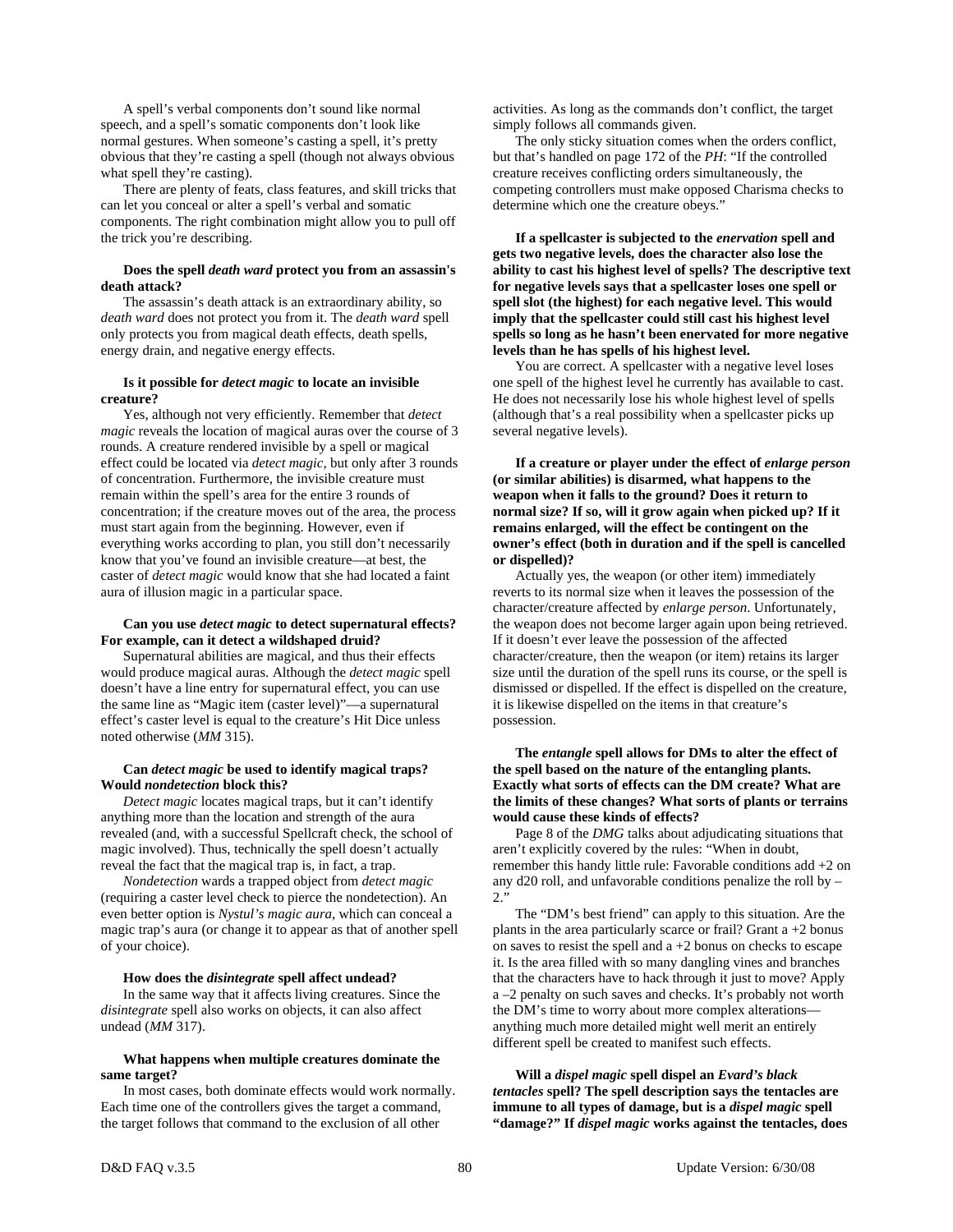A spell's verbal components don't sound like normal speech, and a spell's somatic components don't look like normal gestures. When someone's casting a spell, it's pretty obvious that they're casting a spell (though not always obvious what spell they're casting).

There are plenty of feats, class features, and skill tricks that can let you conceal or alter a spell's verbal and somatic components. The right combination might allow you to pull off the trick you're describing.

**Does the spell *death ward* protect you from an assassin's death attack?**

The assassin's death attack is an extraordinary ability, so *death ward* does not protect you from it. The *death ward* spell only protects you from magical death effects, death spells, energy drain, and negative energy effects.

**Is it possible for *detect magic* to locate an invisible creature?**

Yes, although not very efficiently. Remember that *detect magic* reveals the location of magical auras over the course of 3 rounds. A creature rendered invisible by a spell or magical effect could be located via *detect magic,* but only after 3 rounds of concentration. Furthermore, the invisible creature must remain within the spell's area for the entire 3 rounds of concentration; if the creature moves out of the area, the process must start again from the beginning. However, even if everything works according to plan, you still don't necessarily know that you've found an invisible creature—at best, the caster of *detect magic* would know that she had located a faint aura of illusion magic in a particular space.

**Can you use *detect magic* to detect supernatural effects? For example, can it detect a wildshaped druid?**

Supernatural abilities are magical, and thus their effects would produce magical auras. Although the *detect magic* spell doesn't have a line entry for supernatural effect, you can use the same line as "Magic item (caster level)"—a supernatural effect's caster level is equal to the creature's Hit Dice unless noted otherwise (*MM* 315).

**Can *detect magic* be used to identify magical traps? Would *nondetection* block this?**

*Detect magic* locates magical traps, but it can't identify anything more than the location and strength of the aura revealed (and, with a successful Spellcraft check, the school of magic involved). Thus, technically the spell doesn't actually reveal the fact that the magical trap is, in fact, a trap.

*Nondetection* wards a trapped object from *detect magic* (requiring a caster level check to pierce the nondetection). An even better option is *Nystul's magic aura*, which can conceal a magic trap's aura (or change it to appear as that of another spell of your choice).

**How does the *disintegrate* spell affect undead?**

In the same way that it affects living creatures. Since the *disintegrate* spell also works on objects, it can also affect undead (*MM* 317).

**What happens when multiple creatures dominate the same target?**

In most cases, both dominate effects would work normally. Each time one of the controllers gives the target a command, the target follows that command to the exclusion of all other activities. As long as the commands don't conflict, the target simply follows all commands given.

The only sticky situation comes when the orders conflict, but that's handled on page 172 of the *PH*: "If the controlled creature receives conflicting orders simultaneously, the competing controllers must make opposed Charisma checks to determine which one the creature obeys."

**If a spellcaster is subjected to the *enervation* spell and gets two negative levels, does the character also lose the ability to cast his highest level of spells? The descriptive text for negative levels says that a spellcaster loses one spell or spell slot (the highest) for each negative level. This would imply that the spellcaster could still cast his highest level spells so long as he hasn't been enervated for more negative levels than he has spells of his highest level.**

You are correct. A spellcaster with a negative level loses one spell of the highest level he currently has available to cast. He does not necessarily lose his whole highest level of spells (although that's a real possibility when a spellcaster picks up several negative levels).

**If a creature or player under the effect of *enlarge person* (or similar abilities) is disarmed, what happens to the weapon when it falls to the ground? Does it return to normal size? If so, will it grow again when picked up? If it remains enlarged, will the effect be contingent on the owner's effect (both in duration and if the spell is cancelled or dispelled)?**

Actually yes, the weapon (or other item) immediately reverts to its normal size when it leaves the possession of the character/creature affected by *enlarge person*. Unfortunately, the weapon does not become larger again upon being retrieved. If it doesn't ever leave the possession of the affected character/creature, then the weapon (or item) retains its larger size until the duration of the spell runs its course, or the spell is dismissed or dispelled. If the effect is dispelled on the creature, it is likewise dispelled on the items in that creature's possession.

**The *entangle* spell allows for DMs to alter the effect of the spell based on the nature of the entangling plants. Exactly what sorts of effects can the DM create? What are the limits of these changes? What sorts of plants or terrains would cause these kinds of effects?**

Page 8 of the *DMG* talks about adjudicating situations that aren't explicitly covered by the rules: "When in doubt, remember this handy little rule: Favorable conditions add +2 on any d20 roll, and unfavorable conditions penalize the roll by –2."

The "DM's best friend" can apply to this situation. Are the plants in the area particularly scarce or frail? Grant a +2 bonus on saves to resist the spell and a +2 bonus on checks to escape it. Is the area filled with so many dangling vines and branches that the characters have to hack through it just to move? Apply a –2 penalty on such saves and checks. It's probably not worth the DM's time to worry about more complex alterations—anything much more detailed might well merit an entirely different spell be created to manifest such effects.

**Will a *dispel magic* spell dispel an *Evard's black tentacles* spell? The spell description says the tentacles are immune to all types of damage, but is a *dispel magic* spell "damage?" If *dispel magic* works against the tentacles, does**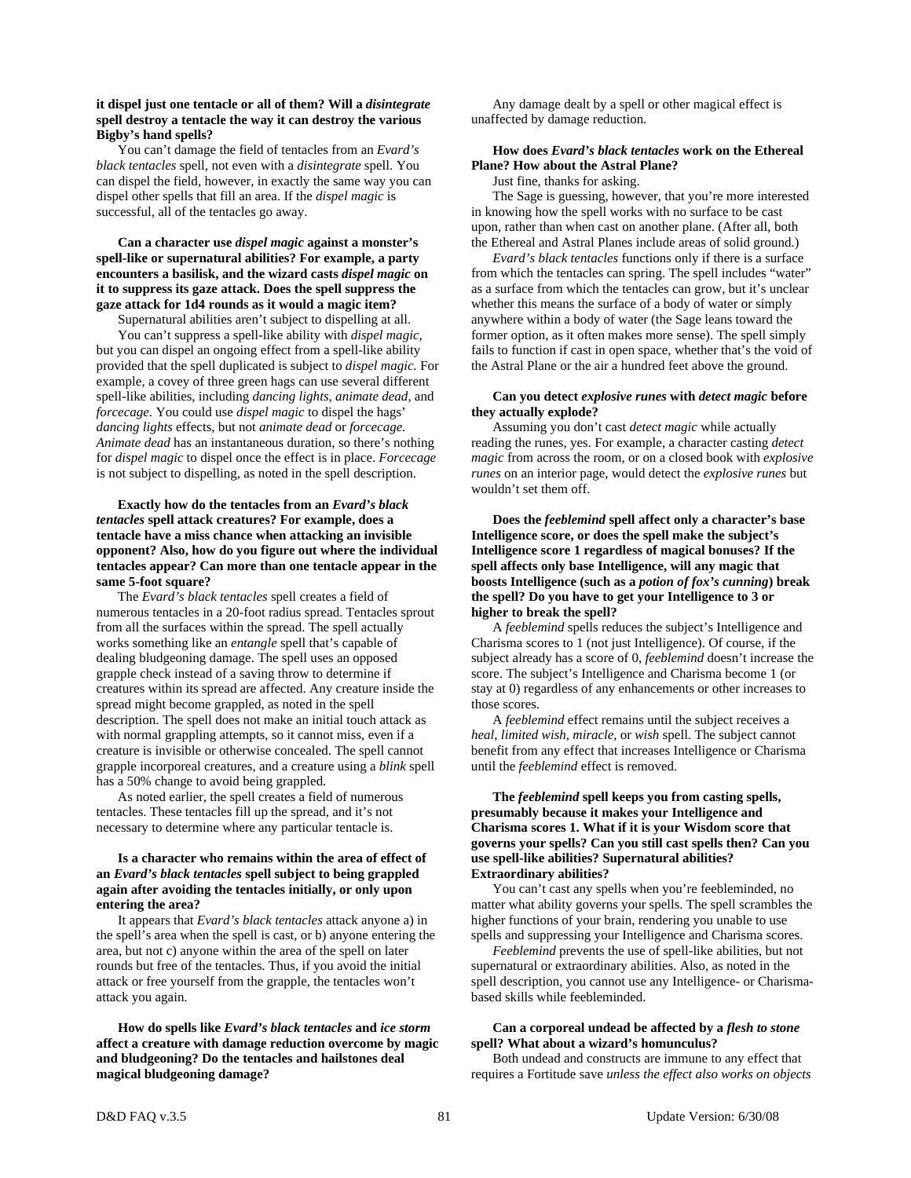**it dispel just one tentacle or all of them? Will a *disintegrate* spell destroy a tentacle the way it can destroy the various Bigby's hand spells?**

You can't damage the field of tentacles from an *Evard's black tentacles* spell, not even with a *disintegrate* spell. You can dispel the field, however, in exactly the same way you can dispel other spells that fill an area. If the *dispel magic* is successful, all of the tentacles go away.

**Can a character use *dispel magic* against a monster's spell-like or supernatural abilities? For example, a party encounters a basilisk, and the wizard casts *dispel magic* on it to suppress its gaze attack. Does the spell suppress the gaze attack for 1d4 rounds as it would a magic item?**

Supernatural abilities aren't subject to dispelling at all.

You can't suppress a spell-like ability with *dispel magic,* but you can dispel an ongoing effect from a spell-like ability provided that the spell duplicated is subject to *dispel magic.* For example, a covey of three green hags can use several different spell-like abilities, including *dancing lights, animate dead,* and *forcecage.* You could use *dispel magic* to dispel the hags' *dancing lights* effects, but not *animate dead* or *forcecage. Animate dead* has an instantaneous duration, so there's nothing for *dispel magic* to dispel once the effect is in place. *Forcecage* is not subject to dispelling, as noted in the spell description.

**Exactly how do the tentacles from an *Evard's black tentacles* spell attack creatures? For example, does a tentacle have a miss chance when attacking an invisible opponent? Also, how do you figure out where the individual tentacles appear? Can more than one tentacle appear in the same 5-foot square?**

The *Evard's black tentacles* spell creates a field of numerous tentacles in a 20-foot radius spread. Tentacles sprout from all the surfaces within the spread. The spell actually works something like an *entangle* spell that's capable of dealing bludgeoning damage. The spell uses an opposed grapple check instead of a saving throw to determine if creatures within its spread are affected. Any creature inside the spread might become grappled, as noted in the spell description. The spell does not make an initial touch attack as with normal grappling attempts, so it cannot miss, even if a creature is invisible or otherwise concealed. The spell cannot grapple incorporeal creatures, and a creature using a *blink* spell has a 50% change to avoid being grappled.

As noted earlier, the spell creates a field of numerous tentacles. These tentacles fill up the spread, and it's not necessary to determine where any particular tentacle is.

**Is a character who remains within the area of effect of an *Evard's black tentacles* spell subject to being grappled again after avoiding the tentacles initially, or only upon entering the area?**

It appears that *Evard's black tentacles* attack anyone a) in the spell's area when the spell is cast, or b) anyone entering the area, but not c) anyone within the area of the spell on later rounds but free of the tentacles. Thus, if you avoid the initial attack or free yourself from the grapple, the tentacles won't attack you again.

**How do spells like *Evard's black tentacles* and *ice storm* affect a creature with damage reduction overcome by magic and bludgeoning? Do the tentacles and hailstones deal magical bludgeoning damage?**

Any damage dealt by a spell or other magical effect is unaffected by damage reduction.

**How does *Evard's black tentacles* work on the Ethereal Plane? How about the Astral Plane?**

Just fine, thanks for asking.

The Sage is guessing, however, that you're more interested in knowing how the spell works with no surface to be cast upon, rather than when cast on another plane. (After all, both the Ethereal and Astral Planes include areas of solid ground.)

*Evard's black tentacles* functions only if there is a surface from which the tentacles can spring. The spell includes "water" as a surface from which the tentacles can grow, but it's unclear whether this means the surface of a body of water or simply anywhere within a body of water (the Sage leans toward the former option, as it often makes more sense). The spell simply fails to function if cast in open space, whether that's the void of the Astral Plane or the air a hundred feet above the ground.

**Can you detect *explosive runes* with *detect magic* before they actually explode?**

Assuming you don't cast *detect magic* while actually reading the runes, yes. For example, a character casting *detect magic* from across the room, or on a closed book with *explosive runes* on an interior page, would detect the *explosive runes* but wouldn't set them off.

**Does the *feeblemind* spell affect only a character's base Intelligence score, or does the spell make the subject's Intelligence score 1 regardless of magical bonuses? If the spell affects only base Intelligence, will any magic that boosts Intelligence (such as a *potion of fox's cunning*) break the spell? Do you have to get your Intelligence to 3 or higher to break the spell?**

A *feeblemind* spells reduces the subject's Intelligence and Charisma scores to 1 (not just Intelligence). Of course, if the subject already has a score of 0, *feeblemind* doesn't increase the score. The subject's Intelligence and Charisma become 1 (or stay at 0) regardless of any enhancements or other increases to those scores.

A *feeblemind* effect remains until the subject receives a *heal, limited wish, miracle,* or *wish* spell. The subject cannot benefit from any effect that increases Intelligence or Charisma until the *feeblemind* effect is removed.

**The *feeblemind* spell keeps you from casting spells, presumably because it makes your Intelligence and Charisma scores 1. What if it is your Wisdom score that governs your spells? Can you still cast spells then? Can you use spell-like abilities? Supernatural abilities? Extraordinary abilities?**

You can't cast any spells when you're feebleminded, no matter what ability governs your spells. The spell scrambles the higher functions of your brain, rendering you unable to use spells and suppressing your Intelligence and Charisma scores.

*Feeblemind* prevents the use of spell-like abilities, but not supernatural or extraordinary abilities. Also, as noted in the spell description, you cannot use any Intelligence- or Charisma-based skills while feebleminded.

**Can a corporeal undead be affected by a *flesh to stone* spell? What about a wizard's homunculus?**

Both undead and constructs are immune to any effect that requires a Fortitude save *unless the effect also works on objects*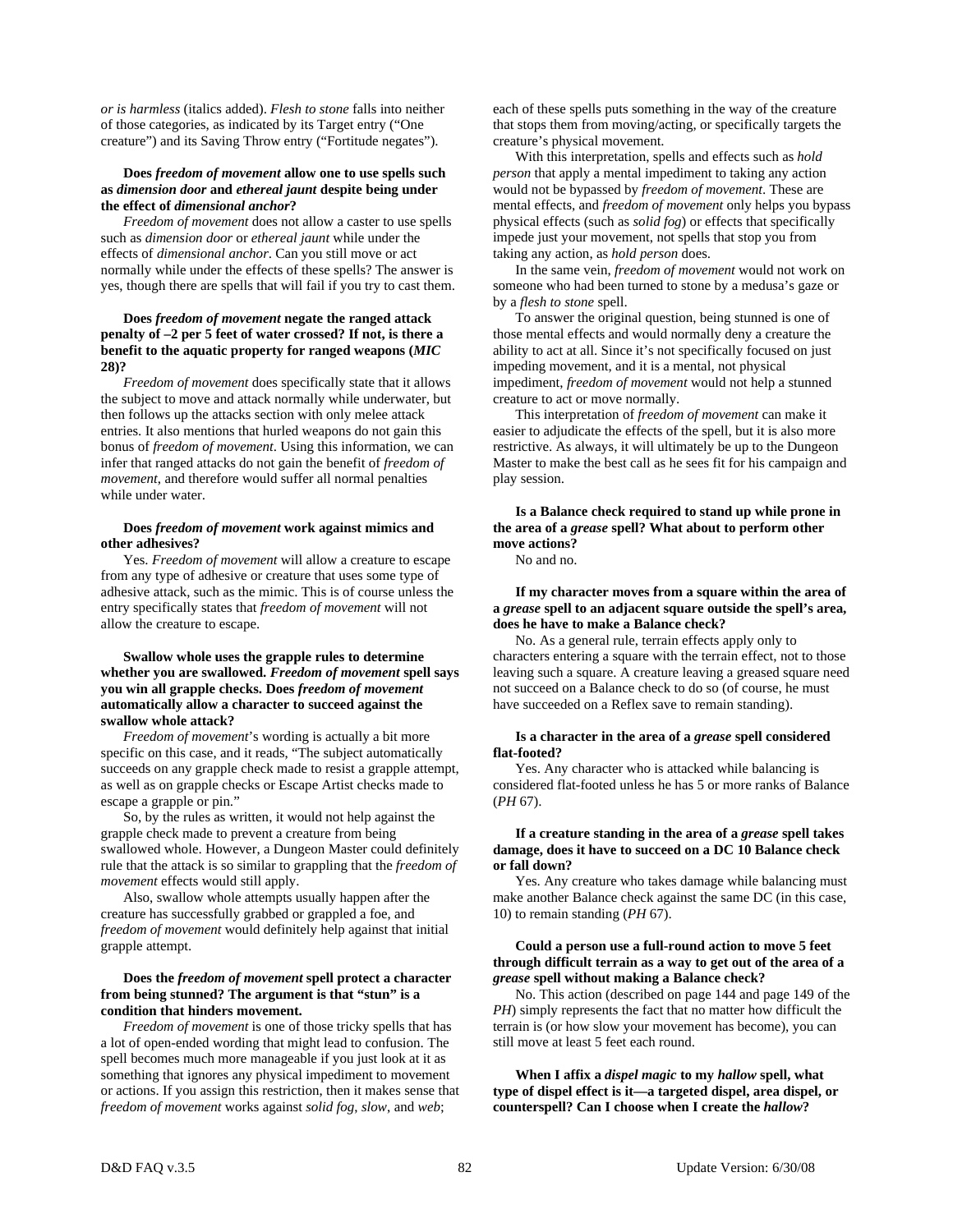*or is harmless* (italics added). *Flesh to stone* falls into neither of those categories, as indicated by its Target entry ("One creature") and its Saving Throw entry ("Fortitude negates").

**Does *freedom of movement* allow one to use spells such as *dimension door* and *ethereal jaunt* despite being under the effect of *dimensional anchor*?**

*Freedom of movement* does not allow a caster to use spells such as *dimension door* or *ethereal jaunt* while under the effects of *dimensional anchor*. Can you still move or act normally while under the effects of these spells? The answer is yes, though there are spells that will fail if you try to cast them.

**Does *freedom of movement* negate the ranged attack penalty of –2 per 5 feet of water crossed? If not, is there a benefit to the aquatic property for ranged weapons (*MIC* 28)?**

*Freedom of movement* does specifically state that it allows the subject to move and attack normally while underwater, but then follows up the attacks section with only melee attack entries. It also mentions that hurled weapons do not gain this bonus of *freedom of movement*. Using this information, we can infer that ranged attacks do not gain the benefit of *freedom of movement*, and therefore would suffer all normal penalties while under water.

**Does *freedom of movement* work against mimics and other adhesives?**

Yes. *Freedom of movement* will allow a creature to escape from any type of adhesive or creature that uses some type of adhesive attack, such as the mimic. This is of course unless the entry specifically states that *freedom of movement* will not allow the creature to escape.

**Swallow whole uses the grapple rules to determine whether you are swallowed. *Freedom of movement* spell says you win all grapple checks. Does *freedom of movement* automatically allow a character to succeed against the swallow whole attack?**

*Freedom of movement*'s wording is actually a bit more specific on this case, and it reads, "The subject automatically succeeds on any grapple check made to resist a grapple attempt, as well as on grapple checks or Escape Artist checks made to escape a grapple or pin."

So, by the rules as written, it would not help against the grapple check made to prevent a creature from being swallowed whole. However, a Dungeon Master could definitely rule that the attack is so similar to grappling that the *freedom of movement* effects would still apply.

Also, swallow whole attempts usually happen after the creature has successfully grabbed or grappled a foe, and *freedom of movement* would definitely help against that initial grapple attempt.

**Does the *freedom of movement* spell protect a character from being stunned? The argument is that "stun" is a condition that hinders movement.**

*Freedom of movement* is one of those tricky spells that has a lot of open-ended wording that might lead to confusion. The spell becomes much more manageable if you just look at it as something that ignores any physical impediment to movement or actions. If you assign this restriction, then it makes sense that *freedom of movement* works against *solid fog*, *slow*, and *web*; each of these spells puts something in the way of the creature that stops them from moving/acting, or specifically targets the creature's physical movement.

With this interpretation, spells and effects such as *hold person* that apply a mental impediment to taking any action would not be bypassed by *freedom of movement*. These are mental effects, and *freedom of movement* only helps you bypass physical effects (such as *solid fog*) or effects that specifically impede just your movement, not spells that stop you from taking any action, as *hold person* does.

In the same vein, *freedom of movement* would not work on someone who had been turned to stone by a medusa's gaze or by a *flesh to stone* spell.

To answer the original question, being stunned is one of those mental effects and would normally deny a creature the ability to act at all. Since it's not specifically focused on just impeding movement, and it is a mental, not physical impediment, *freedom of movement* would not help a stunned creature to act or move normally.

This interpretation of *freedom of movement* can make it easier to adjudicate the effects of the spell, but it is also more restrictive. As always, it will ultimately be up to the Dungeon Master to make the best call as he sees fit for his campaign and play session.

**Is a Balance check required to stand up while prone in the area of a *grease* spell? What about to perform other move actions?**

No and no.

**If my character moves from a square within the area of a *grease* spell to an adjacent square outside the spell's area, does he have to make a Balance check?**

No. As a general rule, terrain effects apply only to characters entering a square with the terrain effect, not to those leaving such a square. A creature leaving a greased square need not succeed on a Balance check to do so (of course, he must have succeeded on a Reflex save to remain standing).

**Is a character in the area of a *grease* spell considered flat-footed?**

Yes. Any character who is attacked while balancing is considered flat-footed unless he has 5 or more ranks of Balance (*PH* 67).

**If a creature standing in the area of a *grease* spell takes damage, does it have to succeed on a DC 10 Balance check or fall down?**

Yes. Any creature who takes damage while balancing must make another Balance check against the same DC (in this case, 10) to remain standing (*PH* 67).

**Could a person use a full-round action to move 5 feet through difficult terrain as a way to get out of the area of a *grease* spell without making a Balance check?**

No. This action (described on page 144 and page 149 of the *PH*) simply represents the fact that no matter how difficult the terrain is (or how slow your movement has become), you can still move at least 5 feet each round.

**When I affix a *dispel magic* to my *hallow* spell, what type of dispel effect is it—a targeted dispel, area dispel, or counterspell? Can I choose when I create the *hallow*?**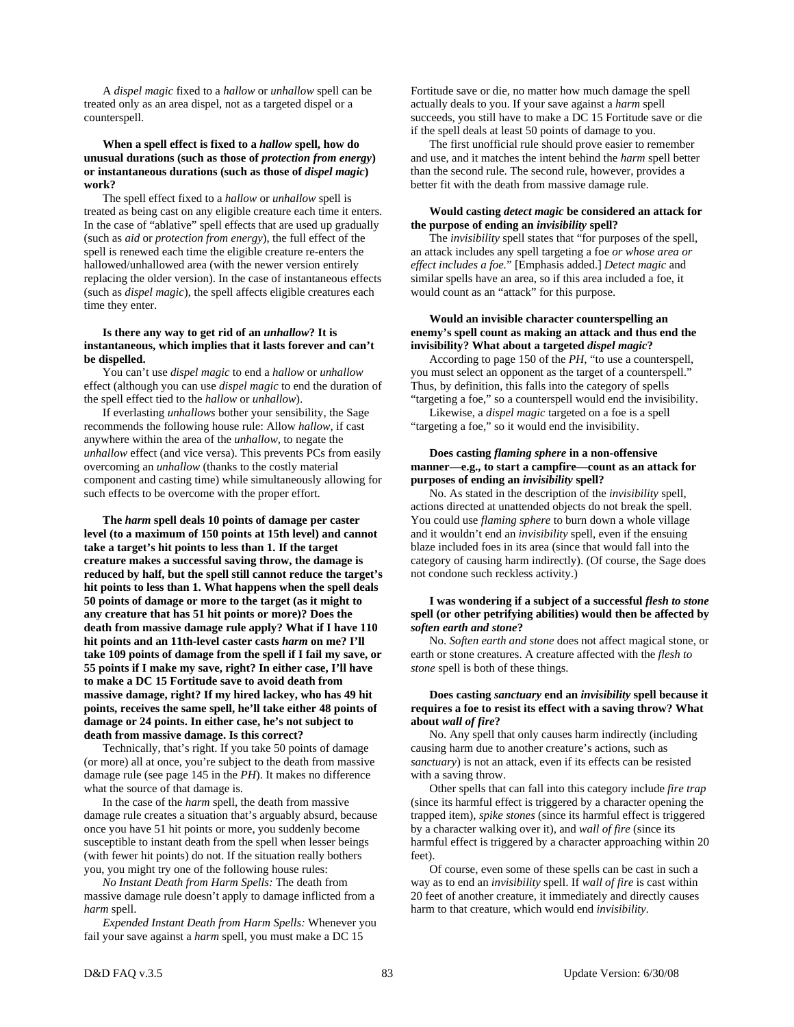A *dispel magic* fixed to a *hallow* or *unhallow* spell can be treated only as an area dispel, not as a targeted dispel or a counterspell.

**When a spell effect is fixed to a *hallow* spell, how do unusual durations (such as those of *protection from energy*) or instantaneous durations (such as those of *dispel magic*) work?**

The spell effect fixed to a *hallow* or *unhallow* spell is treated as being cast on any eligible creature each time it enters. In the case of "ablative" spell effects that are used up gradually (such as *aid* or *protection from energy*), the full effect of the spell is renewed each time the eligible creature re-enters the hallowed/unhallowed area (with the newer version entirely replacing the older version). In the case of instantaneous effects (such as *dispel magic*), the spell affects eligible creatures each time they enter.

**Is there any way to get rid of an *unhallow*? It is instantaneous, which implies that it lasts forever and can't be dispelled.**

You can't use *dispel magic* to end a *hallow* or *unhallow* effect (although you can use *dispel magic* to end the duration of the spell effect tied to the *hallow* or *unhallow*).

If everlasting *unhallows* bother your sensibility, the Sage recommends the following house rule: Allow *hallow*, if cast anywhere within the area of the *unhallow*, to negate the *unhallow* effect (and vice versa). This prevents PCs from easily overcoming an *unhallow* (thanks to the costly material component and casting time) while simultaneously allowing for such effects to be overcome with the proper effort.

**The *harm* spell deals 10 points of damage per caster level (to a maximum of 150 points at 15th level) and cannot take a target's hit points to less than 1. If the target creature makes a successful saving throw, the damage is reduced by half, but the spell still cannot reduce the target's hit points to less than 1. What happens when the spell deals 50 points of damage or more to the target (as it might to any creature that has 51 hit points or more)? Does the death from massive damage rule apply? What if I have 110 hit points and an 11th-level caster casts *harm* on me? I'll take 109 points of damage from the spell if I fail my save, or 55 points if I make my save, right? In either case, I'll have to make a DC 15 Fortitude save to avoid death from massive damage, right? If my hired lackey, who has 49 hit points, receives the same spell, he'll take either 48 points of damage or 24 points. In either case, he's not subject to death from massive damage. Is this correct?**

Technically, that's right. If you take 50 points of damage (or more) all at once, you're subject to the death from massive damage rule (see page 145 in the *PH*). It makes no difference what the source of that damage is.

In the case of the *harm* spell, the death from massive damage rule creates a situation that's arguably absurd, because once you have 51 hit points or more, you suddenly become susceptible to instant death from the spell when lesser beings (with fewer hit points) do not. If the situation really bothers you, you might try one of the following house rules:

*No Instant Death from Harm Spells:* The death from massive damage rule doesn't apply to damage inflicted from a *harm* spell.

*Expended Instant Death from Harm Spells:* Whenever you fail your save against a *harm* spell, you must make a DC 15 Fortitude save or die, no matter how much damage the spell actually deals to you. If your save against a *harm* spell succeeds, you still have to make a DC 15 Fortitude save or die if the spell deals at least 50 points of damage to you.

The first unofficial rule should prove easier to remember and use, and it matches the intent behind the *harm* spell better than the second rule. The second rule, however, provides a better fit with the death from massive damage rule.

**Would casting *detect magic* be considered an attack for the purpose of ending an *invisibility* spell?**

The *invisibility* spell states that "for purposes of the spell, an attack includes any spell targeting a foe *or whose area or effect includes a foe.*" [Emphasis added.] *Detect magic* and similar spells have an area, so if this area included a foe, it would count as an "attack" for this purpose.

**Would an invisible character counterspelling an enemy's spell count as making an attack and thus end the invisibility? What about a targeted *dispel magic*?**

According to page 150 of the *PH*, "to use a counterspell, you must select an opponent as the target of a counterspell." Thus, by definition, this falls into the category of spells "targeting a foe," so a counterspell would end the invisibility.

Likewise, a *dispel magic* targeted on a foe is a spell "targeting a foe," so it would end the invisibility.

**Does casting *flaming sphere* in a non-offensive manner—e.g., to start a campfire—count as an attack for purposes of ending an *invisibility* spell?**

No. As stated in the description of the *invisibility* spell, actions directed at unattended objects do not break the spell. You could use *flaming sphere* to burn down a whole village and it wouldn't end an *invisibility* spell, even if the ensuing blaze included foes in its area (since that would fall into the category of causing harm indirectly). (Of course, the Sage does not condone such reckless activity.)

**I was wondering if a subject of a successful *flesh to stone* spell (or other petrifying abilities) would then be affected by *soften earth and stone*?**

No. *Soften earth and stone* does not affect magical stone, or earth or stone creatures. A creature affected with the *flesh to stone* spell is both of these things.

**Does casting *sanctuary* end an *invisibility* spell because it requires a foe to resist its effect with a saving throw? What about *wall of fire*?**

No. Any spell that only causes harm indirectly (including causing harm due to another creature's actions, such as *sanctuary*) is not an attack, even if its effects can be resisted with a saving throw.

Other spells that can fall into this category include *fire trap* (since its harmful effect is triggered by a character opening the trapped item), *spike stones* (since its harmful effect is triggered by a character walking over it), and *wall of fire* (since its harmful effect is triggered by a character approaching within 20 feet).

Of course, even some of these spells can be cast in such a way as to end an *invisibility* spell. If *wall of fire* is cast within 20 feet of another creature, it immediately and directly causes harm to that creature, which would end *invisibility*.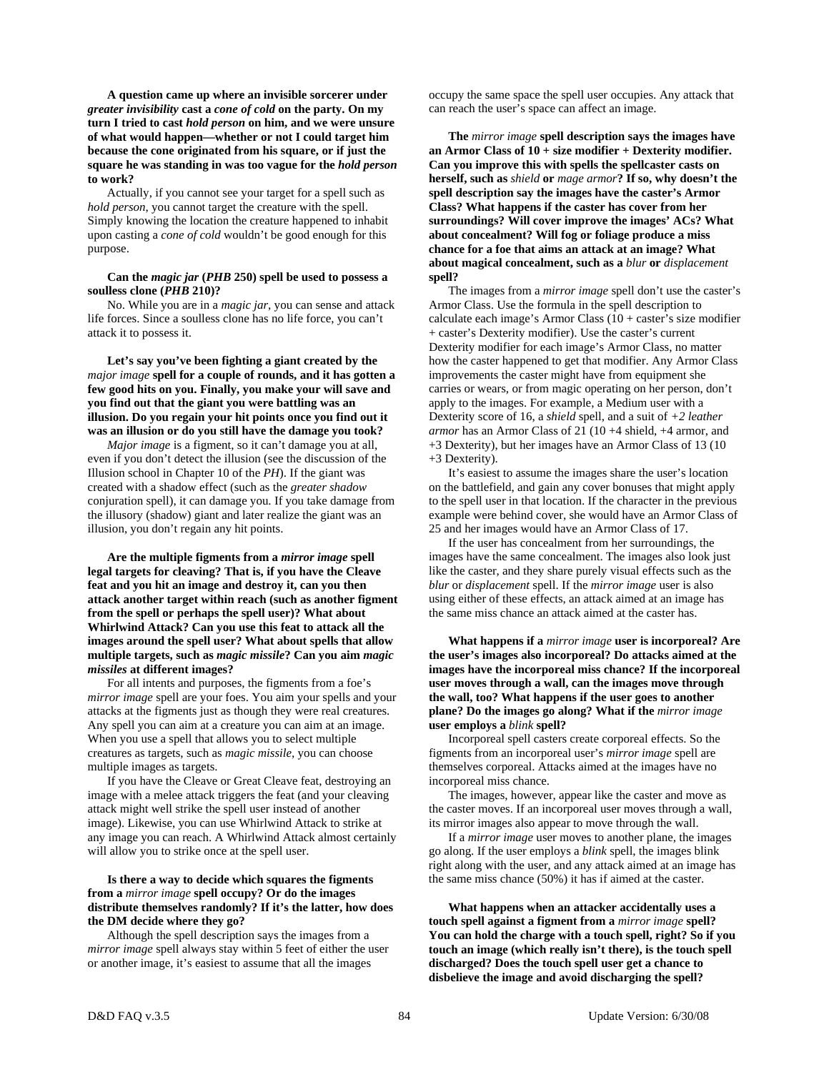**A question came up where an invisible sorcerer under *greater invisibility* cast a *cone of cold* on the party. On my turn I tried to cast *hold person* on him, and we were unsure of what would happen—whether or not I could target him because the cone originated from his square, or if just the square he was standing in was too vague for the *hold person* to work?**

Actually, if you cannot see your target for a spell such as *hold person,* you cannot target the creature with the spell. Simply knowing the location the creature happened to inhabit upon casting a *cone of cold* wouldn't be good enough for this purpose.

**Can the *magic jar* (*PHB* 250) spell be used to possess a soulless clone (*PHB* 210)?**

No. While you are in a *magic jar*, you can sense and attack life forces. Since a soulless clone has no life force, you can't attack it to possess it.

**Let's say you've been fighting a giant created by the *major image* spell for a couple of rounds, and it has gotten a few good hits on you. Finally, you make your will save and you find out that the giant you were battling was an illusion. Do you regain your hit points once you find out it was an illusion or do you still have the damage you took?**

*Major image* is a figment, so it can't damage you at all, even if you don't detect the illusion (see the discussion of the Illusion school in Chapter 10 of the *PH*). If the giant was created with a shadow effect (such as the *greater shadow* conjuration spell), it can damage you. If you take damage from the illusory (shadow) giant and later realize the giant was an illusion, you don't regain any hit points.

**Are the multiple figments from a *mirror image* spell legal targets for cleaving? That is, if you have the Cleave feat and you hit an image and destroy it, can you then attack another target within reach (such as another figment from the spell or perhaps the spell user)? What about Whirlwind Attack? Can you use this feat to attack all the images around the spell user? What about spells that allow multiple targets, such as *magic missile*? Can you aim *magic missiles* at different images?**

For all intents and purposes, the figments from a foe's *mirror image* spell are your foes. You aim your spells and your attacks at the figments just as though they were real creatures. Any spell you can aim at a creature you can aim at an image. When you use a spell that allows you to select multiple creatures as targets, such as *magic missile,* you can choose multiple images as targets.

If you have the Cleave or Great Cleave feat, destroying an image with a melee attack triggers the feat (and your cleaving attack might well strike the spell user instead of another image). Likewise, you can use Whirlwind Attack to strike at any image you can reach. A Whirlwind Attack almost certainly will allow you to strike once at the spell user.

**Is there a way to decide which squares the figments from a *mirror image* spell occupy? Or do the images distribute themselves randomly? If it's the latter, how does the DM decide where they go?**

Although the spell description says the images from a *mirror image* spell always stay within 5 feet of either the user or another image, it's easiest to assume that all the images occupy the same space the spell user occupies. Any attack that can reach the user's space can affect an image.

**The *mirror image* spell description says the images have an Armor Class of 10 + size modifier + Dexterity modifier. Can you improve this with spells the spellcaster casts on herself, such as *shield* or *mage armor*? If so, why doesn't the spell description say the images have the caster's Armor Class? What happens if the caster has cover from her surroundings? Will cover improve the images' ACs? What about concealment? Will fog or foliage produce a miss chance for a foe that aims an attack at an image? What about magical concealment, such as a *blur* or *displacement* spell?**

The images from a *mirror image* spell don't use the caster's Armor Class. Use the formula in the spell description to calculate each image's Armor Class (10 + caster's size modifier + caster's Dexterity modifier). Use the caster's current Dexterity modifier for each image's Armor Class, no matter how the caster happened to get that modifier. Any Armor Class improvements the caster might have from equipment she carries or wears, or from magic operating on her person, don't apply to the images. For example, a Medium user with a Dexterity score of 16, a *shield* spell, and a suit of *+2 leather armor* has an Armor Class of 21 (10 +4 shield, +4 armor, and +3 Dexterity), but her images have an Armor Class of 13 (10 +3 Dexterity).

It's easiest to assume the images share the user's location on the battlefield, and gain any cover bonuses that might apply to the spell user in that location. If the character in the previous example were behind cover, she would have an Armor Class of 25 and her images would have an Armor Class of 17.

If the user has concealment from her surroundings, the images have the same concealment. The images also look just like the caster, and they share purely visual effects such as the *blur* or *displacement* spell. If the *mirror image* user is also using either of these effects, an attack aimed at an image has the same miss chance an attack aimed at the caster has.

**What happens if a *mirror image* user is incorporeal? Are the user's images also incorporeal? Do attacks aimed at the images have the incorporeal miss chance? If the incorporeal user moves through a wall, can the images move through the wall, too? What happens if the user goes to another plane? Do the images go along? What if the *mirror image* user employs a *blink* spell?**

Incorporeal spell casters create corporeal effects. So the figments from an incorporeal user's *mirror image* spell are themselves corporeal. Attacks aimed at the images have no incorporeal miss chance.

The images, however, appear like the caster and move as the caster moves. If an incorporeal user moves through a wall, its mirror images also appear to move through the wall.

If a *mirror image* user moves to another plane, the images go along. If the user employs a *blink* spell, the images blink right along with the user, and any attack aimed at an image has the same miss chance (50%) it has if aimed at the caster.

**What happens when an attacker accidentally uses a touch spell against a figment from a *mirror image* spell? You can hold the charge with a touch spell, right? So if you touch an image (which really isn't there), is the touch spell discharged? Does the touch spell user get a chance to disbelieve the image and avoid discharging the spell?**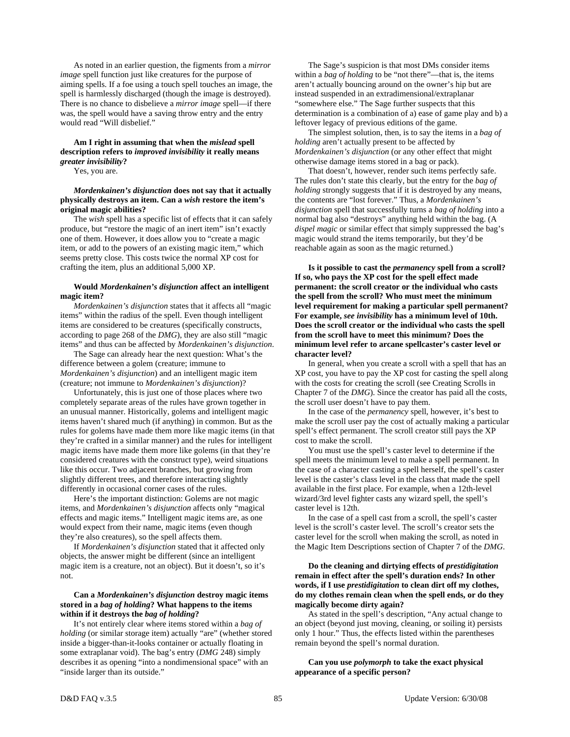As noted in an earlier question, the figments from a *mirror image* spell function just like creatures for the purpose of aiming spells. If a foe using a touch spell touches an image, the spell is harmlessly discharged (though the image is destroyed). There is no chance to disbelieve a *mirror image* spell—if there was, the spell would have a saving throw entry and the entry would read "Will disbelief."

**Am I right in assuming that when the *mislead* spell description refers to *improved invisibility* it really means *greater invisibility*?**

Yes, you are.

***Mordenkainen's disjunction* does not say that it actually physically destroys an item. Can a *wish* restore the item's original magic abilities?**

The *wish* spell has a specific list of effects that it can safely produce, but "restore the magic of an inert item" isn't exactly one of them. However, it does allow you to "create a magic item, or add to the powers of an existing magic item," which seems pretty close. This costs twice the normal XP cost for crafting the item, plus an additional 5,000 XP.

**Would *Mordenkainen's disjunction* affect an intelligent magic item?**

*Mordenkainen's disjunction* states that it affects all "magic items" within the radius of the spell. Even though intelligent items are considered to be creatures (specifically constructs, according to page 268 of the *DMG*), they are also still "magic items" and thus can be affected by *Mordenkainen's disjunction*.

The Sage can already hear the next question: What's the difference between a golem (creature; immune to *Mordenkainen's disjunction*) and an intelligent magic item (creature; not immune to *Mordenkainen's disjunction*)?

Unfortunately, this is just one of those places where two completely separate areas of the rules have grown together in an unusual manner. Historically, golems and intelligent magic items haven't shared much (if anything) in common. But as the rules for golems have made them more like magic items (in that they're crafted in a similar manner) and the rules for intelligent magic items have made them more like golems (in that they're considered creatures with the construct type), weird situations like this occur. Two adjacent branches, but growing from slightly different trees, and therefore interacting slightly differently in occasional corner cases of the rules.

Here's the important distinction: Golems are not magic items, and *Mordenkainen's disjunction* affects only "magical effects and magic items." Intelligent magic items are, as one would expect from their name, magic items (even though they're also creatures), so the spell affects them.

If *Mordenkainen's disjunction* stated that it affected only objects, the answer might be different (since an intelligent magic item is a creature, not an object). But it doesn't, so it's not.

**Can a *Mordenkainen's disjunction* destroy magic items stored in a *bag of holding*? What happens to the items within if it destroys the *bag of holding*?**

It's not entirely clear where items stored within a *bag of holding* (or similar storage item) actually "are" (whether stored inside a bigger-than-it-looks container or actually floating in some extraplanar void). The bag's entry (*DMG* 248) simply describes it as opening "into a nondimensional space" with an "inside larger than its outside."

The Sage's suspicion is that most DMs consider items within a *bag of holding* to be "not there"—that is, the items aren't actually bouncing around on the owner's hip but are instead suspended in an extradimensional/extraplanar "somewhere else." The Sage further suspects that this determination is a combination of a) ease of game play and b) a leftover legacy of previous editions of the game.

The simplest solution, then, is to say the items in a *bag of holding* aren't actually present to be affected by *Mordenkainen's disjunction* (or any other effect that might otherwise damage items stored in a bag or pack).

That doesn't, however, render such items perfectly safe. The rules don't state this clearly, but the entry for the *bag of holding* strongly suggests that if it is destroyed by any means, the contents are "lost forever." Thus, a *Mordenkainen's disjunction* spell that successfully turns a *bag of holding* into a normal bag also "destroys" anything held within the bag. (A *dispel magic* or similar effect that simply suppressed the bag's magic would strand the items temporarily, but they'd be reachable again as soon as the magic returned.)

**Is it possible to cast the *permanency* spell from a scroll? If so, who pays the XP cost for the spell effect made permanent: the scroll creator or the individual who casts the spell from the scroll? Who must meet the minimum level requirement for making a particular spell permanent? For example, *see invisibility* has a minimum level of 10th. Does the scroll creator or the individual who casts the spell from the scroll have to meet this minimum? Does the minimum level refer to arcane spellcaster's caster level or character level?**

In general, when you create a scroll with a spell that has an XP cost, you have to pay the XP cost for casting the spell along with the costs for creating the scroll (see Creating Scrolls in Chapter 7 of the *DMG*). Since the creator has paid all the costs, the scroll user doesn't have to pay them.

In the case of the *permanency* spell, however, it's best to make the scroll user pay the cost of actually making a particular spell's effect permanent. The scroll creator still pays the XP cost to make the scroll.

You must use the spell's caster level to determine if the spell meets the minimum level to make a spell permanent. In the case of a character casting a spell herself, the spell's caster level is the caster's class level in the class that made the spell available in the first place. For example, when a 12th-level wizard/3rd level fighter casts any wizard spell, the spell's caster level is 12th.

In the case of a spell cast from a scroll, the spell's caster level is the scroll's caster level. The scroll's creator sets the caster level for the scroll when making the scroll, as noted in the Magic Item Descriptions section of Chapter 7 of the *DMG*.

**Do the cleaning and dirtying effects of *prestidigitation* remain in effect after the spell's duration ends? In other words, if I use *prestidigitation* to clean dirt off my clothes, do my clothes remain clean when the spell ends, or do they magically become dirty again?**

As stated in the spell's description, "Any actual change to an object (beyond just moving, cleaning, or soiling it) persists only 1 hour." Thus, the effects listed within the parentheses remain beyond the spell's normal duration.

**Can you use *polymorph* to take the exact physical appearance of a specific person?**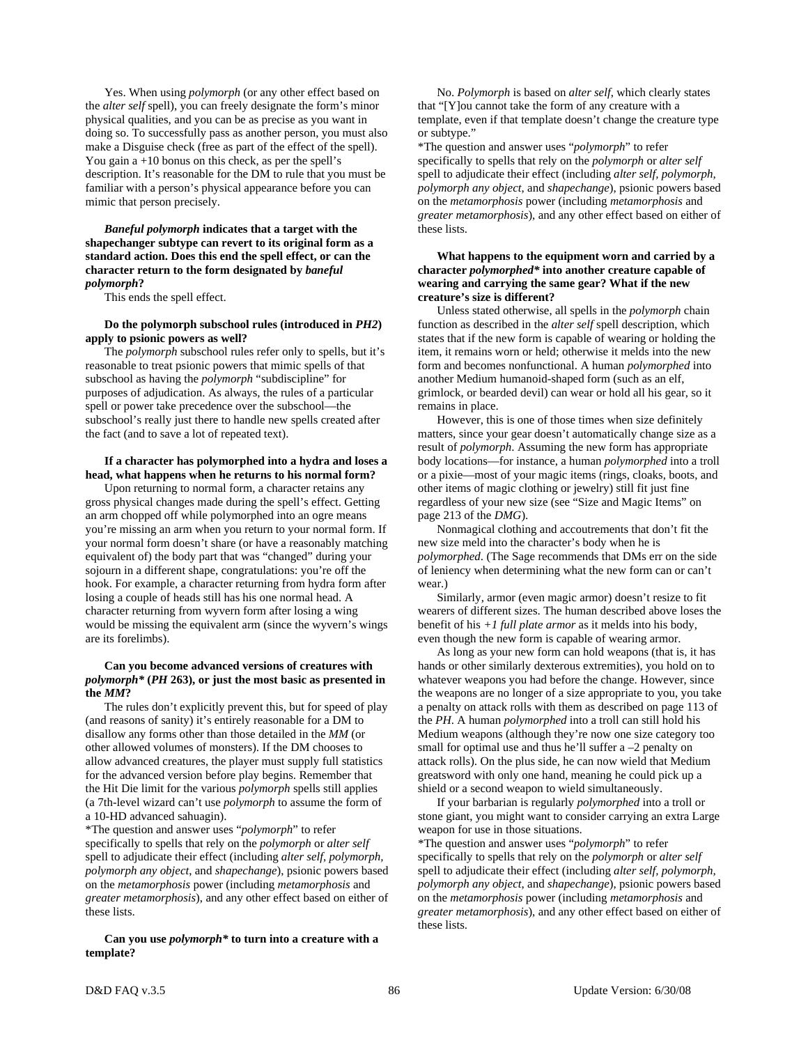Yes. When using *polymorph* (or any other effect based on the *alter self* spell), you can freely designate the form's minor physical qualities, and you can be as precise as you want in doing so. To successfully pass as another person, you must also make a Disguise check (free as part of the effect of the spell). You gain a +10 bonus on this check, as per the spell's description. It's reasonable for the DM to rule that you must be familiar with a person's physical appearance before you can mimic that person precisely.

***Baneful polymorph* indicates that a target with the shapechanger subtype can revert to its original form as a standard action. Does this end the spell effect, or can the character return to the form designated by *baneful polymorph*?**

This ends the spell effect.

**Do the polymorph subschool rules (introduced in *PH2*) apply to psionic powers as well?**

The *polymorph* subschool rules refer only to spells, but it's reasonable to treat psionic powers that mimic spells of that subschool as having the *polymorph* "subdiscipline" for purposes of adjudication. As always, the rules of a particular spell or power take precedence over the subschool—the subschool's really just there to handle new spells created after the fact (and to save a lot of repeated text).

**If a character has polymorphed into a hydra and loses a head, what happens when he returns to his normal form?**

Upon returning to normal form, a character retains any gross physical changes made during the spell's effect. Getting an arm chopped off while polymorphed into an ogre means you're missing an arm when you return to your normal form. If your normal form doesn't share (or have a reasonably matching equivalent of) the body part that was "changed" during your sojourn in a different shape, congratulations: you're off the hook. For example, a character returning from hydra form after losing a couple of heads still has his one normal head. A character returning from wyvern form after losing a wing would be missing the equivalent arm (since the wyvern's wings are its forelimbs).

**Can you become advanced versions of creatures with *polymorph** (*PH* 263), or just the most basic as presented in the *MM*?**

The rules don't explicitly prevent this, but for speed of play (and reasons of sanity) it's entirely reasonable for a DM to disallow any forms other than those detailed in the *MM* (or other allowed volumes of monsters). If the DM chooses to allow advanced creatures, the player must supply full statistics for the advanced version before play begins. Remember that the Hit Die limit for the various *polymorph* spells still applies (a 7th-level wizard can't use *polymorph* to assume the form of a 10-HD advanced sahuagin).

*The question and answer uses "*polymorph*" to refer specifically to spells that rely on the *polymorph* or *alter self* spell to adjudicate their effect (including *alter self, polymorph, polymorph any object*, and *shapechange*), psionic powers based on the *metamorphosis* power (including *metamorphosis* and *greater metamorphosis*), and any other effect based on either of these lists.

**Can you use *polymorph** to turn into a creature with a template?**

No. *Polymorph* is based on *alter self*, which clearly states that "[Y]ou cannot take the form of any creature with a template, even if that template doesn't change the creature type or subtype."

*The question and answer uses "*polymorph*" to refer specifically to spells that rely on the *polymorph* or *alter self* spell to adjudicate their effect (including *alter self, polymorph, polymorph any object*, and *shapechange*), psionic powers based on the *metamorphosis* power (including *metamorphosis* and *greater metamorphosis*), and any other effect based on either of these lists.

**What happens to the equipment worn and carried by a character *polymorphed** into another creature capable of wearing and carrying the same gear? What if the new creature's size is different?**

Unless stated otherwise, all spells in the *polymorph* chain function as described in the *alter self* spell description, which states that if the new form is capable of wearing or holding the item, it remains worn or held; otherwise it melds into the new form and becomes nonfunctional. A human *polymorphed* into another Medium humanoid-shaped form (such as an elf, grimlock, or bearded devil) can wear or hold all his gear, so it remains in place.

However, this is one of those times when size definitely matters, since your gear doesn't automatically change size as a result of *polymorph*. Assuming the new form has appropriate body locations—for instance, a human *polymorphed* into a troll or a pixie—most of your magic items (rings, cloaks, boots, and other items of magic clothing or jewelry) still fit just fine regardless of your new size (see "Size and Magic Items" on page 213 of the *DMG*).

Nonmagical clothing and accoutrements that don't fit the new size meld into the character's body when he is *polymorphed*. (The Sage recommends that DMs err on the side of leniency when determining what the new form can or can't wear.)

Similarly, armor (even magic armor) doesn't resize to fit wearers of different sizes. The human described above loses the benefit of his *+1 full plate armor* as it melds into his body, even though the new form is capable of wearing armor.

As long as your new form can hold weapons (that is, it has hands or other similarly dexterous extremities), you hold on to whatever weapons you had before the change. However, since the weapons are no longer of a size appropriate to you, you take a penalty on attack rolls with them as described on page 113 of the *PH*. A human *polymorphed* into a troll can still hold his Medium weapons (although they're now one size category too small for optimal use and thus he'll suffer a –2 penalty on attack rolls). On the plus side, he can now wield that Medium greatsword with only one hand, meaning he could pick up a shield or a second weapon to wield simultaneously.

If your barbarian is regularly *polymorphed* into a troll or stone giant, you might want to consider carrying an extra Large weapon for use in those situations.

*The question and answer uses "*polymorph*" to refer specifically to spells that rely on the *polymorph* or *alter self* spell to adjudicate their effect (including *alter self, polymorph, polymorph any object*, and *shapechange*), psionic powers based on the *metamorphosis* power (including *metamorphosis* and *greater metamorphosis*), and any other effect based on either of these lists.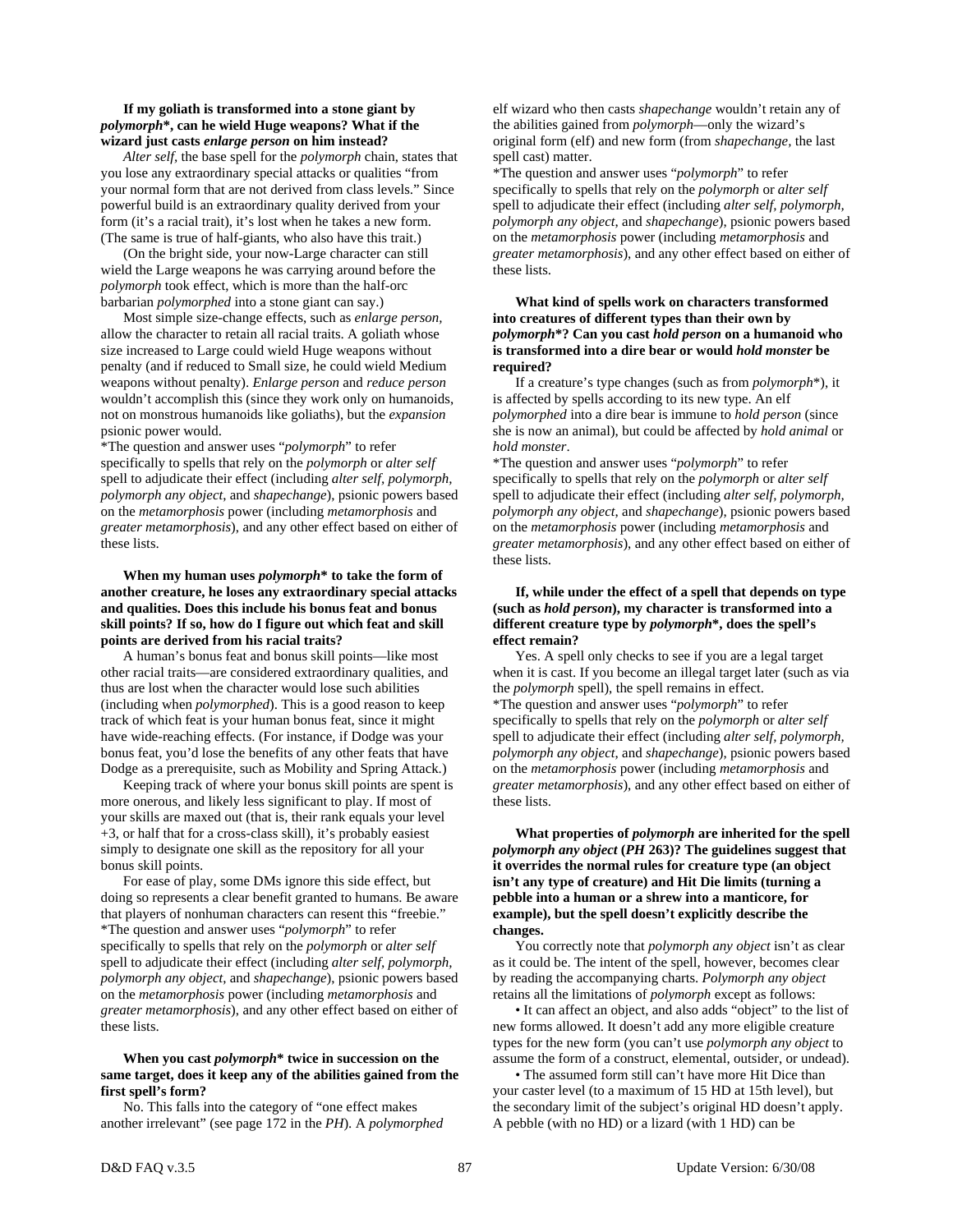**If my goliath is transformed into a stone giant by *polymorph*\*, can he wield Huge weapons? What if the wizard just casts *enlarge person* on him instead?**

*Alter self*, the base spell for the *polymorph* chain, states that you lose any extraordinary special attacks or qualities "from your normal form that are not derived from class levels." Since powerful build is an extraordinary quality derived from your form (it's a racial trait), it's lost when he takes a new form. (The same is true of half-giants, who also have this trait.)

(On the bright side, your now-Large character can still wield the Large weapons he was carrying around before the *polymorph* took effect, which is more than the half-orc barbarian *polymorphed* into a stone giant can say.)

Most simple size-change effects, such as *enlarge person*, allow the character to retain all racial traits. A goliath whose size increased to Large could wield Huge weapons without penalty (and if reduced to Small size, he could wield Medium weapons without penalty). *Enlarge person* and *reduce person* wouldn't accomplish this (since they work only on humanoids, not on monstrous humanoids like goliaths), but the *expansion* psionic power would.

\*The question and answer uses "*polymorph*" to refer specifically to spells that rely on the *polymorph* or *alter self* spell to adjudicate their effect (including *alter self*, *polymorph*, *polymorph any object*, and *shapechange*), psionic powers based on the *metamorphosis* power (including *metamorphosis* and *greater metamorphosis*), and any other effect based on either of these lists.

**When my human uses *polymorph*\* to take the form of another creature, he loses any extraordinary special attacks and qualities. Does this include his bonus feat and bonus skill points? If so, how do I figure out which feat and skill points are derived from his racial traits?**

A human's bonus feat and bonus skill points—like most other racial traits—are considered extraordinary qualities, and thus are lost when the character would lose such abilities (including when *polymorphed*). This is a good reason to keep track of which feat is your human bonus feat, since it might have wide-reaching effects. (For instance, if Dodge was your bonus feat, you'd lose the benefits of any other feats that have Dodge as a prerequisite, such as Mobility and Spring Attack.)

Keeping track of where your bonus skill points are spent is more onerous, and likely less significant to play. If most of your skills are maxed out (that is, their rank equals your level +3, or half that for a cross-class skill), it's probably easiest simply to designate one skill as the repository for all your bonus skill points.

For ease of play, some DMs ignore this side effect, but doing so represents a clear benefit granted to humans. Be aware that players of nonhuman characters can resent this "freebie."

\*The question and answer uses "*polymorph*" to refer specifically to spells that rely on the *polymorph* or *alter self* spell to adjudicate their effect (including *alter self*, *polymorph*, *polymorph any object*, and *shapechange*), psionic powers based on the *metamorphosis* power (including *metamorphosis* and *greater metamorphosis*), and any other effect based on either of these lists.

**When you cast *polymorph*\* twice in succession on the same target, does it keep any of the abilities gained from the first spell's form?**

No. This falls into the category of "one effect makes another irrelevant" (see page 172 in the *PH*). A *polymorphed* elf wizard who then casts *shapechange* wouldn't retain any of the abilities gained from *polymorph*—only the wizard's original form (elf) and new form (from *shapechange*, the last spell cast) matter.

\*The question and answer uses "*polymorph*" to refer specifically to spells that rely on the *polymorph* or *alter self* spell to adjudicate their effect (including *alter self*, *polymorph*, *polymorph any object*, and *shapechange*), psionic powers based on the *metamorphosis* power (including *metamorphosis* and *greater metamorphosis*), and any other effect based on either of these lists.

**What kind of spells work on characters transformed into creatures of different types than their own by *polymorph*\*? Can you cast *hold person* on a humanoid who is transformed into a dire bear or would *hold monster* be required?**

If a creature's type changes (such as from *polymorph*\*), it is affected by spells according to its new type. An elf *polymorphed* into a dire bear is immune to *hold person* (since she is now an animal), but could be affected by *hold animal* or *hold monster*.

\*The question and answer uses "*polymorph*" to refer specifically to spells that rely on the *polymorph* or *alter self* spell to adjudicate their effect (including *alter self*, *polymorph*, *polymorph any object*, and *shapechange*), psionic powers based on the *metamorphosis* power (including *metamorphosis* and *greater metamorphosis*), and any other effect based on either of these lists.

**If, while under the effect of a spell that depends on type (such as *hold person*), my character is transformed into a different creature type by *polymorph*\*, does the spell's effect remain?**

Yes. A spell only checks to see if you are a legal target when it is cast. If you become an illegal target later (such as via the *polymorph* spell), the spell remains in effect.

\*The question and answer uses "*polymorph*" to refer specifically to spells that rely on the *polymorph* or *alter self* spell to adjudicate their effect (including *alter self*, *polymorph*, *polymorph any object*, and *shapechange*), psionic powers based on the *metamorphosis* power (including *metamorphosis* and *greater metamorphosis*), and any other effect based on either of these lists.

**What properties of *polymorph* are inherited for the spell *polymorph any object* (*PH* 263)? The guidelines suggest that it overrides the normal rules for creature type (an object isn't any type of creature) and Hit Die limits (turning a pebble into a human or a shrew into a manticore, for example), but the spell doesn't explicitly describe the changes.**

You correctly note that *polymorph any object* isn't as clear as it could be. The intent of the spell, however, becomes clear by reading the accompanying charts. *Polymorph any object* retains all the limitations of *polymorph* except as follows:

- It can affect an object, and also adds "object" to the list of new forms allowed. It doesn't add any more eligible creature types for the new form (you can't use *polymorph any object* to assume the form of a construct, elemental, outsider, or undead).
- The assumed form still can't have more Hit Dice than your caster level (to a maximum of 15 HD at 15th level), but the secondary limit of the subject's original HD doesn't apply. A pebble (with no HD) or a lizard (with 1 HD) can be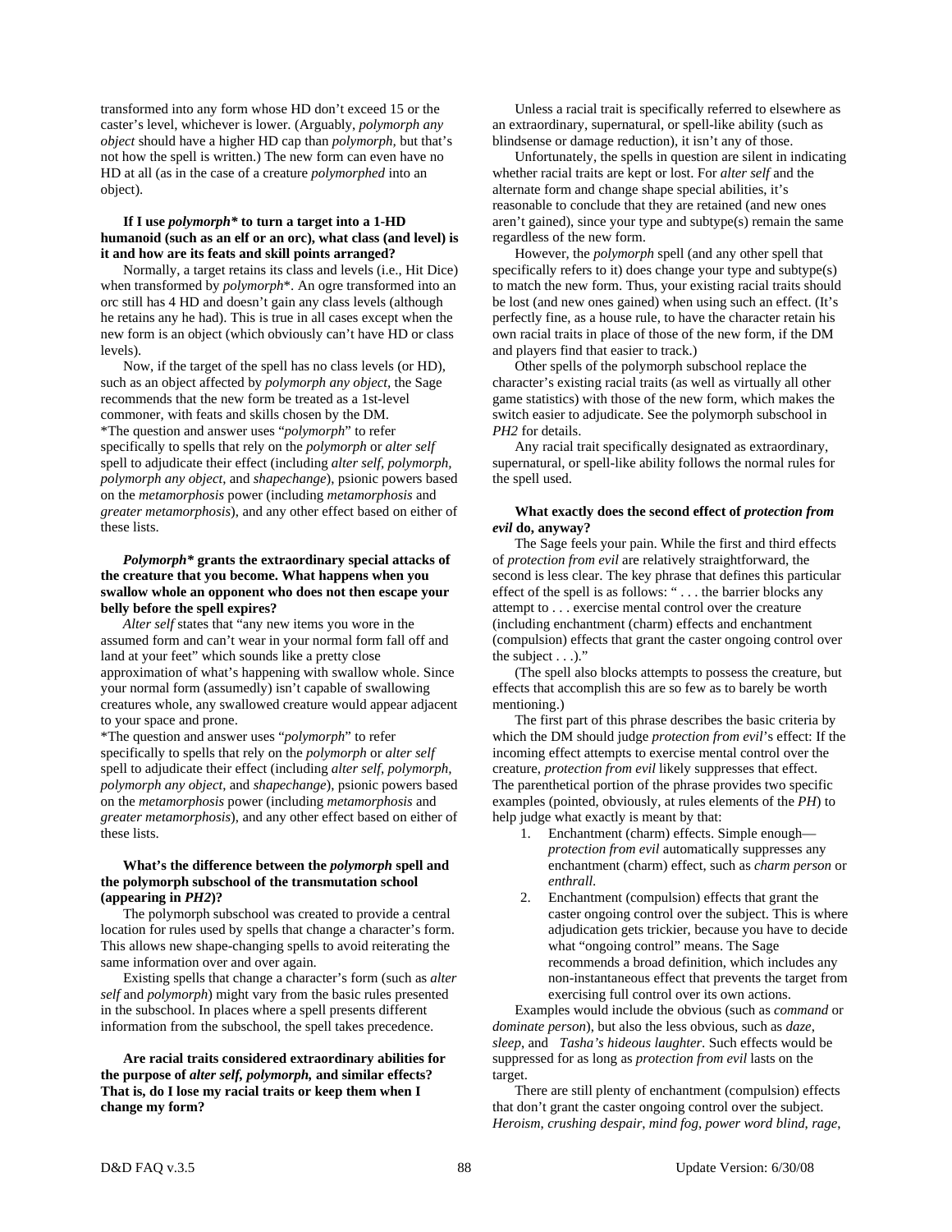transformed into any form whose HD don't exceed 15 or the caster's level, whichever is lower. (Arguably, *polymorph any object* should have a higher HD cap than *polymorph,* but that's not how the spell is written.) The new form can even have no HD at all (as in the case of a creature *polymorphed* into an object).

**If I use *polymorph** to turn a target into a 1-HD humanoid (such as an elf or an orc), what class (and level) is it and how are its feats and skill points arranged?**

Normally, a target retains its class and levels (i.e., Hit Dice) when transformed by *polymorph**. An ogre transformed into an orc still has 4 HD and doesn't gain any class levels (although he retains any he had). This is true in all cases except when the new form is an object (which obviously can't have HD or class levels).

Now, if the target of the spell has no class levels (or HD), such as an object affected by *polymorph any object*, the Sage recommends that the new form be treated as a 1st-level commoner, with feats and skills chosen by the DM.

*The question and answer uses "*polymorph*" to refer specifically to spells that rely on the *polymorph* or *alter self* spell to adjudicate their effect (including *alter self, polymorph, polymorph any object,* and *shapechange*), psionic powers based on the *metamorphosis* power (including *metamorphosis* and *greater metamorphosis*), and any other effect based on either of these lists.

***Polymorph** grants the extraordinary special attacks of the creature that you become. What happens when you swallow whole an opponent who does not then escape your belly before the spell expires?**

*Alter self* states that "any new items you wore in the assumed form and can't wear in your normal form fall off and land at your feet" which sounds like a pretty close approximation of what's happening with swallow whole. Since your normal form (assumedly) isn't capable of swallowing creatures whole, any swallowed creature would appear adjacent to your space and prone.

*The question and answer uses "*polymorph*" to refer specifically to spells that rely on the *polymorph* or *alter self* spell to adjudicate their effect (including *alter self, polymorph, polymorph any object*, and *shapechange*), psionic powers based on the *metamorphosis* power (including *metamorphosis* and *greater metamorphosis*), and any other effect based on either of these lists.

**What's the difference between the *polymorph* spell and the polymorph subschool of the transmutation school (appearing in *PH2*)?**

The polymorph subschool was created to provide a central location for rules used by spells that change a character's form. This allows new shape-changing spells to avoid reiterating the same information over and over again.

Existing spells that change a character's form (such as *alter self* and *polymorph*) might vary from the basic rules presented in the subschool. In places where a spell presents different information from the subschool, the spell takes precedence.

**Are racial traits considered extraordinary abilities for the purpose of *alter self, polymorph,* and similar effects? That is, do I lose my racial traits or keep them when I change my form?**

Unless a racial trait is specifically referred to elsewhere as an extraordinary, supernatural, or spell-like ability (such as blindsense or damage reduction), it isn't any of those.

Unfortunately, the spells in question are silent in indicating whether racial traits are kept or lost. For *alter self* and the alternate form and change shape special abilities, it's reasonable to conclude that they are retained (and new ones aren't gained), since your type and subtype(s) remain the same regardless of the new form.

However, the *polymorph* spell (and any other spell that specifically refers to it) does change your type and subtype(s) to match the new form. Thus, your existing racial traits should be lost (and new ones gained) when using such an effect. (It's perfectly fine, as a house rule, to have the character retain his own racial traits in place of those of the new form, if the DM and players find that easier to track.)

Other spells of the polymorph subschool replace the character's existing racial traits (as well as virtually all other game statistics) with those of the new form, which makes the switch easier to adjudicate. See the polymorph subschool in *PH2* for details.

Any racial trait specifically designated as extraordinary, supernatural, or spell-like ability follows the normal rules for the spell used.

**What exactly does the second effect of *protection from evil* do, anyway?**

The Sage feels your pain. While the first and third effects of *protection from evil* are relatively straightforward, the second is less clear. The key phrase that defines this particular effect of the spell is as follows: " . . . the barrier blocks any attempt to . . . exercise mental control over the creature (including enchantment (charm) effects and enchantment (compulsion) effects that grant the caster ongoing control over the subject . . .)."

(The spell also blocks attempts to possess the creature, but effects that accomplish this are so few as to barely be worth mentioning.)

The first part of this phrase describes the basic criteria by which the DM should judge *protection from evil*'s effect: If the incoming effect attempts to exercise mental control over the creature, *protection from evil* likely suppresses that effect. The parenthetical portion of the phrase provides two specific examples (pointed, obviously, at rules elements of the *PH*) to help judge what exactly is meant by that:

1. Enchantment (charm) effects. Simple enough—*protection from evil* automatically suppresses any enchantment (charm) effect, such as *charm person* or *enthrall*.
2. Enchantment (compulsion) effects that grant the caster ongoing control over the subject. This is where adjudication gets trickier, because you have to decide what "ongoing control" means. The Sage recommends a broad definition, which includes any non-instantaneous effect that prevents the target from exercising full control over its own actions.

Examples would include the obvious (such as *command* or *dominate person*), but also the less obvious, such as *daze, sleep*, and *Tasha's hideous laughter*. Such effects would be suppressed for as long as *protection from evil* lasts on the target.

There are still plenty of enchantment (compulsion) effects that don't grant the caster ongoing control over the subject. *Heroism, crushing despair, mind fog, power word blind, rage,*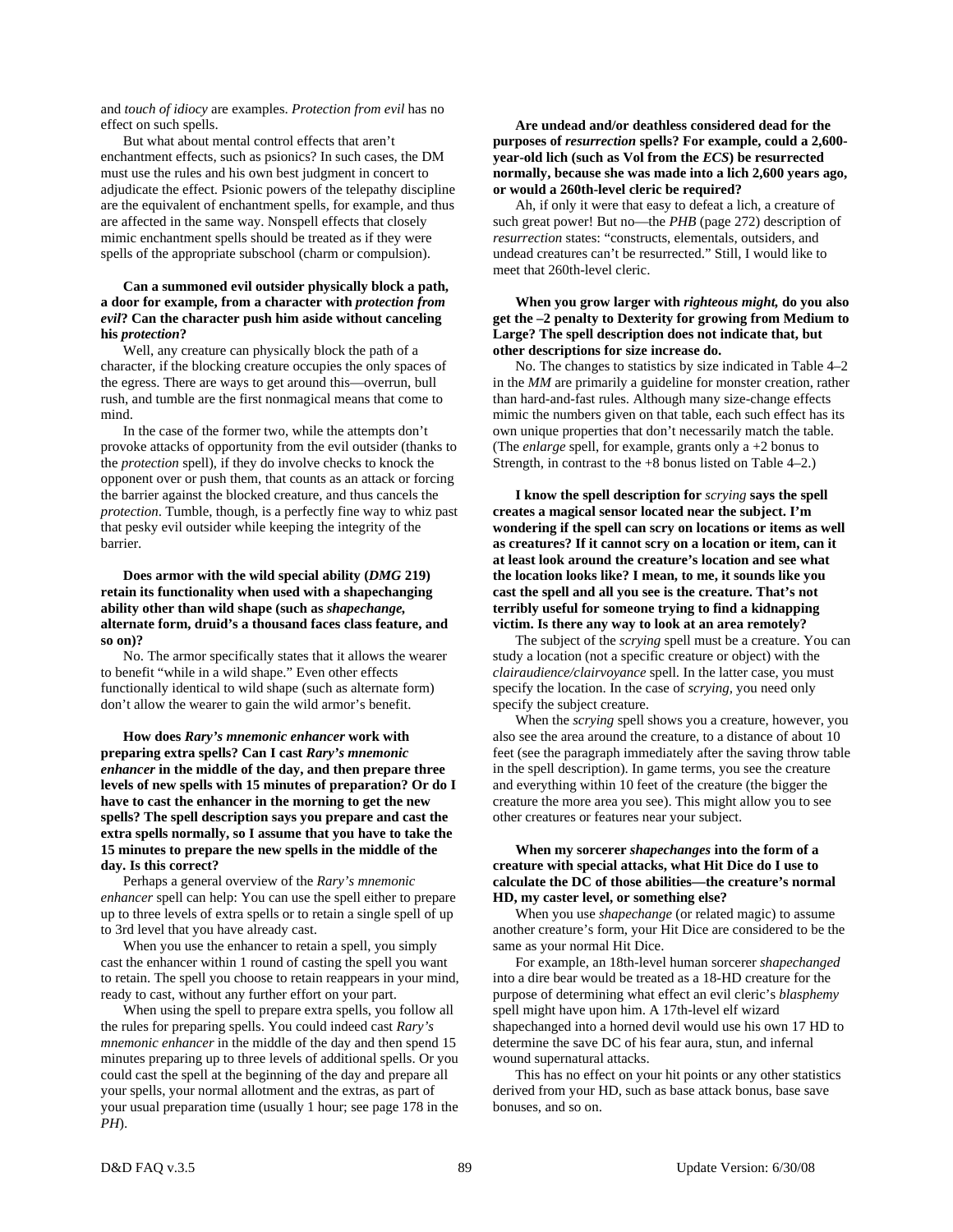and *touch of idiocy* are examples. *Protection from evil* has no effect on such spells.

But what about mental control effects that aren't enchantment effects, such as psionics? In such cases, the DM must use the rules and his own best judgment in concert to adjudicate the effect. Psionic powers of the telepathy discipline are the equivalent of enchantment spells, for example, and thus are affected in the same way. Nonspell effects that closely mimic enchantment spells should be treated as if they were spells of the appropriate subschool (charm or compulsion).

**Can a summoned evil outsider physically block a path, a door for example, from a character with *protection from evil*? Can the character push him aside without canceling his *protection*?**

Well, any creature can physically block the path of a character, if the blocking creature occupies the only spaces of the egress. There are ways to get around this—overrun, bull rush, and tumble are the first nonmagical means that come to mind.

In the case of the former two, while the attempts don't provoke attacks of opportunity from the evil outsider (thanks to the *protection* spell), if they do involve checks to knock the opponent over or push them, that counts as an attack or forcing the barrier against the blocked creature, and thus cancels the *protection*. Tumble, though, is a perfectly fine way to whiz past that pesky evil outsider while keeping the integrity of the barrier.

**Does armor with the wild special ability (*DMG* 219) retain its functionality when used with a shapechanging ability other than wild shape (such as *shapechange,* alternate form, druid's a thousand faces class feature, and so on)?**

No. The armor specifically states that it allows the wearer to benefit "while in a wild shape." Even other effects functionally identical to wild shape (such as alternate form) don't allow the wearer to gain the wild armor's benefit.

**How does *Rary's mnemonic enhancer* work with preparing extra spells? Can I cast *Rary's mnemonic enhancer* in the middle of the day, and then prepare three levels of new spells with 15 minutes of preparation? Or do I have to cast the enhancer in the morning to get the new spells? The spell description says you prepare and cast the extra spells normally, so I assume that you have to take the 15 minutes to prepare the new spells in the middle of the day. Is this correct?**

Perhaps a general overview of the *Rary's mnemonic enhancer* spell can help: You can use the spell either to prepare up to three levels of extra spells or to retain a single spell of up to 3rd level that you have already cast.

When you use the enhancer to retain a spell, you simply cast the enhancer within 1 round of casting the spell you want to retain. The spell you choose to retain reappears in your mind, ready to cast, without any further effort on your part.

When using the spell to prepare extra spells, you follow all the rules for preparing spells. You could indeed cast *Rary's mnemonic enhancer* in the middle of the day and then spend 15 minutes preparing up to three levels of additional spells. Or you could cast the spell at the beginning of the day and prepare all your spells, your normal allotment and the extras, as part of your usual preparation time (usually 1 hour; see page 178 in the *PH*).

**Are undead and/or deathless considered dead for the purposes of *resurrection* spells? For example, could a 2,600-year-old lich (such as Vol from the *ECS*) be resurrected normally, because she was made into a lich 2,600 years ago, or would a 260th-level cleric be required?**

Ah, if only it were that easy to defeat a lich, a creature of such great power! But no—the *PHB* (page 272) description of *resurrection* states: "constructs, elementals, outsiders, and undead creatures can't be resurrected." Still, I would like to meet that 260th-level cleric.

**When you grow larger with *righteous might,* do you also get the –2 penalty to Dexterity for growing from Medium to Large? The spell description does not indicate that, but other descriptions for size increase do.**

No. The changes to statistics by size indicated in Table 4–2 in the *MM* are primarily a guideline for monster creation, rather than hard-and-fast rules. Although many size-change effects mimic the numbers given on that table, each such effect has its own unique properties that don't necessarily match the table. (The *enlarge* spell, for example, grants only a +2 bonus to Strength, in contrast to the +8 bonus listed on Table 4–2.)

**I know the spell description for *scrying* says the spell creates a magical sensor located near the subject. I'm wondering if the spell can scry on locations or items as well as creatures? If it cannot scry on a location or item, can it at least look around the creature's location and see what the location looks like? I mean, to me, it sounds like you cast the spell and all you see is the creature. That's not terribly useful for someone trying to find a kidnapping victim. Is there any way to look at an area remotely?**

The subject of the *scrying* spell must be a creature. You can study a location (not a specific creature or object) with the *clairaudience/clairvoyance* spell. In the latter case, you must specify the location. In the case of *scrying,* you need only specify the subject creature.

When the *scrying* spell shows you a creature, however, you also see the area around the creature, to a distance of about 10 feet (see the paragraph immediately after the saving throw table in the spell description). In game terms, you see the creature and everything within 10 feet of the creature (the bigger the creature the more area you see). This might allow you to see other creatures or features near your subject.

**When my sorcerer *shapechanges* into the form of a creature with special attacks, what Hit Dice do I use to calculate the DC of those abilities—the creature's normal HD, my caster level, or something else?**

When you use *shapechange* (or related magic) to assume another creature's form, your Hit Dice are considered to be the same as your normal Hit Dice.

For example, an 18th-level human sorcerer *shapechanged* into a dire bear would be treated as a 18-HD creature for the purpose of determining what effect an evil cleric's *blasphemy* spell might have upon him. A 17th-level elf wizard shapechanged into a horned devil would use his own 17 HD to determine the save DC of his fear aura, stun, and infernal wound supernatural attacks.

This has no effect on your hit points or any other statistics derived from your HD, such as base attack bonus, base save bonuses, and so on.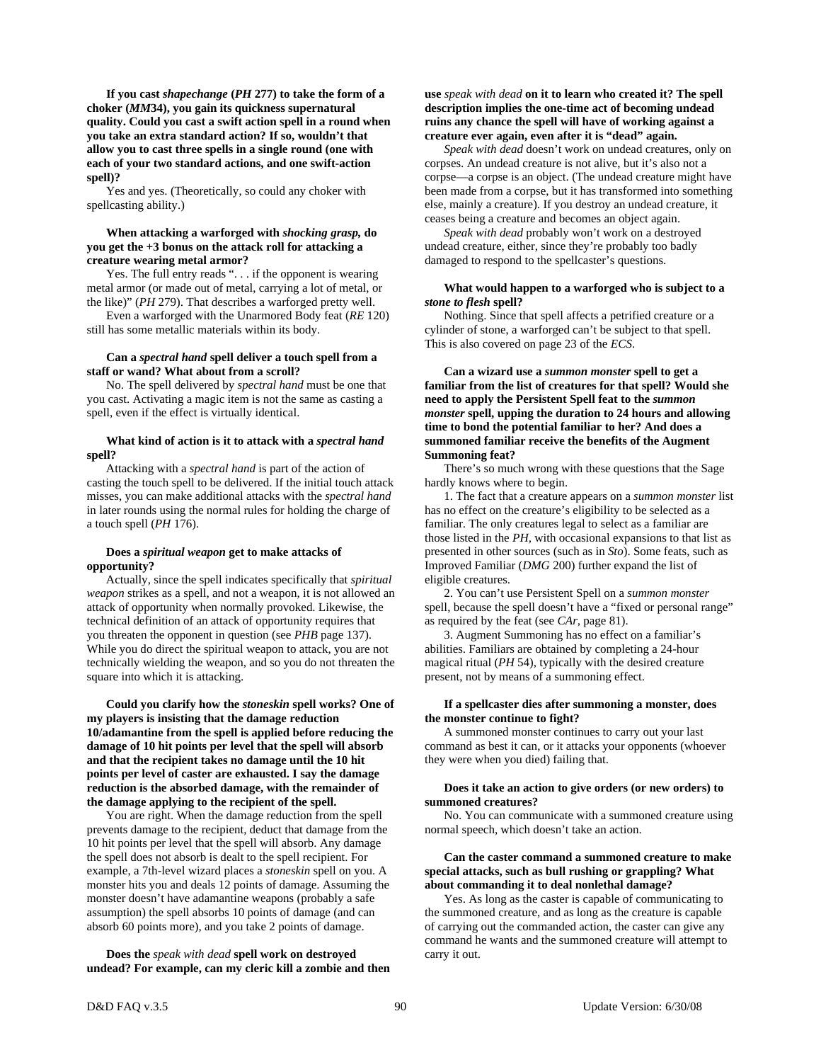**If you cast *shapechange* (*PH* 277) to take the form of a choker (*MM*34), you gain its quickness supernatural quality. Could you cast a swift action spell in a round when you take an extra standard action? If so, wouldn't that allow you to cast three spells in a single round (one with each of your two standard actions, and one swift-action spell)?**

Yes and yes. (Theoretically, so could any choker with spellcasting ability.)

**When attacking a warforged with *shocking grasp,* do you get the +3 bonus on the attack roll for attacking a creature wearing metal armor?**

Yes. The full entry reads ". . . if the opponent is wearing metal armor (or made out of metal, carrying a lot of metal, or the like)" (*PH* 279). That describes a warforged pretty well.

Even a warforged with the Unarmored Body feat (*RE* 120) still has some metallic materials within its body.

**Can a *spectral hand* spell deliver a touch spell from a staff or wand? What about from a scroll?**

No. The spell delivered by *spectral hand* must be one that you cast. Activating a magic item is not the same as casting a spell, even if the effect is virtually identical.

**What kind of action is it to attack with a *spectral hand* spell?**

Attacking with a *spectral hand* is part of the action of casting the touch spell to be delivered. If the initial touch attack misses, you can make additional attacks with the *spectral hand* in later rounds using the normal rules for holding the charge of a touch spell (*PH* 176).

**Does a *spiritual weapon* get to make attacks of opportunity?**

Actually, since the spell indicates specifically that *spiritual weapon* strikes as a spell, and not a weapon, it is not allowed an attack of opportunity when normally provoked. Likewise, the technical definition of an attack of opportunity requires that you threaten the opponent in question (see *PHB* page 137). While you do direct the spiritual weapon to attack, you are not technically wielding the weapon, and so you do not threaten the square into which it is attacking.

**Could you clarify how the *stoneskin* spell works? One of my players is insisting that the damage reduction 10/adamantine from the spell is applied before reducing the damage of 10 hit points per level that the spell will absorb and that the recipient takes no damage until the 10 hit points per level of caster are exhausted. I say the damage reduction is the absorbed damage, with the remainder of the damage applying to the recipient of the spell.**

You are right. When the damage reduction from the spell prevents damage to the recipient, deduct that damage from the 10 hit points per level that the spell will absorb. Any damage the spell does not absorb is dealt to the spell recipient. For example, a 7th-level wizard places a *stoneskin* spell on you. A monster hits you and deals 12 points of damage. Assuming the monster doesn't have adamantine weapons (probably a safe assumption) the spell absorbs 10 points of damage (and can absorb 60 points more), and you take 2 points of damage.

**Does the *speak with dead* spell work on destroyed undead? For example, can my cleric kill a zombie and then use *speak with dead* on it to learn who created it? The spell description implies the one-time act of becoming undead ruins any chance the spell will have of working against a creature ever again, even after it is "dead" again.**

*Speak with dead* doesn't work on undead creatures, only on corpses. An undead creature is not alive, but it's also not a corpse—a corpse is an object. (The undead creature might have been made from a corpse, but it has transformed into something else, mainly a creature). If you destroy an undead creature, it ceases being a creature and becomes an object again.

*Speak with dead* probably won't work on a destroyed undead creature, either, since they're probably too badly damaged to respond to the spellcaster's questions.

**What would happen to a warforged who is subject to a *stone to flesh* spell?**

Nothing. Since that spell affects a petrified creature or a cylinder of stone, a warforged can't be subject to that spell. This is also covered on page 23 of the *ECS*.

**Can a wizard use a *summon monster* spell to get a familiar from the list of creatures for that spell? Would she need to apply the Persistent Spell feat to the *summon monster* spell, upping the duration to 24 hours and allowing time to bond the potential familiar to her? And does a summoned familiar receive the benefits of the Augment Summoning feat?**

There's so much wrong with these questions that the Sage hardly knows where to begin.

1. The fact that a creature appears on a *summon monster* list has no effect on the creature's eligibility to be selected as a familiar. The only creatures legal to select as a familiar are those listed in the *PH*, with occasional expansions to that list as presented in other sources (such as in *Sto*). Some feats, such as Improved Familiar (*DMG* 200) further expand the list of eligible creatures.

2. You can't use Persistent Spell on a *summon monster* spell, because the spell doesn't have a "fixed or personal range" as required by the feat (see *CAr,* page 81).

3. Augment Summoning has no effect on a familiar's abilities. Familiars are obtained by completing a 24-hour magical ritual (*PH* 54), typically with the desired creature present, not by means of a summoning effect.

**If a spellcaster dies after summoning a monster, does the monster continue to fight?**

A summoned monster continues to carry out your last command as best it can, or it attacks your opponents (whoever they were when you died) failing that.

**Does it take an action to give orders (or new orders) to summoned creatures?**

No. You can communicate with a summoned creature using normal speech, which doesn't take an action.

**Can the caster command a summoned creature to make special attacks, such as bull rushing or grappling? What about commanding it to deal nonlethal damage?**

Yes. As long as the caster is capable of communicating to the summoned creature, and as long as the creature is capable of carrying out the commanded action, the caster can give any command he wants and the summoned creature will attempt to carry it out.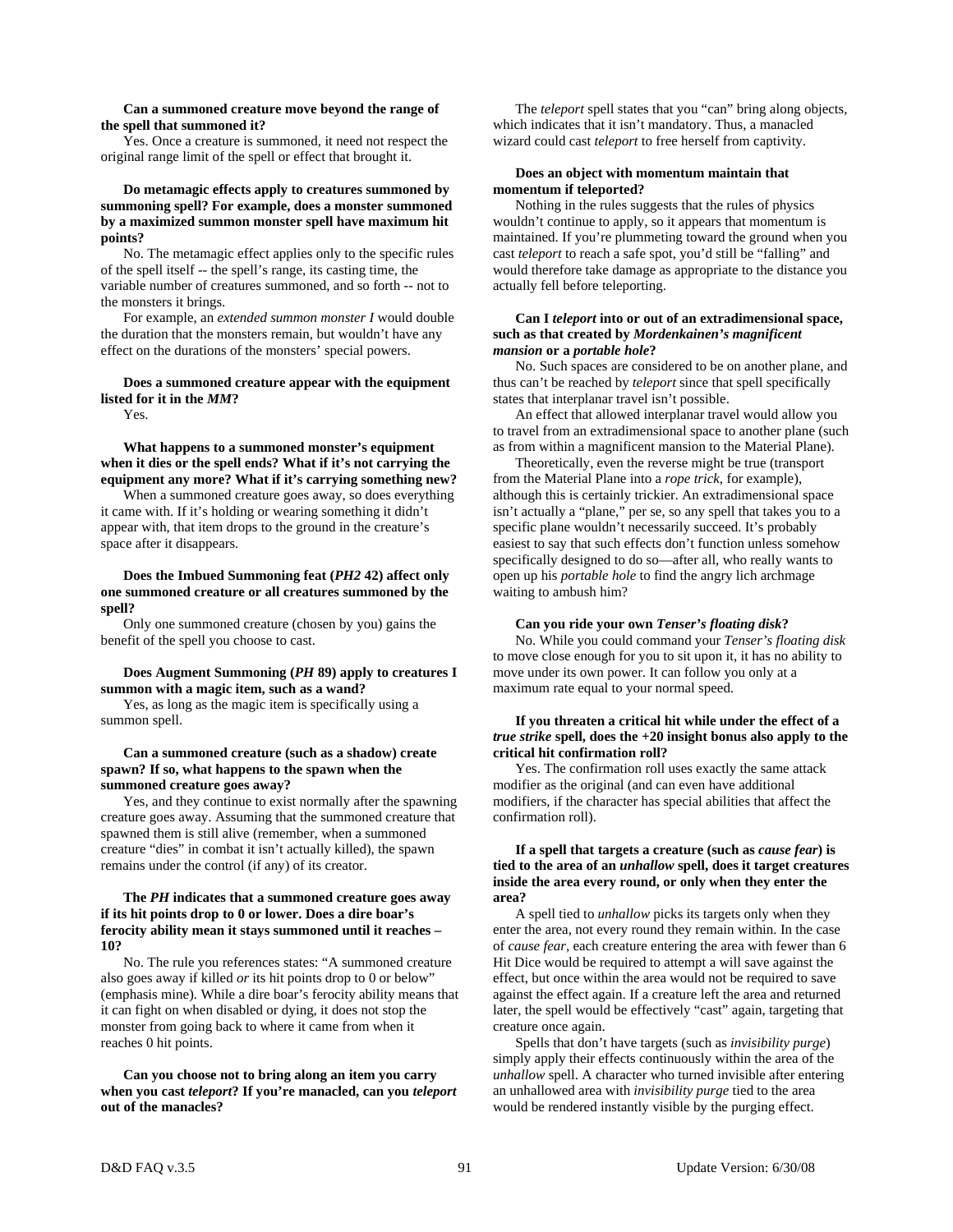**Can a summoned creature move beyond the range of the spell that summoned it?**

Yes. Once a creature is summoned, it need not respect the original range limit of the spell or effect that brought it.

**Do metamagic effects apply to creatures summoned by summoning spell? For example, does a monster summoned by a maximized summon monster spell have maximum hit points?**

No. The metamagic effect applies only to the specific rules of the spell itself -- the spell's range, its casting time, the variable number of creatures summoned, and so forth -- not to the monsters it brings.

For example, an *extended summon monster I* would double the duration that the monsters remain, but wouldn't have any effect on the durations of the monsters' special powers.

**Does a summoned creature appear with the equipment listed for it in the *MM*?**

Yes.

**What happens to a summoned monster's equipment when it dies or the spell ends? What if it's not carrying the equipment any more? What if it's carrying something new?**

When a summoned creature goes away, so does everything it came with. If it's holding or wearing something it didn't appear with, that item drops to the ground in the creature's space after it disappears.

**Does the Imbued Summoning feat (*PH2* 42) affect only one summoned creature or all creatures summoned by the spell?**

Only one summoned creature (chosen by you) gains the benefit of the spell you choose to cast.

**Does Augment Summoning (*PH* 89) apply to creatures I summon with a magic item, such as a wand?**

Yes, as long as the magic item is specifically using a summon spell.

**Can a summoned creature (such as a shadow) create spawn? If so, what happens to the spawn when the summoned creature goes away?**

Yes, and they continue to exist normally after the spawning creature goes away. Assuming that the summoned creature that spawned them is still alive (remember, when a summoned creature "dies" in combat it isn't actually killed), the spawn remains under the control (if any) of its creator.

**The *PH* indicates that a summoned creature goes away if its hit points drop to 0 or lower. Does a dire boar's ferocity ability mean it stays summoned until it reaches –10?**

No. The rule you references states: "A summoned creature also goes away if killed *or* its hit points drop to 0 or below" (emphasis mine). While a dire boar's ferocity ability means that it can fight on when disabled or dying, it does not stop the monster from going back to where it came from when it reaches 0 hit points.

**Can you choose not to bring along an item you carry when you cast *teleport*? If you're manacled, can you *teleport* out of the manacles?**

The *teleport* spell states that you "can" bring along objects, which indicates that it isn't mandatory. Thus, a manacled wizard could cast *teleport* to free herself from captivity.

**Does an object with momentum maintain that momentum if teleported?**

Nothing in the rules suggests that the rules of physics wouldn't continue to apply, so it appears that momentum is maintained. If you're plummeting toward the ground when you cast *teleport* to reach a safe spot, you'd still be "falling" and would therefore take damage as appropriate to the distance you actually fell before teleporting.

**Can I *teleport* into or out of an extradimensional space, such as that created by *Mordenkainen's magnificent mansion* or a *portable hole*?**

No. Such spaces are considered to be on another plane, and thus can't be reached by *teleport* since that spell specifically states that interplanar travel isn't possible.

An effect that allowed interplanar travel would allow you to travel from an extradimensional space to another plane (such as from within a magnificent mansion to the Material Plane).

Theoretically, even the reverse might be true (transport from the Material Plane into a *rope trick,* for example), although this is certainly trickier. An extradimensional space isn't actually a "plane," per se, so any spell that takes you to a specific plane wouldn't necessarily succeed. It's probably easiest to say that such effects don't function unless somehow specifically designed to do so—after all, who really wants to open up his *portable hole* to find the angry lich archmage waiting to ambush him?

**Can you ride your own *Tenser's floating disk*?**

No. While you could command your *Tenser's floating disk* to move close enough for you to sit upon it, it has no ability to move under its own power. It can follow you only at a maximum rate equal to your normal speed.

**If you threaten a critical hit while under the effect of a *true strike* spell, does the +20 insight bonus also apply to the critical hit confirmation roll?**

Yes. The confirmation roll uses exactly the same attack modifier as the original (and can even have additional modifiers, if the character has special abilities that affect the confirmation roll).

**If a spell that targets a creature (such as *cause fear*) is tied to the area of an *unhallow* spell, does it target creatures inside the area every round, or only when they enter the area?**

A spell tied to *unhallow* picks its targets only when they enter the area, not every round they remain within. In the case of *cause fear*, each creature entering the area with fewer than 6 Hit Dice would be required to attempt a will save against the effect, but once within the area would not be required to save against the effect again. If a creature left the area and returned later, the spell would be effectively "cast" again, targeting that creature once again.

Spells that don't have targets (such as *invisibility purge*) simply apply their effects continuously within the area of the *unhallow* spell. A character who turned invisible after entering an unhallowed area with *invisibility purge* tied to the area would be rendered instantly visible by the purging effect.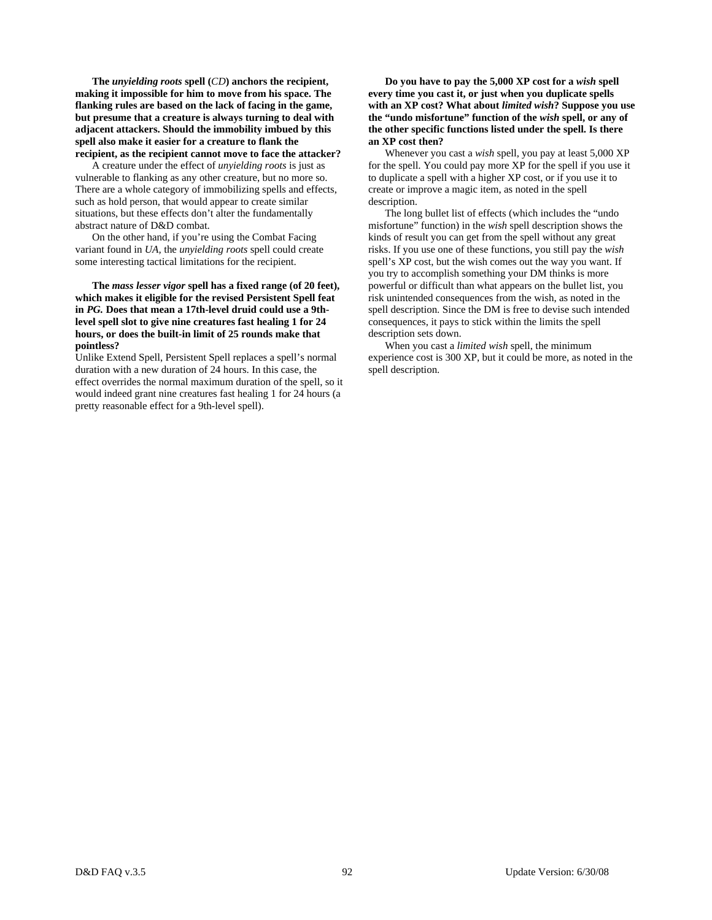**The *unyielding roots* spell (*CD*) anchors the recipient, making it impossible for him to move from his space. The flanking rules are based on the lack of facing in the game, but presume that a creature is always turning to deal with adjacent attackers. Should the immobility imbued by this spell also make it easier for a creature to flank the recipient, as the recipient cannot move to face the attacker?**

A creature under the effect of *unyielding roots* is just as vulnerable to flanking as any other creature, but no more so. There are a whole category of immobilizing spells and effects, such as hold person, that would appear to create similar situations, but these effects don't alter the fundamentally abstract nature of D&D combat.

On the other hand, if you're using the Combat Facing variant found in *UA*, the *unyielding roots* spell could create some interesting tactical limitations for the recipient.

**The *mass lesser vigor* spell has a fixed range (of 20 feet), which makes it eligible for the revised Persistent Spell feat in *PG*. Does that mean a 17th-level druid could use a 9th-level spell slot to give nine creatures fast healing 1 for 24 hours, or does the built-in limit of 25 rounds make that pointless?**

Unlike Extend Spell, Persistent Spell replaces a spell's normal duration with a new duration of 24 hours. In this case, the effect overrides the normal maximum duration of the spell, so it would indeed grant nine creatures fast healing 1 for 24 hours (a pretty reasonable effect for a 9th-level spell).

**Do you have to pay the 5,000 XP cost for a *wish* spell every time you cast it, or just when you duplicate spells with an XP cost? What about *limited wish*? Suppose you use the "undo misfortune" function of the *wish* spell, or any of the other specific functions listed under the spell. Is there an XP cost then?**

Whenever you cast a *wish* spell, you pay at least 5,000 XP for the spell. You could pay more XP for the spell if you use it to duplicate a spell with a higher XP cost, or if you use it to create or improve a magic item, as noted in the spell description.

The long bullet list of effects (which includes the "undo misfortune" function) in the *wish* spell description shows the kinds of result you can get from the spell without any great risks. If you use one of these functions, you still pay the *wish* spell's XP cost, but the wish comes out the way you want. If you try to accomplish something your DM thinks is more powerful or difficult than what appears on the bullet list, you risk unintended consequences from the wish, as noted in the spell description. Since the DM is free to devise such intended consequences, it pays to stick within the limits the spell description sets down.

When you cast a *limited wish* spell, the minimum experience cost is 300 XP, but it could be more, as noted in the spell description.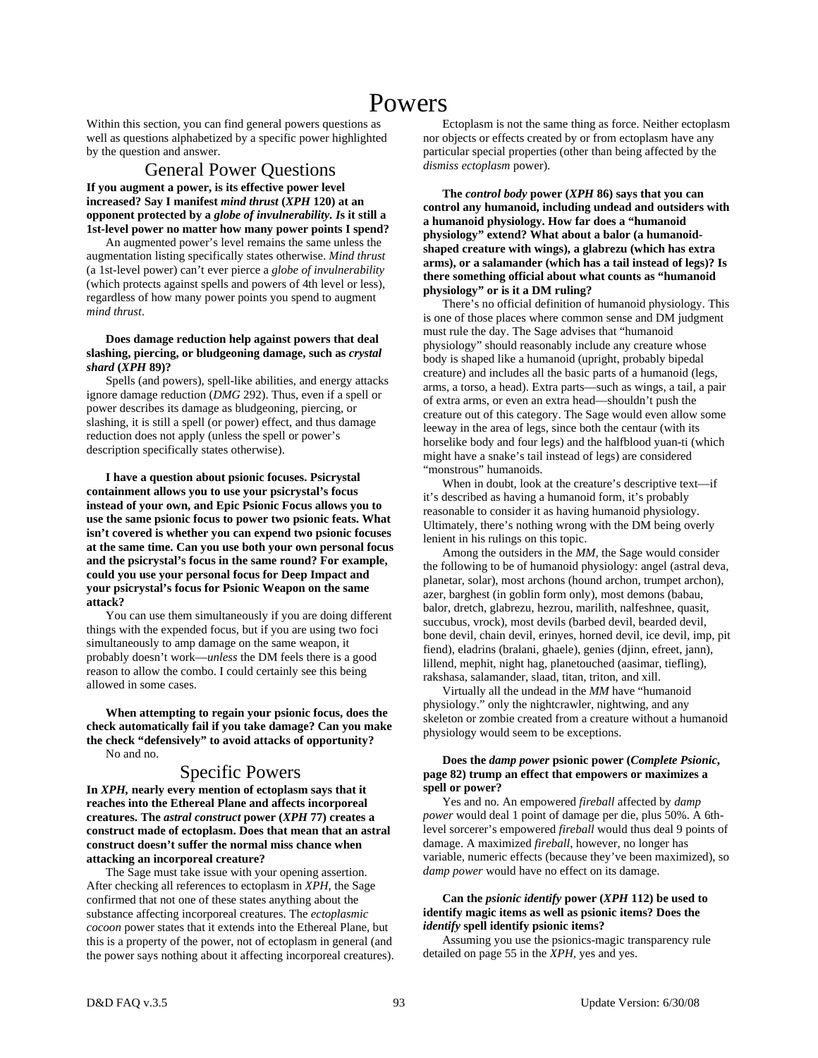# Powers

Within this section, you can find general powers questions as well as questions alphabetized by a specific power highlighted by the question and answer.

## General Power Questions

**If you augment a power, is its effective power level increased? Say I manifest *mind thrust* (*XPH* 120) at an opponent protected by a *globe of invulnerability. I*s it still a 1st-level power no matter how many power points I spend?**

An augmented power's level remains the same unless the augmentation listing specifically states otherwise. *Mind thrust* (a 1st-level power) can't ever pierce a *globe of invulnerability* (which protects against spells and powers of 4th level or less), regardless of how many power points you spend to augment *mind thrust*.

**Does damage reduction help against powers that deal slashing, piercing, or bludgeoning damage, such as *crystal shard* (*XPH* 89)?**

Spells (and powers), spell-like abilities, and energy attacks ignore damage reduction (*DMG* 292). Thus, even if a spell or power describes its damage as bludgeoning, piercing, or slashing, it is still a spell (or power) effect, and thus damage reduction does not apply (unless the spell or power's description specifically states otherwise).

**I have a question about psionic focuses. Psicrystal containment allows you to use your psicrystal's focus instead of your own, and Epic Psionic Focus allows you to use the same psionic focus to power two psionic feats. What isn't covered is whether you can expend two psionic focuses at the same time. Can you use both your own personal focus and the psicrystal's focus in the same round? For example, could you use your personal focus for Deep Impact and your psicrystal's focus for Psionic Weapon on the same attack?**

You can use them simultaneously if you are doing different things with the expended focus, but if you are using two foci simultaneously to amp damage on the same weapon, it probably doesn't work—*unless* the DM feels there is a good reason to allow the combo. I could certainly see this being allowed in some cases.

**When attempting to regain your psionic focus, does the check automatically fail if you take damage? Can you make the check "defensively" to avoid attacks of opportunity?**

No and no.

## Specific Powers

**In *XPH*, nearly every mention of ectoplasm says that it reaches into the Ethereal Plane and affects incorporeal creatures. The *astral construct* power (*XPH* 77) creates a construct made of ectoplasm. Does that mean that an astral construct doesn't suffer the normal miss chance when attacking an incorporeal creature?**

The Sage must take issue with your opening assertion. After checking all references to ectoplasm in *XPH,* the Sage confirmed that not one of these states anything about the substance affecting incorporeal creatures. The *ectoplasmic cocoon* power states that it extends into the Ethereal Plane, but this is a property of the power, not of ectoplasm in general (and the power says nothing about it affecting incorporeal creatures).

Ectoplasm is not the same thing as force. Neither ectoplasm nor objects or effects created by or from ectoplasm have any particular special properties (other than being affected by the *dismiss ectoplasm* power).

**The *control body* power (*XPH* 86) says that you can control any humanoid, including undead and outsiders with a humanoid physiology. How far does a "humanoid physiology" extend? What about a balor (a humanoid-shaped creature with wings), a glabrezu (which has extra arms), or a salamander (which has a tail instead of legs)? Is there something official about what counts as "humanoid physiology" or is it a DM ruling?**

There's no official definition of humanoid physiology. This is one of those places where common sense and DM judgment must rule the day. The Sage advises that "humanoid physiology" should reasonably include any creature whose body is shaped like a humanoid (upright, probably bipedal creature) and includes all the basic parts of a humanoid (legs, arms, a torso, a head). Extra parts—such as wings, a tail, a pair of extra arms, or even an extra head—shouldn't push the creature out of this category. The Sage would even allow some leeway in the area of legs, since both the centaur (with its horselike body and four legs) and the halfblood yuan-ti (which might have a snake's tail instead of legs) are considered "monstrous" humanoids.

When in doubt, look at the creature's descriptive text—if it's described as having a humanoid form, it's probably reasonable to consider it as having humanoid physiology. Ultimately, there's nothing wrong with the DM being overly lenient in his rulings on this topic.

Among the outsiders in the *MM,* the Sage would consider the following to be of humanoid physiology: angel (astral deva, planetar, solar), most archons (hound archon, trumpet archon), azer, barghest (in goblin form only), most demons (babau, balor, dretch, glabrezu, hezrou, marilith, nalfeshnee, quasit, succubus, vrock), most devils (barbed devil, bearded devil, bone devil, chain devil, erinyes, horned devil, ice devil, imp, pit fiend), eladrins (bralani, ghaele), genies (djinn, efreet, jann), lillend, mephit, night hag, planetouched (aasimar, tiefling), rakshasa, salamander, slaad, titan, triton, and xill.

Virtually all the undead in the *MM* have "humanoid physiology." only the nightcrawler, nightwing, and any skeleton or zombie created from a creature without a humanoid physiology would seem to be exceptions.

**Does the *damp power* psionic power (*Complete Psionic*, page 82) trump an effect that empowers or maximizes a spell or power?**

Yes and no. An empowered *fireball* affected by *damp power* would deal 1 point of damage per die, plus 50%. A 6th-level sorcerer's empowered *fireball* would thus deal 9 points of damage. A maximized *fireball,* however, no longer has variable, numeric effects (because they've been maximized), so *damp power* would have no effect on its damage.

**Can the *psionic identify* power (*XPH* 112) be used to identify magic items as well as psionic items? Does the *identify* spell identify psionic items?**

Assuming you use the psionics-magic transparency rule detailed on page 55 in the *XPH,* yes and yes.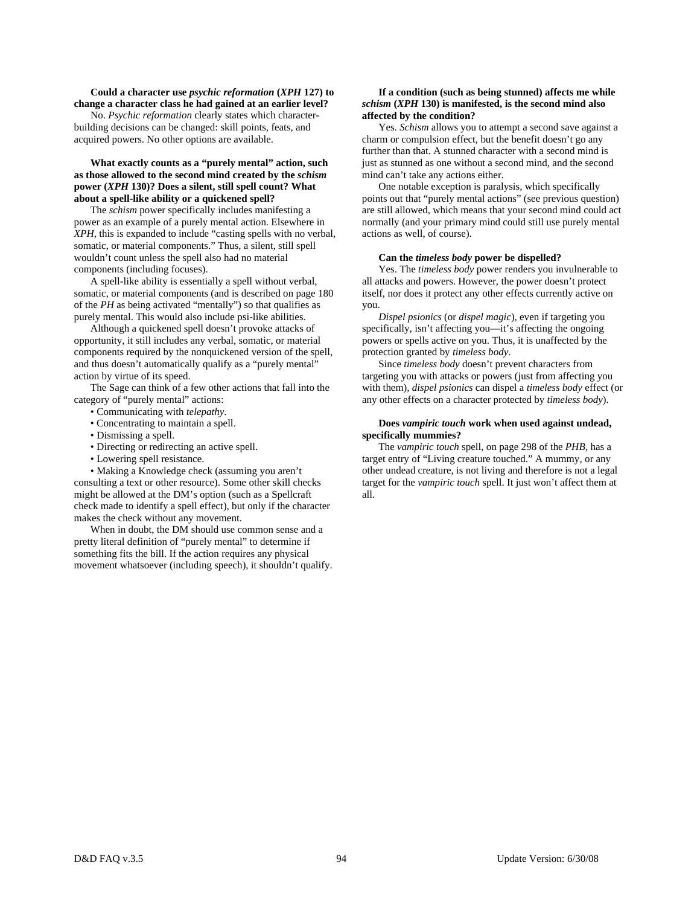**Could a character use *psychic reformation* (*XPH* 127) to change a character class he had gained at an earlier level?**

No. *Psychic reformation* clearly states which character-building decisions can be changed: skill points, feats, and acquired powers. No other options are available.

**What exactly counts as a "purely mental" action, such as those allowed to the second mind created by the *schism* power (*XPH* 130)? Does a silent, still spell count? What about a spell-like ability or a quickened spell?**

The *schism* power specifically includes manifesting a power as an example of a purely mental action. Elsewhere in *XPH*, this is expanded to include "casting spells with no verbal, somatic, or material components." Thus, a silent, still spell wouldn't count unless the spell also had no material components (including focuses).

A spell-like ability is essentially a spell without verbal, somatic, or material components (and is described on page 180 of the *PH* as being activated "mentally") so that qualifies as purely mental. This would also include psi-like abilities.

Although a quickened spell doesn't provoke attacks of opportunity, it still includes any verbal, somatic, or material components required by the nonquickened version of the spell, and thus doesn't automatically qualify as a "purely mental" action by virtue of its speed.

The Sage can think of a few other actions that fall into the category of "purely mental" actions:

- Communicating with *telepathy*.
- Concentrating to maintain a spell.
- Dismissing a spell.
- Directing or redirecting an active spell.
- Lowering spell resistance.
- Making a Knowledge check (assuming you aren't consulting a text or other resource). Some other skill checks might be allowed at the DM's option (such as a Spellcraft check made to identify a spell effect), but only if the character makes the check without any movement.

When in doubt, the DM should use common sense and a pretty literal definition of "purely mental" to determine if something fits the bill. If the action requires any physical movement whatsoever (including speech), it shouldn't qualify.

**If a condition (such as being stunned) affects me while *schism* (*XPH* 130) is manifested, is the second mind also affected by the condition?**

Yes. *Schism* allows you to attempt a second save against a charm or compulsion effect, but the benefit doesn't go any further than that. A stunned character with a second mind is just as stunned as one without a second mind, and the second mind can't take any actions either.

One notable exception is paralysis, which specifically points out that "purely mental actions" (see previous question) are still allowed, which means that your second mind could act normally (and your primary mind could still use purely mental actions as well, of course).

**Can the *timeless body* power be dispelled?**

Yes. The *timeless body* power renders you invulnerable to all attacks and powers. However, the power doesn't protect itself, nor does it protect any other effects currently active on you.

*Dispel psionics* (or *dispel magic*), even if targeting you specifically, isn't affecting you—it's affecting the ongoing powers or spells active on you. Thus, it is unaffected by the protection granted by *timeless body*.

Since *timeless body* doesn't prevent characters from targeting you with attacks or powers (just from affecting you with them), *dispel psionics* can dispel a *timeless body* effect (or any other effects on a character protected by *timeless body*).

**Does *vampiric touch* work when used against undead, specifically mummies?**

The *vampiric touch* spell, on page 298 of the *PHB*, has a target entry of "Living creature touched." A mummy, or any other undead creature, is not living and therefore is not a legal target for the *vampiric touch* spell. It just won't affect them at all.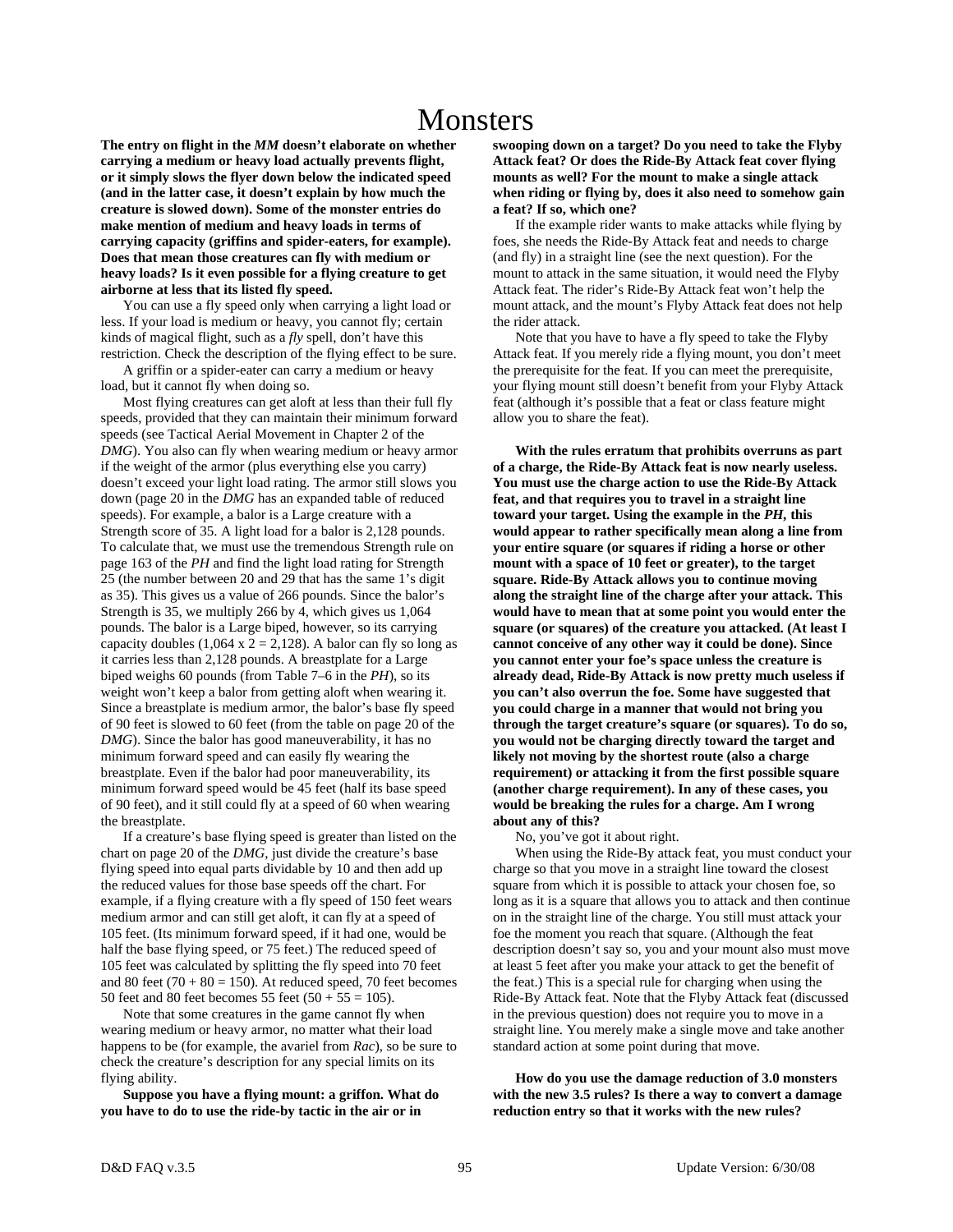# Monsters

**The entry on flight in the *MM* doesn't elaborate on whether carrying a medium or heavy load actually prevents flight, or it simply slows the flyer down below the indicated speed (and in the latter case, it doesn't explain by how much the creature is slowed down). Some of the monster entries do make mention of medium and heavy loads in terms of carrying capacity (griffins and spider-eaters, for example). Does that mean those creatures can fly with medium or heavy loads? Is it even possible for a flying creature to get airborne at less that its listed fly speed.**

You can use a fly speed only when carrying a light load or less. If your load is medium or heavy, you cannot fly; certain kinds of magical flight, such as a *fly* spell, don't have this restriction. Check the description of the flying effect to be sure.

A griffin or a spider-eater can carry a medium or heavy load, but it cannot fly when doing so.

Most flying creatures can get aloft at less than their full fly speeds, provided that they can maintain their minimum forward speeds (see Tactical Aerial Movement in Chapter 2 of the *DMG*). You also can fly when wearing medium or heavy armor if the weight of the armor (plus everything else you carry) doesn't exceed your light load rating. The armor still slows you down (page 20 in the *DMG* has an expanded table of reduced speeds). For example, a balor is a Large creature with a Strength score of 35. A light load for a balor is 2,128 pounds. To calculate that, we must use the tremendous Strength rule on page 163 of the *PH* and find the light load rating for Strength 25 (the number between 20 and 29 that has the same 1's digit as 35). This gives us a value of 266 pounds. Since the balor's Strength is 35, we multiply 266 by 4, which gives us 1,064 pounds. The balor is a Large biped, however, so its carrying capacity doubles (1,064 x 2 = 2,128). A balor can fly so long as it carries less than 2,128 pounds. A breastplate for a Large biped weighs 60 pounds (from Table 7–6 in the *PH*), so its weight won't keep a balor from getting aloft when wearing it. Since a breastplate is medium armor, the balor's base fly speed of 90 feet is slowed to 60 feet (from the table on page 20 of the *DMG*). Since the balor has good maneuverability, it has no minimum forward speed and can easily fly wearing the breastplate. Even if the balor had poor maneuverability, its minimum forward speed would be 45 feet (half its base speed of 90 feet), and it still could fly at a speed of 60 when wearing the breastplate.

If a creature's base flying speed is greater than listed on the chart on page 20 of the *DMG*, just divide the creature's base flying speed into equal parts dividable by 10 and then add up the reduced values for those base speeds off the chart. For example, if a flying creature with a fly speed of 150 feet wears medium armor and can still get aloft, it can fly at a speed of 105 feet. (Its minimum forward speed, if it had one, would be half the base flying speed, or 75 feet.) The reduced speed of 105 feet was calculated by splitting the fly speed into 70 feet and 80 feet (70 + 80 = 150). At reduced speed, 70 feet becomes 50 feet and 80 feet becomes 55 feet (50 + 55 = 105).

Note that some creatures in the game cannot fly when wearing medium or heavy armor, no matter what their load happens to be (for example, the avariel from *Rac*), so be sure to check the creature's description for any special limits on its flying ability.

**Suppose you have a flying mount: a griffon. What do you have to do to use the ride-by tactic in the air or in swooping down on a target? Do you need to take the Flyby Attack feat? Or does the Ride-By Attack feat cover flying mounts as well? For the mount to make a single attack when riding or flying by, does it also need to somehow gain a feat? If so, which one?**

If the example rider wants to make attacks while flying by foes, she needs the Ride-By Attack feat and needs to charge (and fly) in a straight line (see the next question). For the mount to attack in the same situation, it would need the Flyby Attack feat. The rider's Ride-By Attack feat won't help the mount attack, and the mount's Flyby Attack feat does not help the rider attack.

Note that you have to have a fly speed to take the Flyby Attack feat. If you merely ride a flying mount, you don't meet the prerequisite for the feat. If you can meet the prerequisite, your flying mount still doesn't benefit from your Flyby Attack feat (although it's possible that a feat or class feature might allow you to share the feat).

**With the rules erratum that prohibits overruns as part of a charge, the Ride-By Attack feat is now nearly useless. You must use the charge action to use the Ride-By Attack feat, and that requires you to travel in a straight line toward your target. Using the example in the *PH*, this would appear to rather specifically mean along a line from your entire square (or squares if riding a horse or other mount with a space of 10 feet or greater), to the target square. Ride-By Attack allows you to continue moving along the straight line of the charge after your attack. This would have to mean that at some point you would enter the square (or squares) of the creature you attacked. (At least I cannot conceive of any other way it could be done). Since you cannot enter your foe's space unless the creature is already dead, Ride-By Attack is now pretty much useless if you can't also overrun the foe. Some have suggested that you could charge in a manner that would not bring you through the target creature's square (or squares). To do so, you would not be charging directly toward the target and likely not moving by the shortest route (also a charge requirement) or attacking it from the first possible square (another charge requirement). In any of these cases, you would be breaking the rules for a charge. Am I wrong about any of this?**

No, you've got it about right.

When using the Ride-By attack feat, you must conduct your charge so that you move in a straight line toward the closest square from which it is possible to attack your chosen foe, so long as it is a square that allows you to attack and then continue on in the straight line of the charge. You still must attack your foe the moment you reach that square. (Although the feat description doesn't say so, you and your mount also must move at least 5 feet after you make your attack to get the benefit of the feat.) This is a special rule for charging when using the Ride-By Attack feat. Note that the Flyby Attack feat (discussed in the previous question) does not require you to move in a straight line. You merely make a single move and take another standard action at some point during that move.

**How do you use the damage reduction of 3.0 monsters with the new 3.5 rules? Is there a way to convert a damage reduction entry so that it works with the new rules?**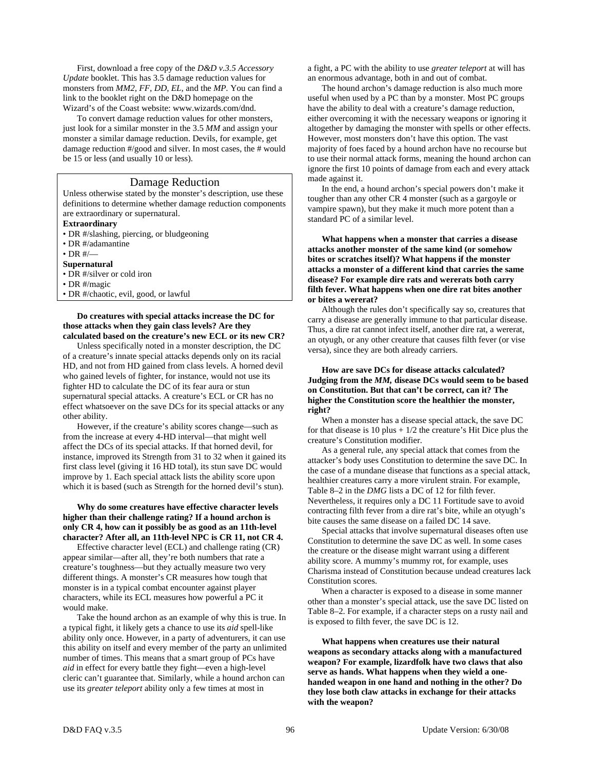First, download a free copy of the *D&D v.3.5 Accessory Update* booklet. This has 3.5 damage reduction values for monsters from *MM2*, *FF*, *DD*, *EL*, and the *MP*. You can find a link to the booklet right on the D&D homepage on the Wizard's of the Coast website: www.wizards.com/dnd.

To convert damage reduction values for other monsters, just look for a similar monster in the 3.5 *MM* and assign your monster a similar damage reduction. Devils, for example, get damage reduction #/good and silver. In most cases, the # would be 15 or less (and usually 10 or less).

## Damage Reduction

Unless otherwise stated by the monster's description, use these definitions to determine whether damage reduction components are extraordinary or supernatural.

**Extraordinary**

- DR #/slashing, piercing, or bludgeoning
- DR #/adamantine
- DR #/—

**Supernatural**

- DR #/silver or cold iron
- DR #/magic
- DR #/chaotic, evil, good, or lawful

**Do creatures with special attacks increase the DC for those attacks when they gain class levels? Are they calculated based on the creature's new ECL or its new CR?**

Unless specifically noted in a monster description, the DC of a creature's innate special attacks depends only on its racial HD, and not from HD gained from class levels. A horned devil who gained levels of fighter, for instance, would not use its fighter HD to calculate the DC of its fear aura or stun supernatural special attacks. A creature's ECL or CR has no effect whatsoever on the save DCs for its special attacks or any other ability.

However, if the creature's ability scores change—such as from the increase at every 4-HD interval—that might well affect the DCs of its special attacks. If that horned devil, for instance, improved its Strength from 31 to 32 when it gained its first class level (giving it 16 HD total), its stun save DC would improve by 1. Each special attack lists the ability score upon which it is based (such as Strength for the horned devil's stun).

**Why do some creatures have effective character levels higher than their challenge rating? If a hound archon is only CR 4, how can it possibly be as good as an 11th-level character? After all, an 11th-level NPC is CR 11, not CR 4.**

Effective character level (ECL) and challenge rating (CR) appear similar—after all, they're both numbers that rate a creature's toughness—but they actually measure two very different things. A monster's CR measures how tough that monster is in a typical combat encounter against player characters, while its ECL measures how powerful a PC it would make.

Take the hound archon as an example of why this is true. In a typical fight, it likely gets a chance to use its *aid* spell-like ability only once. However, in a party of adventurers, it can use this ability on itself and every member of the party an unlimited number of times. This means that a smart group of PCs have *aid* in effect for every battle they fight—even a high-level cleric can't guarantee that. Similarly, while a hound archon can use its *greater teleport* ability only a few times at most in a fight, a PC with the ability to use *greater teleport* at will has an enormous advantage, both in and out of combat.

The hound archon's damage reduction is also much more useful when used by a PC than by a monster. Most PC groups have the ability to deal with a creature's damage reduction, either overcoming it with the necessary weapons or ignoring it altogether by damaging the monster with spells or other effects. However, most monsters don't have this option. The vast majority of foes faced by a hound archon have no recourse but to use their normal attack forms, meaning the hound archon can ignore the first 10 points of damage from each and every attack made against it.

In the end, a hound archon's special powers don't make it tougher than any other CR 4 monster (such as a gargoyle or vampire spawn), but they make it much more potent than a standard PC of a similar level.

**What happens when a monster that carries a disease attacks another monster of the same kind (or somehow bites or scratches itself)? What happens if the monster attacks a monster of a different kind that carries the same disease? For example dire rats and wererats both carry filth fever. What happens when one dire rat bites another or bites a wererat?**

Although the rules don't specifically say so, creatures that carry a disease are generally immune to that particular disease. Thus, a dire rat cannot infect itself, another dire rat, a wererat, an otyugh, or any other creature that causes filth fever (or vise versa), since they are both already carriers.

**How are save DCs for disease attacks calculated? Judging from the *MM*, disease DCs would seem to be based on Constitution. But that can't be correct, can it? The higher the Constitution score the healthier the monster, right?**

When a monster has a disease special attack, the save DC for that disease is 10 plus + 1/2 the creature's Hit Dice plus the creature's Constitution modifier.

As a general rule, any special attack that comes from the attacker's body uses Constitution to determine the save DC. In the case of a mundane disease that functions as a special attack, healthier creatures carry a more virulent strain. For example, Table 8–2 in the *DMG* lists a DC of 12 for filth fever. Nevertheless, it requires only a DC 11 Fortitude save to avoid contracting filth fever from a dire rat's bite, while an otyugh's bite causes the same disease on a failed DC 14 save.

Special attacks that involve supernatural diseases often use Constitution to determine the save DC as well. In some cases the creature or the disease might warrant using a different ability score. A mummy's mummy rot, for example, uses Charisma instead of Constitution because undead creatures lack Constitution scores.

When a character is exposed to a disease in some manner other than a monster's special attack, use the save DC listed on Table 8–2. For example, if a character steps on a rusty nail and is exposed to filth fever, the save DC is 12.

**What happens when creatures use their natural weapons as secondary attacks along with a manufactured weapon? For example, lizardfolk have two claws that also serve as hands. What happens when they wield a one-handed weapon in one hand and nothing in the other? Do they lose both claw attacks in exchange for their attacks with the weapon?**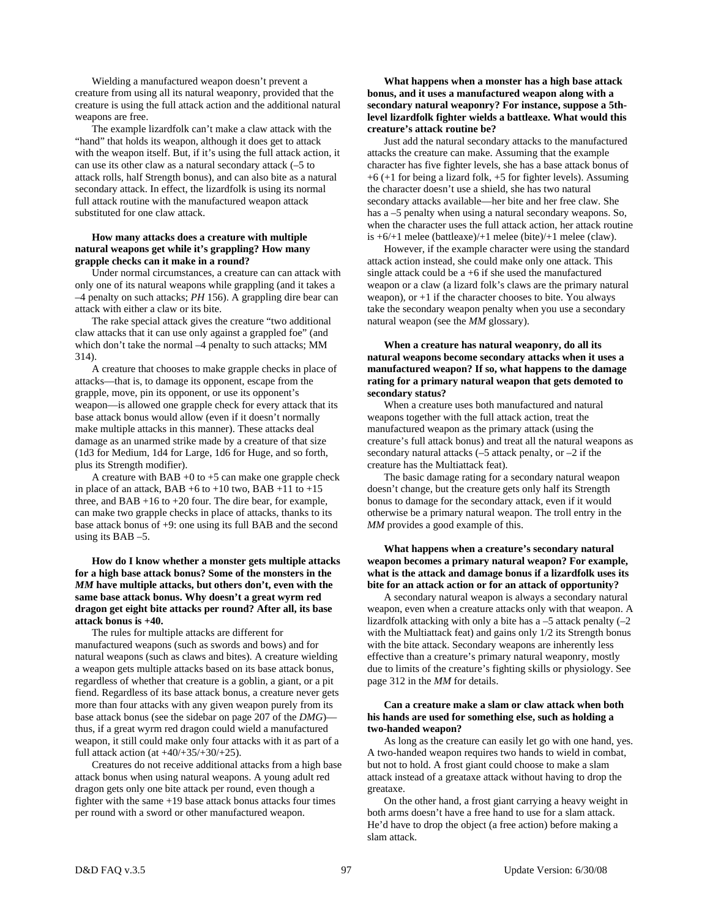Wielding a manufactured weapon doesn't prevent a creature from using all its natural weaponry, provided that the creature is using the full attack action and the additional natural weapons are free.

The example lizardfolk can't make a claw attack with the "hand" that holds its weapon, although it does get to attack with the weapon itself. But, if it's using the full attack action, it can use its other claw as a natural secondary attack (–5 to attack rolls, half Strength bonus), and can also bite as a natural secondary attack. In effect, the lizardfolk is using its normal full attack routine with the manufactured weapon attack substituted for one claw attack.

**How many attacks does a creature with multiple natural weapons get while it's grappling? How many grapple checks can it make in a round?**

Under normal circumstances, a creature can can attack with only one of its natural weapons while grappling (and it takes a –4 penalty on such attacks; *PH* 156). A grappling dire bear can attack with either a claw or its bite.

The rake special attack gives the creature "two additional claw attacks that it can use only against a grappled foe" (and which don't take the normal –4 penalty to such attacks; MM 314).

A creature that chooses to make grapple checks in place of attacks—that is, to damage its opponent, escape from the grapple, move, pin its opponent, or use its opponent's weapon—is allowed one grapple check for every attack that its base attack bonus would allow (even if it doesn't normally make multiple attacks in this manner). These attacks deal damage as an unarmed strike made by a creature of that size (1d3 for Medium, 1d4 for Large, 1d6 for Huge, and so forth, plus its Strength modifier).

A creature with BAB +0 to +5 can make one grapple check in place of an attack, BAB +6 to +10 two, BAB +11 to +15 three, and BAB +16 to +20 four. The dire bear, for example, can make two grapple checks in place of attacks, thanks to its base attack bonus of +9: one using its full BAB and the second using its BAB –5.

**How do I know whether a monster gets multiple attacks for a high base attack bonus? Some of the monsters in the *MM* have multiple attacks, but others don't, even with the same base attack bonus. Why doesn't a great wyrm red dragon get eight bite attacks per round? After all, its base attack bonus is +40.**

The rules for multiple attacks are different for manufactured weapons (such as swords and bows) and for natural weapons (such as claws and bites). A creature wielding a weapon gets multiple attacks based on its base attack bonus, regardless of whether that creature is a goblin, a giant, or a pit fiend. Regardless of its base attack bonus, a creature never gets more than four attacks with any given weapon purely from its base attack bonus (see the sidebar on page 207 of the *DMG*)—thus, if a great wyrm red dragon could wield a manufactured weapon, it still could make only four attacks with it as part of a full attack action (at +40/+35/+30/+25).

Creatures do not receive additional attacks from a high base attack bonus when using natural weapons. A young adult red dragon gets only one bite attack per round, even though a fighter with the same +19 base attack bonus attacks four times per round with a sword or other manufactured weapon.

**What happens when a monster has a high base attack bonus, and it uses a manufactured weapon along with a secondary natural weaponry? For instance, suppose a 5th-level lizardfolk fighter wields a battleaxe. What would this creature's attack routine be?**

Just add the natural secondary attacks to the manufactured attacks the creature can make. Assuming that the example character has five fighter levels, she has a base attack bonus of +6 (+1 for being a lizard folk, +5 for fighter levels). Assuming the character doesn't use a shield, she has two natural secondary attacks available—her bite and her free claw. She has a –5 penalty when using a natural secondary weapons. So, when the character uses the full attack action, her attack routine is +6/+1 melee (battleaxe)/+1 melee (bite)/+1 melee (claw).

However, if the example character were using the standard attack action instead, she could make only one attack. This single attack could be a +6 if she used the manufactured weapon or a claw (a lizard folk's claws are the primary natural weapon), or +1 if the character chooses to bite. You always take the secondary weapon penalty when you use a secondary natural weapon (see the *MM* glossary).

**When a creature has natural weaponry, do all its natural weapons become secondary attacks when it uses a manufactured weapon? If so, what happens to the damage rating for a primary natural weapon that gets demoted to secondary status?**

When a creature uses both manufactured and natural weapons together with the full attack action, treat the manufactured weapon as the primary attack (using the creature's full attack bonus) and treat all the natural weapons as secondary natural attacks (–5 attack penalty, or –2 if the creature has the Multiattack feat).

The basic damage rating for a secondary natural weapon doesn't change, but the creature gets only half its Strength bonus to damage for the secondary attack, even if it would otherwise be a primary natural weapon. The troll entry in the *MM* provides a good example of this.

**What happens when a creature's secondary natural weapon becomes a primary natural weapon? For example, what is the attack and damage bonus if a lizardfolk uses its bite for an attack action or for an attack of opportunity?**

A secondary natural weapon is always a secondary natural weapon, even when a creature attacks only with that weapon. A lizardfolk attacking with only a bite has a –5 attack penalty (–2 with the Multiattack feat) and gains only 1/2 its Strength bonus with the bite attack. Secondary weapons are inherently less effective than a creature's primary natural weaponry, mostly due to limits of the creature's fighting skills or physiology. See page 312 in the *MM* for details.

**Can a creature make a slam or claw attack when both his hands are used for something else, such as holding a two-handed weapon?**

As long as the creature can easily let go with one hand, yes. A two-handed weapon requires two hands to wield in combat, but not to hold. A frost giant could choose to make a slam attack instead of a greataxe attack without having to drop the greataxe.

On the other hand, a frost giant carrying a heavy weight in both arms doesn't have a free hand to use for a slam attack. He'd have to drop the object (a free action) before making a slam attack.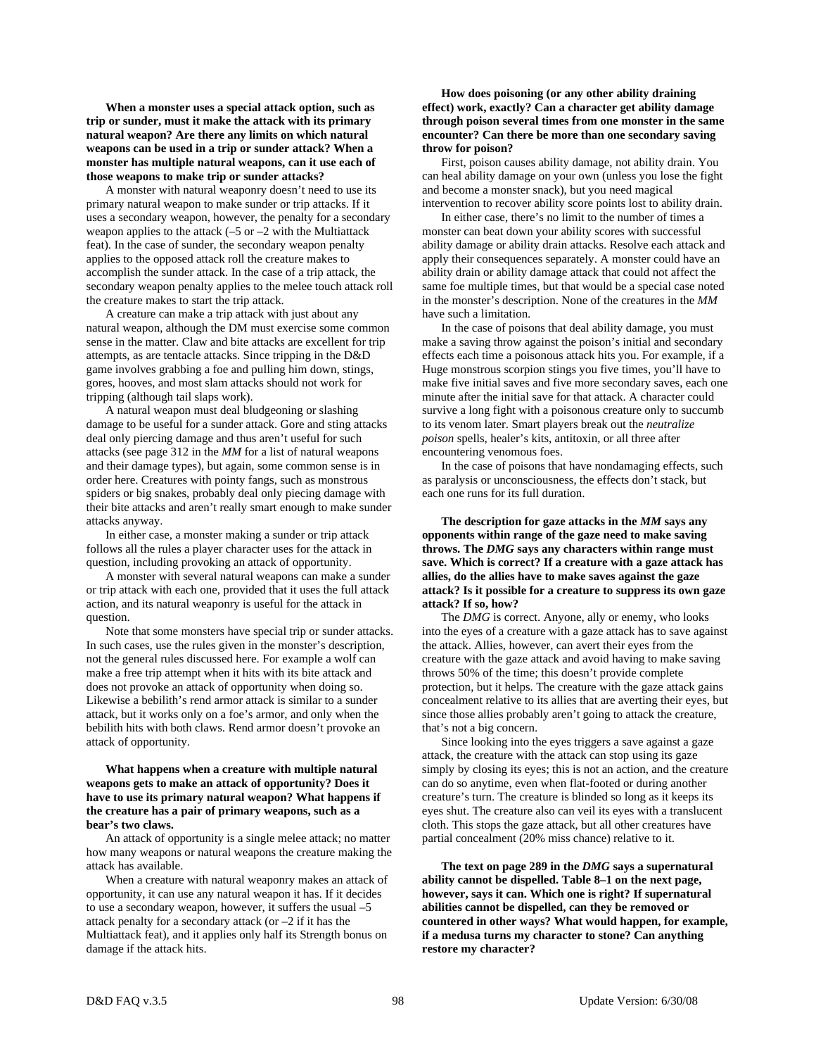**When a monster uses a special attack option, such as trip or sunder, must it make the attack with its primary natural weapon? Are there any limits on which natural weapons can be used in a trip or sunder attack? When a monster has multiple natural weapons, can it use each of those weapons to make trip or sunder attacks?**

A monster with natural weaponry doesn't need to use its primary natural weapon to make sunder or trip attacks. If it uses a secondary weapon, however, the penalty for a secondary weapon applies to the attack (–5 or –2 with the Multiattack feat). In the case of sunder, the secondary weapon penalty applies to the opposed attack roll the creature makes to accomplish the sunder attack. In the case of a trip attack, the secondary weapon penalty applies to the melee touch attack roll the creature makes to start the trip attack.

A creature can make a trip attack with just about any natural weapon, although the DM must exercise some common sense in the matter. Claw and bite attacks are excellent for trip attempts, as are tentacle attacks. Since tripping in the D&D game involves grabbing a foe and pulling him down, stings, gores, hooves, and most slam attacks should not work for tripping (although tail slaps work).

A natural weapon must deal bludgeoning or slashing damage to be useful for a sunder attack. Gore and sting attacks deal only piercing damage and thus aren't useful for such attacks (see page 312 in the *MM* for a list of natural weapons and their damage types), but again, some common sense is in order here. Creatures with pointy fangs, such as monstrous spiders or big snakes, probably deal only piecing damage with their bite attacks and aren't really smart enough to make sunder attacks anyway.

In either case, a monster making a sunder or trip attack follows all the rules a player character uses for the attack in question, including provoking an attack of opportunity.

A monster with several natural weapons can make a sunder or trip attack with each one, provided that it uses the full attack action, and its natural weaponry is useful for the attack in question.

Note that some monsters have special trip or sunder attacks. In such cases, use the rules given in the monster's description, not the general rules discussed here. For example a wolf can make a free trip attempt when it hits with its bite attack and does not provoke an attack of opportunity when doing so. Likewise a bebilith's rend armor attack is similar to a sunder attack, but it works only on a foe's armor, and only when the bebilith hits with both claws. Rend armor doesn't provoke an attack of opportunity.

**What happens when a creature with multiple natural weapons gets to make an attack of opportunity? Does it have to use its primary natural weapon? What happens if the creature has a pair of primary weapons, such as a bear's two claws.**

An attack of opportunity is a single melee attack; no matter how many weapons or natural weapons the creature making the attack has available.

When a creature with natural weaponry makes an attack of opportunity, it can use any natural weapon it has. If it decides to use a secondary weapon, however, it suffers the usual –5 attack penalty for a secondary attack (or –2 if it has the Multiattack feat), and it applies only half its Strength bonus on damage if the attack hits.

**How does poisoning (or any other ability draining effect) work, exactly? Can a character get ability damage through poison several times from one monster in the same encounter? Can there be more than one secondary saving throw for poison?**

First, poison causes ability damage, not ability drain. You can heal ability damage on your own (unless you lose the fight and become a monster snack), but you need magical intervention to recover ability score points lost to ability drain.

In either case, there's no limit to the number of times a monster can beat down your ability scores with successful ability damage or ability drain attacks. Resolve each attack and apply their consequences separately. A monster could have an ability drain or ability damage attack that could not affect the same foe multiple times, but that would be a special case noted in the monster's description. None of the creatures in the *MM* have such a limitation.

In the case of poisons that deal ability damage, you must make a saving throw against the poison's initial and secondary effects each time a poisonous attack hits you. For example, if a Huge monstrous scorpion stings you five times, you'll have to make five initial saves and five more secondary saves, each one minute after the initial save for that attack. A character could survive a long fight with a poisonous creature only to succumb to its venom later. Smart players break out the *neutralize poison* spells, healer's kits, antitoxin, or all three after encountering venomous foes.

In the case of poisons that have nondamaging effects, such as paralysis or unconsciousness, the effects don't stack, but each one runs for its full duration.

**The description for gaze attacks in the *MM* says any opponents within range of the gaze need to make saving throws. The *DMG* says any characters within range must save. Which is correct? If a creature with a gaze attack has allies, do the allies have to make saves against the gaze attack? Is it possible for a creature to suppress its own gaze attack? If so, how?**

The *DMG* is correct. Anyone, ally or enemy, who looks into the eyes of a creature with a gaze attack has to save against the attack. Allies, however, can avert their eyes from the creature with the gaze attack and avoid having to make saving throws 50% of the time; this doesn't provide complete protection, but it helps. The creature with the gaze attack gains concealment relative to its allies that are averting their eyes, but since those allies probably aren't going to attack the creature, that's not a big concern.

Since looking into the eyes triggers a save against a gaze attack, the creature with the attack can stop using its gaze simply by closing its eyes; this is not an action, and the creature can do so anytime, even when flat-footed or during another creature's turn. The creature is blinded so long as it keeps its eyes shut. The creature also can veil its eyes with a translucent cloth. This stops the gaze attack, but all other creatures have partial concealment (20% miss chance) relative to it.

**The text on page 289 in the *DMG* says a supernatural ability cannot be dispelled. Table 8–1 on the next page, however, says it can. Which one is right? If supernatural abilities cannot be dispelled, can they be removed or countered in other ways? What would happen, for example, if a medusa turns my character to stone? Can anything restore my character?**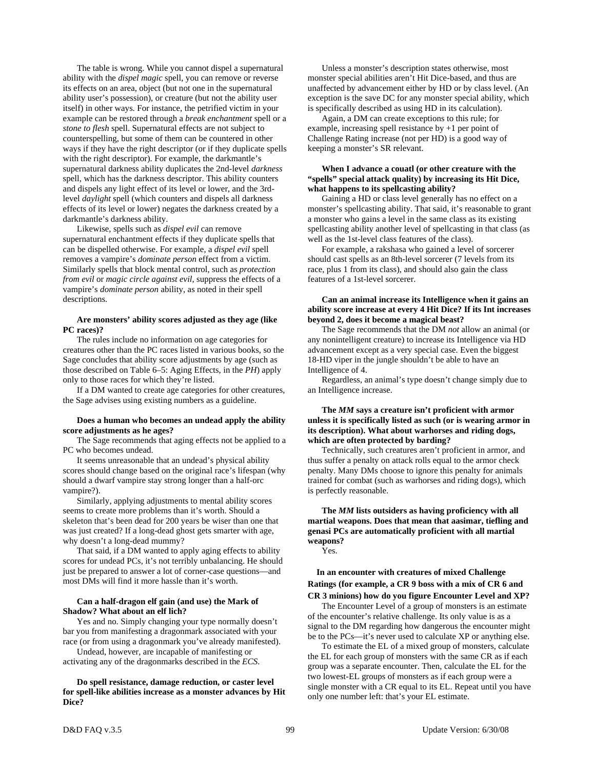The table is wrong. While you cannot dispel a supernatural ability with the *dispel magic* spell, you can remove or reverse its effects on an area, object (but not one in the supernatural ability user's possession), or creature (but not the ability user itself) in other ways. For instance, the petrified victim in your example can be restored through a *break enchantment* spell or a *stone to flesh* spell. Supernatural effects are not subject to counterspelling, but some of them can be countered in other ways if they have the right descriptor (or if they duplicate spells with the right descriptor). For example, the darkmantle's supernatural darkness ability duplicates the 2nd-level *darkness* spell, which has the darkness descriptor. This ability counters and dispels any light effect of its level or lower, and the 3rd-level *daylight* spell (which counters and dispels all darkness effects of its level or lower) negates the darkness created by a darkmantle's darkness ability.

Likewise, spells such as *dispel evil* can remove supernatural enchantment effects if they duplicate spells that can be dispelled otherwise. For example, a *dispel evil* spell removes a vampire's *dominate person* effect from a victim. Similarly spells that block mental control, such as *protection from evil* or *magic circle against evil,* suppress the effects of a vampire's *dominate person* ability, as noted in their spell descriptions.

**Are monsters' ability scores adjusted as they age (like PC races)?**

The rules include no information on age categories for creatures other than the PC races listed in various books, so the Sage concludes that ability score adjustments by age (such as those described on Table 6–5: Aging Effects, in the *PH*) apply only to those races for which they're listed.

If a DM wanted to create age categories for other creatures, the Sage advises using existing numbers as a guideline.

**Does a human who becomes an undead apply the ability score adjustments as he ages?**

The Sage recommends that aging effects not be applied to a PC who becomes undead.

It seems unreasonable that an undead's physical ability scores should change based on the original race's lifespan (why should a dwarf vampire stay strong longer than a half-orc vampire?).

Similarly, applying adjustments to mental ability scores seems to create more problems than it's worth. Should a skeleton that's been dead for 200 years be wiser than one that was just created? If a long-dead ghost gets smarter with age, why doesn't a long-dead mummy?

That said, if a DM wanted to apply aging effects to ability scores for undead PCs, it's not terribly unbalancing. He should just be prepared to answer a lot of corner-case questions—and most DMs will find it more hassle than it's worth.

**Can a half-dragon elf gain (and use) the Mark of Shadow? What about an elf lich?**

Yes and no. Simply changing your type normally doesn't bar you from manifesting a dragonmark associated with your race (or from using a dragonmark you've already manifested).

Undead, however, are incapable of manifesting or activating any of the dragonmarks described in the *ECS*.

**Do spell resistance, damage reduction, or caster level for spell-like abilities increase as a monster advances by Hit Dice?**

Unless a monster's description states otherwise, most monster special abilities aren't Hit Dice-based, and thus are unaffected by advancement either by HD or by class level. (An exception is the save DC for any monster special ability, which is specifically described as using HD in its calculation).

Again, a DM can create exceptions to this rule; for example, increasing spell resistance by +1 per point of Challenge Rating increase (not per HD) is a good way of keeping a monster's SR relevant.

**When I advance a couatl (or other creature with the "spells" special attack quality) by increasing its Hit Dice, what happens to its spellcasting ability?**

Gaining a HD or class level generally has no effect on a monster's spellcasting ability. That said, it's reasonable to grant a monster who gains a level in the same class as its existing spellcasting ability another level of spellcasting in that class (as well as the 1st-level class features of the class).

For example, a rakshasa who gained a level of sorcerer should cast spells as an 8th-level sorcerer (7 levels from its race, plus 1 from its class), and should also gain the class features of a 1st-level sorcerer.

**Can an animal increase its Intelligence when it gains an ability score increase at every 4 Hit Dice? If its Int increases beyond 2, does it become a magical beast?**

The Sage recommends that the DM *not* allow an animal (or any nonintelligent creature) to increase its Intelligence via HD advancement except as a very special case. Even the biggest 18-HD viper in the jungle shouldn't be able to have an Intelligence of 4.

Regardless, an animal's type doesn't change simply due to an Intelligence increase.

**The *MM* says a creature isn't proficient with armor unless it is specifically listed as such (or is wearing armor in its description). What about warhorses and riding dogs, which are often protected by barding?**

Technically, such creatures aren't proficient in armor, and thus suffer a penalty on attack rolls equal to the armor check penalty. Many DMs choose to ignore this penalty for animals trained for combat (such as warhorses and riding dogs), which is perfectly reasonable.

**The *MM* lists outsiders as having proficiency with all martial weapons. Does that mean that aasimar, tiefling and genasi PCs are automatically proficient with all martial weapons?**

Yes.

**In an encounter with creatures of mixed Challenge Ratings (for example, a CR 9 boss with a mix of CR 6 and CR 3 minions) how do you figure Encounter Level and XP?**

The Encounter Level of a group of monsters is an estimate of the encounter's relative challenge. Its only value is as a signal to the DM regarding how dangerous the encounter might be to the PCs—it's never used to calculate XP or anything else.

To estimate the EL of a mixed group of monsters, calculate the EL for each group of monsters with the same CR as if each group was a separate encounter. Then, calculate the EL for the two lowest-EL groups of monsters as if each group were a single monster with a CR equal to its EL. Repeat until you have only one number left: that's your EL estimate.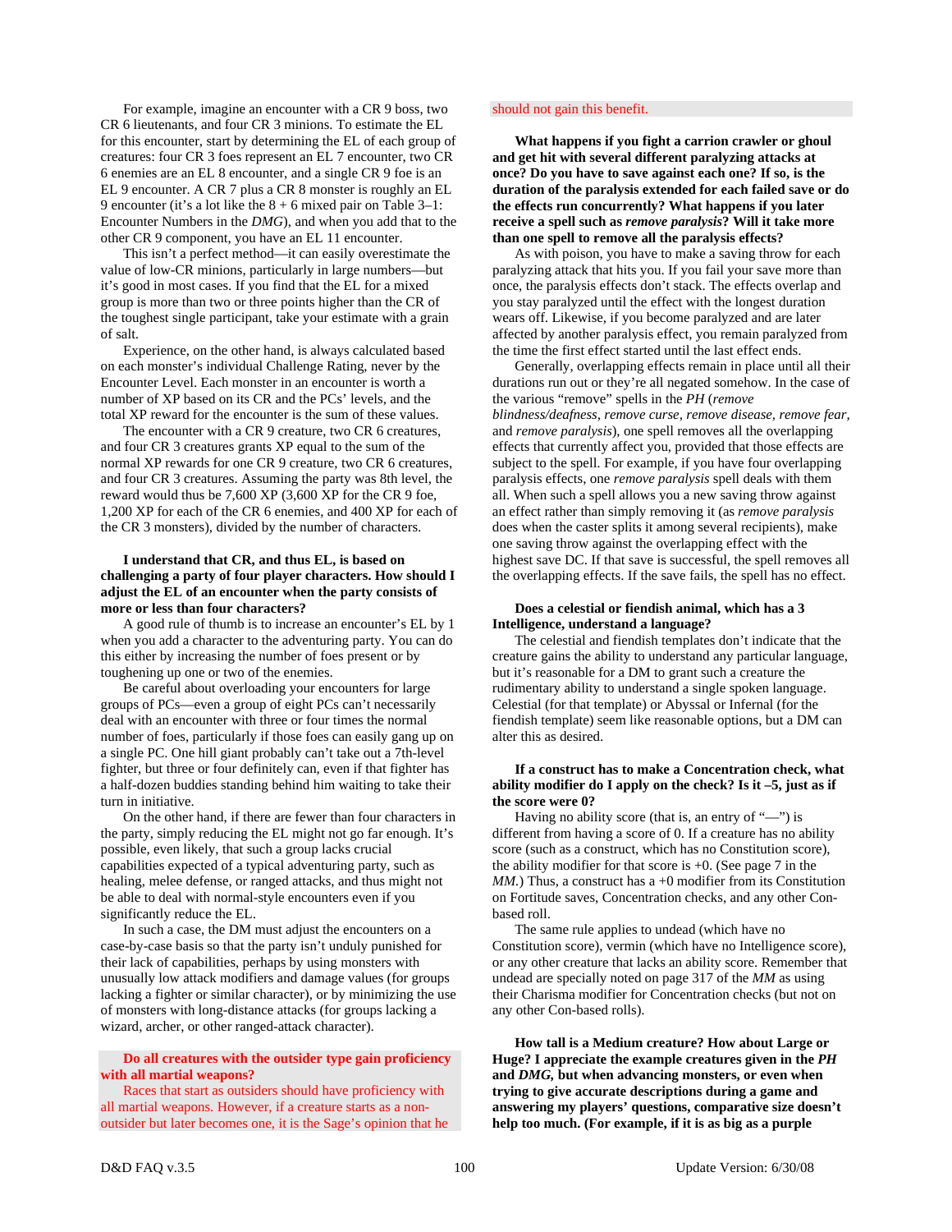For example, imagine an encounter with a CR 9 boss, two CR 6 lieutenants, and four CR 3 minions. To estimate the EL for this encounter, start by determining the EL of each group of creatures: four CR 3 foes represent an EL 7 encounter, two CR 6 enemies are an EL 8 encounter, and a single CR 9 foe is an EL 9 encounter. A CR 7 plus a CR 8 monster is roughly an EL 9 encounter (it's a lot like the 8 + 6 mixed pair on Table 3–1: Encounter Numbers in the *DMG*), and when you add that to the other CR 9 component, you have an EL 11 encounter.

This isn't a perfect method—it can easily overestimate the value of low-CR minions, particularly in large numbers—but it's good in most cases. If you find that the EL for a mixed group is more than two or three points higher than the CR of the toughest single participant, take your estimate with a grain of salt.

Experience, on the other hand, is always calculated based on each monster's individual Challenge Rating, never by the Encounter Level. Each monster in an encounter is worth a number of XP based on its CR and the PCs' levels, and the total XP reward for the encounter is the sum of these values.

The encounter with a CR 9 creature, two CR 6 creatures, and four CR 3 creatures grants XP equal to the sum of the normal XP rewards for one CR 9 creature, two CR 6 creatures, and four CR 3 creatures. Assuming the party was 8th level, the reward would thus be 7,600 XP (3,600 XP for the CR 9 foe, 1,200 XP for each of the CR 6 enemies, and 400 XP for each of the CR 3 monsters), divided by the number of characters.

**I understand that CR, and thus EL, is based on challenging a party of four player characters. How should I adjust the EL of an encounter when the party consists of more or less than four characters?**

A good rule of thumb is to increase an encounter's EL by 1 when you add a character to the adventuring party. You can do this either by increasing the number of foes present or by toughening up one or two of the enemies.

Be careful about overloading your encounters for large groups of PCs—even a group of eight PCs can't necessarily deal with an encounter with three or four times the normal number of foes, particularly if those foes can easily gang up on a single PC. One hill giant probably can't take out a 7th-level fighter, but three or four definitely can, even if that fighter has a half-dozen buddies standing behind him waiting to take their turn in initiative.

On the other hand, if there are fewer than four characters in the party, simply reducing the EL might not go far enough. It's possible, even likely, that such a group lacks crucial capabilities expected of a typical adventuring party, such as healing, melee defense, or ranged attacks, and thus might not be able to deal with normal-style encounters even if you significantly reduce the EL.

In such a case, the DM must adjust the encounters on a case-by-case basis so that the party isn't unduly punished for their lack of capabilities, perhaps by using monsters with unusually low attack modifiers and damage values (for groups lacking a fighter or similar character), or by minimizing the use of monsters with long-distance attacks (for groups lacking a wizard, archer, or other ranged-attack character).

**Do all creatures with the outsider type gain proficiency with all martial weapons?**

Races that start as outsiders should have proficiency with all martial weapons. However, if a creature starts as a non-outsider but later becomes one, it is the Sage's opinion that he should not gain this benefit.

**What happens if you fight a carrion crawler or ghoul and get hit with several different paralyzing attacks at once? Do you have to save against each one? If so, is the duration of the paralysis extended for each failed save or do the effects run concurrently? What happens if you later receive a spell such as *remove paralysis*? Will it take more than one spell to remove all the paralysis effects?**

As with poison, you have to make a saving throw for each paralyzing attack that hits you. If you fail your save more than once, the paralysis effects don't stack. The effects overlap and you stay paralyzed until the effect with the longest duration wears off. Likewise, if you become paralyzed and are later affected by another paralysis effect, you remain paralyzed from the time the first effect started until the last effect ends.

Generally, overlapping effects remain in place until all their durations run out or they're all negated somehow. In the case of the various "remove" spells in the *PH* (*remove blindness/deafness*, *remove curse*, *remove disease*, *remove fear*, and *remove paralysis*), one spell removes all the overlapping effects that currently affect you, provided that those effects are subject to the spell. For example, if you have four overlapping paralysis effects, one *remove paralysis* spell deals with them all. When such a spell allows you a new saving throw against an effect rather than simply removing it (as *remove paralysis* does when the caster splits it among several recipients), make one saving throw against the overlapping effect with the highest save DC. If that save is successful, the spell removes all the overlapping effects. If the save fails, the spell has no effect.

**Does a celestial or fiendish animal, which has a 3 Intelligence, understand a language?**

The celestial and fiendish templates don't indicate that the creature gains the ability to understand any particular language, but it's reasonable for a DM to grant such a creature the rudimentary ability to understand a single spoken language. Celestial (for that template) or Abyssal or Infernal (for the fiendish template) seem like reasonable options, but a DM can alter this as desired.

**If a construct has to make a Concentration check, what ability modifier do I apply on the check? Is it –5, just as if the score were 0?**

Having no ability score (that is, an entry of "—") is different from having a score of 0. If a creature has no ability score (such as a construct, which has no Constitution score), the ability modifier for that score is +0. (See page 7 in the *MM*.) Thus, a construct has a +0 modifier from its Constitution on Fortitude saves, Concentration checks, and any other Con-based roll.

The same rule applies to undead (which have no Constitution score), vermin (which have no Intelligence score), or any other creature that lacks an ability score. Remember that undead are specially noted on page 317 of the *MM* as using their Charisma modifier for Concentration checks (but not on any other Con-based rolls).

**How tall is a Medium creature? How about Large or Huge? I appreciate the example creatures given in the *PH* and *DMG*, but when advancing monsters, or even when trying to give accurate descriptions during a game and answering my players' questions, comparative size doesn't help too much. (For example, if it is as big as a purple**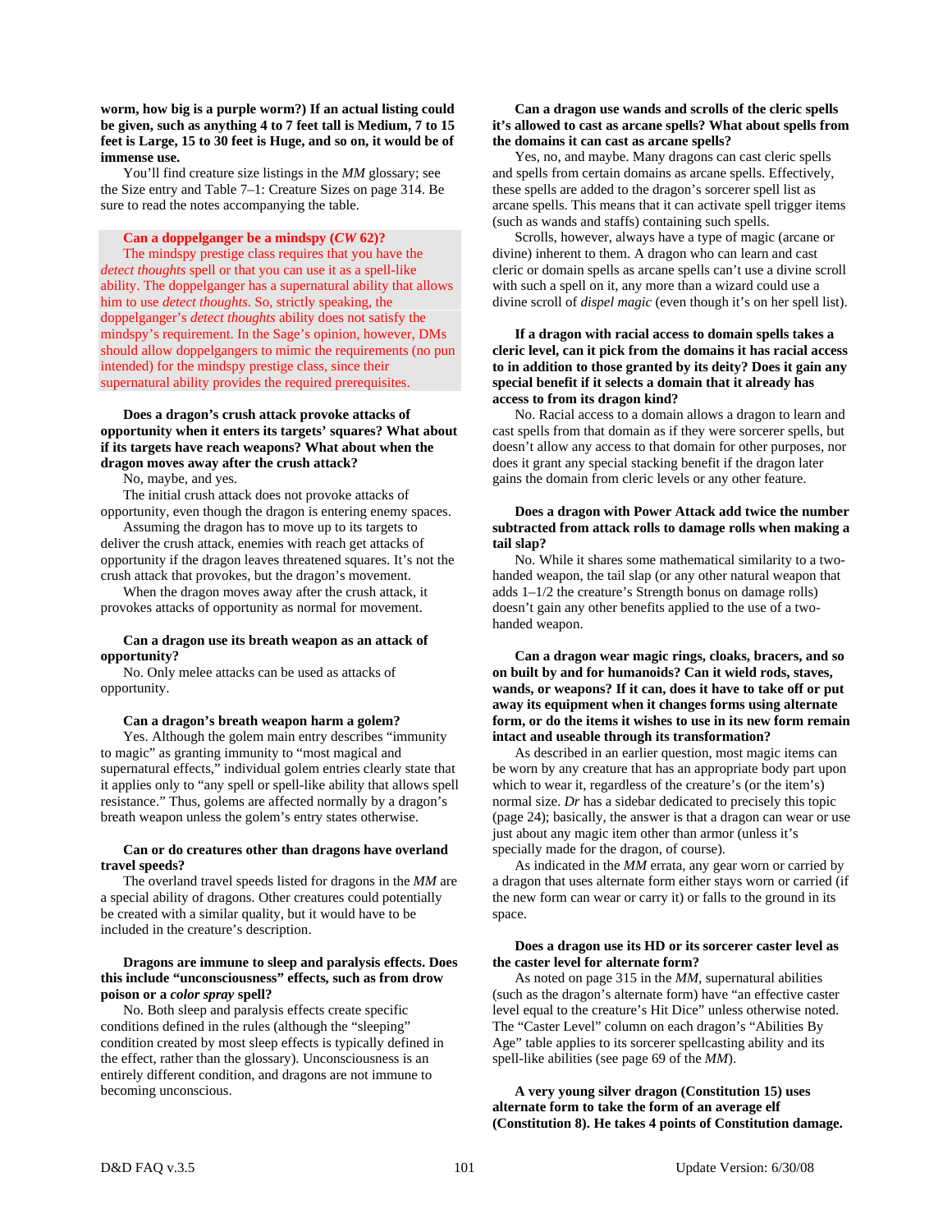**worm, how big is a purple worm?) If an actual listing could be given, such as anything 4 to 7 feet tall is Medium, 7 to 15 feet is Large, 15 to 30 feet is Huge, and so on, it would be of immense use.**

You'll find creature size listings in the *MM* glossary; see the Size entry and Table 7–1: Creature Sizes on page 314. Be sure to read the notes accompanying the table.

**Can a doppelganger be a mindspy (*CW* 62)?**

The mindspy prestige class requires that you have the *detect thoughts* spell or that you can use it as a spell-like ability. The doppelganger has a supernatural ability that allows him to use *detect thoughts*. So, strictly speaking, the doppelganger's *detect thoughts* ability does not satisfy the mindspy's requirement. In the Sage's opinion, however, DMs should allow doppelgangers to mimic the requirements (no pun intended) for the mindspy prestige class, since their supernatural ability provides the required prerequisites.

**Does a dragon's crush attack provoke attacks of opportunity when it enters its targets' squares? What about if its targets have reach weapons? What about when the dragon moves away after the crush attack?**

No, maybe, and yes.

The initial crush attack does not provoke attacks of opportunity, even though the dragon is entering enemy spaces.

Assuming the dragon has to move up to its targets to deliver the crush attack, enemies with reach get attacks of opportunity if the dragon leaves threatened squares. It's not the crush attack that provokes, but the dragon's movement.

When the dragon moves away after the crush attack, it provokes attacks of opportunity as normal for movement.

**Can a dragon use its breath weapon as an attack of opportunity?**

No. Only melee attacks can be used as attacks of opportunity.

**Can a dragon's breath weapon harm a golem?**

Yes. Although the golem main entry describes "immunity to magic" as granting immunity to "most magical and supernatural effects," individual golem entries clearly state that it applies only to "any spell or spell-like ability that allows spell resistance." Thus, golems are affected normally by a dragon's breath weapon unless the golem's entry states otherwise.

**Can or do creatures other than dragons have overland travel speeds?**

The overland travel speeds listed for dragons in the *MM* are a special ability of dragons. Other creatures could potentially be created with a similar quality, but it would have to be included in the creature's description.

**Dragons are immune to sleep and paralysis effects. Does this include "unconsciousness" effects, such as from drow poison or a *color spray* spell?**

No. Both sleep and paralysis effects create specific conditions defined in the rules (although the "sleeping" condition created by most sleep effects is typically defined in the effect, rather than the glossary). Unconsciousness is an entirely different condition, and dragons are not immune to becoming unconscious.

**Can a dragon use wands and scrolls of the cleric spells it's allowed to cast as arcane spells? What about spells from the domains it can cast as arcane spells?**

Yes, no, and maybe. Many dragons can cast cleric spells and spells from certain domains as arcane spells. Effectively, these spells are added to the dragon's sorcerer spell list as arcane spells. This means that it can activate spell trigger items (such as wands and staffs) containing such spells.

Scrolls, however, always have a type of magic (arcane or divine) inherent to them. A dragon who can learn and cast cleric or domain spells as arcane spells can't use a divine scroll with such a spell on it, any more than a wizard could use a divine scroll of *dispel magic* (even though it's on her spell list).

**If a dragon with racial access to domain spells takes a cleric level, can it pick from the domains it has racial access to in addition to those granted by its deity? Does it gain any special benefit if it selects a domain that it already has access to from its dragon kind?**

No. Racial access to a domain allows a dragon to learn and cast spells from that domain as if they were sorcerer spells, but doesn't allow any access to that domain for other purposes, nor does it grant any special stacking benefit if the dragon later gains the domain from cleric levels or any other feature.

**Does a dragon with Power Attack add twice the number subtracted from attack rolls to damage rolls when making a tail slap?**

No. While it shares some mathematical similarity to a two-handed weapon, the tail slap (or any other natural weapon that adds 1–1/2 the creature's Strength bonus on damage rolls) doesn't gain any other benefits applied to the use of a two-handed weapon.

**Can a dragon wear magic rings, cloaks, bracers, and so on built by and for humanoids? Can it wield rods, staves, wands, or weapons? If it can, does it have to take off or put away its equipment when it changes forms using alternate form, or do the items it wishes to use in its new form remain intact and useable through its transformation?**

As described in an earlier question, most magic items can be worn by any creature that has an appropriate body part upon which to wear it, regardless of the creature's (or the item's) normal size. *Dr* has a sidebar dedicated to precisely this topic (page 24); basically, the answer is that a dragon can wear or use just about any magic item other than armor (unless it's specially made for the dragon, of course).

As indicated in the *MM* errata, any gear worn or carried by a dragon that uses alternate form either stays worn or carried (if the new form can wear or carry it) or falls to the ground in its space.

**Does a dragon use its HD or its sorcerer caster level as the caster level for alternate form?**

As noted on page 315 in the *MM*, supernatural abilities (such as the dragon's alternate form) have "an effective caster level equal to the creature's Hit Dice" unless otherwise noted. The "Caster Level" column on each dragon's "Abilities By Age" table applies to its sorcerer spellcasting ability and its spell-like abilities (see page 69 of the *MM*).

**A very young silver dragon (Constitution 15) uses alternate form to take the form of an average elf (Constitution 8). He takes 4 points of Constitution damage.**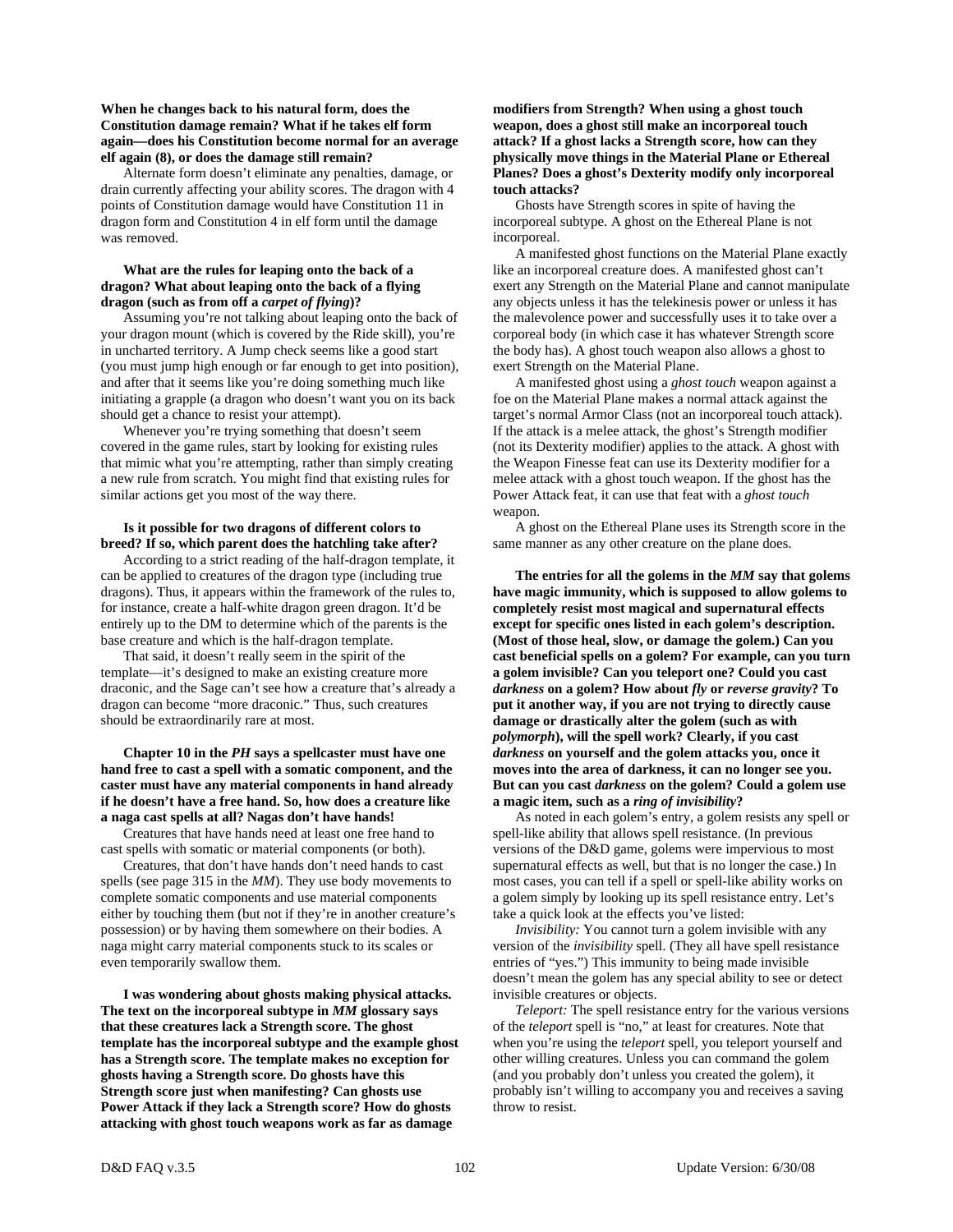**When he changes back to his natural form, does the Constitution damage remain? What if he takes elf form again—does his Constitution become normal for an average elf again (8), or does the damage still remain?**

Alternate form doesn't eliminate any penalties, damage, or drain currently affecting your ability scores. The dragon with 4 points of Constitution damage would have Constitution 11 in dragon form and Constitution 4 in elf form until the damage was removed.

**What are the rules for leaping onto the back of a dragon? What about leaping onto the back of a flying dragon (such as from off a *carpet of flying*)?**

Assuming you're not talking about leaping onto the back of your dragon mount (which is covered by the Ride skill), you're in uncharted territory. A Jump check seems like a good start (you must jump high enough or far enough to get into position), and after that it seems like you're doing something much like initiating a grapple (a dragon who doesn't want you on its back should get a chance to resist your attempt).

Whenever you're trying something that doesn't seem covered in the game rules, start by looking for existing rules that mimic what you're attempting, rather than simply creating a new rule from scratch. You might find that existing rules for similar actions get you most of the way there.

**Is it possible for two dragons of different colors to breed? If so, which parent does the hatchling take after?**

According to a strict reading of the half-dragon template, it can be applied to creatures of the dragon type (including true dragons). Thus, it appears within the framework of the rules to, for instance, create a half-white dragon green dragon. It'd be entirely up to the DM to determine which of the parents is the base creature and which is the half-dragon template.

That said, it doesn't really seem in the spirit of the template—it's designed to make an existing creature more draconic, and the Sage can't see how a creature that's already a dragon can become "more draconic." Thus, such creatures should be extraordinarily rare at most.

**Chapter 10 in the *PH* says a spellcaster must have one hand free to cast a spell with a somatic component, and the caster must have any material components in hand already if he doesn't have a free hand. So, how does a creature like a naga cast spells at all? Nagas don't have hands!**

Creatures that have hands need at least one free hand to cast spells with somatic or material components (or both).

Creatures, that don't have hands don't need hands to cast spells (see page 315 in the *MM*). They use body movements to complete somatic components and use material components either by touching them (but not if they're in another creature's possession) or by having them somewhere on their bodies. A naga might carry material components stuck to its scales or even temporarily swallow them.

**I was wondering about ghosts making physical attacks. The text on the incorporeal subtype in *MM* glossary says that these creatures lack a Strength score. The ghost template has the incorporeal subtype and the example ghost has a Strength score. The template makes no exception for ghosts having a Strength score. Do ghosts have this Strength score just when manifesting? Can ghosts use Power Attack if they lack a Strength score? How do ghosts attacking with ghost touch weapons work as far as damage modifiers from Strength? When using a ghost touch weapon, does a ghost still make an incorporeal touch attack? If a ghost lacks a Strength score, how can they physically move things in the Material Plane or Ethereal Planes? Does a ghost's Dexterity modify only incorporeal touch attacks?**

Ghosts have Strength scores in spite of having the incorporeal subtype. A ghost on the Ethereal Plane is not incorporeal.

A manifested ghost functions on the Material Plane exactly like an incorporeal creature does. A manifested ghost can't exert any Strength on the Material Plane and cannot manipulate any objects unless it has the telekinesis power or unless it has the malevolence power and successfully uses it to take over a corporeal body (in which case it has whatever Strength score the body has). A ghost touch weapon also allows a ghost to exert Strength on the Material Plane.

A manifested ghost using a *ghost touch* weapon against a foe on the Material Plane makes a normal attack against the target's normal Armor Class (not an incorporeal touch attack). If the attack is a melee attack, the ghost's Strength modifier (not its Dexterity modifier) applies to the attack. A ghost with the Weapon Finesse feat can use its Dexterity modifier for a melee attack with a ghost touch weapon. If the ghost has the Power Attack feat, it can use that feat with a *ghost touch* weapon.

A ghost on the Ethereal Plane uses its Strength score in the same manner as any other creature on the plane does.

**The entries for all the golems in the *MM* say that golems have magic immunity, which is supposed to allow golems to completely resist most magical and supernatural effects except for specific ones listed in each golem's description. (Most of those heal, slow, or damage the golem.) Can you cast beneficial spells on a golem? For example, can you turn a golem invisible? Can you teleport one? Could you cast *darkness* on a golem? How about *fly* or *reverse gravity*? To put it another way, if you are not trying to directly cause damage or drastically alter the golem (such as with *polymorph*), will the spell work? Clearly, if you cast *darkness* on yourself and the golem attacks you, once it moves into the area of darkness, it can no longer see you. But can you cast *darkness* on the golem? Could a golem use a magic item, such as a *ring of invisibility*?**

As noted in each golem's entry, a golem resists any spell or spell-like ability that allows spell resistance. (In previous versions of the D&D game, golems were impervious to most supernatural effects as well, but that is no longer the case.) In most cases, you can tell if a spell or spell-like ability works on a golem simply by looking up its spell resistance entry. Let's take a quick look at the effects you've listed:

*Invisibility:* You cannot turn a golem invisible with any version of the *invisibility* spell. (They all have spell resistance entries of "yes.") This immunity to being made invisible doesn't mean the golem has any special ability to see or detect invisible creatures or objects.

*Teleport:* The spell resistance entry for the various versions of the *teleport* spell is "no," at least for creatures. Note that when you're using the *teleport* spell, you teleport yourself and other willing creatures. Unless you can command the golem (and you probably don't unless you created the golem), it probably isn't willing to accompany you and receives a saving throw to resist.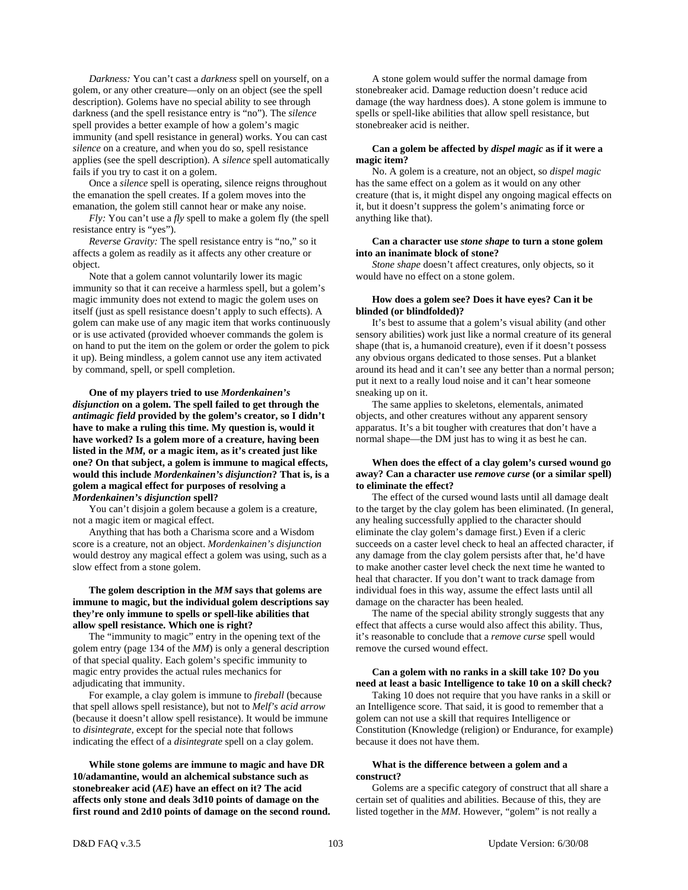*Darkness:* You can't cast a *darkness* spell on yourself, on a golem, or any other creature—only on an object (see the spell description). Golems have no special ability to see through darkness (and the spell resistance entry is "no"). The *silence* spell provides a better example of how a golem's magic immunity (and spell resistance in general) works. You can cast *silence* on a creature, and when you do so, spell resistance applies (see the spell description). A *silence* spell automatically fails if you try to cast it on a golem.

Once a *silence* spell is operating, silence reigns throughout the emanation the spell creates. If a golem moves into the emanation, the golem still cannot hear or make any noise.

*Fly:* You can't use a *fly* spell to make a golem fly (the spell resistance entry is "yes").

*Reverse Gravity:* The spell resistance entry is "no," so it affects a golem as readily as it affects any other creature or object.

Note that a golem cannot voluntarily lower its magic immunity so that it can receive a harmless spell, but a golem's magic immunity does not extend to magic the golem uses on itself (just as spell resistance doesn't apply to such effects). A golem can make use of any magic item that works continuously or is use activated (provided whoever commands the golem is on hand to put the item on the golem or order the golem to pick it up). Being mindless, a golem cannot use any item activated by command, spell, or spell completion.

**One of my players tried to use *Mordenkainen's disjunction* on a golem. The spell failed to get through the *antimagic field* provided by the golem's creator, so I didn't have to make a ruling this time. My question is, would it have worked? Is a golem more of a creature, having been listed in the *MM*, or a magic item, as it's created just like one? On that subject, a golem is immune to magical effects, would this include *Mordenkainen's disjunction*? That is, is a golem a magical effect for purposes of resolving a *Mordenkainen's disjunction* spell?**

You can't disjoin a golem because a golem is a creature, not a magic item or magical effect.

Anything that has both a Charisma score and a Wisdom score is a creature, not an object. *Mordenkainen's disjunction* would destroy any magical effect a golem was using, such as a slow effect from a stone golem.

**The golem description in the *MM* says that golems are immune to magic, but the individual golem descriptions say they're only immune to spells or spell-like abilities that allow spell resistance. Which one is right?**

The "immunity to magic" entry in the opening text of the golem entry (page 134 of the *MM*) is only a general description of that special quality. Each golem's specific immunity to magic entry provides the actual rules mechanics for adjudicating that immunity.

For example, a clay golem is immune to *fireball* (because that spell allows spell resistance), but not to *Melf's acid arrow* (because it doesn't allow spell resistance). It would be immune to *disintegrate*, except for the special note that follows indicating the effect of a *disintegrate* spell on a clay golem.

**While stone golems are immune to magic and have DR 10/adamantine, would an alchemical substance such as stonebreaker acid (*AE*) have an effect on it? The acid affects only stone and deals 3d10 points of damage on the first round and 2d10 points of damage on the second round.**

A stone golem would suffer the normal damage from stonebreaker acid. Damage reduction doesn't reduce acid damage (the way hardness does). A stone golem is immune to spells or spell-like abilities that allow spell resistance, but stonebreaker acid is neither.

**Can a golem be affected by *dispel magic* as if it were a magic item?**

No. A golem is a creature, not an object, so *dispel magic* has the same effect on a golem as it would on any other creature (that is, it might dispel any ongoing magical effects on it, but it doesn't suppress the golem's animating force or anything like that).

**Can a character use *stone shape* to turn a stone golem into an inanimate block of stone?**

*Stone shape* doesn't affect creatures, only objects, so it would have no effect on a stone golem.

**How does a golem see? Does it have eyes? Can it be blinded (or blindfolded)?**

It's best to assume that a golem's visual ability (and other sensory abilities) work just like a normal creature of its general shape (that is, a humanoid creature), even if it doesn't possess any obvious organs dedicated to those senses. Put a blanket around its head and it can't see any better than a normal person; put it next to a really loud noise and it can't hear someone sneaking up on it.

The same applies to skeletons, elementals, animated objects, and other creatures without any apparent sensory apparatus. It's a bit tougher with creatures that don't have a normal shape—the DM just has to wing it as best he can.

**When does the effect of a clay golem's cursed wound go away? Can a character use *remove curse* (or a similar spell) to eliminate the effect?**

The effect of the cursed wound lasts until all damage dealt to the target by the clay golem has been eliminated. (In general, any healing successfully applied to the character should eliminate the clay golem's damage first.) Even if a cleric succeeds on a caster level check to heal an affected character, if any damage from the clay golem persists after that, he'd have to make another caster level check the next time he wanted to heal that character. If you don't want to track damage from individual foes in this way, assume the effect lasts until all damage on the character has been healed.

The name of the special ability strongly suggests that any effect that affects a curse would also affect this ability. Thus, it's reasonable to conclude that a *remove curse* spell would remove the cursed wound effect.

**Can a golem with no ranks in a skill take 10? Do you need at least a basic Intelligence to take 10 on a skill check?**

Taking 10 does not require that you have ranks in a skill or an Intelligence score. That said, it is good to remember that a golem can not use a skill that requires Intelligence or Constitution (Knowledge (religion) or Endurance, for example) because it does not have them.

**What is the difference between a golem and a construct?**

Golems are a specific category of construct that all share a certain set of qualities and abilities. Because of this, they are listed together in the *MM*. However, "golem" is not really a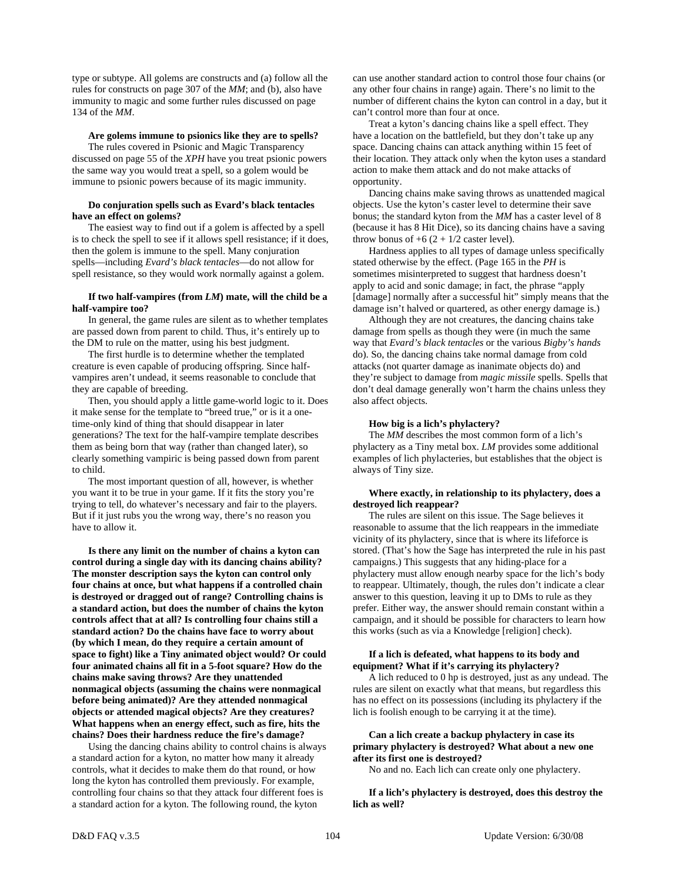type or subtype. All golems are constructs and (a) follow all the rules for constructs on page 307 of the *MM*; and (b), also have immunity to magic and some further rules discussed on page 134 of the *MM*.

**Are golems immune to psionics like they are to spells?**

The rules covered in Psionic and Magic Transparency discussed on page 55 of the *XPH* have you treat psionic powers the same way you would treat a spell, so a golem would be immune to psionic powers because of its magic immunity.

**Do conjuration spells such as Evard's black tentacles have an effect on golems?**

The easiest way to find out if a golem is affected by a spell is to check the spell to see if it allows spell resistance; if it does, then the golem is immune to the spell. Many conjuration spells—including *Evard's black tentacles*—do not allow for spell resistance, so they would work normally against a golem.

**If two half-vampires (from *LM*) mate, will the child be a half-vampire too?**

In general, the game rules are silent as to whether templates are passed down from parent to child. Thus, it's entirely up to the DM to rule on the matter, using his best judgment.

The first hurdle is to determine whether the templated creature is even capable of producing offspring. Since half-vampires aren't undead, it seems reasonable to conclude that they are capable of breeding.

Then, you should apply a little game-world logic to it. Does it make sense for the template to "breed true," or is it a one-time-only kind of thing that should disappear in later generations? The text for the half-vampire template describes them as being born that way (rather than changed later), so clearly something vampiric is being passed down from parent to child.

The most important question of all, however, is whether you want it to be true in your game. If it fits the story you're trying to tell, do whatever's necessary and fair to the players. But if it just rubs you the wrong way, there's no reason you have to allow it.

**Is there any limit on the number of chains a kyton can control during a single day with its dancing chains ability? The monster description says the kyton can control only four chains at once, but what happens if a controlled chain is destroyed or dragged out of range? Controlling chains is a standard action, but does the number of chains the kyton controls affect that at all? Is controlling four chains still a standard action? Do the chains have face to worry about (by which I mean, do they require a certain amount of space to fight) like a Tiny animated object would? Or could four animated chains all fit in a 5-foot square? How do the chains make saving throws? Are they unattended nonmagical objects (assuming the chains were nonmagical before being animated)? Are they attended nonmagical objects or attended magical objects? Are they creatures? What happens when an energy effect, such as fire, hits the chains? Does their hardness reduce the fire's damage?**

Using the dancing chains ability to control chains is always a standard action for a kyton, no matter how many it already controls, what it decides to make them do that round, or how long the kyton has controlled them previously. For example, controlling four chains so that they attack four different foes is a standard action for a kyton. The following round, the kyton can use another standard action to control those four chains (or any other four chains in range) again. There's no limit to the number of different chains the kyton can control in a day, but it can't control more than four at once.

Treat a kyton's dancing chains like a spell effect. They have a location on the battlefield, but they don't take up any space. Dancing chains can attack anything within 15 feet of their location. They attack only when the kyton uses a standard action to make them attack and do not make attacks of opportunity.

Dancing chains make saving throws as unattended magical objects. Use the kyton's caster level to determine their save bonus; the standard kyton from the *MM* has a caster level of 8 (because it has 8 Hit Dice), so its dancing chains have a saving throw bonus of +6 (2 + 1/2 caster level).

Hardness applies to all types of damage unless specifically stated otherwise by the effect. (Page 165 in the *PH* is sometimes misinterpreted to suggest that hardness doesn't apply to acid and sonic damage; in fact, the phrase "apply [damage] normally after a successful hit" simply means that the damage isn't halved or quartered, as other energy damage is.)

Although they are not creatures, the dancing chains take damage from spells as though they were (in much the same way that *Evard's black tentacles* or the various *Bigby's hands* do). So, the dancing chains take normal damage from cold attacks (not quarter damage as inanimate objects do) and they're subject to damage from *magic missile* spells. Spells that don't deal damage generally won't harm the chains unless they also affect objects.

**How big is a lich's phylactery?**

The *MM* describes the most common form of a lich's phylactery as a Tiny metal box. *LM* provides some additional examples of lich phylacteries, but establishes that the object is always of Tiny size.

**Where exactly, in relationship to its phylactery, does a destroyed lich reappear?**

The rules are silent on this issue. The Sage believes it reasonable to assume that the lich reappears in the immediate vicinity of its phylactery, since that is where its lifeforce is stored. (That's how the Sage has interpreted the rule in his past campaigns.) This suggests that any hiding-place for a phylactery must allow enough nearby space for the lich's body to reappear. Ultimately, though, the rules don't indicate a clear answer to this question, leaving it up to DMs to rule as they prefer. Either way, the answer should remain constant within a campaign, and it should be possible for characters to learn how this works (such as via a Knowledge [religion] check).

**If a lich is defeated, what happens to its body and equipment? What if it's carrying its phylactery?**

A lich reduced to 0 hp is destroyed, just as any undead. The rules are silent on exactly what that means, but regardless this has no effect on its possessions (including its phylactery if the lich is foolish enough to be carrying it at the time).

**Can a lich create a backup phylactery in case its primary phylactery is destroyed? What about a new one after its first one is destroyed?**

No and no. Each lich can create only one phylactery.

**If a lich's phylactery is destroyed, does this destroy the lich as well?**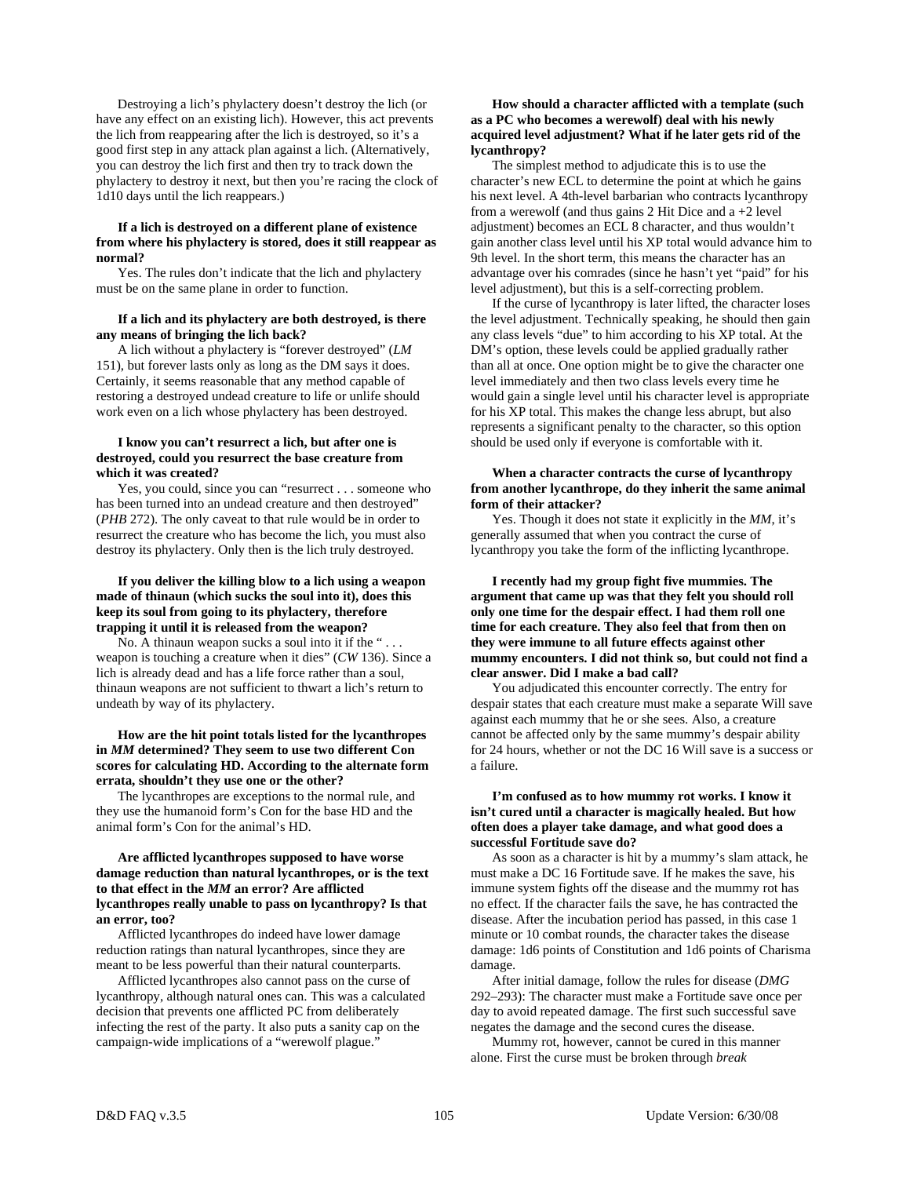Destroying a lich's phylactery doesn't destroy the lich (or have any effect on an existing lich). However, this act prevents the lich from reappearing after the lich is destroyed, so it's a good first step in any attack plan against a lich. (Alternatively, you can destroy the lich first and then try to track down the phylactery to destroy it next, but then you're racing the clock of 1d10 days until the lich reappears.)

**If a lich is destroyed on a different plane of existence from where his phylactery is stored, does it still reappear as normal?**

Yes. The rules don't indicate that the lich and phylactery must be on the same plane in order to function.

**If a lich and its phylactery are both destroyed, is there any means of bringing the lich back?**

A lich without a phylactery is "forever destroyed" (*LM* 151), but forever lasts only as long as the DM says it does. Certainly, it seems reasonable that any method capable of restoring a destroyed undead creature to life or unlife should work even on a lich whose phylactery has been destroyed.

**I know you can't resurrect a lich, but after one is destroyed, could you resurrect the base creature from which it was created?**

Yes, you could, since you can "resurrect . . . someone who has been turned into an undead creature and then destroyed" (*PHB* 272). The only caveat to that rule would be in order to resurrect the creature who has become the lich, you must also destroy its phylactery. Only then is the lich truly destroyed.

**If you deliver the killing blow to a lich using a weapon made of thinaun (which sucks the soul into it), does this keep its soul from going to its phylactery, therefore trapping it until it is released from the weapon?**

No. A thinaun weapon sucks a soul into it if the " . . . weapon is touching a creature when it dies" (*CW* 136). Since a lich is already dead and has a life force rather than a soul, thinaun weapons are not sufficient to thwart a lich's return to undeath by way of its phylactery.

**How are the hit point totals listed for the lycanthropes in *MM* determined? They seem to use two different Con scores for calculating HD. According to the alternate form errata, shouldn't they use one or the other?**

The lycanthropes are exceptions to the normal rule, and they use the humanoid form's Con for the base HD and the animal form's Con for the animal's HD.

**Are afflicted lycanthropes supposed to have worse damage reduction than natural lycanthropes, or is the text to that effect in the *MM* an error? Are afflicted lycanthropes really unable to pass on lycanthropy? Is that an error, too?**

Afflicted lycanthropes do indeed have lower damage reduction ratings than natural lycanthropes, since they are meant to be less powerful than their natural counterparts.

Afflicted lycanthropes also cannot pass on the curse of lycanthropy, although natural ones can. This was a calculated decision that prevents one afflicted PC from deliberately infecting the rest of the party. It also puts a sanity cap on the campaign-wide implications of a "werewolf plague."

**How should a character afflicted with a template (such as a PC who becomes a werewolf) deal with his newly acquired level adjustment? What if he later gets rid of the lycanthropy?**

The simplest method to adjudicate this is to use the character's new ECL to determine the point at which he gains his next level. A 4th-level barbarian who contracts lycanthropy from a werewolf (and thus gains 2 Hit Dice and a +2 level adjustment) becomes an ECL 8 character, and thus wouldn't gain another class level until his XP total would advance him to 9th level. In the short term, this means the character has an advantage over his comrades (since he hasn't yet "paid" for his level adjustment), but this is a self-correcting problem.

If the curse of lycanthropy is later lifted, the character loses the level adjustment. Technically speaking, he should then gain any class levels "due" to him according to his XP total. At the DM's option, these levels could be applied gradually rather than all at once. One option might be to give the character one level immediately and then two class levels every time he would gain a single level until his character level is appropriate for his XP total. This makes the change less abrupt, but also represents a significant penalty to the character, so this option should be used only if everyone is comfortable with it.

**When a character contracts the curse of lycanthropy from another lycanthrope, do they inherit the same animal form of their attacker?**

Yes. Though it does not state it explicitly in the *MM*, it's generally assumed that when you contract the curse of lycanthropy you take the form of the inflicting lycanthrope.

**I recently had my group fight five mummies. The argument that came up was that they felt you should roll only one time for the despair effect. I had them roll one time for each creature. They also feel that from then on they were immune to all future effects against other mummy encounters. I did not think so, but could not find a clear answer. Did I make a bad call?**

You adjudicated this encounter correctly. The entry for despair states that each creature must make a separate Will save against each mummy that he or she sees. Also, a creature cannot be affected only by the same mummy's despair ability for 24 hours, whether or not the DC 16 Will save is a success or a failure.

**I'm confused as to how mummy rot works. I know it isn't cured until a character is magically healed. But how often does a player take damage, and what good does a successful Fortitude save do?**

As soon as a character is hit by a mummy's slam attack, he must make a DC 16 Fortitude save. If he makes the save, his immune system fights off the disease and the mummy rot has no effect. If the character fails the save, he has contracted the disease. After the incubation period has passed, in this case 1 minute or 10 combat rounds, the character takes the disease damage: 1d6 points of Constitution and 1d6 points of Charisma damage.

After initial damage, follow the rules for disease (*DMG* 292–293): The character must make a Fortitude save once per day to avoid repeated damage. The first such successful save negates the damage and the second cures the disease.

Mummy rot, however, cannot be cured in this manner alone. First the curse must be broken through *break*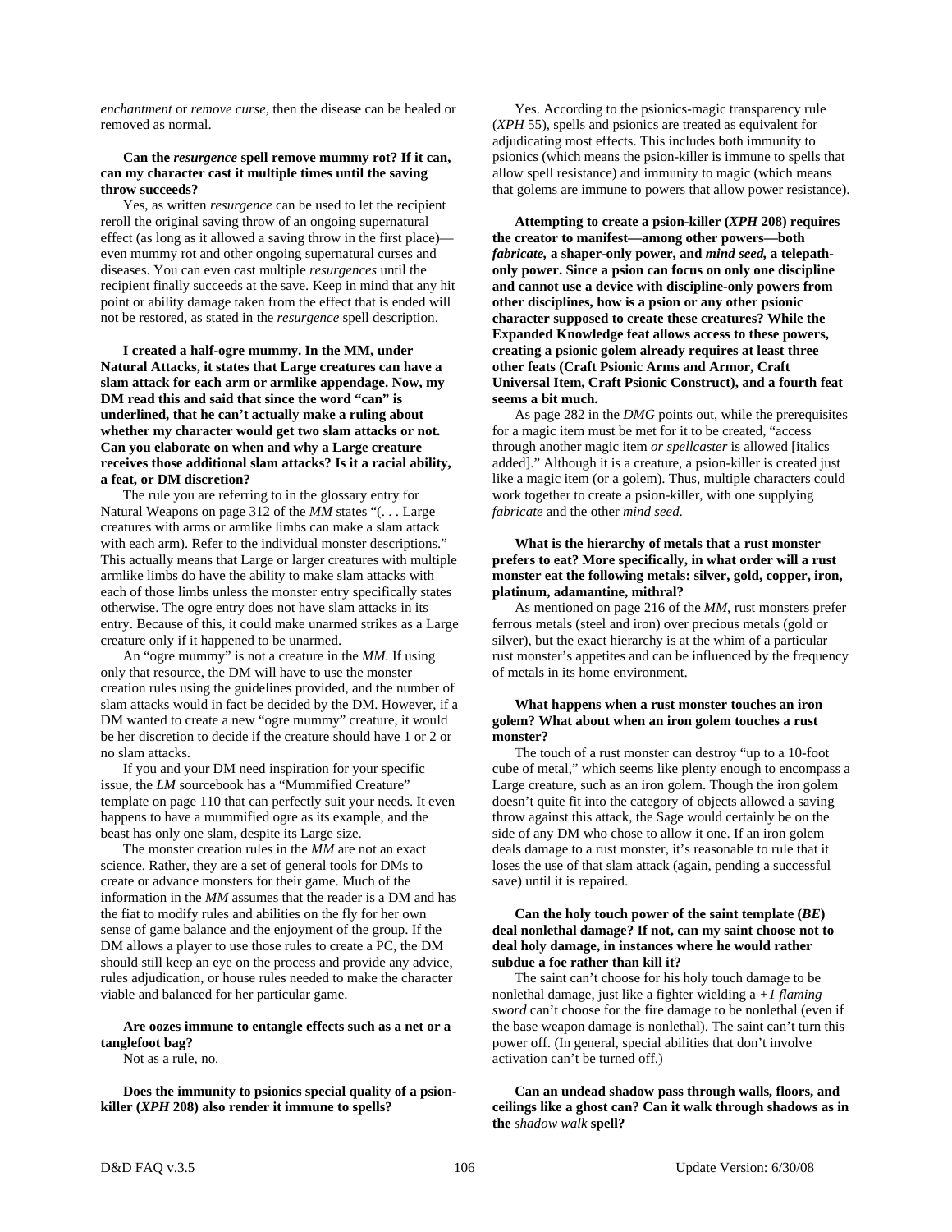*enchantment* or *remove curse*, then the disease can be healed or removed as normal.

**Can the *resurgence* spell remove mummy rot? If it can, can my character cast it multiple times until the saving throw succeeds?**

Yes, as written *resurgence* can be used to let the recipient reroll the original saving throw of an ongoing supernatural effect (as long as it allowed a saving throw in the first place)—even mummy rot and other ongoing supernatural curses and diseases. You can even cast multiple *resurgences* until the recipient finally succeeds at the save. Keep in mind that any hit point or ability damage taken from the effect that is ended will not be restored, as stated in the *resurgence* spell description.

**I created a half-ogre mummy. In the MM, under Natural Attacks, it states that Large creatures can have a slam attack for each arm or armlike appendage. Now, my DM read this and said that since the word "can" is underlined, that he can't actually make a ruling about whether my character would get two slam attacks or not. Can you elaborate on when and why a Large creature receives those additional slam attacks? Is it a racial ability, a feat, or DM discretion?**

The rule you are referring to in the glossary entry for Natural Weapons on page 312 of the *MM* states "(. . . Large creatures with arms or armlike limbs can make a slam attack with each arm). Refer to the individual monster descriptions." This actually means that Large or larger creatures with multiple armlike limbs do have the ability to make slam attacks with each of those limbs unless the monster entry specifically states otherwise. The ogre entry does not have slam attacks in its entry. Because of this, it could make unarmed strikes as a Large creature only if it happened to be unarmed.

An "ogre mummy" is not a creature in the *MM*. If using only that resource, the DM will have to use the monster creation rules using the guidelines provided, and the number of slam attacks would in fact be decided by the DM. However, if a DM wanted to create a new "ogre mummy" creature, it would be her discretion to decide if the creature should have 1 or 2 or no slam attacks.

If you and your DM need inspiration for your specific issue, the *LM* sourcebook has a "Mummified Creature" template on page 110 that can perfectly suit your needs. It even happens to have a mummified ogre as its example, and the beast has only one slam, despite its Large size.

The monster creation rules in the *MM* are not an exact science. Rather, they are a set of general tools for DMs to create or advance monsters for their game. Much of the information in the *MM* assumes that the reader is a DM and has the fiat to modify rules and abilities on the fly for her own sense of game balance and the enjoyment of the group. If the DM allows a player to use those rules to create a PC, the DM should still keep an eye on the process and provide any advice, rules adjudication, or house rules needed to make the character viable and balanced for her particular game.

**Are oozes immune to entangle effects such as a net or a tanglefoot bag?**

Not as a rule, no.

**Does the immunity to psionics special quality of a psion-killer (*XPH* 208) also render it immune to spells?**

Yes. According to the psionics-magic transparency rule (*XPH* 55), spells and psionics are treated as equivalent for adjudicating most effects. This includes both immunity to psionics (which means the psion-killer is immune to spells that allow spell resistance) and immunity to magic (which means that golems are immune to powers that allow power resistance).

**Attempting to create a psion-killer (*XPH* 208) requires the creator to manifest—among other powers—both *fabricate,* a shaper-only power, and *mind seed,* a telepath-only power. Since a psion can focus on only one discipline and cannot use a device with discipline-only powers from other disciplines, how is a psion or any other psionic character supposed to create these creatures? While the Expanded Knowledge feat allows access to these powers, creating a psionic golem already requires at least three other feats (Craft Psionic Arms and Armor, Craft Universal Item, Craft Psionic Construct), and a fourth feat seems a bit much.**

As page 282 in the *DMG* points out, while the prerequisites for a magic item must be met for it to be created, "access through another magic item *or spellcaster* is allowed [italics added]." Although it is a creature, a psion-killer is created just like a magic item (or a golem). Thus, multiple characters could work together to create a psion-killer, with one supplying *fabricate* and the other *mind seed.*

**What is the hierarchy of metals that a rust monster prefers to eat? More specifically, in what order will a rust monster eat the following metals: silver, gold, copper, iron, platinum, adamantine, mithral?**

As mentioned on page 216 of the *MM*, rust monsters prefer ferrous metals (steel and iron) over precious metals (gold or silver), but the exact hierarchy is at the whim of a particular rust monster's appetites and can be influenced by the frequency of metals in its home environment.

**What happens when a rust monster touches an iron golem? What about when an iron golem touches a rust monster?**

The touch of a rust monster can destroy "up to a 10-foot cube of metal," which seems like plenty enough to encompass a Large creature, such as an iron golem. Though the iron golem doesn't quite fit into the category of objects allowed a saving throw against this attack, the Sage would certainly be on the side of any DM who chose to allow it one. If an iron golem deals damage to a rust monster, it's reasonable to rule that it loses the use of that slam attack (again, pending a successful save) until it is repaired.

**Can the holy touch power of the saint template (*BE*) deal nonlethal damage? If not, can my saint choose not to deal holy damage, in instances where he would rather subdue a foe rather than kill it?**

The saint can't choose for his holy touch damage to be nonlethal damage, just like a fighter wielding a *+1 flaming sword* can't choose for the fire damage to be nonlethal (even if the base weapon damage is nonlethal). The saint can't turn this power off. (In general, special abilities that don't involve activation can't be turned off.)

**Can an undead shadow pass through walls, floors, and ceilings like a ghost can? Can it walk through shadows as in the *shadow walk* spell?**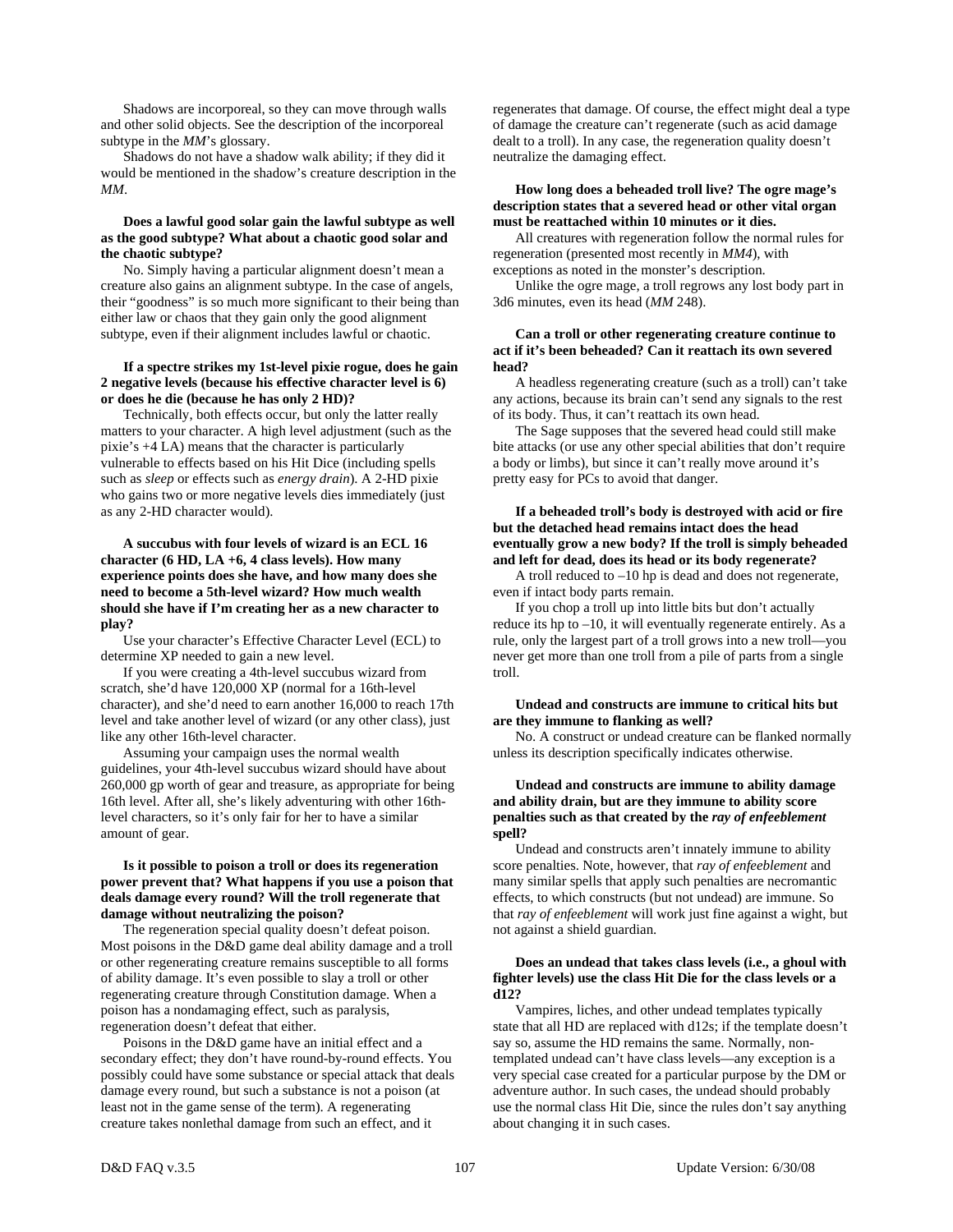Shadows are incorporeal, so they can move through walls and other solid objects. See the description of the incorporeal subtype in the *MM*'s glossary.

Shadows do not have a shadow walk ability; if they did it would be mentioned in the shadow's creature description in the *MM*.

**Does a lawful good solar gain the lawful subtype as well as the good subtype? What about a chaotic good solar and the chaotic subtype?**

No. Simply having a particular alignment doesn't mean a creature also gains an alignment subtype. In the case of angels, their "goodness" is so much more significant to their being than either law or chaos that they gain only the good alignment subtype, even if their alignment includes lawful or chaotic.

**If a spectre strikes my 1st-level pixie rogue, does he gain 2 negative levels (because his effective character level is 6) or does he die (because he has only 2 HD)?**

Technically, both effects occur, but only the latter really matters to your character. A high level adjustment (such as the pixie's +4 LA) means that the character is particularly vulnerable to effects based on his Hit Dice (including spells such as *sleep* or effects such as *energy drain*). A 2-HD pixie who gains two or more negative levels dies immediately (just as any 2-HD character would).

**A succubus with four levels of wizard is an ECL 16 character (6 HD, LA +6, 4 class levels). How many experience points does she have, and how many does she need to become a 5th-level wizard? How much wealth should she have if I'm creating her as a new character to play?**

Use your character's Effective Character Level (ECL) to determine XP needed to gain a new level.

If you were creating a 4th-level succubus wizard from scratch, she'd have 120,000 XP (normal for a 16th-level character), and she'd need to earn another 16,000 to reach 17th level and take another level of wizard (or any other class), just like any other 16th-level character.

Assuming your campaign uses the normal wealth guidelines, your 4th-level succubus wizard should have about 260,000 gp worth of gear and treasure, as appropriate for being 16th level. After all, she's likely adventuring with other 16th-level characters, so it's only fair for her to have a similar amount of gear.

**Is it possible to poison a troll or does its regeneration power prevent that? What happens if you use a poison that deals damage every round? Will the troll regenerate that damage without neutralizing the poison?**

The regeneration special quality doesn't defeat poison. Most poisons in the D&D game deal ability damage and a troll or other regenerating creature remains susceptible to all forms of ability damage. It's even possible to slay a troll or other regenerating creature through Constitution damage. When a poison has a nondamaging effect, such as paralysis, regeneration doesn't defeat that either.

Poisons in the D&D game have an initial effect and a secondary effect; they don't have round-by-round effects. You possibly could have some substance or special attack that deals damage every round, but such a substance is not a poison (at least not in the game sense of the term). A regenerating creature takes nonlethal damage from such an effect, and it regenerates that damage. Of course, the effect might deal a type of damage the creature can't regenerate (such as acid damage dealt to a troll). In any case, the regeneration quality doesn't neutralize the damaging effect.

**How long does a beheaded troll live? The ogre mage's description states that a severed head or other vital organ must be reattached within 10 minutes or it dies.**

All creatures with regeneration follow the normal rules for regeneration (presented most recently in *MM4*), with exceptions as noted in the monster's description.

Unlike the ogre mage, a troll regrows any lost body part in 3d6 minutes, even its head (*MM* 248).

**Can a troll or other regenerating creature continue to act if it's been beheaded? Can it reattach its own severed head?**

A headless regenerating creature (such as a troll) can't take any actions, because its brain can't send any signals to the rest of its body. Thus, it can't reattach its own head.

The Sage supposes that the severed head could still make bite attacks (or use any other special abilities that don't require a body or limbs), but since it can't really move around it's pretty easy for PCs to avoid that danger.

**If a beheaded troll's body is destroyed with acid or fire but the detached head remains intact does the head eventually grow a new body? If the troll is simply beheaded and left for dead, does its head or its body regenerate?**

A troll reduced to –10 hp is dead and does not regenerate, even if intact body parts remain.

If you chop a troll up into little bits but don't actually reduce its hp to –10, it will eventually regenerate entirely. As a rule, only the largest part of a troll grows into a new troll—you never get more than one troll from a pile of parts from a single troll.

**Undead and constructs are immune to critical hits but are they immune to flanking as well?**

No. A construct or undead creature can be flanked normally unless its description specifically indicates otherwise.

**Undead and constructs are immune to ability damage and ability drain, but are they immune to ability score penalties such as that created by the *ray of enfeeblement* spell?**

Undead and constructs aren't innately immune to ability score penalties. Note, however, that *ray of enfeeblement* and many similar spells that apply such penalties are necromantic effects, to which constructs (but not undead) are immune. So that *ray of enfeeblement* will work just fine against a wight, but not against a shield guardian.

**Does an undead that takes class levels (i.e., a ghoul with fighter levels) use the class Hit Die for the class levels or a d12?**

Vampires, liches, and other undead templates typically state that all HD are replaced with d12s; if the template doesn't say so, assume the HD remains the same. Normally, non-templated undead can't have class levels—any exception is a very special case created for a particular purpose by the DM or adventure author. In such cases, the undead should probably use the normal class Hit Die, since the rules don't say anything about changing it in such cases.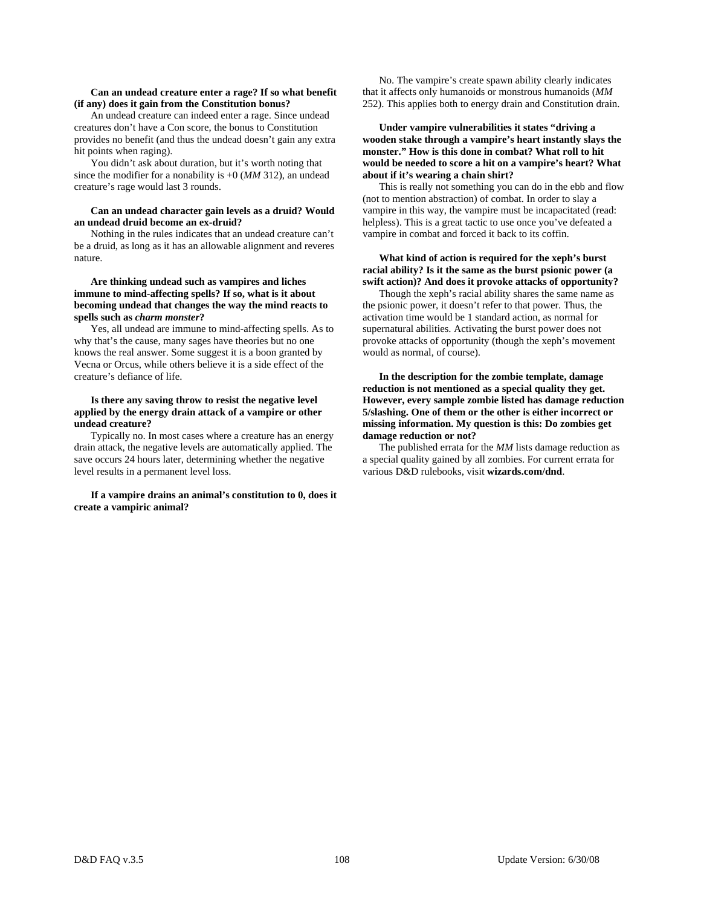**Can an undead creature enter a rage? If so what benefit (if any) does it gain from the Constitution bonus?**

An undead creature can indeed enter a rage. Since undead creatures don't have a Con score, the bonus to Constitution provides no benefit (and thus the undead doesn't gain any extra hit points when raging).

You didn't ask about duration, but it's worth noting that since the modifier for a nonability is +0 (*MM* 312), an undead creature's rage would last 3 rounds.

**Can an undead character gain levels as a druid? Would an undead druid become an ex-druid?**

Nothing in the rules indicates that an undead creature can't be a druid, as long as it has an allowable alignment and reveres nature.

**Are thinking undead such as vampires and liches immune to mind-affecting spells? If so, what is it about becoming undead that changes the way the mind reacts to spells such as *charm monster*?**

Yes, all undead are immune to mind-affecting spells. As to why that's the cause, many sages have theories but no one knows the real answer. Some suggest it is a boon granted by Vecna or Orcus, while others believe it is a side effect of the creature's defiance of life.

**Is there any saving throw to resist the negative level applied by the energy drain attack of a vampire or other undead creature?**

Typically no. In most cases where a creature has an energy drain attack, the negative levels are automatically applied. The save occurs 24 hours later, determining whether the negative level results in a permanent level loss.

**If a vampire drains an animal's constitution to 0, does it create a vampiric animal?**

No. The vampire's create spawn ability clearly indicates that it affects only humanoids or monstrous humanoids (*MM* 252). This applies both to energy drain and Constitution drain.

**Under vampire vulnerabilities it states "driving a wooden stake through a vampire's heart instantly slays the monster." How is this done in combat? What roll to hit would be needed to score a hit on a vampire's heart? What about if it's wearing a chain shirt?**

This is really not something you can do in the ebb and flow (not to mention abstraction) of combat. In order to slay a vampire in this way, the vampire must be incapacitated (read: helpless). This is a great tactic to use once you've defeated a vampire in combat and forced it back to its coffin.

**What kind of action is required for the xeph's burst racial ability? Is it the same as the burst psionic power (a swift action)? And does it provoke attacks of opportunity?**

Though the xeph's racial ability shares the same name as the psionic power, it doesn't refer to that power. Thus, the activation time would be 1 standard action, as normal for supernatural abilities. Activating the burst power does not provoke attacks of opportunity (though the xeph's movement would as normal, of course).

**In the description for the zombie template, damage reduction is not mentioned as a special quality they get. However, every sample zombie listed has damage reduction 5/slashing. One of them or the other is either incorrect or missing information. My question is this: Do zombies get damage reduction or not?**

The published errata for the *MM* lists damage reduction as a special quality gained by all zombies. For current errata for various D&D rulebooks, visit **wizards.com/dnd**.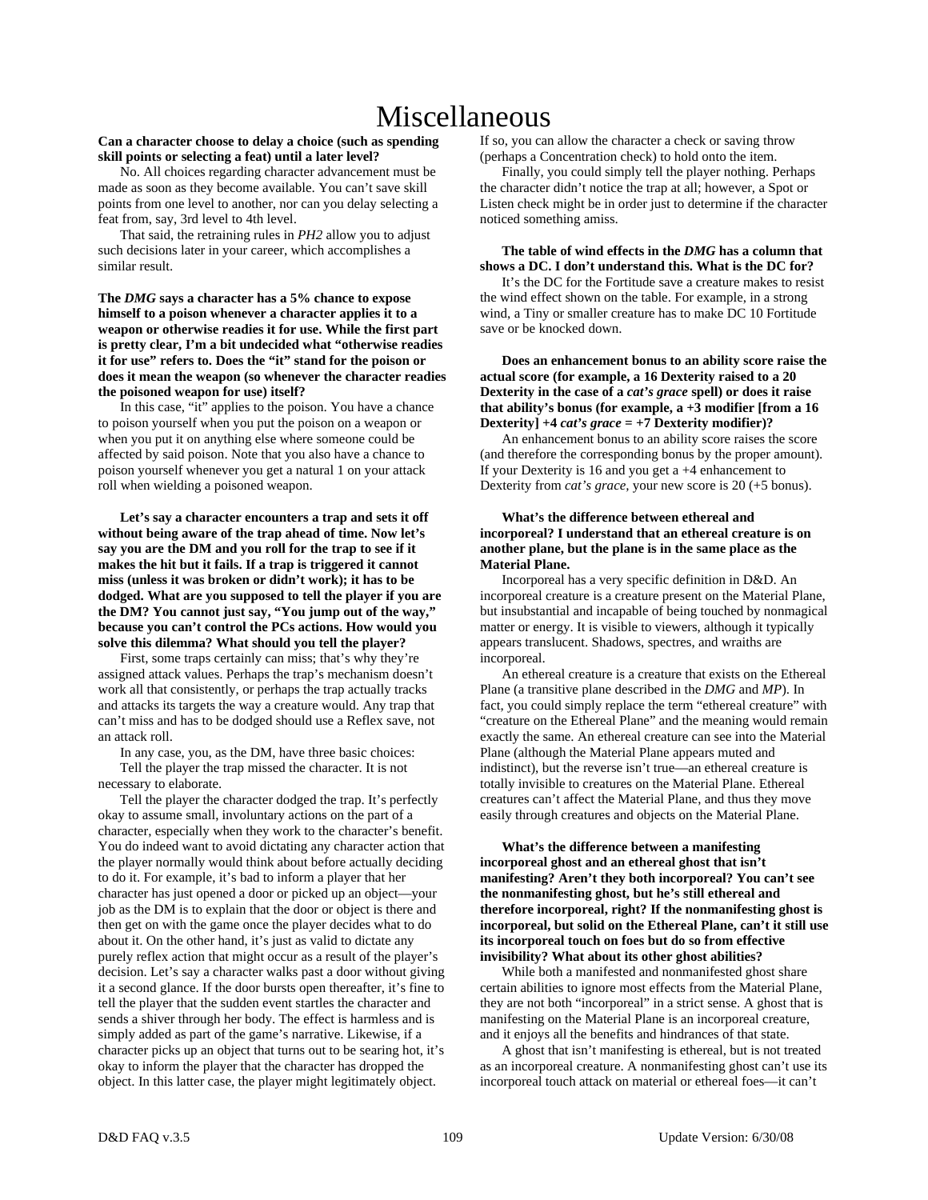# Miscellaneous

**Can a character choose to delay a choice (such as spending skill points or selecting a feat) until a later level?**

No. All choices regarding character advancement must be made as soon as they become available. You can't save skill points from one level to another, nor can you delay selecting a feat from, say, 3rd level to 4th level.

That said, the retraining rules in *PH2* allow you to adjust such decisions later in your career, which accomplishes a similar result.

**The *DMG* says a character has a 5% chance to expose himself to a poison whenever a character applies it to a weapon or otherwise readies it for use. While the first part is pretty clear, I'm a bit undecided what "otherwise readies it for use" refers to. Does the "it" stand for the poison or does it mean the weapon (so whenever the character readies the poisoned weapon for use) itself?**

In this case, "it" applies to the poison. You have a chance to poison yourself when you put the poison on a weapon or when you put it on anything else where someone could be affected by said poison. Note that you also have a chance to poison yourself whenever you get a natural 1 on your attack roll when wielding a poisoned weapon.

**Let's say a character encounters a trap and sets it off without being aware of the trap ahead of time. Now let's say you are the DM and you roll for the trap to see if it makes the hit but it fails. If a trap is triggered it cannot miss (unless it was broken or didn't work); it has to be dodged. What are you supposed to tell the player if you are the DM? You cannot just say, "You jump out of the way," because you can't control the PCs actions. How would you solve this dilemma? What should you tell the player?**

First, some traps certainly can miss; that's why they're assigned attack values. Perhaps the trap's mechanism doesn't work all that consistently, or perhaps the trap actually tracks and attacks its targets the way a creature would. Any trap that can't miss and has to be dodged should use a Reflex save, not an attack roll.

In any case, you, as the DM, have three basic choices:

Tell the player the trap missed the character. It is not necessary to elaborate.

Tell the player the character dodged the trap. It's perfectly okay to assume small, involuntary actions on the part of a character, especially when they work to the character's benefit. You do indeed want to avoid dictating any character action that the player normally would think about before actually deciding to do it. For example, it's bad to inform a player that her character has just opened a door or picked up an object—your job as the DM is to explain that the door or object is there and then get on with the game once the player decides what to do about it. On the other hand, it's just as valid to dictate any purely reflex action that might occur as a result of the player's decision. Let's say a character walks past a door without giving it a second glance. If the door bursts open thereafter, it's fine to tell the player that the sudden event startles the character and sends a shiver through her body. The effect is harmless and is simply added as part of the game's narrative. Likewise, if a character picks up an object that turns out to be searing hot, it's okay to inform the player that the character has dropped the object. In this latter case, the player might legitimately object. If so, you can allow the character a check or saving throw (perhaps a Concentration check) to hold onto the item.

Finally, you could simply tell the player nothing. Perhaps the character didn't notice the trap at all; however, a Spot or Listen check might be in order just to determine if the character noticed something amiss.

**The table of wind effects in the *DMG* has a column that shows a DC. I don't understand this. What is the DC for?**

It's the DC for the Fortitude save a creature makes to resist the wind effect shown on the table. For example, in a strong wind, a Tiny or smaller creature has to make DC 10 Fortitude save or be knocked down.

**Does an enhancement bonus to an ability score raise the actual score (for example, a 16 Dexterity raised to a 20 Dexterity in the case of a *cat's grace* spell) or does it raise that ability's bonus (for example, a +3 modifier [from a 16 Dexterity] +4 *cat's grace* = +7 Dexterity modifier)?**

An enhancement bonus to an ability score raises the score (and therefore the corresponding bonus by the proper amount). If your Dexterity is 16 and you get a +4 enhancement to Dexterity from *cat's grace,* your new score is 20 (+5 bonus).

**What's the difference between ethereal and incorporeal? I understand that an ethereal creature is on another plane, but the plane is in the same place as the Material Plane.**

Incorporeal has a very specific definition in D&D. An incorporeal creature is a creature present on the Material Plane, but insubstantial and incapable of being touched by nonmagical matter or energy. It is visible to viewers, although it typically appears translucent. Shadows, spectres, and wraiths are incorporeal.

An ethereal creature is a creature that exists on the Ethereal Plane (a transitive plane described in the *DMG* and *MP*). In fact, you could simply replace the term "ethereal creature" with "creature on the Ethereal Plane" and the meaning would remain exactly the same. An ethereal creature can see into the Material Plane (although the Material Plane appears muted and indistinct), but the reverse isn't true—an ethereal creature is totally invisible to creatures on the Material Plane. Ethereal creatures can't affect the Material Plane, and thus they move easily through creatures and objects on the Material Plane.

**What's the difference between a manifesting incorporeal ghost and an ethereal ghost that isn't manifesting? Aren't they both incorporeal? You can't see the nonmanifesting ghost, but he's still ethereal and therefore incorporeal, right? If the nonmanifesting ghost is incorporeal, but solid on the Ethereal Plane, can't it still use its incorporeal touch on foes but do so from effective invisibility? What about its other ghost abilities?**

While both a manifested and nonmanifested ghost share certain abilities to ignore most effects from the Material Plane, they are not both "incorporeal" in a strict sense. A ghost that is manifesting on the Material Plane is an incorporeal creature, and it enjoys all the benefits and hindrances of that state.

A ghost that isn't manifesting is ethereal, but is not treated as an incorporeal creature. A nonmanifesting ghost can't use its incorporeal touch attack on material or ethereal foes—it can't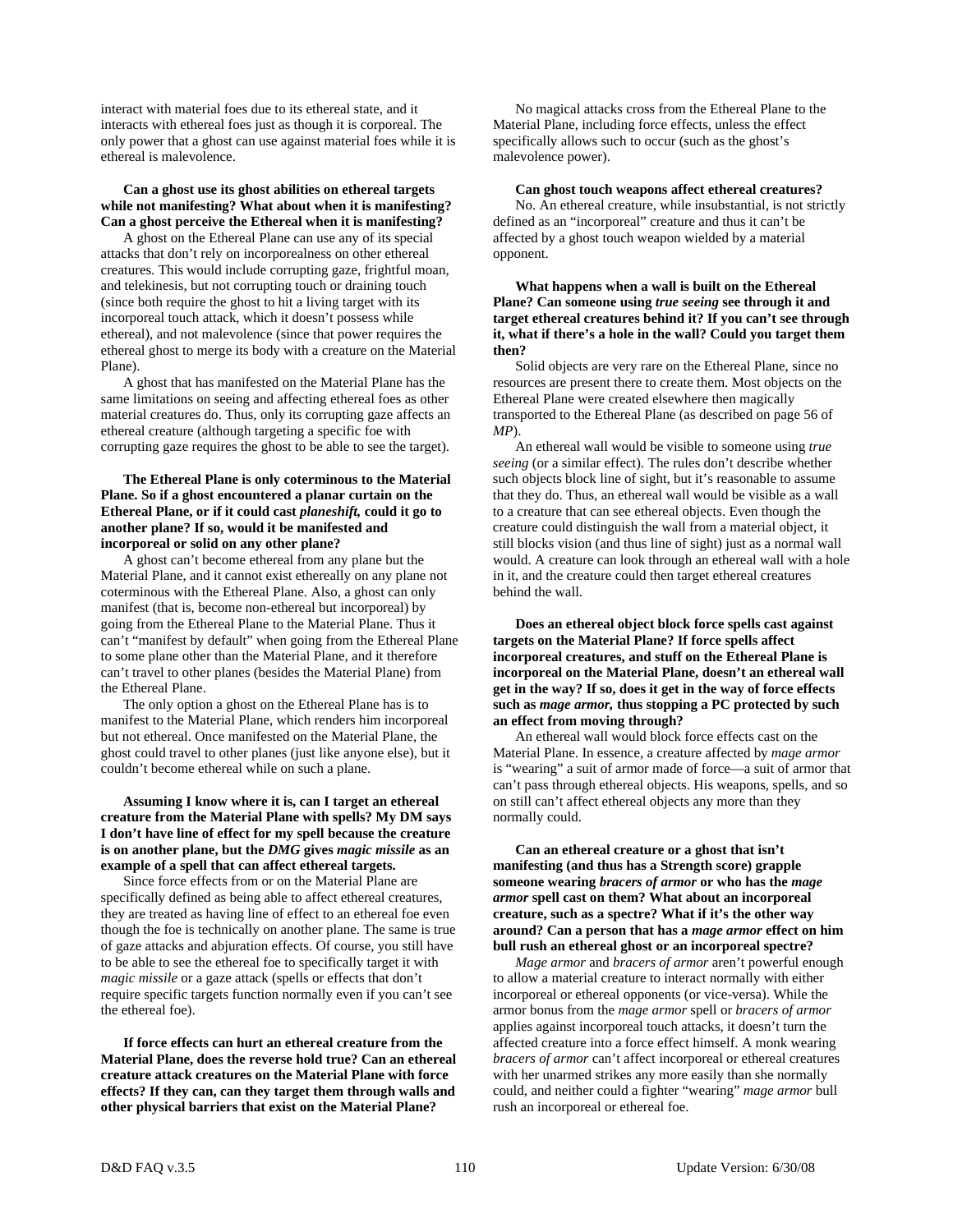interact with material foes due to its ethereal state, and it interacts with ethereal foes just as though it is corporeal. The only power that a ghost can use against material foes while it is ethereal is malevolence.

**Can a ghost use its ghost abilities on ethereal targets while not manifesting? What about when it is manifesting? Can a ghost perceive the Ethereal when it is manifesting?**

A ghost on the Ethereal Plane can use any of its special attacks that don't rely on incorporealness on other ethereal creatures. This would include corrupting gaze, frightful moan, and telekinesis, but not corrupting touch or draining touch (since both require the ghost to hit a living target with its incorporeal touch attack, which it doesn't possess while ethereal), and not malevolence (since that power requires the ethereal ghost to merge its body with a creature on the Material Plane).

A ghost that has manifested on the Material Plane has the same limitations on seeing and affecting ethereal foes as other material creatures do. Thus, only its corrupting gaze affects an ethereal creature (although targeting a specific foe with corrupting gaze requires the ghost to be able to see the target).

**The Ethereal Plane is only coterminous to the Material Plane. So if a ghost encountered a planar curtain on the Ethereal Plane, or if it could cast *planeshift,* could it go to another plane? If so, would it be manifested and incorporeal or solid on any other plane?**

A ghost can't become ethereal from any plane but the Material Plane, and it cannot exist ethereally on any plane not coterminous with the Ethereal Plane. Also, a ghost can only manifest (that is, become non-ethereal but incorporeal) by going from the Ethereal Plane to the Material Plane. Thus it can't "manifest by default" when going from the Ethereal Plane to some plane other than the Material Plane, and it therefore can't travel to other planes (besides the Material Plane) from the Ethereal Plane.

The only option a ghost on the Ethereal Plane has is to manifest to the Material Plane, which renders him incorporeal but not ethereal. Once manifested on the Material Plane, the ghost could travel to other planes (just like anyone else), but it couldn't become ethereal while on such a plane.

**Assuming I know where it is, can I target an ethereal creature from the Material Plane with spells? My DM says I don't have line of effect for my spell because the creature is on another plane, but the *DMG* gives *magic missile* as an example of a spell that can affect ethereal targets.**

Since force effects from or on the Material Plane are specifically defined as being able to affect ethereal creatures, they are treated as having line of effect to an ethereal foe even though the foe is technically on another plane. The same is true of gaze attacks and abjuration effects. Of course, you still have to be able to see the ethereal foe to specifically target it with *magic missile* or a gaze attack (spells or effects that don't require specific targets function normally even if you can't see the ethereal foe).

**If force effects can hurt an ethereal creature from the Material Plane, does the reverse hold true? Can an ethereal creature attack creatures on the Material Plane with force effects? If they can, can they target them through walls and other physical barriers that exist on the Material Plane?**

No magical attacks cross from the Ethereal Plane to the Material Plane, including force effects, unless the effect specifically allows such to occur (such as the ghost's malevolence power).

**Can ghost touch weapons affect ethereal creatures?**

No. An ethereal creature, while insubstantial, is not strictly defined as an "incorporeal" creature and thus it can't be affected by a ghost touch weapon wielded by a material opponent.

**What happens when a wall is built on the Ethereal Plane? Can someone using *true seeing* see through it and target ethereal creatures behind it? If you can't see through it, what if there's a hole in the wall? Could you target them then?**

Solid objects are very rare on the Ethereal Plane, since no resources are present there to create them. Most objects on the Ethereal Plane were created elsewhere then magically transported to the Ethereal Plane (as described on page 56 of *MP*).

An ethereal wall would be visible to someone using *true seeing* (or a similar effect). The rules don't describe whether such objects block line of sight, but it's reasonable to assume that they do. Thus, an ethereal wall would be visible as a wall to a creature that can see ethereal objects. Even though the creature could distinguish the wall from a material object, it still blocks vision (and thus line of sight) just as a normal wall would. A creature can look through an ethereal wall with a hole in it, and the creature could then target ethereal creatures behind the wall.

**Does an ethereal object block force spells cast against targets on the Material Plane? If force spells affect incorporeal creatures, and stuff on the Ethereal Plane is incorporeal on the Material Plane, doesn't an ethereal wall get in the way? If so, does it get in the way of force effects such as *mage armor,* thus stopping a PC protected by such an effect from moving through?**

An ethereal wall would block force effects cast on the Material Plane. In essence, a creature affected by *mage armor* is "wearing" a suit of armor made of force—a suit of armor that can't pass through ethereal objects. His weapons, spells, and so on still can't affect ethereal objects any more than they normally could.

**Can an ethereal creature or a ghost that isn't manifesting (and thus has a Strength score) grapple someone wearing *bracers of armor* or who has the *mage armor* spell cast on them? What about an incorporeal creature, such as a spectre? What if it's the other way around? Can a person that has a *mage armor* effect on him bull rush an ethereal ghost or an incorporeal spectre?**

*Mage armor* and *bracers of armor* aren't powerful enough to allow a material creature to interact normally with either incorporeal or ethereal opponents (or vice-versa). While the armor bonus from the *mage armor* spell or *bracers of armor* applies against incorporeal touch attacks, it doesn't turn the affected creature into a force effect himself. A monk wearing *bracers of armor* can't affect incorporeal or ethereal creatures with her unarmed strikes any more easily than she normally could, and neither could a fighter "wearing" *mage armor* bull rush an incorporeal or ethereal foe.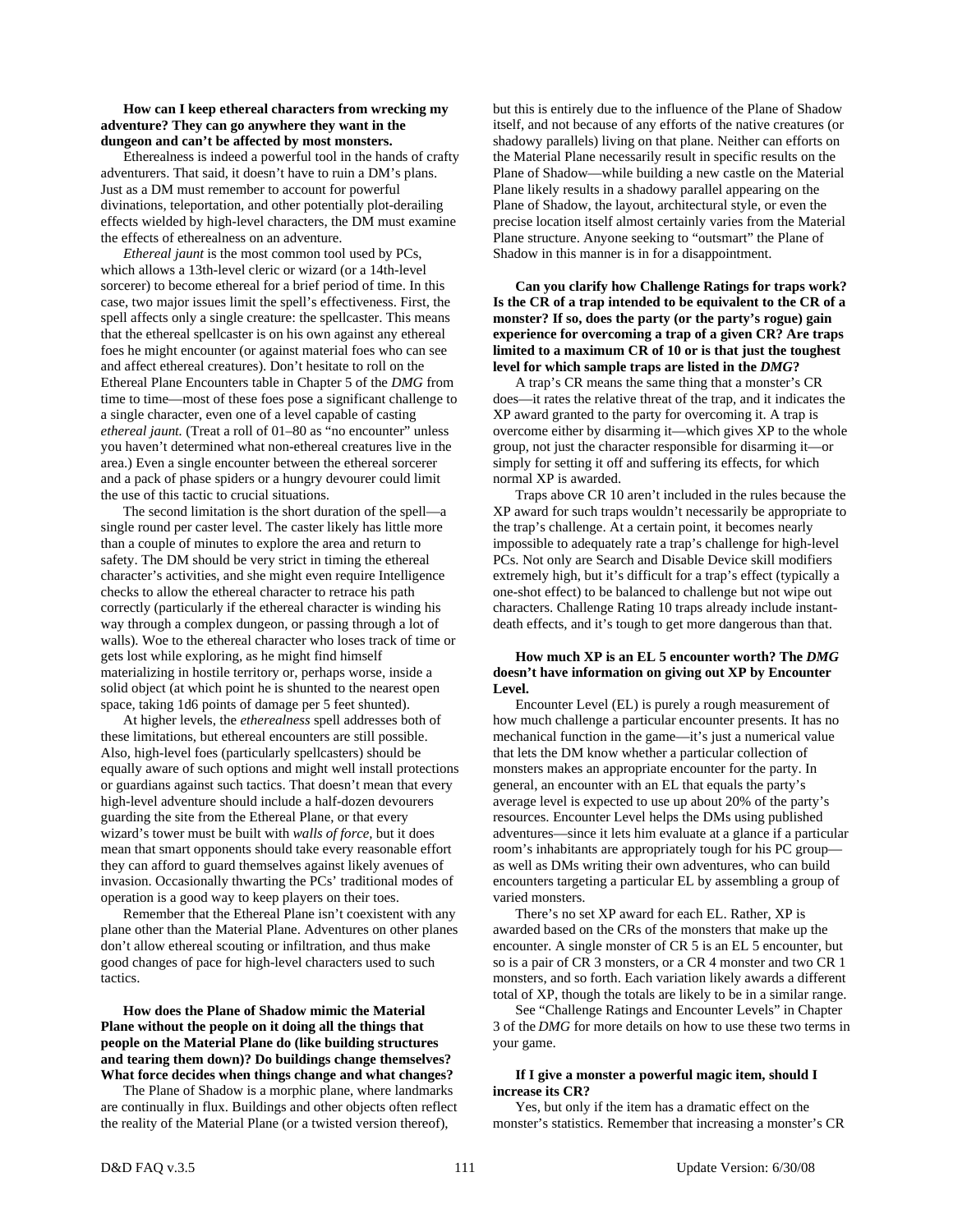**How can I keep ethereal characters from wrecking my adventure? They can go anywhere they want in the dungeon and can't be affected by most monsters.**

Etherealness is indeed a powerful tool in the hands of crafty adventurers. That said, it doesn't have to ruin a DM's plans. Just as a DM must remember to account for powerful divinations, teleportation, and other potentially plot-derailing effects wielded by high-level characters, the DM must examine the effects of etherealness on an adventure.

*Ethereal jaunt* is the most common tool used by PCs, which allows a 13th-level cleric or wizard (or a 14th-level sorcerer) to become ethereal for a brief period of time. In this case, two major issues limit the spell's effectiveness. First, the spell affects only a single creature: the spellcaster. This means that the ethereal spellcaster is on his own against any ethereal foes he might encounter (or against material foes who can see and affect ethereal creatures). Don't hesitate to roll on the Ethereal Plane Encounters table in Chapter 5 of the *DMG* from time to time—most of these foes pose a significant challenge to a single character, even one of a level capable of casting *ethereal jaunt.* (Treat a roll of 01–80 as "no encounter" unless you haven't determined what non-ethereal creatures live in the area.) Even a single encounter between the ethereal sorcerer and a pack of phase spiders or a hungry devourer could limit the use of this tactic to crucial situations.

The second limitation is the short duration of the spell—a single round per caster level. The caster likely has little more than a couple of minutes to explore the area and return to safety. The DM should be very strict in timing the ethereal character's activities, and she might even require Intelligence checks to allow the ethereal character to retrace his path correctly (particularly if the ethereal character is winding his way through a complex dungeon, or passing through a lot of walls). Woe to the ethereal character who loses track of time or gets lost while exploring, as he might find himself materializing in hostile territory or, perhaps worse, inside a solid object (at which point he is shunted to the nearest open space, taking 1d6 points of damage per 5 feet shunted).

At higher levels, the *etherealness* spell addresses both of these limitations, but ethereal encounters are still possible. Also, high-level foes (particularly spellcasters) should be equally aware of such options and might well install protections or guardians against such tactics. That doesn't mean that every high-level adventure should include a half-dozen devourers guarding the site from the Ethereal Plane, or that every wizard's tower must be built with *walls of force,* but it does mean that smart opponents should take every reasonable effort they can afford to guard themselves against likely avenues of invasion. Occasionally thwarting the PCs' traditional modes of operation is a good way to keep players on their toes.

Remember that the Ethereal Plane isn't coexistent with any plane other than the Material Plane. Adventures on other planes don't allow ethereal scouting or infiltration, and thus make good changes of pace for high-level characters used to such tactics.

**How does the Plane of Shadow mimic the Material Plane without the people on it doing all the things that people on the Material Plane do (like building structures and tearing them down)? Do buildings change themselves? What force decides when things change and what changes?**

The Plane of Shadow is a morphic plane, where landmarks are continually in flux. Buildings and other objects often reflect the reality of the Material Plane (or a twisted version thereof), but this is entirely due to the influence of the Plane of Shadow itself, and not because of any efforts of the native creatures (or shadowy parallels) living on that plane. Neither can efforts on the Material Plane necessarily result in specific results on the Plane of Shadow—while building a new castle on the Material Plane likely results in a shadowy parallel appearing on the Plane of Shadow, the layout, architectural style, or even the precise location itself almost certainly varies from the Material Plane structure. Anyone seeking to "outsmart" the Plane of Shadow in this manner is in for a disappointment.

**Can you clarify how Challenge Ratings for traps work? Is the CR of a trap intended to be equivalent to the CR of a monster? If so, does the party (or the party's rogue) gain experience for overcoming a trap of a given CR? Are traps limited to a maximum CR of 10 or is that just the toughest level for which sample traps are listed in the *DMG*?**

A trap's CR means the same thing that a monster's CR does—it rates the relative threat of the trap, and it indicates the XP award granted to the party for overcoming it. A trap is overcome either by disarming it—which gives XP to the whole group, not just the character responsible for disarming it—or simply for setting it off and suffering its effects, for which normal XP is awarded.

Traps above CR 10 aren't included in the rules because the XP award for such traps wouldn't necessarily be appropriate to the trap's challenge. At a certain point, it becomes nearly impossible to adequately rate a trap's challenge for high-level PCs. Not only are Search and Disable Device skill modifiers extremely high, but it's difficult for a trap's effect (typically a one-shot effect) to be balanced to challenge but not wipe out characters. Challenge Rating 10 traps already include instant-death effects, and it's tough to get more dangerous than that.

**How much XP is an EL 5 encounter worth? The *DMG* doesn't have information on giving out XP by Encounter Level.**

Encounter Level (EL) is purely a rough measurement of how much challenge a particular encounter presents. It has no mechanical function in the game—it's just a numerical value that lets the DM know whether a particular collection of monsters makes an appropriate encounter for the party. In general, an encounter with an EL that equals the party's average level is expected to use up about 20% of the party's resources. Encounter Level helps the DMs using published adventures—since it lets him evaluate at a glance if a particular room's inhabitants are appropriately tough for his PC group—as well as DMs writing their own adventures, who can build encounters targeting a particular EL by assembling a group of varied monsters.

There's no set XP award for each EL. Rather, XP is awarded based on the CRs of the monsters that make up the encounter. A single monster of CR 5 is an EL 5 encounter, but so is a pair of CR 3 monsters, or a CR 4 monster and two CR 1 monsters, and so forth. Each variation likely awards a different total of XP, though the totals are likely to be in a similar range.

See "Challenge Ratings and Encounter Levels" in Chapter 3 of the *DMG* for more details on how to use these two terms in your game.

**If I give a monster a powerful magic item, should I increase its CR?**

Yes, but only if the item has a dramatic effect on the monster's statistics. Remember that increasing a monster's CR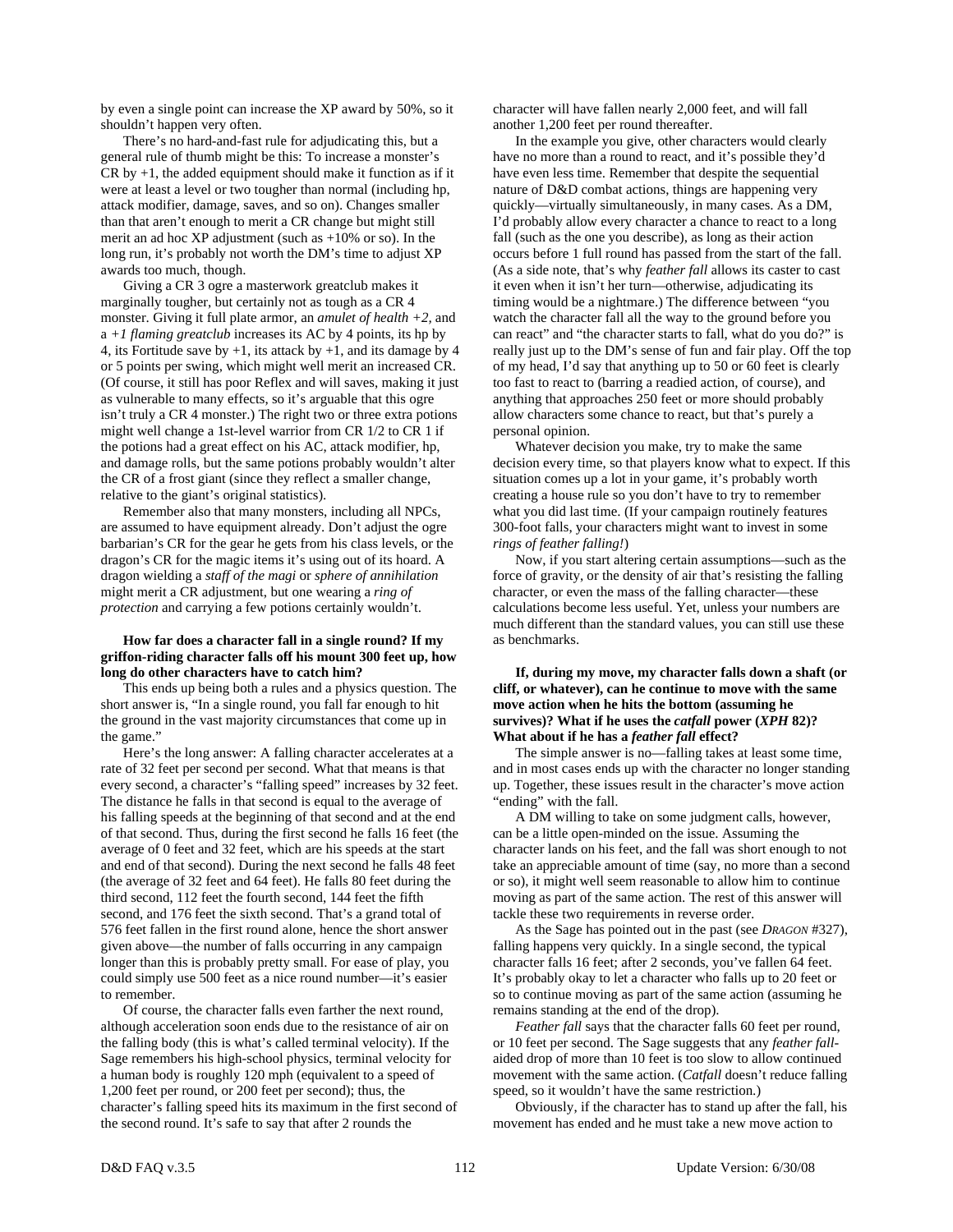by even a single point can increase the XP award by 50%, so it shouldn't happen very often.

There's no hard-and-fast rule for adjudicating this, but a general rule of thumb might be this: To increase a monster's CR by +1, the added equipment should make it function as if it were at least a level or two tougher than normal (including hp, attack modifier, damage, saves, and so on). Changes smaller than that aren't enough to merit a CR change but might still merit an ad hoc XP adjustment (such as +10% or so). In the long run, it's probably not worth the DM's time to adjust XP awards too much, though.

Giving a CR 3 ogre a masterwork greatclub makes it marginally tougher, but certainly not as tough as a CR 4 monster. Giving it full plate armor, an *amulet of health +2,* and a *+1 flaming greatclub* increases its AC by 4 points, its hp by 4, its Fortitude save by +1, its attack by +1, and its damage by 4 or 5 points per swing, which might well merit an increased CR. (Of course, it still has poor Reflex and will saves, making it just as vulnerable to many effects, so it's arguable that this ogre isn't truly a CR 4 monster.) The right two or three extra potions might well change a 1st-level warrior from CR 1/2 to CR 1 if the potions had a great effect on his AC, attack modifier, hp, and damage rolls, but the same potions probably wouldn't alter the CR of a frost giant (since they reflect a smaller change, relative to the giant's original statistics).

Remember also that many monsters, including all NPCs, are assumed to have equipment already. Don't adjust the ogre barbarian's CR for the gear he gets from his class levels, or the dragon's CR for the magic items it's using out of its hoard. A dragon wielding a *staff of the magi* or *sphere of annihilation* might merit a CR adjustment, but one wearing a *ring of protection* and carrying a few potions certainly wouldn't.

**How far does a character fall in a single round? If my griffon-riding character falls off his mount 300 feet up, how long do other characters have to catch him?**

This ends up being both a rules and a physics question. The short answer is, "In a single round, you fall far enough to hit the ground in the vast majority circumstances that come up in the game."

Here's the long answer: A falling character accelerates at a rate of 32 feet per second per second. What that means is that every second, a character's "falling speed" increases by 32 feet. The distance he falls in that second is equal to the average of his falling speeds at the beginning of that second and at the end of that second. Thus, during the first second he falls 16 feet (the average of 0 feet and 32 feet, which are his speeds at the start and end of that second). During the next second he falls 48 feet (the average of 32 feet and 64 feet). He falls 80 feet during the third second, 112 feet the fourth second, 144 feet the fifth second, and 176 feet the sixth second. That's a grand total of 576 feet fallen in the first round alone, hence the short answer given above—the number of falls occurring in any campaign longer than this is probably pretty small. For ease of play, you could simply use 500 feet as a nice round number—it's easier to remember.

Of course, the character falls even farther the next round, although acceleration soon ends due to the resistance of air on the falling body (this is what's called terminal velocity). If the Sage remembers his high-school physics, terminal velocity for a human body is roughly 120 mph (equivalent to a speed of 1,200 feet per round, or 200 feet per second); thus, the character's falling speed hits its maximum in the first second of the second round. It's safe to say that after 2 rounds the character will have fallen nearly 2,000 feet, and will fall another 1,200 feet per round thereafter.

In the example you give, other characters would clearly have no more than a round to react, and it's possible they'd have even less time. Remember that despite the sequential nature of D&D combat actions, things are happening very quickly—virtually simultaneously, in many cases. As a DM, I'd probably allow every character a chance to react to a long fall (such as the one you describe), as long as their action occurs before 1 full round has passed from the start of the fall. (As a side note, that's why *feather fall* allows its caster to cast it even when it isn't her turn—otherwise, adjudicating its timing would be a nightmare.) The difference between "you watch the character fall all the way to the ground before you can react" and "the character starts to fall, what do you do?" is really just up to the DM's sense of fun and fair play. Off the top of my head, I'd say that anything up to 50 or 60 feet is clearly too fast to react to (barring a readied action, of course), and anything that approaches 250 feet or more should probably allow characters some chance to react, but that's purely a personal opinion.

Whatever decision you make, try to make the same decision every time, so that players know what to expect. If this situation comes up a lot in your game, it's probably worth creating a house rule so you don't have to try to remember what you did last time. (If your campaign routinely features 300-foot falls, your characters might want to invest in some *rings of feather falling!*)

Now, if you start altering certain assumptions—such as the force of gravity, or the density of air that's resisting the falling character, or even the mass of the falling character—these calculations become less useful. Yet, unless your numbers are much different than the standard values, you can still use these as benchmarks.

**If, during my move, my character falls down a shaft (or cliff, or whatever), can he continue to move with the same move action when he hits the bottom (assuming he survives)? What if he uses the *catfall* power (*XPH* 82)? What about if he has a *feather fall* effect?**

The simple answer is no—falling takes at least some time, and in most cases ends up with the character no longer standing up. Together, these issues result in the character's move action "ending" with the fall.

A DM willing to take on some judgment calls, however, can be a little open-minded on the issue. Assuming the character lands on his feet, and the fall was short enough to not take an appreciable amount of time (say, no more than a second or so), it might well seem reasonable to allow him to continue moving as part of the same action. The rest of this answer will tackle these two requirements in reverse order.

As the Sage has pointed out in the past (see *DRAGON* #327), falling happens very quickly. In a single second, the typical character falls 16 feet; after 2 seconds, you've fallen 64 feet. It's probably okay to let a character who falls up to 20 feet or so to continue moving as part of the same action (assuming he remains standing at the end of the drop).

*Feather fall* says that the character falls 60 feet per round, or 10 feet per second. The Sage suggests that any *feather fall*-aided drop of more than 10 feet is too slow to allow continued movement with the same action. (*Catfall* doesn't reduce falling speed, so it wouldn't have the same restriction.)

Obviously, if the character has to stand up after the fall, his movement has ended and he must take a new move action to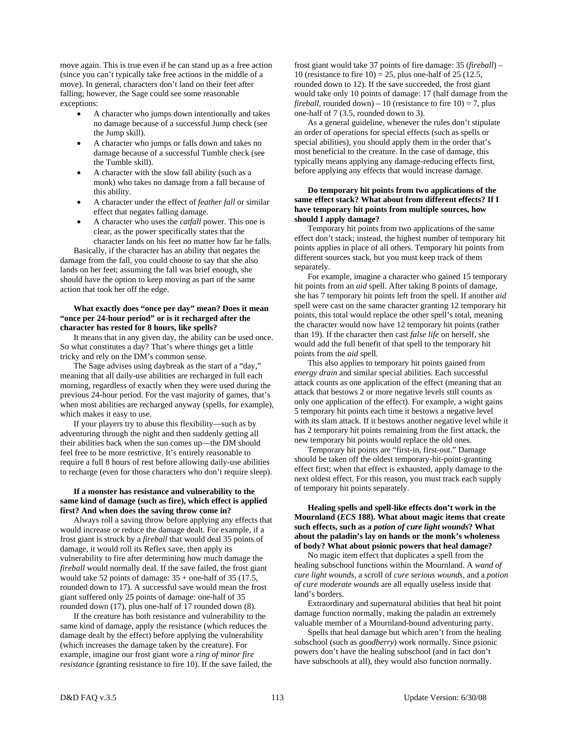move again. This is true even if he can stand up as a free action (since you can't typically take free actions in the middle of a move). In general, characters don't land on their feet after falling; however, the Sage could see some reasonable exceptions:

- A character who jumps down intentionally and takes no damage because of a successful Jump check (see the Jump skill).
- A character who jumps or falls down and takes no damage because of a successful Tumble check (see the Tumble skill).
- A character with the slow fall ability (such as a monk) who takes no damage from a fall because of this ability.
- A character under the effect of *feather fall* or similar effect that negates falling damage.
- A character who uses the *catfall* power. This one is clear, as the power specifically states that the character lands on his feet no matter how far he falls.

Basically, if the character has an ability that negates the damage from the fall, you could choose to say that she also lands on her feet; assuming the fall was brief enough, she should have the option to keep moving as part of the same action that took her off the edge.

**What exactly does "once per day" mean? Does it mean "once per 24-hour period" or is it recharged after the character has rested for 8 hours, like spells?**

It means that in any given day, the ability can be used once. So what constitutes a day? That's where things get a little tricky and rely on the DM's common sense.

The Sage advises using daybreak as the start of a "day," meaning that all daily-use abilities are recharged in full each morning, regardless of exactly when they were used during the previous 24-hour period. For the vast majority of games, that's when most abilities are recharged anyway (spells, for example), which makes it easy to use.

If your players try to abuse this flexibility—such as by adventuring through the night and then suddenly getting all their abilities back when the sun comes up—the DM should feel free to be more restrictive. It's entirely reasonable to require a full 8 hours of rest before allowing daily-use abilities to recharge (even for those characters who don't require sleep).

**If a monster has resistance and vulnerability to the same kind of damage (such as fire), which effect is applied first? And when does the saving throw come in?**

Always roll a saving throw before applying any effects that would increase or reduce the damage dealt. For example, if a frost giant is struck by a *fireball* that would deal 35 points of damage, it would roll its Reflex save, then apply its vulnerability to fire after determining how much damage the *fireball* would normally deal. If the save failed, the frost giant would take 52 points of damage: 35 + one-half of 35 (17.5, rounded down to 17). A successful save would mean the frost giant suffered only 25 points of damage: one-half of 35 rounded down (17), plus one-half of 17 rounded down (8).

If the creature has both resistance and vulnerability to the same kind of damage, apply the resistance (which reduces the damage dealt by the effect) before applying the vulnerability (which increases the damage taken by the creature). For example, imagine our frost giant wore a *ring of minor fire resistance* (granting resistance to fire 10). If the save failed, the frost giant would take 37 points of fire damage: 35 (*fireball*) – 10 (resistance to fire 10) = 25, plus one-half of 25 (12.5, rounded down to 12). If the save succeeded, the frost giant would take only 10 points of damage: 17 (half damage from the *fireball*, rounded down) – 10 (resistance to fire 10) = 7, plus one-half of 7 (3.5, rounded down to 3).

As a general guideline, whenever the rules don't stipulate an order of operations for special effects (such as spells or special abilities), you should apply them in the order that's most beneficial to the creature. In the case of damage, this typically means applying any damage-reducing effects first, before applying any effects that would increase damage.

**Do temporary hit points from two applications of the same effect stack? What about from different effects? If I have temporary hit points from multiple sources, how should I apply damage?**

Temporary hit points from two applications of the same effect don't stack; instead, the highest number of temporary hit points applies in place of all others. Temporary hit points from different sources stack, but you must keep track of them separately.

For example, imagine a character who gained 15 temporary hit points from an *aid* spell. After taking 8 points of damage, she has 7 temporary hit points left from the spell. If another *aid* spell were cast on the same character granting 12 temporary hit points, this total would replace the other spell's total, meaning the character would now have 12 temporary hit points (rather than 19). If the character then cast *false life* on herself, she would add the full benefit of that spell to the temporary hit points from the *aid* spell.

This also applies to temporary hit points gained from *energy drain* and similar special abilities. Each successful attack counts as one application of the effect (meaning that an attack that bestows 2 or more negative levels still counts as only one application of the effect). For example, a wight gains 5 temporary hit points each time it bestows a negative level with its slam attack. If it bestows another negative level while it has 2 temporary hit points remaining from the first attack, the new temporary hit points would replace the old ones.

Temporary hit points are "first-in, first-out." Damage should be taken off the oldest temporary-hit-point-granting effect first; when that effect is exhausted, apply damage to the next oldest effect. For this reason, you must track each supply of temporary hit points separately.

**Healing spells and spell-like effects don't work in the Mournland (*ECS* 188). What about magic items that create such effects, such as a *potion of cure light wounds*? What about the paladin's lay on hands or the monk's wholeness of body? What about psionic powers that heal damage?**

No magic item effect that duplicates a spell from the healing subschool functions within the Mournland. A *wand of cure light wounds*, a scroll of *cure serious wounds*, and a *potion of cure moderate wounds* are all equally useless inside that land's borders.

Extraordinary and supernatural abilities that heal hit point damage function normally, making the paladin an extremely valuable member of a Mournland-bound adventuring party.

Spells that heal damage but which aren't from the healing subschool (such as *goodberry*) work normally. Since psionic powers don't have the healing subschool (and in fact don't have subschools at all), they would also function normally.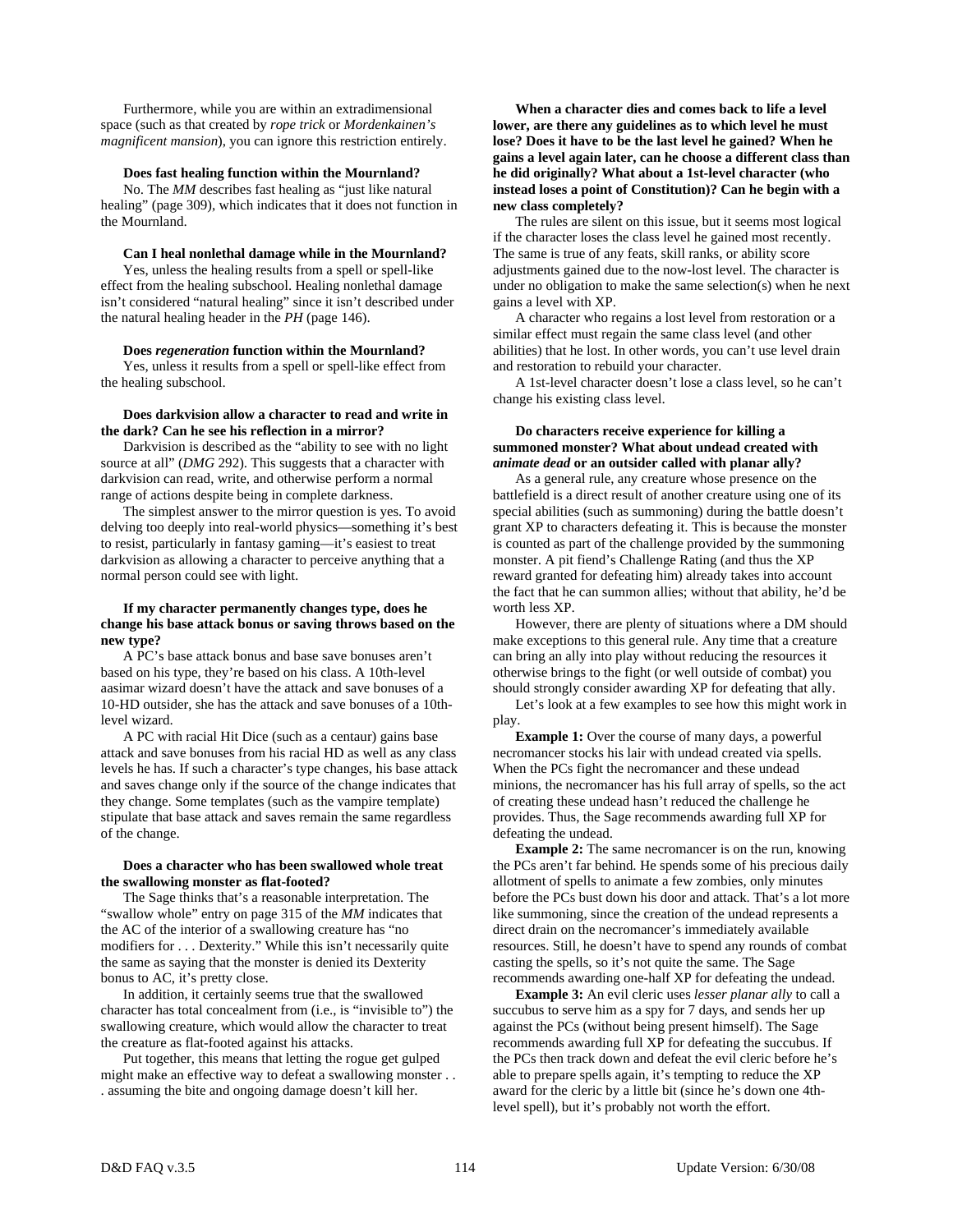Furthermore, while you are within an extradimensional space (such as that created by *rope trick* or *Mordenkainen's magnificent mansion*), you can ignore this restriction entirely.

**Does fast healing function within the Mournland?**

No. The *MM* describes fast healing as "just like natural healing" (page 309), which indicates that it does not function in the Mournland.

**Can I heal nonlethal damage while in the Mournland?**

Yes, unless the healing results from a spell or spell-like effect from the healing subschool. Healing nonlethal damage isn't considered "natural healing" since it isn't described under the natural healing header in the *PH* (page 146).

**Does *regeneration* function within the Mournland?**

Yes, unless it results from a spell or spell-like effect from the healing subschool.

**Does darkvision allow a character to read and write in the dark? Can he see his reflection in a mirror?**

Darkvision is described as the "ability to see with no light source at all" (*DMG* 292). This suggests that a character with darkvision can read, write, and otherwise perform a normal range of actions despite being in complete darkness.

The simplest answer to the mirror question is yes. To avoid delving too deeply into real-world physics—something it's best to resist, particularly in fantasy gaming—it's easiest to treat darkvision as allowing a character to perceive anything that a normal person could see with light.

**If my character permanently changes type, does he change his base attack bonus or saving throws based on the new type?**

A PC's base attack bonus and base save bonuses aren't based on his type, they're based on his class. A 10th-level aasimar wizard doesn't have the attack and save bonuses of a 10-HD outsider, she has the attack and save bonuses of a 10th-level wizard.

A PC with racial Hit Dice (such as a centaur) gains base attack and save bonuses from his racial HD as well as any class levels he has. If such a character's type changes, his base attack and saves change only if the source of the change indicates that they change. Some templates (such as the vampire template) stipulate that base attack and saves remain the same regardless of the change.

**Does a character who has been swallowed whole treat the swallowing monster as flat-footed?**

The Sage thinks that's a reasonable interpretation. The "swallow whole" entry on page 315 of the *MM* indicates that the AC of the interior of a swallowing creature has "no modifiers for . . . Dexterity." While this isn't necessarily quite the same as saying that the monster is denied its Dexterity bonus to AC, it's pretty close.

In addition, it certainly seems true that the swallowed character has total concealment from (i.e., is "invisible to") the swallowing creature, which would allow the character to treat the creature as flat-footed against his attacks.

Put together, this means that letting the rogue get gulped might make an effective way to defeat a swallowing monster . . . assuming the bite and ongoing damage doesn't kill her.

**When a character dies and comes back to life a level lower, are there any guidelines as to which level he must lose? Does it have to be the last level he gained? When he gains a level again later, can he choose a different class than he did originally? What about a 1st-level character (who instead loses a point of Constitution)? Can he begin with a new class completely?**

The rules are silent on this issue, but it seems most logical if the character loses the class level he gained most recently. The same is true of any feats, skill ranks, or ability score adjustments gained due to the now-lost level. The character is under no obligation to make the same selection(s) when he next gains a level with XP.

A character who regains a lost level from restoration or a similar effect must regain the same class level (and other abilities) that he lost. In other words, you can't use level drain and restoration to rebuild your character.

A 1st-level character doesn't lose a class level, so he can't change his existing class level.

**Do characters receive experience for killing a summoned monster? What about undead created with *animate dead* or an outsider called with planar ally?**

As a general rule, any creature whose presence on the battlefield is a direct result of another creature using one of its special abilities (such as summoning) during the battle doesn't grant XP to characters defeating it. This is because the monster is counted as part of the challenge provided by the summoning monster. A pit fiend's Challenge Rating (and thus the XP reward granted for defeating him) already takes into account the fact that he can summon allies; without that ability, he'd be worth less XP.

However, there are plenty of situations where a DM should make exceptions to this general rule. Any time that a creature can bring an ally into play without reducing the resources it otherwise brings to the fight (or well outside of combat) you should strongly consider awarding XP for defeating that ally.

Let's look at a few examples to see how this might work in play.

**Example 1:** Over the course of many days, a powerful necromancer stocks his lair with undead created via spells. When the PCs fight the necromancer and these undead minions, the necromancer has his full array of spells, so the act of creating these undead hasn't reduced the challenge he provides. Thus, the Sage recommends awarding full XP for defeating the undead.

**Example 2:** The same necromancer is on the run, knowing the PCs aren't far behind. He spends some of his precious daily allotment of spells to animate a few zombies, only minutes before the PCs bust down his door and attack. That's a lot more like summoning, since the creation of the undead represents a direct drain on the necromancer's immediately available resources. Still, he doesn't have to spend any rounds of combat casting the spells, so it's not quite the same. The Sage recommends awarding one-half XP for defeating the undead.

**Example 3:** An evil cleric uses *lesser planar ally* to call a succubus to serve him as a spy for 7 days, and sends her up against the PCs (without being present himself). The Sage recommends awarding full XP for defeating the succubus. If the PCs then track down and defeat the evil cleric before he's able to prepare spells again, it's tempting to reduce the XP award for the cleric by a little bit (since he's down one 4th-level spell), but it's probably not worth the effort.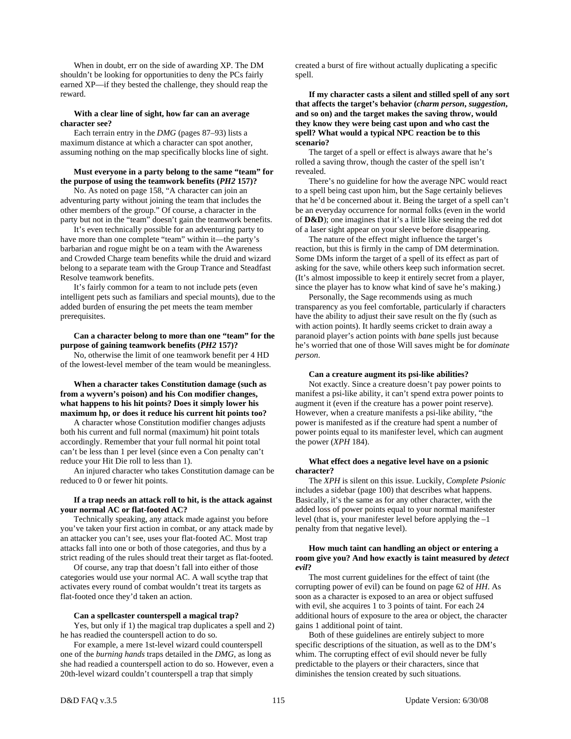When in doubt, err on the side of awarding XP. The DM shouldn't be looking for opportunities to deny the PCs fairly earned XP—if they bested the challenge, they should reap the reward.

**With a clear line of sight, how far can an average character see?**

Each terrain entry in the *DMG* (pages 87–93) lists a maximum distance at which a character can spot another, assuming nothing on the map specifically blocks line of sight.

**Must everyone in a party belong to the same "team" for the purpose of using the teamwork benefits (*PH2* 157)?**

No. As noted on page 158, "A character can join an adventuring party without joining the team that includes the other members of the group." Of course, a character in the party but not in the "team" doesn't gain the teamwork benefits.

It's even technically possible for an adventuring party to have more than one complete "team" within it—the party's barbarian and rogue might be on a team with the Awareness and Crowded Charge team benefits while the druid and wizard belong to a separate team with the Group Trance and Steadfast Resolve teamwork benefits.

It's fairly common for a team to not include pets (even intelligent pets such as familiars and special mounts), due to the added burden of ensuring the pet meets the team member prerequisites.

**Can a character belong to more than one "team" for the purpose of gaining teamwork benefits (*PH2* 157)?**

No, otherwise the limit of one teamwork benefit per 4 HD of the lowest-level member of the team would be meaningless.

**When a character takes Constitution damage (such as from a wyvern's poison) and his Con modifier changes, what happens to his hit points? Does it simply lower his maximum hp, or does it reduce his current hit points too?**

A character whose Constitution modifier changes adjusts both his current and full normal (maximum) hit point totals accordingly. Remember that your full normal hit point total can't be less than 1 per level (since even a Con penalty can't reduce your Hit Die roll to less than 1).

An injured character who takes Constitution damage can be reduced to 0 or fewer hit points.

**If a trap needs an attack roll to hit, is the attack against your normal AC or flat-footed AC?**

Technically speaking, any attack made against you before you've taken your first action in combat, or any attack made by an attacker you can't see, uses your flat-footed AC. Most trap attacks fall into one or both of those categories, and thus by a strict reading of the rules should treat their target as flat-footed.

Of course, any trap that doesn't fall into either of those categories would use your normal AC. A wall scythe trap that activates every round of combat wouldn't treat its targets as flat-footed once they'd taken an action.

**Can a spellcaster counterspell a magical trap?**

Yes, but only if 1) the magical trap duplicates a spell and 2) he has readied the counterspell action to do so.

For example, a mere 1st-level wizard could counterspell one of the *burning hands* traps detailed in the *DMG*, as long as she had readied a counterspell action to do so. However, even a 20th-level wizard couldn't counterspell a trap that simply created a burst of fire without actually duplicating a specific spell.

**If my character casts a silent and stilled spell of any sort that affects the target's behavior (*charm person*, *suggestion*, and so on) and the target makes the saving throw, would they know they were being cast upon and who cast the spell? What would a typical NPC reaction be to this scenario?**

The target of a spell or effect is always aware that he's rolled a saving throw, though the caster of the spell isn't revealed.

There's no guideline for how the average NPC would react to a spell being cast upon him, but the Sage certainly believes that he'd be concerned about it. Being the target of a spell can't be an everyday occurrence for normal folks (even in the world of **D&D**); one imagines that it's a little like seeing the red dot of a laser sight appear on your sleeve before disappearing.

The nature of the effect might influence the target's reaction, but this is firmly in the camp of DM determination. Some DMs inform the target of a spell of its effect as part of asking for the save, while others keep such information secret. (It's almost impossible to keep it entirely secret from a player, since the player has to know what kind of save he's making.)

Personally, the Sage recommends using as much transparency as you feel comfortable, particularly if characters have the ability to adjust their save result on the fly (such as with action points). It hardly seems cricket to drain away a paranoid player's action points with *bane* spells just because he's worried that one of those Will saves might be for *dominate person*.

**Can a creature augment its psi-like abilities?**

Not exactly. Since a creature doesn't pay power points to manifest a psi-like ability, it can't spend extra power points to augment it (even if the creature has a power point reserve). However, when a creature manifests a psi-like ability, "the power is manifested as if the creature had spent a number of power points equal to its manifester level, which can augment the power (*XPH* 184).

**What effect does a negative level have on a psionic character?**

The *XPH* is silent on this issue. Luckily, *Complete Psionic* includes a sidebar (page 100) that describes what happens. Basically, it's the same as for any other character, with the added loss of power points equal to your normal manifester level (that is, your manifester level before applying the –1 penalty from that negative level).

**How much taint can handling an object or entering a room give you? And how exactly is taint measured by *detect evil*?**

The most current guidelines for the effect of taint (the corrupting power of evil) can be found on page 62 of *HH*. As soon as a character is exposed to an area or object suffused with evil, she acquires 1 to 3 points of taint. For each 24 additional hours of exposure to the area or object, the character gains 1 additional point of taint.

Both of these guidelines are entirely subject to more specific descriptions of the situation, as well as to the DM's whim. The corrupting effect of evil should never be fully predictable to the players or their characters, since that diminishes the tension created by such situations.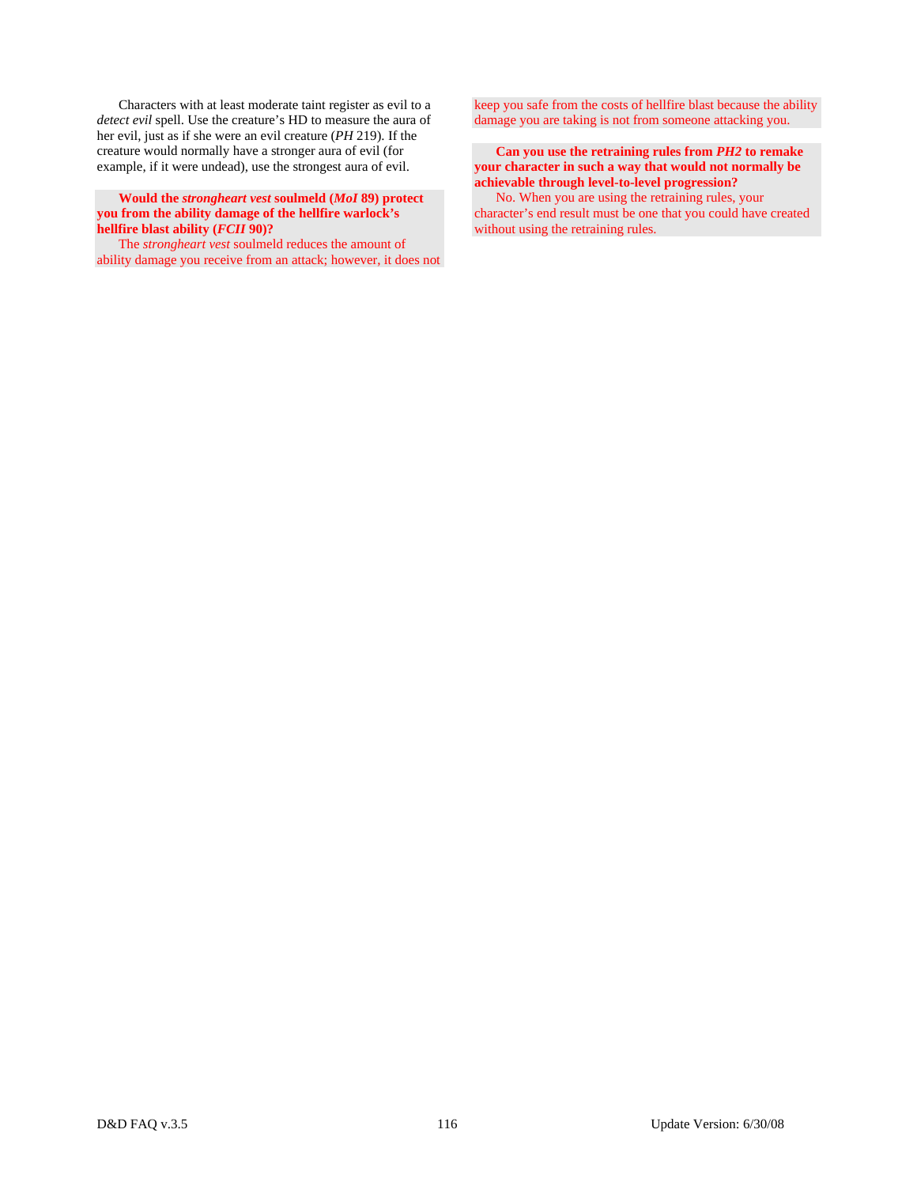Characters with at least moderate taint register as evil to a *detect evil* spell. Use the creature's HD to measure the aura of her evil, just as if she were an evil creature (*PH* 219). If the creature would normally have a stronger aura of evil (for example, if it were undead), use the strongest aura of evil.

**Would the *strongheart vest* soulmeld (*MoI* 89) protect you from the ability damage of the hellfire warlock's hellfire blast ability (*FCII* 90)?**

The *strongheart vest* soulmeld reduces the amount of ability damage you receive from an attack; however, it does not keep you safe from the costs of hellfire blast because the ability damage you are taking is not from someone attacking you.

**Can you use the retraining rules from *PH2* to remake your character in such a way that would not normally be achievable through level-to-level progression?**

No. When you are using the retraining rules, your character's end result must be one that you could have created without using the retraining rules.